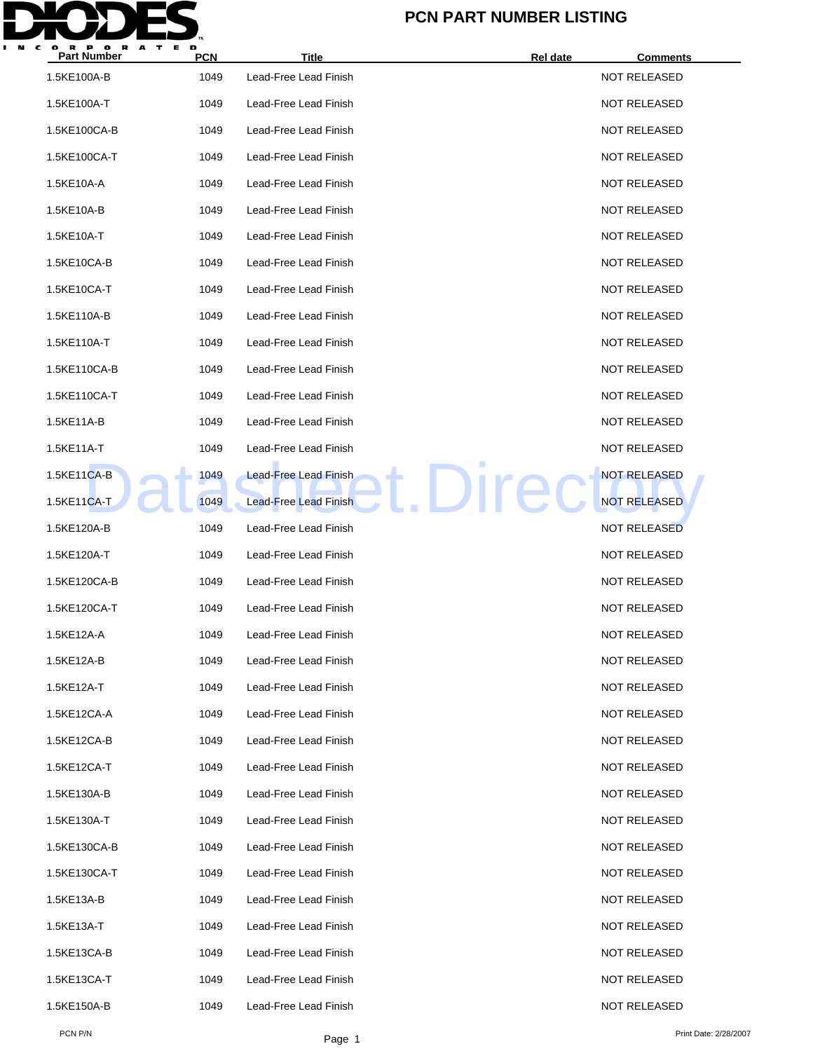# PCN PART NUMBER LISTING

| Part Number | PCN | Title | Rel date | Comments |
|---|---|---|---|---|
| 1.5KE100A-B | 1049 | Lead-Free Lead Finish | | NOT RELEASED |
| 1.5KE100A-T | 1049 | Lead-Free Lead Finish | | NOT RELEASED |
| 1.5KE100CA-B | 1049 | Lead-Free Lead Finish | | NOT RELEASED |
| 1.5KE100CA-T | 1049 | Lead-Free Lead Finish | | NOT RELEASED |
| 1.5KE10A-A | 1049 | Lead-Free Lead Finish | | NOT RELEASED |
| 1.5KE10A-B | 1049 | Lead-Free Lead Finish | | NOT RELEASED |
| 1.5KE10A-T | 1049 | Lead-Free Lead Finish | | NOT RELEASED |
| 1.5KE10CA-B | 1049 | Lead-Free Lead Finish | | NOT RELEASED |
| 1.5KE10CA-T | 1049 | Lead-Free Lead Finish | | NOT RELEASED |
| 1.5KE110A-B | 1049 | Lead-Free Lead Finish | | NOT RELEASED |
| 1.5KE110A-T | 1049 | Lead-Free Lead Finish | | NOT RELEASED |
| 1.5KE110CA-B | 1049 | Lead-Free Lead Finish | | NOT RELEASED |
| 1.5KE110CA-T | 1049 | Lead-Free Lead Finish | | NOT RELEASED |
| 1.5KE11A-B | 1049 | Lead-Free Lead Finish | | NOT RELEASED |
| 1.5KE11A-T | 1049 | Lead-Free Lead Finish | | NOT RELEASED |
| 1.5KE11CA-B | 1049 | Lead-Free Lead Finish | | NOT RELEASED |
| 1.5KE11CA-T | 1049 | Lead-Free Lead Finish | | NOT RELEASED |
| 1.5KE120A-B | 1049 | Lead-Free Lead Finish | | NOT RELEASED |
| 1.5KE120A-T | 1049 | Lead-Free Lead Finish | | NOT RELEASED |
| 1.5KE120CA-B | 1049 | Lead-Free Lead Finish | | NOT RELEASED |
| 1.5KE120CA-T | 1049 | Lead-Free Lead Finish | | NOT RELEASED |
| 1.5KE12A-A | 1049 | Lead-Free Lead Finish | | NOT RELEASED |
| 1.5KE12A-B | 1049 | Lead-Free Lead Finish | | NOT RELEASED |
| 1.5KE12A-T | 1049 | Lead-Free Lead Finish | | NOT RELEASED |
| 1.5KE12CA-A | 1049 | Lead-Free Lead Finish | | NOT RELEASED |
| 1.5KE12CA-B | 1049 | Lead-Free Lead Finish | | NOT RELEASED |
| 1.5KE12CA-T | 1049 | Lead-Free Lead Finish | | NOT RELEASED |
| 1.5KE130A-B | 1049 | Lead-Free Lead Finish | | NOT RELEASED |
| 1.5KE130A-T | 1049 | Lead-Free Lead Finish | | NOT RELEASED |
| 1.5KE130CA-B | 1049 | Lead-Free Lead Finish | | NOT RELEASED |
| 1.5KE130CA-T | 1049 | Lead-Free Lead Finish | | NOT RELEASED |
| 1.5KE13A-B | 1049 | Lead-Free Lead Finish | | NOT RELEASED |
| 1.5KE13A-T | 1049 | Lead-Free Lead Finish | | NOT RELEASED |
| 1.5KE13CA-B | 1049 | Lead-Free Lead Finish | | NOT RELEASED |
| 1.5KE13CA-T | 1049 | Lead-Free Lead Finish | | NOT RELEASED |
| 1.5KE150A-B | 1049 | Lead-Free Lead Finish | | NOT RELEASED |

PCN P/N

Print Date: 2/28/2007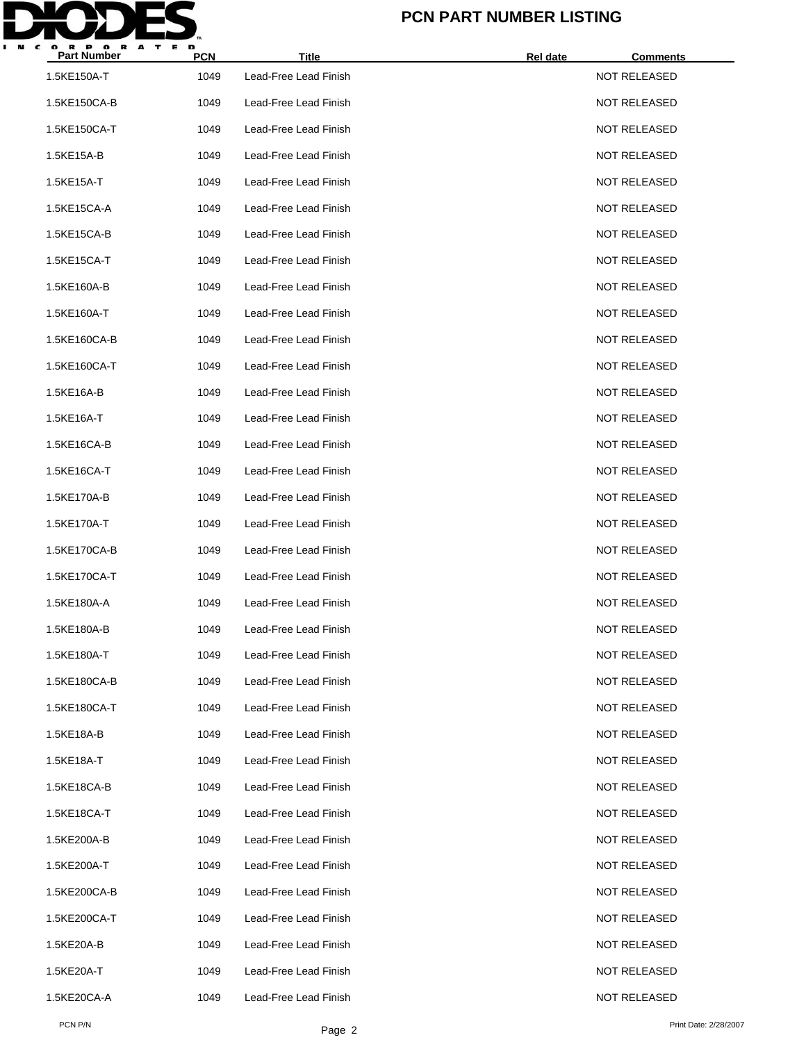| Part Number | PCN | Title | Rel date | Comments |
|---|---|---|---|---|
| 1.5KE150A-T | 1049 | Lead-Free Lead Finish | | NOT RELEASED |
| 1.5KE150CA-B | 1049 | Lead-Free Lead Finish | | NOT RELEASED |
| 1.5KE150CA-T | 1049 | Lead-Free Lead Finish | | NOT RELEASED |
| 1.5KE15A-B | 1049 | Lead-Free Lead Finish | | NOT RELEASED |
| 1.5KE15A-T | 1049 | Lead-Free Lead Finish | | NOT RELEASED |
| 1.5KE15CA-A | 1049 | Lead-Free Lead Finish | | NOT RELEASED |
| 1.5KE15CA-B | 1049 | Lead-Free Lead Finish | | NOT RELEASED |
| 1.5KE15CA-T | 1049 | Lead-Free Lead Finish | | NOT RELEASED |
| 1.5KE160A-B | 1049 | Lead-Free Lead Finish | | NOT RELEASED |
| 1.5KE160A-T | 1049 | Lead-Free Lead Finish | | NOT RELEASED |
| 1.5KE160CA-B | 1049 | Lead-Free Lead Finish | | NOT RELEASED |
| 1.5KE160CA-T | 1049 | Lead-Free Lead Finish | | NOT RELEASED |
| 1.5KE16A-B | 1049 | Lead-Free Lead Finish | | NOT RELEASED |
| 1.5KE16A-T | 1049 | Lead-Free Lead Finish | | NOT RELEASED |
| 1.5KE16CA-B | 1049 | Lead-Free Lead Finish | | NOT RELEASED |
| 1.5KE16CA-T | 1049 | Lead-Free Lead Finish | | NOT RELEASED |
| 1.5KE170A-B | 1049 | Lead-Free Lead Finish | | NOT RELEASED |
| 1.5KE170A-T | 1049 | Lead-Free Lead Finish | | NOT RELEASED |
| 1.5KE170CA-B | 1049 | Lead-Free Lead Finish | | NOT RELEASED |
| 1.5KE170CA-T | 1049 | Lead-Free Lead Finish | | NOT RELEASED |
| 1.5KE180A-A | 1049 | Lead-Free Lead Finish | | NOT RELEASED |
| 1.5KE180A-B | 1049 | Lead-Free Lead Finish | | NOT RELEASED |
| 1.5KE180A-T | 1049 | Lead-Free Lead Finish | | NOT RELEASED |
| 1.5KE180CA-B | 1049 | Lead-Free Lead Finish | | NOT RELEASED |
| 1.5KE180CA-T | 1049 | Lead-Free Lead Finish | | NOT RELEASED |
| 1.5KE18A-B | 1049 | Lead-Free Lead Finish | | NOT RELEASED |
| 1.5KE18A-T | 1049 | Lead-Free Lead Finish | | NOT RELEASED |
| 1.5KE18CA-B | 1049 | Lead-Free Lead Finish | | NOT RELEASED |
| 1.5KE18CA-T | 1049 | Lead-Free Lead Finish | | NOT RELEASED |
| 1.5KE200A-B | 1049 | Lead-Free Lead Finish | | NOT RELEASED |
| 1.5KE200A-T | 1049 | Lead-Free Lead Finish | | NOT RELEASED |
| 1.5KE200CA-B | 1049 | Lead-Free Lead Finish | | NOT RELEASED |
| 1.5KE200CA-T | 1049 | Lead-Free Lead Finish | | NOT RELEASED |
| 1.5KE20A-B | 1049 | Lead-Free Lead Finish | | NOT RELEASED |
| 1.5KE20A-T | 1049 | Lead-Free Lead Finish | | NOT RELEASED |
| 1.5KE20CA-A | 1049 | Lead-Free Lead Finish | | NOT RELEASED |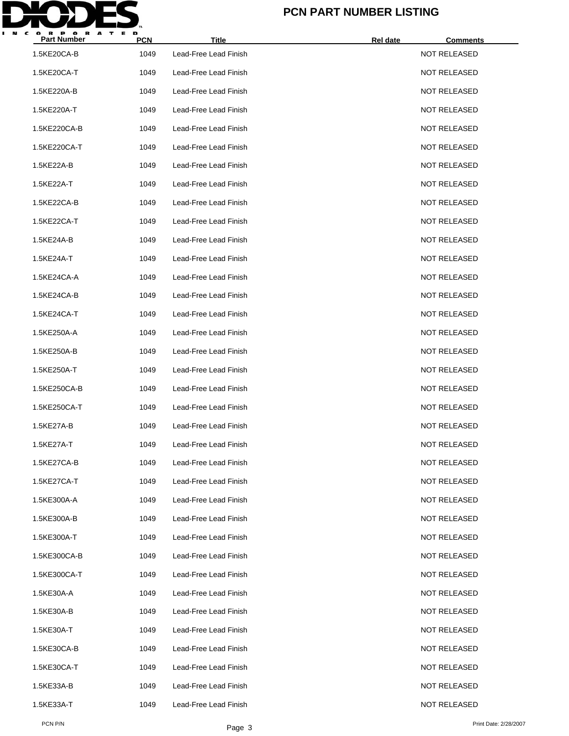# PCN PART NUMBER LISTING

| Part Number | PCN | Title | Rel date | Comments |
|---|---|---|---|---|
| 1.5KE20CA-B | 1049 | Lead-Free Lead Finish | | NOT RELEASED |
| 1.5KE20CA-T | 1049 | Lead-Free Lead Finish | | NOT RELEASED |
| 1.5KE220A-B | 1049 | Lead-Free Lead Finish | | NOT RELEASED |
| 1.5KE220A-T | 1049 | Lead-Free Lead Finish | | NOT RELEASED |
| 1.5KE220CA-B | 1049 | Lead-Free Lead Finish | | NOT RELEASED |
| 1.5KE220CA-T | 1049 | Lead-Free Lead Finish | | NOT RELEASED |
| 1.5KE22A-B | 1049 | Lead-Free Lead Finish | | NOT RELEASED |
| 1.5KE22A-T | 1049 | Lead-Free Lead Finish | | NOT RELEASED |
| 1.5KE22CA-B | 1049 | Lead-Free Lead Finish | | NOT RELEASED |
| 1.5KE22CA-T | 1049 | Lead-Free Lead Finish | | NOT RELEASED |
| 1.5KE24A-B | 1049 | Lead-Free Lead Finish | | NOT RELEASED |
| 1.5KE24A-T | 1049 | Lead-Free Lead Finish | | NOT RELEASED |
| 1.5KE24CA-A | 1049 | Lead-Free Lead Finish | | NOT RELEASED |
| 1.5KE24CA-B | 1049 | Lead-Free Lead Finish | | NOT RELEASED |
| 1.5KE24CA-T | 1049 | Lead-Free Lead Finish | | NOT RELEASED |
| 1.5KE250A-A | 1049 | Lead-Free Lead Finish | | NOT RELEASED |
| 1.5KE250A-B | 1049 | Lead-Free Lead Finish | | NOT RELEASED |
| 1.5KE250A-T | 1049 | Lead-Free Lead Finish | | NOT RELEASED |
| 1.5KE250CA-B | 1049 | Lead-Free Lead Finish | | NOT RELEASED |
| 1.5KE250CA-T | 1049 | Lead-Free Lead Finish | | NOT RELEASED |
| 1.5KE27A-B | 1049 | Lead-Free Lead Finish | | NOT RELEASED |
| 1.5KE27A-T | 1049 | Lead-Free Lead Finish | | NOT RELEASED |
| 1.5KE27CA-B | 1049 | Lead-Free Lead Finish | | NOT RELEASED |
| 1.5KE27CA-T | 1049 | Lead-Free Lead Finish | | NOT RELEASED |
| 1.5KE300A-A | 1049 | Lead-Free Lead Finish | | NOT RELEASED |
| 1.5KE300A-B | 1049 | Lead-Free Lead Finish | | NOT RELEASED |
| 1.5KE300A-T | 1049 | Lead-Free Lead Finish | | NOT RELEASED |
| 1.5KE300CA-B | 1049 | Lead-Free Lead Finish | | NOT RELEASED |
| 1.5KE300CA-T | 1049 | Lead-Free Lead Finish | | NOT RELEASED |
| 1.5KE30A-A | 1049 | Lead-Free Lead Finish | | NOT RELEASED |
| 1.5KE30A-B | 1049 | Lead-Free Lead Finish | | NOT RELEASED |
| 1.5KE30A-T | 1049 | Lead-Free Lead Finish | | NOT RELEASED |
| 1.5KE30CA-B | 1049 | Lead-Free Lead Finish | | NOT RELEASED |
| 1.5KE30CA-T | 1049 | Lead-Free Lead Finish | | NOT RELEASED |
| 1.5KE33A-B | 1049 | Lead-Free Lead Finish | | NOT RELEASED |
| 1.5KE33A-T | 1049 | Lead-Free Lead Finish | | NOT RELEASED |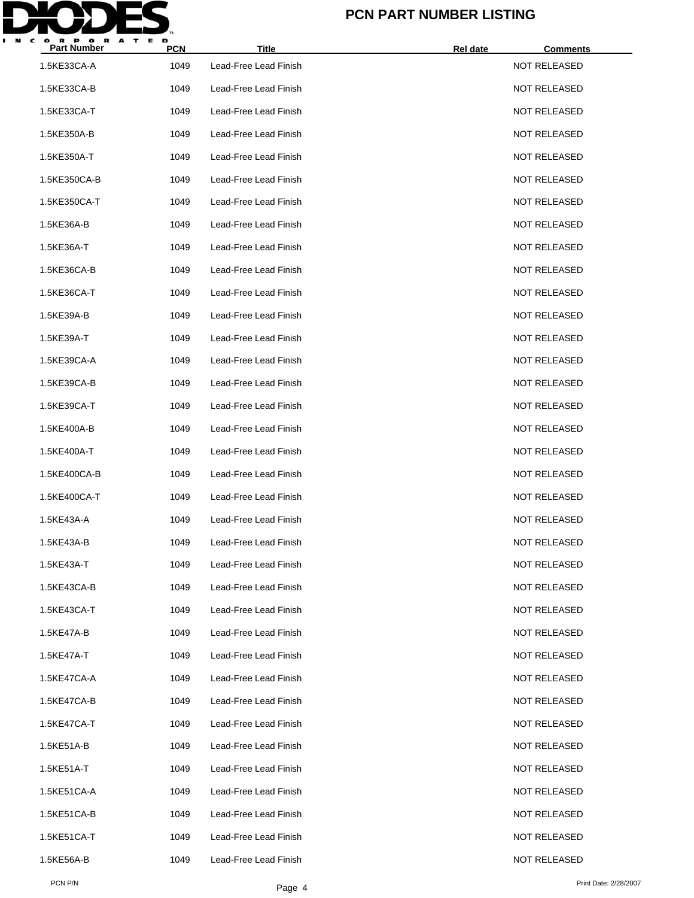# PCN PART NUMBER LISTING

| Part Number | PCN | Title | Rel date | Comments |
|---|---|---|---|---|
| 1.5KE33CA-A | 1049 | Lead-Free Lead Finish | | NOT RELEASED |
| 1.5KE33CA-B | 1049 | Lead-Free Lead Finish | | NOT RELEASED |
| 1.5KE33CA-T | 1049 | Lead-Free Lead Finish | | NOT RELEASED |
| 1.5KE350A-B | 1049 | Lead-Free Lead Finish | | NOT RELEASED |
| 1.5KE350A-T | 1049 | Lead-Free Lead Finish | | NOT RELEASED |
| 1.5KE350CA-B | 1049 | Lead-Free Lead Finish | | NOT RELEASED |
| 1.5KE350CA-T | 1049 | Lead-Free Lead Finish | | NOT RELEASED |
| 1.5KE36A-B | 1049 | Lead-Free Lead Finish | | NOT RELEASED |
| 1.5KE36A-T | 1049 | Lead-Free Lead Finish | | NOT RELEASED |
| 1.5KE36CA-B | 1049 | Lead-Free Lead Finish | | NOT RELEASED |
| 1.5KE36CA-T | 1049 | Lead-Free Lead Finish | | NOT RELEASED |
| 1.5KE39A-B | 1049 | Lead-Free Lead Finish | | NOT RELEASED |
| 1.5KE39A-T | 1049 | Lead-Free Lead Finish | | NOT RELEASED |
| 1.5KE39CA-A | 1049 | Lead-Free Lead Finish | | NOT RELEASED |
| 1.5KE39CA-B | 1049 | Lead-Free Lead Finish | | NOT RELEASED |
| 1.5KE39CA-T | 1049 | Lead-Free Lead Finish | | NOT RELEASED |
| 1.5KE400A-B | 1049 | Lead-Free Lead Finish | | NOT RELEASED |
| 1.5KE400A-T | 1049 | Lead-Free Lead Finish | | NOT RELEASED |
| 1.5KE400CA-B | 1049 | Lead-Free Lead Finish | | NOT RELEASED |
| 1.5KE400CA-T | 1049 | Lead-Free Lead Finish | | NOT RELEASED |
| 1.5KE43A-A | 1049 | Lead-Free Lead Finish | | NOT RELEASED |
| 1.5KE43A-B | 1049 | Lead-Free Lead Finish | | NOT RELEASED |
| 1.5KE43A-T | 1049 | Lead-Free Lead Finish | | NOT RELEASED |
| 1.5KE43CA-B | 1049 | Lead-Free Lead Finish | | NOT RELEASED |
| 1.5KE43CA-T | 1049 | Lead-Free Lead Finish | | NOT RELEASED |
| 1.5KE47A-B | 1049 | Lead-Free Lead Finish | | NOT RELEASED |
| 1.5KE47A-T | 1049 | Lead-Free Lead Finish | | NOT RELEASED |
| 1.5KE47CA-A | 1049 | Lead-Free Lead Finish | | NOT RELEASED |
| 1.5KE47CA-B | 1049 | Lead-Free Lead Finish | | NOT RELEASED |
| 1.5KE47CA-T | 1049 | Lead-Free Lead Finish | | NOT RELEASED |
| 1.5KE51A-B | 1049 | Lead-Free Lead Finish | | NOT RELEASED |
| 1.5KE51A-T | 1049 | Lead-Free Lead Finish | | NOT RELEASED |
| 1.5KE51CA-A | 1049 | Lead-Free Lead Finish | | NOT RELEASED |
| 1.5KE51CA-B | 1049 | Lead-Free Lead Finish | | NOT RELEASED |
| 1.5KE51CA-T | 1049 | Lead-Free Lead Finish | | NOT RELEASED |
| 1.5KE56A-B | 1049 | Lead-Free Lead Finish | | NOT RELEASED |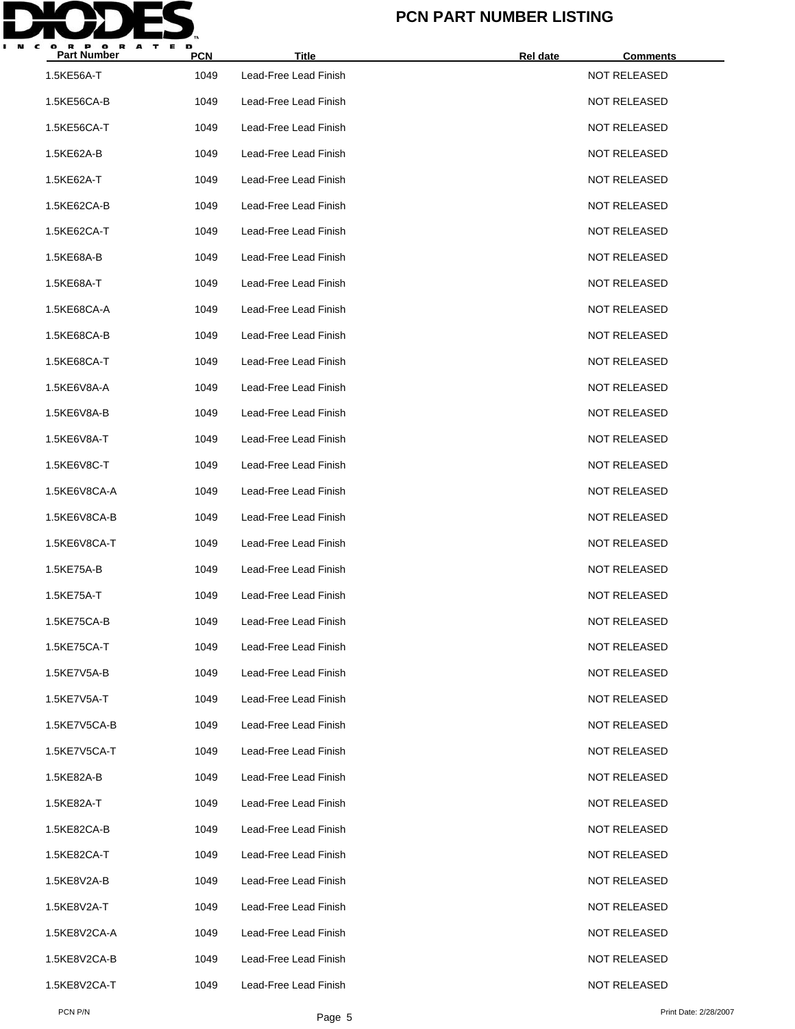| Part Number | PCN | Title | Rel date | Comments |
|---|---|---|---|---|
| 1.5KE56A-T | 1049 | Lead-Free Lead Finish | | NOT RELEASED |
| 1.5KE56CA-B | 1049 | Lead-Free Lead Finish | | NOT RELEASED |
| 1.5KE56CA-T | 1049 | Lead-Free Lead Finish | | NOT RELEASED |
| 1.5KE62A-B | 1049 | Lead-Free Lead Finish | | NOT RELEASED |
| 1.5KE62A-T | 1049 | Lead-Free Lead Finish | | NOT RELEASED |
| 1.5KE62CA-B | 1049 | Lead-Free Lead Finish | | NOT RELEASED |
| 1.5KE62CA-T | 1049 | Lead-Free Lead Finish | | NOT RELEASED |
| 1.5KE68A-B | 1049 | Lead-Free Lead Finish | | NOT RELEASED |
| 1.5KE68A-T | 1049 | Lead-Free Lead Finish | | NOT RELEASED |
| 1.5KE68CA-A | 1049 | Lead-Free Lead Finish | | NOT RELEASED |
| 1.5KE68CA-B | 1049 | Lead-Free Lead Finish | | NOT RELEASED |
| 1.5KE68CA-T | 1049 | Lead-Free Lead Finish | | NOT RELEASED |
| 1.5KE6V8A-A | 1049 | Lead-Free Lead Finish | | NOT RELEASED |
| 1.5KE6V8A-B | 1049 | Lead-Free Lead Finish | | NOT RELEASED |
| 1.5KE6V8A-T | 1049 | Lead-Free Lead Finish | | NOT RELEASED |
| 1.5KE6V8C-T | 1049 | Lead-Free Lead Finish | | NOT RELEASED |
| 1.5KE6V8CA-A | 1049 | Lead-Free Lead Finish | | NOT RELEASED |
| 1.5KE6V8CA-B | 1049 | Lead-Free Lead Finish | | NOT RELEASED |
| 1.5KE6V8CA-T | 1049 | Lead-Free Lead Finish | | NOT RELEASED |
| 1.5KE75A-B | 1049 | Lead-Free Lead Finish | | NOT RELEASED |
| 1.5KE75A-T | 1049 | Lead-Free Lead Finish | | NOT RELEASED |
| 1.5KE75CA-B | 1049 | Lead-Free Lead Finish | | NOT RELEASED |
| 1.5KE75CA-T | 1049 | Lead-Free Lead Finish | | NOT RELEASED |
| 1.5KE7V5A-B | 1049 | Lead-Free Lead Finish | | NOT RELEASED |
| 1.5KE7V5A-T | 1049 | Lead-Free Lead Finish | | NOT RELEASED |
| 1.5KE7V5CA-B | 1049 | Lead-Free Lead Finish | | NOT RELEASED |
| 1.5KE7V5CA-T | 1049 | Lead-Free Lead Finish | | NOT RELEASED |
| 1.5KE82A-B | 1049 | Lead-Free Lead Finish | | NOT RELEASED |
| 1.5KE82A-T | 1049 | Lead-Free Lead Finish | | NOT RELEASED |
| 1.5KE82CA-B | 1049 | Lead-Free Lead Finish | | NOT RELEASED |
| 1.5KE82CA-T | 1049 | Lead-Free Lead Finish | | NOT RELEASED |
| 1.5KE8V2A-B | 1049 | Lead-Free Lead Finish | | NOT RELEASED |
| 1.5KE8V2A-T | 1049 | Lead-Free Lead Finish | | NOT RELEASED |
| 1.5KE8V2CA-A | 1049 | Lead-Free Lead Finish | | NOT RELEASED |
| 1.5KE8V2CA-B | 1049 | Lead-Free Lead Finish | | NOT RELEASED |
| 1.5KE8V2CA-T | 1049 | Lead-Free Lead Finish | | NOT RELEASED |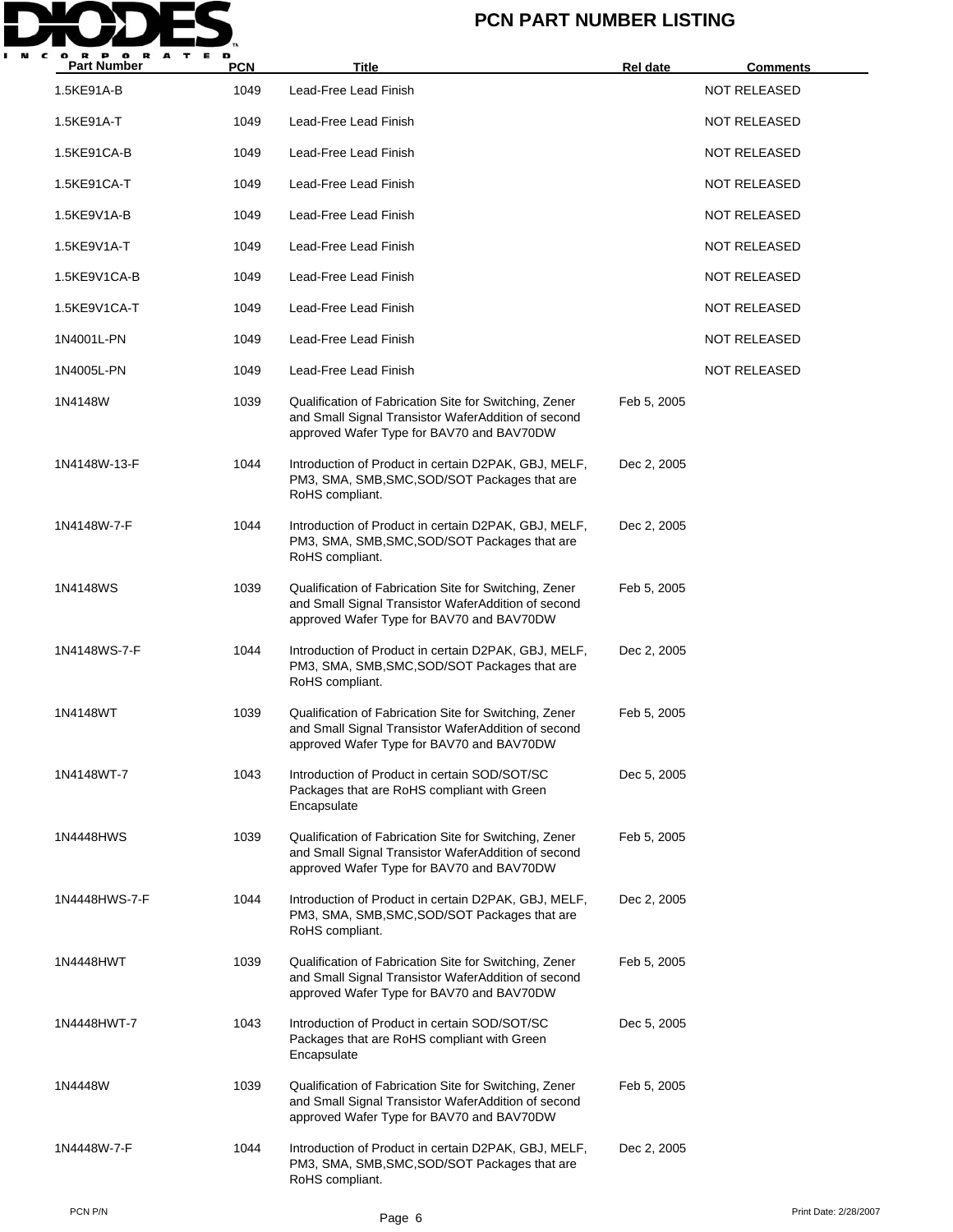# PCN PART NUMBER LISTING

| Part Number | PCN | Title | Rel date | Comments |
|---|---|---|---|---|
| 1.5KE91A-B | 1049 | Lead-Free Lead Finish | | NOT RELEASED |
| 1.5KE91A-T | 1049 | Lead-Free Lead Finish | | NOT RELEASED |
| 1.5KE91CA-B | 1049 | Lead-Free Lead Finish | | NOT RELEASED |
| 1.5KE91CA-T | 1049 | Lead-Free Lead Finish | | NOT RELEASED |
| 1.5KE9V1A-B | 1049 | Lead-Free Lead Finish | | NOT RELEASED |
| 1.5KE9V1A-T | 1049 | Lead-Free Lead Finish | | NOT RELEASED |
| 1.5KE9V1CA-B | 1049 | Lead-Free Lead Finish | | NOT RELEASED |
| 1.5KE9V1CA-T | 1049 | Lead-Free Lead Finish | | NOT RELEASED |
| 1N4001L-PN | 1049 | Lead-Free Lead Finish | | NOT RELEASED |
| 1N4005L-PN | 1049 | Lead-Free Lead Finish | | NOT RELEASED |
| 1N4148W | 1039 | Qualification of Fabrication Site for Switching, Zener and Small Signal Transistor WaferAddition of second approved Wafer Type for BAV70 and BAV70DW | Feb 5, 2005 | |
| 1N4148W-13-F | 1044 | Introduction of Product in certain D2PAK, GBJ, MELF, PM3, SMA, SMB,SMC,SOD/SOT Packages that are RoHS compliant. | Dec 2, 2005 | |
| 1N4148W-7-F | 1044 | Introduction of Product in certain D2PAK, GBJ, MELF, PM3, SMA, SMB,SMC,SOD/SOT Packages that are RoHS compliant. | Dec 2, 2005 | |
| 1N4148WS | 1039 | Qualification of Fabrication Site for Switching, Zener and Small Signal Transistor WaferAddition of second approved Wafer Type for BAV70 and BAV70DW | Feb 5, 2005 | |
| 1N4148WS-7-F | 1044 | Introduction of Product in certain D2PAK, GBJ, MELF, PM3, SMA, SMB,SMC,SOD/SOT Packages that are RoHS compliant. | Dec 2, 2005 | |
| 1N4148WT | 1039 | Qualification of Fabrication Site for Switching, Zener and Small Signal Transistor WaferAddition of second approved Wafer Type for BAV70 and BAV70DW | Feb 5, 2005 | |
| 1N4148WT-7 | 1043 | Introduction of Product in certain SOD/SOT/SC Packages that are RoHS compliant with Green Encapsulate | Dec 5, 2005 | |
| 1N4448HWS | 1039 | Qualification of Fabrication Site for Switching, Zener and Small Signal Transistor WaferAddition of second approved Wafer Type for BAV70 and BAV70DW | Feb 5, 2005 | |
| 1N4448HWS-7-F | 1044 | Introduction of Product in certain D2PAK, GBJ, MELF, PM3, SMA, SMB,SMC,SOD/SOT Packages that are RoHS compliant. | Dec 2, 2005 | |
| 1N4448HWT | 1039 | Qualification of Fabrication Site for Switching, Zener and Small Signal Transistor WaferAddition of second approved Wafer Type for BAV70 and BAV70DW | Feb 5, 2005 | |
| 1N4448HWT-7 | 1043 | Introduction of Product in certain SOD/SOT/SC Packages that are RoHS compliant with Green Encapsulate | Dec 5, 2005 | |
| 1N4448W | 1039 | Qualification of Fabrication Site for Switching, Zener and Small Signal Transistor WaferAddition of second approved Wafer Type for BAV70 and BAV70DW | Feb 5, 2005 | |
| 1N4448W-7-F | 1044 | Introduction of Product in certain D2PAK, GBJ, MELF, PM3, SMA, SMB,SMC,SOD/SOT Packages that are RoHS compliant. | Dec 2, 2005 | |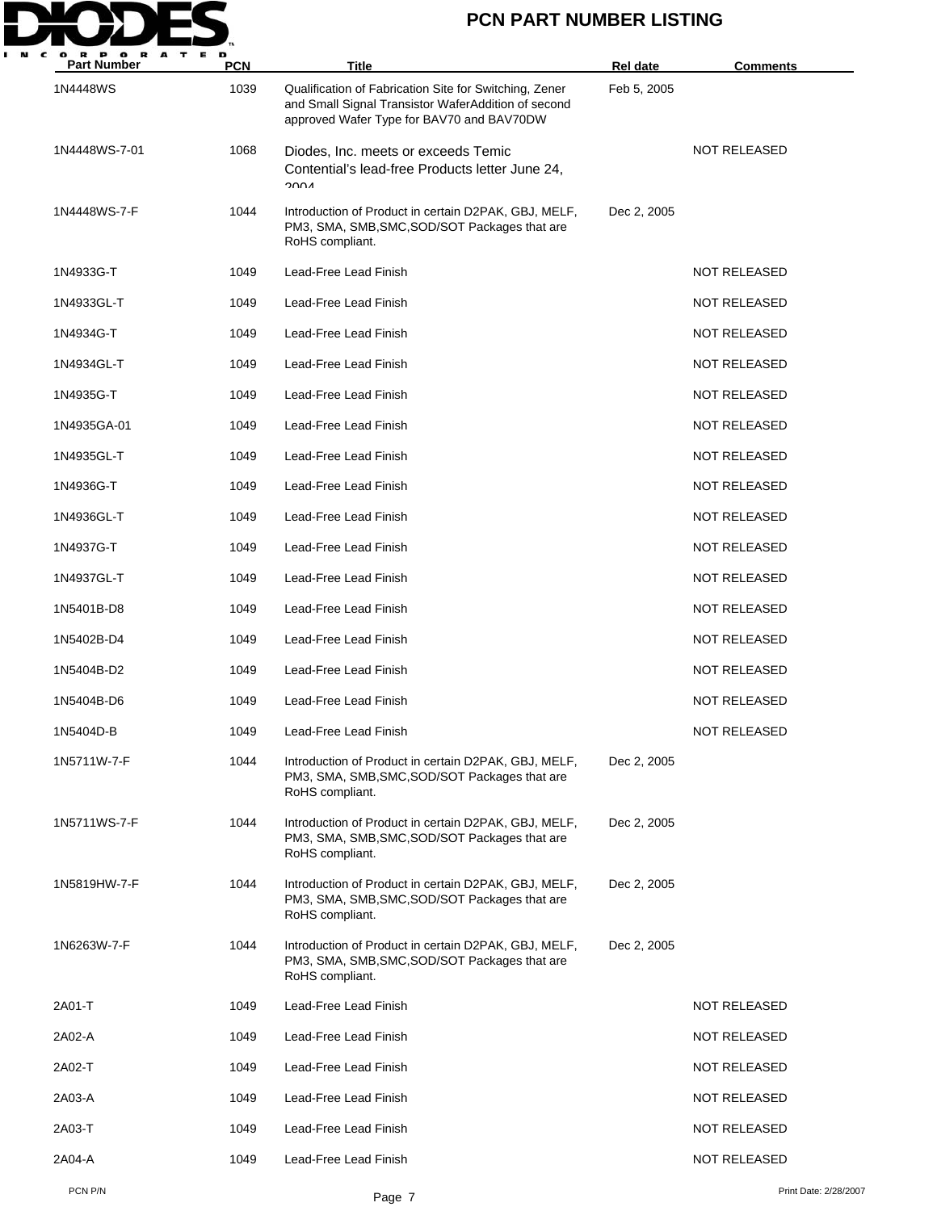| Part Number | PCN | Title | Rel date | Comments |
|---|---|---|---|---|
| 1N4448WS | 1039 | Qualification of Fabrication Site for Switching, Zener and Small Signal Transistor WaferAddition of second approved Wafer Type for BAV70 and BAV70DW | Feb 5, 2005 | |
| 1N4448WS-7-01 | 1068 | Diodes, Inc. meets or exceeds Temic Contential's lead-free Products letter June 24, 2004 | | NOT RELEASED |
| 1N4448WS-7-F | 1044 | Introduction of Product in certain D2PAK, GBJ, MELF, PM3, SMA, SMB,SMC,SOD/SOT Packages that are RoHS compliant. | Dec 2, 2005 | |
| 1N4933G-T | 1049 | Lead-Free Lead Finish | | NOT RELEASED |
| 1N4933GL-T | 1049 | Lead-Free Lead Finish | | NOT RELEASED |
| 1N4934G-T | 1049 | Lead-Free Lead Finish | | NOT RELEASED |
| 1N4934GL-T | 1049 | Lead-Free Lead Finish | | NOT RELEASED |
| 1N4935G-T | 1049 | Lead-Free Lead Finish | | NOT RELEASED |
| 1N4935GA-01 | 1049 | Lead-Free Lead Finish | | NOT RELEASED |
| 1N4935GL-T | 1049 | Lead-Free Lead Finish | | NOT RELEASED |
| 1N4936G-T | 1049 | Lead-Free Lead Finish | | NOT RELEASED |
| 1N4936GL-T | 1049 | Lead-Free Lead Finish | | NOT RELEASED |
| 1N4937G-T | 1049 | Lead-Free Lead Finish | | NOT RELEASED |
| 1N4937GL-T | 1049 | Lead-Free Lead Finish | | NOT RELEASED |
| 1N5401B-D8 | 1049 | Lead-Free Lead Finish | | NOT RELEASED |
| 1N5402B-D4 | 1049 | Lead-Free Lead Finish | | NOT RELEASED |
| 1N5404B-D2 | 1049 | Lead-Free Lead Finish | | NOT RELEASED |
| 1N5404B-D6 | 1049 | Lead-Free Lead Finish | | NOT RELEASED |
| 1N5404D-B | 1049 | Lead-Free Lead Finish | | NOT RELEASED |
| 1N5711W-7-F | 1044 | Introduction of Product in certain D2PAK, GBJ, MELF, PM3, SMA, SMB,SMC,SOD/SOT Packages that are RoHS compliant. | Dec 2, 2005 | |
| 1N5711WS-7-F | 1044 | Introduction of Product in certain D2PAK, GBJ, MELF, PM3, SMA, SMB,SMC,SOD/SOT Packages that are RoHS compliant. | Dec 2, 2005 | |
| 1N5819HW-7-F | 1044 | Introduction of Product in certain D2PAK, GBJ, MELF, PM3, SMA, SMB,SMC,SOD/SOT Packages that are RoHS compliant. | Dec 2, 2005 | |
| 1N6263W-7-F | 1044 | Introduction of Product in certain D2PAK, GBJ, MELF, PM3, SMA, SMB,SMC,SOD/SOT Packages that are RoHS compliant. | Dec 2, 2005 | |
| 2A01-T | 1049 | Lead-Free Lead Finish | | NOT RELEASED |
| 2A02-A | 1049 | Lead-Free Lead Finish | | NOT RELEASED |
| 2A02-T | 1049 | Lead-Free Lead Finish | | NOT RELEASED |
| 2A03-A | 1049 | Lead-Free Lead Finish | | NOT RELEASED |
| 2A03-T | 1049 | Lead-Free Lead Finish | | NOT RELEASED |
| 2A04-A | 1049 | Lead-Free Lead Finish | | NOT RELEASED |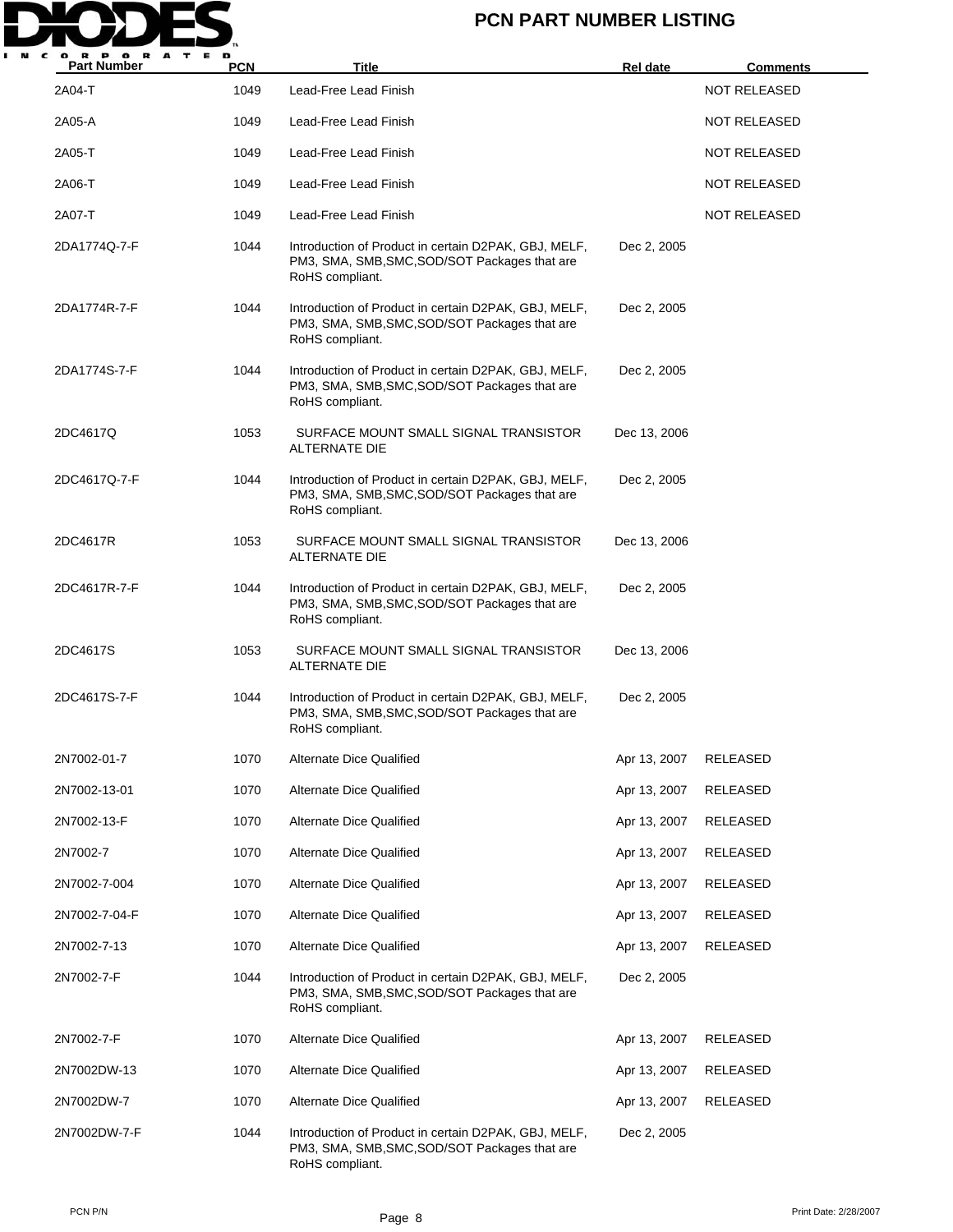# PCN PART NUMBER LISTING

| Part Number | PCN | Title | Rel date | Comments |
|---|---|---|---|---|
| 2A04-T | 1049 | Lead-Free Lead Finish | | NOT RELEASED |
| 2A05-A | 1049 | Lead-Free Lead Finish | | NOT RELEASED |
| 2A05-T | 1049 | Lead-Free Lead Finish | | NOT RELEASED |
| 2A06-T | 1049 | Lead-Free Lead Finish | | NOT RELEASED |
| 2A07-T | 1049 | Lead-Free Lead Finish | | NOT RELEASED |
| 2DA1774Q-7-F | 1044 | Introduction of Product in certain D2PAK, GBJ, MELF, PM3, SMA, SMB,SMC,SOD/SOT Packages that are RoHS compliant. | Dec 2, 2005 | |
| 2DA1774R-7-F | 1044 | Introduction of Product in certain D2PAK, GBJ, MELF, PM3, SMA, SMB,SMC,SOD/SOT Packages that are RoHS compliant. | Dec 2, 2005 | |
| 2DA1774S-7-F | 1044 | Introduction of Product in certain D2PAK, GBJ, MELF, PM3, SMA, SMB,SMC,SOD/SOT Packages that are RoHS compliant. | Dec 2, 2005 | |
| 2DC4617Q | 1053 | SURFACE MOUNT SMALL SIGNAL TRANSISTOR ALTERNATE DIE | Dec 13, 2006 | |
| 2DC4617Q-7-F | 1044 | Introduction of Product in certain D2PAK, GBJ, MELF, PM3, SMA, SMB,SMC,SOD/SOT Packages that are RoHS compliant. | Dec 2, 2005 | |
| 2DC4617R | 1053 | SURFACE MOUNT SMALL SIGNAL TRANSISTOR ALTERNATE DIE | Dec 13, 2006 | |
| 2DC4617R-7-F | 1044 | Introduction of Product in certain D2PAK, GBJ, MELF, PM3, SMA, SMB,SMC,SOD/SOT Packages that are RoHS compliant. | Dec 2, 2005 | |
| 2DC4617S | 1053 | SURFACE MOUNT SMALL SIGNAL TRANSISTOR ALTERNATE DIE | Dec 13, 2006 | |
| 2DC4617S-7-F | 1044 | Introduction of Product in certain D2PAK, GBJ, MELF, PM3, SMA, SMB,SMC,SOD/SOT Packages that are RoHS compliant. | Dec 2, 2005 | |
| 2N7002-01-7 | 1070 | Alternate Dice Qualified | Apr 13, 2007 | RELEASED |
| 2N7002-13-01 | 1070 | Alternate Dice Qualified | Apr 13, 2007 | RELEASED |
| 2N7002-13-F | 1070 | Alternate Dice Qualified | Apr 13, 2007 | RELEASED |
| 2N7002-7 | 1070 | Alternate Dice Qualified | Apr 13, 2007 | RELEASED |
| 2N7002-7-004 | 1070 | Alternate Dice Qualified | Apr 13, 2007 | RELEASED |
| 2N7002-7-04-F | 1070 | Alternate Dice Qualified | Apr 13, 2007 | RELEASED |
| 2N7002-7-13 | 1070 | Alternate Dice Qualified | Apr 13, 2007 | RELEASED |
| 2N7002-7-F | 1044 | Introduction of Product in certain D2PAK, GBJ, MELF, PM3, SMA, SMB,SMC,SOD/SOT Packages that are RoHS compliant. | Dec 2, 2005 | |
| 2N7002-7-F | 1070 | Alternate Dice Qualified | Apr 13, 2007 | RELEASED |
| 2N7002DW-13 | 1070 | Alternate Dice Qualified | Apr 13, 2007 | RELEASED |
| 2N7002DW-7 | 1070 | Alternate Dice Qualified | Apr 13, 2007 | RELEASED |
| 2N7002DW-7-F | 1044 | Introduction of Product in certain D2PAK, GBJ, MELF, PM3, SMA, SMB,SMC,SOD/SOT Packages that are RoHS compliant. | Dec 2, 2005 | |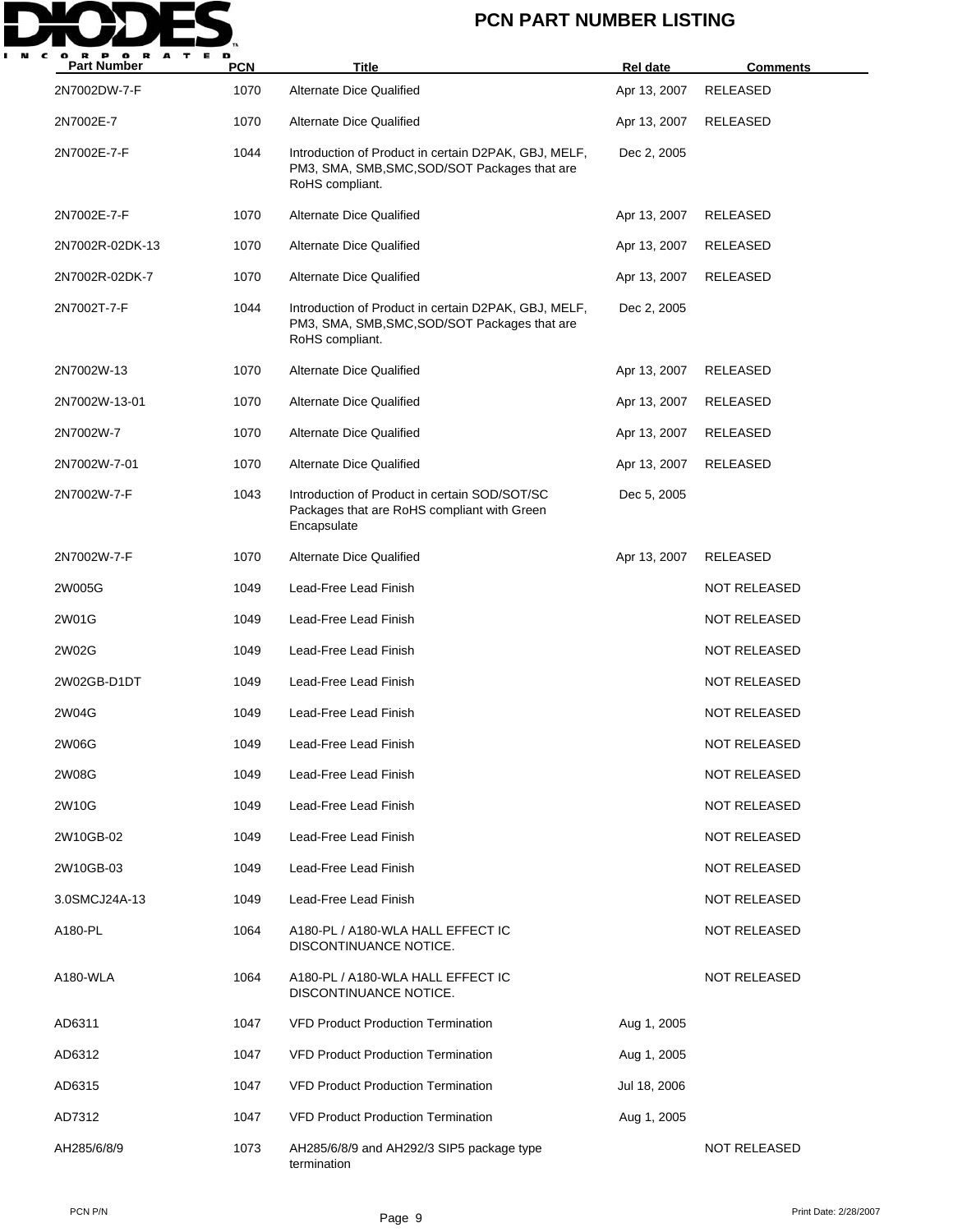# PCN PART NUMBER LISTING

| Part Number | PCN | Title | Rel date | Comments |
|---|---|---|---|---|
| 2N7002DW-7-F | 1070 | Alternate Dice Qualified | Apr 13, 2007 | RELEASED |
| 2N7002E-7 | 1070 | Alternate Dice Qualified | Apr 13, 2007 | RELEASED |
| 2N7002E-7-F | 1044 | Introduction of Product in certain D2PAK, GBJ, MELF, PM3, SMA, SMB,SMC,SOD/SOT Packages that are RoHS compliant. | Dec 2, 2005 | |
| 2N7002E-7-F | 1070 | Alternate Dice Qualified | Apr 13, 2007 | RELEASED |
| 2N7002R-02DK-13 | 1070 | Alternate Dice Qualified | Apr 13, 2007 | RELEASED |
| 2N7002R-02DK-7 | 1070 | Alternate Dice Qualified | Apr 13, 2007 | RELEASED |
| 2N7002T-7-F | 1044 | Introduction of Product in certain D2PAK, GBJ, MELF, PM3, SMA, SMB,SMC,SOD/SOT Packages that are RoHS compliant. | Dec 2, 2005 | |
| 2N7002W-13 | 1070 | Alternate Dice Qualified | Apr 13, 2007 | RELEASED |
| 2N7002W-13-01 | 1070 | Alternate Dice Qualified | Apr 13, 2007 | RELEASED |
| 2N7002W-7 | 1070 | Alternate Dice Qualified | Apr 13, 2007 | RELEASED |
| 2N7002W-7-01 | 1070 | Alternate Dice Qualified | Apr 13, 2007 | RELEASED |
| 2N7002W-7-F | 1043 | Introduction of Product in certain SOD/SOT/SC Packages that are RoHS compliant with Green Encapsulate | Dec 5, 2005 | |
| 2N7002W-7-F | 1070 | Alternate Dice Qualified | Apr 13, 2007 | RELEASED |
| 2W005G | 1049 | Lead-Free Lead Finish | | NOT RELEASED |
| 2W01G | 1049 | Lead-Free Lead Finish | | NOT RELEASED |
| 2W02G | 1049 | Lead-Free Lead Finish | | NOT RELEASED |
| 2W02GB-D1DT | 1049 | Lead-Free Lead Finish | | NOT RELEASED |
| 2W04G | 1049 | Lead-Free Lead Finish | | NOT RELEASED |
| 2W06G | 1049 | Lead-Free Lead Finish | | NOT RELEASED |
| 2W08G | 1049 | Lead-Free Lead Finish | | NOT RELEASED |
| 2W10G | 1049 | Lead-Free Lead Finish | | NOT RELEASED |
| 2W10GB-02 | 1049 | Lead-Free Lead Finish | | NOT RELEASED |
| 2W10GB-03 | 1049 | Lead-Free Lead Finish | | NOT RELEASED |
| 3.0SMCJ24A-13 | 1049 | Lead-Free Lead Finish | | NOT RELEASED |
| A180-PL | 1064 | A180-PL / A180-WLA HALL EFFECT IC DISCONTINUANCE NOTICE. | | NOT RELEASED |
| A180-WLA | 1064 | A180-PL / A180-WLA HALL EFFECT IC DISCONTINUANCE NOTICE. | | NOT RELEASED |
| AD6311 | 1047 | VFD Product Production Termination | Aug 1, 2005 | |
| AD6312 | 1047 | VFD Product Production Termination | Aug 1, 2005 | |
| AD6315 | 1047 | VFD Product Production Termination | Jul 18, 2006 | |
| AD7312 | 1047 | VFD Product Production Termination | Aug 1, 2005 | |
| AH285/6/8/9 | 1073 | AH285/6/8/9 and AH292/3 SIP5 package type termination | | NOT RELEASED |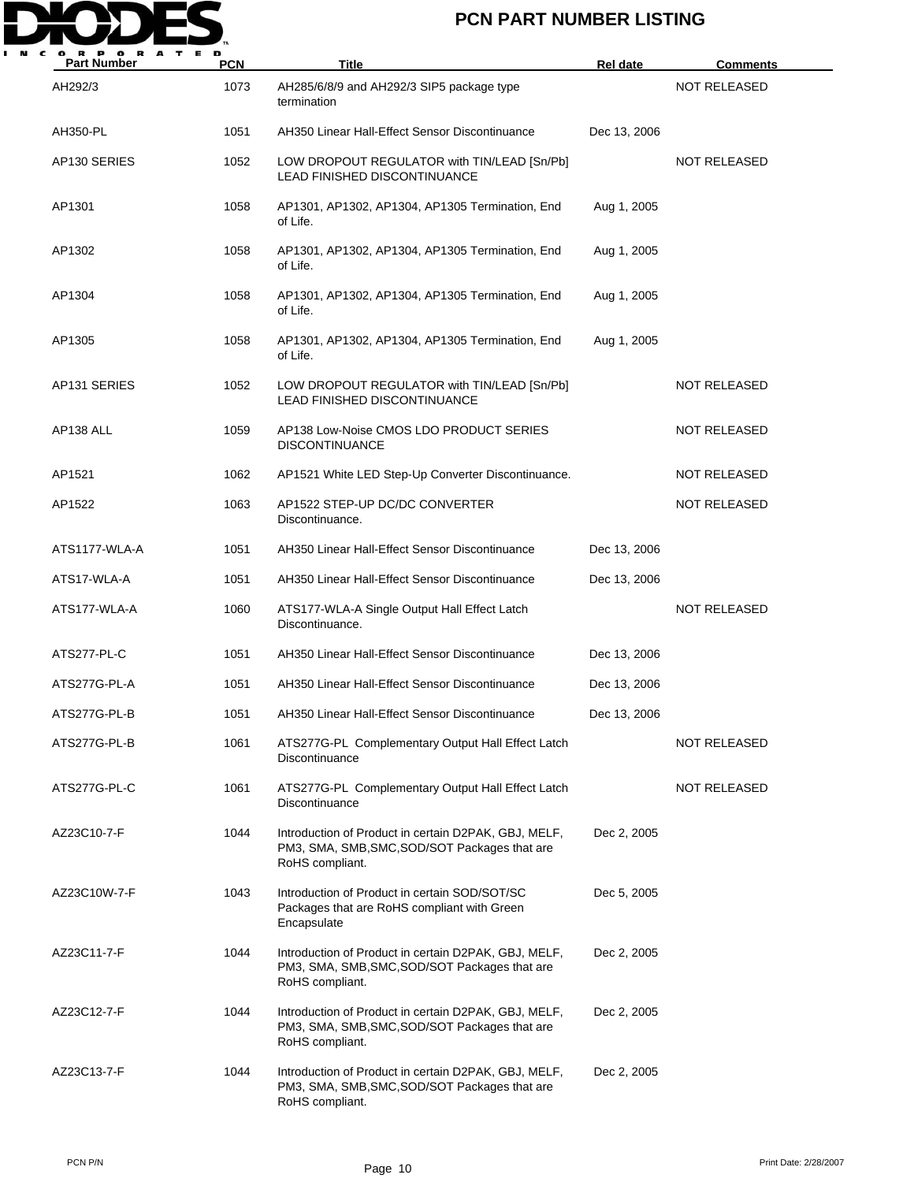# PCN PART NUMBER LISTING

| Part Number | PCN | Title | Rel date | Comments |
|---|---|---|---|---|
| AH292/3 | 1073 | AH285/6/8/9 and AH292/3 SIP5 package type termination | | NOT RELEASED |
| AH350-PL | 1051 | AH350 Linear Hall-Effect Sensor Discontinuance | Dec 13, 2006 | |
| AP130 SERIES | 1052 | LOW DROPOUT REGULATOR with TIN/LEAD [Sn/Pb] LEAD FINISHED DISCONTINUANCE | | NOT RELEASED |
| AP1301 | 1058 | AP1301, AP1302, AP1304, AP1305 Termination, End of Life. | Aug 1, 2005 | |
| AP1302 | 1058 | AP1301, AP1302, AP1304, AP1305 Termination, End of Life. | Aug 1, 2005 | |
| AP1304 | 1058 | AP1301, AP1302, AP1304, AP1305 Termination, End of Life. | Aug 1, 2005 | |
| AP1305 | 1058 | AP1301, AP1302, AP1304, AP1305 Termination, End of Life. | Aug 1, 2005 | |
| AP131 SERIES | 1052 | LOW DROPOUT REGULATOR with TIN/LEAD [Sn/Pb] LEAD FINISHED DISCONTINUANCE | | NOT RELEASED |
| AP138 ALL | 1059 | AP138 Low-Noise CMOS LDO PRODUCT SERIES DISCONTINUANCE | | NOT RELEASED |
| AP1521 | 1062 | AP1521 White LED Step-Up Converter Discontinuance. | | NOT RELEASED |
| AP1522 | 1063 | AP1522 STEP-UP DC/DC CONVERTER Discontinuance. | | NOT RELEASED |
| ATS1177-WLA-A | 1051 | AH350 Linear Hall-Effect Sensor Discontinuance | Dec 13, 2006 | |
| ATS17-WLA-A | 1051 | AH350 Linear Hall-Effect Sensor Discontinuance | Dec 13, 2006 | |
| ATS177-WLA-A | 1060 | ATS177-WLA-A Single Output Hall Effect Latch Discontinuance. | | NOT RELEASED |
| ATS277-PL-C | 1051 | AH350 Linear Hall-Effect Sensor Discontinuance | Dec 13, 2006 | |
| ATS277G-PL-A | 1051 | AH350 Linear Hall-Effect Sensor Discontinuance | Dec 13, 2006 | |
| ATS277G-PL-B | 1051 | AH350 Linear Hall-Effect Sensor Discontinuance | Dec 13, 2006 | |
| ATS277G-PL-B | 1061 | ATS277G-PL Complementary Output Hall Effect Latch Discontinuance | | NOT RELEASED |
| ATS277G-PL-C | 1061 | ATS277G-PL Complementary Output Hall Effect Latch Discontinuance | | NOT RELEASED |
| AZ23C10-7-F | 1044 | Introduction of Product in certain D2PAK, GBJ, MELF, PM3, SMA, SMB,SMC,SOD/SOT Packages that are RoHS compliant. | Dec 2, 2005 | |
| AZ23C10W-7-F | 1043 | Introduction of Product in certain SOD/SOT/SC Packages that are RoHS compliant with Green Encapsulate | Dec 5, 2005 | |
| AZ23C11-7-F | 1044 | Introduction of Product in certain D2PAK, GBJ, MELF, PM3, SMA, SMB,SMC,SOD/SOT Packages that are RoHS compliant. | Dec 2, 2005 | |
| AZ23C12-7-F | 1044 | Introduction of Product in certain D2PAK, GBJ, MELF, PM3, SMA, SMB,SMC,SOD/SOT Packages that are RoHS compliant. | Dec 2, 2005 | |
| AZ23C13-7-F | 1044 | Introduction of Product in certain D2PAK, GBJ, MELF, PM3, SMA, SMB,SMC,SOD/SOT Packages that are RoHS compliant. | Dec 2, 2005 | |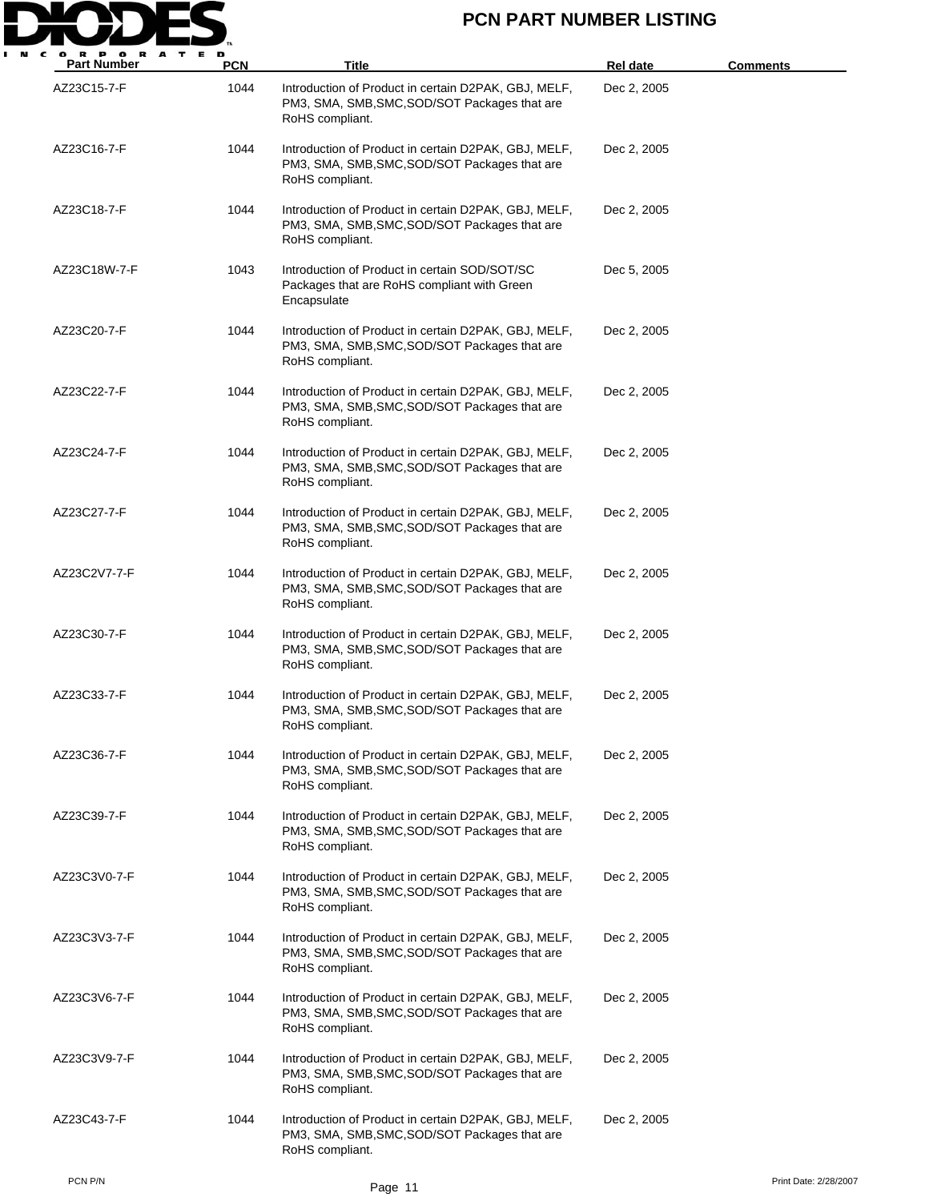| Part Number | PCN | Title | Rel date | Comments |
|---|---|---|---|---|
| AZ23C15-7-F | 1044 | Introduction of Product in certain D2PAK, GBJ, MELF, PM3, SMA, SMB,SMC,SOD/SOT Packages that are RoHS compliant. | Dec 2, 2005 | |
| AZ23C16-7-F | 1044 | Introduction of Product in certain D2PAK, GBJ, MELF, PM3, SMA, SMB,SMC,SOD/SOT Packages that are RoHS compliant. | Dec 2, 2005 | |
| AZ23C18-7-F | 1044 | Introduction of Product in certain D2PAK, GBJ, MELF, PM3, SMA, SMB,SMC,SOD/SOT Packages that are RoHS compliant. | Dec 2, 2005 | |
| AZ23C18W-7-F | 1043 | Introduction of Product in certain SOD/SOT/SC Packages that are RoHS compliant with Green Encapsulate | Dec 5, 2005 | |
| AZ23C20-7-F | 1044 | Introduction of Product in certain D2PAK, GBJ, MELF, PM3, SMA, SMB,SMC,SOD/SOT Packages that are RoHS compliant. | Dec 2, 2005 | |
| AZ23C22-7-F | 1044 | Introduction of Product in certain D2PAK, GBJ, MELF, PM3, SMA, SMB,SMC,SOD/SOT Packages that are RoHS compliant. | Dec 2, 2005 | |
| AZ23C24-7-F | 1044 | Introduction of Product in certain D2PAK, GBJ, MELF, PM3, SMA, SMB,SMC,SOD/SOT Packages that are RoHS compliant. | Dec 2, 2005 | |
| AZ23C27-7-F | 1044 | Introduction of Product in certain D2PAK, GBJ, MELF, PM3, SMA, SMB,SMC,SOD/SOT Packages that are RoHS compliant. | Dec 2, 2005 | |
| AZ23C2V7-7-F | 1044 | Introduction of Product in certain D2PAK, GBJ, MELF, PM3, SMA, SMB,SMC,SOD/SOT Packages that are RoHS compliant. | Dec 2, 2005 | |
| AZ23C30-7-F | 1044 | Introduction of Product in certain D2PAK, GBJ, MELF, PM3, SMA, SMB,SMC,SOD/SOT Packages that are RoHS compliant. | Dec 2, 2005 | |
| AZ23C33-7-F | 1044 | Introduction of Product in certain D2PAK, GBJ, MELF, PM3, SMA, SMB,SMC,SOD/SOT Packages that are RoHS compliant. | Dec 2, 2005 | |
| AZ23C36-7-F | 1044 | Introduction of Product in certain D2PAK, GBJ, MELF, PM3, SMA, SMB,SMC,SOD/SOT Packages that are RoHS compliant. | Dec 2, 2005 | |
| AZ23C39-7-F | 1044 | Introduction of Product in certain D2PAK, GBJ, MELF, PM3, SMA, SMB,SMC,SOD/SOT Packages that are RoHS compliant. | Dec 2, 2005 | |
| AZ23C3V0-7-F | 1044 | Introduction of Product in certain D2PAK, GBJ, MELF, PM3, SMA, SMB,SMC,SOD/SOT Packages that are RoHS compliant. | Dec 2, 2005 | |
| AZ23C3V3-7-F | 1044 | Introduction of Product in certain D2PAK, GBJ, MELF, PM3, SMA, SMB,SMC,SOD/SOT Packages that are RoHS compliant. | Dec 2, 2005 | |
| AZ23C3V6-7-F | 1044 | Introduction of Product in certain D2PAK, GBJ, MELF, PM3, SMA, SMB,SMC,SOD/SOT Packages that are RoHS compliant. | Dec 2, 2005 | |
| AZ23C3V9-7-F | 1044 | Introduction of Product in certain D2PAK, GBJ, MELF, PM3, SMA, SMB,SMC,SOD/SOT Packages that are RoHS compliant. | Dec 2, 2005 | |
| AZ23C43-7-F | 1044 | Introduction of Product in certain D2PAK, GBJ, MELF, PM3, SMA, SMB,SMC,SOD/SOT Packages that are RoHS compliant. | Dec 2, 2005 | |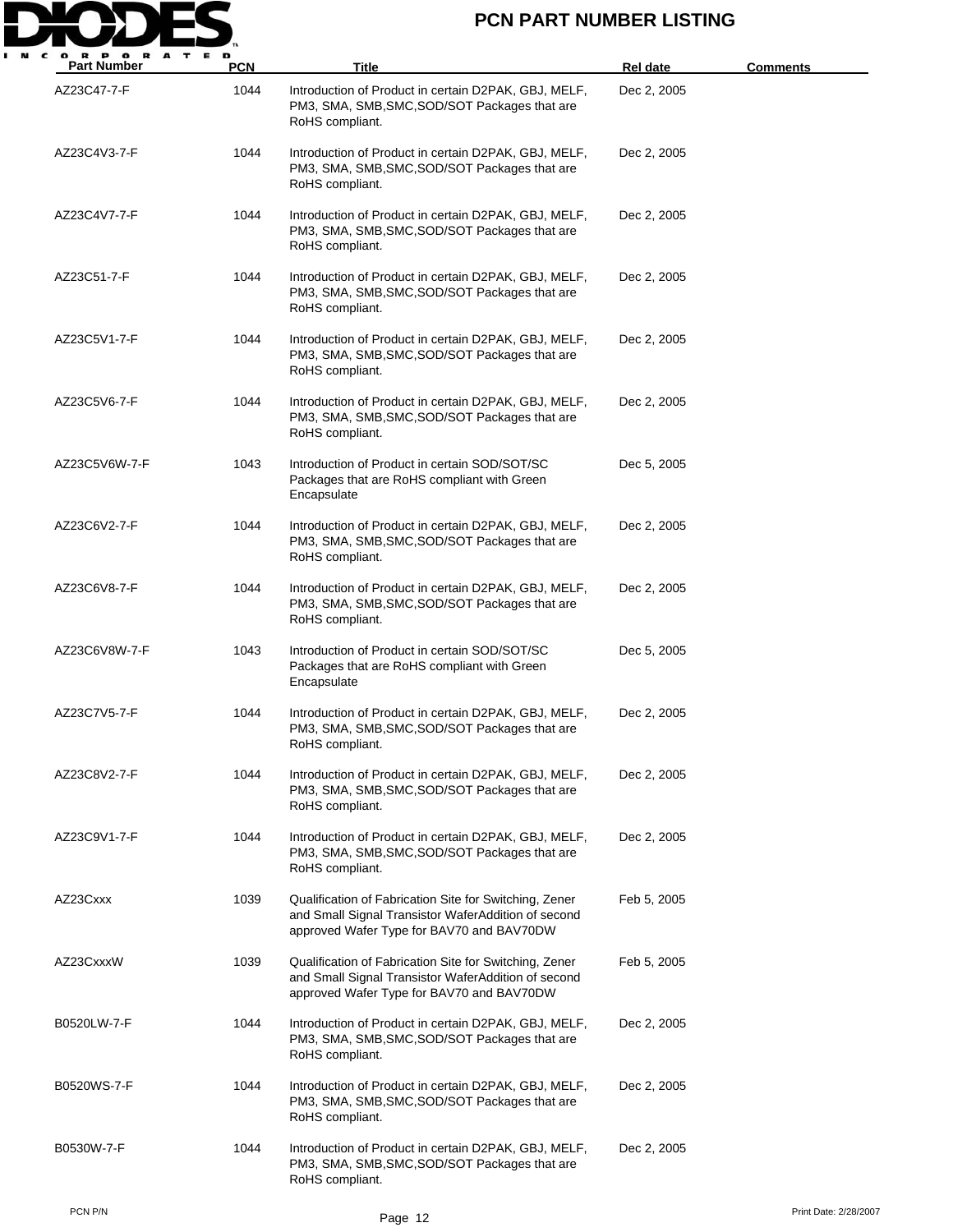# PCN PART NUMBER LISTING

| Part Number | PCN | Title | Rel date | Comments |
|---|---|---|---|---|
| AZ23C47-7-F | 1044 | Introduction of Product in certain D2PAK, GBJ, MELF, PM3, SMA, SMB,SMC,SOD/SOT Packages that are RoHS compliant. | Dec 2, 2005 | |
| AZ23C4V3-7-F | 1044 | Introduction of Product in certain D2PAK, GBJ, MELF, PM3, SMA, SMB,SMC,SOD/SOT Packages that are RoHS compliant. | Dec 2, 2005 | |
| AZ23C4V7-7-F | 1044 | Introduction of Product in certain D2PAK, GBJ, MELF, PM3, SMA, SMB,SMC,SOD/SOT Packages that are RoHS compliant. | Dec 2, 2005 | |
| AZ23C51-7-F | 1044 | Introduction of Product in certain D2PAK, GBJ, MELF, PM3, SMA, SMB,SMC,SOD/SOT Packages that are RoHS compliant. | Dec 2, 2005 | |
| AZ23C5V1-7-F | 1044 | Introduction of Product in certain D2PAK, GBJ, MELF, PM3, SMA, SMB,SMC,SOD/SOT Packages that are RoHS compliant. | Dec 2, 2005 | |
| AZ23C5V6-7-F | 1044 | Introduction of Product in certain D2PAK, GBJ, MELF, PM3, SMA, SMB,SMC,SOD/SOT Packages that are RoHS compliant. | Dec 2, 2005 | |
| AZ23C5V6W-7-F | 1043 | Introduction of Product in certain SOD/SOT/SC Packages that are RoHS compliant with Green Encapsulate | Dec 5, 2005 | |
| AZ23C6V2-7-F | 1044 | Introduction of Product in certain D2PAK, GBJ, MELF, PM3, SMA, SMB,SMC,SOD/SOT Packages that are RoHS compliant. | Dec 2, 2005 | |
| AZ23C6V8-7-F | 1044 | Introduction of Product in certain D2PAK, GBJ, MELF, PM3, SMA, SMB,SMC,SOD/SOT Packages that are RoHS compliant. | Dec 2, 2005 | |
| AZ23C6V8W-7-F | 1043 | Introduction of Product in certain SOD/SOT/SC Packages that are RoHS compliant with Green Encapsulate | Dec 5, 2005 | |
| AZ23C7V5-7-F | 1044 | Introduction of Product in certain D2PAK, GBJ, MELF, PM3, SMA, SMB,SMC,SOD/SOT Packages that are RoHS compliant. | Dec 2, 2005 | |
| AZ23C8V2-7-F | 1044 | Introduction of Product in certain D2PAK, GBJ, MELF, PM3, SMA, SMB,SMC,SOD/SOT Packages that are RoHS compliant. | Dec 2, 2005 | |
| AZ23C9V1-7-F | 1044 | Introduction of Product in certain D2PAK, GBJ, MELF, PM3, SMA, SMB,SMC,SOD/SOT Packages that are RoHS compliant. | Dec 2, 2005 | |
| AZ23Cxxx | 1039 | Qualification of Fabrication Site for Switching, Zener and Small Signal Transistor WaferAddition of second approved Wafer Type for BAV70 and BAV70DW | Feb 5, 2005 | |
| AZ23CxxxW | 1039 | Qualification of Fabrication Site for Switching, Zener and Small Signal Transistor WaferAddition of second approved Wafer Type for BAV70 and BAV70DW | Feb 5, 2005 | |
| B0520LW-7-F | 1044 | Introduction of Product in certain D2PAK, GBJ, MELF, PM3, SMA, SMB,SMC,SOD/SOT Packages that are RoHS compliant. | Dec 2, 2005 | |
| B0520WS-7-F | 1044 | Introduction of Product in certain D2PAK, GBJ, MELF, PM3, SMA, SMB,SMC,SOD/SOT Packages that are RoHS compliant. | Dec 2, 2005 | |
| B0530W-7-F | 1044 | Introduction of Product in certain D2PAK, GBJ, MELF, PM3, SMA, SMB,SMC,SOD/SOT Packages that are RoHS compliant. | Dec 2, 2005 | |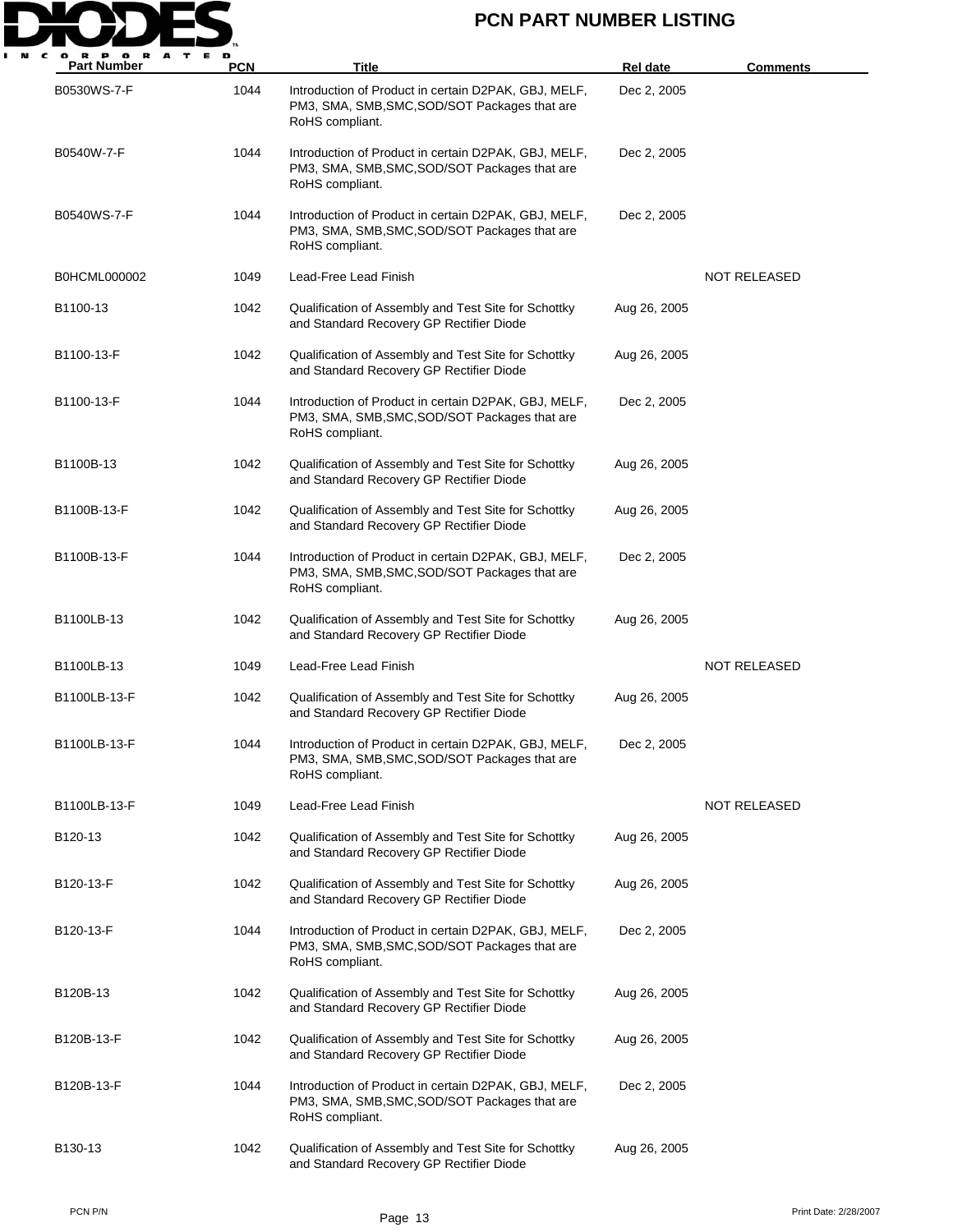| Part Number | PCN | Title | Rel date | Comments |
|---|---|---|---|---|
| B0530WS-7-F | 1044 | Introduction of Product in certain D2PAK, GBJ, MELF, PM3, SMA, SMB,SMC,SOD/SOT Packages that are RoHS compliant. | Dec 2, 2005 | |
| B0540W-7-F | 1044 | Introduction of Product in certain D2PAK, GBJ, MELF, PM3, SMA, SMB,SMC,SOD/SOT Packages that are RoHS compliant. | Dec 2, 2005 | |
| B0540WS-7-F | 1044 | Introduction of Product in certain D2PAK, GBJ, MELF, PM3, SMA, SMB,SMC,SOD/SOT Packages that are RoHS compliant. | Dec 2, 2005 | |
| B0HCML000002 | 1049 | Lead-Free Lead Finish | | NOT RELEASED |
| B1100-13 | 1042 | Qualification of Assembly and Test Site for Schottky and Standard Recovery GP Rectifier Diode | Aug 26, 2005 | |
| B1100-13-F | 1042 | Qualification of Assembly and Test Site for Schottky and Standard Recovery GP Rectifier Diode | Aug 26, 2005 | |
| B1100-13-F | 1044 | Introduction of Product in certain D2PAK, GBJ, MELF, PM3, SMA, SMB,SMC,SOD/SOT Packages that are RoHS compliant. | Dec 2, 2005 | |
| B1100B-13 | 1042 | Qualification of Assembly and Test Site for Schottky and Standard Recovery GP Rectifier Diode | Aug 26, 2005 | |
| B1100B-13-F | 1042 | Qualification of Assembly and Test Site for Schottky and Standard Recovery GP Rectifier Diode | Aug 26, 2005 | |
| B1100B-13-F | 1044 | Introduction of Product in certain D2PAK, GBJ, MELF, PM3, SMA, SMB,SMC,SOD/SOT Packages that are RoHS compliant. | Dec 2, 2005 | |
| B1100LB-13 | 1042 | Qualification of Assembly and Test Site for Schottky and Standard Recovery GP Rectifier Diode | Aug 26, 2005 | |
| B1100LB-13 | 1049 | Lead-Free Lead Finish | | NOT RELEASED |
| B1100LB-13-F | 1042 | Qualification of Assembly and Test Site for Schottky and Standard Recovery GP Rectifier Diode | Aug 26, 2005 | |
| B1100LB-13-F | 1044 | Introduction of Product in certain D2PAK, GBJ, MELF, PM3, SMA, SMB,SMC,SOD/SOT Packages that are RoHS compliant. | Dec 2, 2005 | |
| B1100LB-13-F | 1049 | Lead-Free Lead Finish | | NOT RELEASED |
| B120-13 | 1042 | Qualification of Assembly and Test Site for Schottky and Standard Recovery GP Rectifier Diode | Aug 26, 2005 | |
| B120-13-F | 1042 | Qualification of Assembly and Test Site for Schottky and Standard Recovery GP Rectifier Diode | Aug 26, 2005 | |
| B120-13-F | 1044 | Introduction of Product in certain D2PAK, GBJ, MELF, PM3, SMA, SMB,SMC,SOD/SOT Packages that are RoHS compliant. | Dec 2, 2005 | |
| B120B-13 | 1042 | Qualification of Assembly and Test Site for Schottky and Standard Recovery GP Rectifier Diode | Aug 26, 2005 | |
| B120B-13-F | 1042 | Qualification of Assembly and Test Site for Schottky and Standard Recovery GP Rectifier Diode | Aug 26, 2005 | |
| B120B-13-F | 1044 | Introduction of Product in certain D2PAK, GBJ, MELF, PM3, SMA, SMB,SMC,SOD/SOT Packages that are RoHS compliant. | Dec 2, 2005 | |
| B130-13 | 1042 | Qualification of Assembly and Test Site for Schottky and Standard Recovery GP Rectifier Diode | Aug 26, 2005 | |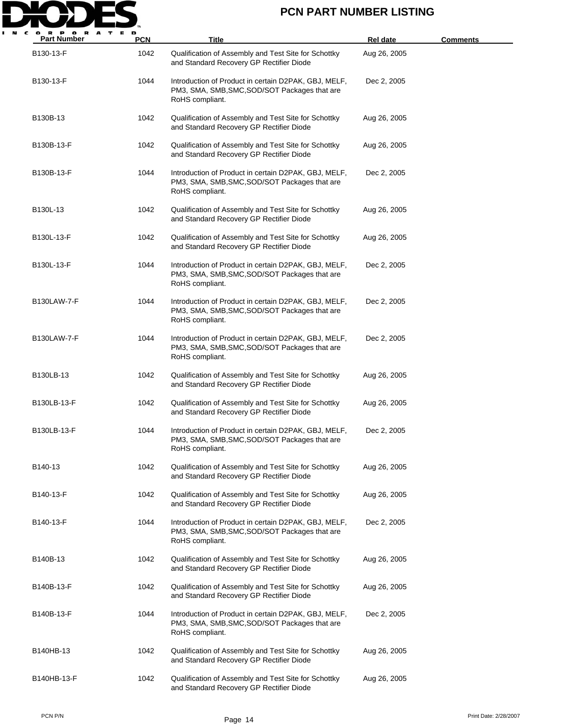# PCN PART NUMBER LISTING

| Part Number | PCN | Title | Rel date | Comments |
|---|---|---|---|---|
| B130-13-F | 1042 | Qualification of Assembly and Test Site for Schottky and Standard Recovery GP Rectifier Diode | Aug 26, 2005 | |
| B130-13-F | 1044 | Introduction of Product in certain D2PAK, GBJ, MELF, PM3, SMA, SMB,SMC,SOD/SOT Packages that are RoHS compliant. | Dec 2, 2005 | |
| B130B-13 | 1042 | Qualification of Assembly and Test Site for Schottky and Standard Recovery GP Rectifier Diode | Aug 26, 2005 | |
| B130B-13-F | 1042 | Qualification of Assembly and Test Site for Schottky and Standard Recovery GP Rectifier Diode | Aug 26, 2005 | |
| B130B-13-F | 1044 | Introduction of Product in certain D2PAK, GBJ, MELF, PM3, SMA, SMB,SMC,SOD/SOT Packages that are RoHS compliant. | Dec 2, 2005 | |
| B130L-13 | 1042 | Qualification of Assembly and Test Site for Schottky and Standard Recovery GP Rectifier Diode | Aug 26, 2005 | |
| B130L-13-F | 1042 | Qualification of Assembly and Test Site for Schottky and Standard Recovery GP Rectifier Diode | Aug 26, 2005 | |
| B130L-13-F | 1044 | Introduction of Product in certain D2PAK, GBJ, MELF, PM3, SMA, SMB,SMC,SOD/SOT Packages that are RoHS compliant. | Dec 2, 2005 | |
| B130LAW-7-F | 1044 | Introduction of Product in certain D2PAK, GBJ, MELF, PM3, SMA, SMB,SMC,SOD/SOT Packages that are RoHS compliant. | Dec 2, 2005 | |
| B130LAW-7-F | 1044 | Introduction of Product in certain D2PAK, GBJ, MELF, PM3, SMA, SMB,SMC,SOD/SOT Packages that are RoHS compliant. | Dec 2, 2005 | |
| B130LB-13 | 1042 | Qualification of Assembly and Test Site for Schottky and Standard Recovery GP Rectifier Diode | Aug 26, 2005 | |
| B130LB-13-F | 1042 | Qualification of Assembly and Test Site for Schottky and Standard Recovery GP Rectifier Diode | Aug 26, 2005 | |
| B130LB-13-F | 1044 | Introduction of Product in certain D2PAK, GBJ, MELF, PM3, SMA, SMB,SMC,SOD/SOT Packages that are RoHS compliant. | Dec 2, 2005 | |
| B140-13 | 1042 | Qualification of Assembly and Test Site for Schottky and Standard Recovery GP Rectifier Diode | Aug 26, 2005 | |
| B140-13-F | 1042 | Qualification of Assembly and Test Site for Schottky and Standard Recovery GP Rectifier Diode | Aug 26, 2005 | |
| B140-13-F | 1044 | Introduction of Product in certain D2PAK, GBJ, MELF, PM3, SMA, SMB,SMC,SOD/SOT Packages that are RoHS compliant. | Dec 2, 2005 | |
| B140B-13 | 1042 | Qualification of Assembly and Test Site for Schottky and Standard Recovery GP Rectifier Diode | Aug 26, 2005 | |
| B140B-13-F | 1042 | Qualification of Assembly and Test Site for Schottky and Standard Recovery GP Rectifier Diode | Aug 26, 2005 | |
| B140B-13-F | 1044 | Introduction of Product in certain D2PAK, GBJ, MELF, PM3, SMA, SMB,SMC,SOD/SOT Packages that are RoHS compliant. | Dec 2, 2005 | |
| B140HB-13 | 1042 | Qualification of Assembly and Test Site for Schottky and Standard Recovery GP Rectifier Diode | Aug 26, 2005 | |
| B140HB-13-F | 1042 | Qualification of Assembly and Test Site for Schottky and Standard Recovery GP Rectifier Diode | Aug 26, 2005 | |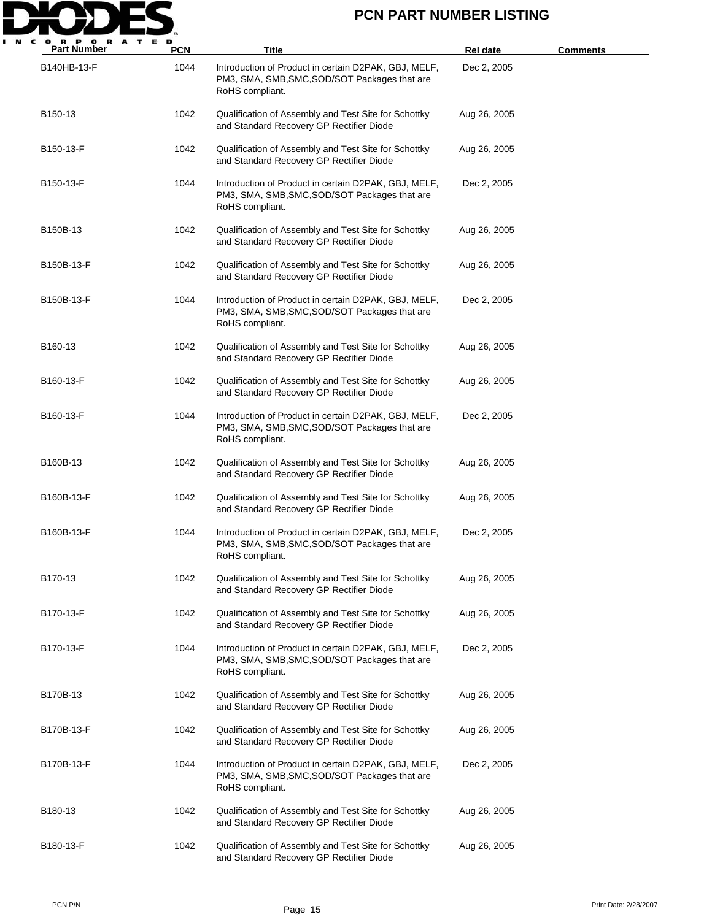# PCN PART NUMBER LISTING

| Part Number | PCN | Title | Rel date | Comments |
|---|---|---|---|---|
| B140HB-13-F | 1044 | Introduction of Product in certain D2PAK, GBJ, MELF, PM3, SMA, SMB,SMC,SOD/SOT Packages that are RoHS compliant. | Dec 2, 2005 | |
| B150-13 | 1042 | Qualification of Assembly and Test Site for Schottky and Standard Recovery GP Rectifier Diode | Aug 26, 2005 | |
| B150-13-F | 1042 | Qualification of Assembly and Test Site for Schottky and Standard Recovery GP Rectifier Diode | Aug 26, 2005 | |
| B150-13-F | 1044 | Introduction of Product in certain D2PAK, GBJ, MELF, PM3, SMA, SMB,SMC,SOD/SOT Packages that are RoHS compliant. | Dec 2, 2005 | |
| B150B-13 | 1042 | Qualification of Assembly and Test Site for Schottky and Standard Recovery GP Rectifier Diode | Aug 26, 2005 | |
| B150B-13-F | 1042 | Qualification of Assembly and Test Site for Schottky and Standard Recovery GP Rectifier Diode | Aug 26, 2005 | |
| B150B-13-F | 1044 | Introduction of Product in certain D2PAK, GBJ, MELF, PM3, SMA, SMB,SMC,SOD/SOT Packages that are RoHS compliant. | Dec 2, 2005 | |
| B160-13 | 1042 | Qualification of Assembly and Test Site for Schottky and Standard Recovery GP Rectifier Diode | Aug 26, 2005 | |
| B160-13-F | 1042 | Qualification of Assembly and Test Site for Schottky and Standard Recovery GP Rectifier Diode | Aug 26, 2005 | |
| B160-13-F | 1044 | Introduction of Product in certain D2PAK, GBJ, MELF, PM3, SMA, SMB,SMC,SOD/SOT Packages that are RoHS compliant. | Dec 2, 2005 | |
| B160B-13 | 1042 | Qualification of Assembly and Test Site for Schottky and Standard Recovery GP Rectifier Diode | Aug 26, 2005 | |
| B160B-13-F | 1042 | Qualification of Assembly and Test Site for Schottky and Standard Recovery GP Rectifier Diode | Aug 26, 2005 | |
| B160B-13-F | 1044 | Introduction of Product in certain D2PAK, GBJ, MELF, PM3, SMA, SMB,SMC,SOD/SOT Packages that are RoHS compliant. | Dec 2, 2005 | |
| B170-13 | 1042 | Qualification of Assembly and Test Site for Schottky and Standard Recovery GP Rectifier Diode | Aug 26, 2005 | |
| B170-13-F | 1042 | Qualification of Assembly and Test Site for Schottky and Standard Recovery GP Rectifier Diode | Aug 26, 2005 | |
| B170-13-F | 1044 | Introduction of Product in certain D2PAK, GBJ, MELF, PM3, SMA, SMB,SMC,SOD/SOT Packages that are RoHS compliant. | Dec 2, 2005 | |
| B170B-13 | 1042 | Qualification of Assembly and Test Site for Schottky and Standard Recovery GP Rectifier Diode | Aug 26, 2005 | |
| B170B-13-F | 1042 | Qualification of Assembly and Test Site for Schottky and Standard Recovery GP Rectifier Diode | Aug 26, 2005 | |
| B170B-13-F | 1044 | Introduction of Product in certain D2PAK, GBJ, MELF, PM3, SMA, SMB,SMC,SOD/SOT Packages that are RoHS compliant. | Dec 2, 2005 | |
| B180-13 | 1042 | Qualification of Assembly and Test Site for Schottky and Standard Recovery GP Rectifier Diode | Aug 26, 2005 | |
| B180-13-F | 1042 | Qualification of Assembly and Test Site for Schottky and Standard Recovery GP Rectifier Diode | Aug 26, 2005 | |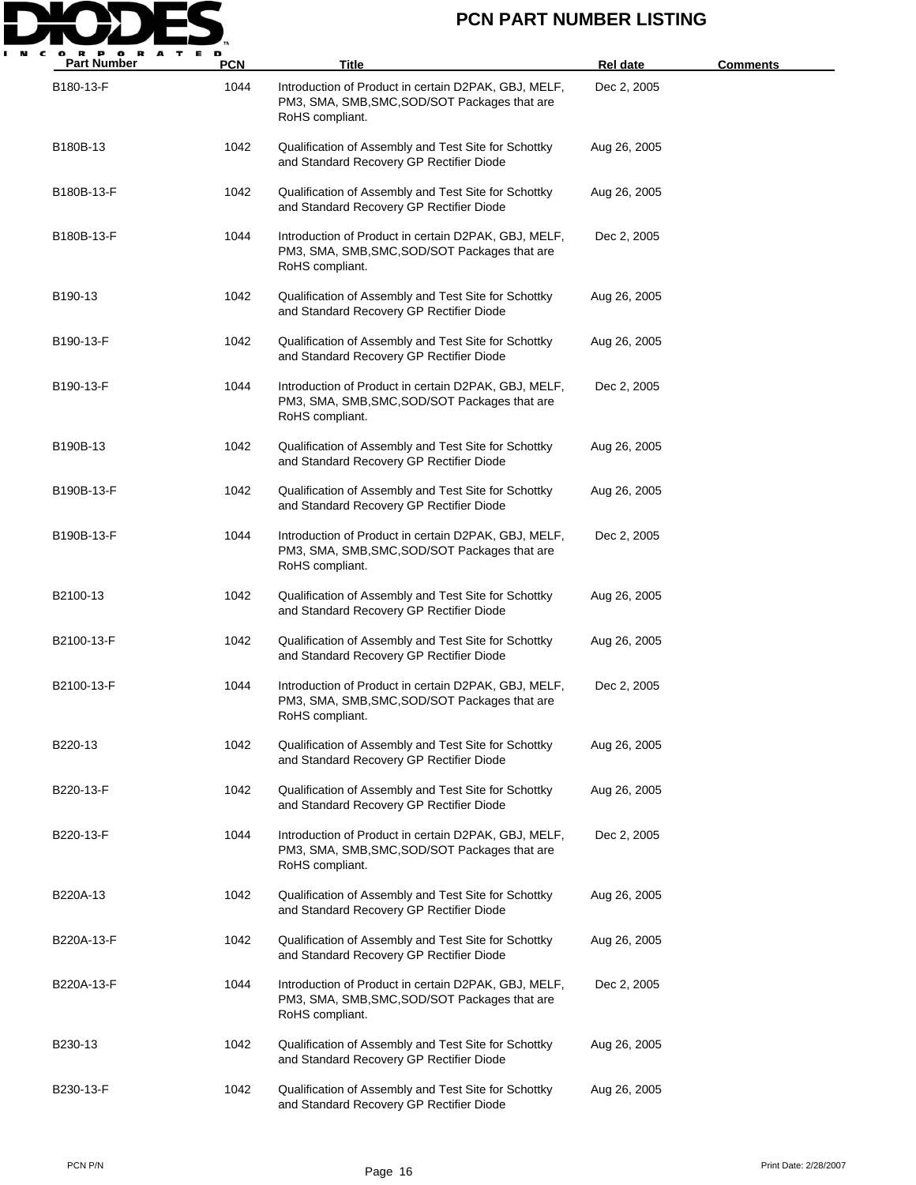| Part Number | PCN | Title | Rel date | Comments |
|---|---|---|---|---|
| B180-13-F | 1044 | Introduction of Product in certain D2PAK, GBJ, MELF, PM3, SMA, SMB,SMC,SOD/SOT Packages that are RoHS compliant. | Dec 2, 2005 | |
| B180B-13 | 1042 | Qualification of Assembly and Test Site for Schottky and Standard Recovery GP Rectifier Diode | Aug 26, 2005 | |
| B180B-13-F | 1042 | Qualification of Assembly and Test Site for Schottky and Standard Recovery GP Rectifier Diode | Aug 26, 2005 | |
| B180B-13-F | 1044 | Introduction of Product in certain D2PAK, GBJ, MELF, PM3, SMA, SMB,SMC,SOD/SOT Packages that are RoHS compliant. | Dec 2, 2005 | |
| B190-13 | 1042 | Qualification of Assembly and Test Site for Schottky and Standard Recovery GP Rectifier Diode | Aug 26, 2005 | |
| B190-13-F | 1042 | Qualification of Assembly and Test Site for Schottky and Standard Recovery GP Rectifier Diode | Aug 26, 2005 | |
| B190-13-F | 1044 | Introduction of Product in certain D2PAK, GBJ, MELF, PM3, SMA, SMB,SMC,SOD/SOT Packages that are RoHS compliant. | Dec 2, 2005 | |
| B190B-13 | 1042 | Qualification of Assembly and Test Site for Schottky and Standard Recovery GP Rectifier Diode | Aug 26, 2005 | |
| B190B-13-F | 1042 | Qualification of Assembly and Test Site for Schottky and Standard Recovery GP Rectifier Diode | Aug 26, 2005 | |
| B190B-13-F | 1044 | Introduction of Product in certain D2PAK, GBJ, MELF, PM3, SMA, SMB,SMC,SOD/SOT Packages that are RoHS compliant. | Dec 2, 2005 | |
| B2100-13 | 1042 | Qualification of Assembly and Test Site for Schottky and Standard Recovery GP Rectifier Diode | Aug 26, 2005 | |
| B2100-13-F | 1042 | Qualification of Assembly and Test Site for Schottky and Standard Recovery GP Rectifier Diode | Aug 26, 2005 | |
| B2100-13-F | 1044 | Introduction of Product in certain D2PAK, GBJ, MELF, PM3, SMA, SMB,SMC,SOD/SOT Packages that are RoHS compliant. | Dec 2, 2005 | |
| B220-13 | 1042 | Qualification of Assembly and Test Site for Schottky and Standard Recovery GP Rectifier Diode | Aug 26, 2005 | |
| B220-13-F | 1042 | Qualification of Assembly and Test Site for Schottky and Standard Recovery GP Rectifier Diode | Aug 26, 2005 | |
| B220-13-F | 1044 | Introduction of Product in certain D2PAK, GBJ, MELF, PM3, SMA, SMB,SMC,SOD/SOT Packages that are RoHS compliant. | Dec 2, 2005 | |
| B220A-13 | 1042 | Qualification of Assembly and Test Site for Schottky and Standard Recovery GP Rectifier Diode | Aug 26, 2005 | |
| B220A-13-F | 1042 | Qualification of Assembly and Test Site for Schottky and Standard Recovery GP Rectifier Diode | Aug 26, 2005 | |
| B220A-13-F | 1044 | Introduction of Product in certain D2PAK, GBJ, MELF, PM3, SMA, SMB,SMC,SOD/SOT Packages that are RoHS compliant. | Dec 2, 2005 | |
| B230-13 | 1042 | Qualification of Assembly and Test Site for Schottky and Standard Recovery GP Rectifier Diode | Aug 26, 2005 | |
| B230-13-F | 1042 | Qualification of Assembly and Test Site for Schottky and Standard Recovery GP Rectifier Diode | Aug 26, 2005 | |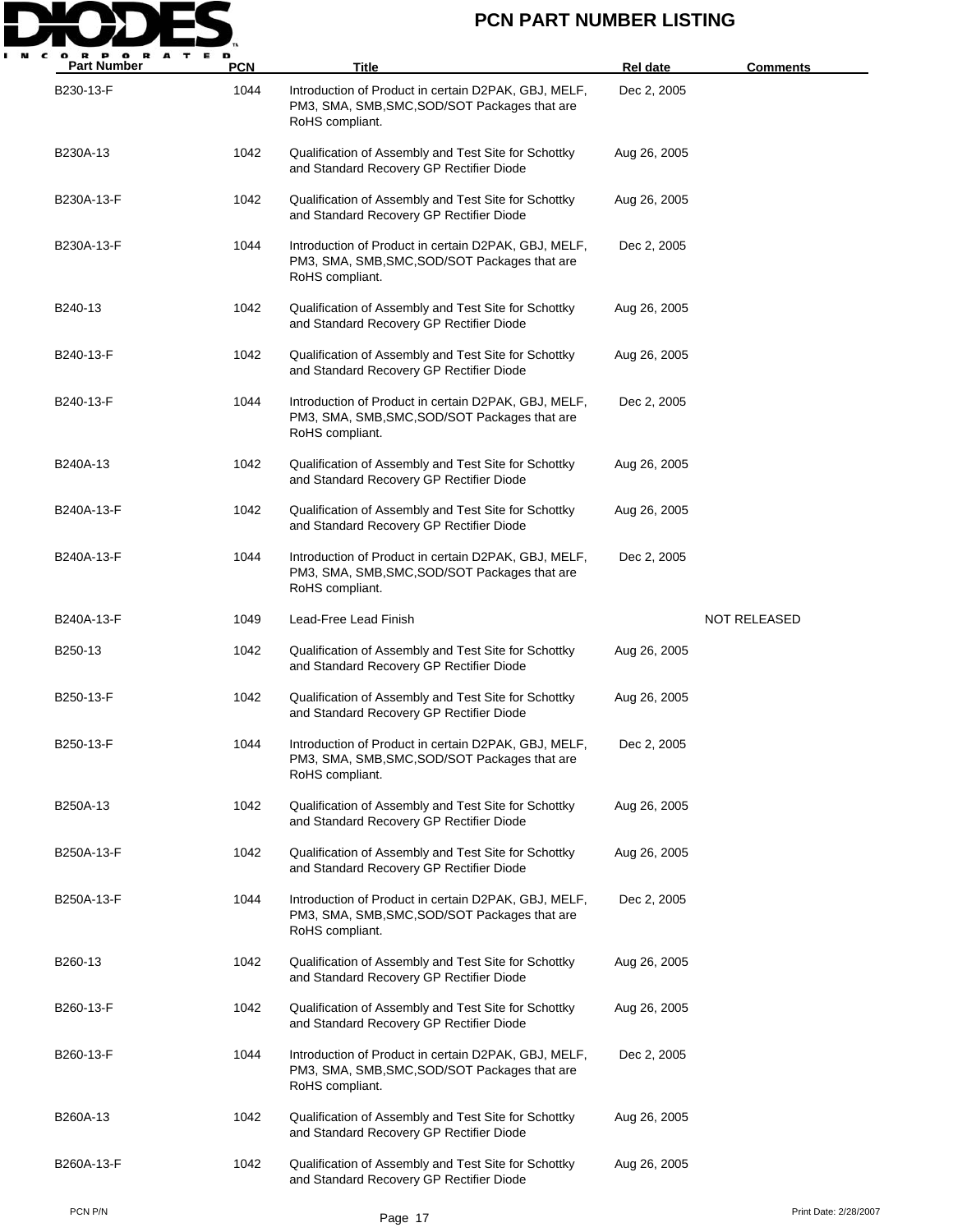# PCN PART NUMBER LISTING

| Part Number | PCN | Title | Rel date | Comments |
|---|---|---|---|---|
| B230-13-F | 1044 | Introduction of Product in certain D2PAK, GBJ, MELF, PM3, SMA, SMB,SMC,SOD/SOT Packages that are RoHS compliant. | Dec 2, 2005 | |
| B230A-13 | 1042 | Qualification of Assembly and Test Site for Schottky and Standard Recovery GP Rectifier Diode | Aug 26, 2005 | |
| B230A-13-F | 1042 | Qualification of Assembly and Test Site for Schottky and Standard Recovery GP Rectifier Diode | Aug 26, 2005 | |
| B230A-13-F | 1044 | Introduction of Product in certain D2PAK, GBJ, MELF, PM3, SMA, SMB,SMC,SOD/SOT Packages that are RoHS compliant. | Dec 2, 2005 | |
| B240-13 | 1042 | Qualification of Assembly and Test Site for Schottky and Standard Recovery GP Rectifier Diode | Aug 26, 2005 | |
| B240-13-F | 1042 | Qualification of Assembly and Test Site for Schottky and Standard Recovery GP Rectifier Diode | Aug 26, 2005 | |
| B240-13-F | 1044 | Introduction of Product in certain D2PAK, GBJ, MELF, PM3, SMA, SMB,SMC,SOD/SOT Packages that are RoHS compliant. | Dec 2, 2005 | |
| B240A-13 | 1042 | Qualification of Assembly and Test Site for Schottky and Standard Recovery GP Rectifier Diode | Aug 26, 2005 | |
| B240A-13-F | 1042 | Qualification of Assembly and Test Site for Schottky and Standard Recovery GP Rectifier Diode | Aug 26, 2005 | |
| B240A-13-F | 1044 | Introduction of Product in certain D2PAK, GBJ, MELF, PM3, SMA, SMB,SMC,SOD/SOT Packages that are RoHS compliant. | Dec 2, 2005 | |
| B240A-13-F | 1049 | Lead-Free Lead Finish | | NOT RELEASED |
| B250-13 | 1042 | Qualification of Assembly and Test Site for Schottky and Standard Recovery GP Rectifier Diode | Aug 26, 2005 | |
| B250-13-F | 1042 | Qualification of Assembly and Test Site for Schottky and Standard Recovery GP Rectifier Diode | Aug 26, 2005 | |
| B250-13-F | 1044 | Introduction of Product in certain D2PAK, GBJ, MELF, PM3, SMA, SMB,SMC,SOD/SOT Packages that are RoHS compliant. | Dec 2, 2005 | |
| B250A-13 | 1042 | Qualification of Assembly and Test Site for Schottky and Standard Recovery GP Rectifier Diode | Aug 26, 2005 | |
| B250A-13-F | 1042 | Qualification of Assembly and Test Site for Schottky and Standard Recovery GP Rectifier Diode | Aug 26, 2005 | |
| B250A-13-F | 1044 | Introduction of Product in certain D2PAK, GBJ, MELF, PM3, SMA, SMB,SMC,SOD/SOT Packages that are RoHS compliant. | Dec 2, 2005 | |
| B260-13 | 1042 | Qualification of Assembly and Test Site for Schottky and Standard Recovery GP Rectifier Diode | Aug 26, 2005 | |
| B260-13-F | 1042 | Qualification of Assembly and Test Site for Schottky and Standard Recovery GP Rectifier Diode | Aug 26, 2005 | |
| B260-13-F | 1044 | Introduction of Product in certain D2PAK, GBJ, MELF, PM3, SMA, SMB,SMC,SOD/SOT Packages that are RoHS compliant. | Dec 2, 2005 | |
| B260A-13 | 1042 | Qualification of Assembly and Test Site for Schottky and Standard Recovery GP Rectifier Diode | Aug 26, 2005 | |
| B260A-13-F | 1042 | Qualification of Assembly and Test Site for Schottky and Standard Recovery GP Rectifier Diode | Aug 26, 2005 | |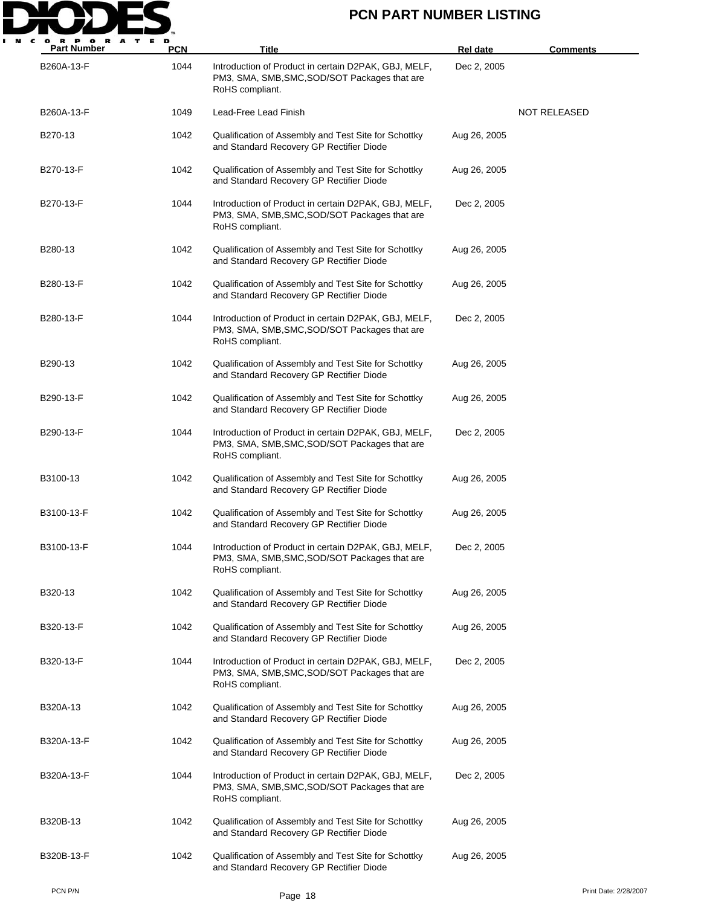# PCN PART NUMBER LISTING

| Part Number | PCN | Title | Rel date | Comments |
|---|---|---|---|---|
| B260A-13-F | 1044 | Introduction of Product in certain D2PAK, GBJ, MELF, PM3, SMA, SMB,SMC,SOD/SOT Packages that are RoHS compliant. | Dec 2, 2005 | |
| B260A-13-F | 1049 | Lead-Free Lead Finish | | NOT RELEASED |
| B270-13 | 1042 | Qualification of Assembly and Test Site for Schottky and Standard Recovery GP Rectifier Diode | Aug 26, 2005 | |
| B270-13-F | 1042 | Qualification of Assembly and Test Site for Schottky and Standard Recovery GP Rectifier Diode | Aug 26, 2005 | |
| B270-13-F | 1044 | Introduction of Product in certain D2PAK, GBJ, MELF, PM3, SMA, SMB,SMC,SOD/SOT Packages that are RoHS compliant. | Dec 2, 2005 | |
| B280-13 | 1042 | Qualification of Assembly and Test Site for Schottky and Standard Recovery GP Rectifier Diode | Aug 26, 2005 | |
| B280-13-F | 1042 | Qualification of Assembly and Test Site for Schottky and Standard Recovery GP Rectifier Diode | Aug 26, 2005 | |
| B280-13-F | 1044 | Introduction of Product in certain D2PAK, GBJ, MELF, PM3, SMA, SMB,SMC,SOD/SOT Packages that are RoHS compliant. | Dec 2, 2005 | |
| B290-13 | 1042 | Qualification of Assembly and Test Site for Schottky and Standard Recovery GP Rectifier Diode | Aug 26, 2005 | |
| B290-13-F | 1042 | Qualification of Assembly and Test Site for Schottky and Standard Recovery GP Rectifier Diode | Aug 26, 2005 | |
| B290-13-F | 1044 | Introduction of Product in certain D2PAK, GBJ, MELF, PM3, SMA, SMB,SMC,SOD/SOT Packages that are RoHS compliant. | Dec 2, 2005 | |
| B3100-13 | 1042 | Qualification of Assembly and Test Site for Schottky and Standard Recovery GP Rectifier Diode | Aug 26, 2005 | |
| B3100-13-F | 1042 | Qualification of Assembly and Test Site for Schottky and Standard Recovery GP Rectifier Diode | Aug 26, 2005 | |
| B3100-13-F | 1044 | Introduction of Product in certain D2PAK, GBJ, MELF, PM3, SMA, SMB,SMC,SOD/SOT Packages that are RoHS compliant. | Dec 2, 2005 | |
| B320-13 | 1042 | Qualification of Assembly and Test Site for Schottky and Standard Recovery GP Rectifier Diode | Aug 26, 2005 | |
| B320-13-F | 1042 | Qualification of Assembly and Test Site for Schottky and Standard Recovery GP Rectifier Diode | Aug 26, 2005 | |
| B320-13-F | 1044 | Introduction of Product in certain D2PAK, GBJ, MELF, PM3, SMA, SMB,SMC,SOD/SOT Packages that are RoHS compliant. | Dec 2, 2005 | |
| B320A-13 | 1042 | Qualification of Assembly and Test Site for Schottky and Standard Recovery GP Rectifier Diode | Aug 26, 2005 | |
| B320A-13-F | 1042 | Qualification of Assembly and Test Site for Schottky and Standard Recovery GP Rectifier Diode | Aug 26, 2005 | |
| B320A-13-F | 1044 | Introduction of Product in certain D2PAK, GBJ, MELF, PM3, SMA, SMB,SMC,SOD/SOT Packages that are RoHS compliant. | Dec 2, 2005 | |
| B320B-13 | 1042 | Qualification of Assembly and Test Site for Schottky and Standard Recovery GP Rectifier Diode | Aug 26, 2005 | |
| B320B-13-F | 1042 | Qualification of Assembly and Test Site for Schottky and Standard Recovery GP Rectifier Diode | Aug 26, 2005 | |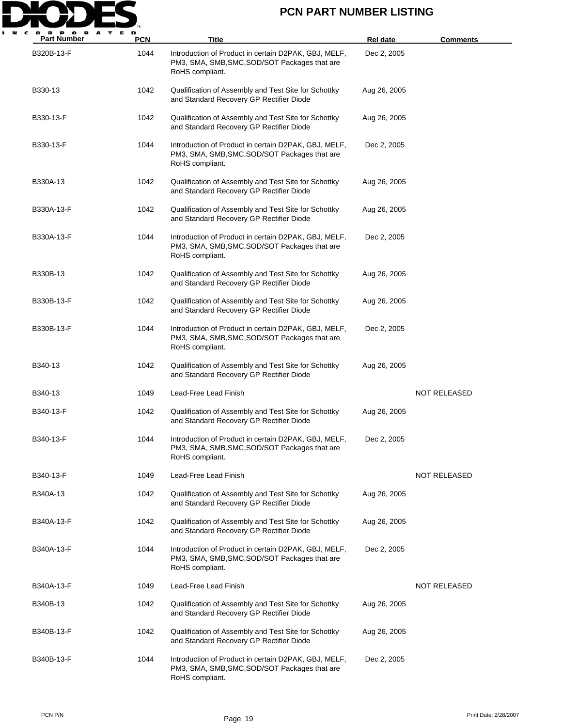# PCN PART NUMBER LISTING

| Part Number | PCN | Title | Rel date | Comments |
|---|---|---|---|---|
| B320B-13-F | 1044 | Introduction of Product in certain D2PAK, GBJ, MELF, PM3, SMA, SMB,SMC,SOD/SOT Packages that are RoHS compliant. | Dec 2, 2005 | |
| B330-13 | 1042 | Qualification of Assembly and Test Site for Schottky and Standard Recovery GP Rectifier Diode | Aug 26, 2005 | |
| B330-13-F | 1042 | Qualification of Assembly and Test Site for Schottky and Standard Recovery GP Rectifier Diode | Aug 26, 2005 | |
| B330-13-F | 1044 | Introduction of Product in certain D2PAK, GBJ, MELF, PM3, SMA, SMB,SMC,SOD/SOT Packages that are RoHS compliant. | Dec 2, 2005 | |
| B330A-13 | 1042 | Qualification of Assembly and Test Site for Schottky and Standard Recovery GP Rectifier Diode | Aug 26, 2005 | |
| B330A-13-F | 1042 | Qualification of Assembly and Test Site for Schottky and Standard Recovery GP Rectifier Diode | Aug 26, 2005 | |
| B330A-13-F | 1044 | Introduction of Product in certain D2PAK, GBJ, MELF, PM3, SMA, SMB,SMC,SOD/SOT Packages that are RoHS compliant. | Dec 2, 2005 | |
| B330B-13 | 1042 | Qualification of Assembly and Test Site for Schottky and Standard Recovery GP Rectifier Diode | Aug 26, 2005 | |
| B330B-13-F | 1042 | Qualification of Assembly and Test Site for Schottky and Standard Recovery GP Rectifier Diode | Aug 26, 2005 | |
| B330B-13-F | 1044 | Introduction of Product in certain D2PAK, GBJ, MELF, PM3, SMA, SMB,SMC,SOD/SOT Packages that are RoHS compliant. | Dec 2, 2005 | |
| B340-13 | 1042 | Qualification of Assembly and Test Site for Schottky and Standard Recovery GP Rectifier Diode | Aug 26, 2005 | |
| B340-13 | 1049 | Lead-Free Lead Finish | | NOT RELEASED |
| B340-13-F | 1042 | Qualification of Assembly and Test Site for Schottky and Standard Recovery GP Rectifier Diode | Aug 26, 2005 | |
| B340-13-F | 1044 | Introduction of Product in certain D2PAK, GBJ, MELF, PM3, SMA, SMB,SMC,SOD/SOT Packages that are RoHS compliant. | Dec 2, 2005 | |
| B340-13-F | 1049 | Lead-Free Lead Finish | | NOT RELEASED |
| B340A-13 | 1042 | Qualification of Assembly and Test Site for Schottky and Standard Recovery GP Rectifier Diode | Aug 26, 2005 | |
| B340A-13-F | 1042 | Qualification of Assembly and Test Site for Schottky and Standard Recovery GP Rectifier Diode | Aug 26, 2005 | |
| B340A-13-F | 1044 | Introduction of Product in certain D2PAK, GBJ, MELF, PM3, SMA, SMB,SMC,SOD/SOT Packages that are RoHS compliant. | Dec 2, 2005 | |
| B340A-13-F | 1049 | Lead-Free Lead Finish | | NOT RELEASED |
| B340B-13 | 1042 | Qualification of Assembly and Test Site for Schottky and Standard Recovery GP Rectifier Diode | Aug 26, 2005 | |
| B340B-13-F | 1042 | Qualification of Assembly and Test Site for Schottky and Standard Recovery GP Rectifier Diode | Aug 26, 2005 | |
| B340B-13-F | 1044 | Introduction of Product in certain D2PAK, GBJ, MELF, PM3, SMA, SMB,SMC,SOD/SOT Packages that are RoHS compliant. | Dec 2, 2005 | |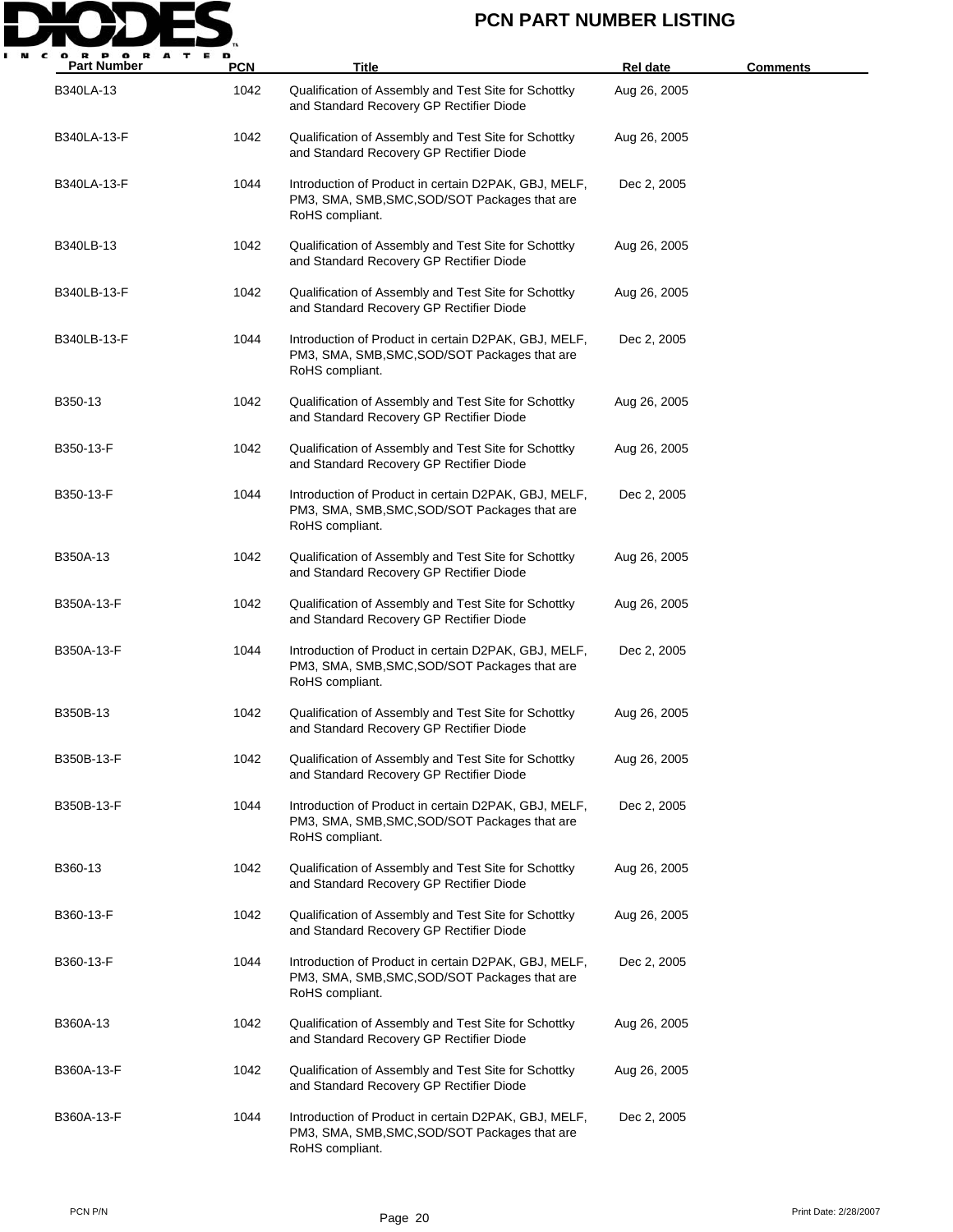| Part Number | PCN | Title | Rel date | Comments |
|---|---|---|---|---|
| B340LA-13 | 1042 | Qualification of Assembly and Test Site for Schottky and Standard Recovery GP Rectifier Diode | Aug 26, 2005 | |
| B340LA-13-F | 1042 | Qualification of Assembly and Test Site for Schottky and Standard Recovery GP Rectifier Diode | Aug 26, 2005 | |
| B340LA-13-F | 1044 | Introduction of Product in certain D2PAK, GBJ, MELF, PM3, SMA, SMB,SMC,SOD/SOT Packages that are RoHS compliant. | Dec 2, 2005 | |
| B340LB-13 | 1042 | Qualification of Assembly and Test Site for Schottky and Standard Recovery GP Rectifier Diode | Aug 26, 2005 | |
| B340LB-13-F | 1042 | Qualification of Assembly and Test Site for Schottky and Standard Recovery GP Rectifier Diode | Aug 26, 2005 | |
| B340LB-13-F | 1044 | Introduction of Product in certain D2PAK, GBJ, MELF, PM3, SMA, SMB,SMC,SOD/SOT Packages that are RoHS compliant. | Dec 2, 2005 | |
| B350-13 | 1042 | Qualification of Assembly and Test Site for Schottky and Standard Recovery GP Rectifier Diode | Aug 26, 2005 | |
| B350-13-F | 1042 | Qualification of Assembly and Test Site for Schottky and Standard Recovery GP Rectifier Diode | Aug 26, 2005 | |
| B350-13-F | 1044 | Introduction of Product in certain D2PAK, GBJ, MELF, PM3, SMA, SMB,SMC,SOD/SOT Packages that are RoHS compliant. | Dec 2, 2005 | |
| B350A-13 | 1042 | Qualification of Assembly and Test Site for Schottky and Standard Recovery GP Rectifier Diode | Aug 26, 2005 | |
| B350A-13-F | 1042 | Qualification of Assembly and Test Site for Schottky and Standard Recovery GP Rectifier Diode | Aug 26, 2005 | |
| B350A-13-F | 1044 | Introduction of Product in certain D2PAK, GBJ, MELF, PM3, SMA, SMB,SMC,SOD/SOT Packages that are RoHS compliant. | Dec 2, 2005 | |
| B350B-13 | 1042 | Qualification of Assembly and Test Site for Schottky and Standard Recovery GP Rectifier Diode | Aug 26, 2005 | |
| B350B-13-F | 1042 | Qualification of Assembly and Test Site for Schottky and Standard Recovery GP Rectifier Diode | Aug 26, 2005 | |
| B350B-13-F | 1044 | Introduction of Product in certain D2PAK, GBJ, MELF, PM3, SMA, SMB,SMC,SOD/SOT Packages that are RoHS compliant. | Dec 2, 2005 | |
| B360-13 | 1042 | Qualification of Assembly and Test Site for Schottky and Standard Recovery GP Rectifier Diode | Aug 26, 2005 | |
| B360-13-F | 1042 | Qualification of Assembly and Test Site for Schottky and Standard Recovery GP Rectifier Diode | Aug 26, 2005 | |
| B360-13-F | 1044 | Introduction of Product in certain D2PAK, GBJ, MELF, PM3, SMA, SMB,SMC,SOD/SOT Packages that are RoHS compliant. | Dec 2, 2005 | |
| B360A-13 | 1042 | Qualification of Assembly and Test Site for Schottky and Standard Recovery GP Rectifier Diode | Aug 26, 2005 | |
| B360A-13-F | 1042 | Qualification of Assembly and Test Site for Schottky and Standard Recovery GP Rectifier Diode | Aug 26, 2005 | |
| B360A-13-F | 1044 | Introduction of Product in certain D2PAK, GBJ, MELF, PM3, SMA, SMB,SMC,SOD/SOT Packages that are RoHS compliant. | Dec 2, 2005 | |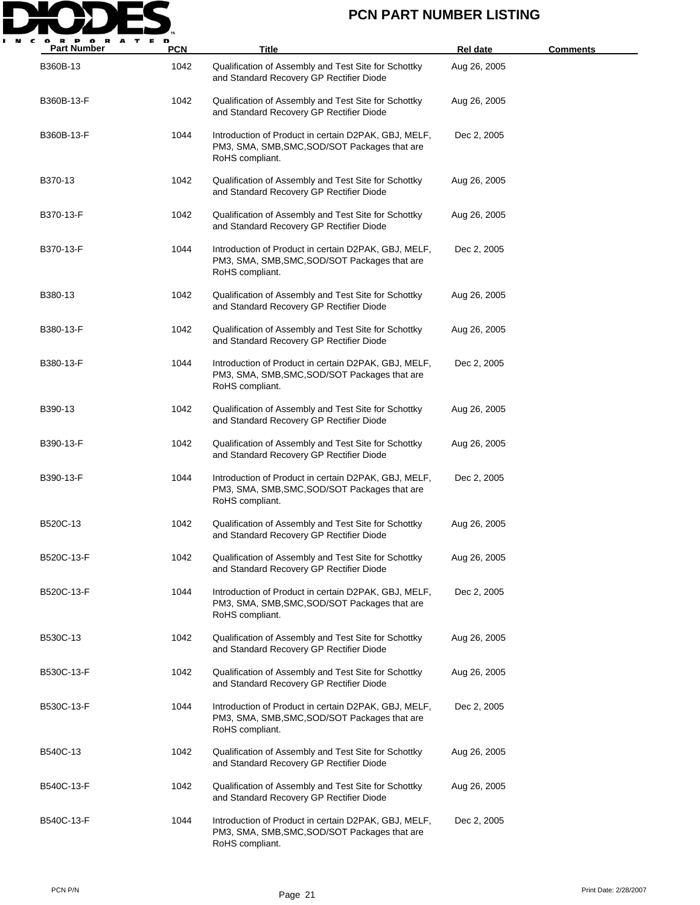# PCN PART NUMBER LISTING

| Part Number | PCN | Title | Rel date | Comments |
|---|---|---|---|---|
| B360B-13 | 1042 | Qualification of Assembly and Test Site for Schottky and Standard Recovery GP Rectifier Diode | Aug 26, 2005 | |
| B360B-13-F | 1042 | Qualification of Assembly and Test Site for Schottky and Standard Recovery GP Rectifier Diode | Aug 26, 2005 | |
| B360B-13-F | 1044 | Introduction of Product in certain D2PAK, GBJ, MELF, PM3, SMA, SMB,SMC,SOD/SOT Packages that are RoHS compliant. | Dec 2, 2005 | |
| B370-13 | 1042 | Qualification of Assembly and Test Site for Schottky and Standard Recovery GP Rectifier Diode | Aug 26, 2005 | |
| B370-13-F | 1042 | Qualification of Assembly and Test Site for Schottky and Standard Recovery GP Rectifier Diode | Aug 26, 2005 | |
| B370-13-F | 1044 | Introduction of Product in certain D2PAK, GBJ, MELF, PM3, SMA, SMB,SMC,SOD/SOT Packages that are RoHS compliant. | Dec 2, 2005 | |
| B380-13 | 1042 | Qualification of Assembly and Test Site for Schottky and Standard Recovery GP Rectifier Diode | Aug 26, 2005 | |
| B380-13-F | 1042 | Qualification of Assembly and Test Site for Schottky and Standard Recovery GP Rectifier Diode | Aug 26, 2005 | |
| B380-13-F | 1044 | Introduction of Product in certain D2PAK, GBJ, MELF, PM3, SMA, SMB,SMC,SOD/SOT Packages that are RoHS compliant. | Dec 2, 2005 | |
| B390-13 | 1042 | Qualification of Assembly and Test Site for Schottky and Standard Recovery GP Rectifier Diode | Aug 26, 2005 | |
| B390-13-F | 1042 | Qualification of Assembly and Test Site for Schottky and Standard Recovery GP Rectifier Diode | Aug 26, 2005 | |
| B390-13-F | 1044 | Introduction of Product in certain D2PAK, GBJ, MELF, PM3, SMA, SMB,SMC,SOD/SOT Packages that are RoHS compliant. | Dec 2, 2005 | |
| B520C-13 | 1042 | Qualification of Assembly and Test Site for Schottky and Standard Recovery GP Rectifier Diode | Aug 26, 2005 | |
| B520C-13-F | 1042 | Qualification of Assembly and Test Site for Schottky and Standard Recovery GP Rectifier Diode | Aug 26, 2005 | |
| B520C-13-F | 1044 | Introduction of Product in certain D2PAK, GBJ, MELF, PM3, SMA, SMB,SMC,SOD/SOT Packages that are RoHS compliant. | Dec 2, 2005 | |
| B530C-13 | 1042 | Qualification of Assembly and Test Site for Schottky and Standard Recovery GP Rectifier Diode | Aug 26, 2005 | |
| B530C-13-F | 1042 | Qualification of Assembly and Test Site for Schottky and Standard Recovery GP Rectifier Diode | Aug 26, 2005 | |
| B530C-13-F | 1044 | Introduction of Product in certain D2PAK, GBJ, MELF, PM3, SMA, SMB,SMC,SOD/SOT Packages that are RoHS compliant. | Dec 2, 2005 | |
| B540C-13 | 1042 | Qualification of Assembly and Test Site for Schottky and Standard Recovery GP Rectifier Diode | Aug 26, 2005 | |
| B540C-13-F | 1042 | Qualification of Assembly and Test Site for Schottky and Standard Recovery GP Rectifier Diode | Aug 26, 2005 | |
| B540C-13-F | 1044 | Introduction of Product in certain D2PAK, GBJ, MELF, PM3, SMA, SMB,SMC,SOD/SOT Packages that are RoHS compliant. | Dec 2, 2005 | |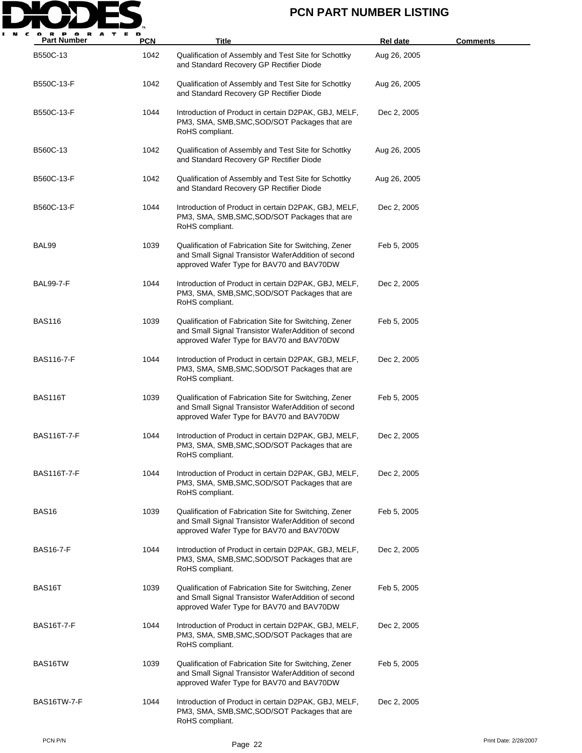# PCN PART NUMBER LISTING

| Part Number | PCN | Title | Rel date | Comments |
|---|---|---|---|---|
| B550C-13 | 1042 | Qualification of Assembly and Test Site for Schottky and Standard Recovery GP Rectifier Diode | Aug 26, 2005 | |
| B550C-13-F | 1042 | Qualification of Assembly and Test Site for Schottky and Standard Recovery GP Rectifier Diode | Aug 26, 2005 | |
| B550C-13-F | 1044 | Introduction of Product in certain D2PAK, GBJ, MELF, PM3, SMA, SMB,SMC,SOD/SOT Packages that are RoHS compliant. | Dec 2, 2005 | |
| B560C-13 | 1042 | Qualification of Assembly and Test Site for Schottky and Standard Recovery GP Rectifier Diode | Aug 26, 2005 | |
| B560C-13-F | 1042 | Qualification of Assembly and Test Site for Schottky and Standard Recovery GP Rectifier Diode | Aug 26, 2005 | |
| B560C-13-F | 1044 | Introduction of Product in certain D2PAK, GBJ, MELF, PM3, SMA, SMB,SMC,SOD/SOT Packages that are RoHS compliant. | Dec 2, 2005 | |
| BAL99 | 1039 | Qualification of Fabrication Site for Switching, Zener and Small Signal Transistor WaferAddition of second approved Wafer Type for BAV70 and BAV70DW | Feb 5, 2005 | |
| BAL99-7-F | 1044 | Introduction of Product in certain D2PAK, GBJ, MELF, PM3, SMA, SMB,SMC,SOD/SOT Packages that are RoHS compliant. | Dec 2, 2005 | |
| BAS116 | 1039 | Qualification of Fabrication Site for Switching, Zener and Small Signal Transistor WaferAddition of second approved Wafer Type for BAV70 and BAV70DW | Feb 5, 2005 | |
| BAS116-7-F | 1044 | Introduction of Product in certain D2PAK, GBJ, MELF, PM3, SMA, SMB,SMC,SOD/SOT Packages that are RoHS compliant. | Dec 2, 2005 | |
| BAS116T | 1039 | Qualification of Fabrication Site for Switching, Zener and Small Signal Transistor WaferAddition of second approved Wafer Type for BAV70 and BAV70DW | Feb 5, 2005 | |
| BAS116T-7-F | 1044 | Introduction of Product in certain D2PAK, GBJ, MELF, PM3, SMA, SMB,SMC,SOD/SOT Packages that are RoHS compliant. | Dec 2, 2005 | |
| BAS116T-7-F | 1044 | Introduction of Product in certain D2PAK, GBJ, MELF, PM3, SMA, SMB,SMC,SOD/SOT Packages that are RoHS compliant. | Dec 2, 2005 | |
| BAS16 | 1039 | Qualification of Fabrication Site for Switching, Zener and Small Signal Transistor WaferAddition of second approved Wafer Type for BAV70 and BAV70DW | Feb 5, 2005 | |
| BAS16-7-F | 1044 | Introduction of Product in certain D2PAK, GBJ, MELF, PM3, SMA, SMB,SMC,SOD/SOT Packages that are RoHS compliant. | Dec 2, 2005 | |
| BAS16T | 1039 | Qualification of Fabrication Site for Switching, Zener and Small Signal Transistor WaferAddition of second approved Wafer Type for BAV70 and BAV70DW | Feb 5, 2005 | |
| BAS16T-7-F | 1044 | Introduction of Product in certain D2PAK, GBJ, MELF, PM3, SMA, SMB,SMC,SOD/SOT Packages that are RoHS compliant. | Dec 2, 2005 | |
| BAS16TW | 1039 | Qualification of Fabrication Site for Switching, Zener and Small Signal Transistor WaferAddition of second approved Wafer Type for BAV70 and BAV70DW | Feb 5, 2005 | |
| BAS16TW-7-F | 1044 | Introduction of Product in certain D2PAK, GBJ, MELF, PM3, SMA, SMB,SMC,SOD/SOT Packages that are RoHS compliant. | Dec 2, 2005 | |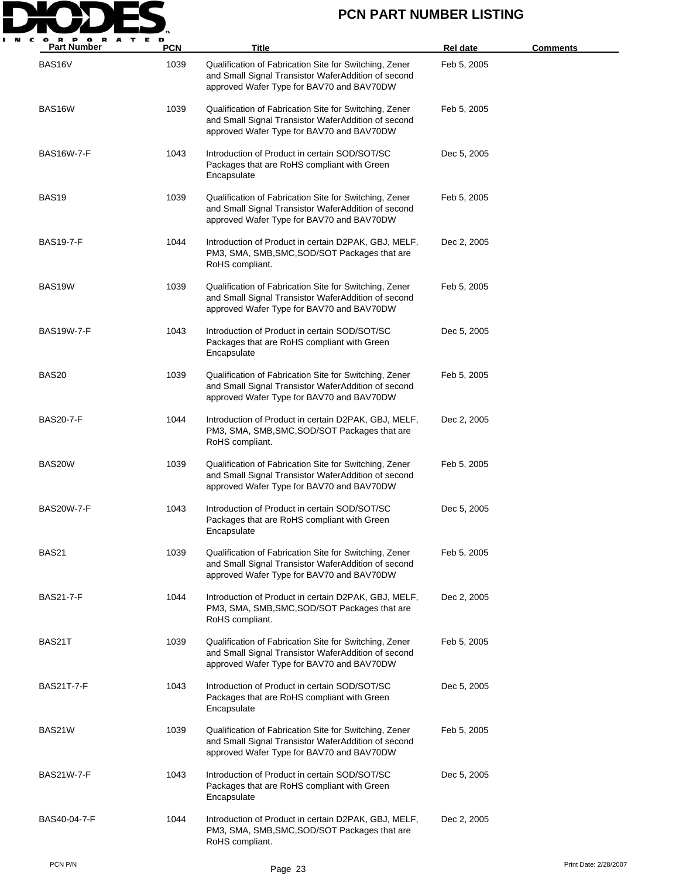# PCN PART NUMBER LISTING

| Part Number | PCN | Title | Rel date | Comments |
|---|---|---|---|---|
| BAS16V | 1039 | Qualification of Fabrication Site for Switching, Zener and Small Signal Transistor WaferAddition of second approved Wafer Type for BAV70 and BAV70DW | Feb 5, 2005 | |
| BAS16W | 1039 | Qualification of Fabrication Site for Switching, Zener and Small Signal Transistor WaferAddition of second approved Wafer Type for BAV70 and BAV70DW | Feb 5, 2005 | |
| BAS16W-7-F | 1043 | Introduction of Product in certain SOD/SOT/SC Packages that are RoHS compliant with Green Encapsulate | Dec 5, 2005 | |
| BAS19 | 1039 | Qualification of Fabrication Site for Switching, Zener and Small Signal Transistor WaferAddition of second approved Wafer Type for BAV70 and BAV70DW | Feb 5, 2005 | |
| BAS19-7-F | 1044 | Introduction of Product in certain D2PAK, GBJ, MELF, PM3, SMA, SMB,SMC,SOD/SOT Packages that are RoHS compliant. | Dec 2, 2005 | |
| BAS19W | 1039 | Qualification of Fabrication Site for Switching, Zener and Small Signal Transistor WaferAddition of second approved Wafer Type for BAV70 and BAV70DW | Feb 5, 2005 | |
| BAS19W-7-F | 1043 | Introduction of Product in certain SOD/SOT/SC Packages that are RoHS compliant with Green Encapsulate | Dec 5, 2005 | |
| BAS20 | 1039 | Qualification of Fabrication Site for Switching, Zener and Small Signal Transistor WaferAddition of second approved Wafer Type for BAV70 and BAV70DW | Feb 5, 2005 | |
| BAS20-7-F | 1044 | Introduction of Product in certain D2PAK, GBJ, MELF, PM3, SMA, SMB,SMC,SOD/SOT Packages that are RoHS compliant. | Dec 2, 2005 | |
| BAS20W | 1039 | Qualification of Fabrication Site for Switching, Zener and Small Signal Transistor WaferAddition of second approved Wafer Type for BAV70 and BAV70DW | Feb 5, 2005 | |
| BAS20W-7-F | 1043 | Introduction of Product in certain SOD/SOT/SC Packages that are RoHS compliant with Green Encapsulate | Dec 5, 2005 | |
| BAS21 | 1039 | Qualification of Fabrication Site for Switching, Zener and Small Signal Transistor WaferAddition of second approved Wafer Type for BAV70 and BAV70DW | Feb 5, 2005 | |
| BAS21-7-F | 1044 | Introduction of Product in certain D2PAK, GBJ, MELF, PM3, SMA, SMB,SMC,SOD/SOT Packages that are RoHS compliant. | Dec 2, 2005 | |
| BAS21T | 1039 | Qualification of Fabrication Site for Switching, Zener and Small Signal Transistor WaferAddition of second approved Wafer Type for BAV70 and BAV70DW | Feb 5, 2005 | |
| BAS21T-7-F | 1043 | Introduction of Product in certain SOD/SOT/SC Packages that are RoHS compliant with Green Encapsulate | Dec 5, 2005 | |
| BAS21W | 1039 | Qualification of Fabrication Site for Switching, Zener and Small Signal Transistor WaferAddition of second approved Wafer Type for BAV70 and BAV70DW | Feb 5, 2005 | |
| BAS21W-7-F | 1043 | Introduction of Product in certain SOD/SOT/SC Packages that are RoHS compliant with Green Encapsulate | Dec 5, 2005 | |
| BAS40-04-7-F | 1044 | Introduction of Product in certain D2PAK, GBJ, MELF, PM3, SMA, SMB,SMC,SOD/SOT Packages that are RoHS compliant. | Dec 2, 2005 | |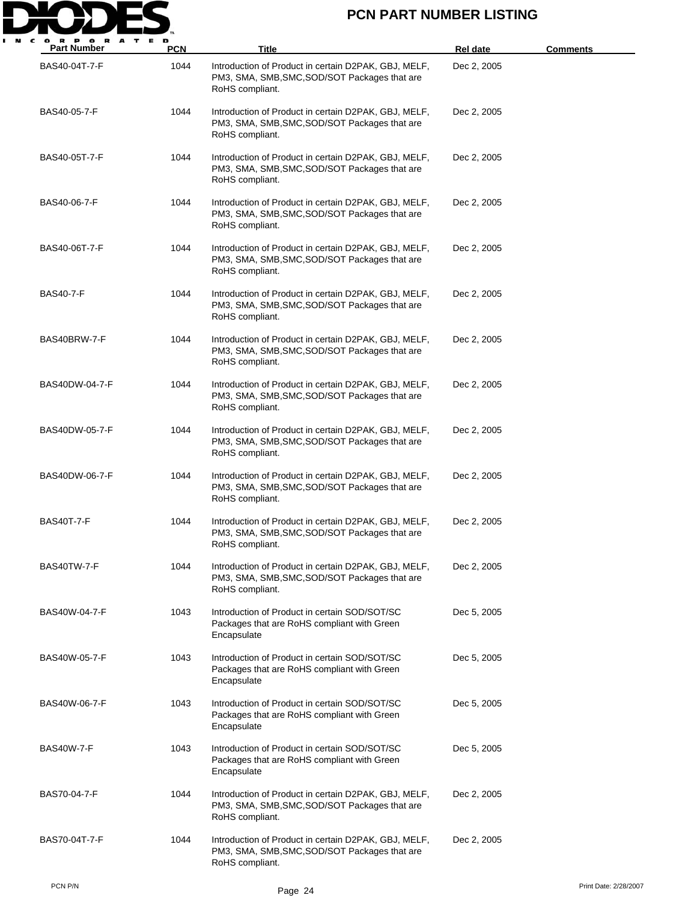# PCN PART NUMBER LISTING

| Part Number | PCN | Title | Rel date | Comments |
| --- | --- | --- | --- | --- |
| BAS40-04T-7-F | 1044 | Introduction of Product in certain D2PAK, GBJ, MELF, PM3, SMA, SMB,SMC,SOD/SOT Packages that are RoHS compliant. | Dec 2, 2005 | |
| BAS40-05-7-F | 1044 | Introduction of Product in certain D2PAK, GBJ, MELF, PM3, SMA, SMB,SMC,SOD/SOT Packages that are RoHS compliant. | Dec 2, 2005 | |
| BAS40-05T-7-F | 1044 | Introduction of Product in certain D2PAK, GBJ, MELF, PM3, SMA, SMB,SMC,SOD/SOT Packages that are RoHS compliant. | Dec 2, 2005 | |
| BAS40-06-7-F | 1044 | Introduction of Product in certain D2PAK, GBJ, MELF, PM3, SMA, SMB,SMC,SOD/SOT Packages that are RoHS compliant. | Dec 2, 2005 | |
| BAS40-06T-7-F | 1044 | Introduction of Product in certain D2PAK, GBJ, MELF, PM3, SMA, SMB,SMC,SOD/SOT Packages that are RoHS compliant. | Dec 2, 2005 | |
| BAS40-7-F | 1044 | Introduction of Product in certain D2PAK, GBJ, MELF, PM3, SMA, SMB,SMC,SOD/SOT Packages that are RoHS compliant. | Dec 2, 2005 | |
| BAS40BRW-7-F | 1044 | Introduction of Product in certain D2PAK, GBJ, MELF, PM3, SMA, SMB,SMC,SOD/SOT Packages that are RoHS compliant. | Dec 2, 2005 | |
| BAS40DW-04-7-F | 1044 | Introduction of Product in certain D2PAK, GBJ, MELF, PM3, SMA, SMB,SMC,SOD/SOT Packages that are RoHS compliant. | Dec 2, 2005 | |
| BAS40DW-05-7-F | 1044 | Introduction of Product in certain D2PAK, GBJ, MELF, PM3, SMA, SMB,SMC,SOD/SOT Packages that are RoHS compliant. | Dec 2, 2005 | |
| BAS40DW-06-7-F | 1044 | Introduction of Product in certain D2PAK, GBJ, MELF, PM3, SMA, SMB,SMC,SOD/SOT Packages that are RoHS compliant. | Dec 2, 2005 | |
| BAS40T-7-F | 1044 | Introduction of Product in certain D2PAK, GBJ, MELF, PM3, SMA, SMB,SMC,SOD/SOT Packages that are RoHS compliant. | Dec 2, 2005 | |
| BAS40TW-7-F | 1044 | Introduction of Product in certain D2PAK, GBJ, MELF, PM3, SMA, SMB,SMC,SOD/SOT Packages that are RoHS compliant. | Dec 2, 2005 | |
| BAS40W-04-7-F | 1043 | Introduction of Product in certain SOD/SOT/SC Packages that are RoHS compliant with Green Encapsulate | Dec 5, 2005 | |
| BAS40W-05-7-F | 1043 | Introduction of Product in certain SOD/SOT/SC Packages that are RoHS compliant with Green Encapsulate | Dec 5, 2005 | |
| BAS40W-06-7-F | 1043 | Introduction of Product in certain SOD/SOT/SC Packages that are RoHS compliant with Green Encapsulate | Dec 5, 2005 | |
| BAS40W-7-F | 1043 | Introduction of Product in certain SOD/SOT/SC Packages that are RoHS compliant with Green Encapsulate | Dec 5, 2005 | |
| BAS70-04-7-F | 1044 | Introduction of Product in certain D2PAK, GBJ, MELF, PM3, SMA, SMB,SMC,SOD/SOT Packages that are RoHS compliant. | Dec 2, 2005 | |
| BAS70-04T-7-F | 1044 | Introduction of Product in certain D2PAK, GBJ, MELF, PM3, SMA, SMB,SMC,SOD/SOT Packages that are RoHS compliant. | Dec 2, 2005 | |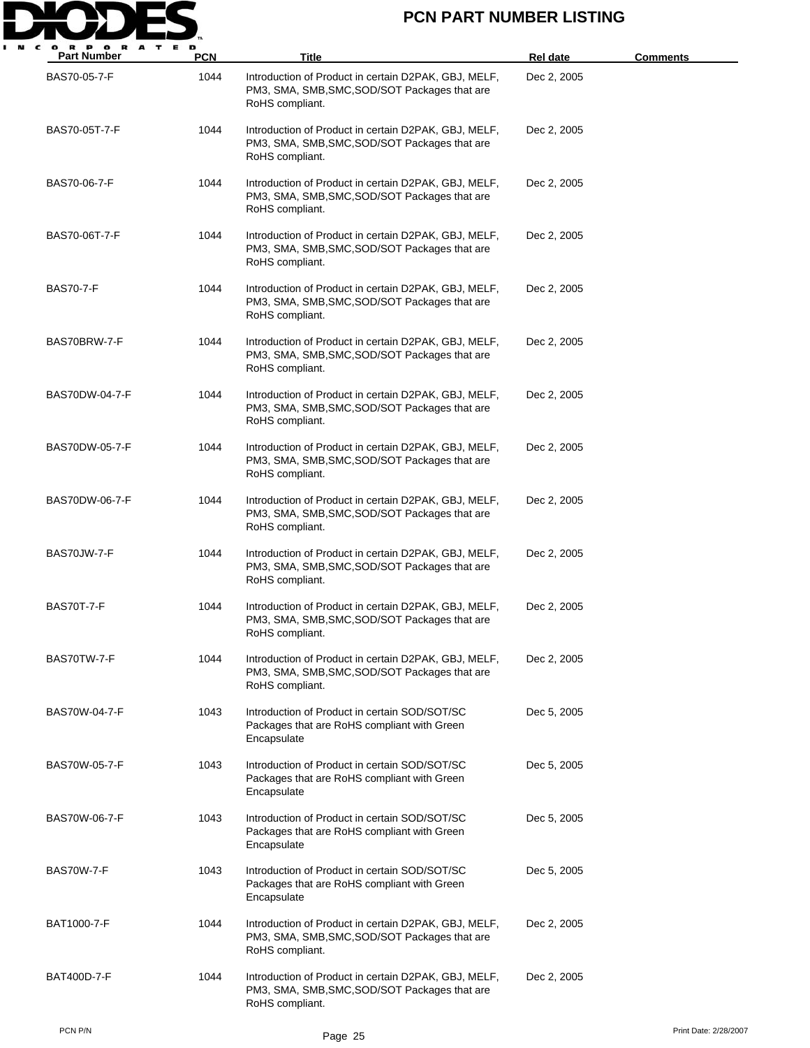# PCN PART NUMBER LISTING

| Part Number | PCN | Title | Rel date | Comments |
|---|---|---|---|---|
| BAS70-05-7-F | 1044 | Introduction of Product in certain D2PAK, GBJ, MELF, PM3, SMA, SMB,SMC,SOD/SOT Packages that are RoHS compliant. | Dec 2, 2005 | |
| BAS70-05T-7-F | 1044 | Introduction of Product in certain D2PAK, GBJ, MELF, PM3, SMA, SMB,SMC,SOD/SOT Packages that are RoHS compliant. | Dec 2, 2005 | |
| BAS70-06-7-F | 1044 | Introduction of Product in certain D2PAK, GBJ, MELF, PM3, SMA, SMB,SMC,SOD/SOT Packages that are RoHS compliant. | Dec 2, 2005 | |
| BAS70-06T-7-F | 1044 | Introduction of Product in certain D2PAK, GBJ, MELF, PM3, SMA, SMB,SMC,SOD/SOT Packages that are RoHS compliant. | Dec 2, 2005 | |
| BAS70-7-F | 1044 | Introduction of Product in certain D2PAK, GBJ, MELF, PM3, SMA, SMB,SMC,SOD/SOT Packages that are RoHS compliant. | Dec 2, 2005 | |
| BAS70BRW-7-F | 1044 | Introduction of Product in certain D2PAK, GBJ, MELF, PM3, SMA, SMB,SMC,SOD/SOT Packages that are RoHS compliant. | Dec 2, 2005 | |
| BAS70DW-04-7-F | 1044 | Introduction of Product in certain D2PAK, GBJ, MELF, PM3, SMA, SMB,SMC,SOD/SOT Packages that are RoHS compliant. | Dec 2, 2005 | |
| BAS70DW-05-7-F | 1044 | Introduction of Product in certain D2PAK, GBJ, MELF, PM3, SMA, SMB,SMC,SOD/SOT Packages that are RoHS compliant. | Dec 2, 2005 | |
| BAS70DW-06-7-F | 1044 | Introduction of Product in certain D2PAK, GBJ, MELF, PM3, SMA, SMB,SMC,SOD/SOT Packages that are RoHS compliant. | Dec 2, 2005 | |
| BAS70JW-7-F | 1044 | Introduction of Product in certain D2PAK, GBJ, MELF, PM3, SMA, SMB,SMC,SOD/SOT Packages that are RoHS compliant. | Dec 2, 2005 | |
| BAS70T-7-F | 1044 | Introduction of Product in certain D2PAK, GBJ, MELF, PM3, SMA, SMB,SMC,SOD/SOT Packages that are RoHS compliant. | Dec 2, 2005 | |
| BAS70TW-7-F | 1044 | Introduction of Product in certain D2PAK, GBJ, MELF, PM3, SMA, SMB,SMC,SOD/SOT Packages that are RoHS compliant. | Dec 2, 2005 | |
| BAS70W-04-7-F | 1043 | Introduction of Product in certain SOD/SOT/SC Packages that are RoHS compliant with Green Encapsulate | Dec 5, 2005 | |
| BAS70W-05-7-F | 1043 | Introduction of Product in certain SOD/SOT/SC Packages that are RoHS compliant with Green Encapsulate | Dec 5, 2005 | |
| BAS70W-06-7-F | 1043 | Introduction of Product in certain SOD/SOT/SC Packages that are RoHS compliant with Green Encapsulate | Dec 5, 2005 | |
| BAS70W-7-F | 1043 | Introduction of Product in certain SOD/SOT/SC Packages that are RoHS compliant with Green Encapsulate | Dec 5, 2005 | |
| BAT1000-7-F | 1044 | Introduction of Product in certain D2PAK, GBJ, MELF, PM3, SMA, SMB,SMC,SOD/SOT Packages that are RoHS compliant. | Dec 2, 2005 | |
| BAT400D-7-F | 1044 | Introduction of Product in certain D2PAK, GBJ, MELF, PM3, SMA, SMB,SMC,SOD/SOT Packages that are RoHS compliant. | Dec 2, 2005 | |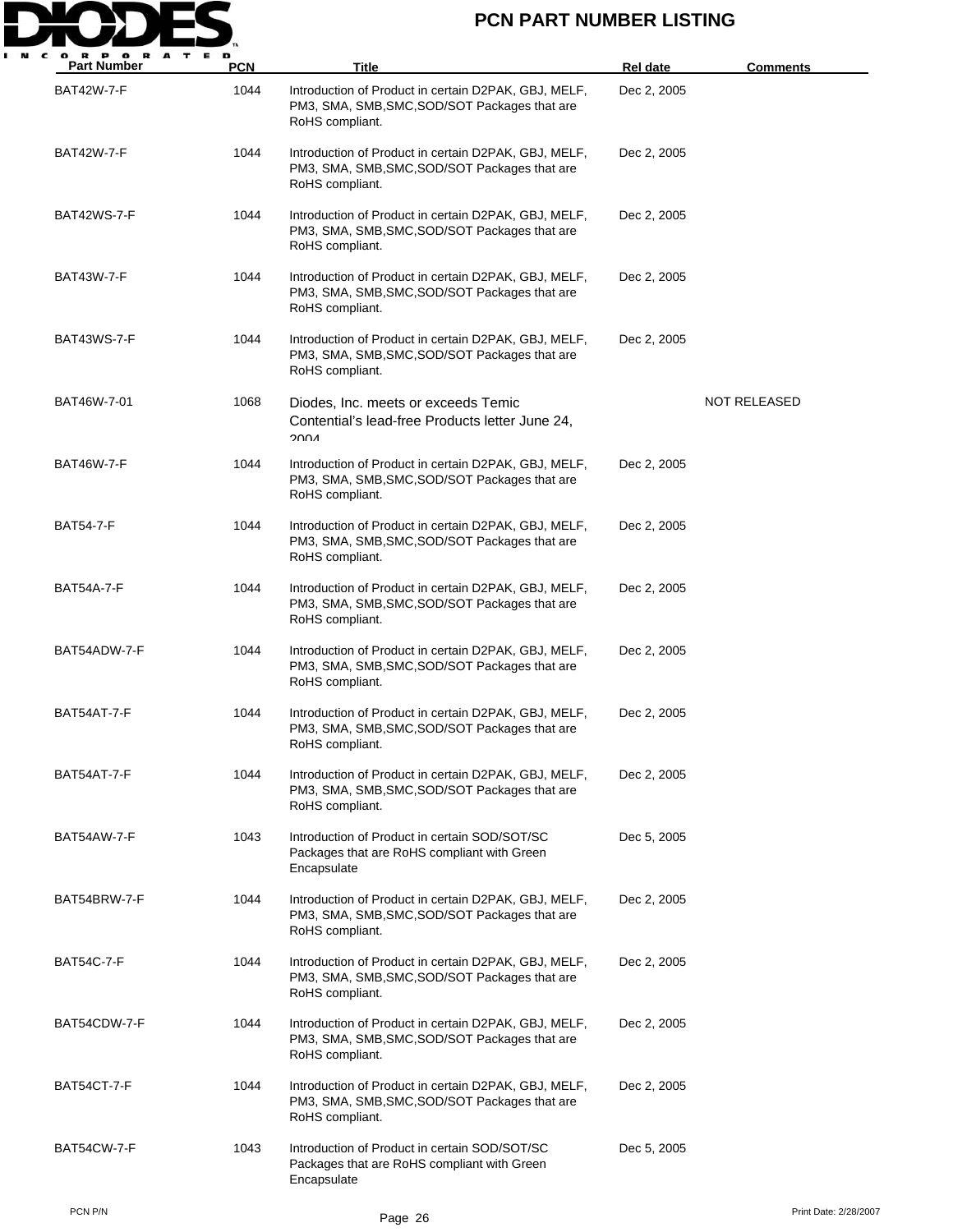# PCN PART NUMBER LISTING

| Part Number | PCN | Title | Rel date | Comments |
|---|---|---|---|---|
| BAT42W-7-F | 1044 | Introduction of Product in certain D2PAK, GBJ, MELF, PM3, SMA, SMB,SMC,SOD/SOT Packages that are RoHS compliant. | Dec 2, 2005 | |
| BAT42W-7-F | 1044 | Introduction of Product in certain D2PAK, GBJ, MELF, PM3, SMA, SMB,SMC,SOD/SOT Packages that are RoHS compliant. | Dec 2, 2005 | |
| BAT42WS-7-F | 1044 | Introduction of Product in certain D2PAK, GBJ, MELF, PM3, SMA, SMB,SMC,SOD/SOT Packages that are RoHS compliant. | Dec 2, 2005 | |
| BAT43W-7-F | 1044 | Introduction of Product in certain D2PAK, GBJ, MELF, PM3, SMA, SMB,SMC,SOD/SOT Packages that are RoHS compliant. | Dec 2, 2005 | |
| BAT43WS-7-F | 1044 | Introduction of Product in certain D2PAK, GBJ, MELF, PM3, SMA, SMB,SMC,SOD/SOT Packages that are RoHS compliant. | Dec 2, 2005 | |
| BAT46W-7-01 | 1068 | Diodes, Inc. meets or exceeds Temic Contential's lead-free Products letter June 24, 2004 | | NOT RELEASED |
| BAT46W-7-F | 1044 | Introduction of Product in certain D2PAK, GBJ, MELF, PM3, SMA, SMB,SMC,SOD/SOT Packages that are RoHS compliant. | Dec 2, 2005 | |
| BAT54-7-F | 1044 | Introduction of Product in certain D2PAK, GBJ, MELF, PM3, SMA, SMB,SMC,SOD/SOT Packages that are RoHS compliant. | Dec 2, 2005 | |
| BAT54A-7-F | 1044 | Introduction of Product in certain D2PAK, GBJ, MELF, PM3, SMA, SMB,SMC,SOD/SOT Packages that are RoHS compliant. | Dec 2, 2005 | |
| BAT54ADW-7-F | 1044 | Introduction of Product in certain D2PAK, GBJ, MELF, PM3, SMA, SMB,SMC,SOD/SOT Packages that are RoHS compliant. | Dec 2, 2005 | |
| BAT54AT-7-F | 1044 | Introduction of Product in certain D2PAK, GBJ, MELF, PM3, SMA, SMB,SMC,SOD/SOT Packages that are RoHS compliant. | Dec 2, 2005 | |
| BAT54AT-7-F | 1044 | Introduction of Product in certain D2PAK, GBJ, MELF, PM3, SMA, SMB,SMC,SOD/SOT Packages that are RoHS compliant. | Dec 2, 2005 | |
| BAT54AW-7-F | 1043 | Introduction of Product in certain SOD/SOT/SC Packages that are RoHS compliant with Green Encapsulate | Dec 5, 2005 | |
| BAT54BRW-7-F | 1044 | Introduction of Product in certain D2PAK, GBJ, MELF, PM3, SMA, SMB,SMC,SOD/SOT Packages that are RoHS compliant. | Dec 2, 2005 | |
| BAT54C-7-F | 1044 | Introduction of Product in certain D2PAK, GBJ, MELF, PM3, SMA, SMB,SMC,SOD/SOT Packages that are RoHS compliant. | Dec 2, 2005 | |
| BAT54CDW-7-F | 1044 | Introduction of Product in certain D2PAK, GBJ, MELF, PM3, SMA, SMB,SMC,SOD/SOT Packages that are RoHS compliant. | Dec 2, 2005 | |
| BAT54CT-7-F | 1044 | Introduction of Product in certain D2PAK, GBJ, MELF, PM3, SMA, SMB,SMC,SOD/SOT Packages that are RoHS compliant. | Dec 2, 2005 | |
| BAT54CW-7-F | 1043 | Introduction of Product in certain SOD/SOT/SC Packages that are RoHS compliant with Green Encapsulate | Dec 5, 2005 | |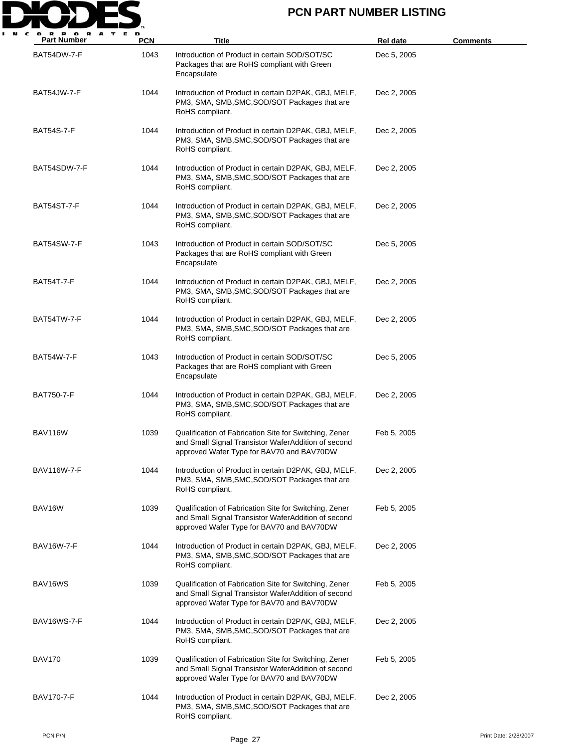# PCN PART NUMBER LISTING

| Part Number | PCN | Title | Rel date | Comments |
|---|---|---|---|---|
| BAT54DW-7-F | 1043 | Introduction of Product in certain SOD/SOT/SC Packages that are RoHS compliant with Green Encapsulate | Dec 5, 2005 | |
| BAT54JW-7-F | 1044 | Introduction of Product in certain D2PAK, GBJ, MELF, PM3, SMA, SMB,SMC,SOD/SOT Packages that are RoHS compliant. | Dec 2, 2005 | |
| BAT54S-7-F | 1044 | Introduction of Product in certain D2PAK, GBJ, MELF, PM3, SMA, SMB,SMC,SOD/SOT Packages that are RoHS compliant. | Dec 2, 2005 | |
| BAT54SDW-7-F | 1044 | Introduction of Product in certain D2PAK, GBJ, MELF, PM3, SMA, SMB,SMC,SOD/SOT Packages that are RoHS compliant. | Dec 2, 2005 | |
| BAT54ST-7-F | 1044 | Introduction of Product in certain D2PAK, GBJ, MELF, PM3, SMA, SMB,SMC,SOD/SOT Packages that are RoHS compliant. | Dec 2, 2005 | |
| BAT54SW-7-F | 1043 | Introduction of Product in certain SOD/SOT/SC Packages that are RoHS compliant with Green Encapsulate | Dec 5, 2005 | |
| BAT54T-7-F | 1044 | Introduction of Product in certain D2PAK, GBJ, MELF, PM3, SMA, SMB,SMC,SOD/SOT Packages that are RoHS compliant. | Dec 2, 2005 | |
| BAT54TW-7-F | 1044 | Introduction of Product in certain D2PAK, GBJ, MELF, PM3, SMA, SMB,SMC,SOD/SOT Packages that are RoHS compliant. | Dec 2, 2005 | |
| BAT54W-7-F | 1043 | Introduction of Product in certain SOD/SOT/SC Packages that are RoHS compliant with Green Encapsulate | Dec 5, 2005 | |
| BAT750-7-F | 1044 | Introduction of Product in certain D2PAK, GBJ, MELF, PM3, SMA, SMB,SMC,SOD/SOT Packages that are RoHS compliant. | Dec 2, 2005 | |
| BAV116W | 1039 | Qualification of Fabrication Site for Switching, Zener and Small Signal Transistor WaferAddition of second approved Wafer Type for BAV70 and BAV70DW | Feb 5, 2005 | |
| BAV116W-7-F | 1044 | Introduction of Product in certain D2PAK, GBJ, MELF, PM3, SMA, SMB,SMC,SOD/SOT Packages that are RoHS compliant. | Dec 2, 2005 | |
| BAV16W | 1039 | Qualification of Fabrication Site for Switching, Zener and Small Signal Transistor WaferAddition of second approved Wafer Type for BAV70 and BAV70DW | Feb 5, 2005 | |
| BAV16W-7-F | 1044 | Introduction of Product in certain D2PAK, GBJ, MELF, PM3, SMA, SMB,SMC,SOD/SOT Packages that are RoHS compliant. | Dec 2, 2005 | |
| BAV16WS | 1039 | Qualification of Fabrication Site for Switching, Zener and Small Signal Transistor WaferAddition of second approved Wafer Type for BAV70 and BAV70DW | Feb 5, 2005 | |
| BAV16WS-7-F | 1044 | Introduction of Product in certain D2PAK, GBJ, MELF, PM3, SMA, SMB,SMC,SOD/SOT Packages that are RoHS compliant. | Dec 2, 2005 | |
| BAV170 | 1039 | Qualification of Fabrication Site for Switching, Zener and Small Signal Transistor WaferAddition of second approved Wafer Type for BAV70 and BAV70DW | Feb 5, 2005 | |
| BAV170-7-F | 1044 | Introduction of Product in certain D2PAK, GBJ, MELF, PM3, SMA, SMB,SMC,SOD/SOT Packages that are RoHS compliant. | Dec 2, 2005 | |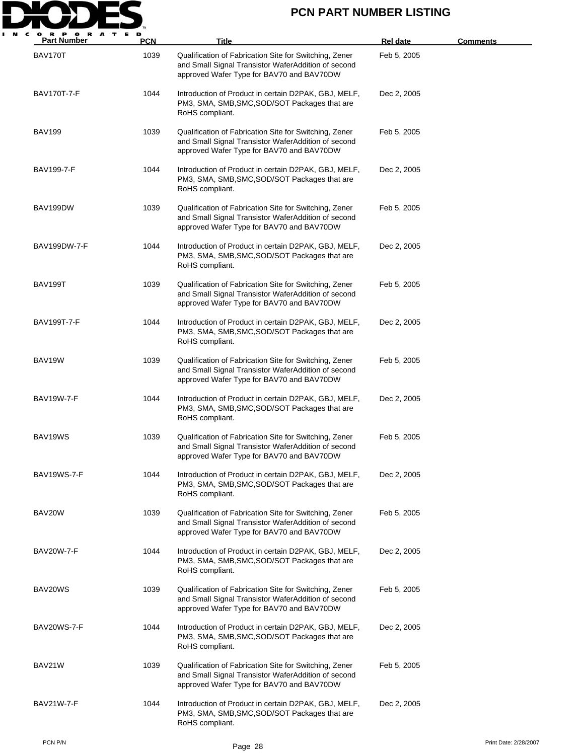# PCN PART NUMBER LISTING

| Part Number | PCN | Title | Rel date | Comments |
|---|---|---|---|---|
| BAV170T | 1039 | Qualification of Fabrication Site for Switching, Zener and Small Signal Transistor WaferAddition of second approved Wafer Type for BAV70 and BAV70DW | Feb 5, 2005 | |
| BAV170T-7-F | 1044 | Introduction of Product in certain D2PAK, GBJ, MELF, PM3, SMA, SMB,SMC,SOD/SOT Packages that are RoHS compliant. | Dec 2, 2005 | |
| BAV199 | 1039 | Qualification of Fabrication Site for Switching, Zener and Small Signal Transistor WaferAddition of second approved Wafer Type for BAV70 and BAV70DW | Feb 5, 2005 | |
| BAV199-7-F | 1044 | Introduction of Product in certain D2PAK, GBJ, MELF, PM3, SMA, SMB,SMC,SOD/SOT Packages that are RoHS compliant. | Dec 2, 2005 | |
| BAV199DW | 1039 | Qualification of Fabrication Site for Switching, Zener and Small Signal Transistor WaferAddition of second approved Wafer Type for BAV70 and BAV70DW | Feb 5, 2005 | |
| BAV199DW-7-F | 1044 | Introduction of Product in certain D2PAK, GBJ, MELF, PM3, SMA, SMB,SMC,SOD/SOT Packages that are RoHS compliant. | Dec 2, 2005 | |
| BAV199T | 1039 | Qualification of Fabrication Site for Switching, Zener and Small Signal Transistor WaferAddition of second approved Wafer Type for BAV70 and BAV70DW | Feb 5, 2005 | |
| BAV199T-7-F | 1044 | Introduction of Product in certain D2PAK, GBJ, MELF, PM3, SMA, SMB,SMC,SOD/SOT Packages that are RoHS compliant. | Dec 2, 2005 | |
| BAV19W | 1039 | Qualification of Fabrication Site for Switching, Zener and Small Signal Transistor WaferAddition of second approved Wafer Type for BAV70 and BAV70DW | Feb 5, 2005 | |
| BAV19W-7-F | 1044 | Introduction of Product in certain D2PAK, GBJ, MELF, PM3, SMA, SMB,SMC,SOD/SOT Packages that are RoHS compliant. | Dec 2, 2005 | |
| BAV19WS | 1039 | Qualification of Fabrication Site for Switching, Zener and Small Signal Transistor WaferAddition of second approved Wafer Type for BAV70 and BAV70DW | Feb 5, 2005 | |
| BAV19WS-7-F | 1044 | Introduction of Product in certain D2PAK, GBJ, MELF, PM3, SMA, SMB,SMC,SOD/SOT Packages that are RoHS compliant. | Dec 2, 2005 | |
| BAV20W | 1039 | Qualification of Fabrication Site for Switching, Zener and Small Signal Transistor WaferAddition of second approved Wafer Type for BAV70 and BAV70DW | Feb 5, 2005 | |
| BAV20W-7-F | 1044 | Introduction of Product in certain D2PAK, GBJ, MELF, PM3, SMA, SMB,SMC,SOD/SOT Packages that are RoHS compliant. | Dec 2, 2005 | |
| BAV20WS | 1039 | Qualification of Fabrication Site for Switching, Zener and Small Signal Transistor WaferAddition of second approved Wafer Type for BAV70 and BAV70DW | Feb 5, 2005 | |
| BAV20WS-7-F | 1044 | Introduction of Product in certain D2PAK, GBJ, MELF, PM3, SMA, SMB,SMC,SOD/SOT Packages that are RoHS compliant. | Dec 2, 2005 | |
| BAV21W | 1039 | Qualification of Fabrication Site for Switching, Zener and Small Signal Transistor WaferAddition of second approved Wafer Type for BAV70 and BAV70DW | Feb 5, 2005 | |
| BAV21W-7-F | 1044 | Introduction of Product in certain D2PAK, GBJ, MELF, PM3, SMA, SMB,SMC,SOD/SOT Packages that are RoHS compliant. | Dec 2, 2005 | |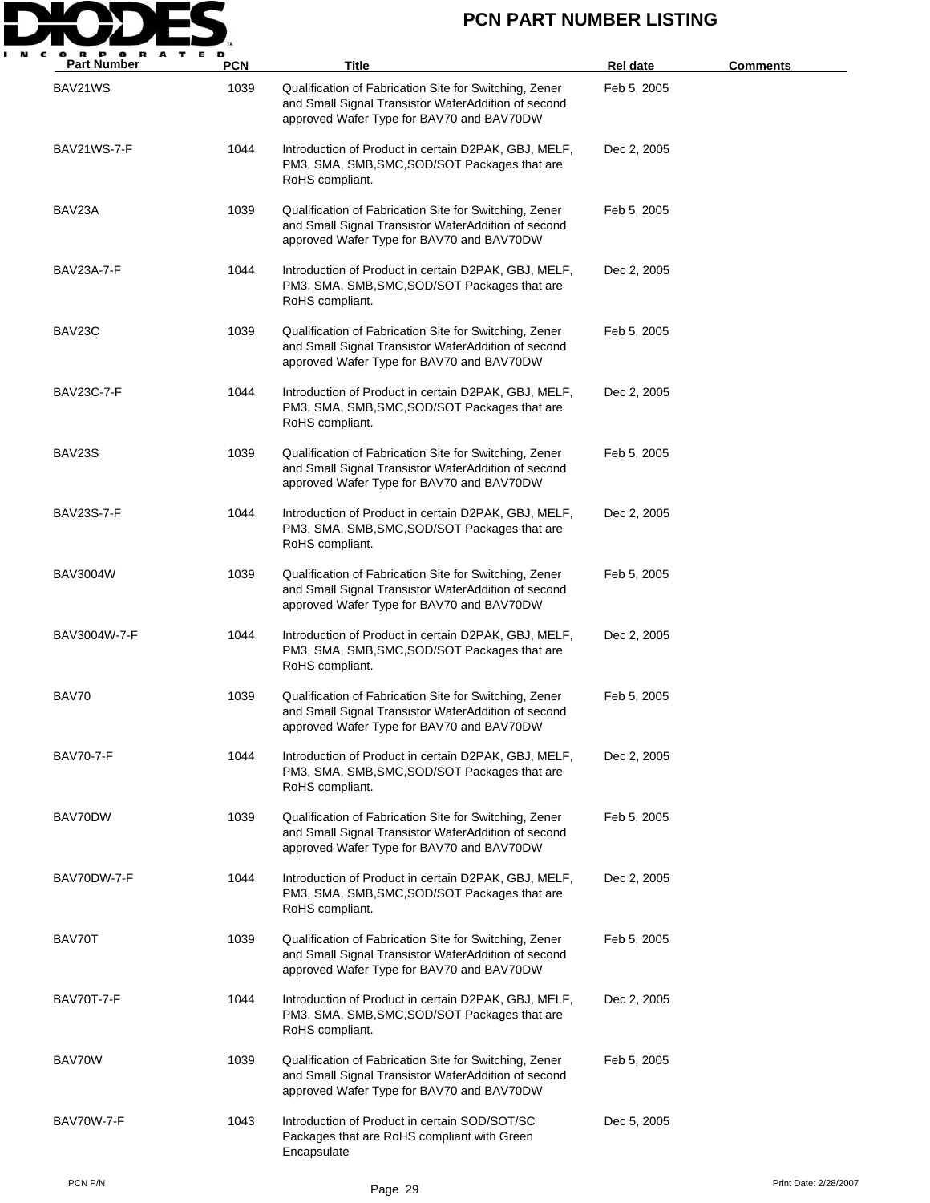# PCN PART NUMBER LISTING

| Part Number | PCN | Title | Rel date | Comments |
|---|---|---|---|---|
| BAV21WS | 1039 | Qualification of Fabrication Site for Switching, Zener and Small Signal Transistor WaferAddition of second approved Wafer Type for BAV70 and BAV70DW | Feb 5, 2005 | |
| BAV21WS-7-F | 1044 | Introduction of Product in certain D2PAK, GBJ, MELF, PM3, SMA, SMB,SMC,SOD/SOT Packages that are RoHS compliant. | Dec 2, 2005 | |
| BAV23A | 1039 | Qualification of Fabrication Site for Switching, Zener and Small Signal Transistor WaferAddition of second approved Wafer Type for BAV70 and BAV70DW | Feb 5, 2005 | |
| BAV23A-7-F | 1044 | Introduction of Product in certain D2PAK, GBJ, MELF, PM3, SMA, SMB,SMC,SOD/SOT Packages that are RoHS compliant. | Dec 2, 2005 | |
| BAV23C | 1039 | Qualification of Fabrication Site for Switching, Zener and Small Signal Transistor WaferAddition of second approved Wafer Type for BAV70 and BAV70DW | Feb 5, 2005 | |
| BAV23C-7-F | 1044 | Introduction of Product in certain D2PAK, GBJ, MELF, PM3, SMA, SMB,SMC,SOD/SOT Packages that are RoHS compliant. | Dec 2, 2005 | |
| BAV23S | 1039 | Qualification of Fabrication Site for Switching, Zener and Small Signal Transistor WaferAddition of second approved Wafer Type for BAV70 and BAV70DW | Feb 5, 2005 | |
| BAV23S-7-F | 1044 | Introduction of Product in certain D2PAK, GBJ, MELF, PM3, SMA, SMB,SMC,SOD/SOT Packages that are RoHS compliant. | Dec 2, 2005 | |
| BAV3004W | 1039 | Qualification of Fabrication Site for Switching, Zener and Small Signal Transistor WaferAddition of second approved Wafer Type for BAV70 and BAV70DW | Feb 5, 2005 | |
| BAV3004W-7-F | 1044 | Introduction of Product in certain D2PAK, GBJ, MELF, PM3, SMA, SMB,SMC,SOD/SOT Packages that are RoHS compliant. | Dec 2, 2005 | |
| BAV70 | 1039 | Qualification of Fabrication Site for Switching, Zener and Small Signal Transistor WaferAddition of second approved Wafer Type for BAV70 and BAV70DW | Feb 5, 2005 | |
| BAV70-7-F | 1044 | Introduction of Product in certain D2PAK, GBJ, MELF, PM3, SMA, SMB,SMC,SOD/SOT Packages that are RoHS compliant. | Dec 2, 2005 | |
| BAV70DW | 1039 | Qualification of Fabrication Site for Switching, Zener and Small Signal Transistor WaferAddition of second approved Wafer Type for BAV70 and BAV70DW | Feb 5, 2005 | |
| BAV70DW-7-F | 1044 | Introduction of Product in certain D2PAK, GBJ, MELF, PM3, SMA, SMB,SMC,SOD/SOT Packages that are RoHS compliant. | Dec 2, 2005 | |
| BAV70T | 1039 | Qualification of Fabrication Site for Switching, Zener and Small Signal Transistor WaferAddition of second approved Wafer Type for BAV70 and BAV70DW | Feb 5, 2005 | |
| BAV70T-7-F | 1044 | Introduction of Product in certain D2PAK, GBJ, MELF, PM3, SMA, SMB,SMC,SOD/SOT Packages that are RoHS compliant. | Dec 2, 2005 | |
| BAV70W | 1039 | Qualification of Fabrication Site for Switching, Zener and Small Signal Transistor WaferAddition of second approved Wafer Type for BAV70 and BAV70DW | Feb 5, 2005 | |
| BAV70W-7-F | 1043 | Introduction of Product in certain SOD/SOT/SC Packages that are RoHS compliant with Green Encapsulate | Dec 5, 2005 | |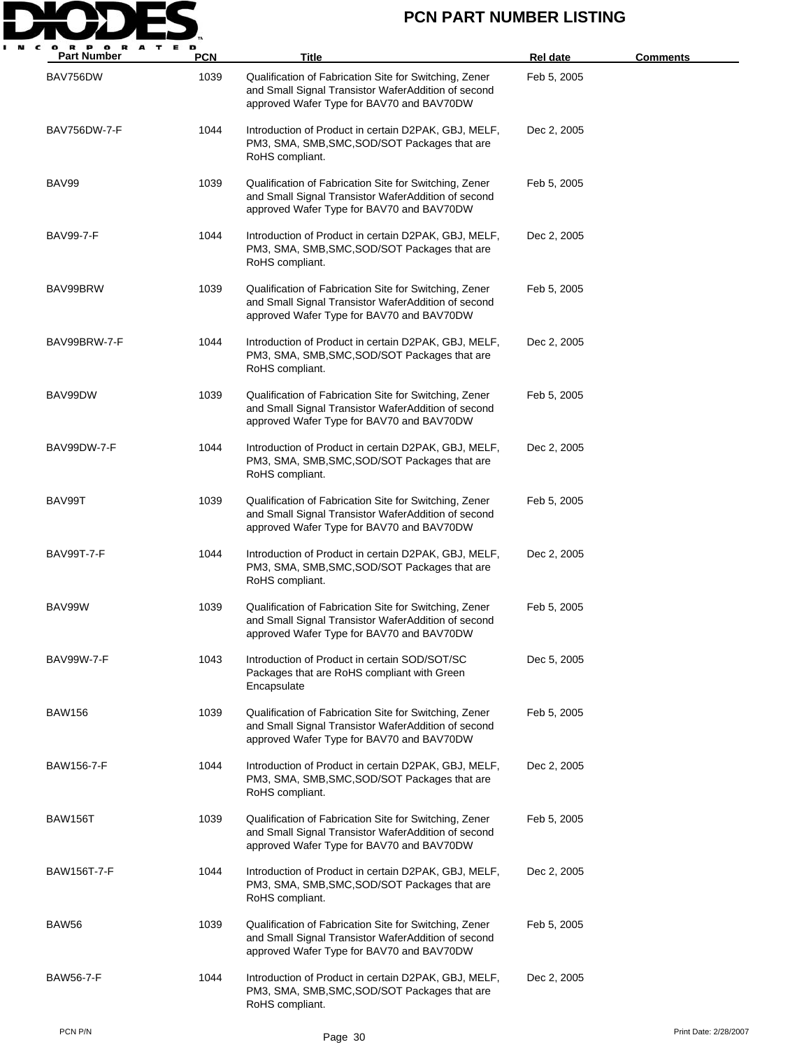# PCN PART NUMBER LISTING

| Part Number | PCN | Title | Rel date | Comments |
|---|---|---|---|---|
| BAV756DW | 1039 | Qualification of Fabrication Site for Switching, Zener and Small Signal Transistor WaferAddition of second approved Wafer Type for BAV70 and BAV70DW | Feb 5, 2005 | |
| BAV756DW-7-F | 1044 | Introduction of Product in certain D2PAK, GBJ, MELF, PM3, SMA, SMB,SMC,SOD/SOT Packages that are RoHS compliant. | Dec 2, 2005 | |
| BAV99 | 1039 | Qualification of Fabrication Site for Switching, Zener and Small Signal Transistor WaferAddition of second approved Wafer Type for BAV70 and BAV70DW | Feb 5, 2005 | |
| BAV99-7-F | 1044 | Introduction of Product in certain D2PAK, GBJ, MELF, PM3, SMA, SMB,SMC,SOD/SOT Packages that are RoHS compliant. | Dec 2, 2005 | |
| BAV99BRW | 1039 | Qualification of Fabrication Site for Switching, Zener and Small Signal Transistor WaferAddition of second approved Wafer Type for BAV70 and BAV70DW | Feb 5, 2005 | |
| BAV99BRW-7-F | 1044 | Introduction of Product in certain D2PAK, GBJ, MELF, PM3, SMA, SMB,SMC,SOD/SOT Packages that are RoHS compliant. | Dec 2, 2005 | |
| BAV99DW | 1039 | Qualification of Fabrication Site for Switching, Zener and Small Signal Transistor WaferAddition of second approved Wafer Type for BAV70 and BAV70DW | Feb 5, 2005 | |
| BAV99DW-7-F | 1044 | Introduction of Product in certain D2PAK, GBJ, MELF, PM3, SMA, SMB,SMC,SOD/SOT Packages that are RoHS compliant. | Dec 2, 2005 | |
| BAV99T | 1039 | Qualification of Fabrication Site for Switching, Zener and Small Signal Transistor WaferAddition of second approved Wafer Type for BAV70 and BAV70DW | Feb 5, 2005 | |
| BAV99T-7-F | 1044 | Introduction of Product in certain D2PAK, GBJ, MELF, PM3, SMA, SMB,SMC,SOD/SOT Packages that are RoHS compliant. | Dec 2, 2005 | |
| BAV99W | 1039 | Qualification of Fabrication Site for Switching, Zener and Small Signal Transistor WaferAddition of second approved Wafer Type for BAV70 and BAV70DW | Feb 5, 2005 | |
| BAV99W-7-F | 1043 | Introduction of Product in certain SOD/SOT/SC Packages that are RoHS compliant with Green Encapsulate | Dec 5, 2005 | |
| BAW156 | 1039 | Qualification of Fabrication Site for Switching, Zener and Small Signal Transistor WaferAddition of second approved Wafer Type for BAV70 and BAV70DW | Feb 5, 2005 | |
| BAW156-7-F | 1044 | Introduction of Product in certain D2PAK, GBJ, MELF, PM3, SMA, SMB,SMC,SOD/SOT Packages that are RoHS compliant. | Dec 2, 2005 | |
| BAW156T | 1039 | Qualification of Fabrication Site for Switching, Zener and Small Signal Transistor WaferAddition of second approved Wafer Type for BAV70 and BAV70DW | Feb 5, 2005 | |
| BAW156T-7-F | 1044 | Introduction of Product in certain D2PAK, GBJ, MELF, PM3, SMA, SMB,SMC,SOD/SOT Packages that are RoHS compliant. | Dec 2, 2005 | |
| BAW56 | 1039 | Qualification of Fabrication Site for Switching, Zener and Small Signal Transistor WaferAddition of second approved Wafer Type for BAV70 and BAV70DW | Feb 5, 2005 | |
| BAW56-7-F | 1044 | Introduction of Product in certain D2PAK, GBJ, MELF, PM3, SMA, SMB,SMC,SOD/SOT Packages that are RoHS compliant. | Dec 2, 2005 | |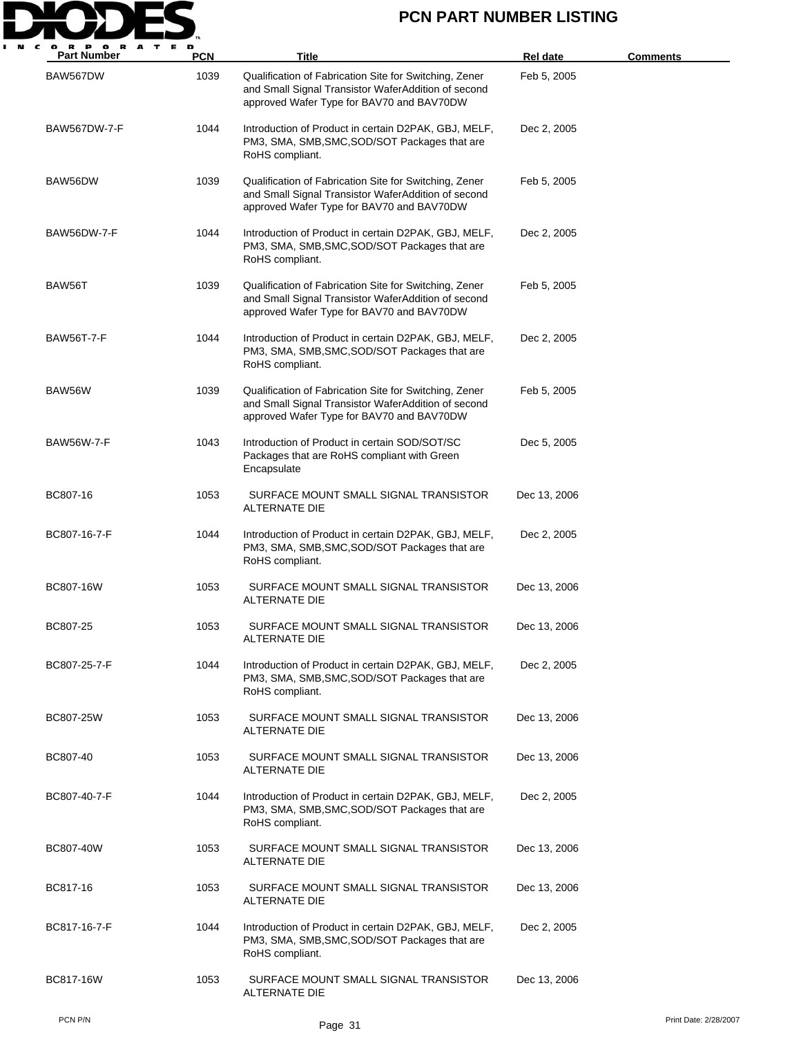# PCN PART NUMBER LISTING

| Part Number | PCN | Title | Rel date | Comments |
|---|---|---|---|---|
| BAW567DW | 1039 | Qualification of Fabrication Site for Switching, Zener and Small Signal Transistor WaferAddition of second approved Wafer Type for BAV70 and BAV70DW | Feb 5, 2005 | |
| BAW567DW-7-F | 1044 | Introduction of Product in certain D2PAK, GBJ, MELF, PM3, SMA, SMB,SMC,SOD/SOT Packages that are RoHS compliant. | Dec 2, 2005 | |
| BAW56DW | 1039 | Qualification of Fabrication Site for Switching, Zener and Small Signal Transistor WaferAddition of second approved Wafer Type for BAV70 and BAV70DW | Feb 5, 2005 | |
| BAW56DW-7-F | 1044 | Introduction of Product in certain D2PAK, GBJ, MELF, PM3, SMA, SMB,SMC,SOD/SOT Packages that are RoHS compliant. | Dec 2, 2005 | |
| BAW56T | 1039 | Qualification of Fabrication Site for Switching, Zener and Small Signal Transistor WaferAddition of second approved Wafer Type for BAV70 and BAV70DW | Feb 5, 2005 | |
| BAW56T-7-F | 1044 | Introduction of Product in certain D2PAK, GBJ, MELF, PM3, SMA, SMB,SMC,SOD/SOT Packages that are RoHS compliant. | Dec 2, 2005 | |
| BAW56W | 1039 | Qualification of Fabrication Site for Switching, Zener and Small Signal Transistor WaferAddition of second approved Wafer Type for BAV70 and BAV70DW | Feb 5, 2005 | |
| BAW56W-7-F | 1043 | Introduction of Product in certain SOD/SOT/SC Packages that are RoHS compliant with Green Encapsulate | Dec 5, 2005 | |
| BC807-16 | 1053 | SURFACE MOUNT SMALL SIGNAL TRANSISTOR ALTERNATE DIE | Dec 13, 2006 | |
| BC807-16-7-F | 1044 | Introduction of Product in certain D2PAK, GBJ, MELF, PM3, SMA, SMB,SMC,SOD/SOT Packages that are RoHS compliant. | Dec 2, 2005 | |
| BC807-16W | 1053 | SURFACE MOUNT SMALL SIGNAL TRANSISTOR ALTERNATE DIE | Dec 13, 2006 | |
| BC807-25 | 1053 | SURFACE MOUNT SMALL SIGNAL TRANSISTOR ALTERNATE DIE | Dec 13, 2006 | |
| BC807-25-7-F | 1044 | Introduction of Product in certain D2PAK, GBJ, MELF, PM3, SMA, SMB,SMC,SOD/SOT Packages that are RoHS compliant. | Dec 2, 2005 | |
| BC807-25W | 1053 | SURFACE MOUNT SMALL SIGNAL TRANSISTOR ALTERNATE DIE | Dec 13, 2006 | |
| BC807-40 | 1053 | SURFACE MOUNT SMALL SIGNAL TRANSISTOR ALTERNATE DIE | Dec 13, 2006 | |
| BC807-40-7-F | 1044 | Introduction of Product in certain D2PAK, GBJ, MELF, PM3, SMA, SMB,SMC,SOD/SOT Packages that are RoHS compliant. | Dec 2, 2005 | |
| BC807-40W | 1053 | SURFACE MOUNT SMALL SIGNAL TRANSISTOR ALTERNATE DIE | Dec 13, 2006 | |
| BC817-16 | 1053 | SURFACE MOUNT SMALL SIGNAL TRANSISTOR ALTERNATE DIE | Dec 13, 2006 | |
| BC817-16-7-F | 1044 | Introduction of Product in certain D2PAK, GBJ, MELF, PM3, SMA, SMB,SMC,SOD/SOT Packages that are RoHS compliant. | Dec 2, 2005 | |
| BC817-16W | 1053 | SURFACE MOUNT SMALL SIGNAL TRANSISTOR ALTERNATE DIE | Dec 13, 2006 | |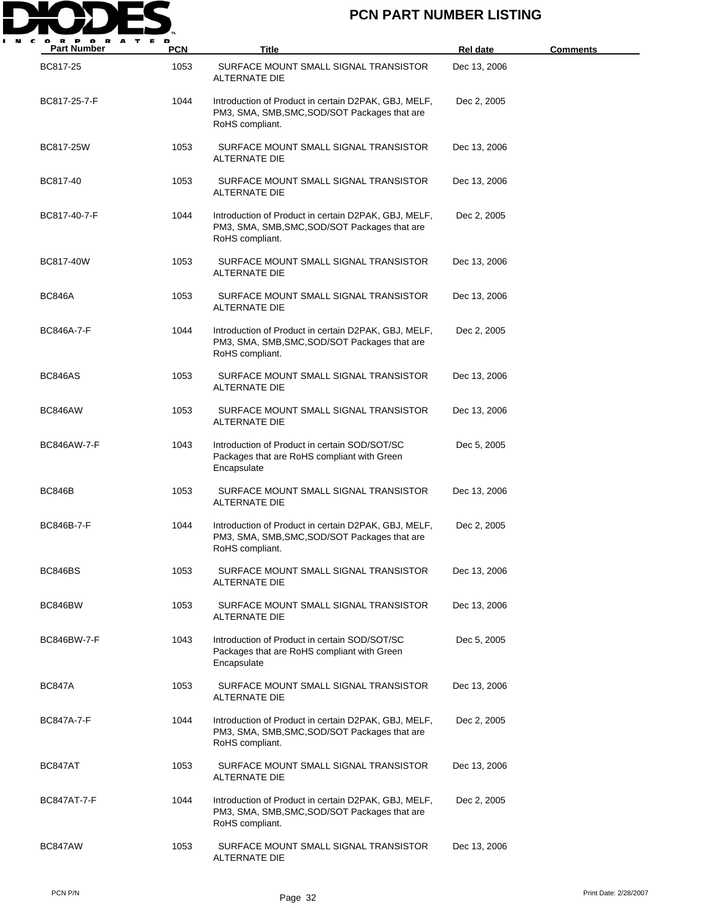# PCN PART NUMBER LISTING

| Part Number | PCN | Title | Rel date | Comments |
|---|---|---|---|---|
| BC817-25 | 1053 | SURFACE MOUNT SMALL SIGNAL TRANSISTOR ALTERNATE DIE | Dec 13, 2006 | |
| BC817-25-7-F | 1044 | Introduction of Product in certain D2PAK, GBJ, MELF, PM3, SMA, SMB,SMC,SOD/SOT Packages that are RoHS compliant. | Dec 2, 2005 | |
| BC817-25W | 1053 | SURFACE MOUNT SMALL SIGNAL TRANSISTOR ALTERNATE DIE | Dec 13, 2006 | |
| BC817-40 | 1053 | SURFACE MOUNT SMALL SIGNAL TRANSISTOR ALTERNATE DIE | Dec 13, 2006 | |
| BC817-40-7-F | 1044 | Introduction of Product in certain D2PAK, GBJ, MELF, PM3, SMA, SMB,SMC,SOD/SOT Packages that are RoHS compliant. | Dec 2, 2005 | |
| BC817-40W | 1053 | SURFACE MOUNT SMALL SIGNAL TRANSISTOR ALTERNATE DIE | Dec 13, 2006 | |
| BC846A | 1053 | SURFACE MOUNT SMALL SIGNAL TRANSISTOR ALTERNATE DIE | Dec 13, 2006 | |
| BC846A-7-F | 1044 | Introduction of Product in certain D2PAK, GBJ, MELF, PM3, SMA, SMB,SMC,SOD/SOT Packages that are RoHS compliant. | Dec 2, 2005 | |
| BC846AS | 1053 | SURFACE MOUNT SMALL SIGNAL TRANSISTOR ALTERNATE DIE | Dec 13, 2006 | |
| BC846AW | 1053 | SURFACE MOUNT SMALL SIGNAL TRANSISTOR ALTERNATE DIE | Dec 13, 2006 | |
| BC846AW-7-F | 1043 | Introduction of Product in certain SOD/SOT/SC Packages that are RoHS compliant with Green Encapsulate | Dec 5, 2005 | |
| BC846B | 1053 | SURFACE MOUNT SMALL SIGNAL TRANSISTOR ALTERNATE DIE | Dec 13, 2006 | |
| BC846B-7-F | 1044 | Introduction of Product in certain D2PAK, GBJ, MELF, PM3, SMA, SMB,SMC,SOD/SOT Packages that are RoHS compliant. | Dec 2, 2005 | |
| BC846BS | 1053 | SURFACE MOUNT SMALL SIGNAL TRANSISTOR ALTERNATE DIE | Dec 13, 2006 | |
| BC846BW | 1053 | SURFACE MOUNT SMALL SIGNAL TRANSISTOR ALTERNATE DIE | Dec 13, 2006 | |
| BC846BW-7-F | 1043 | Introduction of Product in certain SOD/SOT/SC Packages that are RoHS compliant with Green Encapsulate | Dec 5, 2005 | |
| BC847A | 1053 | SURFACE MOUNT SMALL SIGNAL TRANSISTOR ALTERNATE DIE | Dec 13, 2006 | |
| BC847A-7-F | 1044 | Introduction of Product in certain D2PAK, GBJ, MELF, PM3, SMA, SMB,SMC,SOD/SOT Packages that are RoHS compliant. | Dec 2, 2005 | |
| BC847AT | 1053 | SURFACE MOUNT SMALL SIGNAL TRANSISTOR ALTERNATE DIE | Dec 13, 2006 | |
| BC847AT-7-F | 1044 | Introduction of Product in certain D2PAK, GBJ, MELF, PM3, SMA, SMB,SMC,SOD/SOT Packages that are RoHS compliant. | Dec 2, 2005 | |
| BC847AW | 1053 | SURFACE MOUNT SMALL SIGNAL TRANSISTOR ALTERNATE DIE | Dec 13, 2006 | |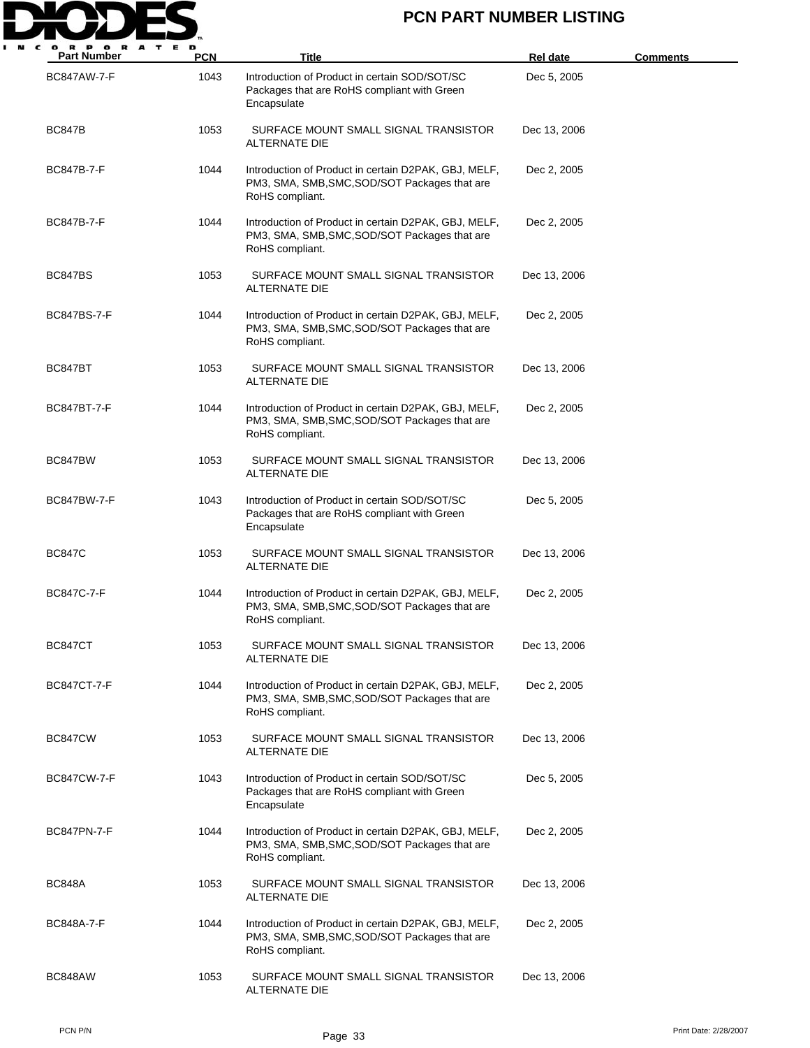# PCN PART NUMBER LISTING

| Part Number | PCN | Title | Rel date | Comments |
|---|---|---|---|---|
| BC847AW-7-F | 1043 | Introduction of Product in certain SOD/SOT/SC Packages that are RoHS compliant with Green Encapsulate | Dec 5, 2005 | |
| BC847B | 1053 | SURFACE MOUNT SMALL SIGNAL TRANSISTOR ALTERNATE DIE | Dec 13, 2006 | |
| BC847B-7-F | 1044 | Introduction of Product in certain D2PAK, GBJ, MELF, PM3, SMA, SMB,SMC,SOD/SOT Packages that are RoHS compliant. | Dec 2, 2005 | |
| BC847B-7-F | 1044 | Introduction of Product in certain D2PAK, GBJ, MELF, PM3, SMA, SMB,SMC,SOD/SOT Packages that are RoHS compliant. | Dec 2, 2005 | |
| BC847BS | 1053 | SURFACE MOUNT SMALL SIGNAL TRANSISTOR ALTERNATE DIE | Dec 13, 2006 | |
| BC847BS-7-F | 1044 | Introduction of Product in certain D2PAK, GBJ, MELF, PM3, SMA, SMB,SMC,SOD/SOT Packages that are RoHS compliant. | Dec 2, 2005 | |
| BC847BT | 1053 | SURFACE MOUNT SMALL SIGNAL TRANSISTOR ALTERNATE DIE | Dec 13, 2006 | |
| BC847BT-7-F | 1044 | Introduction of Product in certain D2PAK, GBJ, MELF, PM3, SMA, SMB,SMC,SOD/SOT Packages that are RoHS compliant. | Dec 2, 2005 | |
| BC847BW | 1053 | SURFACE MOUNT SMALL SIGNAL TRANSISTOR ALTERNATE DIE | Dec 13, 2006 | |
| BC847BW-7-F | 1043 | Introduction of Product in certain SOD/SOT/SC Packages that are RoHS compliant with Green Encapsulate | Dec 5, 2005 | |
| BC847C | 1053 | SURFACE MOUNT SMALL SIGNAL TRANSISTOR ALTERNATE DIE | Dec 13, 2006 | |
| BC847C-7-F | 1044 | Introduction of Product in certain D2PAK, GBJ, MELF, PM3, SMA, SMB,SMC,SOD/SOT Packages that are RoHS compliant. | Dec 2, 2005 | |
| BC847CT | 1053 | SURFACE MOUNT SMALL SIGNAL TRANSISTOR ALTERNATE DIE | Dec 13, 2006 | |
| BC847CT-7-F | 1044 | Introduction of Product in certain D2PAK, GBJ, MELF, PM3, SMA, SMB,SMC,SOD/SOT Packages that are RoHS compliant. | Dec 2, 2005 | |
| BC847CW | 1053 | SURFACE MOUNT SMALL SIGNAL TRANSISTOR ALTERNATE DIE | Dec 13, 2006 | |
| BC847CW-7-F | 1043 | Introduction of Product in certain SOD/SOT/SC Packages that are RoHS compliant with Green Encapsulate | Dec 5, 2005 | |
| BC847PN-7-F | 1044 | Introduction of Product in certain D2PAK, GBJ, MELF, PM3, SMA, SMB,SMC,SOD/SOT Packages that are RoHS compliant. | Dec 2, 2005 | |
| BC848A | 1053 | SURFACE MOUNT SMALL SIGNAL TRANSISTOR ALTERNATE DIE | Dec 13, 2006 | |
| BC848A-7-F | 1044 | Introduction of Product in certain D2PAK, GBJ, MELF, PM3, SMA, SMB,SMC,SOD/SOT Packages that are RoHS compliant. | Dec 2, 2005 | |
| BC848AW | 1053 | SURFACE MOUNT SMALL SIGNAL TRANSISTOR ALTERNATE DIE | Dec 13, 2006 | |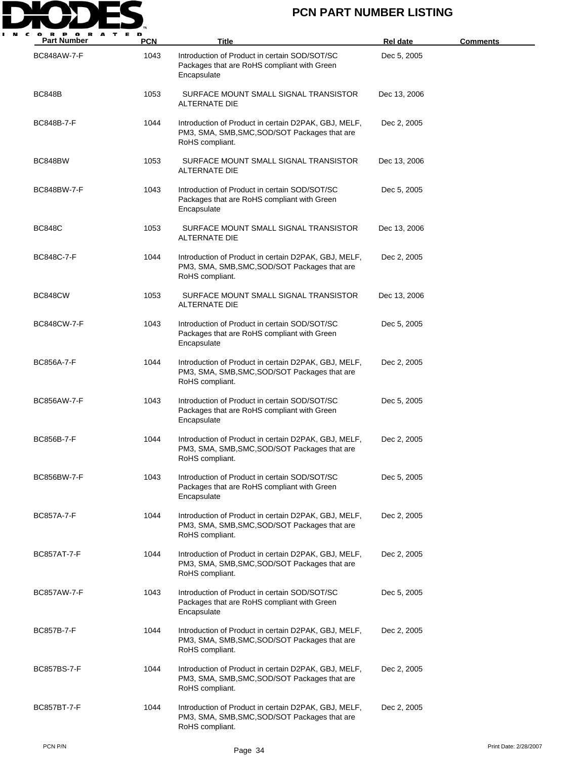# PCN PART NUMBER LISTING

| Part Number | PCN | Title | Rel date | Comments |
|---|---|---|---|---|
| BC848AW-7-F | 1043 | Introduction of Product in certain SOD/SOT/SC Packages that are RoHS compliant with Green Encapsulate | Dec 5, 2005 | |
| BC848B | 1053 | SURFACE MOUNT SMALL SIGNAL TRANSISTOR ALTERNATE DIE | Dec 13, 2006 | |
| BC848B-7-F | 1044 | Introduction of Product in certain D2PAK, GBJ, MELF, PM3, SMA, SMB,SMC,SOD/SOT Packages that are RoHS compliant. | Dec 2, 2005 | |
| BC848BW | 1053 | SURFACE MOUNT SMALL SIGNAL TRANSISTOR ALTERNATE DIE | Dec 13, 2006 | |
| BC848BW-7-F | 1043 | Introduction of Product in certain SOD/SOT/SC Packages that are RoHS compliant with Green Encapsulate | Dec 5, 2005 | |
| BC848C | 1053 | SURFACE MOUNT SMALL SIGNAL TRANSISTOR ALTERNATE DIE | Dec 13, 2006 | |
| BC848C-7-F | 1044 | Introduction of Product in certain D2PAK, GBJ, MELF, PM3, SMA, SMB,SMC,SOD/SOT Packages that are RoHS compliant. | Dec 2, 2005 | |
| BC848CW | 1053 | SURFACE MOUNT SMALL SIGNAL TRANSISTOR ALTERNATE DIE | Dec 13, 2006 | |
| BC848CW-7-F | 1043 | Introduction of Product in certain SOD/SOT/SC Packages that are RoHS compliant with Green Encapsulate | Dec 5, 2005 | |
| BC856A-7-F | 1044 | Introduction of Product in certain D2PAK, GBJ, MELF, PM3, SMA, SMB,SMC,SOD/SOT Packages that are RoHS compliant. | Dec 2, 2005 | |
| BC856AW-7-F | 1043 | Introduction of Product in certain SOD/SOT/SC Packages that are RoHS compliant with Green Encapsulate | Dec 5, 2005 | |
| BC856B-7-F | 1044 | Introduction of Product in certain D2PAK, GBJ, MELF, PM3, SMA, SMB,SMC,SOD/SOT Packages that are RoHS compliant. | Dec 2, 2005 | |
| BC856BW-7-F | 1043 | Introduction of Product in certain SOD/SOT/SC Packages that are RoHS compliant with Green Encapsulate | Dec 5, 2005 | |
| BC857A-7-F | 1044 | Introduction of Product in certain D2PAK, GBJ, MELF, PM3, SMA, SMB,SMC,SOD/SOT Packages that are RoHS compliant. | Dec 2, 2005 | |
| BC857AT-7-F | 1044 | Introduction of Product in certain D2PAK, GBJ, MELF, PM3, SMA, SMB,SMC,SOD/SOT Packages that are RoHS compliant. | Dec 2, 2005 | |
| BC857AW-7-F | 1043 | Introduction of Product in certain SOD/SOT/SC Packages that are RoHS compliant with Green Encapsulate | Dec 5, 2005 | |
| BC857B-7-F | 1044 | Introduction of Product in certain D2PAK, GBJ, MELF, PM3, SMA, SMB,SMC,SOD/SOT Packages that are RoHS compliant. | Dec 2, 2005 | |
| BC857BS-7-F | 1044 | Introduction of Product in certain D2PAK, GBJ, MELF, PM3, SMA, SMB,SMC,SOD/SOT Packages that are RoHS compliant. | Dec 2, 2005 | |
| BC857BT-7-F | 1044 | Introduction of Product in certain D2PAK, GBJ, MELF, PM3, SMA, SMB,SMC,SOD/SOT Packages that are RoHS compliant. | Dec 2, 2005 | |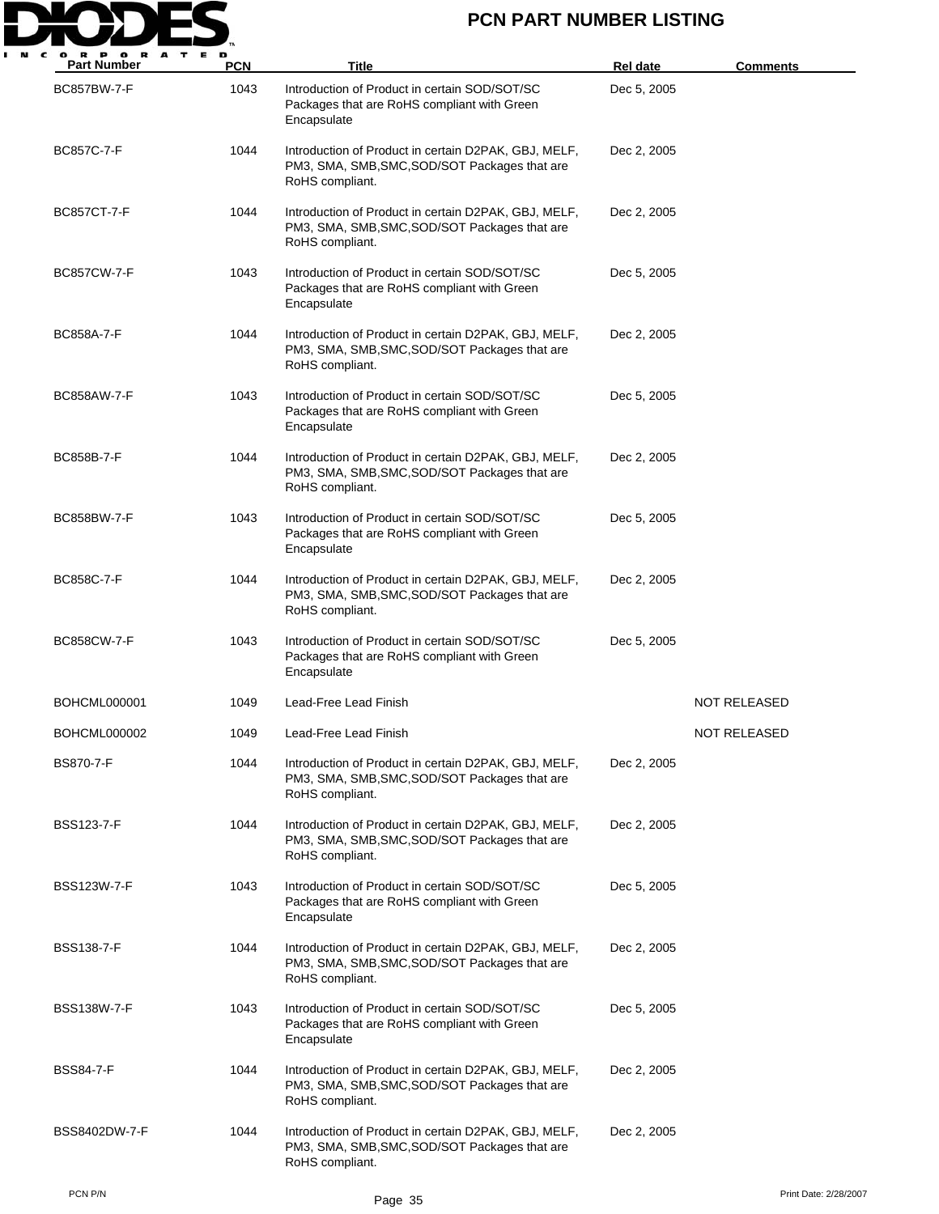| Part Number | PCN | Title | Rel date | Comments |
|---|---|---|---|---|
| BC857BW-7-F | 1043 | Introduction of Product in certain SOD/SOT/SC Packages that are RoHS compliant with Green Encapsulate | Dec 5, 2005 | |
| BC857C-7-F | 1044 | Introduction of Product in certain D2PAK, GBJ, MELF, PM3, SMA, SMB,SMC,SOD/SOT Packages that are RoHS compliant. | Dec 2, 2005 | |
| BC857CT-7-F | 1044 | Introduction of Product in certain D2PAK, GBJ, MELF, PM3, SMA, SMB,SMC,SOD/SOT Packages that are RoHS compliant. | Dec 2, 2005 | |
| BC857CW-7-F | 1043 | Introduction of Product in certain SOD/SOT/SC Packages that are RoHS compliant with Green Encapsulate | Dec 5, 2005 | |
| BC858A-7-F | 1044 | Introduction of Product in certain D2PAK, GBJ, MELF, PM3, SMA, SMB,SMC,SOD/SOT Packages that are RoHS compliant. | Dec 2, 2005 | |
| BC858AW-7-F | 1043 | Introduction of Product in certain SOD/SOT/SC Packages that are RoHS compliant with Green Encapsulate | Dec 5, 2005 | |
| BC858B-7-F | 1044 | Introduction of Product in certain D2PAK, GBJ, MELF, PM3, SMA, SMB,SMC,SOD/SOT Packages that are RoHS compliant. | Dec 2, 2005 | |
| BC858BW-7-F | 1043 | Introduction of Product in certain SOD/SOT/SC Packages that are RoHS compliant with Green Encapsulate | Dec 5, 2005 | |
| BC858C-7-F | 1044 | Introduction of Product in certain D2PAK, GBJ, MELF, PM3, SMA, SMB,SMC,SOD/SOT Packages that are RoHS compliant. | Dec 2, 2005 | |
| BC858CW-7-F | 1043 | Introduction of Product in certain SOD/SOT/SC Packages that are RoHS compliant with Green Encapsulate | Dec 5, 2005 | |
| BOHCML000001 | 1049 | Lead-Free Lead Finish | | NOT RELEASED |
| BOHCML000002 | 1049 | Lead-Free Lead Finish | | NOT RELEASED |
| BS870-7-F | 1044 | Introduction of Product in certain D2PAK, GBJ, MELF, PM3, SMA, SMB,SMC,SOD/SOT Packages that are RoHS compliant. | Dec 2, 2005 | |
| BSS123-7-F | 1044 | Introduction of Product in certain D2PAK, GBJ, MELF, PM3, SMA, SMB,SMC,SOD/SOT Packages that are RoHS compliant. | Dec 2, 2005 | |
| BSS123W-7-F | 1043 | Introduction of Product in certain SOD/SOT/SC Packages that are RoHS compliant with Green Encapsulate | Dec 5, 2005 | |
| BSS138-7-F | 1044 | Introduction of Product in certain D2PAK, GBJ, MELF, PM3, SMA, SMB,SMC,SOD/SOT Packages that are RoHS compliant. | Dec 2, 2005 | |
| BSS138W-7-F | 1043 | Introduction of Product in certain SOD/SOT/SC Packages that are RoHS compliant with Green Encapsulate | Dec 5, 2005 | |
| BSS84-7-F | 1044 | Introduction of Product in certain D2PAK, GBJ, MELF, PM3, SMA, SMB,SMC,SOD/SOT Packages that are RoHS compliant. | Dec 2, 2005 | |
| BSS8402DW-7-F | 1044 | Introduction of Product in certain D2PAK, GBJ, MELF, PM3, SMA, SMB,SMC,SOD/SOT Packages that are RoHS compliant. | Dec 2, 2005 | |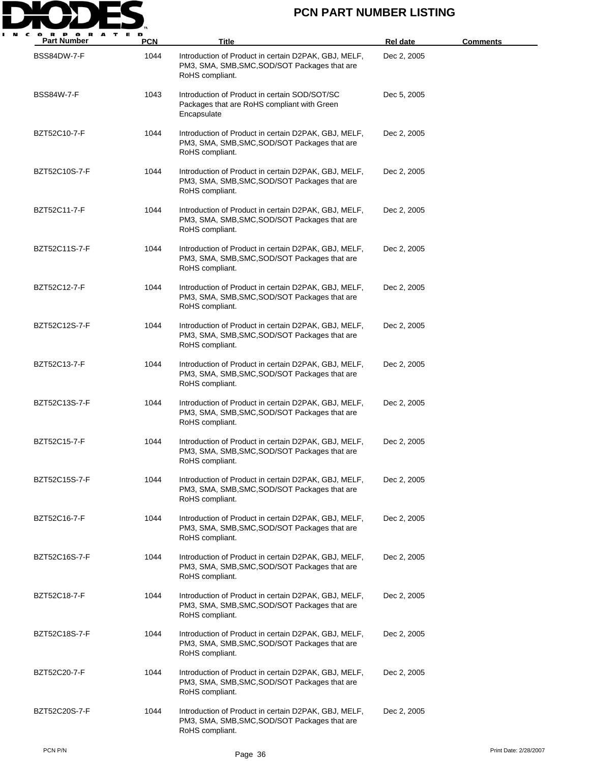# PCN PART NUMBER LISTING

| Part Number | PCN | Title | Rel date | Comments |
|---|---|---|---|---|
| BSS84DW-7-F | 1044 | Introduction of Product in certain D2PAK, GBJ, MELF, PM3, SMA, SMB,SMC,SOD/SOT Packages that are RoHS compliant. | Dec 2, 2005 | |
| BSS84W-7-F | 1043 | Introduction of Product in certain SOD/SOT/SC Packages that are RoHS compliant with Green Encapsulate | Dec 5, 2005 | |
| BZT52C10-7-F | 1044 | Introduction of Product in certain D2PAK, GBJ, MELF, PM3, SMA, SMB,SMC,SOD/SOT Packages that are RoHS compliant. | Dec 2, 2005 | |
| BZT52C10S-7-F | 1044 | Introduction of Product in certain D2PAK, GBJ, MELF, PM3, SMA, SMB,SMC,SOD/SOT Packages that are RoHS compliant. | Dec 2, 2005 | |
| BZT52C11-7-F | 1044 | Introduction of Product in certain D2PAK, GBJ, MELF, PM3, SMA, SMB,SMC,SOD/SOT Packages that are RoHS compliant. | Dec 2, 2005 | |
| BZT52C11S-7-F | 1044 | Introduction of Product in certain D2PAK, GBJ, MELF, PM3, SMA, SMB,SMC,SOD/SOT Packages that are RoHS compliant. | Dec 2, 2005 | |
| BZT52C12-7-F | 1044 | Introduction of Product in certain D2PAK, GBJ, MELF, PM3, SMA, SMB,SMC,SOD/SOT Packages that are RoHS compliant. | Dec 2, 2005 | |
| BZT52C12S-7-F | 1044 | Introduction of Product in certain D2PAK, GBJ, MELF, PM3, SMA, SMB,SMC,SOD/SOT Packages that are RoHS compliant. | Dec 2, 2005 | |
| BZT52C13-7-F | 1044 | Introduction of Product in certain D2PAK, GBJ, MELF, PM3, SMA, SMB,SMC,SOD/SOT Packages that are RoHS compliant. | Dec 2, 2005 | |
| BZT52C13S-7-F | 1044 | Introduction of Product in certain D2PAK, GBJ, MELF, PM3, SMA, SMB,SMC,SOD/SOT Packages that are RoHS compliant. | Dec 2, 2005 | |
| BZT52C15-7-F | 1044 | Introduction of Product in certain D2PAK, GBJ, MELF, PM3, SMA, SMB,SMC,SOD/SOT Packages that are RoHS compliant. | Dec 2, 2005 | |
| BZT52C15S-7-F | 1044 | Introduction of Product in certain D2PAK, GBJ, MELF, PM3, SMA, SMB,SMC,SOD/SOT Packages that are RoHS compliant. | Dec 2, 2005 | |
| BZT52C16-7-F | 1044 | Introduction of Product in certain D2PAK, GBJ, MELF, PM3, SMA, SMB,SMC,SOD/SOT Packages that are RoHS compliant. | Dec 2, 2005 | |
| BZT52C16S-7-F | 1044 | Introduction of Product in certain D2PAK, GBJ, MELF, PM3, SMA, SMB,SMC,SOD/SOT Packages that are RoHS compliant. | Dec 2, 2005 | |
| BZT52C18-7-F | 1044 | Introduction of Product in certain D2PAK, GBJ, MELF, PM3, SMA, SMB,SMC,SOD/SOT Packages that are RoHS compliant. | Dec 2, 2005 | |
| BZT52C18S-7-F | 1044 | Introduction of Product in certain D2PAK, GBJ, MELF, PM3, SMA, SMB,SMC,SOD/SOT Packages that are RoHS compliant. | Dec 2, 2005 | |
| BZT52C20-7-F | 1044 | Introduction of Product in certain D2PAK, GBJ, MELF, PM3, SMA, SMB,SMC,SOD/SOT Packages that are RoHS compliant. | Dec 2, 2005 | |
| BZT52C20S-7-F | 1044 | Introduction of Product in certain D2PAK, GBJ, MELF, PM3, SMA, SMB,SMC,SOD/SOT Packages that are RoHS compliant. | Dec 2, 2005 | |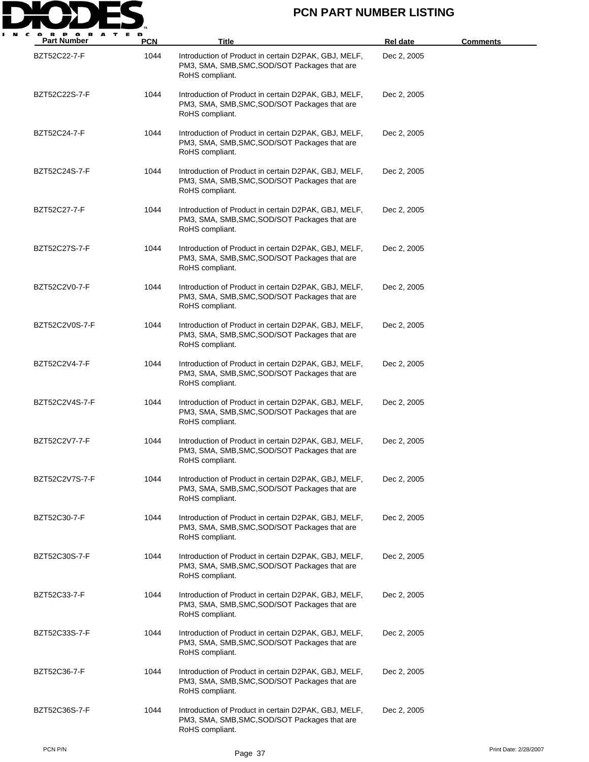# PCN PART NUMBER LISTING

| Part Number | PCN | Title | Rel date | Comments |
|---|---|---|---|---|
| BZT52C22-7-F | 1044 | Introduction of Product in certain D2PAK, GBJ, MELF, PM3, SMA, SMB,SMC,SOD/SOT Packages that are RoHS compliant. | Dec 2, 2005 | |
| BZT52C22S-7-F | 1044 | Introduction of Product in certain D2PAK, GBJ, MELF, PM3, SMA, SMB,SMC,SOD/SOT Packages that are RoHS compliant. | Dec 2, 2005 | |
| BZT52C24-7-F | 1044 | Introduction of Product in certain D2PAK, GBJ, MELF, PM3, SMA, SMB,SMC,SOD/SOT Packages that are RoHS compliant. | Dec 2, 2005 | |
| BZT52C24S-7-F | 1044 | Introduction of Product in certain D2PAK, GBJ, MELF, PM3, SMA, SMB,SMC,SOD/SOT Packages that are RoHS compliant. | Dec 2, 2005 | |
| BZT52C27-7-F | 1044 | Introduction of Product in certain D2PAK, GBJ, MELF, PM3, SMA, SMB,SMC,SOD/SOT Packages that are RoHS compliant. | Dec 2, 2005 | |
| BZT52C27S-7-F | 1044 | Introduction of Product in certain D2PAK, GBJ, MELF, PM3, SMA, SMB,SMC,SOD/SOT Packages that are RoHS compliant. | Dec 2, 2005 | |
| BZT52C2V0-7-F | 1044 | Introduction of Product in certain D2PAK, GBJ, MELF, PM3, SMA, SMB,SMC,SOD/SOT Packages that are RoHS compliant. | Dec 2, 2005 | |
| BZT52C2V0S-7-F | 1044 | Introduction of Product in certain D2PAK, GBJ, MELF, PM3, SMA, SMB,SMC,SOD/SOT Packages that are RoHS compliant. | Dec 2, 2005 | |
| BZT52C2V4-7-F | 1044 | Introduction of Product in certain D2PAK, GBJ, MELF, PM3, SMA, SMB,SMC,SOD/SOT Packages that are RoHS compliant. | Dec 2, 2005 | |
| BZT52C2V4S-7-F | 1044 | Introduction of Product in certain D2PAK, GBJ, MELF, PM3, SMA, SMB,SMC,SOD/SOT Packages that are RoHS compliant. | Dec 2, 2005 | |
| BZT52C2V7-7-F | 1044 | Introduction of Product in certain D2PAK, GBJ, MELF, PM3, SMA, SMB,SMC,SOD/SOT Packages that are RoHS compliant. | Dec 2, 2005 | |
| BZT52C2V7S-7-F | 1044 | Introduction of Product in certain D2PAK, GBJ, MELF, PM3, SMA, SMB,SMC,SOD/SOT Packages that are RoHS compliant. | Dec 2, 2005 | |
| BZT52C30-7-F | 1044 | Introduction of Product in certain D2PAK, GBJ, MELF, PM3, SMA, SMB,SMC,SOD/SOT Packages that are RoHS compliant. | Dec 2, 2005 | |
| BZT52C30S-7-F | 1044 | Introduction of Product in certain D2PAK, GBJ, MELF, PM3, SMA, SMB,SMC,SOD/SOT Packages that are RoHS compliant. | Dec 2, 2005 | |
| BZT52C33-7-F | 1044 | Introduction of Product in certain D2PAK, GBJ, MELF, PM3, SMA, SMB,SMC,SOD/SOT Packages that are RoHS compliant. | Dec 2, 2005 | |
| BZT52C33S-7-F | 1044 | Introduction of Product in certain D2PAK, GBJ, MELF, PM3, SMA, SMB,SMC,SOD/SOT Packages that are RoHS compliant. | Dec 2, 2005 | |
| BZT52C36-7-F | 1044 | Introduction of Product in certain D2PAK, GBJ, MELF, PM3, SMA, SMB,SMC,SOD/SOT Packages that are RoHS compliant. | Dec 2, 2005 | |
| BZT52C36S-7-F | 1044 | Introduction of Product in certain D2PAK, GBJ, MELF, PM3, SMA, SMB,SMC,SOD/SOT Packages that are RoHS compliant. | Dec 2, 2005 | |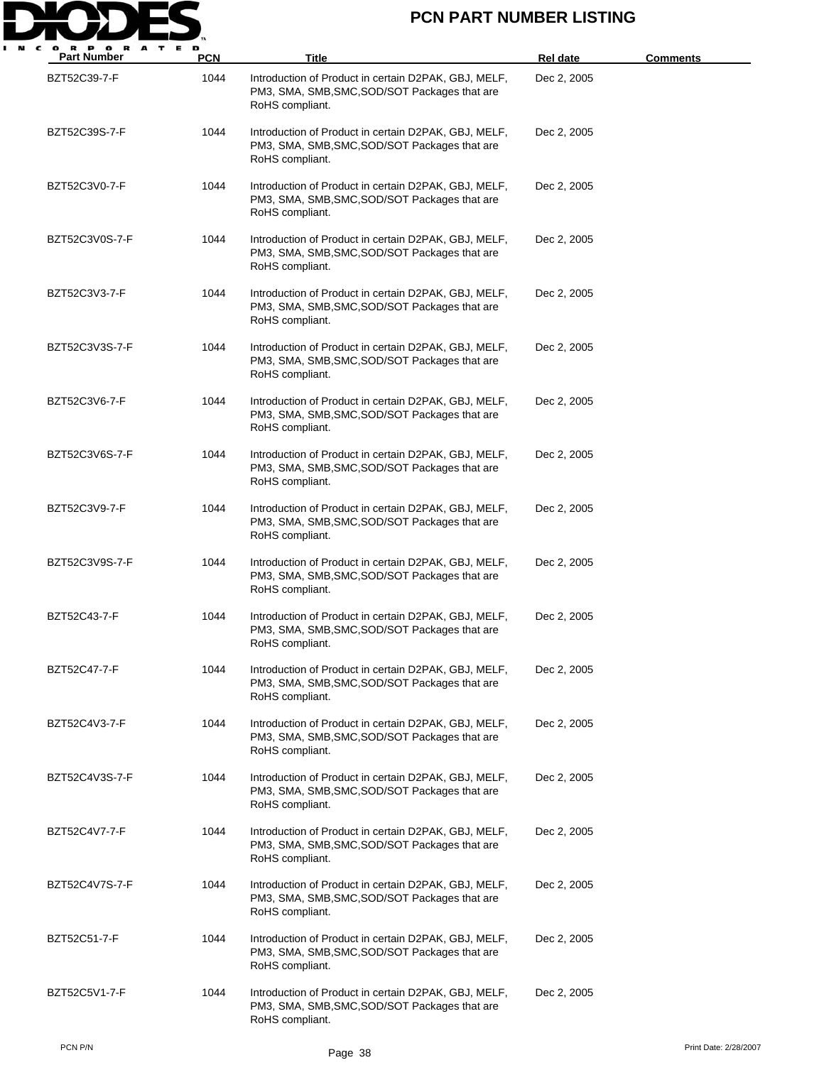# PCN PART NUMBER LISTING

| Part Number | PCN | Title | Rel date | Comments |
|---|---|---|---|---|
| BZT52C39-7-F | 1044 | Introduction of Product in certain D2PAK, GBJ, MELF, PM3, SMA, SMB,SMC,SOD/SOT Packages that are RoHS compliant. | Dec 2, 2005 | |
| BZT52C39S-7-F | 1044 | Introduction of Product in certain D2PAK, GBJ, MELF, PM3, SMA, SMB,SMC,SOD/SOT Packages that are RoHS compliant. | Dec 2, 2005 | |
| BZT52C3V0-7-F | 1044 | Introduction of Product in certain D2PAK, GBJ, MELF, PM3, SMA, SMB,SMC,SOD/SOT Packages that are RoHS compliant. | Dec 2, 2005 | |
| BZT52C3V0S-7-F | 1044 | Introduction of Product in certain D2PAK, GBJ, MELF, PM3, SMA, SMB,SMC,SOD/SOT Packages that are RoHS compliant. | Dec 2, 2005 | |
| BZT52C3V3-7-F | 1044 | Introduction of Product in certain D2PAK, GBJ, MELF, PM3, SMA, SMB,SMC,SOD/SOT Packages that are RoHS compliant. | Dec 2, 2005 | |
| BZT52C3V3S-7-F | 1044 | Introduction of Product in certain D2PAK, GBJ, MELF, PM3, SMA, SMB,SMC,SOD/SOT Packages that are RoHS compliant. | Dec 2, 2005 | |
| BZT52C3V6-7-F | 1044 | Introduction of Product in certain D2PAK, GBJ, MELF, PM3, SMA, SMB,SMC,SOD/SOT Packages that are RoHS compliant. | Dec 2, 2005 | |
| BZT52C3V6S-7-F | 1044 | Introduction of Product in certain D2PAK, GBJ, MELF, PM3, SMA, SMB,SMC,SOD/SOT Packages that are RoHS compliant. | Dec 2, 2005 | |
| BZT52C3V9-7-F | 1044 | Introduction of Product in certain D2PAK, GBJ, MELF, PM3, SMA, SMB,SMC,SOD/SOT Packages that are RoHS compliant. | Dec 2, 2005 | |
| BZT52C3V9S-7-F | 1044 | Introduction of Product in certain D2PAK, GBJ, MELF, PM3, SMA, SMB,SMC,SOD/SOT Packages that are RoHS compliant. | Dec 2, 2005 | |
| BZT52C43-7-F | 1044 | Introduction of Product in certain D2PAK, GBJ, MELF, PM3, SMA, SMB,SMC,SOD/SOT Packages that are RoHS compliant. | Dec 2, 2005 | |
| BZT52C47-7-F | 1044 | Introduction of Product in certain D2PAK, GBJ, MELF, PM3, SMA, SMB,SMC,SOD/SOT Packages that are RoHS compliant. | Dec 2, 2005 | |
| BZT52C4V3-7-F | 1044 | Introduction of Product in certain D2PAK, GBJ, MELF, PM3, SMA, SMB,SMC,SOD/SOT Packages that are RoHS compliant. | Dec 2, 2005 | |
| BZT52C4V3S-7-F | 1044 | Introduction of Product in certain D2PAK, GBJ, MELF, PM3, SMA, SMB,SMC,SOD/SOT Packages that are RoHS compliant. | Dec 2, 2005 | |
| BZT52C4V7-7-F | 1044 | Introduction of Product in certain D2PAK, GBJ, MELF, PM3, SMA, SMB,SMC,SOD/SOT Packages that are RoHS compliant. | Dec 2, 2005 | |
| BZT52C4V7S-7-F | 1044 | Introduction of Product in certain D2PAK, GBJ, MELF, PM3, SMA, SMB,SMC,SOD/SOT Packages that are RoHS compliant. | Dec 2, 2005 | |
| BZT52C51-7-F | 1044 | Introduction of Product in certain D2PAK, GBJ, MELF, PM3, SMA, SMB,SMC,SOD/SOT Packages that are RoHS compliant. | Dec 2, 2005 | |
| BZT52C5V1-7-F | 1044 | Introduction of Product in certain D2PAK, GBJ, MELF, PM3, SMA, SMB,SMC,SOD/SOT Packages that are RoHS compliant. | Dec 2, 2005 | |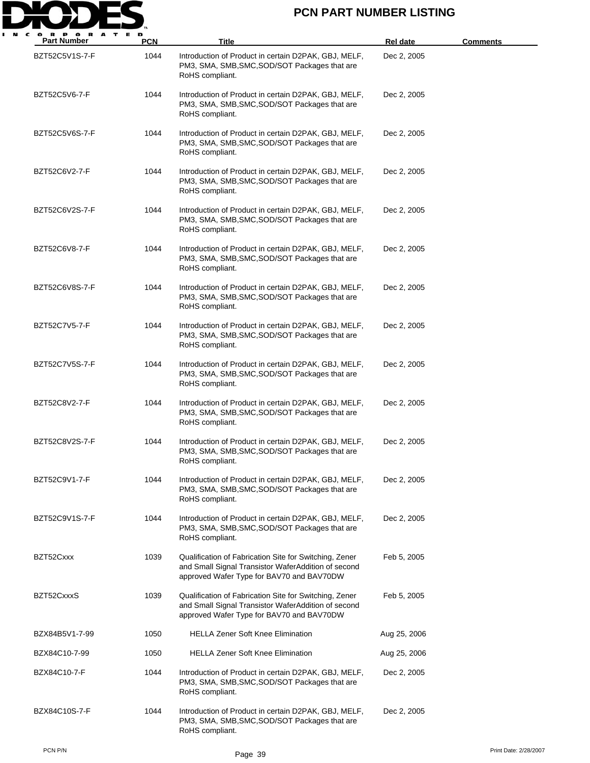# PCN PART NUMBER LISTING

| Part Number | PCN | Title | Rel date | Comments |
|---|---|---|---|---|
| BZT52C5V1S-7-F | 1044 | Introduction of Product in certain D2PAK, GBJ, MELF, PM3, SMA, SMB,SMC,SOD/SOT Packages that are RoHS compliant. | Dec 2, 2005 | |
| BZT52C5V6-7-F | 1044 | Introduction of Product in certain D2PAK, GBJ, MELF, PM3, SMA, SMB,SMC,SOD/SOT Packages that are RoHS compliant. | Dec 2, 2005 | |
| BZT52C5V6S-7-F | 1044 | Introduction of Product in certain D2PAK, GBJ, MELF, PM3, SMA, SMB,SMC,SOD/SOT Packages that are RoHS compliant. | Dec 2, 2005 | |
| BZT52C6V2-7-F | 1044 | Introduction of Product in certain D2PAK, GBJ, MELF, PM3, SMA, SMB,SMC,SOD/SOT Packages that are RoHS compliant. | Dec 2, 2005 | |
| BZT52C6V2S-7-F | 1044 | Introduction of Product in certain D2PAK, GBJ, MELF, PM3, SMA, SMB,SMC,SOD/SOT Packages that are RoHS compliant. | Dec 2, 2005 | |
| BZT52C6V8-7-F | 1044 | Introduction of Product in certain D2PAK, GBJ, MELF, PM3, SMA, SMB,SMC,SOD/SOT Packages that are RoHS compliant. | Dec 2, 2005 | |
| BZT52C6V8S-7-F | 1044 | Introduction of Product in certain D2PAK, GBJ, MELF, PM3, SMA, SMB,SMC,SOD/SOT Packages that are RoHS compliant. | Dec 2, 2005 | |
| BZT52C7V5-7-F | 1044 | Introduction of Product in certain D2PAK, GBJ, MELF, PM3, SMA, SMB,SMC,SOD/SOT Packages that are RoHS compliant. | Dec 2, 2005 | |
| BZT52C7V5S-7-F | 1044 | Introduction of Product in certain D2PAK, GBJ, MELF, PM3, SMA, SMB,SMC,SOD/SOT Packages that are RoHS compliant. | Dec 2, 2005 | |
| BZT52C8V2-7-F | 1044 | Introduction of Product in certain D2PAK, GBJ, MELF, PM3, SMA, SMB,SMC,SOD/SOT Packages that are RoHS compliant. | Dec 2, 2005 | |
| BZT52C8V2S-7-F | 1044 | Introduction of Product in certain D2PAK, GBJ, MELF, PM3, SMA, SMB,SMC,SOD/SOT Packages that are RoHS compliant. | Dec 2, 2005 | |
| BZT52C9V1-7-F | 1044 | Introduction of Product in certain D2PAK, GBJ, MELF, PM3, SMA, SMB,SMC,SOD/SOT Packages that are RoHS compliant. | Dec 2, 2005 | |
| BZT52C9V1S-7-F | 1044 | Introduction of Product in certain D2PAK, GBJ, MELF, PM3, SMA, SMB,SMC,SOD/SOT Packages that are RoHS compliant. | Dec 2, 2005 | |
| BZT52Cxxx | 1039 | Qualification of Fabrication Site for Switching, Zener and Small Signal Transistor WaferAddition of second approved Wafer Type for BAV70 and BAV70DW | Feb 5, 2005 | |
| BZT52CxxxS | 1039 | Qualification of Fabrication Site for Switching, Zener and Small Signal Transistor WaferAddition of second approved Wafer Type for BAV70 and BAV70DW | Feb 5, 2005 | |
| BZX84B5V1-7-99 | 1050 | HELLA Zener Soft Knee Elimination | Aug 25, 2006 | |
| BZX84C10-7-99 | 1050 | HELLA Zener Soft Knee Elimination | Aug 25, 2006 | |
| BZX84C10-7-F | 1044 | Introduction of Product in certain D2PAK, GBJ, MELF, PM3, SMA, SMB,SMC,SOD/SOT Packages that are RoHS compliant. | Dec 2, 2005 | |
| BZX84C10S-7-F | 1044 | Introduction of Product in certain D2PAK, GBJ, MELF, PM3, SMA, SMB,SMC,SOD/SOT Packages that are RoHS compliant. | Dec 2, 2005 | |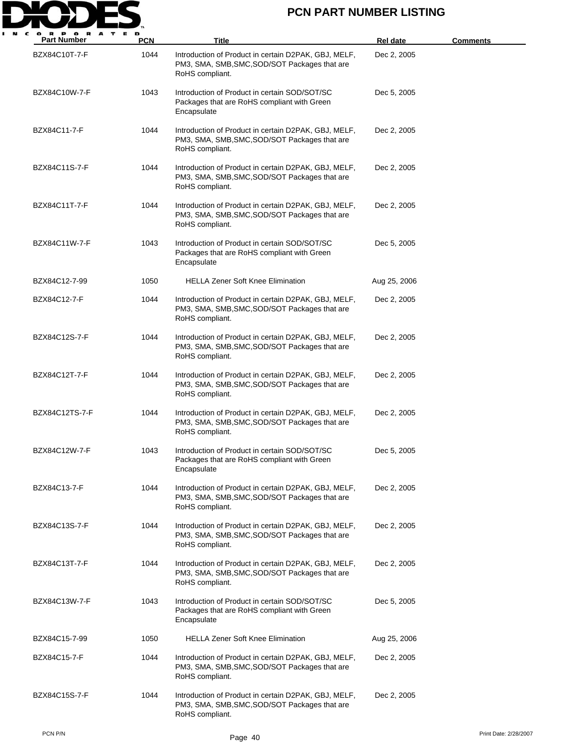# PCN PART NUMBER LISTING

| Part Number | PCN | Title | Rel date | Comments |
|---|---|---|---|---|
| BZX84C10T-7-F | 1044 | Introduction of Product in certain D2PAK, GBJ, MELF, PM3, SMA, SMB,SMC,SOD/SOT Packages that are RoHS compliant. | Dec 2, 2005 | |
| BZX84C10W-7-F | 1043 | Introduction of Product in certain SOD/SOT/SC Packages that are RoHS compliant with Green Encapsulate | Dec 5, 2005 | |
| BZX84C11-7-F | 1044 | Introduction of Product in certain D2PAK, GBJ, MELF, PM3, SMA, SMB,SMC,SOD/SOT Packages that are RoHS compliant. | Dec 2, 2005 | |
| BZX84C11S-7-F | 1044 | Introduction of Product in certain D2PAK, GBJ, MELF, PM3, SMA, SMB,SMC,SOD/SOT Packages that are RoHS compliant. | Dec 2, 2005 | |
| BZX84C11T-7-F | 1044 | Introduction of Product in certain D2PAK, GBJ, MELF, PM3, SMA, SMB,SMC,SOD/SOT Packages that are RoHS compliant. | Dec 2, 2005 | |
| BZX84C11W-7-F | 1043 | Introduction of Product in certain SOD/SOT/SC Packages that are RoHS compliant with Green Encapsulate | Dec 5, 2005 | |
| BZX84C12-7-99 | 1050 | HELLA Zener Soft Knee Elimination | Aug 25, 2006 | |
| BZX84C12-7-F | 1044 | Introduction of Product in certain D2PAK, GBJ, MELF, PM3, SMA, SMB,SMC,SOD/SOT Packages that are RoHS compliant. | Dec 2, 2005 | |
| BZX84C12S-7-F | 1044 | Introduction of Product in certain D2PAK, GBJ, MELF, PM3, SMA, SMB,SMC,SOD/SOT Packages that are RoHS compliant. | Dec 2, 2005 | |
| BZX84C12T-7-F | 1044 | Introduction of Product in certain D2PAK, GBJ, MELF, PM3, SMA, SMB,SMC,SOD/SOT Packages that are RoHS compliant. | Dec 2, 2005 | |
| BZX84C12TS-7-F | 1044 | Introduction of Product in certain D2PAK, GBJ, MELF, PM3, SMA, SMB,SMC,SOD/SOT Packages that are RoHS compliant. | Dec 2, 2005 | |
| BZX84C12W-7-F | 1043 | Introduction of Product in certain SOD/SOT/SC Packages that are RoHS compliant with Green Encapsulate | Dec 5, 2005 | |
| BZX84C13-7-F | 1044 | Introduction of Product in certain D2PAK, GBJ, MELF, PM3, SMA, SMB,SMC,SOD/SOT Packages that are RoHS compliant. | Dec 2, 2005 | |
| BZX84C13S-7-F | 1044 | Introduction of Product in certain D2PAK, GBJ, MELF, PM3, SMA, SMB,SMC,SOD/SOT Packages that are RoHS compliant. | Dec 2, 2005 | |
| BZX84C13T-7-F | 1044 | Introduction of Product in certain D2PAK, GBJ, MELF, PM3, SMA, SMB,SMC,SOD/SOT Packages that are RoHS compliant. | Dec 2, 2005 | |
| BZX84C13W-7-F | 1043 | Introduction of Product in certain SOD/SOT/SC Packages that are RoHS compliant with Green Encapsulate | Dec 5, 2005 | |
| BZX84C15-7-99 | 1050 | HELLA Zener Soft Knee Elimination | Aug 25, 2006 | |
| BZX84C15-7-F | 1044 | Introduction of Product in certain D2PAK, GBJ, MELF, PM3, SMA, SMB,SMC,SOD/SOT Packages that are RoHS compliant. | Dec 2, 2005 | |
| BZX84C15S-7-F | 1044 | Introduction of Product in certain D2PAK, GBJ, MELF, PM3, SMA, SMB,SMC,SOD/SOT Packages that are RoHS compliant. | Dec 2, 2005 | |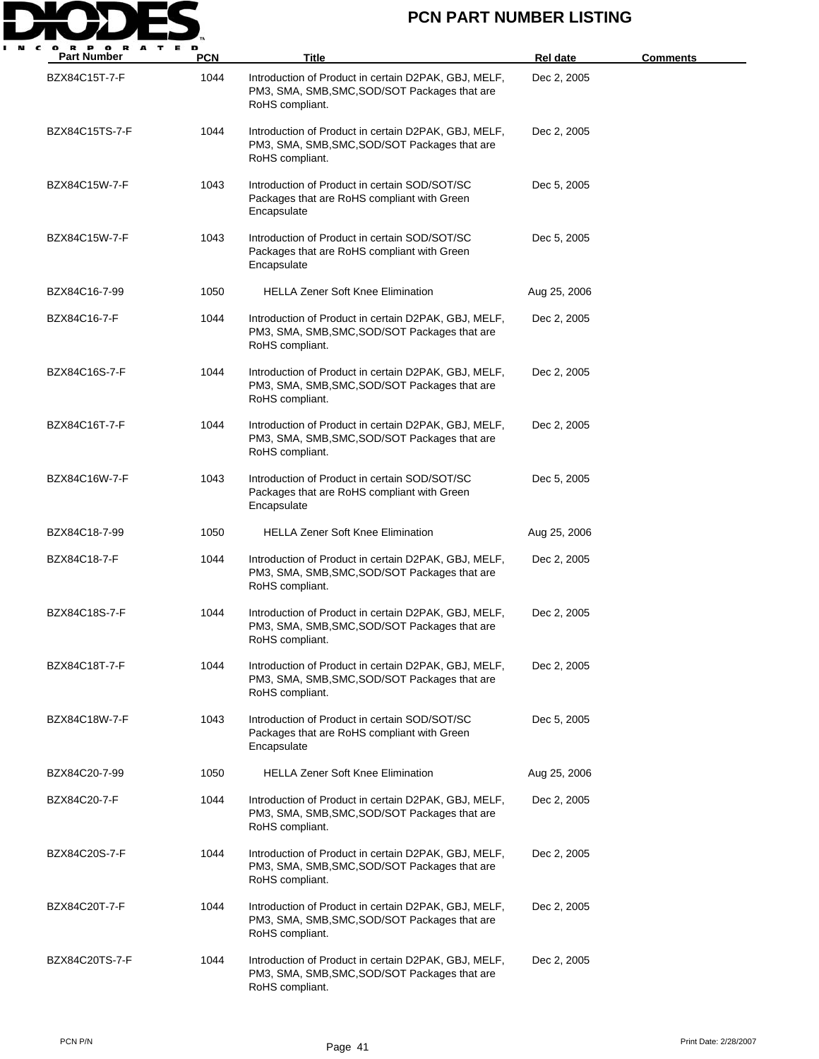# PCN PART NUMBER LISTING

| Part Number | PCN | Title | Rel date | Comments |
| --- | --- | --- | --- | --- |
| BZX84C15T-7-F | 1044 | Introduction of Product in certain D2PAK, GBJ, MELF, PM3, SMA, SMB,SMC,SOD/SOT Packages that are RoHS compliant. | Dec 2, 2005 | |
| BZX84C15TS-7-F | 1044 | Introduction of Product in certain D2PAK, GBJ, MELF, PM3, SMA, SMB,SMC,SOD/SOT Packages that are RoHS compliant. | Dec 2, 2005 | |
| BZX84C15W-7-F | 1043 | Introduction of Product in certain SOD/SOT/SC Packages that are RoHS compliant with Green Encapsulate | Dec 5, 2005 | |
| BZX84C15W-7-F | 1043 | Introduction of Product in certain SOD/SOT/SC Packages that are RoHS compliant with Green Encapsulate | Dec 5, 2005 | |
| BZX84C16-7-99 | 1050 | HELLA Zener Soft Knee Elimination | Aug 25, 2006 | |
| BZX84C16-7-F | 1044 | Introduction of Product in certain D2PAK, GBJ, MELF, PM3, SMA, SMB,SMC,SOD/SOT Packages that are RoHS compliant. | Dec 2, 2005 | |
| BZX84C16S-7-F | 1044 | Introduction of Product in certain D2PAK, GBJ, MELF, PM3, SMA, SMB,SMC,SOD/SOT Packages that are RoHS compliant. | Dec 2, 2005 | |
| BZX84C16T-7-F | 1044 | Introduction of Product in certain D2PAK, GBJ, MELF, PM3, SMA, SMB,SMC,SOD/SOT Packages that are RoHS compliant. | Dec 2, 2005 | |
| BZX84C16W-7-F | 1043 | Introduction of Product in certain SOD/SOT/SC Packages that are RoHS compliant with Green Encapsulate | Dec 5, 2005 | |
| BZX84C18-7-99 | 1050 | HELLA Zener Soft Knee Elimination | Aug 25, 2006 | |
| BZX84C18-7-F | 1044 | Introduction of Product in certain D2PAK, GBJ, MELF, PM3, SMA, SMB,SMC,SOD/SOT Packages that are RoHS compliant. | Dec 2, 2005 | |
| BZX84C18S-7-F | 1044 | Introduction of Product in certain D2PAK, GBJ, MELF, PM3, SMA, SMB,SMC,SOD/SOT Packages that are RoHS compliant. | Dec 2, 2005 | |
| BZX84C18T-7-F | 1044 | Introduction of Product in certain D2PAK, GBJ, MELF, PM3, SMA, SMB,SMC,SOD/SOT Packages that are RoHS compliant. | Dec 2, 2005 | |
| BZX84C18W-7-F | 1043 | Introduction of Product in certain SOD/SOT/SC Packages that are RoHS compliant with Green Encapsulate | Dec 5, 2005 | |
| BZX84C20-7-99 | 1050 | HELLA Zener Soft Knee Elimination | Aug 25, 2006 | |
| BZX84C20-7-F | 1044 | Introduction of Product in certain D2PAK, GBJ, MELF, PM3, SMA, SMB,SMC,SOD/SOT Packages that are RoHS compliant. | Dec 2, 2005 | |
| BZX84C20S-7-F | 1044 | Introduction of Product in certain D2PAK, GBJ, MELF, PM3, SMA, SMB,SMC,SOD/SOT Packages that are RoHS compliant. | Dec 2, 2005 | |
| BZX84C20T-7-F | 1044 | Introduction of Product in certain D2PAK, GBJ, MELF, PM3, SMA, SMB,SMC,SOD/SOT Packages that are RoHS compliant. | Dec 2, 2005 | |
| BZX84C20TS-7-F | 1044 | Introduction of Product in certain D2PAK, GBJ, MELF, PM3, SMA, SMB,SMC,SOD/SOT Packages that are RoHS compliant. | Dec 2, 2005 | |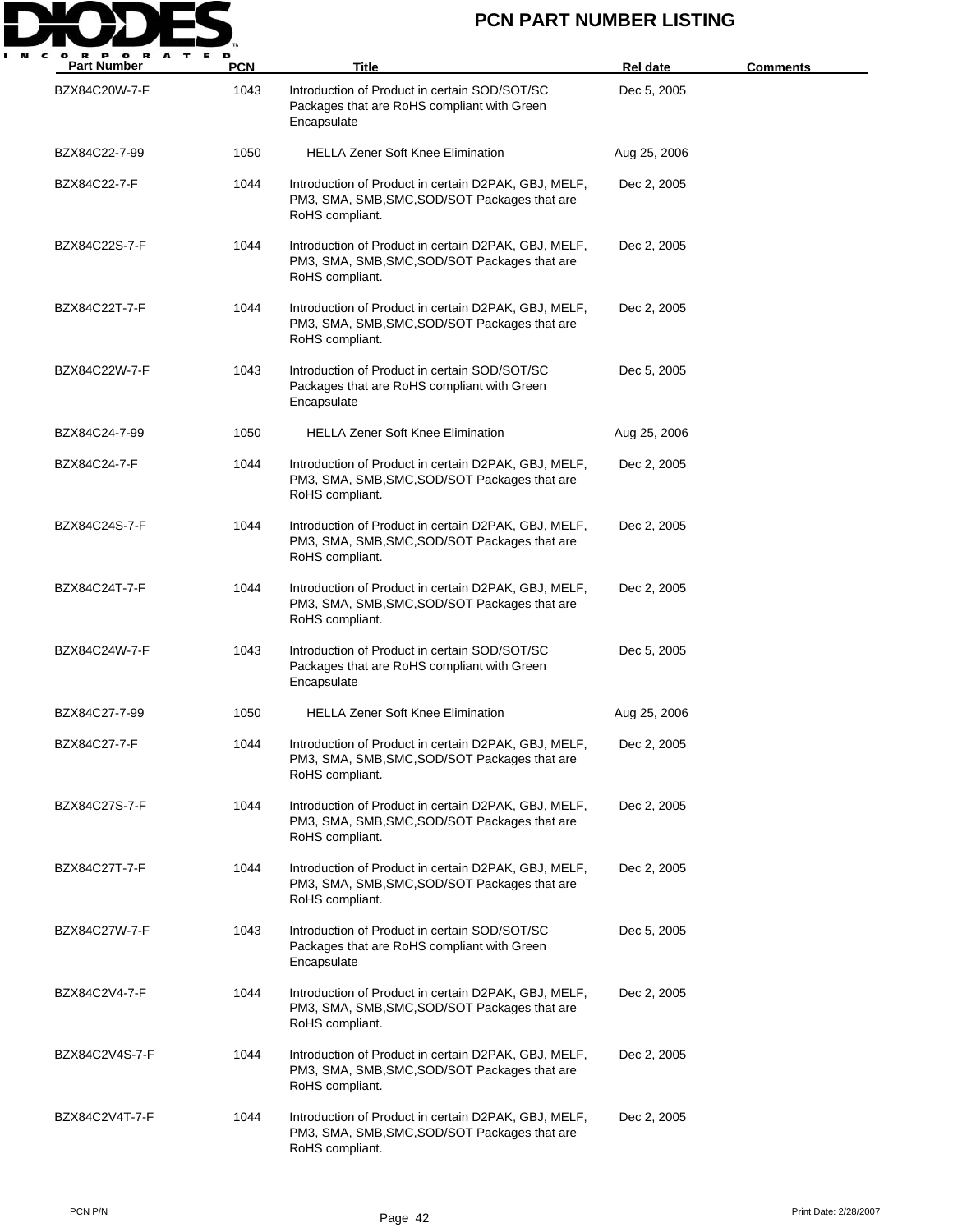# PCN PART NUMBER LISTING

| Part Number | PCN | Title | Rel date | Comments |
|---|---|---|---|---|
| BZX84C20W-7-F | 1043 | Introduction of Product in certain SOD/SOT/SC Packages that are RoHS compliant with Green Encapsulate | Dec 5, 2005 | |
| BZX84C22-7-99 | 1050 | HELLA Zener Soft Knee Elimination | Aug 25, 2006 | |
| BZX84C22-7-F | 1044 | Introduction of Product in certain D2PAK, GBJ, MELF, PM3, SMA, SMB,SMC,SOD/SOT Packages that are RoHS compliant. | Dec 2, 2005 | |
| BZX84C22S-7-F | 1044 | Introduction of Product in certain D2PAK, GBJ, MELF, PM3, SMA, SMB,SMC,SOD/SOT Packages that are RoHS compliant. | Dec 2, 2005 | |
| BZX84C22T-7-F | 1044 | Introduction of Product in certain D2PAK, GBJ, MELF, PM3, SMA, SMB,SMC,SOD/SOT Packages that are RoHS compliant. | Dec 2, 2005 | |
| BZX84C22W-7-F | 1043 | Introduction of Product in certain SOD/SOT/SC Packages that are RoHS compliant with Green Encapsulate | Dec 5, 2005 | |
| BZX84C24-7-99 | 1050 | HELLA Zener Soft Knee Elimination | Aug 25, 2006 | |
| BZX84C24-7-F | 1044 | Introduction of Product in certain D2PAK, GBJ, MELF, PM3, SMA, SMB,SMC,SOD/SOT Packages that are RoHS compliant. | Dec 2, 2005 | |
| BZX84C24S-7-F | 1044 | Introduction of Product in certain D2PAK, GBJ, MELF, PM3, SMA, SMB,SMC,SOD/SOT Packages that are RoHS compliant. | Dec 2, 2005 | |
| BZX84C24T-7-F | 1044 | Introduction of Product in certain D2PAK, GBJ, MELF, PM3, SMA, SMB,SMC,SOD/SOT Packages that are RoHS compliant. | Dec 2, 2005 | |
| BZX84C24W-7-F | 1043 | Introduction of Product in certain SOD/SOT/SC Packages that are RoHS compliant with Green Encapsulate | Dec 5, 2005 | |
| BZX84C27-7-99 | 1050 | HELLA Zener Soft Knee Elimination | Aug 25, 2006 | |
| BZX84C27-7-F | 1044 | Introduction of Product in certain D2PAK, GBJ, MELF, PM3, SMA, SMB,SMC,SOD/SOT Packages that are RoHS compliant. | Dec 2, 2005 | |
| BZX84C27S-7-F | 1044 | Introduction of Product in certain D2PAK, GBJ, MELF, PM3, SMA, SMB,SMC,SOD/SOT Packages that are RoHS compliant. | Dec 2, 2005 | |
| BZX84C27T-7-F | 1044 | Introduction of Product in certain D2PAK, GBJ, MELF, PM3, SMA, SMB,SMC,SOD/SOT Packages that are RoHS compliant. | Dec 2, 2005 | |
| BZX84C27W-7-F | 1043 | Introduction of Product in certain SOD/SOT/SC Packages that are RoHS compliant with Green Encapsulate | Dec 5, 2005 | |
| BZX84C2V4-7-F | 1044 | Introduction of Product in certain D2PAK, GBJ, MELF, PM3, SMA, SMB,SMC,SOD/SOT Packages that are RoHS compliant. | Dec 2, 2005 | |
| BZX84C2V4S-7-F | 1044 | Introduction of Product in certain D2PAK, GBJ, MELF, PM3, SMA, SMB,SMC,SOD/SOT Packages that are RoHS compliant. | Dec 2, 2005 | |
| BZX84C2V4T-7-F | 1044 | Introduction of Product in certain D2PAK, GBJ, MELF, PM3, SMA, SMB,SMC,SOD/SOT Packages that are RoHS compliant. | Dec 2, 2005 | |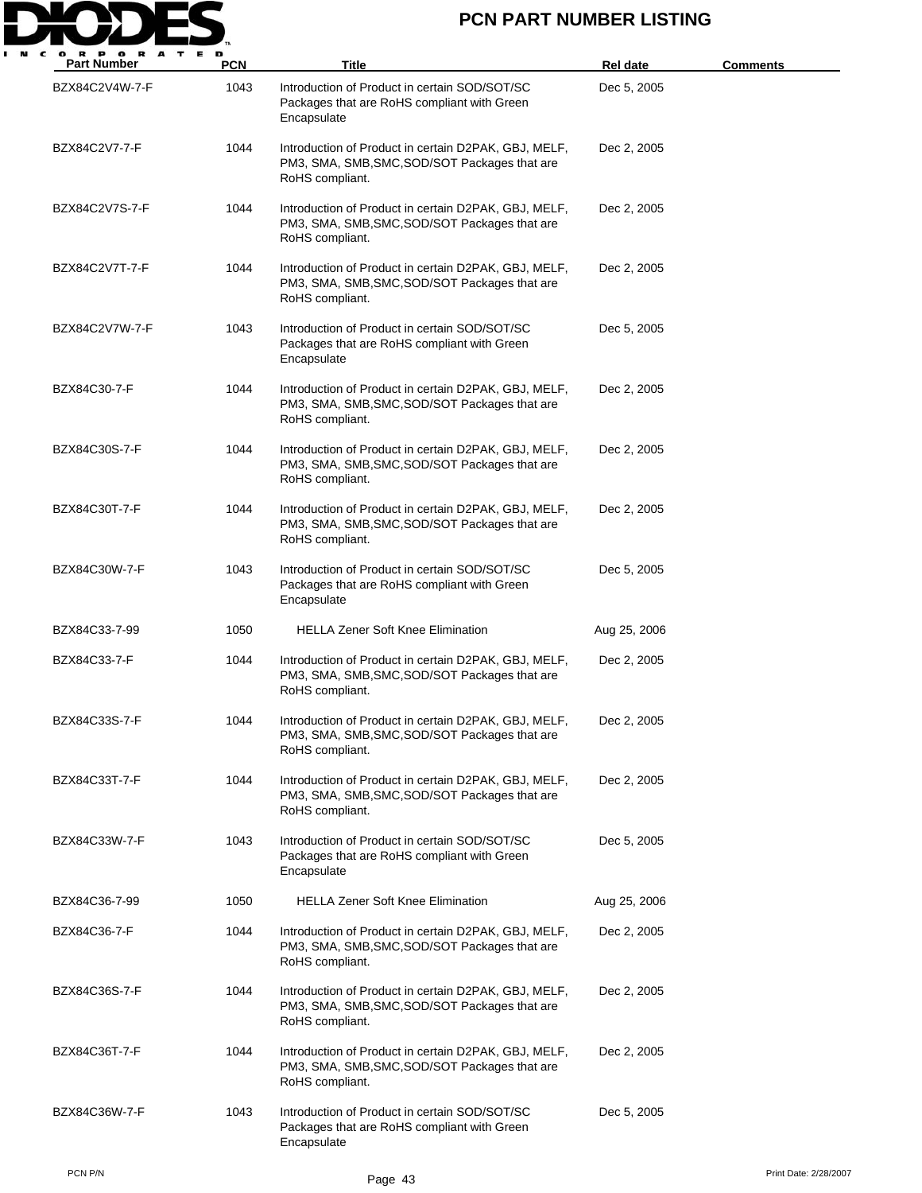# PCN PART NUMBER LISTING

| Part Number | PCN | Title | Rel date | Comments |
|---|---|---|---|---|
| BZX84C2V4W-7-F | 1043 | Introduction of Product in certain SOD/SOT/SC Packages that are RoHS compliant with Green Encapsulate | Dec 5, 2005 | |
| BZX84C2V7-7-F | 1044 | Introduction of Product in certain D2PAK, GBJ, MELF, PM3, SMA, SMB,SMC,SOD/SOT Packages that are RoHS compliant. | Dec 2, 2005 | |
| BZX84C2V7S-7-F | 1044 | Introduction of Product in certain D2PAK, GBJ, MELF, PM3, SMA, SMB,SMC,SOD/SOT Packages that are RoHS compliant. | Dec 2, 2005 | |
| BZX84C2V7T-7-F | 1044 | Introduction of Product in certain D2PAK, GBJ, MELF, PM3, SMA, SMB,SMC,SOD/SOT Packages that are RoHS compliant. | Dec 2, 2005 | |
| BZX84C2V7W-7-F | 1043 | Introduction of Product in certain SOD/SOT/SC Packages that are RoHS compliant with Green Encapsulate | Dec 5, 2005 | |
| BZX84C30-7-F | 1044 | Introduction of Product in certain D2PAK, GBJ, MELF, PM3, SMA, SMB,SMC,SOD/SOT Packages that are RoHS compliant. | Dec 2, 2005 | |
| BZX84C30S-7-F | 1044 | Introduction of Product in certain D2PAK, GBJ, MELF, PM3, SMA, SMB,SMC,SOD/SOT Packages that are RoHS compliant. | Dec 2, 2005 | |
| BZX84C30T-7-F | 1044 | Introduction of Product in certain D2PAK, GBJ, MELF, PM3, SMA, SMB,SMC,SOD/SOT Packages that are RoHS compliant. | Dec 2, 2005 | |
| BZX84C30W-7-F | 1043 | Introduction of Product in certain SOD/SOT/SC Packages that are RoHS compliant with Green Encapsulate | Dec 5, 2005 | |
| BZX84C33-7-99 | 1050 | HELLA Zener Soft Knee Elimination | Aug 25, 2006 | |
| BZX84C33-7-F | 1044 | Introduction of Product in certain D2PAK, GBJ, MELF, PM3, SMA, SMB,SMC,SOD/SOT Packages that are RoHS compliant. | Dec 2, 2005 | |
| BZX84C33S-7-F | 1044 | Introduction of Product in certain D2PAK, GBJ, MELF, PM3, SMA, SMB,SMC,SOD/SOT Packages that are RoHS compliant. | Dec 2, 2005 | |
| BZX84C33T-7-F | 1044 | Introduction of Product in certain D2PAK, GBJ, MELF, PM3, SMA, SMB,SMC,SOD/SOT Packages that are RoHS compliant. | Dec 2, 2005 | |
| BZX84C33W-7-F | 1043 | Introduction of Product in certain SOD/SOT/SC Packages that are RoHS compliant with Green Encapsulate | Dec 5, 2005 | |
| BZX84C36-7-99 | 1050 | HELLA Zener Soft Knee Elimination | Aug 25, 2006 | |
| BZX84C36-7-F | 1044 | Introduction of Product in certain D2PAK, GBJ, MELF, PM3, SMA, SMB,SMC,SOD/SOT Packages that are RoHS compliant. | Dec 2, 2005 | |
| BZX84C36S-7-F | 1044 | Introduction of Product in certain D2PAK, GBJ, MELF, PM3, SMA, SMB,SMC,SOD/SOT Packages that are RoHS compliant. | Dec 2, 2005 | |
| BZX84C36T-7-F | 1044 | Introduction of Product in certain D2PAK, GBJ, MELF, PM3, SMA, SMB,SMC,SOD/SOT Packages that are RoHS compliant. | Dec 2, 2005 | |
| BZX84C36W-7-F | 1043 | Introduction of Product in certain SOD/SOT/SC Packages that are RoHS compliant with Green Encapsulate | Dec 5, 2005 | |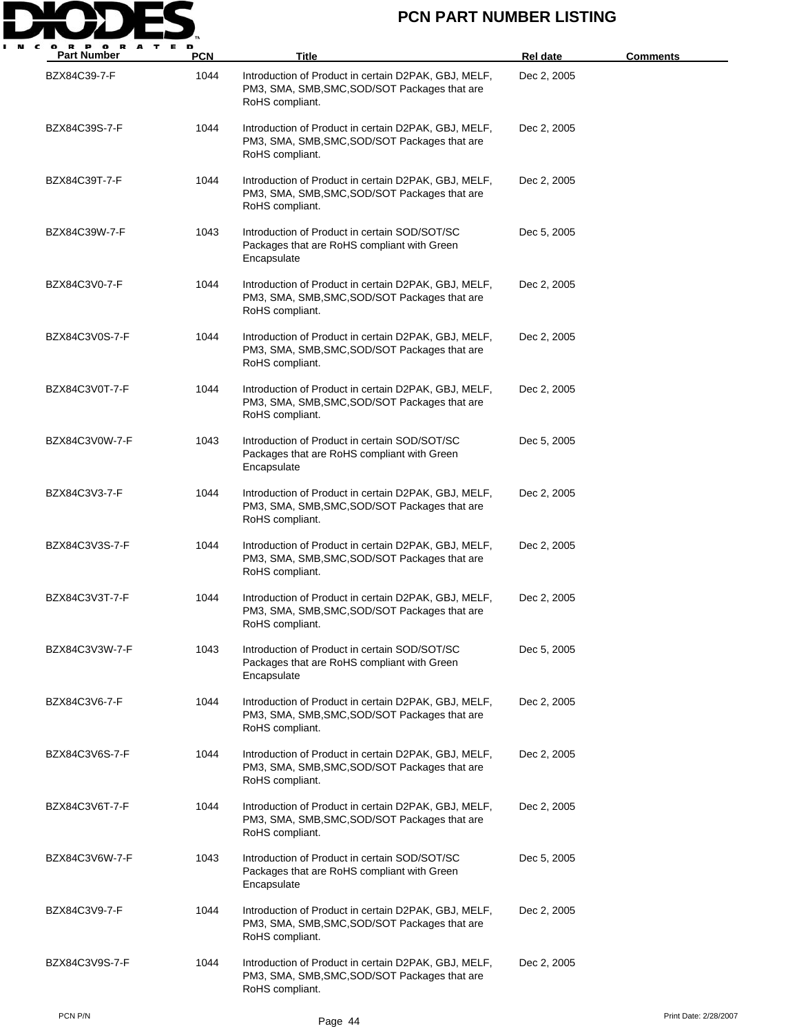# PCN PART NUMBER LISTING

| Part Number | PCN | Title | Rel date | Comments |
|---|---|---|---|---|
| BZX84C39-7-F | 1044 | Introduction of Product in certain D2PAK, GBJ, MELF, PM3, SMA, SMB,SMC,SOD/SOT Packages that are RoHS compliant. | Dec 2, 2005 | |
| BZX84C39S-7-F | 1044 | Introduction of Product in certain D2PAK, GBJ, MELF, PM3, SMA, SMB,SMC,SOD/SOT Packages that are RoHS compliant. | Dec 2, 2005 | |
| BZX84C39T-7-F | 1044 | Introduction of Product in certain D2PAK, GBJ, MELF, PM3, SMA, SMB,SMC,SOD/SOT Packages that are RoHS compliant. | Dec 2, 2005 | |
| BZX84C39W-7-F | 1043 | Introduction of Product in certain SOD/SOT/SC Packages that are RoHS compliant with Green Encapsulate | Dec 5, 2005 | |
| BZX84C3V0-7-F | 1044 | Introduction of Product in certain D2PAK, GBJ, MELF, PM3, SMA, SMB,SMC,SOD/SOT Packages that are RoHS compliant. | Dec 2, 2005 | |
| BZX84C3V0S-7-F | 1044 | Introduction of Product in certain D2PAK, GBJ, MELF, PM3, SMA, SMB,SMC,SOD/SOT Packages that are RoHS compliant. | Dec 2, 2005 | |
| BZX84C3V0T-7-F | 1044 | Introduction of Product in certain D2PAK, GBJ, MELF, PM3, SMA, SMB,SMC,SOD/SOT Packages that are RoHS compliant. | Dec 2, 2005 | |
| BZX84C3V0W-7-F | 1043 | Introduction of Product in certain SOD/SOT/SC Packages that are RoHS compliant with Green Encapsulate | Dec 5, 2005 | |
| BZX84C3V3-7-F | 1044 | Introduction of Product in certain D2PAK, GBJ, MELF, PM3, SMA, SMB,SMC,SOD/SOT Packages that are RoHS compliant. | Dec 2, 2005 | |
| BZX84C3V3S-7-F | 1044 | Introduction of Product in certain D2PAK, GBJ, MELF, PM3, SMA, SMB,SMC,SOD/SOT Packages that are RoHS compliant. | Dec 2, 2005 | |
| BZX84C3V3T-7-F | 1044 | Introduction of Product in certain D2PAK, GBJ, MELF, PM3, SMA, SMB,SMC,SOD/SOT Packages that are RoHS compliant. | Dec 2, 2005 | |
| BZX84C3V3W-7-F | 1043 | Introduction of Product in certain SOD/SOT/SC Packages that are RoHS compliant with Green Encapsulate | Dec 5, 2005 | |
| BZX84C3V6-7-F | 1044 | Introduction of Product in certain D2PAK, GBJ, MELF, PM3, SMA, SMB,SMC,SOD/SOT Packages that are RoHS compliant. | Dec 2, 2005 | |
| BZX84C3V6S-7-F | 1044 | Introduction of Product in certain D2PAK, GBJ, MELF, PM3, SMA, SMB,SMC,SOD/SOT Packages that are RoHS compliant. | Dec 2, 2005 | |
| BZX84C3V6T-7-F | 1044 | Introduction of Product in certain D2PAK, GBJ, MELF, PM3, SMA, SMB,SMC,SOD/SOT Packages that are RoHS compliant. | Dec 2, 2005 | |
| BZX84C3V6W-7-F | 1043 | Introduction of Product in certain SOD/SOT/SC Packages that are RoHS compliant with Green Encapsulate | Dec 5, 2005 | |
| BZX84C3V9-7-F | 1044 | Introduction of Product in certain D2PAK, GBJ, MELF, PM3, SMA, SMB,SMC,SOD/SOT Packages that are RoHS compliant. | Dec 2, 2005 | |
| BZX84C3V9S-7-F | 1044 | Introduction of Product in certain D2PAK, GBJ, MELF, PM3, SMA, SMB,SMC,SOD/SOT Packages that are RoHS compliant. | Dec 2, 2005 | |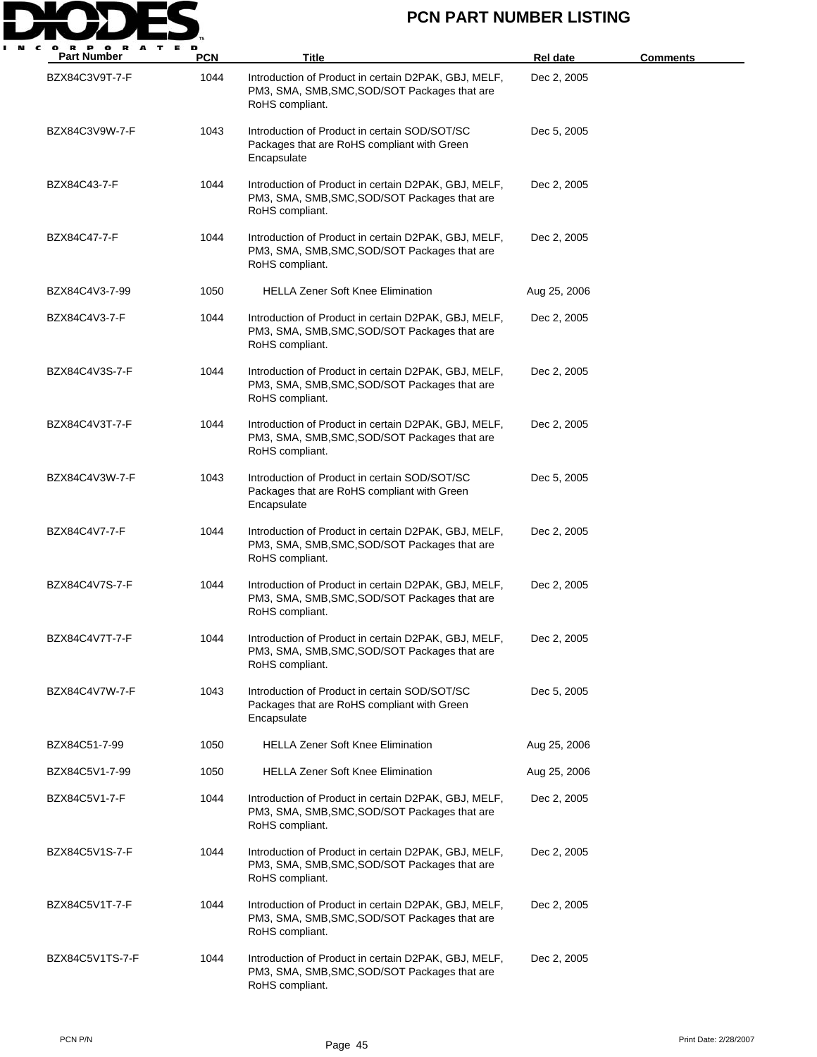# PCN PART NUMBER LISTING

| Part Number | PCN | Title | Rel date | Comments |
|---|---|---|---|---|
| BZX84C3V9T-7-F | 1044 | Introduction of Product in certain D2PAK, GBJ, MELF, PM3, SMA, SMB,SMC,SOD/SOT Packages that are RoHS compliant. | Dec 2, 2005 | |
| BZX84C3V9W-7-F | 1043 | Introduction of Product in certain SOD/SOT/SC Packages that are RoHS compliant with Green Encapsulate | Dec 5, 2005 | |
| BZX84C43-7-F | 1044 | Introduction of Product in certain D2PAK, GBJ, MELF, PM3, SMA, SMB,SMC,SOD/SOT Packages that are RoHS compliant. | Dec 2, 2005 | |
| BZX84C47-7-F | 1044 | Introduction of Product in certain D2PAK, GBJ, MELF, PM3, SMA, SMB,SMC,SOD/SOT Packages that are RoHS compliant. | Dec 2, 2005 | |
| BZX84C4V3-7-99 | 1050 | HELLA Zener Soft Knee Elimination | Aug 25, 2006 | |
| BZX84C4V3-7-F | 1044 | Introduction of Product in certain D2PAK, GBJ, MELF, PM3, SMA, SMB,SMC,SOD/SOT Packages that are RoHS compliant. | Dec 2, 2005 | |
| BZX84C4V3S-7-F | 1044 | Introduction of Product in certain D2PAK, GBJ, MELF, PM3, SMA, SMB,SMC,SOD/SOT Packages that are RoHS compliant. | Dec 2, 2005 | |
| BZX84C4V3T-7-F | 1044 | Introduction of Product in certain D2PAK, GBJ, MELF, PM3, SMA, SMB,SMC,SOD/SOT Packages that are RoHS compliant. | Dec 2, 2005 | |
| BZX84C4V3W-7-F | 1043 | Introduction of Product in certain SOD/SOT/SC Packages that are RoHS compliant with Green Encapsulate | Dec 5, 2005 | |
| BZX84C4V7-7-F | 1044 | Introduction of Product in certain D2PAK, GBJ, MELF, PM3, SMA, SMB,SMC,SOD/SOT Packages that are RoHS compliant. | Dec 2, 2005 | |
| BZX84C4V7S-7-F | 1044 | Introduction of Product in certain D2PAK, GBJ, MELF, PM3, SMA, SMB,SMC,SOD/SOT Packages that are RoHS compliant. | Dec 2, 2005 | |
| BZX84C4V7T-7-F | 1044 | Introduction of Product in certain D2PAK, GBJ, MELF, PM3, SMA, SMB,SMC,SOD/SOT Packages that are RoHS compliant. | Dec 2, 2005 | |
| BZX84C4V7W-7-F | 1043 | Introduction of Product in certain SOD/SOT/SC Packages that are RoHS compliant with Green Encapsulate | Dec 5, 2005 | |
| BZX84C51-7-99 | 1050 | HELLA Zener Soft Knee Elimination | Aug 25, 2006 | |
| BZX84C5V1-7-99 | 1050 | HELLA Zener Soft Knee Elimination | Aug 25, 2006 | |
| BZX84C5V1-7-F | 1044 | Introduction of Product in certain D2PAK, GBJ, MELF, PM3, SMA, SMB,SMC,SOD/SOT Packages that are RoHS compliant. | Dec 2, 2005 | |
| BZX84C5V1S-7-F | 1044 | Introduction of Product in certain D2PAK, GBJ, MELF, PM3, SMA, SMB,SMC,SOD/SOT Packages that are RoHS compliant. | Dec 2, 2005 | |
| BZX84C5V1T-7-F | 1044 | Introduction of Product in certain D2PAK, GBJ, MELF, PM3, SMA, SMB,SMC,SOD/SOT Packages that are RoHS compliant. | Dec 2, 2005 | |
| BZX84C5V1TS-7-F | 1044 | Introduction of Product in certain D2PAK, GBJ, MELF, PM3, SMA, SMB,SMC,SOD/SOT Packages that are RoHS compliant. | Dec 2, 2005 | |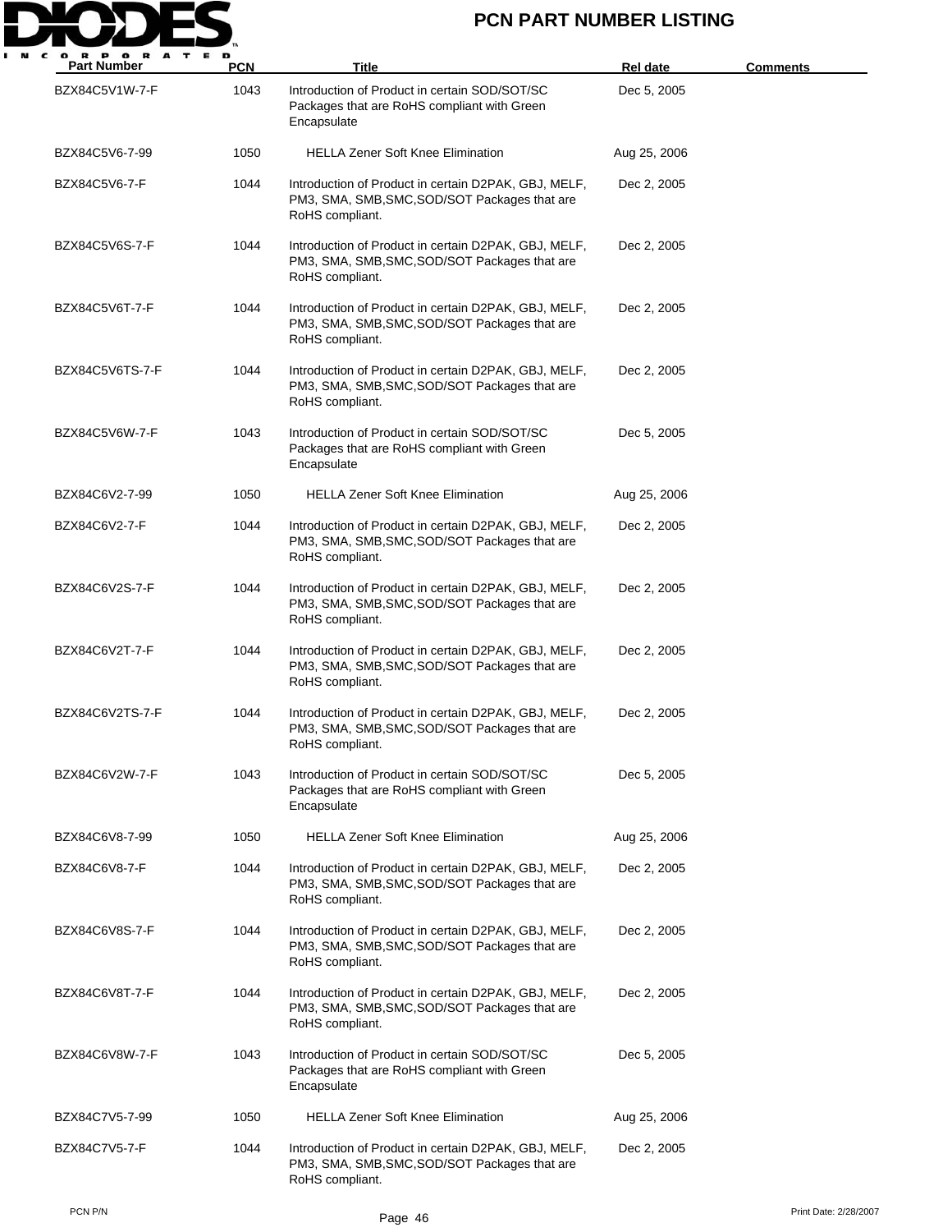# PCN PART NUMBER LISTING

| Part Number | PCN | Title | Rel date | Comments |
| --- | --- | --- | --- | --- |
| BZX84C5V1W-7-F | 1043 | Introduction of Product in certain SOD/SOT/SC Packages that are RoHS compliant with Green Encapsulate | Dec 5, 2005 | |
| BZX84C5V6-7-99 | 1050 | HELLA Zener Soft Knee Elimination | Aug 25, 2006 | |
| BZX84C5V6-7-F | 1044 | Introduction of Product in certain D2PAK, GBJ, MELF, PM3, SMA, SMB,SMC,SOD/SOT Packages that are RoHS compliant. | Dec 2, 2005 | |
| BZX84C5V6S-7-F | 1044 | Introduction of Product in certain D2PAK, GBJ, MELF, PM3, SMA, SMB,SMC,SOD/SOT Packages that are RoHS compliant. | Dec 2, 2005 | |
| BZX84C5V6T-7-F | 1044 | Introduction of Product in certain D2PAK, GBJ, MELF, PM3, SMA, SMB,SMC,SOD/SOT Packages that are RoHS compliant. | Dec 2, 2005 | |
| BZX84C5V6TS-7-F | 1044 | Introduction of Product in certain D2PAK, GBJ, MELF, PM3, SMA, SMB,SMC,SOD/SOT Packages that are RoHS compliant. | Dec 2, 2005 | |
| BZX84C5V6W-7-F | 1043 | Introduction of Product in certain SOD/SOT/SC Packages that are RoHS compliant with Green Encapsulate | Dec 5, 2005 | |
| BZX84C6V2-7-99 | 1050 | HELLA Zener Soft Knee Elimination | Aug 25, 2006 | |
| BZX84C6V2-7-F | 1044 | Introduction of Product in certain D2PAK, GBJ, MELF, PM3, SMA, SMB,SMC,SOD/SOT Packages that are RoHS compliant. | Dec 2, 2005 | |
| BZX84C6V2S-7-F | 1044 | Introduction of Product in certain D2PAK, GBJ, MELF, PM3, SMA, SMB,SMC,SOD/SOT Packages that are RoHS compliant. | Dec 2, 2005 | |
| BZX84C6V2T-7-F | 1044 | Introduction of Product in certain D2PAK, GBJ, MELF, PM3, SMA, SMB,SMC,SOD/SOT Packages that are RoHS compliant. | Dec 2, 2005 | |
| BZX84C6V2TS-7-F | 1044 | Introduction of Product in certain D2PAK, GBJ, MELF, PM3, SMA, SMB,SMC,SOD/SOT Packages that are RoHS compliant. | Dec 2, 2005 | |
| BZX84C6V2W-7-F | 1043 | Introduction of Product in certain SOD/SOT/SC Packages that are RoHS compliant with Green Encapsulate | Dec 5, 2005 | |
| BZX84C6V8-7-99 | 1050 | HELLA Zener Soft Knee Elimination | Aug 25, 2006 | |
| BZX84C6V8-7-F | 1044 | Introduction of Product in certain D2PAK, GBJ, MELF, PM3, SMA, SMB,SMC,SOD/SOT Packages that are RoHS compliant. | Dec 2, 2005 | |
| BZX84C6V8S-7-F | 1044 | Introduction of Product in certain D2PAK, GBJ, MELF, PM3, SMA, SMB,SMC,SOD/SOT Packages that are RoHS compliant. | Dec 2, 2005 | |
| BZX84C6V8T-7-F | 1044 | Introduction of Product in certain D2PAK, GBJ, MELF, PM3, SMA, SMB,SMC,SOD/SOT Packages that are RoHS compliant. | Dec 2, 2005 | |
| BZX84C6V8W-7-F | 1043 | Introduction of Product in certain SOD/SOT/SC Packages that are RoHS compliant with Green Encapsulate | Dec 5, 2005 | |
| BZX84C7V5-7-99 | 1050 | HELLA Zener Soft Knee Elimination | Aug 25, 2006 | |
| BZX84C7V5-7-F | 1044 | Introduction of Product in certain D2PAK, GBJ, MELF, PM3, SMA, SMB,SMC,SOD/SOT Packages that are RoHS compliant. | Dec 2, 2005 | |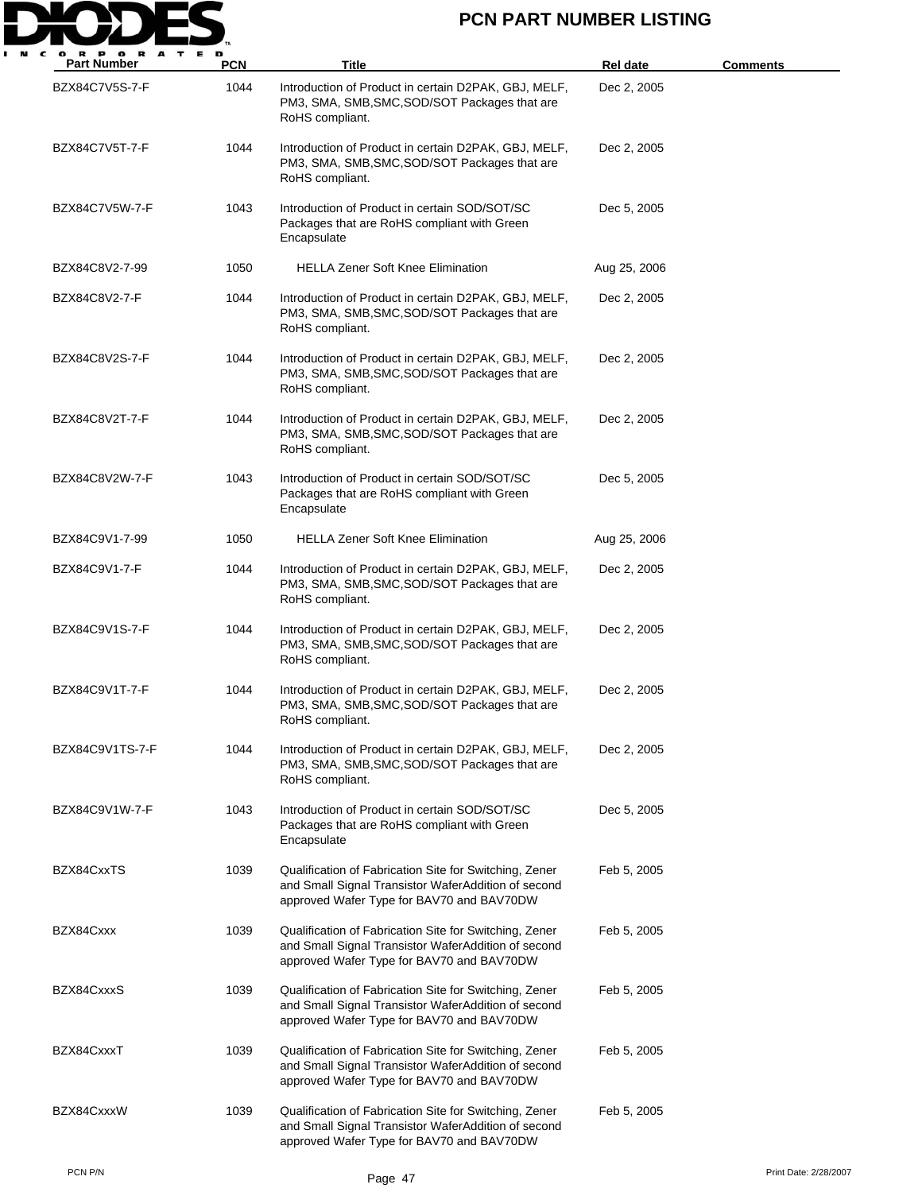# PCN PART NUMBER LISTING

| Part Number | PCN | Title | Rel date | Comments |
|---|---|---|---|---|
| BZX84C7V5S-7-F | 1044 | Introduction of Product in certain D2PAK, GBJ, MELF, PM3, SMA, SMB,SMC,SOD/SOT Packages that are RoHS compliant. | Dec 2, 2005 | |
| BZX84C7V5T-7-F | 1044 | Introduction of Product in certain D2PAK, GBJ, MELF, PM3, SMA, SMB,SMC,SOD/SOT Packages that are RoHS compliant. | Dec 2, 2005 | |
| BZX84C7V5W-7-F | 1043 | Introduction of Product in certain SOD/SOT/SC Packages that are RoHS compliant with Green Encapsulate | Dec 5, 2005 | |
| BZX84C8V2-7-99 | 1050 | HELLA Zener Soft Knee Elimination | Aug 25, 2006 | |
| BZX84C8V2-7-F | 1044 | Introduction of Product in certain D2PAK, GBJ, MELF, PM3, SMA, SMB,SMC,SOD/SOT Packages that are RoHS compliant. | Dec 2, 2005 | |
| BZX84C8V2S-7-F | 1044 | Introduction of Product in certain D2PAK, GBJ, MELF, PM3, SMA, SMB,SMC,SOD/SOT Packages that are RoHS compliant. | Dec 2, 2005 | |
| BZX84C8V2T-7-F | 1044 | Introduction of Product in certain D2PAK, GBJ, MELF, PM3, SMA, SMB,SMC,SOD/SOT Packages that are RoHS compliant. | Dec 2, 2005 | |
| BZX84C8V2W-7-F | 1043 | Introduction of Product in certain SOD/SOT/SC Packages that are RoHS compliant with Green Encapsulate | Dec 5, 2005 | |
| BZX84C9V1-7-99 | 1050 | HELLA Zener Soft Knee Elimination | Aug 25, 2006 | |
| BZX84C9V1-7-F | 1044 | Introduction of Product in certain D2PAK, GBJ, MELF, PM3, SMA, SMB,SMC,SOD/SOT Packages that are RoHS compliant. | Dec 2, 2005 | |
| BZX84C9V1S-7-F | 1044 | Introduction of Product in certain D2PAK, GBJ, MELF, PM3, SMA, SMB,SMC,SOD/SOT Packages that are RoHS compliant. | Dec 2, 2005 | |
| BZX84C9V1T-7-F | 1044 | Introduction of Product in certain D2PAK, GBJ, MELF, PM3, SMA, SMB,SMC,SOD/SOT Packages that are RoHS compliant. | Dec 2, 2005 | |
| BZX84C9V1TS-7-F | 1044 | Introduction of Product in certain D2PAK, GBJ, MELF, PM3, SMA, SMB,SMC,SOD/SOT Packages that are RoHS compliant. | Dec 2, 2005 | |
| BZX84C9V1W-7-F | 1043 | Introduction of Product in certain SOD/SOT/SC Packages that are RoHS compliant with Green Encapsulate | Dec 5, 2005 | |
| BZX84CxxTS | 1039 | Qualification of Fabrication Site for Switching, Zener and Small Signal Transistor WaferAddition of second approved Wafer Type for BAV70 and BAV70DW | Feb 5, 2005 | |
| BZX84Cxxx | 1039 | Qualification of Fabrication Site for Switching, Zener and Small Signal Transistor WaferAddition of second approved Wafer Type for BAV70 and BAV70DW | Feb 5, 2005 | |
| BZX84CxxxS | 1039 | Qualification of Fabrication Site for Switching, Zener and Small Signal Transistor WaferAddition of second approved Wafer Type for BAV70 and BAV70DW | Feb 5, 2005 | |
| BZX84CxxxT | 1039 | Qualification of Fabrication Site for Switching, Zener and Small Signal Transistor WaferAddition of second approved Wafer Type for BAV70 and BAV70DW | Feb 5, 2005 | |
| BZX84CxxxW | 1039 | Qualification of Fabrication Site for Switching, Zener and Small Signal Transistor WaferAddition of second approved Wafer Type for BAV70 and BAV70DW | Feb 5, 2005 | |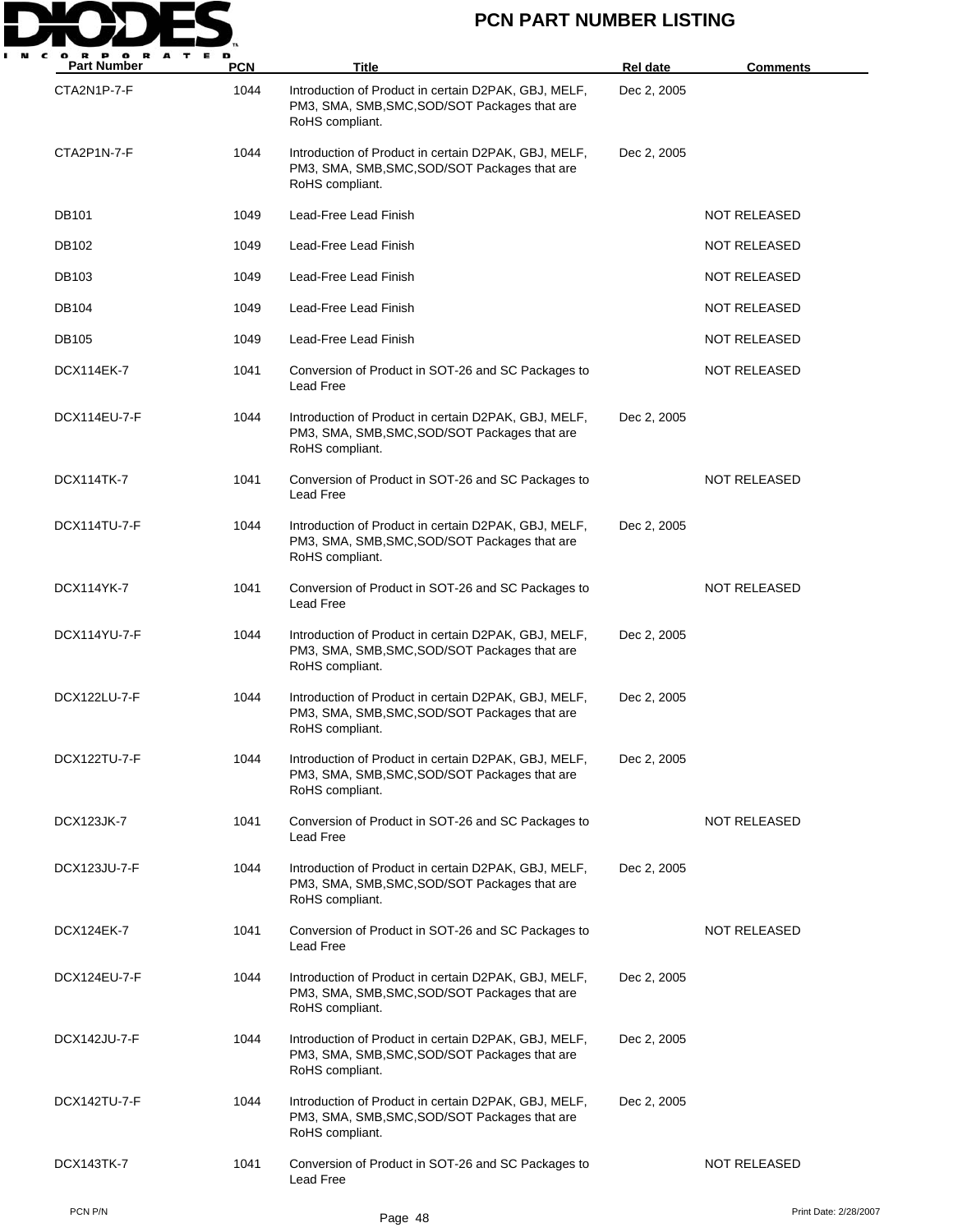| Part Number | PCN | Title | Rel date | Comments |
|---|---|---|---|---|
| CTA2N1P-7-F | 1044 | Introduction of Product in certain D2PAK, GBJ, MELF, PM3, SMA, SMB,SMC,SOD/SOT Packages that are RoHS compliant. | Dec 2, 2005 | |
| CTA2P1N-7-F | 1044 | Introduction of Product in certain D2PAK, GBJ, MELF, PM3, SMA, SMB,SMC,SOD/SOT Packages that are RoHS compliant. | Dec 2, 2005 | |
| DB101 | 1049 | Lead-Free Lead Finish | | NOT RELEASED |
| DB102 | 1049 | Lead-Free Lead Finish | | NOT RELEASED |
| DB103 | 1049 | Lead-Free Lead Finish | | NOT RELEASED |
| DB104 | 1049 | Lead-Free Lead Finish | | NOT RELEASED |
| DB105 | 1049 | Lead-Free Lead Finish | | NOT RELEASED |
| DCX114EK-7 | 1041 | Conversion of Product in SOT-26 and SC Packages to Lead Free | | NOT RELEASED |
| DCX114EU-7-F | 1044 | Introduction of Product in certain D2PAK, GBJ, MELF, PM3, SMA, SMB,SMC,SOD/SOT Packages that are RoHS compliant. | Dec 2, 2005 | |
| DCX114TK-7 | 1041 | Conversion of Product in SOT-26 and SC Packages to Lead Free | | NOT RELEASED |
| DCX114TU-7-F | 1044 | Introduction of Product in certain D2PAK, GBJ, MELF, PM3, SMA, SMB,SMC,SOD/SOT Packages that are RoHS compliant. | Dec 2, 2005 | |
| DCX114YK-7 | 1041 | Conversion of Product in SOT-26 and SC Packages to Lead Free | | NOT RELEASED |
| DCX114YU-7-F | 1044 | Introduction of Product in certain D2PAK, GBJ, MELF, PM3, SMA, SMB,SMC,SOD/SOT Packages that are RoHS compliant. | Dec 2, 2005 | |
| DCX122LU-7-F | 1044 | Introduction of Product in certain D2PAK, GBJ, MELF, PM3, SMA, SMB,SMC,SOD/SOT Packages that are RoHS compliant. | Dec 2, 2005 | |
| DCX122TU-7-F | 1044 | Introduction of Product in certain D2PAK, GBJ, MELF, PM3, SMA, SMB,SMC,SOD/SOT Packages that are RoHS compliant. | Dec 2, 2005 | |
| DCX123JK-7 | 1041 | Conversion of Product in SOT-26 and SC Packages to Lead Free | | NOT RELEASED |
| DCX123JU-7-F | 1044 | Introduction of Product in certain D2PAK, GBJ, MELF, PM3, SMA, SMB,SMC,SOD/SOT Packages that are RoHS compliant. | Dec 2, 2005 | |
| DCX124EK-7 | 1041 | Conversion of Product in SOT-26 and SC Packages to Lead Free | | NOT RELEASED |
| DCX124EU-7-F | 1044 | Introduction of Product in certain D2PAK, GBJ, MELF, PM3, SMA, SMB,SMC,SOD/SOT Packages that are RoHS compliant. | Dec 2, 2005 | |
| DCX142JU-7-F | 1044 | Introduction of Product in certain D2PAK, GBJ, MELF, PM3, SMA, SMB,SMC,SOD/SOT Packages that are RoHS compliant. | Dec 2, 2005 | |
| DCX142TU-7-F | 1044 | Introduction of Product in certain D2PAK, GBJ, MELF, PM3, SMA, SMB,SMC,SOD/SOT Packages that are RoHS compliant. | Dec 2, 2005 | |
| DCX143TK-7 | 1041 | Conversion of Product in SOT-26 and SC Packages to Lead Free | | NOT RELEASED |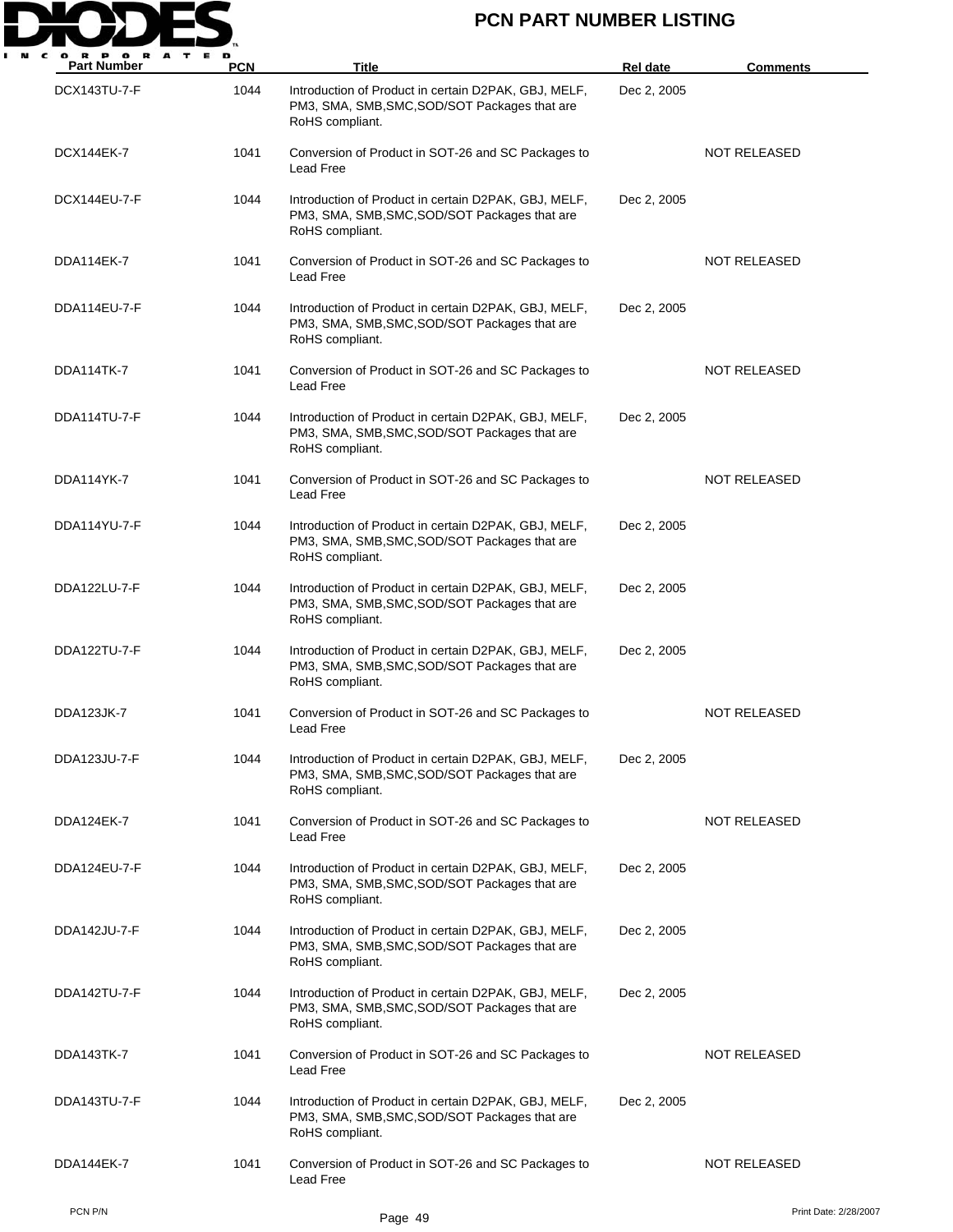# PCN PART NUMBER LISTING

| Part Number | PCN | Title | Rel date | Comments |
|---|---|---|---|---|
| DCX143TU-7-F | 1044 | Introduction of Product in certain D2PAK, GBJ, MELF, PM3, SMA, SMB,SMC,SOD/SOT Packages that are RoHS compliant. | Dec 2, 2005 | |
| DCX144EK-7 | 1041 | Conversion of Product in SOT-26 and SC Packages to Lead Free | | NOT RELEASED |
| DCX144EU-7-F | 1044 | Introduction of Product in certain D2PAK, GBJ, MELF, PM3, SMA, SMB,SMC,SOD/SOT Packages that are RoHS compliant. | Dec 2, 2005 | |
| DDA114EK-7 | 1041 | Conversion of Product in SOT-26 and SC Packages to Lead Free | | NOT RELEASED |
| DDA114EU-7-F | 1044 | Introduction of Product in certain D2PAK, GBJ, MELF, PM3, SMA, SMB,SMC,SOD/SOT Packages that are RoHS compliant. | Dec 2, 2005 | |
| DDA114TK-7 | 1041 | Conversion of Product in SOT-26 and SC Packages to Lead Free | | NOT RELEASED |
| DDA114TU-7-F | 1044 | Introduction of Product in certain D2PAK, GBJ, MELF, PM3, SMA, SMB,SMC,SOD/SOT Packages that are RoHS compliant. | Dec 2, 2005 | |
| DDA114YK-7 | 1041 | Conversion of Product in SOT-26 and SC Packages to Lead Free | | NOT RELEASED |
| DDA114YU-7-F | 1044 | Introduction of Product in certain D2PAK, GBJ, MELF, PM3, SMA, SMB,SMC,SOD/SOT Packages that are RoHS compliant. | Dec 2, 2005 | |
| DDA122LU-7-F | 1044 | Introduction of Product in certain D2PAK, GBJ, MELF, PM3, SMA, SMB,SMC,SOD/SOT Packages that are RoHS compliant. | Dec 2, 2005 | |
| DDA122TU-7-F | 1044 | Introduction of Product in certain D2PAK, GBJ, MELF, PM3, SMA, SMB,SMC,SOD/SOT Packages that are RoHS compliant. | Dec 2, 2005 | |
| DDA123JK-7 | 1041 | Conversion of Product in SOT-26 and SC Packages to Lead Free | | NOT RELEASED |
| DDA123JU-7-F | 1044 | Introduction of Product in certain D2PAK, GBJ, MELF, PM3, SMA, SMB,SMC,SOD/SOT Packages that are RoHS compliant. | Dec 2, 2005 | |
| DDA124EK-7 | 1041 | Conversion of Product in SOT-26 and SC Packages to Lead Free | | NOT RELEASED |
| DDA124EU-7-F | 1044 | Introduction of Product in certain D2PAK, GBJ, MELF, PM3, SMA, SMB,SMC,SOD/SOT Packages that are RoHS compliant. | Dec 2, 2005 | |
| DDA142JU-7-F | 1044 | Introduction of Product in certain D2PAK, GBJ, MELF, PM3, SMA, SMB,SMC,SOD/SOT Packages that are RoHS compliant. | Dec 2, 2005 | |
| DDA142TU-7-F | 1044 | Introduction of Product in certain D2PAK, GBJ, MELF, PM3, SMA, SMB,SMC,SOD/SOT Packages that are RoHS compliant. | Dec 2, 2005 | |
| DDA143TK-7 | 1041 | Conversion of Product in SOT-26 and SC Packages to Lead Free | | NOT RELEASED |
| DDA143TU-7-F | 1044 | Introduction of Product in certain D2PAK, GBJ, MELF, PM3, SMA, SMB,SMC,SOD/SOT Packages that are RoHS compliant. | Dec 2, 2005 | |
| DDA144EK-7 | 1041 | Conversion of Product in SOT-26 and SC Packages to Lead Free | | NOT RELEASED |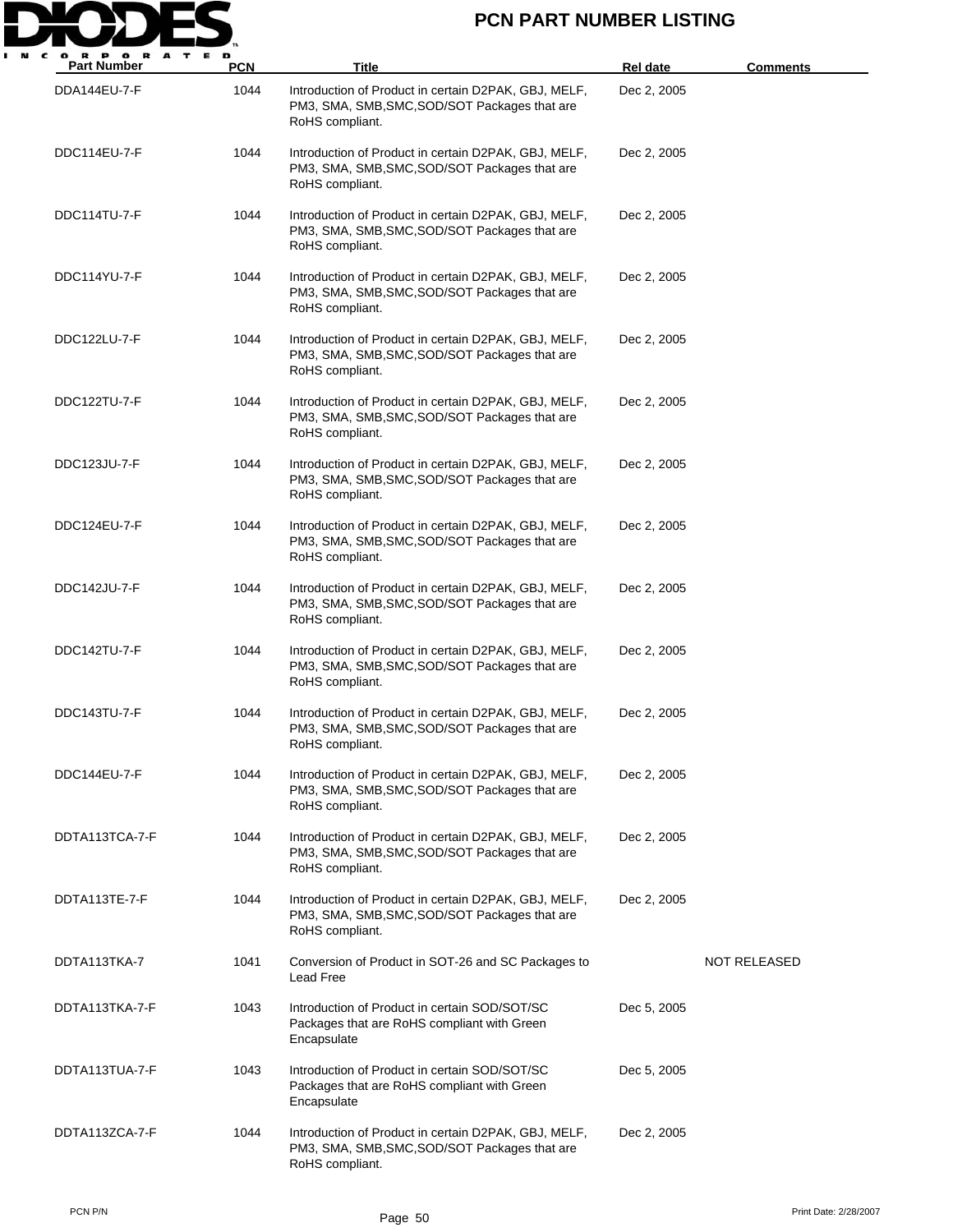# PCN PART NUMBER LISTING

| Part Number | PCN | Title | Rel date | Comments |
|---|---|---|---|---|
| DDA144EU-7-F | 1044 | Introduction of Product in certain D2PAK, GBJ, MELF, PM3, SMA, SMB,SMC,SOD/SOT Packages that are RoHS compliant. | Dec 2, 2005 | |
| DDC114EU-7-F | 1044 | Introduction of Product in certain D2PAK, GBJ, MELF, PM3, SMA, SMB,SMC,SOD/SOT Packages that are RoHS compliant. | Dec 2, 2005 | |
| DDC114TU-7-F | 1044 | Introduction of Product in certain D2PAK, GBJ, MELF, PM3, SMA, SMB,SMC,SOD/SOT Packages that are RoHS compliant. | Dec 2, 2005 | |
| DDC114YU-7-F | 1044 | Introduction of Product in certain D2PAK, GBJ, MELF, PM3, SMA, SMB,SMC,SOD/SOT Packages that are RoHS compliant. | Dec 2, 2005 | |
| DDC122LU-7-F | 1044 | Introduction of Product in certain D2PAK, GBJ, MELF, PM3, SMA, SMB,SMC,SOD/SOT Packages that are RoHS compliant. | Dec 2, 2005 | |
| DDC122TU-7-F | 1044 | Introduction of Product in certain D2PAK, GBJ, MELF, PM3, SMA, SMB,SMC,SOD/SOT Packages that are RoHS compliant. | Dec 2, 2005 | |
| DDC123JU-7-F | 1044 | Introduction of Product in certain D2PAK, GBJ, MELF, PM3, SMA, SMB,SMC,SOD/SOT Packages that are RoHS compliant. | Dec 2, 2005 | |
| DDC124EU-7-F | 1044 | Introduction of Product in certain D2PAK, GBJ, MELF, PM3, SMA, SMB,SMC,SOD/SOT Packages that are RoHS compliant. | Dec 2, 2005 | |
| DDC142JU-7-F | 1044 | Introduction of Product in certain D2PAK, GBJ, MELF, PM3, SMA, SMB,SMC,SOD/SOT Packages that are RoHS compliant. | Dec 2, 2005 | |
| DDC142TU-7-F | 1044 | Introduction of Product in certain D2PAK, GBJ, MELF, PM3, SMA, SMB,SMC,SOD/SOT Packages that are RoHS compliant. | Dec 2, 2005 | |
| DDC143TU-7-F | 1044 | Introduction of Product in certain D2PAK, GBJ, MELF, PM3, SMA, SMB,SMC,SOD/SOT Packages that are RoHS compliant. | Dec 2, 2005 | |
| DDC144EU-7-F | 1044 | Introduction of Product in certain D2PAK, GBJ, MELF, PM3, SMA, SMB,SMC,SOD/SOT Packages that are RoHS compliant. | Dec 2, 2005 | |
| DDTA113TCA-7-F | 1044 | Introduction of Product in certain D2PAK, GBJ, MELF, PM3, SMA, SMB,SMC,SOD/SOT Packages that are RoHS compliant. | Dec 2, 2005 | |
| DDTA113TE-7-F | 1044 | Introduction of Product in certain D2PAK, GBJ, MELF, PM3, SMA, SMB,SMC,SOD/SOT Packages that are RoHS compliant. | Dec 2, 2005 | |
| DDTA113TKA-7 | 1041 | Conversion of Product in SOT-26 and SC Packages to Lead Free | | NOT RELEASED |
| DDTA113TKA-7-F | 1043 | Introduction of Product in certain SOD/SOT/SC Packages that are RoHS compliant with Green Encapsulate | Dec 5, 2005 | |
| DDTA113TUA-7-F | 1043 | Introduction of Product in certain SOD/SOT/SC Packages that are RoHS compliant with Green Encapsulate | Dec 5, 2005 | |
| DDTA113ZCA-7-F | 1044 | Introduction of Product in certain D2PAK, GBJ, MELF, PM3, SMA, SMB,SMC,SOD/SOT Packages that are RoHS compliant. | Dec 2, 2005 | |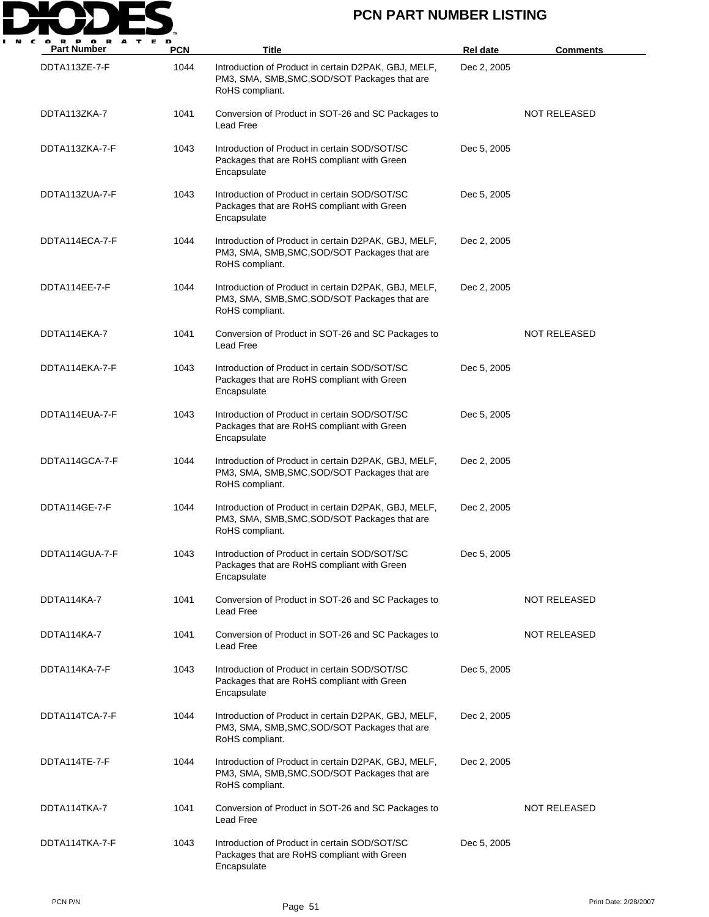# PCN PART NUMBER LISTING

| Part Number | PCN | Title | Rel date | Comments |
|---|---|---|---|---|
| DDTA113ZE-7-F | 1044 | Introduction of Product in certain D2PAK, GBJ, MELF, PM3, SMA, SMB,SMC,SOD/SOT Packages that are RoHS compliant. | Dec 2, 2005 | |
| DDTA113ZKA-7 | 1041 | Conversion of Product in SOT-26 and SC Packages to Lead Free | | NOT RELEASED |
| DDTA113ZKA-7-F | 1043 | Introduction of Product in certain SOD/SOT/SC Packages that are RoHS compliant with Green Encapsulate | Dec 5, 2005 | |
| DDTA113ZUA-7-F | 1043 | Introduction of Product in certain SOD/SOT/SC Packages that are RoHS compliant with Green Encapsulate | Dec 5, 2005 | |
| DDTA114ECA-7-F | 1044 | Introduction of Product in certain D2PAK, GBJ, MELF, PM3, SMA, SMB,SMC,SOD/SOT Packages that are RoHS compliant. | Dec 2, 2005 | |
| DDTA114EE-7-F | 1044 | Introduction of Product in certain D2PAK, GBJ, MELF, PM3, SMA, SMB,SMC,SOD/SOT Packages that are RoHS compliant. | Dec 2, 2005 | |
| DDTA114EKA-7 | 1041 | Conversion of Product in SOT-26 and SC Packages to Lead Free | | NOT RELEASED |
| DDTA114EKA-7-F | 1043 | Introduction of Product in certain SOD/SOT/SC Packages that are RoHS compliant with Green Encapsulate | Dec 5, 2005 | |
| DDTA114EUA-7-F | 1043 | Introduction of Product in certain SOD/SOT/SC Packages that are RoHS compliant with Green Encapsulate | Dec 5, 2005 | |
| DDTA114GCA-7-F | 1044 | Introduction of Product in certain D2PAK, GBJ, MELF, PM3, SMA, SMB,SMC,SOD/SOT Packages that are RoHS compliant. | Dec 2, 2005 | |
| DDTA114GE-7-F | 1044 | Introduction of Product in certain D2PAK, GBJ, MELF, PM3, SMA, SMB,SMC,SOD/SOT Packages that are RoHS compliant. | Dec 2, 2005 | |
| DDTA114GUA-7-F | 1043 | Introduction of Product in certain SOD/SOT/SC Packages that are RoHS compliant with Green Encapsulate | Dec 5, 2005 | |
| DDTA114KA-7 | 1041 | Conversion of Product in SOT-26 and SC Packages to Lead Free | | NOT RELEASED |
| DDTA114KA-7 | 1041 | Conversion of Product in SOT-26 and SC Packages to Lead Free | | NOT RELEASED |
| DDTA114KA-7-F | 1043 | Introduction of Product in certain SOD/SOT/SC Packages that are RoHS compliant with Green Encapsulate | Dec 5, 2005 | |
| DDTA114TCA-7-F | 1044 | Introduction of Product in certain D2PAK, GBJ, MELF, PM3, SMA, SMB,SMC,SOD/SOT Packages that are RoHS compliant. | Dec 2, 2005 | |
| DDTA114TE-7-F | 1044 | Introduction of Product in certain D2PAK, GBJ, MELF, PM3, SMA, SMB,SMC,SOD/SOT Packages that are RoHS compliant. | Dec 2, 2005 | |
| DDTA114TKA-7 | 1041 | Conversion of Product in SOT-26 and SC Packages to Lead Free | | NOT RELEASED |
| DDTA114TKA-7-F | 1043 | Introduction of Product in certain SOD/SOT/SC Packages that are RoHS compliant with Green Encapsulate | Dec 5, 2005 | |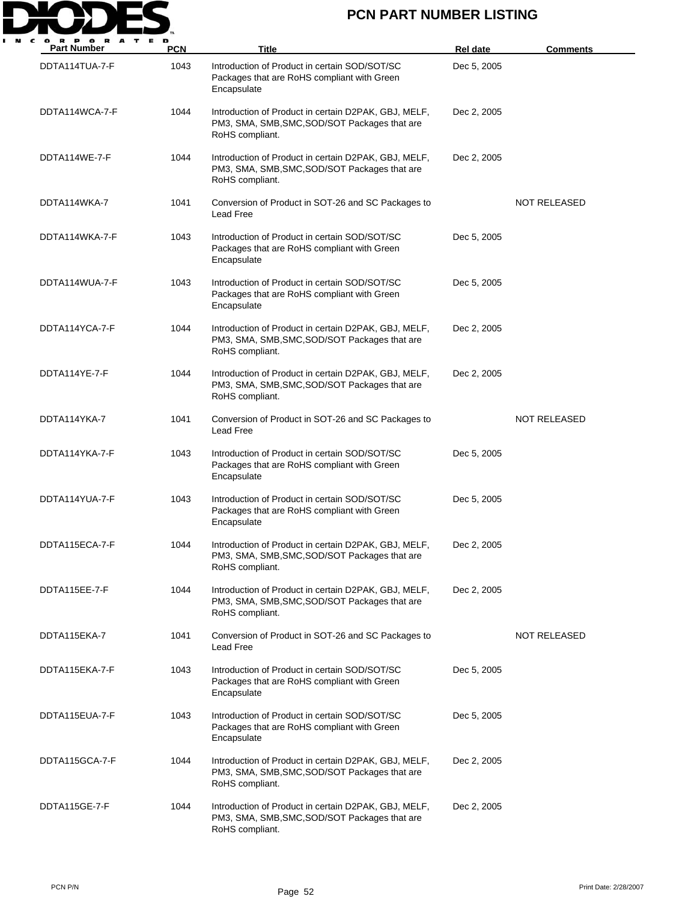# PCN PART NUMBER LISTING

| Part Number | PCN | Title | Rel date | Comments |
| --- | --- | --- | --- | --- |
| DDTA114TUA-7-F | 1043 | Introduction of Product in certain SOD/SOT/SC Packages that are RoHS compliant with Green Encapsulate | Dec 5, 2005 | |
| DDTA114WCA-7-F | 1044 | Introduction of Product in certain D2PAK, GBJ, MELF, PM3, SMA, SMB,SMC,SOD/SOT Packages that are RoHS compliant. | Dec 2, 2005 | |
| DDTA114WE-7-F | 1044 | Introduction of Product in certain D2PAK, GBJ, MELF, PM3, SMA, SMB,SMC,SOD/SOT Packages that are RoHS compliant. | Dec 2, 2005 | |
| DDTA114WKA-7 | 1041 | Conversion of Product in SOT-26 and SC Packages to Lead Free | | NOT RELEASED |
| DDTA114WKA-7-F | 1043 | Introduction of Product in certain SOD/SOT/SC Packages that are RoHS compliant with Green Encapsulate | Dec 5, 2005 | |
| DDTA114WUA-7-F | 1043 | Introduction of Product in certain SOD/SOT/SC Packages that are RoHS compliant with Green Encapsulate | Dec 5, 2005 | |
| DDTA114YCA-7-F | 1044 | Introduction of Product in certain D2PAK, GBJ, MELF, PM3, SMA, SMB,SMC,SOD/SOT Packages that are RoHS compliant. | Dec 2, 2005 | |
| DDTA114YE-7-F | 1044 | Introduction of Product in certain D2PAK, GBJ, MELF, PM3, SMA, SMB,SMC,SOD/SOT Packages that are RoHS compliant. | Dec 2, 2005 | |
| DDTA114YKA-7 | 1041 | Conversion of Product in SOT-26 and SC Packages to Lead Free | | NOT RELEASED |
| DDTA114YKA-7-F | 1043 | Introduction of Product in certain SOD/SOT/SC Packages that are RoHS compliant with Green Encapsulate | Dec 5, 2005 | |
| DDTA114YUA-7-F | 1043 | Introduction of Product in certain SOD/SOT/SC Packages that are RoHS compliant with Green Encapsulate | Dec 5, 2005 | |
| DDTA115ECA-7-F | 1044 | Introduction of Product in certain D2PAK, GBJ, MELF, PM3, SMA, SMB,SMC,SOD/SOT Packages that are RoHS compliant. | Dec 2, 2005 | |
| DDTA115EE-7-F | 1044 | Introduction of Product in certain D2PAK, GBJ, MELF, PM3, SMA, SMB,SMC,SOD/SOT Packages that are RoHS compliant. | Dec 2, 2005 | |
| DDTA115EKA-7 | 1041 | Conversion of Product in SOT-26 and SC Packages to Lead Free | | NOT RELEASED |
| DDTA115EKA-7-F | 1043 | Introduction of Product in certain SOD/SOT/SC Packages that are RoHS compliant with Green Encapsulate | Dec 5, 2005 | |
| DDTA115EUA-7-F | 1043 | Introduction of Product in certain SOD/SOT/SC Packages that are RoHS compliant with Green Encapsulate | Dec 5, 2005 | |
| DDTA115GCA-7-F | 1044 | Introduction of Product in certain D2PAK, GBJ, MELF, PM3, SMA, SMB,SMC,SOD/SOT Packages that are RoHS compliant. | Dec 2, 2005 | |
| DDTA115GE-7-F | 1044 | Introduction of Product in certain D2PAK, GBJ, MELF, PM3, SMA, SMB,SMC,SOD/SOT Packages that are RoHS compliant. | Dec 2, 2005 | |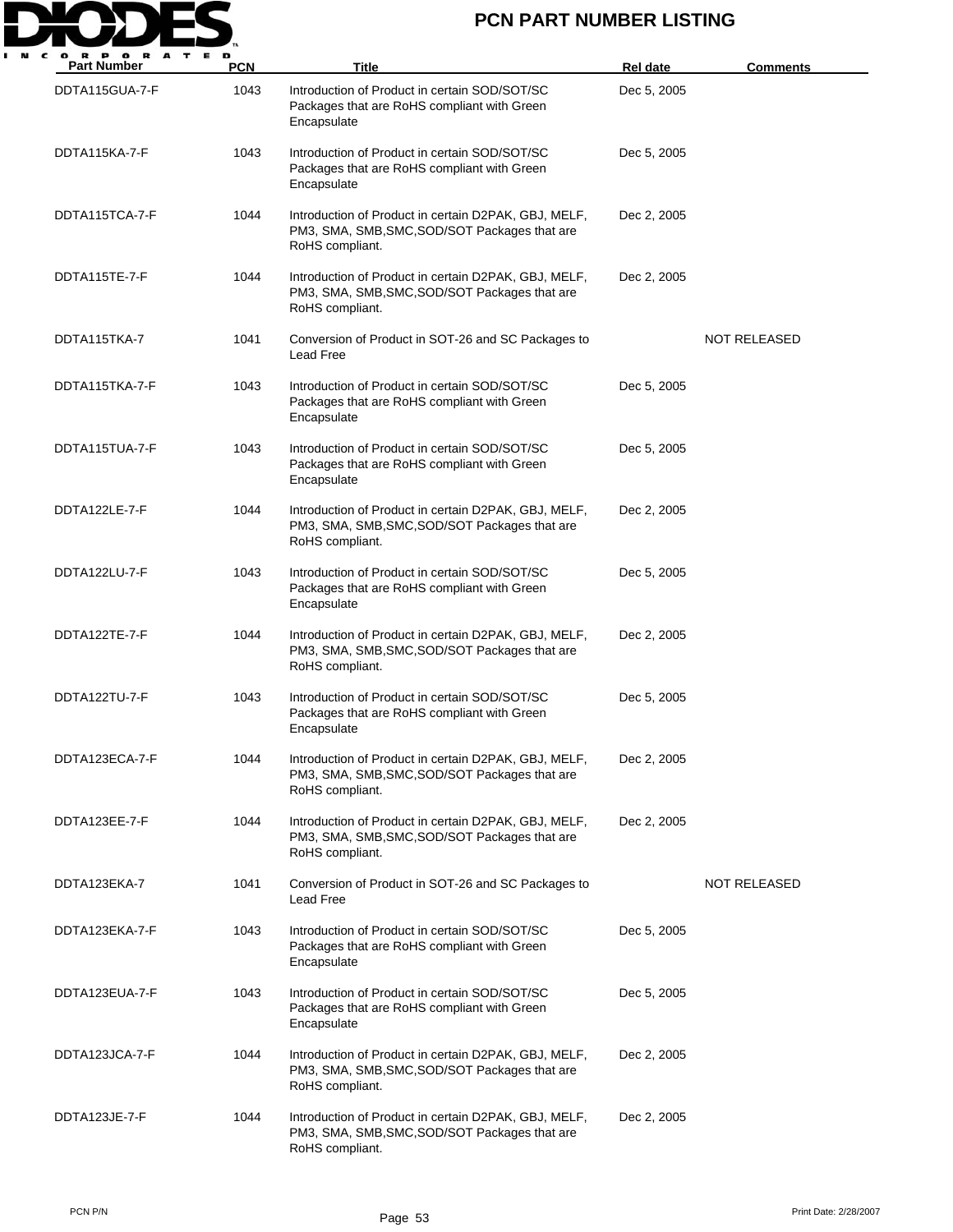# PCN PART NUMBER LISTING

| Part Number | PCN | Title | Rel date | Comments |
|---|---|---|---|---|
| DDTA115GUA-7-F | 1043 | Introduction of Product in certain SOD/SOT/SC Packages that are RoHS compliant with Green Encapsulate | Dec 5, 2005 | |
| DDTA115KA-7-F | 1043 | Introduction of Product in certain SOD/SOT/SC Packages that are RoHS compliant with Green Encapsulate | Dec 5, 2005 | |
| DDTA115TCA-7-F | 1044 | Introduction of Product in certain D2PAK, GBJ, MELF, PM3, SMA, SMB,SMC,SOD/SOT Packages that are RoHS compliant. | Dec 2, 2005 | |
| DDTA115TE-7-F | 1044 | Introduction of Product in certain D2PAK, GBJ, MELF, PM3, SMA, SMB,SMC,SOD/SOT Packages that are RoHS compliant. | Dec 2, 2005 | |
| DDTA115TKA-7 | 1041 | Conversion of Product in SOT-26 and SC Packages to Lead Free | | NOT RELEASED |
| DDTA115TKA-7-F | 1043 | Introduction of Product in certain SOD/SOT/SC Packages that are RoHS compliant with Green Encapsulate | Dec 5, 2005 | |
| DDTA115TUA-7-F | 1043 | Introduction of Product in certain SOD/SOT/SC Packages that are RoHS compliant with Green Encapsulate | Dec 5, 2005 | |
| DDTA122LE-7-F | 1044 | Introduction of Product in certain D2PAK, GBJ, MELF, PM3, SMA, SMB,SMC,SOD/SOT Packages that are RoHS compliant. | Dec 2, 2005 | |
| DDTA122LU-7-F | 1043 | Introduction of Product in certain SOD/SOT/SC Packages that are RoHS compliant with Green Encapsulate | Dec 5, 2005 | |
| DDTA122TE-7-F | 1044 | Introduction of Product in certain D2PAK, GBJ, MELF, PM3, SMA, SMB,SMC,SOD/SOT Packages that are RoHS compliant. | Dec 2, 2005 | |
| DDTA122TU-7-F | 1043 | Introduction of Product in certain SOD/SOT/SC Packages that are RoHS compliant with Green Encapsulate | Dec 5, 2005 | |
| DDTA123ECA-7-F | 1044 | Introduction of Product in certain D2PAK, GBJ, MELF, PM3, SMA, SMB,SMC,SOD/SOT Packages that are RoHS compliant. | Dec 2, 2005 | |
| DDTA123EE-7-F | 1044 | Introduction of Product in certain D2PAK, GBJ, MELF, PM3, SMA, SMB,SMC,SOD/SOT Packages that are RoHS compliant. | Dec 2, 2005 | |
| DDTA123EKA-7 | 1041 | Conversion of Product in SOT-26 and SC Packages to Lead Free | | NOT RELEASED |
| DDTA123EKA-7-F | 1043 | Introduction of Product in certain SOD/SOT/SC Packages that are RoHS compliant with Green Encapsulate | Dec 5, 2005 | |
| DDTA123EUA-7-F | 1043 | Introduction of Product in certain SOD/SOT/SC Packages that are RoHS compliant with Green Encapsulate | Dec 5, 2005 | |
| DDTA123JCA-7-F | 1044 | Introduction of Product in certain D2PAK, GBJ, MELF, PM3, SMA, SMB,SMC,SOD/SOT Packages that are RoHS compliant. | Dec 2, 2005 | |
| DDTA123JE-7-F | 1044 | Introduction of Product in certain D2PAK, GBJ, MELF, PM3, SMA, SMB,SMC,SOD/SOT Packages that are RoHS compliant. | Dec 2, 2005 | |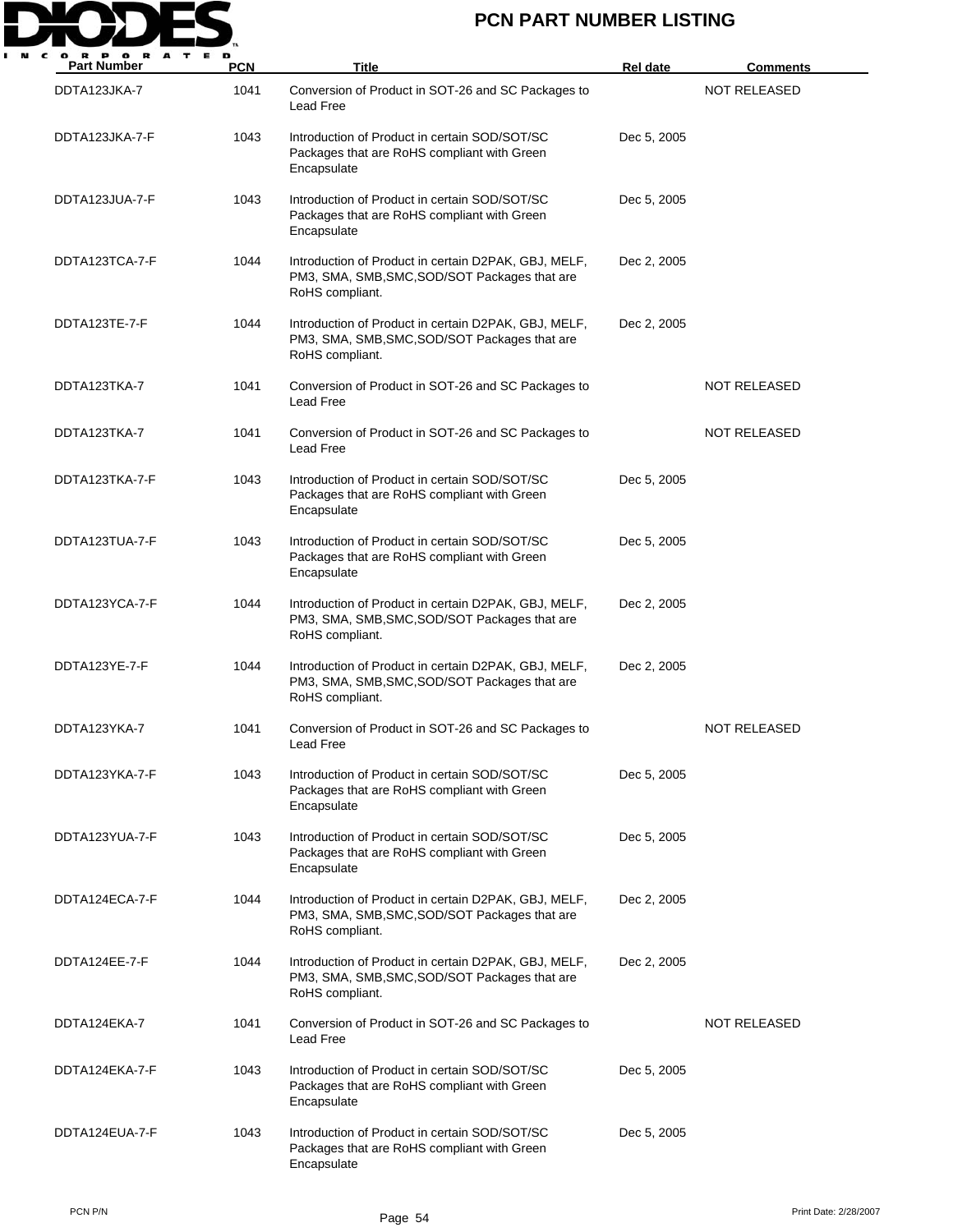# PCN PART NUMBER LISTING

| Part Number | PCN | Title | Rel date | Comments |
| --- | --- | --- | --- | --- |
| DDTA123JKA-7 | 1041 | Conversion of Product in SOT-26 and SC Packages to Lead Free | | NOT RELEASED |
| DDTA123JKA-7-F | 1043 | Introduction of Product in certain SOD/SOT/SC Packages that are RoHS compliant with Green Encapsulate | Dec 5, 2005 | |
| DDTA123JUA-7-F | 1043 | Introduction of Product in certain SOD/SOT/SC Packages that are RoHS compliant with Green Encapsulate | Dec 5, 2005 | |
| DDTA123TCA-7-F | 1044 | Introduction of Product in certain D2PAK, GBJ, MELF, PM3, SMA, SMB,SMC,SOD/SOT Packages that are RoHS compliant. | Dec 2, 2005 | |
| DDTA123TE-7-F | 1044 | Introduction of Product in certain D2PAK, GBJ, MELF, PM3, SMA, SMB,SMC,SOD/SOT Packages that are RoHS compliant. | Dec 2, 2005 | |
| DDTA123TKA-7 | 1041 | Conversion of Product in SOT-26 and SC Packages to Lead Free | | NOT RELEASED |
| DDTA123TKA-7 | 1041 | Conversion of Product in SOT-26 and SC Packages to Lead Free | | NOT RELEASED |
| DDTA123TKA-7-F | 1043 | Introduction of Product in certain SOD/SOT/SC Packages that are RoHS compliant with Green Encapsulate | Dec 5, 2005 | |
| DDTA123TUA-7-F | 1043 | Introduction of Product in certain SOD/SOT/SC Packages that are RoHS compliant with Green Encapsulate | Dec 5, 2005 | |
| DDTA123YCA-7-F | 1044 | Introduction of Product in certain D2PAK, GBJ, MELF, PM3, SMA, SMB,SMC,SOD/SOT Packages that are RoHS compliant. | Dec 2, 2005 | |
| DDTA123YE-7-F | 1044 | Introduction of Product in certain D2PAK, GBJ, MELF, PM3, SMA, SMB,SMC,SOD/SOT Packages that are RoHS compliant. | Dec 2, 2005 | |
| DDTA123YKA-7 | 1041 | Conversion of Product in SOT-26 and SC Packages to Lead Free | | NOT RELEASED |
| DDTA123YKA-7-F | 1043 | Introduction of Product in certain SOD/SOT/SC Packages that are RoHS compliant with Green Encapsulate | Dec 5, 2005 | |
| DDTA123YUA-7-F | 1043 | Introduction of Product in certain SOD/SOT/SC Packages that are RoHS compliant with Green Encapsulate | Dec 5, 2005 | |
| DDTA124ECA-7-F | 1044 | Introduction of Product in certain D2PAK, GBJ, MELF, PM3, SMA, SMB,SMC,SOD/SOT Packages that are RoHS compliant. | Dec 2, 2005 | |
| DDTA124EE-7-F | 1044 | Introduction of Product in certain D2PAK, GBJ, MELF, PM3, SMA, SMB,SMC,SOD/SOT Packages that are RoHS compliant. | Dec 2, 2005 | |
| DDTA124EKA-7 | 1041 | Conversion of Product in SOT-26 and SC Packages to Lead Free | | NOT RELEASED |
| DDTA124EKA-7-F | 1043 | Introduction of Product in certain SOD/SOT/SC Packages that are RoHS compliant with Green Encapsulate | Dec 5, 2005 | |
| DDTA124EUA-7-F | 1043 | Introduction of Product in certain SOD/SOT/SC Packages that are RoHS compliant with Green Encapsulate | Dec 5, 2005 | |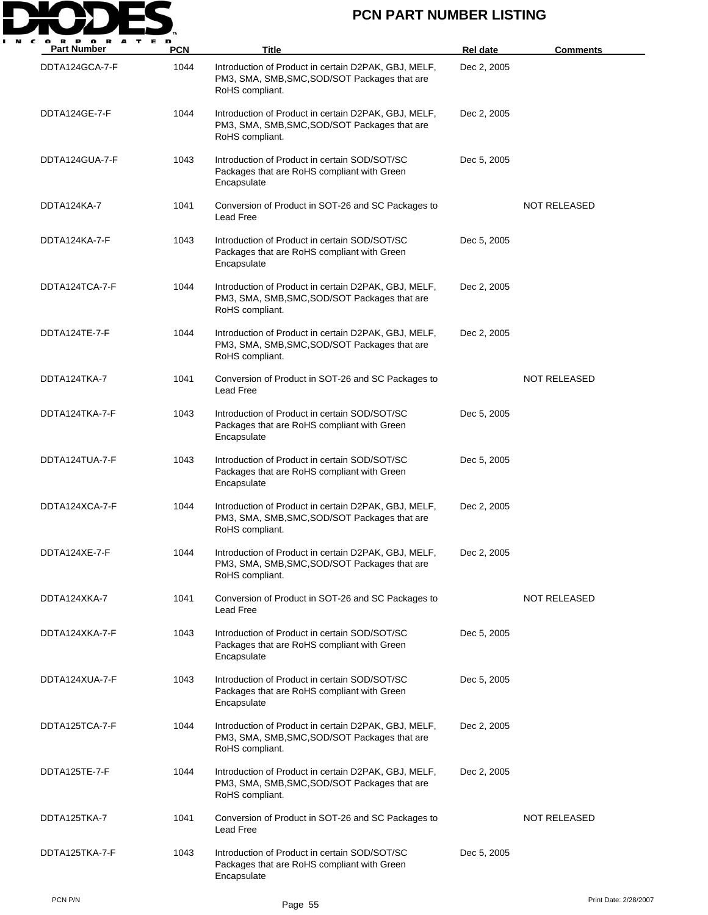| Part Number | PCN | Title | Rel date | Comments |
|---|---|---|---|---|
| DDTA124GCA-7-F | 1044 | Introduction of Product in certain D2PAK, GBJ, MELF, PM3, SMA, SMB,SMC,SOD/SOT Packages that are RoHS compliant. | Dec 2, 2005 | |
| DDTA124GE-7-F | 1044 | Introduction of Product in certain D2PAK, GBJ, MELF, PM3, SMA, SMB,SMC,SOD/SOT Packages that are RoHS compliant. | Dec 2, 2005 | |
| DDTA124GUA-7-F | 1043 | Introduction of Product in certain SOD/SOT/SC Packages that are RoHS compliant with Green Encapsulate | Dec 5, 2005 | |
| DDTA124KA-7 | 1041 | Conversion of Product in SOT-26 and SC Packages to Lead Free | | NOT RELEASED |
| DDTA124KA-7-F | 1043 | Introduction of Product in certain SOD/SOT/SC Packages that are RoHS compliant with Green Encapsulate | Dec 5, 2005 | |
| DDTA124TCA-7-F | 1044 | Introduction of Product in certain D2PAK, GBJ, MELF, PM3, SMA, SMB,SMC,SOD/SOT Packages that are RoHS compliant. | Dec 2, 2005 | |
| DDTA124TE-7-F | 1044 | Introduction of Product in certain D2PAK, GBJ, MELF, PM3, SMA, SMB,SMC,SOD/SOT Packages that are RoHS compliant. | Dec 2, 2005 | |
| DDTA124TKA-7 | 1041 | Conversion of Product in SOT-26 and SC Packages to Lead Free | | NOT RELEASED |
| DDTA124TKA-7-F | 1043 | Introduction of Product in certain SOD/SOT/SC Packages that are RoHS compliant with Green Encapsulate | Dec 5, 2005 | |
| DDTA124TUA-7-F | 1043 | Introduction of Product in certain SOD/SOT/SC Packages that are RoHS compliant with Green Encapsulate | Dec 5, 2005 | |
| DDTA124XCA-7-F | 1044 | Introduction of Product in certain D2PAK, GBJ, MELF, PM3, SMA, SMB,SMC,SOD/SOT Packages that are RoHS compliant. | Dec 2, 2005 | |
| DDTA124XE-7-F | 1044 | Introduction of Product in certain D2PAK, GBJ, MELF, PM3, SMA, SMB,SMC,SOD/SOT Packages that are RoHS compliant. | Dec 2, 2005 | |
| DDTA124XKA-7 | 1041 | Conversion of Product in SOT-26 and SC Packages to Lead Free | | NOT RELEASED |
| DDTA124XKA-7-F | 1043 | Introduction of Product in certain SOD/SOT/SC Packages that are RoHS compliant with Green Encapsulate | Dec 5, 2005 | |
| DDTA124XUA-7-F | 1043 | Introduction of Product in certain SOD/SOT/SC Packages that are RoHS compliant with Green Encapsulate | Dec 5, 2005 | |
| DDTA125TCA-7-F | 1044 | Introduction of Product in certain D2PAK, GBJ, MELF, PM3, SMA, SMB,SMC,SOD/SOT Packages that are RoHS compliant. | Dec 2, 2005 | |
| DDTA125TE-7-F | 1044 | Introduction of Product in certain D2PAK, GBJ, MELF, PM3, SMA, SMB,SMC,SOD/SOT Packages that are RoHS compliant. | Dec 2, 2005 | |
| DDTA125TKA-7 | 1041 | Conversion of Product in SOT-26 and SC Packages to Lead Free | | NOT RELEASED |
| DDTA125TKA-7-F | 1043 | Introduction of Product in certain SOD/SOT/SC Packages that are RoHS compliant with Green Encapsulate | Dec 5, 2005 | |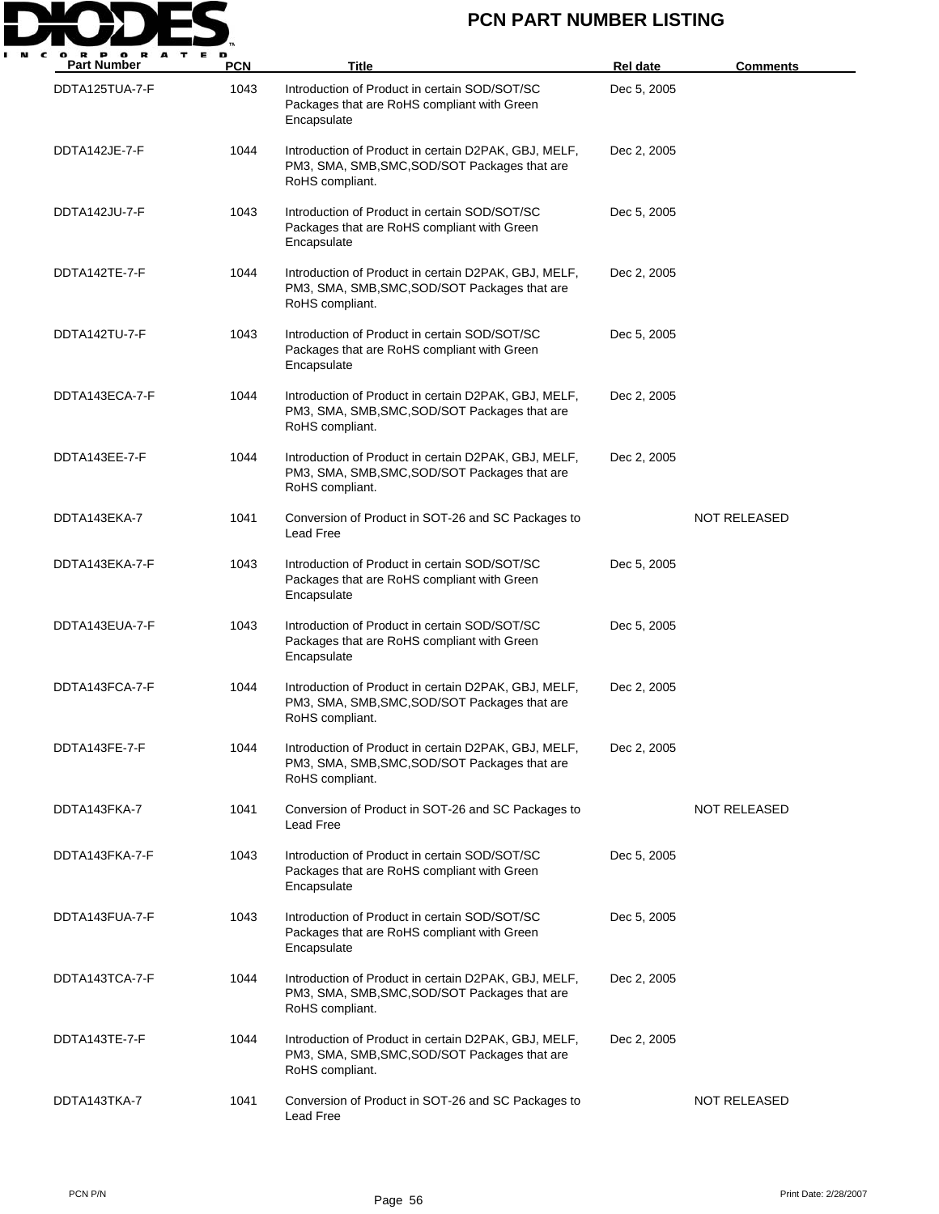# PCN PART NUMBER LISTING

| Part Number | PCN | Title | Rel date | Comments |
|---|---|---|---|---|
| DDTA125TUA-7-F | 1043 | Introduction of Product in certain SOD/SOT/SC Packages that are RoHS compliant with Green Encapsulate | Dec 5, 2005 | |
| DDTA142JE-7-F | 1044 | Introduction of Product in certain D2PAK, GBJ, MELF, PM3, SMA, SMB,SMC,SOD/SOT Packages that are RoHS compliant. | Dec 2, 2005 | |
| DDTA142JU-7-F | 1043 | Introduction of Product in certain SOD/SOT/SC Packages that are RoHS compliant with Green Encapsulate | Dec 5, 2005 | |
| DDTA142TE-7-F | 1044 | Introduction of Product in certain D2PAK, GBJ, MELF, PM3, SMA, SMB,SMC,SOD/SOT Packages that are RoHS compliant. | Dec 2, 2005 | |
| DDTA142TU-7-F | 1043 | Introduction of Product in certain SOD/SOT/SC Packages that are RoHS compliant with Green Encapsulate | Dec 5, 2005 | |
| DDTA143ECA-7-F | 1044 | Introduction of Product in certain D2PAK, GBJ, MELF, PM3, SMA, SMB,SMC,SOD/SOT Packages that are RoHS compliant. | Dec 2, 2005 | |
| DDTA143EE-7-F | 1044 | Introduction of Product in certain D2PAK, GBJ, MELF, PM3, SMA, SMB,SMC,SOD/SOT Packages that are RoHS compliant. | Dec 2, 2005 | |
| DDTA143EKA-7 | 1041 | Conversion of Product in SOT-26 and SC Packages to Lead Free | | NOT RELEASED |
| DDTA143EKA-7-F | 1043 | Introduction of Product in certain SOD/SOT/SC Packages that are RoHS compliant with Green Encapsulate | Dec 5, 2005 | |
| DDTA143EUA-7-F | 1043 | Introduction of Product in certain SOD/SOT/SC Packages that are RoHS compliant with Green Encapsulate | Dec 5, 2005 | |
| DDTA143FCA-7-F | 1044 | Introduction of Product in certain D2PAK, GBJ, MELF, PM3, SMA, SMB,SMC,SOD/SOT Packages that are RoHS compliant. | Dec 2, 2005 | |
| DDTA143FE-7-F | 1044 | Introduction of Product in certain D2PAK, GBJ, MELF, PM3, SMA, SMB,SMC,SOD/SOT Packages that are RoHS compliant. | Dec 2, 2005 | |
| DDTA143FKA-7 | 1041 | Conversion of Product in SOT-26 and SC Packages to Lead Free | | NOT RELEASED |
| DDTA143FKA-7-F | 1043 | Introduction of Product in certain SOD/SOT/SC Packages that are RoHS compliant with Green Encapsulate | Dec 5, 2005 | |
| DDTA143FUA-7-F | 1043 | Introduction of Product in certain SOD/SOT/SC Packages that are RoHS compliant with Green Encapsulate | Dec 5, 2005 | |
| DDTA143TCA-7-F | 1044 | Introduction of Product in certain D2PAK, GBJ, MELF, PM3, SMA, SMB,SMC,SOD/SOT Packages that are RoHS compliant. | Dec 2, 2005 | |
| DDTA143TE-7-F | 1044 | Introduction of Product in certain D2PAK, GBJ, MELF, PM3, SMA, SMB,SMC,SOD/SOT Packages that are RoHS compliant. | Dec 2, 2005 | |
| DDTA143TKA-7 | 1041 | Conversion of Product in SOT-26 and SC Packages to Lead Free | | NOT RELEASED |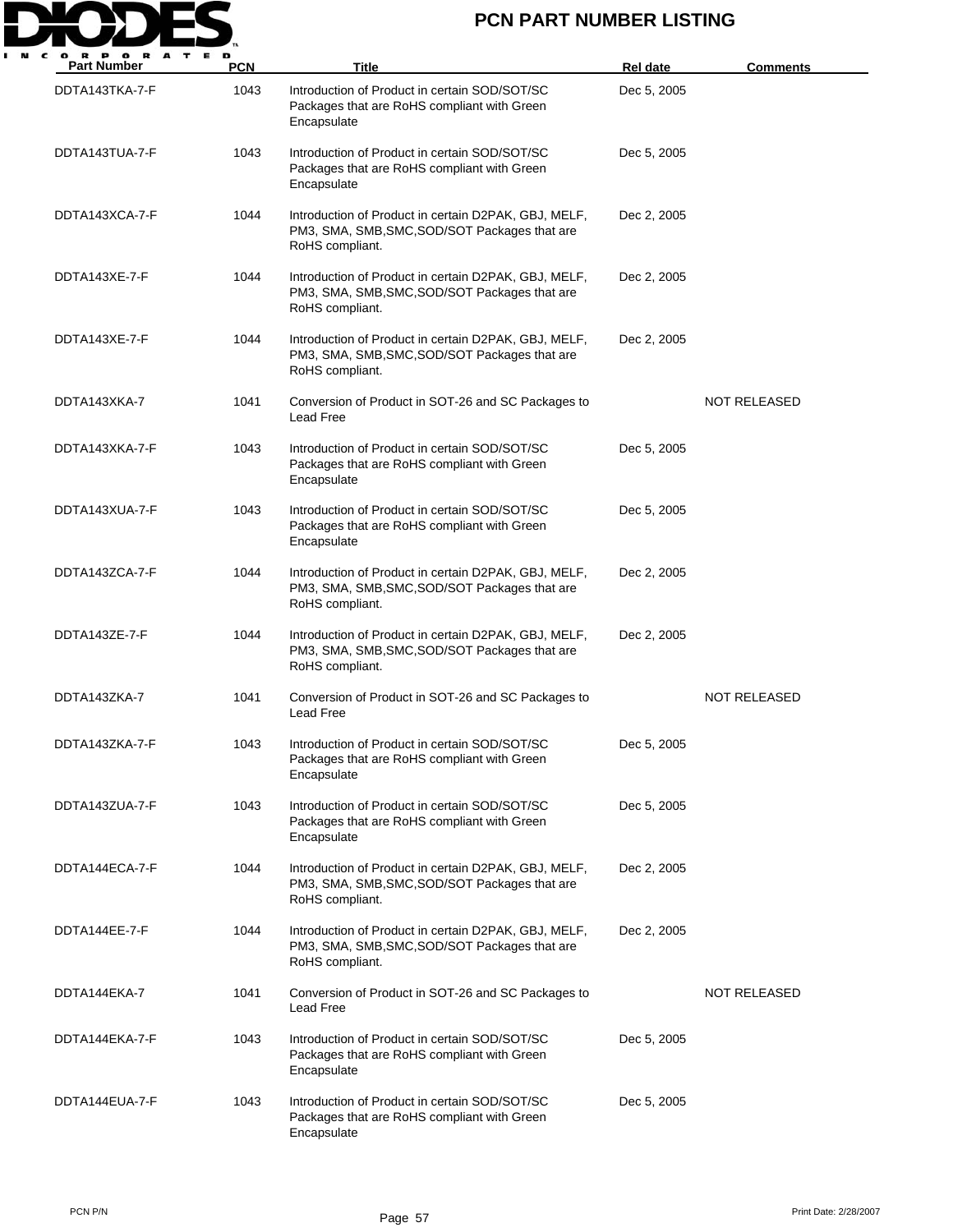# PCN PART NUMBER LISTING

| Part Number | PCN | Title | Rel date | Comments |
|---|---|---|---|---|
| DDTA143TKA-7-F | 1043 | Introduction of Product in certain SOD/SOT/SC Packages that are RoHS compliant with Green Encapsulate | Dec 5, 2005 | |
| DDTA143TUA-7-F | 1043 | Introduction of Product in certain SOD/SOT/SC Packages that are RoHS compliant with Green Encapsulate | Dec 5, 2005 | |
| DDTA143XCA-7-F | 1044 | Introduction of Product in certain D2PAK, GBJ, MELF, PM3, SMA, SMB,SMC,SOD/SOT Packages that are RoHS compliant. | Dec 2, 2005 | |
| DDTA143XE-7-F | 1044 | Introduction of Product in certain D2PAK, GBJ, MELF, PM3, SMA, SMB,SMC,SOD/SOT Packages that are RoHS compliant. | Dec 2, 2005 | |
| DDTA143XE-7-F | 1044 | Introduction of Product in certain D2PAK, GBJ, MELF, PM3, SMA, SMB,SMC,SOD/SOT Packages that are RoHS compliant. | Dec 2, 2005 | |
| DDTA143XKA-7 | 1041 | Conversion of Product in SOT-26 and SC Packages to Lead Free | | NOT RELEASED |
| DDTA143XKA-7-F | 1043 | Introduction of Product in certain SOD/SOT/SC Packages that are RoHS compliant with Green Encapsulate | Dec 5, 2005 | |
| DDTA143XUA-7-F | 1043 | Introduction of Product in certain SOD/SOT/SC Packages that are RoHS compliant with Green Encapsulate | Dec 5, 2005 | |
| DDTA143ZCA-7-F | 1044 | Introduction of Product in certain D2PAK, GBJ, MELF, PM3, SMA, SMB,SMC,SOD/SOT Packages that are RoHS compliant. | Dec 2, 2005 | |
| DDTA143ZE-7-F | 1044 | Introduction of Product in certain D2PAK, GBJ, MELF, PM3, SMA, SMB,SMC,SOD/SOT Packages that are RoHS compliant. | Dec 2, 2005 | |
| DDTA143ZKA-7 | 1041 | Conversion of Product in SOT-26 and SC Packages to Lead Free | | NOT RELEASED |
| DDTA143ZKA-7-F | 1043 | Introduction of Product in certain SOD/SOT/SC Packages that are RoHS compliant with Green Encapsulate | Dec 5, 2005 | |
| DDTA143ZUA-7-F | 1043 | Introduction of Product in certain SOD/SOT/SC Packages that are RoHS compliant with Green Encapsulate | Dec 5, 2005 | |
| DDTA144ECA-7-F | 1044 | Introduction of Product in certain D2PAK, GBJ, MELF, PM3, SMA, SMB,SMC,SOD/SOT Packages that are RoHS compliant. | Dec 2, 2005 | |
| DDTA144EE-7-F | 1044 | Introduction of Product in certain D2PAK, GBJ, MELF, PM3, SMA, SMB,SMC,SOD/SOT Packages that are RoHS compliant. | Dec 2, 2005 | |
| DDTA144EKA-7 | 1041 | Conversion of Product in SOT-26 and SC Packages to Lead Free | | NOT RELEASED |
| DDTA144EKA-7-F | 1043 | Introduction of Product in certain SOD/SOT/SC Packages that are RoHS compliant with Green Encapsulate | Dec 5, 2005 | |
| DDTA144EUA-7-F | 1043 | Introduction of Product in certain SOD/SOT/SC Packages that are RoHS compliant with Green Encapsulate | Dec 5, 2005 | |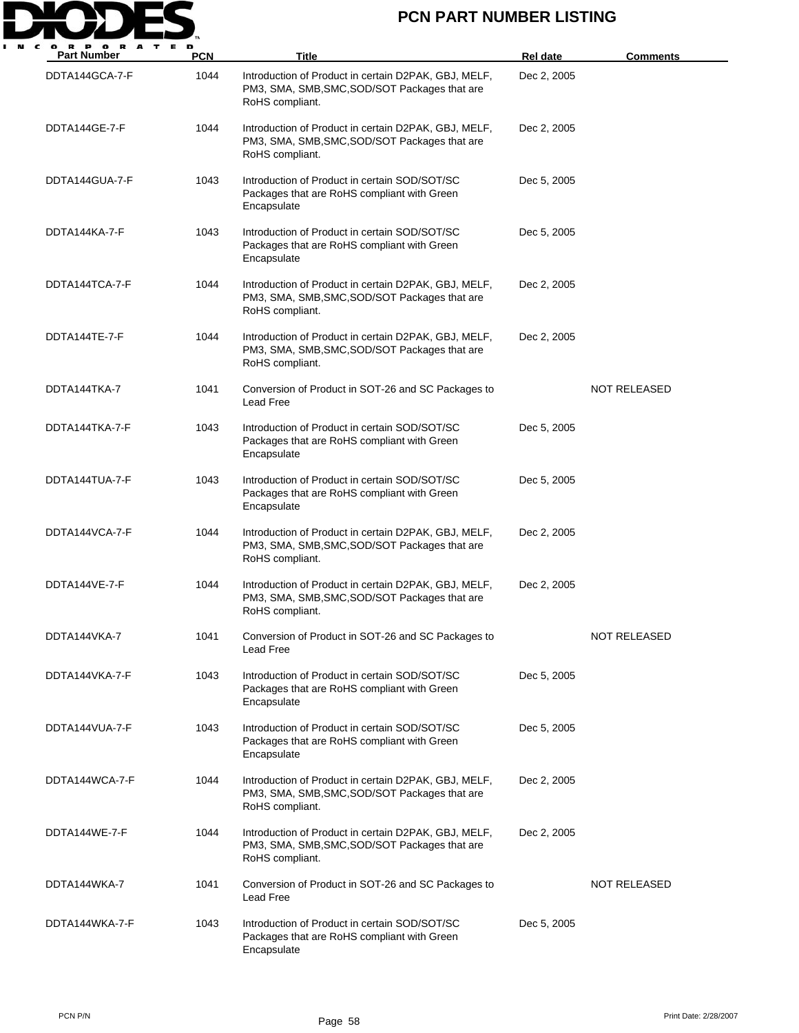# PCN PART NUMBER LISTING

| Part Number | PCN | Title | Rel date | Comments |
|---|---|---|---|---|
| DDTA144GCA-7-F | 1044 | Introduction of Product in certain D2PAK, GBJ, MELF, PM3, SMA, SMB,SMC,SOD/SOT Packages that are RoHS compliant. | Dec 2, 2005 | |
| DDTA144GE-7-F | 1044 | Introduction of Product in certain D2PAK, GBJ, MELF, PM3, SMA, SMB,SMC,SOD/SOT Packages that are RoHS compliant. | Dec 2, 2005 | |
| DDTA144GUA-7-F | 1043 | Introduction of Product in certain SOD/SOT/SC Packages that are RoHS compliant with Green Encapsulate | Dec 5, 2005 | |
| DDTA144KA-7-F | 1043 | Introduction of Product in certain SOD/SOT/SC Packages that are RoHS compliant with Green Encapsulate | Dec 5, 2005 | |
| DDTA144TCA-7-F | 1044 | Introduction of Product in certain D2PAK, GBJ, MELF, PM3, SMA, SMB,SMC,SOD/SOT Packages that are RoHS compliant. | Dec 2, 2005 | |
| DDTA144TE-7-F | 1044 | Introduction of Product in certain D2PAK, GBJ, MELF, PM3, SMA, SMB,SMC,SOD/SOT Packages that are RoHS compliant. | Dec 2, 2005 | |
| DDTA144TKA-7 | 1041 | Conversion of Product in SOT-26 and SC Packages to Lead Free | | NOT RELEASED |
| DDTA144TKA-7-F | 1043 | Introduction of Product in certain SOD/SOT/SC Packages that are RoHS compliant with Green Encapsulate | Dec 5, 2005 | |
| DDTA144TUA-7-F | 1043 | Introduction of Product in certain SOD/SOT/SC Packages that are RoHS compliant with Green Encapsulate | Dec 5, 2005 | |
| DDTA144VCA-7-F | 1044 | Introduction of Product in certain D2PAK, GBJ, MELF, PM3, SMA, SMB,SMC,SOD/SOT Packages that are RoHS compliant. | Dec 2, 2005 | |
| DDTA144VE-7-F | 1044 | Introduction of Product in certain D2PAK, GBJ, MELF, PM3, SMA, SMB,SMC,SOD/SOT Packages that are RoHS compliant. | Dec 2, 2005 | |
| DDTA144VKA-7 | 1041 | Conversion of Product in SOT-26 and SC Packages to Lead Free | | NOT RELEASED |
| DDTA144VKA-7-F | 1043 | Introduction of Product in certain SOD/SOT/SC Packages that are RoHS compliant with Green Encapsulate | Dec 5, 2005 | |
| DDTA144VUA-7-F | 1043 | Introduction of Product in certain SOD/SOT/SC Packages that are RoHS compliant with Green Encapsulate | Dec 5, 2005 | |
| DDTA144WCA-7-F | 1044 | Introduction of Product in certain D2PAK, GBJ, MELF, PM3, SMA, SMB,SMC,SOD/SOT Packages that are RoHS compliant. | Dec 2, 2005 | |
| DDTA144WE-7-F | 1044 | Introduction of Product in certain D2PAK, GBJ, MELF, PM3, SMA, SMB,SMC,SOD/SOT Packages that are RoHS compliant. | Dec 2, 2005 | |
| DDTA144WKA-7 | 1041 | Conversion of Product in SOT-26 and SC Packages to Lead Free | | NOT RELEASED |
| DDTA144WKA-7-F | 1043 | Introduction of Product in certain SOD/SOT/SC Packages that are RoHS compliant with Green Encapsulate | Dec 5, 2005 | |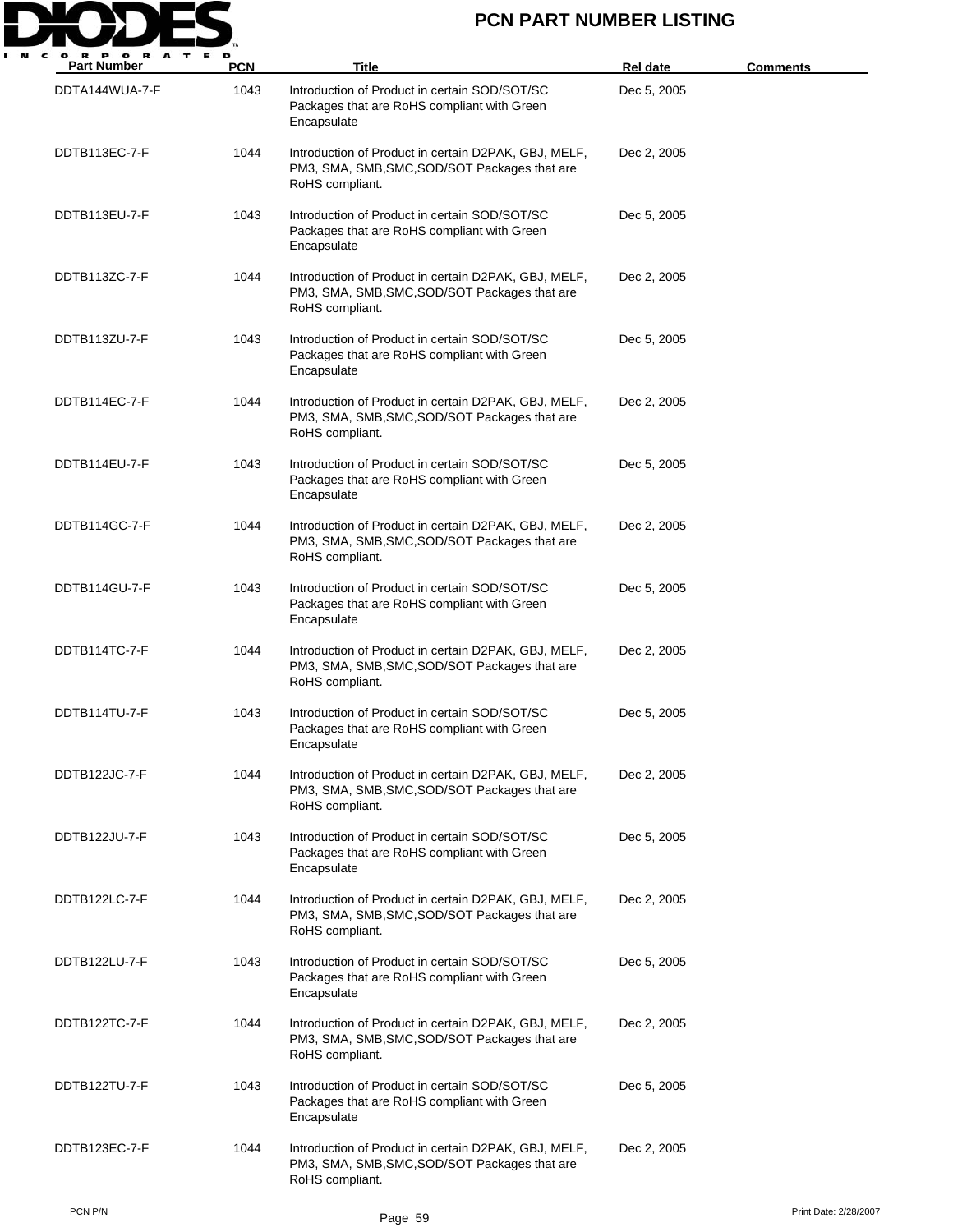| Part Number | PCN | Title | Rel date | Comments |
| --- | --- | --- | --- | --- |
| DDTA144WUA-7-F | 1043 | Introduction of Product in certain SOD/SOT/SC Packages that are RoHS compliant with Green Encapsulate | Dec 5, 2005 | |
| DDTB113EC-7-F | 1044 | Introduction of Product in certain D2PAK, GBJ, MELF, PM3, SMA, SMB,SMC,SOD/SOT Packages that are RoHS compliant. | Dec 2, 2005 | |
| DDTB113EU-7-F | 1043 | Introduction of Product in certain SOD/SOT/SC Packages that are RoHS compliant with Green Encapsulate | Dec 5, 2005 | |
| DDTB113ZC-7-F | 1044 | Introduction of Product in certain D2PAK, GBJ, MELF, PM3, SMA, SMB,SMC,SOD/SOT Packages that are RoHS compliant. | Dec 2, 2005 | |
| DDTB113ZU-7-F | 1043 | Introduction of Product in certain SOD/SOT/SC Packages that are RoHS compliant with Green Encapsulate | Dec 5, 2005 | |
| DDTB114EC-7-F | 1044 | Introduction of Product in certain D2PAK, GBJ, MELF, PM3, SMA, SMB,SMC,SOD/SOT Packages that are RoHS compliant. | Dec 2, 2005 | |
| DDTB114EU-7-F | 1043 | Introduction of Product in certain SOD/SOT/SC Packages that are RoHS compliant with Green Encapsulate | Dec 5, 2005 | |
| DDTB114GC-7-F | 1044 | Introduction of Product in certain D2PAK, GBJ, MELF, PM3, SMA, SMB,SMC,SOD/SOT Packages that are RoHS compliant. | Dec 2, 2005 | |
| DDTB114GU-7-F | 1043 | Introduction of Product in certain SOD/SOT/SC Packages that are RoHS compliant with Green Encapsulate | Dec 5, 2005 | |
| DDTB114TC-7-F | 1044 | Introduction of Product in certain D2PAK, GBJ, MELF, PM3, SMA, SMB,SMC,SOD/SOT Packages that are RoHS compliant. | Dec 2, 2005 | |
| DDTB114TU-7-F | 1043 | Introduction of Product in certain SOD/SOT/SC Packages that are RoHS compliant with Green Encapsulate | Dec 5, 2005 | |
| DDTB122JC-7-F | 1044 | Introduction of Product in certain D2PAK, GBJ, MELF, PM3, SMA, SMB,SMC,SOD/SOT Packages that are RoHS compliant. | Dec 2, 2005 | |
| DDTB122JU-7-F | 1043 | Introduction of Product in certain SOD/SOT/SC Packages that are RoHS compliant with Green Encapsulate | Dec 5, 2005 | |
| DDTB122LC-7-F | 1044 | Introduction of Product in certain D2PAK, GBJ, MELF, PM3, SMA, SMB,SMC,SOD/SOT Packages that are RoHS compliant. | Dec 2, 2005 | |
| DDTB122LU-7-F | 1043 | Introduction of Product in certain SOD/SOT/SC Packages that are RoHS compliant with Green Encapsulate | Dec 5, 2005 | |
| DDTB122TC-7-F | 1044 | Introduction of Product in certain D2PAK, GBJ, MELF, PM3, SMA, SMB,SMC,SOD/SOT Packages that are RoHS compliant. | Dec 2, 2005 | |
| DDTB122TU-7-F | 1043 | Introduction of Product in certain SOD/SOT/SC Packages that are RoHS compliant with Green Encapsulate | Dec 5, 2005 | |
| DDTB123EC-7-F | 1044 | Introduction of Product in certain D2PAK, GBJ, MELF, PM3, SMA, SMB,SMC,SOD/SOT Packages that are RoHS compliant. | Dec 2, 2005 | |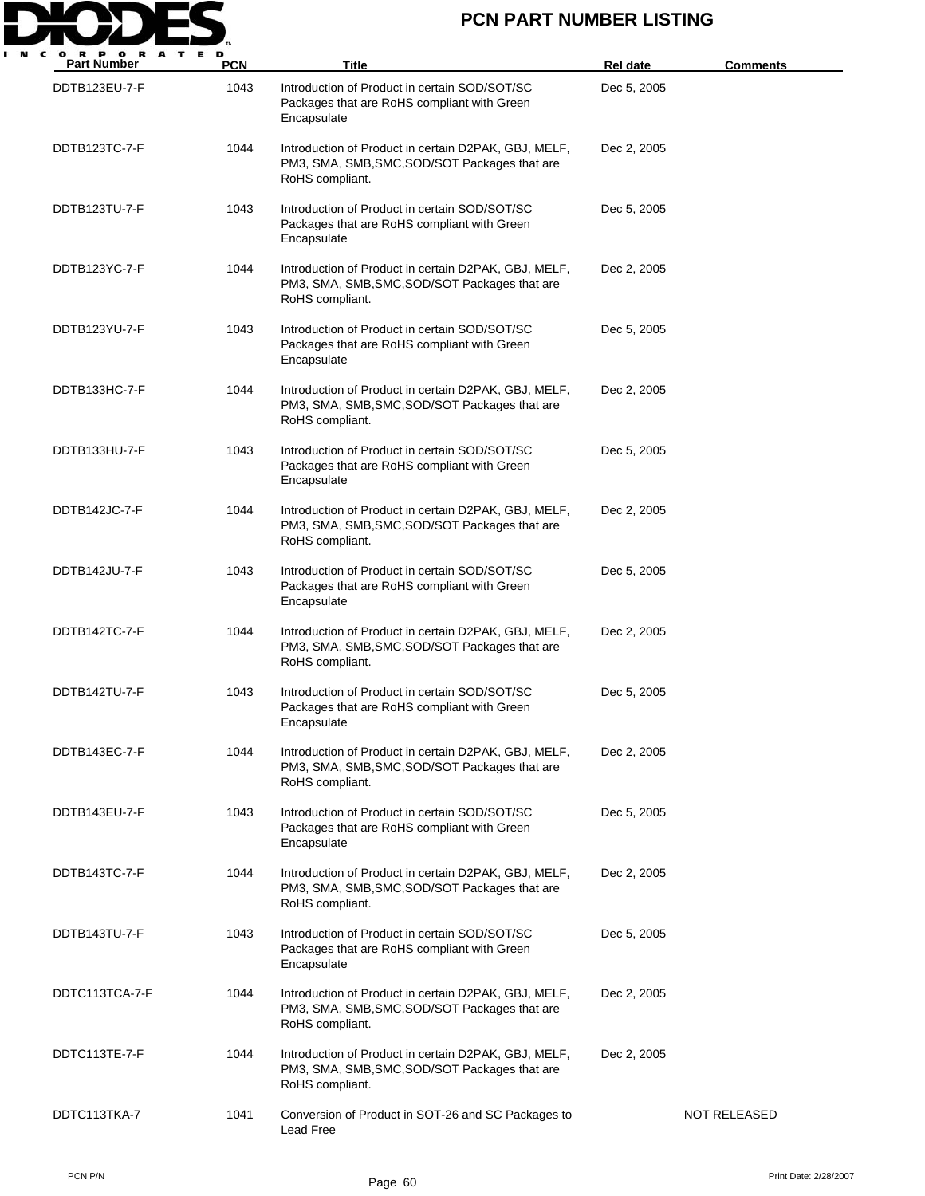| Part Number | PCN | Title | Rel date | Comments |
| --- | --- | --- | --- | --- |
| DDTB123EU-7-F | 1043 | Introduction of Product in certain SOD/SOT/SC Packages that are RoHS compliant with Green Encapsulate | Dec 5, 2005 | |
| DDTB123TC-7-F | 1044 | Introduction of Product in certain D2PAK, GBJ, MELF, PM3, SMA, SMB,SMC,SOD/SOT Packages that are RoHS compliant. | Dec 2, 2005 | |
| DDTB123TU-7-F | 1043 | Introduction of Product in certain SOD/SOT/SC Packages that are RoHS compliant with Green Encapsulate | Dec 5, 2005 | |
| DDTB123YC-7-F | 1044 | Introduction of Product in certain D2PAK, GBJ, MELF, PM3, SMA, SMB,SMC,SOD/SOT Packages that are RoHS compliant. | Dec 2, 2005 | |
| DDTB123YU-7-F | 1043 | Introduction of Product in certain SOD/SOT/SC Packages that are RoHS compliant with Green Encapsulate | Dec 5, 2005 | |
| DDTB133HC-7-F | 1044 | Introduction of Product in certain D2PAK, GBJ, MELF, PM3, SMA, SMB,SMC,SOD/SOT Packages that are RoHS compliant. | Dec 2, 2005 | |
| DDTB133HU-7-F | 1043 | Introduction of Product in certain SOD/SOT/SC Packages that are RoHS compliant with Green Encapsulate | Dec 5, 2005 | |
| DDTB142JC-7-F | 1044 | Introduction of Product in certain D2PAK, GBJ, MELF, PM3, SMA, SMB,SMC,SOD/SOT Packages that are RoHS compliant. | Dec 2, 2005 | |
| DDTB142JU-7-F | 1043 | Introduction of Product in certain SOD/SOT/SC Packages that are RoHS compliant with Green Encapsulate | Dec 5, 2005 | |
| DDTB142TC-7-F | 1044 | Introduction of Product in certain D2PAK, GBJ, MELF, PM3, SMA, SMB,SMC,SOD/SOT Packages that are RoHS compliant. | Dec 2, 2005 | |
| DDTB142TU-7-F | 1043 | Introduction of Product in certain SOD/SOT/SC Packages that are RoHS compliant with Green Encapsulate | Dec 5, 2005 | |
| DDTB143EC-7-F | 1044 | Introduction of Product in certain D2PAK, GBJ, MELF, PM3, SMA, SMB,SMC,SOD/SOT Packages that are RoHS compliant. | Dec 2, 2005 | |
| DDTB143EU-7-F | 1043 | Introduction of Product in certain SOD/SOT/SC Packages that are RoHS compliant with Green Encapsulate | Dec 5, 2005 | |
| DDTB143TC-7-F | 1044 | Introduction of Product in certain D2PAK, GBJ, MELF, PM3, SMA, SMB,SMC,SOD/SOT Packages that are RoHS compliant. | Dec 2, 2005 | |
| DDTB143TU-7-F | 1043 | Introduction of Product in certain SOD/SOT/SC Packages that are RoHS compliant with Green Encapsulate | Dec 5, 2005 | |
| DDTC113TCA-7-F | 1044 | Introduction of Product in certain D2PAK, GBJ, MELF, PM3, SMA, SMB,SMC,SOD/SOT Packages that are RoHS compliant. | Dec 2, 2005 | |
| DDTC113TE-7-F | 1044 | Introduction of Product in certain D2PAK, GBJ, MELF, PM3, SMA, SMB,SMC,SOD/SOT Packages that are RoHS compliant. | Dec 2, 2005 | |
| DDTC113TKA-7 | 1041 | Conversion of Product in SOT-26 and SC Packages to Lead Free | | NOT RELEASED |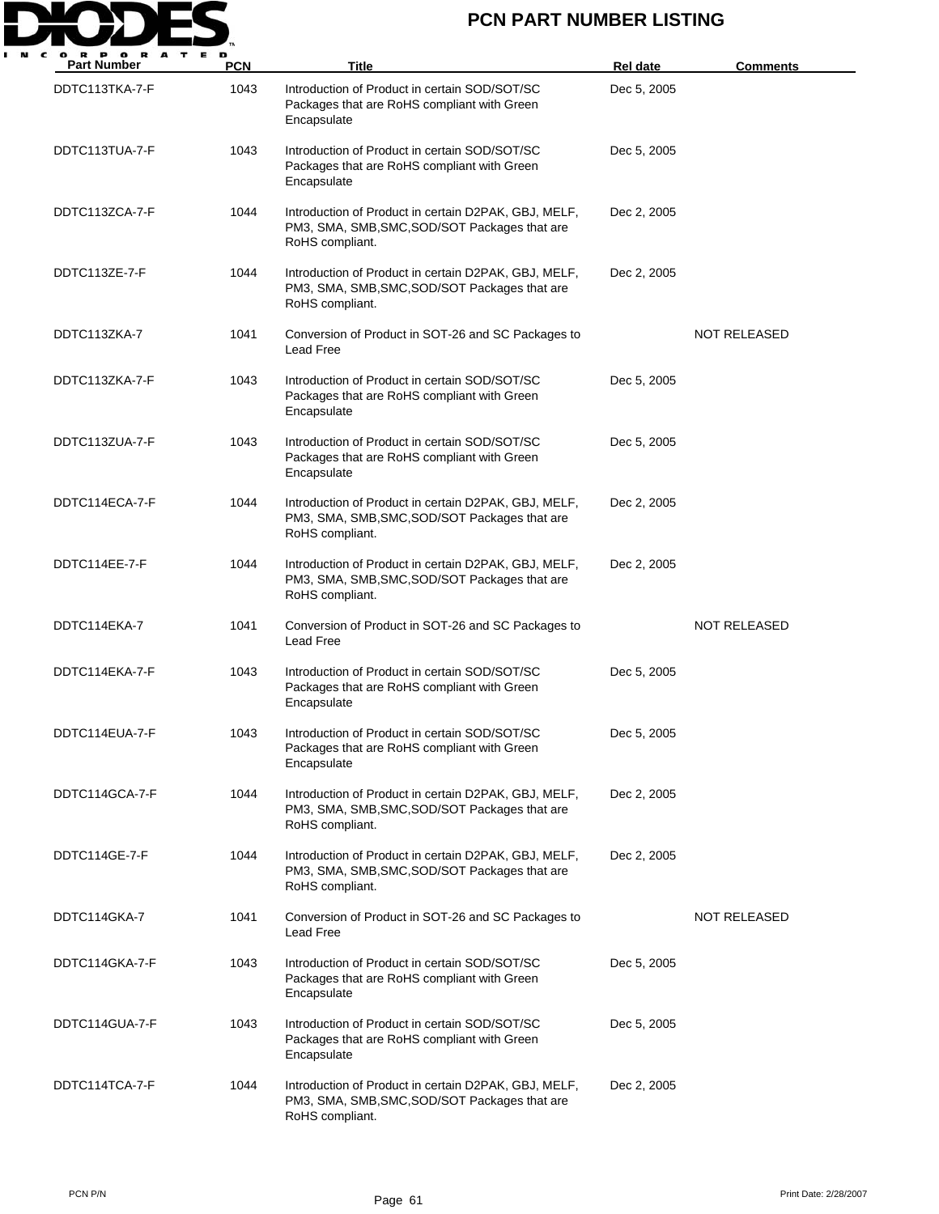# PCN PART NUMBER LISTING

| Part Number | PCN | Title | Rel date | Comments |
|---|---|---|---|---|
| DDTC113TKA-7-F | 1043 | Introduction of Product in certain SOD/SOT/SC Packages that are RoHS compliant with Green Encapsulate | Dec 5, 2005 | |
| DDTC113TUA-7-F | 1043 | Introduction of Product in certain SOD/SOT/SC Packages that are RoHS compliant with Green Encapsulate | Dec 5, 2005 | |
| DDTC113ZCA-7-F | 1044 | Introduction of Product in certain D2PAK, GBJ, MELF, PM3, SMA, SMB,SMC,SOD/SOT Packages that are RoHS compliant. | Dec 2, 2005 | |
| DDTC113ZE-7-F | 1044 | Introduction of Product in certain D2PAK, GBJ, MELF, PM3, SMA, SMB,SMC,SOD/SOT Packages that are RoHS compliant. | Dec 2, 2005 | |
| DDTC113ZKA-7 | 1041 | Conversion of Product in SOT-26 and SC Packages to Lead Free | | NOT RELEASED |
| DDTC113ZKA-7-F | 1043 | Introduction of Product in certain SOD/SOT/SC Packages that are RoHS compliant with Green Encapsulate | Dec 5, 2005 | |
| DDTC113ZUA-7-F | 1043 | Introduction of Product in certain SOD/SOT/SC Packages that are RoHS compliant with Green Encapsulate | Dec 5, 2005 | |
| DDTC114ECA-7-F | 1044 | Introduction of Product in certain D2PAK, GBJ, MELF, PM3, SMA, SMB,SMC,SOD/SOT Packages that are RoHS compliant. | Dec 2, 2005 | |
| DDTC114EE-7-F | 1044 | Introduction of Product in certain D2PAK, GBJ, MELF, PM3, SMA, SMB,SMC,SOD/SOT Packages that are RoHS compliant. | Dec 2, 2005 | |
| DDTC114EKA-7 | 1041 | Conversion of Product in SOT-26 and SC Packages to Lead Free | | NOT RELEASED |
| DDTC114EKA-7-F | 1043 | Introduction of Product in certain SOD/SOT/SC Packages that are RoHS compliant with Green Encapsulate | Dec 5, 2005 | |
| DDTC114EUA-7-F | 1043 | Introduction of Product in certain SOD/SOT/SC Packages that are RoHS compliant with Green Encapsulate | Dec 5, 2005 | |
| DDTC114GCA-7-F | 1044 | Introduction of Product in certain D2PAK, GBJ, MELF, PM3, SMA, SMB,SMC,SOD/SOT Packages that are RoHS compliant. | Dec 2, 2005 | |
| DDTC114GE-7-F | 1044 | Introduction of Product in certain D2PAK, GBJ, MELF, PM3, SMA, SMB,SMC,SOD/SOT Packages that are RoHS compliant. | Dec 2, 2005 | |
| DDTC114GKA-7 | 1041 | Conversion of Product in SOT-26 and SC Packages to Lead Free | | NOT RELEASED |
| DDTC114GKA-7-F | 1043 | Introduction of Product in certain SOD/SOT/SC Packages that are RoHS compliant with Green Encapsulate | Dec 5, 2005 | |
| DDTC114GUA-7-F | 1043 | Introduction of Product in certain SOD/SOT/SC Packages that are RoHS compliant with Green Encapsulate | Dec 5, 2005 | |
| DDTC114TCA-7-F | 1044 | Introduction of Product in certain D2PAK, GBJ, MELF, PM3, SMA, SMB,SMC,SOD/SOT Packages that are RoHS compliant. | Dec 2, 2005 | |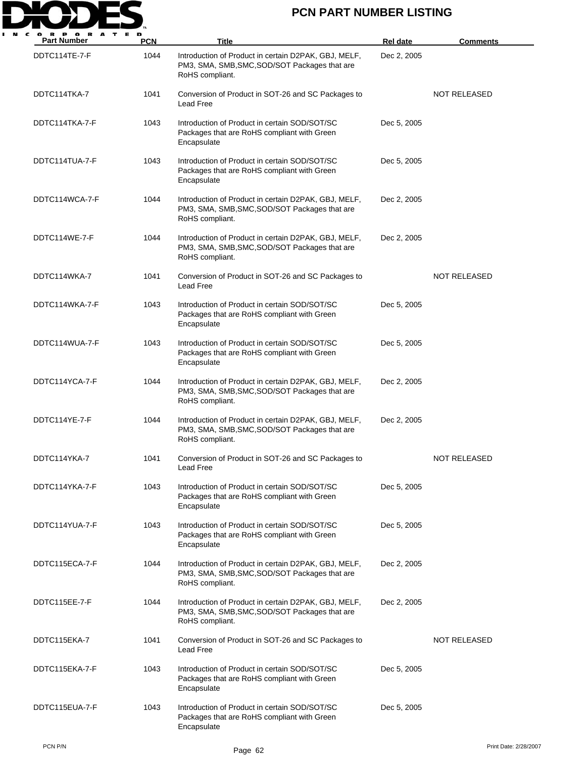# PCN PART NUMBER LISTING

| Part Number | PCN | Title | Rel date | Comments |
|---|---|---|---|---|
| DDTC114TE-7-F | 1044 | Introduction of Product in certain D2PAK, GBJ, MELF, PM3, SMA, SMB,SMC,SOD/SOT Packages that are RoHS compliant. | Dec 2, 2005 | |
| DDTC114TKA-7 | 1041 | Conversion of Product in SOT-26 and SC Packages to Lead Free | | NOT RELEASED |
| DDTC114TKA-7-F | 1043 | Introduction of Product in certain SOD/SOT/SC Packages that are RoHS compliant with Green Encapsulate | Dec 5, 2005 | |
| DDTC114TUA-7-F | 1043 | Introduction of Product in certain SOD/SOT/SC Packages that are RoHS compliant with Green Encapsulate | Dec 5, 2005 | |
| DDTC114WCA-7-F | 1044 | Introduction of Product in certain D2PAK, GBJ, MELF, PM3, SMA, SMB,SMC,SOD/SOT Packages that are RoHS compliant. | Dec 2, 2005 | |
| DDTC114WE-7-F | 1044 | Introduction of Product in certain D2PAK, GBJ, MELF, PM3, SMA, SMB,SMC,SOD/SOT Packages that are RoHS compliant. | Dec 2, 2005 | |
| DDTC114WKA-7 | 1041 | Conversion of Product in SOT-26 and SC Packages to Lead Free | | NOT RELEASED |
| DDTC114WKA-7-F | 1043 | Introduction of Product in certain SOD/SOT/SC Packages that are RoHS compliant with Green Encapsulate | Dec 5, 2005 | |
| DDTC114WUA-7-F | 1043 | Introduction of Product in certain SOD/SOT/SC Packages that are RoHS compliant with Green Encapsulate | Dec 5, 2005 | |
| DDTC114YCA-7-F | 1044 | Introduction of Product in certain D2PAK, GBJ, MELF, PM3, SMA, SMB,SMC,SOD/SOT Packages that are RoHS compliant. | Dec 2, 2005 | |
| DDTC114YE-7-F | 1044 | Introduction of Product in certain D2PAK, GBJ, MELF, PM3, SMA, SMB,SMC,SOD/SOT Packages that are RoHS compliant. | Dec 2, 2005 | |
| DDTC114YKA-7 | 1041 | Conversion of Product in SOT-26 and SC Packages to Lead Free | | NOT RELEASED |
| DDTC114YKA-7-F | 1043 | Introduction of Product in certain SOD/SOT/SC Packages that are RoHS compliant with Green Encapsulate | Dec 5, 2005 | |
| DDTC114YUA-7-F | 1043 | Introduction of Product in certain SOD/SOT/SC Packages that are RoHS compliant with Green Encapsulate | Dec 5, 2005 | |
| DDTC115ECA-7-F | 1044 | Introduction of Product in certain D2PAK, GBJ, MELF, PM3, SMA, SMB,SMC,SOD/SOT Packages that are RoHS compliant. | Dec 2, 2005 | |
| DDTC115EE-7-F | 1044 | Introduction of Product in certain D2PAK, GBJ, MELF, PM3, SMA, SMB,SMC,SOD/SOT Packages that are RoHS compliant. | Dec 2, 2005 | |
| DDTC115EKA-7 | 1041 | Conversion of Product in SOT-26 and SC Packages to Lead Free | | NOT RELEASED |
| DDTC115EKA-7-F | 1043 | Introduction of Product in certain SOD/SOT/SC Packages that are RoHS compliant with Green Encapsulate | Dec 5, 2005 | |
| DDTC115EUA-7-F | 1043 | Introduction of Product in certain SOD/SOT/SC Packages that are RoHS compliant with Green Encapsulate | Dec 5, 2005 | |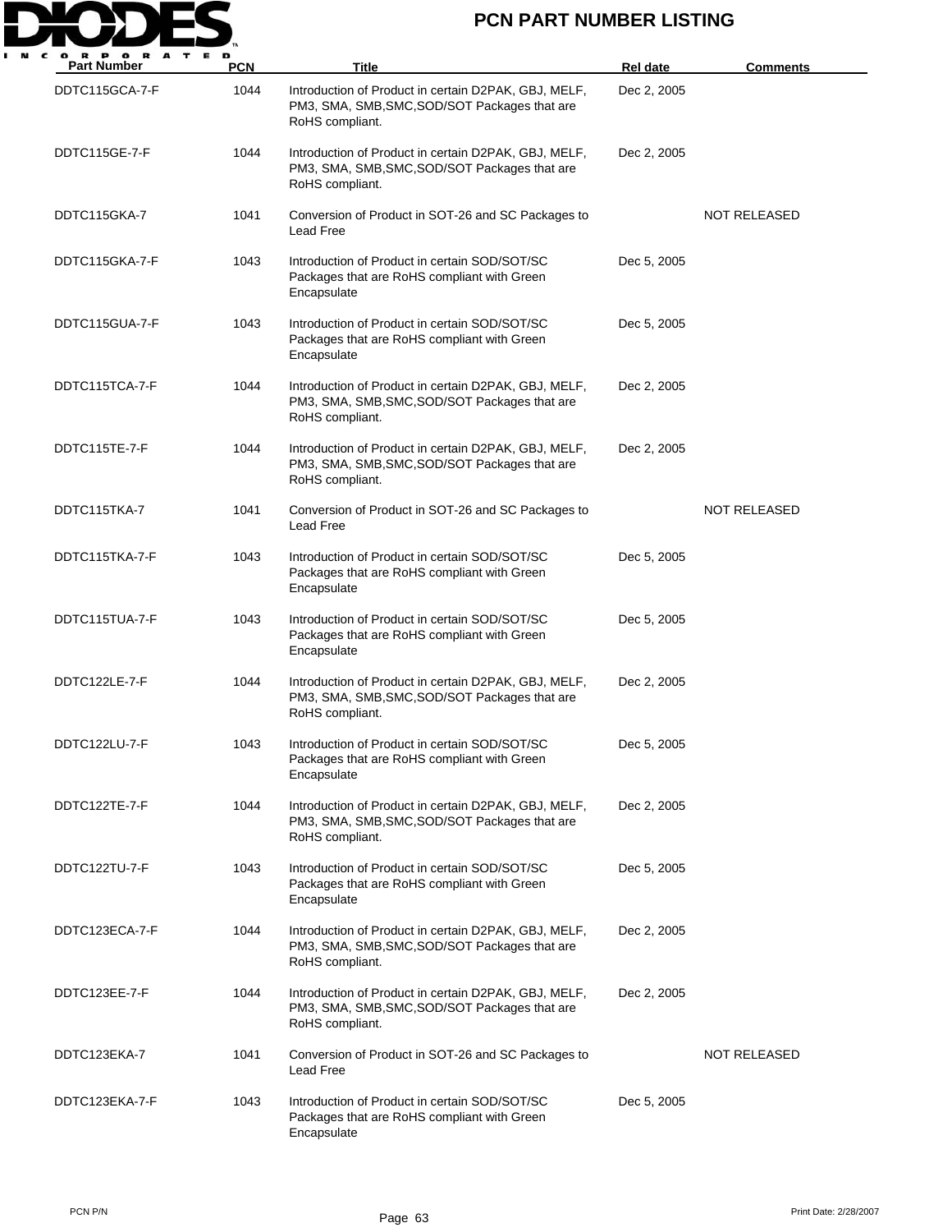# PCN PART NUMBER LISTING

| Part Number | PCN | Title | Rel date | Comments |
|---|---|---|---|---|
| DDTC115GCA-7-F | 1044 | Introduction of Product in certain D2PAK, GBJ, MELF, PM3, SMA, SMB,SMC,SOD/SOT Packages that are RoHS compliant. | Dec 2, 2005 | |
| DDTC115GE-7-F | 1044 | Introduction of Product in certain D2PAK, GBJ, MELF, PM3, SMA, SMB,SMC,SOD/SOT Packages that are RoHS compliant. | Dec 2, 2005 | |
| DDTC115GKA-7 | 1041 | Conversion of Product in SOT-26 and SC Packages to Lead Free | | NOT RELEASED |
| DDTC115GKA-7-F | 1043 | Introduction of Product in certain SOD/SOT/SC Packages that are RoHS compliant with Green Encapsulate | Dec 5, 2005 | |
| DDTC115GUA-7-F | 1043 | Introduction of Product in certain SOD/SOT/SC Packages that are RoHS compliant with Green Encapsulate | Dec 5, 2005 | |
| DDTC115TCA-7-F | 1044 | Introduction of Product in certain D2PAK, GBJ, MELF, PM3, SMA, SMB,SMC,SOD/SOT Packages that are RoHS compliant. | Dec 2, 2005 | |
| DDTC115TE-7-F | 1044 | Introduction of Product in certain D2PAK, GBJ, MELF, PM3, SMA, SMB,SMC,SOD/SOT Packages that are RoHS compliant. | Dec 2, 2005 | |
| DDTC115TKA-7 | 1041 | Conversion of Product in SOT-26 and SC Packages to Lead Free | | NOT RELEASED |
| DDTC115TKA-7-F | 1043 | Introduction of Product in certain SOD/SOT/SC Packages that are RoHS compliant with Green Encapsulate | Dec 5, 2005 | |
| DDTC115TUA-7-F | 1043 | Introduction of Product in certain SOD/SOT/SC Packages that are RoHS compliant with Green Encapsulate | Dec 5, 2005 | |
| DDTC122LE-7-F | 1044 | Introduction of Product in certain D2PAK, GBJ, MELF, PM3, SMA, SMB,SMC,SOD/SOT Packages that are RoHS compliant. | Dec 2, 2005 | |
| DDTC122LU-7-F | 1043 | Introduction of Product in certain SOD/SOT/SC Packages that are RoHS compliant with Green Encapsulate | Dec 5, 2005 | |
| DDTC122TE-7-F | 1044 | Introduction of Product in certain D2PAK, GBJ, MELF, PM3, SMA, SMB,SMC,SOD/SOT Packages that are RoHS compliant. | Dec 2, 2005 | |
| DDTC122TU-7-F | 1043 | Introduction of Product in certain SOD/SOT/SC Packages that are RoHS compliant with Green Encapsulate | Dec 5, 2005 | |
| DDTC123ECA-7-F | 1044 | Introduction of Product in certain D2PAK, GBJ, MELF, PM3, SMA, SMB,SMC,SOD/SOT Packages that are RoHS compliant. | Dec 2, 2005 | |
| DDTC123EE-7-F | 1044 | Introduction of Product in certain D2PAK, GBJ, MELF, PM3, SMA, SMB,SMC,SOD/SOT Packages that are RoHS compliant. | Dec 2, 2005 | |
| DDTC123EKA-7 | 1041 | Conversion of Product in SOT-26 and SC Packages to Lead Free | | NOT RELEASED |
| DDTC123EKA-7-F | 1043 | Introduction of Product in certain SOD/SOT/SC Packages that are RoHS compliant with Green Encapsulate | Dec 5, 2005 | |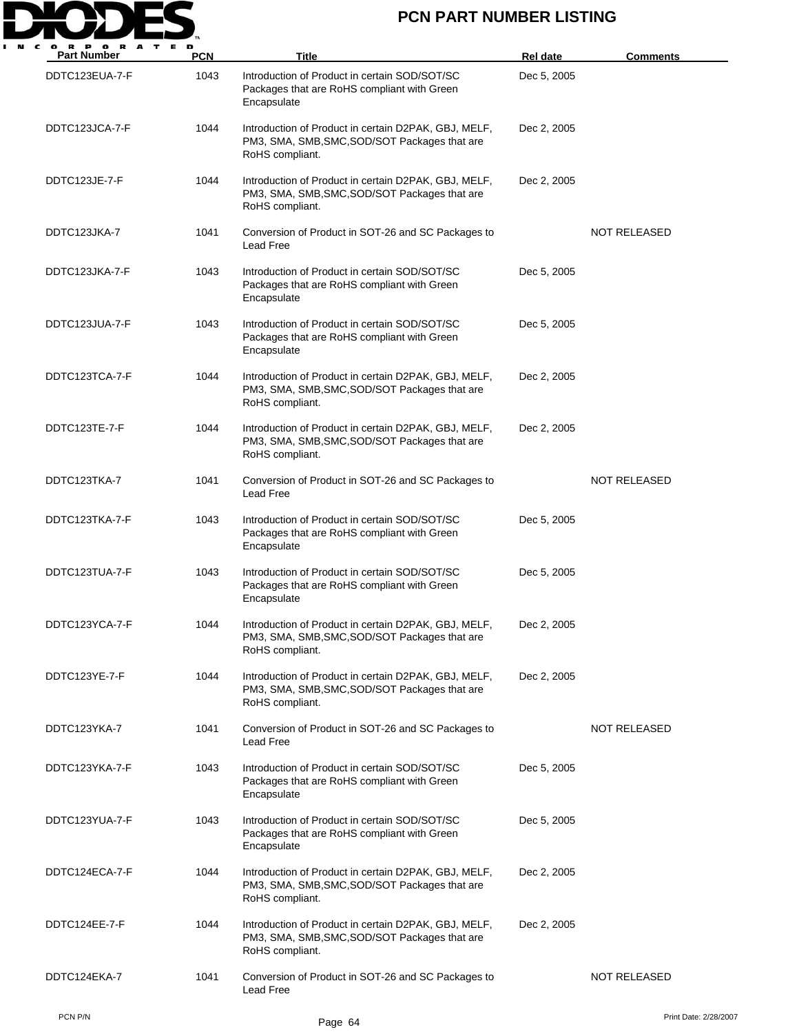# PCN PART NUMBER LISTING

| Part Number | PCN | Title | Rel date | Comments |
|---|---|---|---|---|
| DDTC123EUA-7-F | 1043 | Introduction of Product in certain SOD/SOT/SC Packages that are RoHS compliant with Green Encapsulate | Dec 5, 2005 | |
| DDTC123JCA-7-F | 1044 | Introduction of Product in certain D2PAK, GBJ, MELF, PM3, SMA, SMB,SMC,SOD/SOT Packages that are RoHS compliant. | Dec 2, 2005 | |
| DDTC123JE-7-F | 1044 | Introduction of Product in certain D2PAK, GBJ, MELF, PM3, SMA, SMB,SMC,SOD/SOT Packages that are RoHS compliant. | Dec 2, 2005 | |
| DDTC123JKA-7 | 1041 | Conversion of Product in SOT-26 and SC Packages to Lead Free | | NOT RELEASED |
| DDTC123JKA-7-F | 1043 | Introduction of Product in certain SOD/SOT/SC Packages that are RoHS compliant with Green Encapsulate | Dec 5, 2005 | |
| DDTC123JUA-7-F | 1043 | Introduction of Product in certain SOD/SOT/SC Packages that are RoHS compliant with Green Encapsulate | Dec 5, 2005 | |
| DDTC123TCA-7-F | 1044 | Introduction of Product in certain D2PAK, GBJ, MELF, PM3, SMA, SMB,SMC,SOD/SOT Packages that are RoHS compliant. | Dec 2, 2005 | |
| DDTC123TE-7-F | 1044 | Introduction of Product in certain D2PAK, GBJ, MELF, PM3, SMA, SMB,SMC,SOD/SOT Packages that are RoHS compliant. | Dec 2, 2005 | |
| DDTC123TKA-7 | 1041 | Conversion of Product in SOT-26 and SC Packages to Lead Free | | NOT RELEASED |
| DDTC123TKA-7-F | 1043 | Introduction of Product in certain SOD/SOT/SC Packages that are RoHS compliant with Green Encapsulate | Dec 5, 2005 | |
| DDTC123TUA-7-F | 1043 | Introduction of Product in certain SOD/SOT/SC Packages that are RoHS compliant with Green Encapsulate | Dec 5, 2005 | |
| DDTC123YCA-7-F | 1044 | Introduction of Product in certain D2PAK, GBJ, MELF, PM3, SMA, SMB,SMC,SOD/SOT Packages that are RoHS compliant. | Dec 2, 2005 | |
| DDTC123YE-7-F | 1044 | Introduction of Product in certain D2PAK, GBJ, MELF, PM3, SMA, SMB,SMC,SOD/SOT Packages that are RoHS compliant. | Dec 2, 2005 | |
| DDTC123YKA-7 | 1041 | Conversion of Product in SOT-26 and SC Packages to Lead Free | | NOT RELEASED |
| DDTC123YKA-7-F | 1043 | Introduction of Product in certain SOD/SOT/SC Packages that are RoHS compliant with Green Encapsulate | Dec 5, 2005 | |
| DDTC123YUA-7-F | 1043 | Introduction of Product in certain SOD/SOT/SC Packages that are RoHS compliant with Green Encapsulate | Dec 5, 2005 | |
| DDTC124ECA-7-F | 1044 | Introduction of Product in certain D2PAK, GBJ, MELF, PM3, SMA, SMB,SMC,SOD/SOT Packages that are RoHS compliant. | Dec 2, 2005 | |
| DDTC124EE-7-F | 1044 | Introduction of Product in certain D2PAK, GBJ, MELF, PM3, SMA, SMB,SMC,SOD/SOT Packages that are RoHS compliant. | Dec 2, 2005 | |
| DDTC124EKA-7 | 1041 | Conversion of Product in SOT-26 and SC Packages to Lead Free | | NOT RELEASED |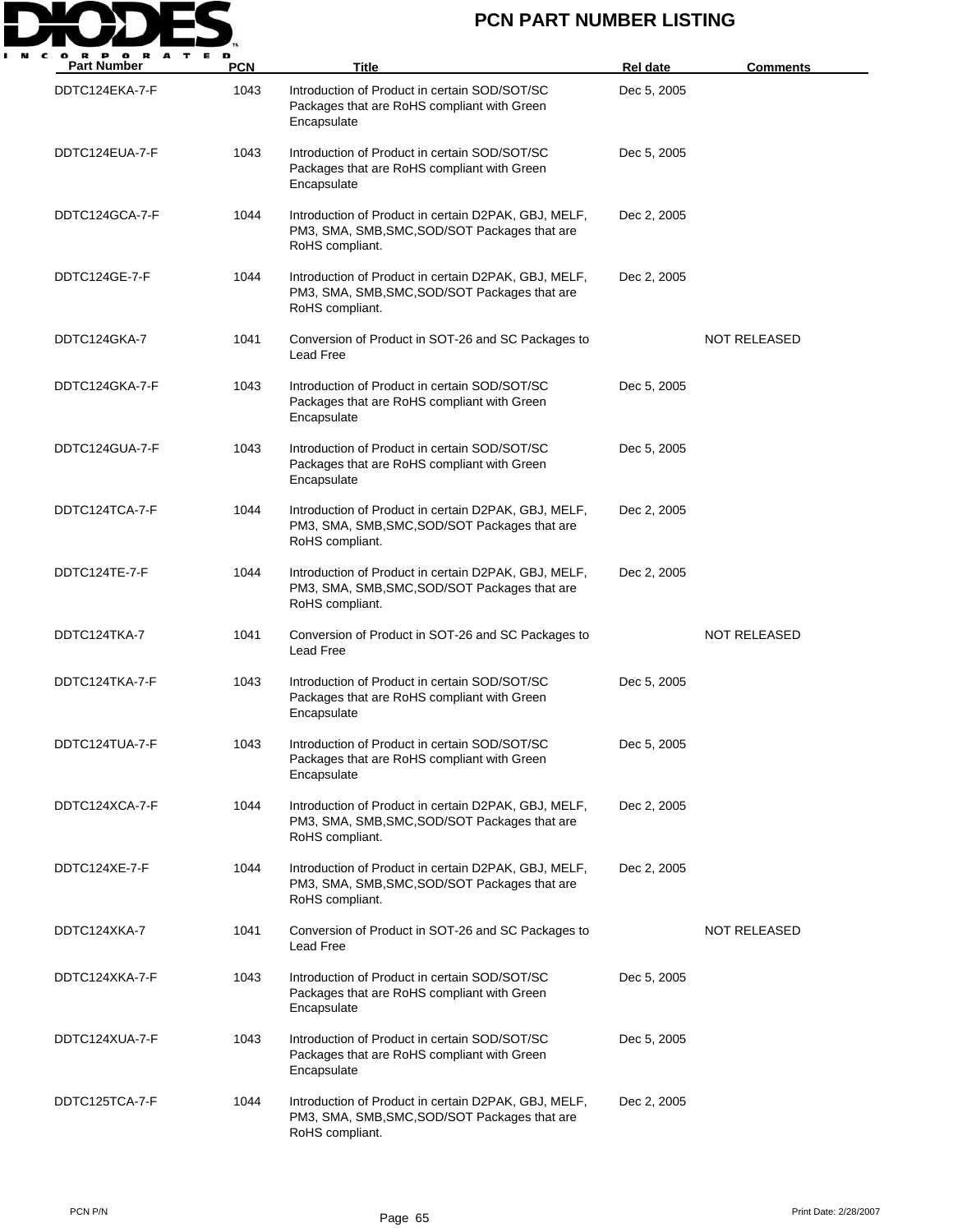# PCN PART NUMBER LISTING

| Part Number | PCN | Title | Rel date | Comments |
|---|---|---|---|---|
| DDTC124EKA-7-F | 1043 | Introduction of Product in certain SOD/SOT/SC Packages that are RoHS compliant with Green Encapsulate | Dec 5, 2005 | |
| DDTC124EUA-7-F | 1043 | Introduction of Product in certain SOD/SOT/SC Packages that are RoHS compliant with Green Encapsulate | Dec 5, 2005 | |
| DDTC124GCA-7-F | 1044 | Introduction of Product in certain D2PAK, GBJ, MELF, PM3, SMA, SMB,SMC,SOD/SOT Packages that are RoHS compliant. | Dec 2, 2005 | |
| DDTC124GE-7-F | 1044 | Introduction of Product in certain D2PAK, GBJ, MELF, PM3, SMA, SMB,SMC,SOD/SOT Packages that are RoHS compliant. | Dec 2, 2005 | |
| DDTC124GKA-7 | 1041 | Conversion of Product in SOT-26 and SC Packages to Lead Free | | NOT RELEASED |
| DDTC124GKA-7-F | 1043 | Introduction of Product in certain SOD/SOT/SC Packages that are RoHS compliant with Green Encapsulate | Dec 5, 2005 | |
| DDTC124GUA-7-F | 1043 | Introduction of Product in certain SOD/SOT/SC Packages that are RoHS compliant with Green Encapsulate | Dec 5, 2005 | |
| DDTC124TCA-7-F | 1044 | Introduction of Product in certain D2PAK, GBJ, MELF, PM3, SMA, SMB,SMC,SOD/SOT Packages that are RoHS compliant. | Dec 2, 2005 | |
| DDTC124TE-7-F | 1044 | Introduction of Product in certain D2PAK, GBJ, MELF, PM3, SMA, SMB,SMC,SOD/SOT Packages that are RoHS compliant. | Dec 2, 2005 | |
| DDTC124TKA-7 | 1041 | Conversion of Product in SOT-26 and SC Packages to Lead Free | | NOT RELEASED |
| DDTC124TKA-7-F | 1043 | Introduction of Product in certain SOD/SOT/SC Packages that are RoHS compliant with Green Encapsulate | Dec 5, 2005 | |
| DDTC124TUA-7-F | 1043 | Introduction of Product in certain SOD/SOT/SC Packages that are RoHS compliant with Green Encapsulate | Dec 5, 2005 | |
| DDTC124XCA-7-F | 1044 | Introduction of Product in certain D2PAK, GBJ, MELF, PM3, SMA, SMB,SMC,SOD/SOT Packages that are RoHS compliant. | Dec 2, 2005 | |
| DDTC124XE-7-F | 1044 | Introduction of Product in certain D2PAK, GBJ, MELF, PM3, SMA, SMB,SMC,SOD/SOT Packages that are RoHS compliant. | Dec 2, 2005 | |
| DDTC124XKA-7 | 1041 | Conversion of Product in SOT-26 and SC Packages to Lead Free | | NOT RELEASED |
| DDTC124XKA-7-F | 1043 | Introduction of Product in certain SOD/SOT/SC Packages that are RoHS compliant with Green Encapsulate | Dec 5, 2005 | |
| DDTC124XUA-7-F | 1043 | Introduction of Product in certain SOD/SOT/SC Packages that are RoHS compliant with Green Encapsulate | Dec 5, 2005 | |
| DDTC125TCA-7-F | 1044 | Introduction of Product in certain D2PAK, GBJ, MELF, PM3, SMA, SMB,SMC,SOD/SOT Packages that are RoHS compliant. | Dec 2, 2005 | |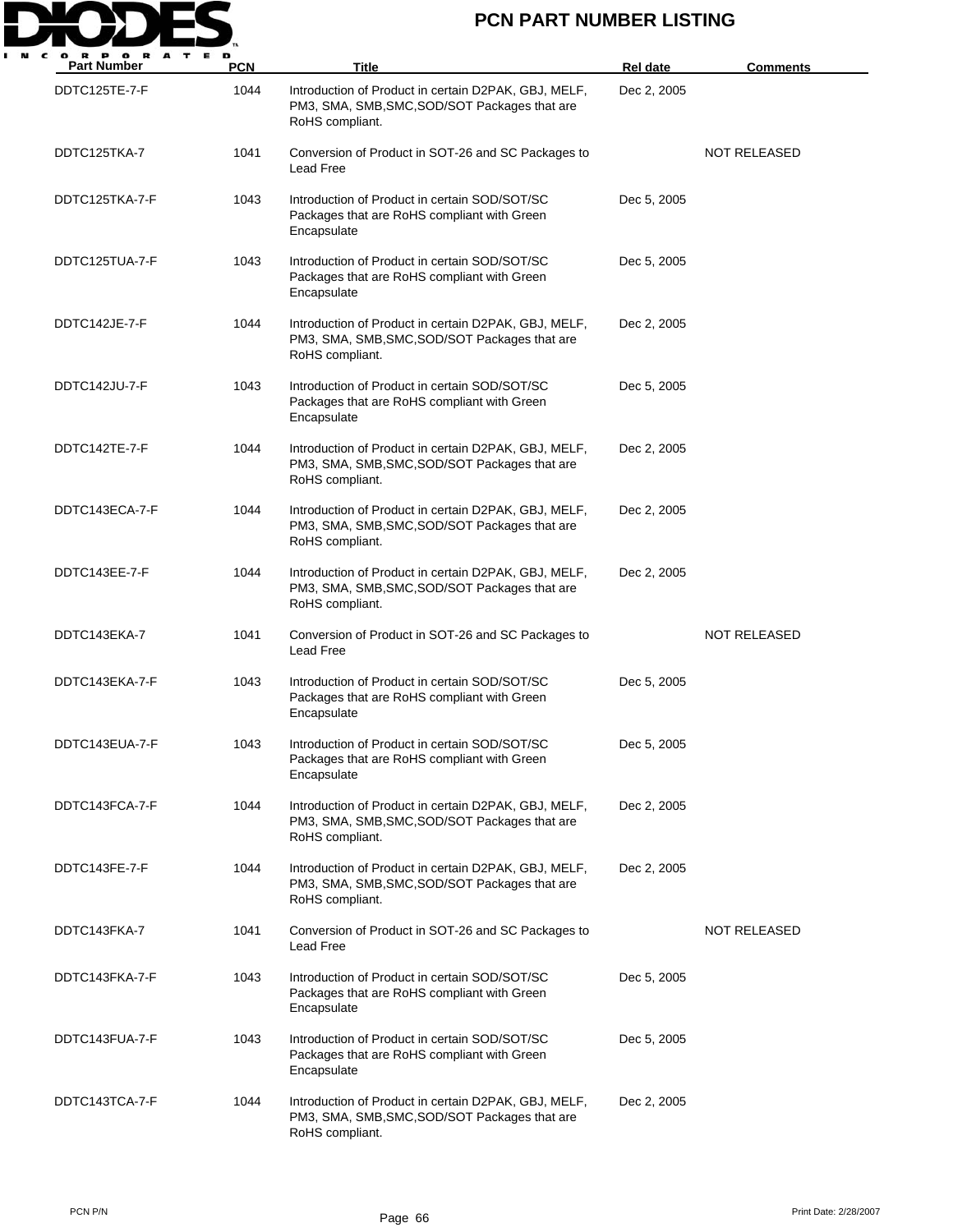# PCN PART NUMBER LISTING

| Part Number | PCN | Title | Rel date | Comments |
|---|---|---|---|---|
| DDTC125TE-7-F | 1044 | Introduction of Product in certain D2PAK, GBJ, MELF, PM3, SMA, SMB,SMC,SOD/SOT Packages that are RoHS compliant. | Dec 2, 2005 | |
| DDTC125TKA-7 | 1041 | Conversion of Product in SOT-26 and SC Packages to Lead Free | | NOT RELEASED |
| DDTC125TKA-7-F | 1043 | Introduction of Product in certain SOD/SOT/SC Packages that are RoHS compliant with Green Encapsulate | Dec 5, 2005 | |
| DDTC125TUA-7-F | 1043 | Introduction of Product in certain SOD/SOT/SC Packages that are RoHS compliant with Green Encapsulate | Dec 5, 2005 | |
| DDTC142JE-7-F | 1044 | Introduction of Product in certain D2PAK, GBJ, MELF, PM3, SMA, SMB,SMC,SOD/SOT Packages that are RoHS compliant. | Dec 2, 2005 | |
| DDTC142JU-7-F | 1043 | Introduction of Product in certain SOD/SOT/SC Packages that are RoHS compliant with Green Encapsulate | Dec 5, 2005 | |
| DDTC142TE-7-F | 1044 | Introduction of Product in certain D2PAK, GBJ, MELF, PM3, SMA, SMB,SMC,SOD/SOT Packages that are RoHS compliant. | Dec 2, 2005 | |
| DDTC143ECA-7-F | 1044 | Introduction of Product in certain D2PAK, GBJ, MELF, PM3, SMA, SMB,SMC,SOD/SOT Packages that are RoHS compliant. | Dec 2, 2005 | |
| DDTC143EE-7-F | 1044 | Introduction of Product in certain D2PAK, GBJ, MELF, PM3, SMA, SMB,SMC,SOD/SOT Packages that are RoHS compliant. | Dec 2, 2005 | |
| DDTC143EKA-7 | 1041 | Conversion of Product in SOT-26 and SC Packages to Lead Free | | NOT RELEASED |
| DDTC143EKA-7-F | 1043 | Introduction of Product in certain SOD/SOT/SC Packages that are RoHS compliant with Green Encapsulate | Dec 5, 2005 | |
| DDTC143EUA-7-F | 1043 | Introduction of Product in certain SOD/SOT/SC Packages that are RoHS compliant with Green Encapsulate | Dec 5, 2005 | |
| DDTC143FCA-7-F | 1044 | Introduction of Product in certain D2PAK, GBJ, MELF, PM3, SMA, SMB,SMC,SOD/SOT Packages that are RoHS compliant. | Dec 2, 2005 | |
| DDTC143FE-7-F | 1044 | Introduction of Product in certain D2PAK, GBJ, MELF, PM3, SMA, SMB,SMC,SOD/SOT Packages that are RoHS compliant. | Dec 2, 2005 | |
| DDTC143FKA-7 | 1041 | Conversion of Product in SOT-26 and SC Packages to Lead Free | | NOT RELEASED |
| DDTC143FKA-7-F | 1043 | Introduction of Product in certain SOD/SOT/SC Packages that are RoHS compliant with Green Encapsulate | Dec 5, 2005 | |
| DDTC143FUA-7-F | 1043 | Introduction of Product in certain SOD/SOT/SC Packages that are RoHS compliant with Green Encapsulate | Dec 5, 2005 | |
| DDTC143TCA-7-F | 1044 | Introduction of Product in certain D2PAK, GBJ, MELF, PM3, SMA, SMB,SMC,SOD/SOT Packages that are RoHS compliant. | Dec 2, 2005 | |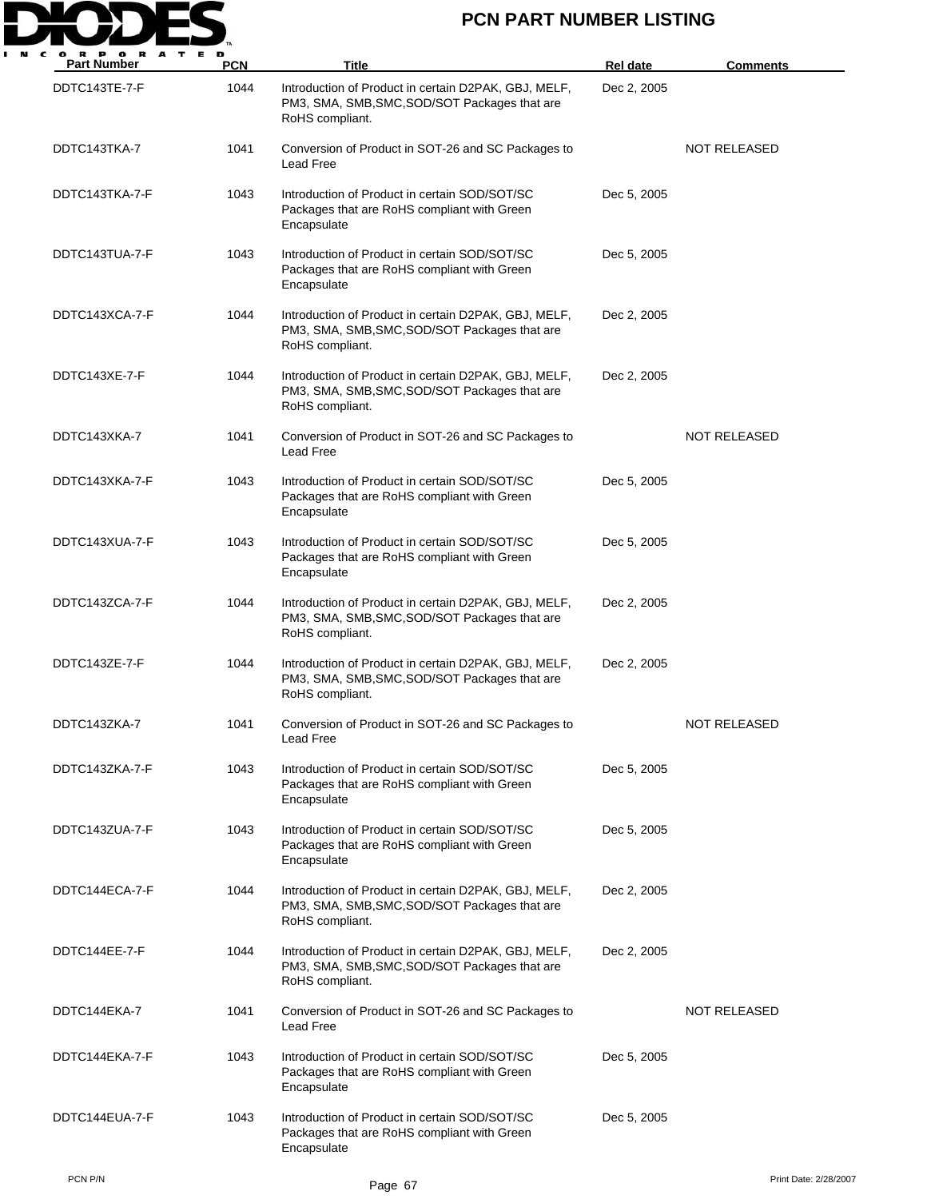# PCN PART NUMBER LISTING

| Part Number | PCN | Title | Rel date | Comments |
|---|---|---|---|---|
| DDTC143TE-7-F | 1044 | Introduction of Product in certain D2PAK, GBJ, MELF, PM3, SMA, SMB,SMC,SOD/SOT Packages that are RoHS compliant. | Dec 2, 2005 | |
| DDTC143TKA-7 | 1041 | Conversion of Product in SOT-26 and SC Packages to Lead Free | | NOT RELEASED |
| DDTC143TKA-7-F | 1043 | Introduction of Product in certain SOD/SOT/SC Packages that are RoHS compliant with Green Encapsulate | Dec 5, 2005 | |
| DDTC143TUA-7-F | 1043 | Introduction of Product in certain SOD/SOT/SC Packages that are RoHS compliant with Green Encapsulate | Dec 5, 2005 | |
| DDTC143XCA-7-F | 1044 | Introduction of Product in certain D2PAK, GBJ, MELF, PM3, SMA, SMB,SMC,SOD/SOT Packages that are RoHS compliant. | Dec 2, 2005 | |
| DDTC143XE-7-F | 1044 | Introduction of Product in certain D2PAK, GBJ, MELF, PM3, SMA, SMB,SMC,SOD/SOT Packages that are RoHS compliant. | Dec 2, 2005 | |
| DDTC143XKA-7 | 1041 | Conversion of Product in SOT-26 and SC Packages to Lead Free | | NOT RELEASED |
| DDTC143XKA-7-F | 1043 | Introduction of Product in certain SOD/SOT/SC Packages that are RoHS compliant with Green Encapsulate | Dec 5, 2005 | |
| DDTC143XUA-7-F | 1043 | Introduction of Product in certain SOD/SOT/SC Packages that are RoHS compliant with Green Encapsulate | Dec 5, 2005 | |
| DDTC143ZCA-7-F | 1044 | Introduction of Product in certain D2PAK, GBJ, MELF, PM3, SMA, SMB,SMC,SOD/SOT Packages that are RoHS compliant. | Dec 2, 2005 | |
| DDTC143ZE-7-F | 1044 | Introduction of Product in certain D2PAK, GBJ, MELF, PM3, SMA, SMB,SMC,SOD/SOT Packages that are RoHS compliant. | Dec 2, 2005 | |
| DDTC143ZKA-7 | 1041 | Conversion of Product in SOT-26 and SC Packages to Lead Free | | NOT RELEASED |
| DDTC143ZKA-7-F | 1043 | Introduction of Product in certain SOD/SOT/SC Packages that are RoHS compliant with Green Encapsulate | Dec 5, 2005 | |
| DDTC143ZUA-7-F | 1043 | Introduction of Product in certain SOD/SOT/SC Packages that are RoHS compliant with Green Encapsulate | Dec 5, 2005 | |
| DDTC144ECA-7-F | 1044 | Introduction of Product in certain D2PAK, GBJ, MELF, PM3, SMA, SMB,SMC,SOD/SOT Packages that are RoHS compliant. | Dec 2, 2005 | |
| DDTC144EE-7-F | 1044 | Introduction of Product in certain D2PAK, GBJ, MELF, PM3, SMA, SMB,SMC,SOD/SOT Packages that are RoHS compliant. | Dec 2, 2005 | |
| DDTC144EKA-7 | 1041 | Conversion of Product in SOT-26 and SC Packages to Lead Free | | NOT RELEASED |
| DDTC144EKA-7-F | 1043 | Introduction of Product in certain SOD/SOT/SC Packages that are RoHS compliant with Green Encapsulate | Dec 5, 2005 | |
| DDTC144EUA-7-F | 1043 | Introduction of Product in certain SOD/SOT/SC Packages that are RoHS compliant with Green Encapsulate | Dec 5, 2005 | |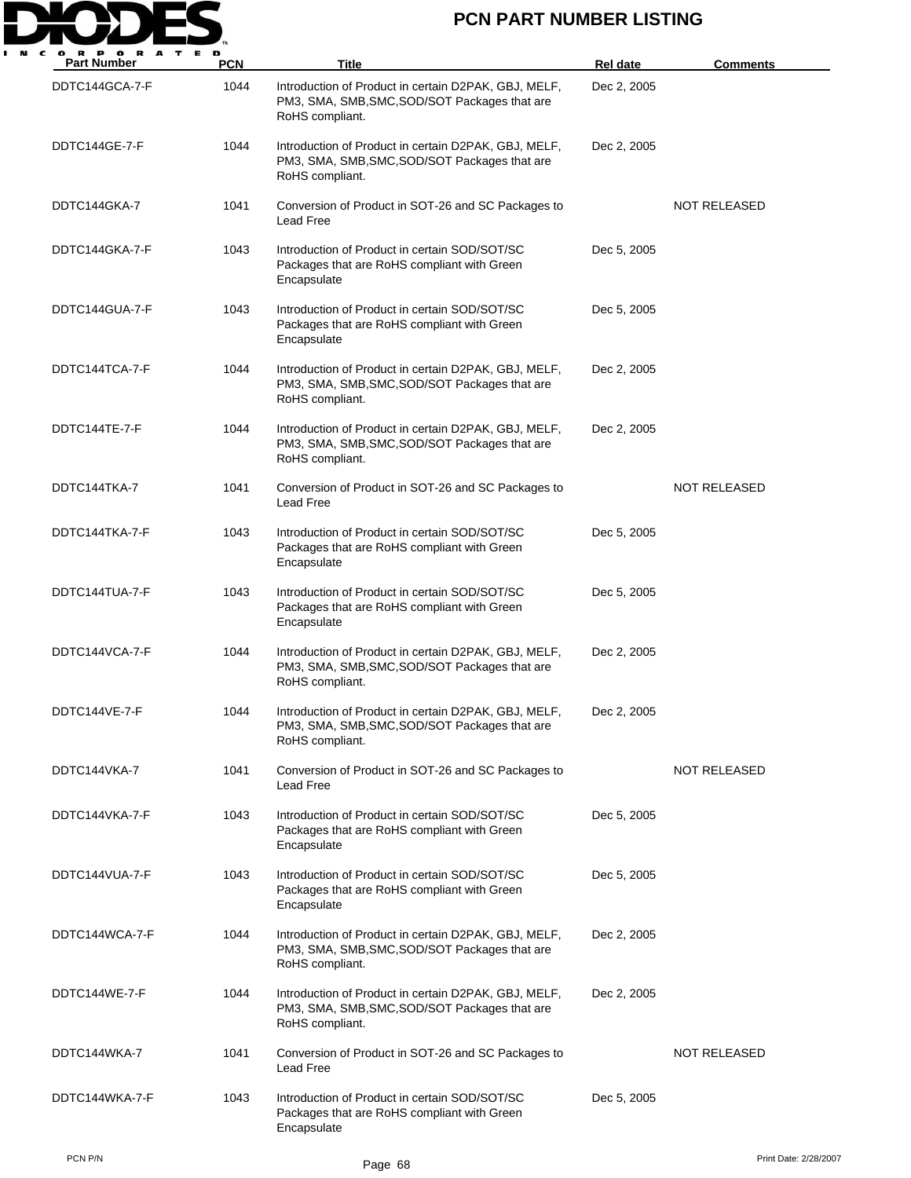# PCN PART NUMBER LISTING

| Part Number | PCN | Title | Rel date | Comments |
|---|---|---|---|---|
| DDTC144GCA-7-F | 1044 | Introduction of Product in certain D2PAK, GBJ, MELF, PM3, SMA, SMB,SMC,SOD/SOT Packages that are RoHS compliant. | Dec 2, 2005 | |
| DDTC144GE-7-F | 1044 | Introduction of Product in certain D2PAK, GBJ, MELF, PM3, SMA, SMB,SMC,SOD/SOT Packages that are RoHS compliant. | Dec 2, 2005 | |
| DDTC144GKA-7 | 1041 | Conversion of Product in SOT-26 and SC Packages to Lead Free | | NOT RELEASED |
| DDTC144GKA-7-F | 1043 | Introduction of Product in certain SOD/SOT/SC Packages that are RoHS compliant with Green Encapsulate | Dec 5, 2005 | |
| DDTC144GUA-7-F | 1043 | Introduction of Product in certain SOD/SOT/SC Packages that are RoHS compliant with Green Encapsulate | Dec 5, 2005 | |
| DDTC144TCA-7-F | 1044 | Introduction of Product in certain D2PAK, GBJ, MELF, PM3, SMA, SMB,SMC,SOD/SOT Packages that are RoHS compliant. | Dec 2, 2005 | |
| DDTC144TE-7-F | 1044 | Introduction of Product in certain D2PAK, GBJ, MELF, PM3, SMA, SMB,SMC,SOD/SOT Packages that are RoHS compliant. | Dec 2, 2005 | |
| DDTC144TKA-7 | 1041 | Conversion of Product in SOT-26 and SC Packages to Lead Free | | NOT RELEASED |
| DDTC144TKA-7-F | 1043 | Introduction of Product in certain SOD/SOT/SC Packages that are RoHS compliant with Green Encapsulate | Dec 5, 2005 | |
| DDTC144TUA-7-F | 1043 | Introduction of Product in certain SOD/SOT/SC Packages that are RoHS compliant with Green Encapsulate | Dec 5, 2005 | |
| DDTC144VCA-7-F | 1044 | Introduction of Product in certain D2PAK, GBJ, MELF, PM3, SMA, SMB,SMC,SOD/SOT Packages that are RoHS compliant. | Dec 2, 2005 | |
| DDTC144VE-7-F | 1044 | Introduction of Product in certain D2PAK, GBJ, MELF, PM3, SMA, SMB,SMC,SOD/SOT Packages that are RoHS compliant. | Dec 2, 2005 | |
| DDTC144VKA-7 | 1041 | Conversion of Product in SOT-26 and SC Packages to Lead Free | | NOT RELEASED |
| DDTC144VKA-7-F | 1043 | Introduction of Product in certain SOD/SOT/SC Packages that are RoHS compliant with Green Encapsulate | Dec 5, 2005 | |
| DDTC144VUA-7-F | 1043 | Introduction of Product in certain SOD/SOT/SC Packages that are RoHS compliant with Green Encapsulate | Dec 5, 2005 | |
| DDTC144WCA-7-F | 1044 | Introduction of Product in certain D2PAK, GBJ, MELF, PM3, SMA, SMB,SMC,SOD/SOT Packages that are RoHS compliant. | Dec 2, 2005 | |
| DDTC144WE-7-F | 1044 | Introduction of Product in certain D2PAK, GBJ, MELF, PM3, SMA, SMB,SMC,SOD/SOT Packages that are RoHS compliant. | Dec 2, 2005 | |
| DDTC144WKA-7 | 1041 | Conversion of Product in SOT-26 and SC Packages to Lead Free | | NOT RELEASED |
| DDTC144WKA-7-F | 1043 | Introduction of Product in certain SOD/SOT/SC Packages that are RoHS compliant with Green Encapsulate | Dec 5, 2005 | |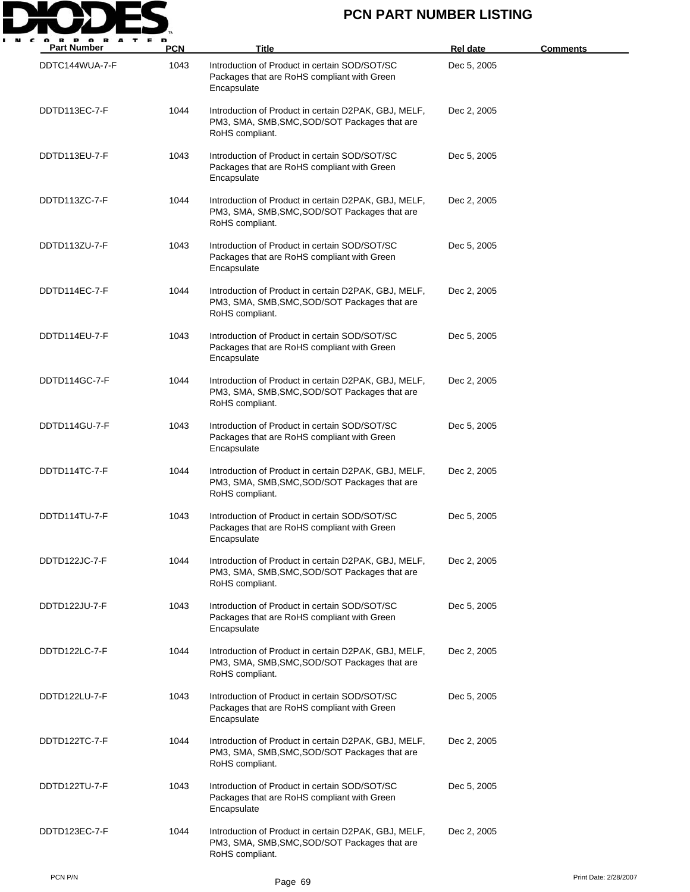# PCN PART NUMBER LISTING

| Part Number | PCN | Title | Rel date | Comments |
|---|---|---|---|---|
| DDTC144WUA-7-F | 1043 | Introduction of Product in certain SOD/SOT/SC Packages that are RoHS compliant with Green Encapsulate | Dec 5, 2005 | |
| DDTD113EC-7-F | 1044 | Introduction of Product in certain D2PAK, GBJ, MELF, PM3, SMA, SMB,SMC,SOD/SOT Packages that are RoHS compliant. | Dec 2, 2005 | |
| DDTD113EU-7-F | 1043 | Introduction of Product in certain SOD/SOT/SC Packages that are RoHS compliant with Green Encapsulate | Dec 5, 2005 | |
| DDTD113ZC-7-F | 1044 | Introduction of Product in certain D2PAK, GBJ, MELF, PM3, SMA, SMB,SMC,SOD/SOT Packages that are RoHS compliant. | Dec 2, 2005 | |
| DDTD113ZU-7-F | 1043 | Introduction of Product in certain SOD/SOT/SC Packages that are RoHS compliant with Green Encapsulate | Dec 5, 2005 | |
| DDTD114EC-7-F | 1044 | Introduction of Product in certain D2PAK, GBJ, MELF, PM3, SMA, SMB,SMC,SOD/SOT Packages that are RoHS compliant. | Dec 2, 2005 | |
| DDTD114EU-7-F | 1043 | Introduction of Product in certain SOD/SOT/SC Packages that are RoHS compliant with Green Encapsulate | Dec 5, 2005 | |
| DDTD114GC-7-F | 1044 | Introduction of Product in certain D2PAK, GBJ, MELF, PM3, SMA, SMB,SMC,SOD/SOT Packages that are RoHS compliant. | Dec 2, 2005 | |
| DDTD114GU-7-F | 1043 | Introduction of Product in certain SOD/SOT/SC Packages that are RoHS compliant with Green Encapsulate | Dec 5, 2005 | |
| DDTD114TC-7-F | 1044 | Introduction of Product in certain D2PAK, GBJ, MELF, PM3, SMA, SMB,SMC,SOD/SOT Packages that are RoHS compliant. | Dec 2, 2005 | |
| DDTD114TU-7-F | 1043 | Introduction of Product in certain SOD/SOT/SC Packages that are RoHS compliant with Green Encapsulate | Dec 5, 2005 | |
| DDTD122JC-7-F | 1044 | Introduction of Product in certain D2PAK, GBJ, MELF, PM3, SMA, SMB,SMC,SOD/SOT Packages that are RoHS compliant. | Dec 2, 2005 | |
| DDTD122JU-7-F | 1043 | Introduction of Product in certain SOD/SOT/SC Packages that are RoHS compliant with Green Encapsulate | Dec 5, 2005 | |
| DDTD122LC-7-F | 1044 | Introduction of Product in certain D2PAK, GBJ, MELF, PM3, SMA, SMB,SMC,SOD/SOT Packages that are RoHS compliant. | Dec 2, 2005 | |
| DDTD122LU-7-F | 1043 | Introduction of Product in certain SOD/SOT/SC Packages that are RoHS compliant with Green Encapsulate | Dec 5, 2005 | |
| DDTD122TC-7-F | 1044 | Introduction of Product in certain D2PAK, GBJ, MELF, PM3, SMA, SMB,SMC,SOD/SOT Packages that are RoHS compliant. | Dec 2, 2005 | |
| DDTD122TU-7-F | 1043 | Introduction of Product in certain SOD/SOT/SC Packages that are RoHS compliant with Green Encapsulate | Dec 5, 2005 | |
| DDTD123EC-7-F | 1044 | Introduction of Product in certain D2PAK, GBJ, MELF, PM3, SMA, SMB,SMC,SOD/SOT Packages that are RoHS compliant. | Dec 2, 2005 | |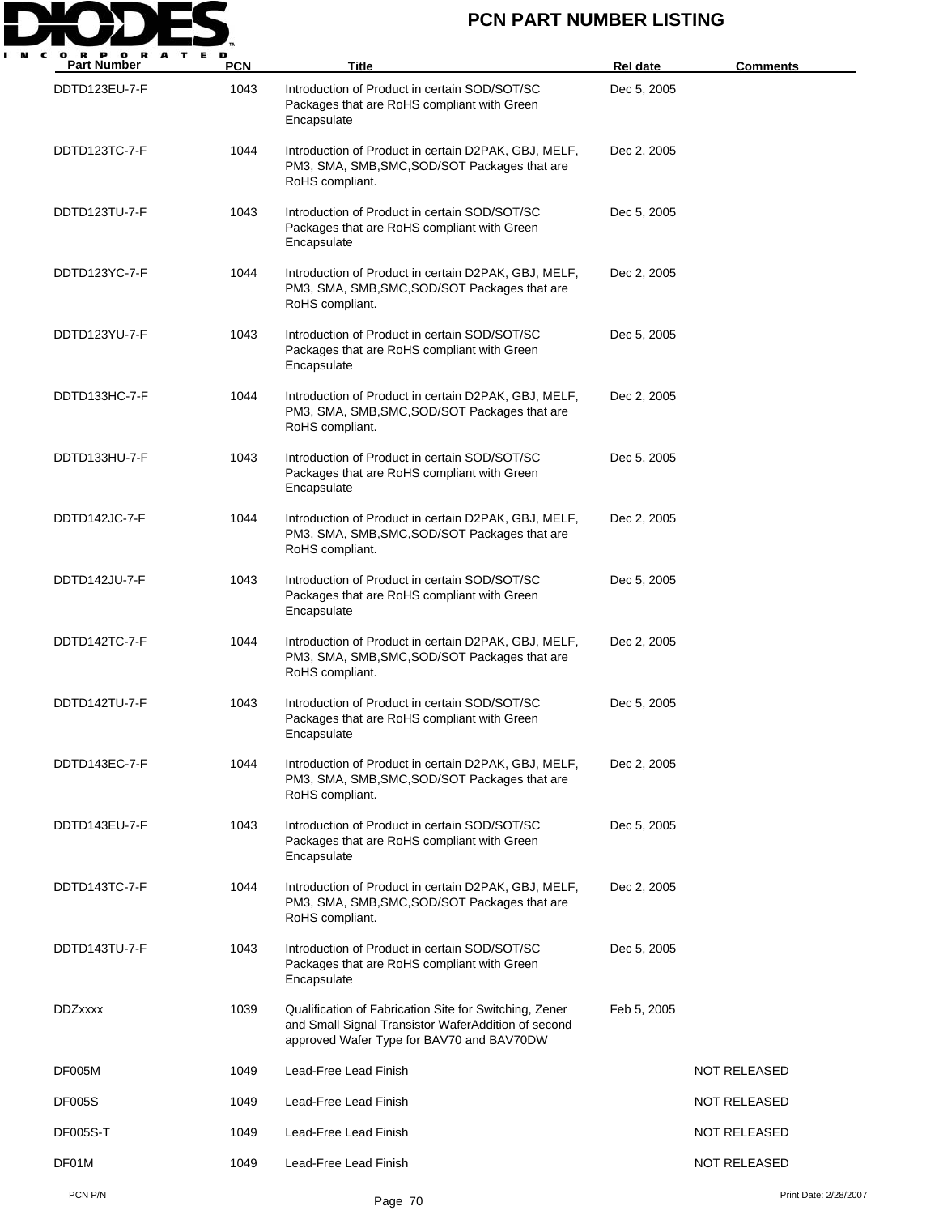# PCN PART NUMBER LISTING

| Part Number | PCN | Title | Rel date | Comments |
|---|---|---|---|---|
| DDTD123EU-7-F | 1043 | Introduction of Product in certain SOD/SOT/SC Packages that are RoHS compliant with Green Encapsulate | Dec 5, 2005 | |
| DDTD123TC-7-F | 1044 | Introduction of Product in certain D2PAK, GBJ, MELF, PM3, SMA, SMB,SMC,SOD/SOT Packages that are RoHS compliant. | Dec 2, 2005 | |
| DDTD123TU-7-F | 1043 | Introduction of Product in certain SOD/SOT/SC Packages that are RoHS compliant with Green Encapsulate | Dec 5, 2005 | |
| DDTD123YC-7-F | 1044 | Introduction of Product in certain D2PAK, GBJ, MELF, PM3, SMA, SMB,SMC,SOD/SOT Packages that are RoHS compliant. | Dec 2, 2005 | |
| DDTD123YU-7-F | 1043 | Introduction of Product in certain SOD/SOT/SC Packages that are RoHS compliant with Green Encapsulate | Dec 5, 2005 | |
| DDTD133HC-7-F | 1044 | Introduction of Product in certain D2PAK, GBJ, MELF, PM3, SMA, SMB,SMC,SOD/SOT Packages that are RoHS compliant. | Dec 2, 2005 | |
| DDTD133HU-7-F | 1043 | Introduction of Product in certain SOD/SOT/SC Packages that are RoHS compliant with Green Encapsulate | Dec 5, 2005 | |
| DDTD142JC-7-F | 1044 | Introduction of Product in certain D2PAK, GBJ, MELF, PM3, SMA, SMB,SMC,SOD/SOT Packages that are RoHS compliant. | Dec 2, 2005 | |
| DDTD142JU-7-F | 1043 | Introduction of Product in certain SOD/SOT/SC Packages that are RoHS compliant with Green Encapsulate | Dec 5, 2005 | |
| DDTD142TC-7-F | 1044 | Introduction of Product in certain D2PAK, GBJ, MELF, PM3, SMA, SMB,SMC,SOD/SOT Packages that are RoHS compliant. | Dec 2, 2005 | |
| DDTD142TU-7-F | 1043 | Introduction of Product in certain SOD/SOT/SC Packages that are RoHS compliant with Green Encapsulate | Dec 5, 2005 | |
| DDTD143EC-7-F | 1044 | Introduction of Product in certain D2PAK, GBJ, MELF, PM3, SMA, SMB,SMC,SOD/SOT Packages that are RoHS compliant. | Dec 2, 2005 | |
| DDTD143EU-7-F | 1043 | Introduction of Product in certain SOD/SOT/SC Packages that are RoHS compliant with Green Encapsulate | Dec 5, 2005 | |
| DDTD143TC-7-F | 1044 | Introduction of Product in certain D2PAK, GBJ, MELF, PM3, SMA, SMB,SMC,SOD/SOT Packages that are RoHS compliant. | Dec 2, 2005 | |
| DDTD143TU-7-F | 1043 | Introduction of Product in certain SOD/SOT/SC Packages that are RoHS compliant with Green Encapsulate | Dec 5, 2005 | |
| DDZxxxx | 1039 | Qualification of Fabrication Site for Switching, Zener and Small Signal Transistor WaferAddition of second approved Wafer Type for BAV70 and BAV70DW | Feb 5, 2005 | |
| DF005M | 1049 | Lead-Free Lead Finish | | NOT RELEASED |
| DF005S | 1049 | Lead-Free Lead Finish | | NOT RELEASED |
| DF005S-T | 1049 | Lead-Free Lead Finish | | NOT RELEASED |
| DF01M | 1049 | Lead-Free Lead Finish | | NOT RELEASED |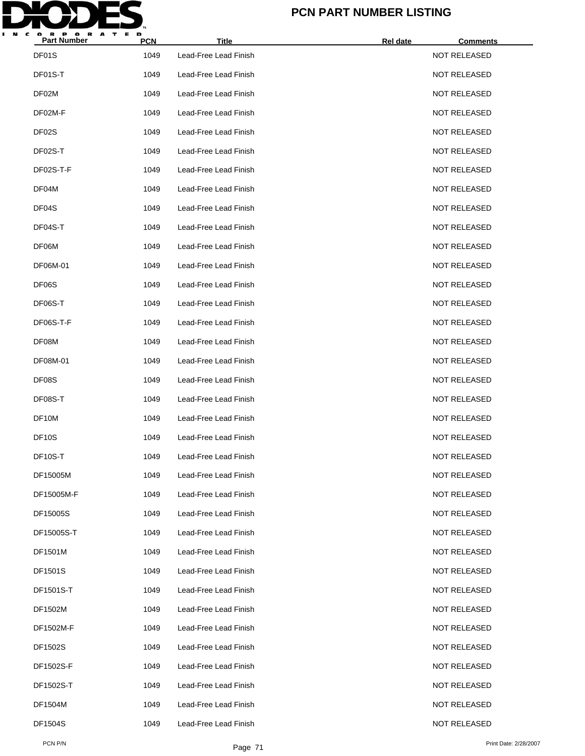# PCN PART NUMBER LISTING

| Part Number | PCN | Title | Rel date | Comments |
|---|---|---|---|---|
| DF01S | 1049 | Lead-Free Lead Finish | | NOT RELEASED |
| DF01S-T | 1049 | Lead-Free Lead Finish | | NOT RELEASED |
| DF02M | 1049 | Lead-Free Lead Finish | | NOT RELEASED |
| DF02M-F | 1049 | Lead-Free Lead Finish | | NOT RELEASED |
| DF02S | 1049 | Lead-Free Lead Finish | | NOT RELEASED |
| DF02S-T | 1049 | Lead-Free Lead Finish | | NOT RELEASED |
| DF02S-T-F | 1049 | Lead-Free Lead Finish | | NOT RELEASED |
| DF04M | 1049 | Lead-Free Lead Finish | | NOT RELEASED |
| DF04S | 1049 | Lead-Free Lead Finish | | NOT RELEASED |
| DF04S-T | 1049 | Lead-Free Lead Finish | | NOT RELEASED |
| DF06M | 1049 | Lead-Free Lead Finish | | NOT RELEASED |
| DF06M-01 | 1049 | Lead-Free Lead Finish | | NOT RELEASED |
| DF06S | 1049 | Lead-Free Lead Finish | | NOT RELEASED |
| DF06S-T | 1049 | Lead-Free Lead Finish | | NOT RELEASED |
| DF06S-T-F | 1049 | Lead-Free Lead Finish | | NOT RELEASED |
| DF08M | 1049 | Lead-Free Lead Finish | | NOT RELEASED |
| DF08M-01 | 1049 | Lead-Free Lead Finish | | NOT RELEASED |
| DF08S | 1049 | Lead-Free Lead Finish | | NOT RELEASED |
| DF08S-T | 1049 | Lead-Free Lead Finish | | NOT RELEASED |
| DF10M | 1049 | Lead-Free Lead Finish | | NOT RELEASED |
| DF10S | 1049 | Lead-Free Lead Finish | | NOT RELEASED |
| DF10S-T | 1049 | Lead-Free Lead Finish | | NOT RELEASED |
| DF15005M | 1049 | Lead-Free Lead Finish | | NOT RELEASED |
| DF15005M-F | 1049 | Lead-Free Lead Finish | | NOT RELEASED |
| DF15005S | 1049 | Lead-Free Lead Finish | | NOT RELEASED |
| DF15005S-T | 1049 | Lead-Free Lead Finish | | NOT RELEASED |
| DF1501M | 1049 | Lead-Free Lead Finish | | NOT RELEASED |
| DF1501S | 1049 | Lead-Free Lead Finish | | NOT RELEASED |
| DF1501S-T | 1049 | Lead-Free Lead Finish | | NOT RELEASED |
| DF1502M | 1049 | Lead-Free Lead Finish | | NOT RELEASED |
| DF1502M-F | 1049 | Lead-Free Lead Finish | | NOT RELEASED |
| DF1502S | 1049 | Lead-Free Lead Finish | | NOT RELEASED |
| DF1502S-F | 1049 | Lead-Free Lead Finish | | NOT RELEASED |
| DF1502S-T | 1049 | Lead-Free Lead Finish | | NOT RELEASED |
| DF1504M | 1049 | Lead-Free Lead Finish | | NOT RELEASED |
| DF1504S | 1049 | Lead-Free Lead Finish | | NOT RELEASED |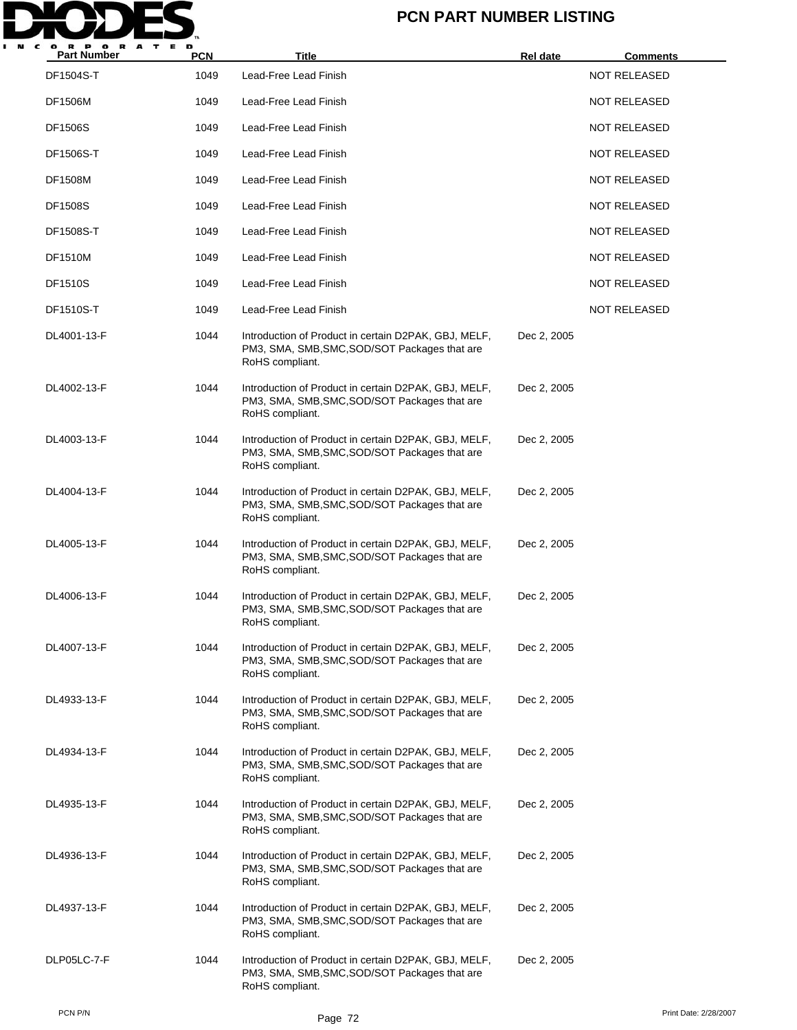| Part Number | PCN | Title | Rel date | Comments |
|---|---|---|---|---|
| DF1504S-T | 1049 | Lead-Free Lead Finish | | NOT RELEASED |
| DF1506M | 1049 | Lead-Free Lead Finish | | NOT RELEASED |
| DF1506S | 1049 | Lead-Free Lead Finish | | NOT RELEASED |
| DF1506S-T | 1049 | Lead-Free Lead Finish | | NOT RELEASED |
| DF1508M | 1049 | Lead-Free Lead Finish | | NOT RELEASED |
| DF1508S | 1049 | Lead-Free Lead Finish | | NOT RELEASED |
| DF1508S-T | 1049 | Lead-Free Lead Finish | | NOT RELEASED |
| DF1510M | 1049 | Lead-Free Lead Finish | | NOT RELEASED |
| DF1510S | 1049 | Lead-Free Lead Finish | | NOT RELEASED |
| DF1510S-T | 1049 | Lead-Free Lead Finish | | NOT RELEASED |
| DL4001-13-F | 1044 | Introduction of Product in certain D2PAK, GBJ, MELF, PM3, SMA, SMB,SMC,SOD/SOT Packages that are RoHS compliant. | Dec 2, 2005 | |
| DL4002-13-F | 1044 | Introduction of Product in certain D2PAK, GBJ, MELF, PM3, SMA, SMB,SMC,SOD/SOT Packages that are RoHS compliant. | Dec 2, 2005 | |
| DL4003-13-F | 1044 | Introduction of Product in certain D2PAK, GBJ, MELF, PM3, SMA, SMB,SMC,SOD/SOT Packages that are RoHS compliant. | Dec 2, 2005 | |
| DL4004-13-F | 1044 | Introduction of Product in certain D2PAK, GBJ, MELF, PM3, SMA, SMB,SMC,SOD/SOT Packages that are RoHS compliant. | Dec 2, 2005 | |
| DL4005-13-F | 1044 | Introduction of Product in certain D2PAK, GBJ, MELF, PM3, SMA, SMB,SMC,SOD/SOT Packages that are RoHS compliant. | Dec 2, 2005 | |
| DL4006-13-F | 1044 | Introduction of Product in certain D2PAK, GBJ, MELF, PM3, SMA, SMB,SMC,SOD/SOT Packages that are RoHS compliant. | Dec 2, 2005 | |
| DL4007-13-F | 1044 | Introduction of Product in certain D2PAK, GBJ, MELF, PM3, SMA, SMB,SMC,SOD/SOT Packages that are RoHS compliant. | Dec 2, 2005 | |
| DL4933-13-F | 1044 | Introduction of Product in certain D2PAK, GBJ, MELF, PM3, SMA, SMB,SMC,SOD/SOT Packages that are RoHS compliant. | Dec 2, 2005 | |
| DL4934-13-F | 1044 | Introduction of Product in certain D2PAK, GBJ, MELF, PM3, SMA, SMB,SMC,SOD/SOT Packages that are RoHS compliant. | Dec 2, 2005 | |
| DL4935-13-F | 1044 | Introduction of Product in certain D2PAK, GBJ, MELF, PM3, SMA, SMB,SMC,SOD/SOT Packages that are RoHS compliant. | Dec 2, 2005 | |
| DL4936-13-F | 1044 | Introduction of Product in certain D2PAK, GBJ, MELF, PM3, SMA, SMB,SMC,SOD/SOT Packages that are RoHS compliant. | Dec 2, 2005 | |
| DL4937-13-F | 1044 | Introduction of Product in certain D2PAK, GBJ, MELF, PM3, SMA, SMB,SMC,SOD/SOT Packages that are RoHS compliant. | Dec 2, 2005 | |
| DLP05LC-7-F | 1044 | Introduction of Product in certain D2PAK, GBJ, MELF, PM3, SMA, SMB,SMC,SOD/SOT Packages that are RoHS compliant. | Dec 2, 2005 | |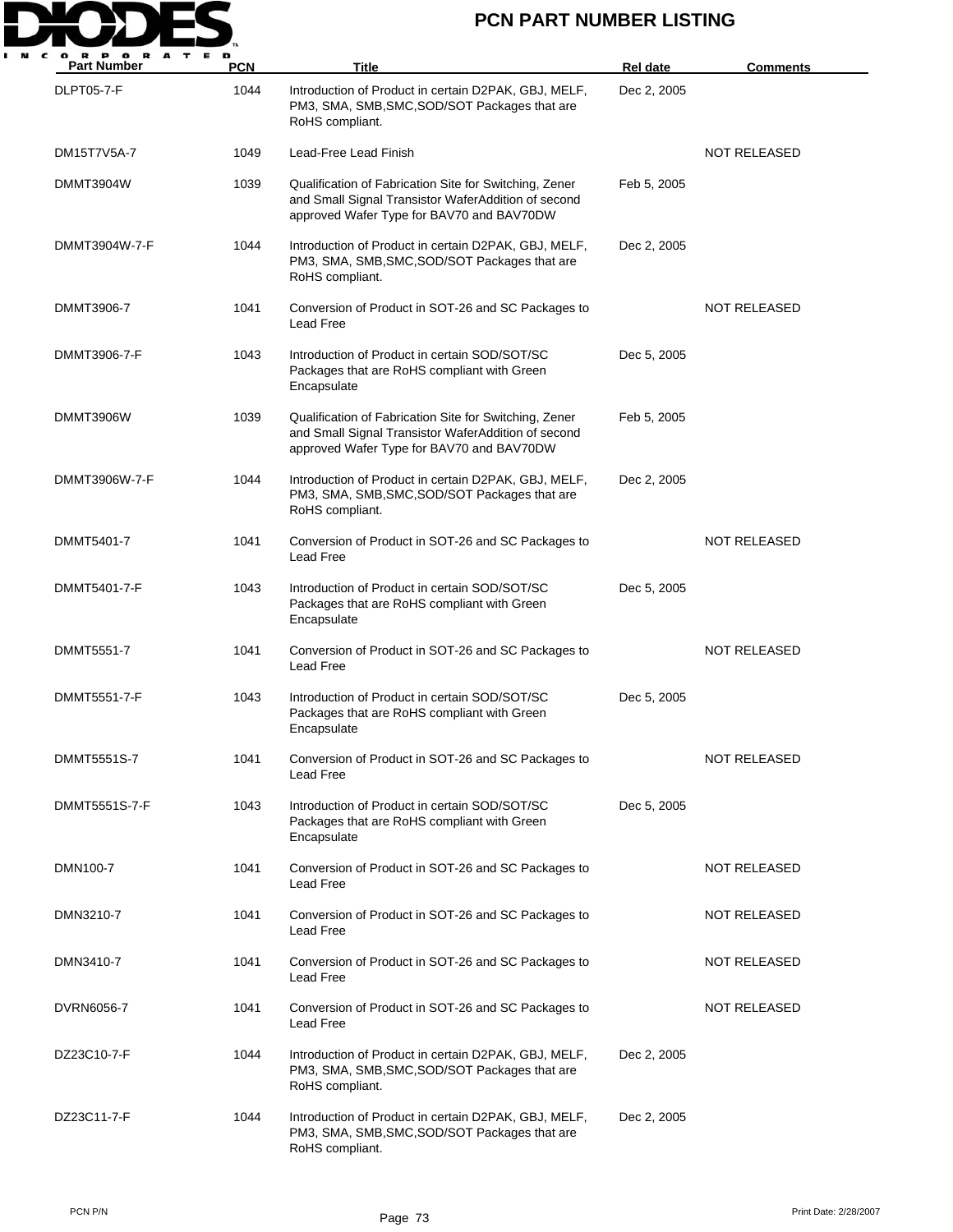# PCN PART NUMBER LISTING

| Part Number | PCN | Title | Rel date | Comments |
|---|---|---|---|---|
| DLPT05-7-F | 1044 | Introduction of Product in certain D2PAK, GBJ, MELF, PM3, SMA, SMB,SMC,SOD/SOT Packages that are RoHS compliant. | Dec 2, 2005 | |
| DM15T7V5A-7 | 1049 | Lead-Free Lead Finish | | NOT RELEASED |
| DMMT3904W | 1039 | Qualification of Fabrication Site for Switching, Zener and Small Signal Transistor WaferAddition of second approved Wafer Type for BAV70 and BAV70DW | Feb 5, 2005 | |
| DMMT3904W-7-F | 1044 | Introduction of Product in certain D2PAK, GBJ, MELF, PM3, SMA, SMB,SMC,SOD/SOT Packages that are RoHS compliant. | Dec 2, 2005 | |
| DMMT3906-7 | 1041 | Conversion of Product in SOT-26 and SC Packages to Lead Free | | NOT RELEASED |
| DMMT3906-7-F | 1043 | Introduction of Product in certain SOD/SOT/SC Packages that are RoHS compliant with Green Encapsulate | Dec 5, 2005 | |
| DMMT3906W | 1039 | Qualification of Fabrication Site for Switching, Zener and Small Signal Transistor WaferAddition of second approved Wafer Type for BAV70 and BAV70DW | Feb 5, 2005 | |
| DMMT3906W-7-F | 1044 | Introduction of Product in certain D2PAK, GBJ, MELF, PM3, SMA, SMB,SMC,SOD/SOT Packages that are RoHS compliant. | Dec 2, 2005 | |
| DMMT5401-7 | 1041 | Conversion of Product in SOT-26 and SC Packages to Lead Free | | NOT RELEASED |
| DMMT5401-7-F | 1043 | Introduction of Product in certain SOD/SOT/SC Packages that are RoHS compliant with Green Encapsulate | Dec 5, 2005 | |
| DMMT5551-7 | 1041 | Conversion of Product in SOT-26 and SC Packages to Lead Free | | NOT RELEASED |
| DMMT5551-7-F | 1043 | Introduction of Product in certain SOD/SOT/SC Packages that are RoHS compliant with Green Encapsulate | Dec 5, 2005 | |
| DMMT5551S-7 | 1041 | Conversion of Product in SOT-26 and SC Packages to Lead Free | | NOT RELEASED |
| DMMT5551S-7-F | 1043 | Introduction of Product in certain SOD/SOT/SC Packages that are RoHS compliant with Green Encapsulate | Dec 5, 2005 | |
| DMN100-7 | 1041 | Conversion of Product in SOT-26 and SC Packages to Lead Free | | NOT RELEASED |
| DMN3210-7 | 1041 | Conversion of Product in SOT-26 and SC Packages to Lead Free | | NOT RELEASED |
| DMN3410-7 | 1041 | Conversion of Product in SOT-26 and SC Packages to Lead Free | | NOT RELEASED |
| DVRN6056-7 | 1041 | Conversion of Product in SOT-26 and SC Packages to Lead Free | | NOT RELEASED |
| DZ23C10-7-F | 1044 | Introduction of Product in certain D2PAK, GBJ, MELF, PM3, SMA, SMB,SMC,SOD/SOT Packages that are RoHS compliant. | Dec 2, 2005 | |
| DZ23C11-7-F | 1044 | Introduction of Product in certain D2PAK, GBJ, MELF, PM3, SMA, SMB,SMC,SOD/SOT Packages that are RoHS compliant. | Dec 2, 2005 | |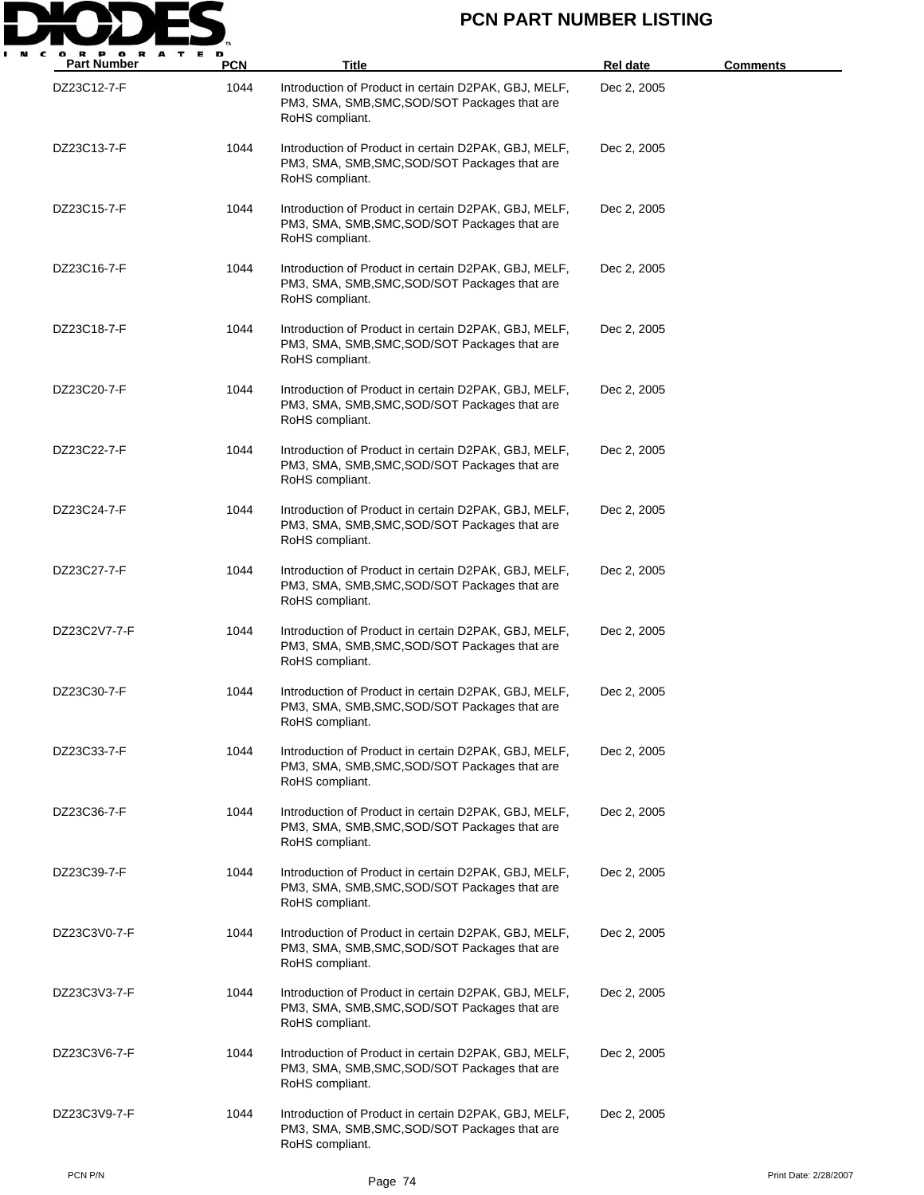# PCN PART NUMBER LISTING

| Part Number | PCN | Title | Rel date | Comments |
| --- | --- | --- | --- | --- |
| DZ23C12-7-F | 1044 | Introduction of Product in certain D2PAK, GBJ, MELF, PM3, SMA, SMB,SMC,SOD/SOT Packages that are RoHS compliant. | Dec 2, 2005 | |
| DZ23C13-7-F | 1044 | Introduction of Product in certain D2PAK, GBJ, MELF, PM3, SMA, SMB,SMC,SOD/SOT Packages that are RoHS compliant. | Dec 2, 2005 | |
| DZ23C15-7-F | 1044 | Introduction of Product in certain D2PAK, GBJ, MELF, PM3, SMA, SMB,SMC,SOD/SOT Packages that are RoHS compliant. | Dec 2, 2005 | |
| DZ23C16-7-F | 1044 | Introduction of Product in certain D2PAK, GBJ, MELF, PM3, SMA, SMB,SMC,SOD/SOT Packages that are RoHS compliant. | Dec 2, 2005 | |
| DZ23C18-7-F | 1044 | Introduction of Product in certain D2PAK, GBJ, MELF, PM3, SMA, SMB,SMC,SOD/SOT Packages that are RoHS compliant. | Dec 2, 2005 | |
| DZ23C20-7-F | 1044 | Introduction of Product in certain D2PAK, GBJ, MELF, PM3, SMA, SMB,SMC,SOD/SOT Packages that are RoHS compliant. | Dec 2, 2005 | |
| DZ23C22-7-F | 1044 | Introduction of Product in certain D2PAK, GBJ, MELF, PM3, SMA, SMB,SMC,SOD/SOT Packages that are RoHS compliant. | Dec 2, 2005 | |
| DZ23C24-7-F | 1044 | Introduction of Product in certain D2PAK, GBJ, MELF, PM3, SMA, SMB,SMC,SOD/SOT Packages that are RoHS compliant. | Dec 2, 2005 | |
| DZ23C27-7-F | 1044 | Introduction of Product in certain D2PAK, GBJ, MELF, PM3, SMA, SMB,SMC,SOD/SOT Packages that are RoHS compliant. | Dec 2, 2005 | |
| DZ23C2V7-7-F | 1044 | Introduction of Product in certain D2PAK, GBJ, MELF, PM3, SMA, SMB,SMC,SOD/SOT Packages that are RoHS compliant. | Dec 2, 2005 | |
| DZ23C30-7-F | 1044 | Introduction of Product in certain D2PAK, GBJ, MELF, PM3, SMA, SMB,SMC,SOD/SOT Packages that are RoHS compliant. | Dec 2, 2005 | |
| DZ23C33-7-F | 1044 | Introduction of Product in certain D2PAK, GBJ, MELF, PM3, SMA, SMB,SMC,SOD/SOT Packages that are RoHS compliant. | Dec 2, 2005 | |
| DZ23C36-7-F | 1044 | Introduction of Product in certain D2PAK, GBJ, MELF, PM3, SMA, SMB,SMC,SOD/SOT Packages that are RoHS compliant. | Dec 2, 2005 | |
| DZ23C39-7-F | 1044 | Introduction of Product in certain D2PAK, GBJ, MELF, PM3, SMA, SMB,SMC,SOD/SOT Packages that are RoHS compliant. | Dec 2, 2005 | |
| DZ23C3V0-7-F | 1044 | Introduction of Product in certain D2PAK, GBJ, MELF, PM3, SMA, SMB,SMC,SOD/SOT Packages that are RoHS compliant. | Dec 2, 2005 | |
| DZ23C3V3-7-F | 1044 | Introduction of Product in certain D2PAK, GBJ, MELF, PM3, SMA, SMB,SMC,SOD/SOT Packages that are RoHS compliant. | Dec 2, 2005 | |
| DZ23C3V6-7-F | 1044 | Introduction of Product in certain D2PAK, GBJ, MELF, PM3, SMA, SMB,SMC,SOD/SOT Packages that are RoHS compliant. | Dec 2, 2005 | |
| DZ23C3V9-7-F | 1044 | Introduction of Product in certain D2PAK, GBJ, MELF, PM3, SMA, SMB,SMC,SOD/SOT Packages that are RoHS compliant. | Dec 2, 2005 | |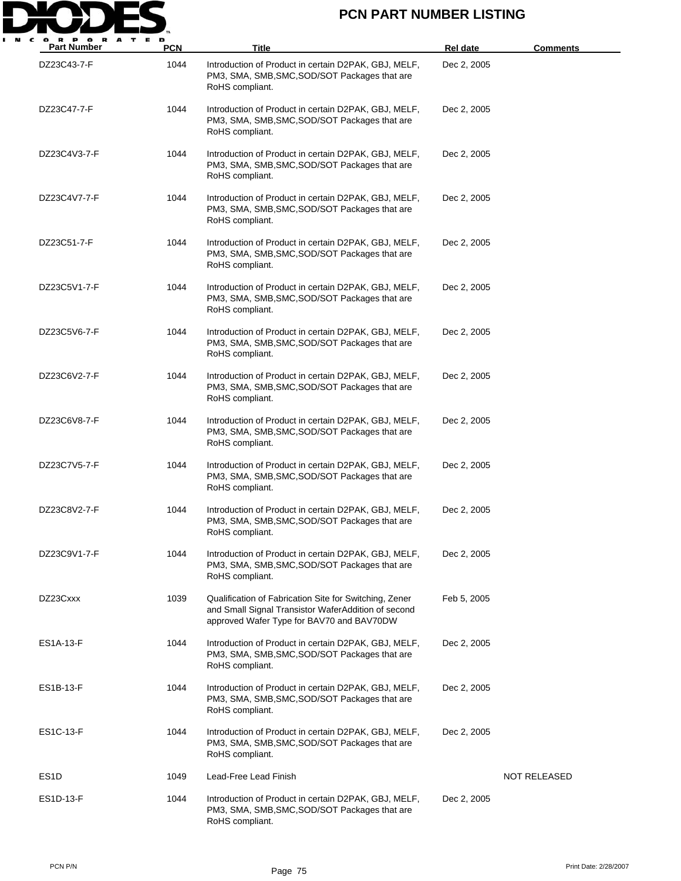# PCN PART NUMBER LISTING

| Part Number | PCN | Title | Rel date | Comments |
|---|---|---|---|---|
| DZ23C43-7-F | 1044 | Introduction of Product in certain D2PAK, GBJ, MELF, PM3, SMA, SMB,SMC,SOD/SOT Packages that are RoHS compliant. | Dec 2, 2005 | |
| DZ23C47-7-F | 1044 | Introduction of Product in certain D2PAK, GBJ, MELF, PM3, SMA, SMB,SMC,SOD/SOT Packages that are RoHS compliant. | Dec 2, 2005 | |
| DZ23C4V3-7-F | 1044 | Introduction of Product in certain D2PAK, GBJ, MELF, PM3, SMA, SMB,SMC,SOD/SOT Packages that are RoHS compliant. | Dec 2, 2005 | |
| DZ23C4V7-7-F | 1044 | Introduction of Product in certain D2PAK, GBJ, MELF, PM3, SMA, SMB,SMC,SOD/SOT Packages that are RoHS compliant. | Dec 2, 2005 | |
| DZ23C51-7-F | 1044 | Introduction of Product in certain D2PAK, GBJ, MELF, PM3, SMA, SMB,SMC,SOD/SOT Packages that are RoHS compliant. | Dec 2, 2005 | |
| DZ23C5V1-7-F | 1044 | Introduction of Product in certain D2PAK, GBJ, MELF, PM3, SMA, SMB,SMC,SOD/SOT Packages that are RoHS compliant. | Dec 2, 2005 | |
| DZ23C5V6-7-F | 1044 | Introduction of Product in certain D2PAK, GBJ, MELF, PM3, SMA, SMB,SMC,SOD/SOT Packages that are RoHS compliant. | Dec 2, 2005 | |
| DZ23C6V2-7-F | 1044 | Introduction of Product in certain D2PAK, GBJ, MELF, PM3, SMA, SMB,SMC,SOD/SOT Packages that are RoHS compliant. | Dec 2, 2005 | |
| DZ23C6V8-7-F | 1044 | Introduction of Product in certain D2PAK, GBJ, MELF, PM3, SMA, SMB,SMC,SOD/SOT Packages that are RoHS compliant. | Dec 2, 2005 | |
| DZ23C7V5-7-F | 1044 | Introduction of Product in certain D2PAK, GBJ, MELF, PM3, SMA, SMB,SMC,SOD/SOT Packages that are RoHS compliant. | Dec 2, 2005 | |
| DZ23C8V2-7-F | 1044 | Introduction of Product in certain D2PAK, GBJ, MELF, PM3, SMA, SMB,SMC,SOD/SOT Packages that are RoHS compliant. | Dec 2, 2005 | |
| DZ23C9V1-7-F | 1044 | Introduction of Product in certain D2PAK, GBJ, MELF, PM3, SMA, SMB,SMC,SOD/SOT Packages that are RoHS compliant. | Dec 2, 2005 | |
| DZ23Cxxx | 1039 | Qualification of Fabrication Site for Switching, Zener and Small Signal Transistor WaferAddition of second approved Wafer Type for BAV70 and BAV70DW | Feb 5, 2005 | |
| ES1A-13-F | 1044 | Introduction of Product in certain D2PAK, GBJ, MELF, PM3, SMA, SMB,SMC,SOD/SOT Packages that are RoHS compliant. | Dec 2, 2005 | |
| ES1B-13-F | 1044 | Introduction of Product in certain D2PAK, GBJ, MELF, PM3, SMA, SMB,SMC,SOD/SOT Packages that are RoHS compliant. | Dec 2, 2005 | |
| ES1C-13-F | 1044 | Introduction of Product in certain D2PAK, GBJ, MELF, PM3, SMA, SMB,SMC,SOD/SOT Packages that are RoHS compliant. | Dec 2, 2005 | |
| ES1D | 1049 | Lead-Free Lead Finish | | NOT RELEASED |
| ES1D-13-F | 1044 | Introduction of Product in certain D2PAK, GBJ, MELF, PM3, SMA, SMB,SMC,SOD/SOT Packages that are RoHS compliant. | Dec 2, 2005 | |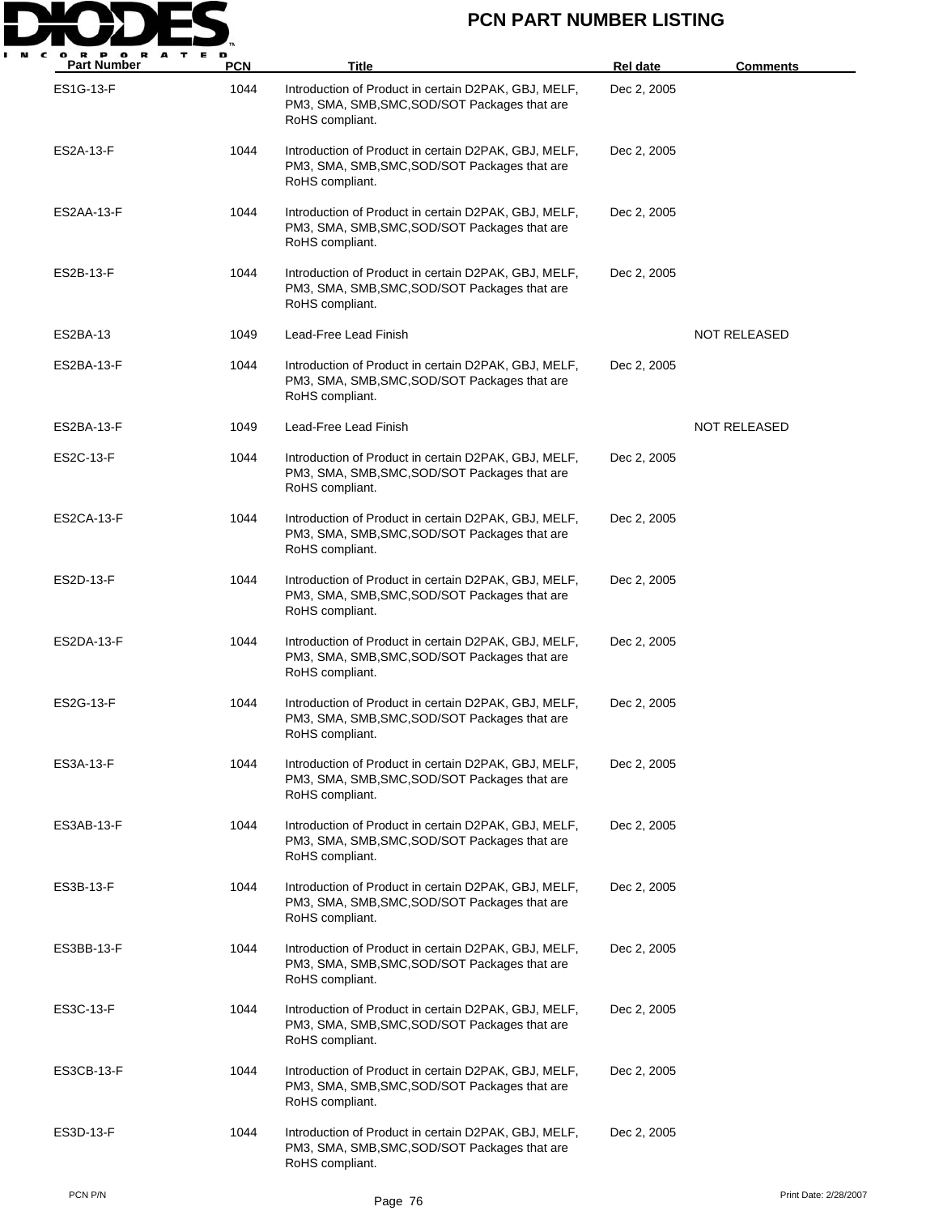# PCN PART NUMBER LISTING

| Part Number | PCN | Title | Rel date | Comments |
|---|---|---|---|---|
| ES1G-13-F | 1044 | Introduction of Product in certain D2PAK, GBJ, MELF, PM3, SMA, SMB,SMC,SOD/SOT Packages that are RoHS compliant. | Dec 2, 2005 | |
| ES2A-13-F | 1044 | Introduction of Product in certain D2PAK, GBJ, MELF, PM3, SMA, SMB,SMC,SOD/SOT Packages that are RoHS compliant. | Dec 2, 2005 | |
| ES2AA-13-F | 1044 | Introduction of Product in certain D2PAK, GBJ, MELF, PM3, SMA, SMB,SMC,SOD/SOT Packages that are RoHS compliant. | Dec 2, 2005 | |
| ES2B-13-F | 1044 | Introduction of Product in certain D2PAK, GBJ, MELF, PM3, SMA, SMB,SMC,SOD/SOT Packages that are RoHS compliant. | Dec 2, 2005 | |
| ES2BA-13 | 1049 | Lead-Free Lead Finish | | NOT RELEASED |
| ES2BA-13-F | 1044 | Introduction of Product in certain D2PAK, GBJ, MELF, PM3, SMA, SMB,SMC,SOD/SOT Packages that are RoHS compliant. | Dec 2, 2005 | |
| ES2BA-13-F | 1049 | Lead-Free Lead Finish | | NOT RELEASED |
| ES2C-13-F | 1044 | Introduction of Product in certain D2PAK, GBJ, MELF, PM3, SMA, SMB,SMC,SOD/SOT Packages that are RoHS compliant. | Dec 2, 2005 | |
| ES2CA-13-F | 1044 | Introduction of Product in certain D2PAK, GBJ, MELF, PM3, SMA, SMB,SMC,SOD/SOT Packages that are RoHS compliant. | Dec 2, 2005 | |
| ES2D-13-F | 1044 | Introduction of Product in certain D2PAK, GBJ, MELF, PM3, SMA, SMB,SMC,SOD/SOT Packages that are RoHS compliant. | Dec 2, 2005 | |
| ES2DA-13-F | 1044 | Introduction of Product in certain D2PAK, GBJ, MELF, PM3, SMA, SMB,SMC,SOD/SOT Packages that are RoHS compliant. | Dec 2, 2005 | |
| ES2G-13-F | 1044 | Introduction of Product in certain D2PAK, GBJ, MELF, PM3, SMA, SMB,SMC,SOD/SOT Packages that are RoHS compliant. | Dec 2, 2005 | |
| ES3A-13-F | 1044 | Introduction of Product in certain D2PAK, GBJ, MELF, PM3, SMA, SMB,SMC,SOD/SOT Packages that are RoHS compliant. | Dec 2, 2005 | |
| ES3AB-13-F | 1044 | Introduction of Product in certain D2PAK, GBJ, MELF, PM3, SMA, SMB,SMC,SOD/SOT Packages that are RoHS compliant. | Dec 2, 2005 | |
| ES3B-13-F | 1044 | Introduction of Product in certain D2PAK, GBJ, MELF, PM3, SMA, SMB,SMC,SOD/SOT Packages that are RoHS compliant. | Dec 2, 2005 | |
| ES3BB-13-F | 1044 | Introduction of Product in certain D2PAK, GBJ, MELF, PM3, SMA, SMB,SMC,SOD/SOT Packages that are RoHS compliant. | Dec 2, 2005 | |
| ES3C-13-F | 1044 | Introduction of Product in certain D2PAK, GBJ, MELF, PM3, SMA, SMB,SMC,SOD/SOT Packages that are RoHS compliant. | Dec 2, 2005 | |
| ES3CB-13-F | 1044 | Introduction of Product in certain D2PAK, GBJ, MELF, PM3, SMA, SMB,SMC,SOD/SOT Packages that are RoHS compliant. | Dec 2, 2005 | |
| ES3D-13-F | 1044 | Introduction of Product in certain D2PAK, GBJ, MELF, PM3, SMA, SMB,SMC,SOD/SOT Packages that are RoHS compliant. | Dec 2, 2005 | |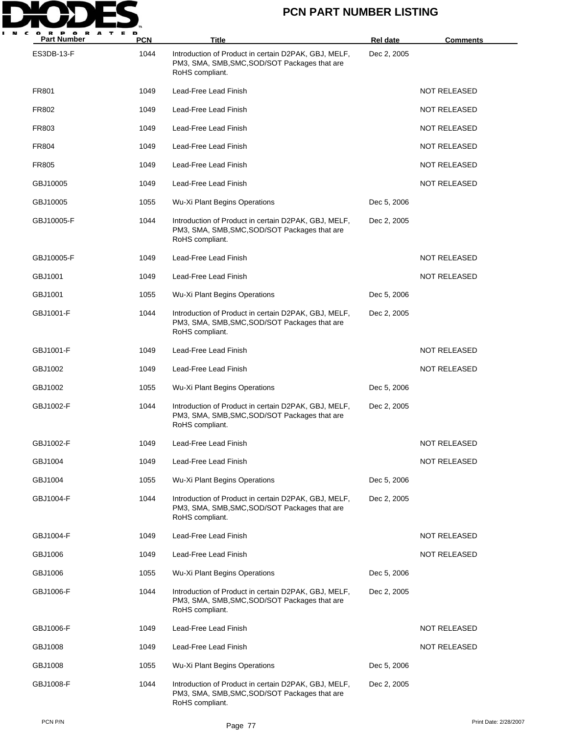# PCN PART NUMBER LISTING

| Part Number | PCN | Title | Rel date | Comments |
|---|---|---|---|---|
| ES3DB-13-F | 1044 | Introduction of Product in certain D2PAK, GBJ, MELF, PM3, SMA, SMB,SMC,SOD/SOT Packages that are RoHS compliant. | Dec 2, 2005 | |
| FR801 | 1049 | Lead-Free Lead Finish | | NOT RELEASED |
| FR802 | 1049 | Lead-Free Lead Finish | | NOT RELEASED |
| FR803 | 1049 | Lead-Free Lead Finish | | NOT RELEASED |
| FR804 | 1049 | Lead-Free Lead Finish | | NOT RELEASED |
| FR805 | 1049 | Lead-Free Lead Finish | | NOT RELEASED |
| GBJ10005 | 1049 | Lead-Free Lead Finish | | NOT RELEASED |
| GBJ10005 | 1055 | Wu-Xi Plant Begins Operations | Dec 5, 2006 | |
| GBJ10005-F | 1044 | Introduction of Product in certain D2PAK, GBJ, MELF, PM3, SMA, SMB,SMC,SOD/SOT Packages that are RoHS compliant. | Dec 2, 2005 | |
| GBJ10005-F | 1049 | Lead-Free Lead Finish | | NOT RELEASED |
| GBJ1001 | 1049 | Lead-Free Lead Finish | | NOT RELEASED |
| GBJ1001 | 1055 | Wu-Xi Plant Begins Operations | Dec 5, 2006 | |
| GBJ1001-F | 1044 | Introduction of Product in certain D2PAK, GBJ, MELF, PM3, SMA, SMB,SMC,SOD/SOT Packages that are RoHS compliant. | Dec 2, 2005 | |
| GBJ1001-F | 1049 | Lead-Free Lead Finish | | NOT RELEASED |
| GBJ1002 | 1049 | Lead-Free Lead Finish | | NOT RELEASED |
| GBJ1002 | 1055 | Wu-Xi Plant Begins Operations | Dec 5, 2006 | |
| GBJ1002-F | 1044 | Introduction of Product in certain D2PAK, GBJ, MELF, PM3, SMA, SMB,SMC,SOD/SOT Packages that are RoHS compliant. | Dec 2, 2005 | |
| GBJ1002-F | 1049 | Lead-Free Lead Finish | | NOT RELEASED |
| GBJ1004 | 1049 | Lead-Free Lead Finish | | NOT RELEASED |
| GBJ1004 | 1055 | Wu-Xi Plant Begins Operations | Dec 5, 2006 | |
| GBJ1004-F | 1044 | Introduction of Product in certain D2PAK, GBJ, MELF, PM3, SMA, SMB,SMC,SOD/SOT Packages that are RoHS compliant. | Dec 2, 2005 | |
| GBJ1004-F | 1049 | Lead-Free Lead Finish | | NOT RELEASED |
| GBJ1006 | 1049 | Lead-Free Lead Finish | | NOT RELEASED |
| GBJ1006 | 1055 | Wu-Xi Plant Begins Operations | Dec 5, 2006 | |
| GBJ1006-F | 1044 | Introduction of Product in certain D2PAK, GBJ, MELF, PM3, SMA, SMB,SMC,SOD/SOT Packages that are RoHS compliant. | Dec 2, 2005 | |
| GBJ1006-F | 1049 | Lead-Free Lead Finish | | NOT RELEASED |
| GBJ1008 | 1049 | Lead-Free Lead Finish | | NOT RELEASED |
| GBJ1008 | 1055 | Wu-Xi Plant Begins Operations | Dec 5, 2006 | |
| GBJ1008-F | 1044 | Introduction of Product in certain D2PAK, GBJ, MELF, PM3, SMA, SMB,SMC,SOD/SOT Packages that are RoHS compliant. | Dec 2, 2005 | |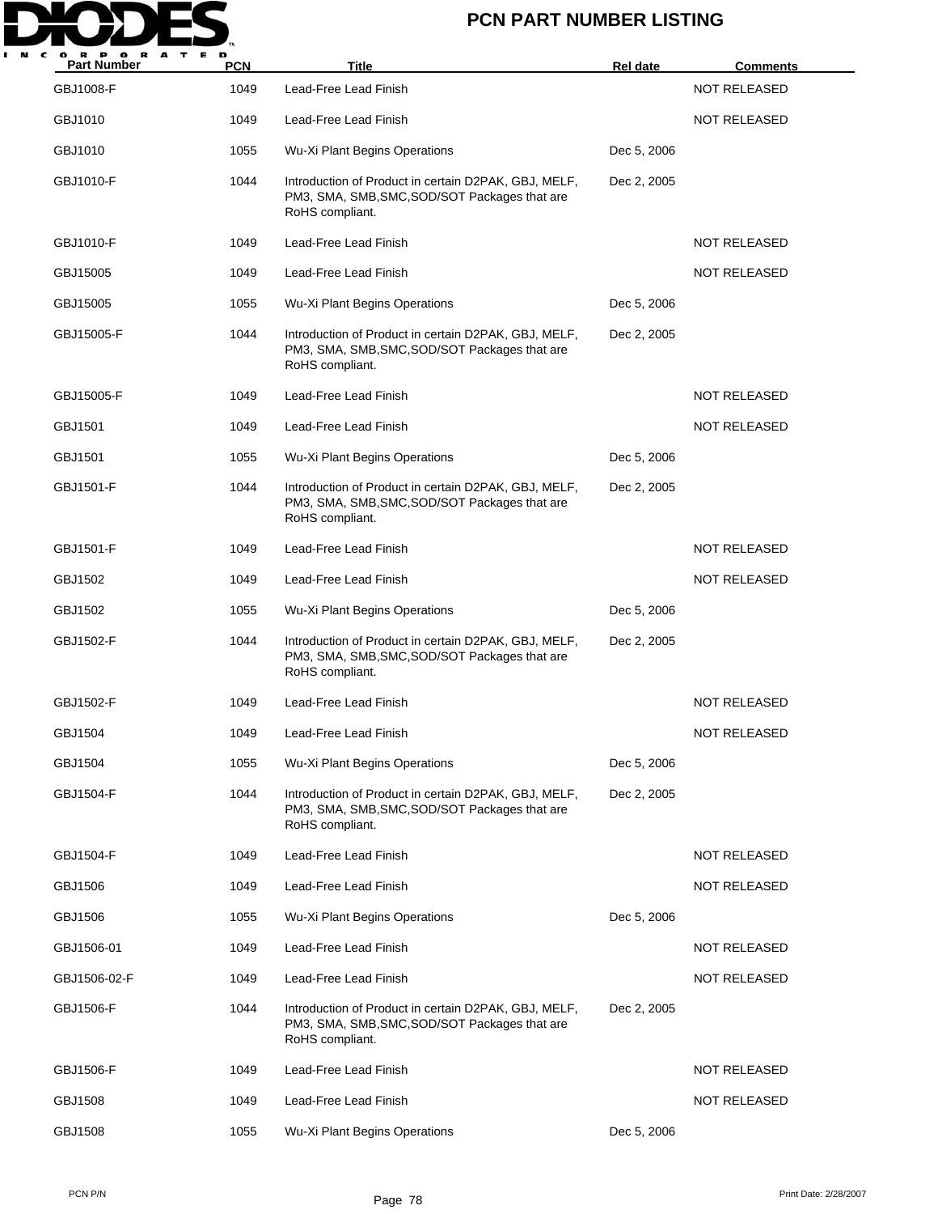| Part Number | PCN | Title | Rel date | Comments |
|---|---|---|---|---|
| GBJ1008-F | 1049 | Lead-Free Lead Finish | | NOT RELEASED |
| GBJ1010 | 1049 | Lead-Free Lead Finish | | NOT RELEASED |
| GBJ1010 | 1055 | Wu-Xi Plant Begins Operations | Dec 5, 2006 | |
| GBJ1010-F | 1044 | Introduction of Product in certain D2PAK, GBJ, MELF, PM3, SMA, SMB,SMC,SOD/SOT Packages that are RoHS compliant. | Dec 2, 2005 | |
| GBJ1010-F | 1049 | Lead-Free Lead Finish | | NOT RELEASED |
| GBJ15005 | 1049 | Lead-Free Lead Finish | | NOT RELEASED |
| GBJ15005 | 1055 | Wu-Xi Plant Begins Operations | Dec 5, 2006 | |
| GBJ15005-F | 1044 | Introduction of Product in certain D2PAK, GBJ, MELF, PM3, SMA, SMB,SMC,SOD/SOT Packages that are RoHS compliant. | Dec 2, 2005 | |
| GBJ15005-F | 1049 | Lead-Free Lead Finish | | NOT RELEASED |
| GBJ1501 | 1049 | Lead-Free Lead Finish | | NOT RELEASED |
| GBJ1501 | 1055 | Wu-Xi Plant Begins Operations | Dec 5, 2006 | |
| GBJ1501-F | 1044 | Introduction of Product in certain D2PAK, GBJ, MELF, PM3, SMA, SMB,SMC,SOD/SOT Packages that are RoHS compliant. | Dec 2, 2005 | |
| GBJ1501-F | 1049 | Lead-Free Lead Finish | | NOT RELEASED |
| GBJ1502 | 1049 | Lead-Free Lead Finish | | NOT RELEASED |
| GBJ1502 | 1055 | Wu-Xi Plant Begins Operations | Dec 5, 2006 | |
| GBJ1502-F | 1044 | Introduction of Product in certain D2PAK, GBJ, MELF, PM3, SMA, SMB,SMC,SOD/SOT Packages that are RoHS compliant. | Dec 2, 2005 | |
| GBJ1502-F | 1049 | Lead-Free Lead Finish | | NOT RELEASED |
| GBJ1504 | 1049 | Lead-Free Lead Finish | | NOT RELEASED |
| GBJ1504 | 1055 | Wu-Xi Plant Begins Operations | Dec 5, 2006 | |
| GBJ1504-F | 1044 | Introduction of Product in certain D2PAK, GBJ, MELF, PM3, SMA, SMB,SMC,SOD/SOT Packages that are RoHS compliant. | Dec 2, 2005 | |
| GBJ1504-F | 1049 | Lead-Free Lead Finish | | NOT RELEASED |
| GBJ1506 | 1049 | Lead-Free Lead Finish | | NOT RELEASED |
| GBJ1506 | 1055 | Wu-Xi Plant Begins Operations | Dec 5, 2006 | |
| GBJ1506-01 | 1049 | Lead-Free Lead Finish | | NOT RELEASED |
| GBJ1506-02-F | 1049 | Lead-Free Lead Finish | | NOT RELEASED |
| GBJ1506-F | 1044 | Introduction of Product in certain D2PAK, GBJ, MELF, PM3, SMA, SMB,SMC,SOD/SOT Packages that are RoHS compliant. | Dec 2, 2005 | |
| GBJ1506-F | 1049 | Lead-Free Lead Finish | | NOT RELEASED |
| GBJ1508 | 1049 | Lead-Free Lead Finish | | NOT RELEASED |
| GBJ1508 | 1055 | Wu-Xi Plant Begins Operations | Dec 5, 2006 | |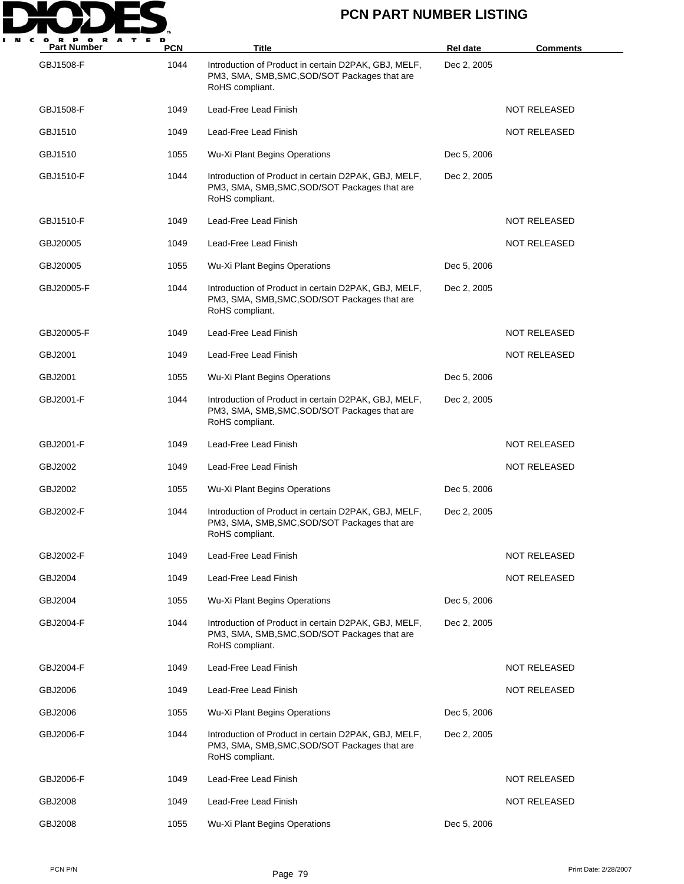| Part Number | PCN | Title | Rel date | Comments |
| --- | --- | --- | --- | --- |
| GBJ1508-F | 1044 | Introduction of Product in certain D2PAK, GBJ, MELF, PM3, SMA, SMB,SMC,SOD/SOT Packages that are RoHS compliant. | Dec 2, 2005 | |
| GBJ1508-F | 1049 | Lead-Free Lead Finish | | NOT RELEASED |
| GBJ1510 | 1049 | Lead-Free Lead Finish | | NOT RELEASED |
| GBJ1510 | 1055 | Wu-Xi Plant Begins Operations | Dec 5, 2006 | |
| GBJ1510-F | 1044 | Introduction of Product in certain D2PAK, GBJ, MELF, PM3, SMA, SMB,SMC,SOD/SOT Packages that are RoHS compliant. | Dec 2, 2005 | |
| GBJ1510-F | 1049 | Lead-Free Lead Finish | | NOT RELEASED |
| GBJ20005 | 1049 | Lead-Free Lead Finish | | NOT RELEASED |
| GBJ20005 | 1055 | Wu-Xi Plant Begins Operations | Dec 5, 2006 | |
| GBJ20005-F | 1044 | Introduction of Product in certain D2PAK, GBJ, MELF, PM3, SMA, SMB,SMC,SOD/SOT Packages that are RoHS compliant. | Dec 2, 2005 | |
| GBJ20005-F | 1049 | Lead-Free Lead Finish | | NOT RELEASED |
| GBJ2001 | 1049 | Lead-Free Lead Finish | | NOT RELEASED |
| GBJ2001 | 1055 | Wu-Xi Plant Begins Operations | Dec 5, 2006 | |
| GBJ2001-F | 1044 | Introduction of Product in certain D2PAK, GBJ, MELF, PM3, SMA, SMB,SMC,SOD/SOT Packages that are RoHS compliant. | Dec 2, 2005 | |
| GBJ2001-F | 1049 | Lead-Free Lead Finish | | NOT RELEASED |
| GBJ2002 | 1049 | Lead-Free Lead Finish | | NOT RELEASED |
| GBJ2002 | 1055 | Wu-Xi Plant Begins Operations | Dec 5, 2006 | |
| GBJ2002-F | 1044 | Introduction of Product in certain D2PAK, GBJ, MELF, PM3, SMA, SMB,SMC,SOD/SOT Packages that are RoHS compliant. | Dec 2, 2005 | |
| GBJ2002-F | 1049 | Lead-Free Lead Finish | | NOT RELEASED |
| GBJ2004 | 1049 | Lead-Free Lead Finish | | NOT RELEASED |
| GBJ2004 | 1055 | Wu-Xi Plant Begins Operations | Dec 5, 2006 | |
| GBJ2004-F | 1044 | Introduction of Product in certain D2PAK, GBJ, MELF, PM3, SMA, SMB,SMC,SOD/SOT Packages that are RoHS compliant. | Dec 2, 2005 | |
| GBJ2004-F | 1049 | Lead-Free Lead Finish | | NOT RELEASED |
| GBJ2006 | 1049 | Lead-Free Lead Finish | | NOT RELEASED |
| GBJ2006 | 1055 | Wu-Xi Plant Begins Operations | Dec 5, 2006 | |
| GBJ2006-F | 1044 | Introduction of Product in certain D2PAK, GBJ, MELF, PM3, SMA, SMB,SMC,SOD/SOT Packages that are RoHS compliant. | Dec 2, 2005 | |
| GBJ2006-F | 1049 | Lead-Free Lead Finish | | NOT RELEASED |
| GBJ2008 | 1049 | Lead-Free Lead Finish | | NOT RELEASED |
| GBJ2008 | 1055 | Wu-Xi Plant Begins Operations | Dec 5, 2006 | |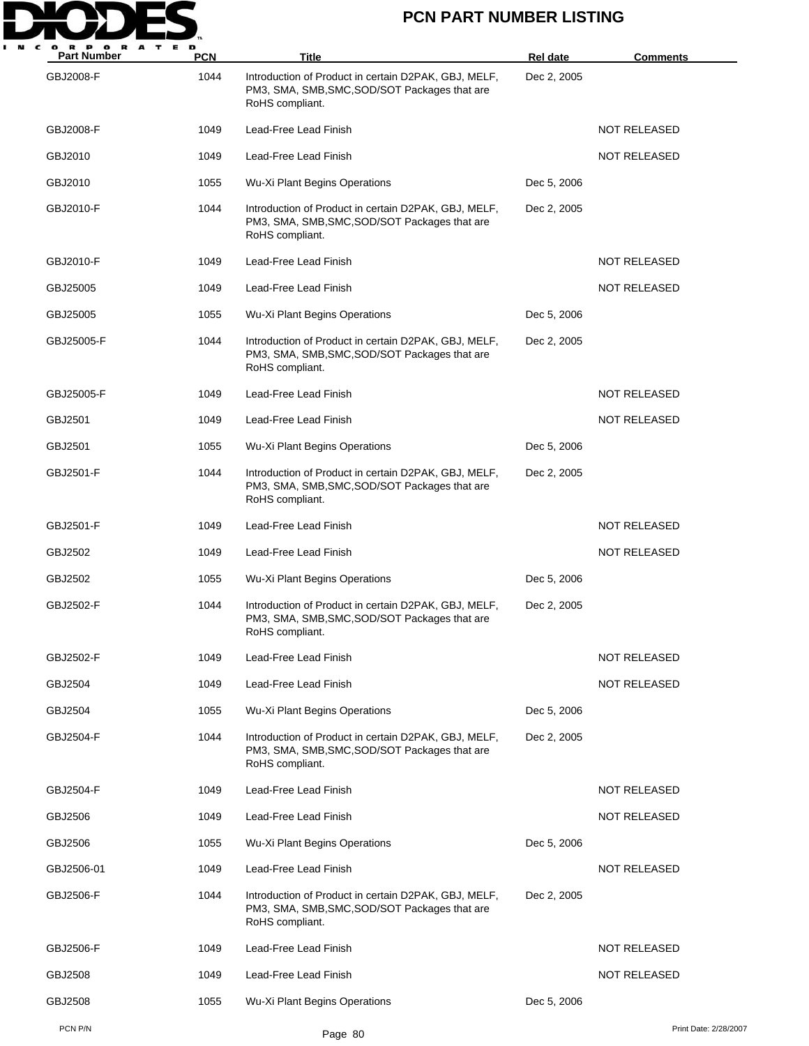| Part Number | PCN | Title | Rel date | Comments |
| --- | --- | --- | --- | --- |
| GBJ2008-F | 1044 | Introduction of Product in certain D2PAK, GBJ, MELF, PM3, SMA, SMB,SMC,SOD/SOT Packages that are RoHS compliant. | Dec 2, 2005 | |
| GBJ2008-F | 1049 | Lead-Free Lead Finish | | NOT RELEASED |
| GBJ2010 | 1049 | Lead-Free Lead Finish | | NOT RELEASED |
| GBJ2010 | 1055 | Wu-Xi Plant Begins Operations | Dec 5, 2006 | |
| GBJ2010-F | 1044 | Introduction of Product in certain D2PAK, GBJ, MELF, PM3, SMA, SMB,SMC,SOD/SOT Packages that are RoHS compliant. | Dec 2, 2005 | |
| GBJ2010-F | 1049 | Lead-Free Lead Finish | | NOT RELEASED |
| GBJ25005 | 1049 | Lead-Free Lead Finish | | NOT RELEASED |
| GBJ25005 | 1055 | Wu-Xi Plant Begins Operations | Dec 5, 2006 | |
| GBJ25005-F | 1044 | Introduction of Product in certain D2PAK, GBJ, MELF, PM3, SMA, SMB,SMC,SOD/SOT Packages that are RoHS compliant. | Dec 2, 2005 | |
| GBJ25005-F | 1049 | Lead-Free Lead Finish | | NOT RELEASED |
| GBJ2501 | 1049 | Lead-Free Lead Finish | | NOT RELEASED |
| GBJ2501 | 1055 | Wu-Xi Plant Begins Operations | Dec 5, 2006 | |
| GBJ2501-F | 1044 | Introduction of Product in certain D2PAK, GBJ, MELF, PM3, SMA, SMB,SMC,SOD/SOT Packages that are RoHS compliant. | Dec 2, 2005 | |
| GBJ2501-F | 1049 | Lead-Free Lead Finish | | NOT RELEASED |
| GBJ2502 | 1049 | Lead-Free Lead Finish | | NOT RELEASED |
| GBJ2502 | 1055 | Wu-Xi Plant Begins Operations | Dec 5, 2006 | |
| GBJ2502-F | 1044 | Introduction of Product in certain D2PAK, GBJ, MELF, PM3, SMA, SMB,SMC,SOD/SOT Packages that are RoHS compliant. | Dec 2, 2005 | |
| GBJ2502-F | 1049 | Lead-Free Lead Finish | | NOT RELEASED |
| GBJ2504 | 1049 | Lead-Free Lead Finish | | NOT RELEASED |
| GBJ2504 | 1055 | Wu-Xi Plant Begins Operations | Dec 5, 2006 | |
| GBJ2504-F | 1044 | Introduction of Product in certain D2PAK, GBJ, MELF, PM3, SMA, SMB,SMC,SOD/SOT Packages that are RoHS compliant. | Dec 2, 2005 | |
| GBJ2504-F | 1049 | Lead-Free Lead Finish | | NOT RELEASED |
| GBJ2506 | 1049 | Lead-Free Lead Finish | | NOT RELEASED |
| GBJ2506 | 1055 | Wu-Xi Plant Begins Operations | Dec 5, 2006 | |
| GBJ2506-01 | 1049 | Lead-Free Lead Finish | | NOT RELEASED |
| GBJ2506-F | 1044 | Introduction of Product in certain D2PAK, GBJ, MELF, PM3, SMA, SMB,SMC,SOD/SOT Packages that are RoHS compliant. | Dec 2, 2005 | |
| GBJ2506-F | 1049 | Lead-Free Lead Finish | | NOT RELEASED |
| GBJ2508 | 1049 | Lead-Free Lead Finish | | NOT RELEASED |
| GBJ2508 | 1055 | Wu-Xi Plant Begins Operations | Dec 5, 2006 | |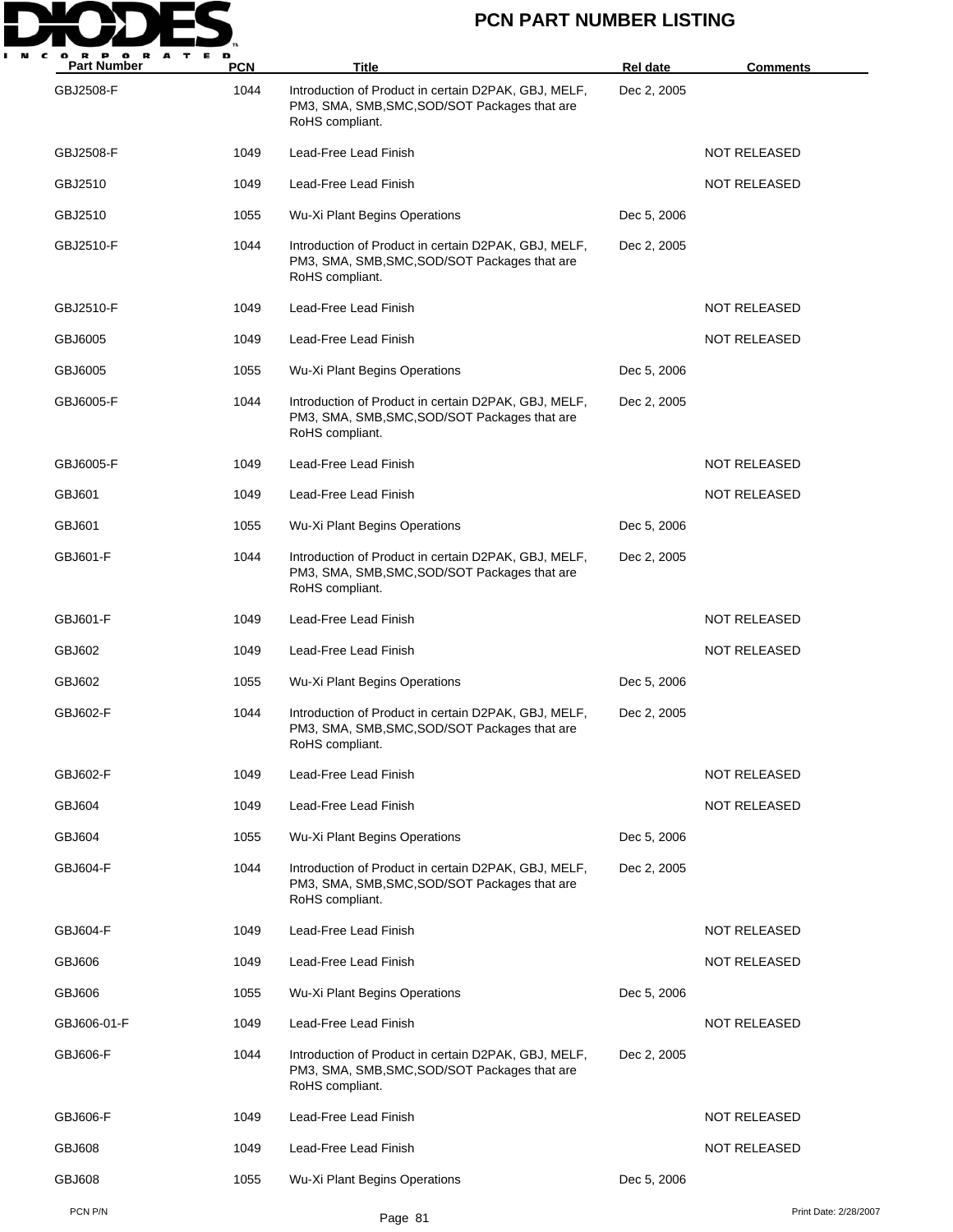| Part Number | PCN | Title | Rel date | Comments |
|---|---|---|---|---|
| GBJ2508-F | 1044 | Introduction of Product in certain D2PAK, GBJ, MELF, PM3, SMA, SMB,SMC,SOD/SOT Packages that are RoHS compliant. | Dec 2, 2005 | |
| GBJ2508-F | 1049 | Lead-Free Lead Finish | | NOT RELEASED |
| GBJ2510 | 1049 | Lead-Free Lead Finish | | NOT RELEASED |
| GBJ2510 | 1055 | Wu-Xi Plant Begins Operations | Dec 5, 2006 | |
| GBJ2510-F | 1044 | Introduction of Product in certain D2PAK, GBJ, MELF, PM3, SMA, SMB,SMC,SOD/SOT Packages that are RoHS compliant. | Dec 2, 2005 | |
| GBJ2510-F | 1049 | Lead-Free Lead Finish | | NOT RELEASED |
| GBJ6005 | 1049 | Lead-Free Lead Finish | | NOT RELEASED |
| GBJ6005 | 1055 | Wu-Xi Plant Begins Operations | Dec 5, 2006 | |
| GBJ6005-F | 1044 | Introduction of Product in certain D2PAK, GBJ, MELF, PM3, SMA, SMB,SMC,SOD/SOT Packages that are RoHS compliant. | Dec 2, 2005 | |
| GBJ6005-F | 1049 | Lead-Free Lead Finish | | NOT RELEASED |
| GBJ601 | 1049 | Lead-Free Lead Finish | | NOT RELEASED |
| GBJ601 | 1055 | Wu-Xi Plant Begins Operations | Dec 5, 2006 | |
| GBJ601-F | 1044 | Introduction of Product in certain D2PAK, GBJ, MELF, PM3, SMA, SMB,SMC,SOD/SOT Packages that are RoHS compliant. | Dec 2, 2005 | |
| GBJ601-F | 1049 | Lead-Free Lead Finish | | NOT RELEASED |
| GBJ602 | 1049 | Lead-Free Lead Finish | | NOT RELEASED |
| GBJ602 | 1055 | Wu-Xi Plant Begins Operations | Dec 5, 2006 | |
| GBJ602-F | 1044 | Introduction of Product in certain D2PAK, GBJ, MELF, PM3, SMA, SMB,SMC,SOD/SOT Packages that are RoHS compliant. | Dec 2, 2005 | |
| GBJ602-F | 1049 | Lead-Free Lead Finish | | NOT RELEASED |
| GBJ604 | 1049 | Lead-Free Lead Finish | | NOT RELEASED |
| GBJ604 | 1055 | Wu-Xi Plant Begins Operations | Dec 5, 2006 | |
| GBJ604-F | 1044 | Introduction of Product in certain D2PAK, GBJ, MELF, PM3, SMA, SMB,SMC,SOD/SOT Packages that are RoHS compliant. | Dec 2, 2005 | |
| GBJ604-F | 1049 | Lead-Free Lead Finish | | NOT RELEASED |
| GBJ606 | 1049 | Lead-Free Lead Finish | | NOT RELEASED |
| GBJ606 | 1055 | Wu-Xi Plant Begins Operations | Dec 5, 2006 | |
| GBJ606-01-F | 1049 | Lead-Free Lead Finish | | NOT RELEASED |
| GBJ606-F | 1044 | Introduction of Product in certain D2PAK, GBJ, MELF, PM3, SMA, SMB,SMC,SOD/SOT Packages that are RoHS compliant. | Dec 2, 2005 | |
| GBJ606-F | 1049 | Lead-Free Lead Finish | | NOT RELEASED |
| GBJ608 | 1049 | Lead-Free Lead Finish | | NOT RELEASED |
| GBJ608 | 1055 | Wu-Xi Plant Begins Operations | Dec 5, 2006 | |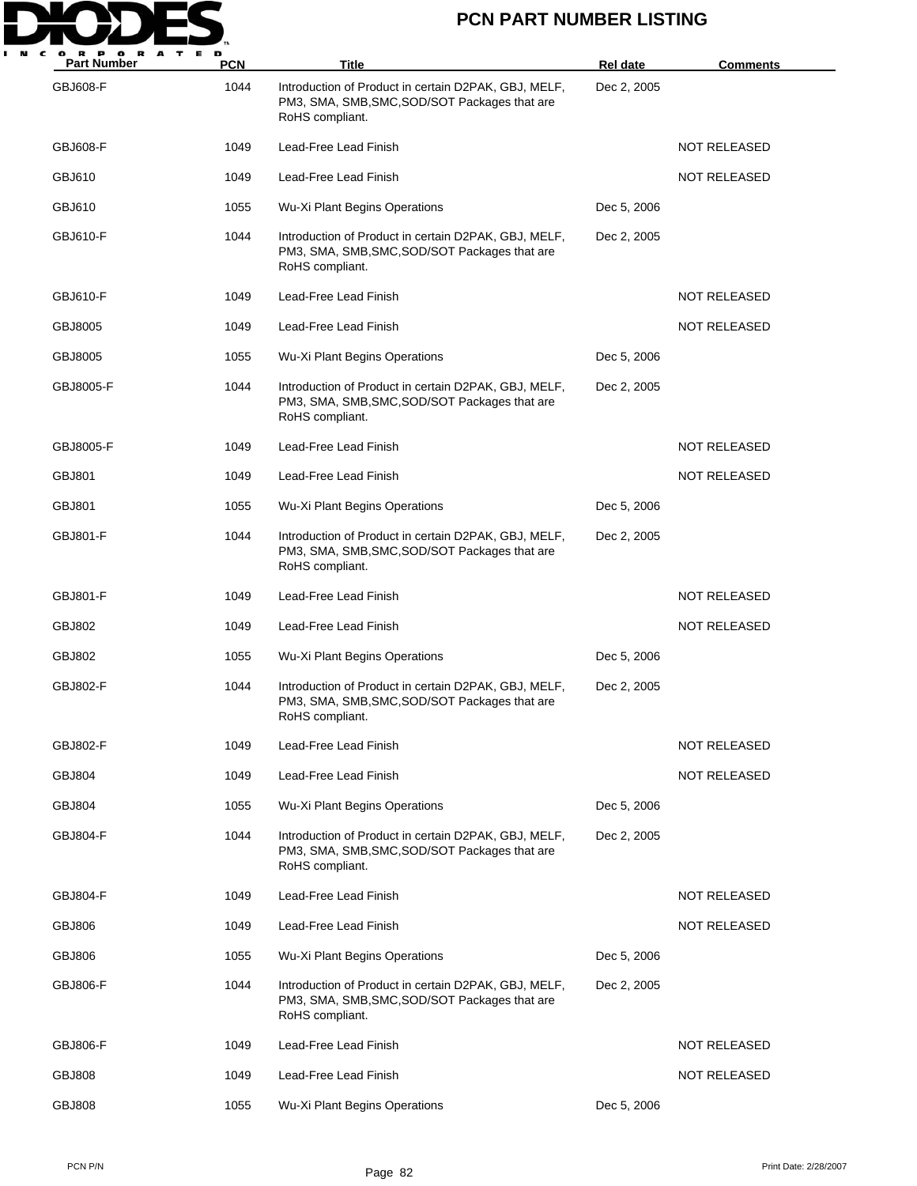| Part Number | PCN | Title | Rel date | Comments |
|---|---|---|---|---|
| GBJ608-F | 1044 | Introduction of Product in certain D2PAK, GBJ, MELF, PM3, SMA, SMB,SMC,SOD/SOT Packages that are RoHS compliant. | Dec 2, 2005 | |
| GBJ608-F | 1049 | Lead-Free Lead Finish | | NOT RELEASED |
| GBJ610 | 1049 | Lead-Free Lead Finish | | NOT RELEASED |
| GBJ610 | 1055 | Wu-Xi Plant Begins Operations | Dec 5, 2006 | |
| GBJ610-F | 1044 | Introduction of Product in certain D2PAK, GBJ, MELF, PM3, SMA, SMB,SMC,SOD/SOT Packages that are RoHS compliant. | Dec 2, 2005 | |
| GBJ610-F | 1049 | Lead-Free Lead Finish | | NOT RELEASED |
| GBJ8005 | 1049 | Lead-Free Lead Finish | | NOT RELEASED |
| GBJ8005 | 1055 | Wu-Xi Plant Begins Operations | Dec 5, 2006 | |
| GBJ8005-F | 1044 | Introduction of Product in certain D2PAK, GBJ, MELF, PM3, SMA, SMB,SMC,SOD/SOT Packages that are RoHS compliant. | Dec 2, 2005 | |
| GBJ8005-F | 1049 | Lead-Free Lead Finish | | NOT RELEASED |
| GBJ801 | 1049 | Lead-Free Lead Finish | | NOT RELEASED |
| GBJ801 | 1055 | Wu-Xi Plant Begins Operations | Dec 5, 2006 | |
| GBJ801-F | 1044 | Introduction of Product in certain D2PAK, GBJ, MELF, PM3, SMA, SMB,SMC,SOD/SOT Packages that are RoHS compliant. | Dec 2, 2005 | |
| GBJ801-F | 1049 | Lead-Free Lead Finish | | NOT RELEASED |
| GBJ802 | 1049 | Lead-Free Lead Finish | | NOT RELEASED |
| GBJ802 | 1055 | Wu-Xi Plant Begins Operations | Dec 5, 2006 | |
| GBJ802-F | 1044 | Introduction of Product in certain D2PAK, GBJ, MELF, PM3, SMA, SMB,SMC,SOD/SOT Packages that are RoHS compliant. | Dec 2, 2005 | |
| GBJ802-F | 1049 | Lead-Free Lead Finish | | NOT RELEASED |
| GBJ804 | 1049 | Lead-Free Lead Finish | | NOT RELEASED |
| GBJ804 | 1055 | Wu-Xi Plant Begins Operations | Dec 5, 2006 | |
| GBJ804-F | 1044 | Introduction of Product in certain D2PAK, GBJ, MELF, PM3, SMA, SMB,SMC,SOD/SOT Packages that are RoHS compliant. | Dec 2, 2005 | |
| GBJ804-F | 1049 | Lead-Free Lead Finish | | NOT RELEASED |
| GBJ806 | 1049 | Lead-Free Lead Finish | | NOT RELEASED |
| GBJ806 | 1055 | Wu-Xi Plant Begins Operations | Dec 5, 2006 | |
| GBJ806-F | 1044 | Introduction of Product in certain D2PAK, GBJ, MELF, PM3, SMA, SMB,SMC,SOD/SOT Packages that are RoHS compliant. | Dec 2, 2005 | |
| GBJ806-F | 1049 | Lead-Free Lead Finish | | NOT RELEASED |
| GBJ808 | 1049 | Lead-Free Lead Finish | | NOT RELEASED |
| GBJ808 | 1055 | Wu-Xi Plant Begins Operations | Dec 5, 2006 | |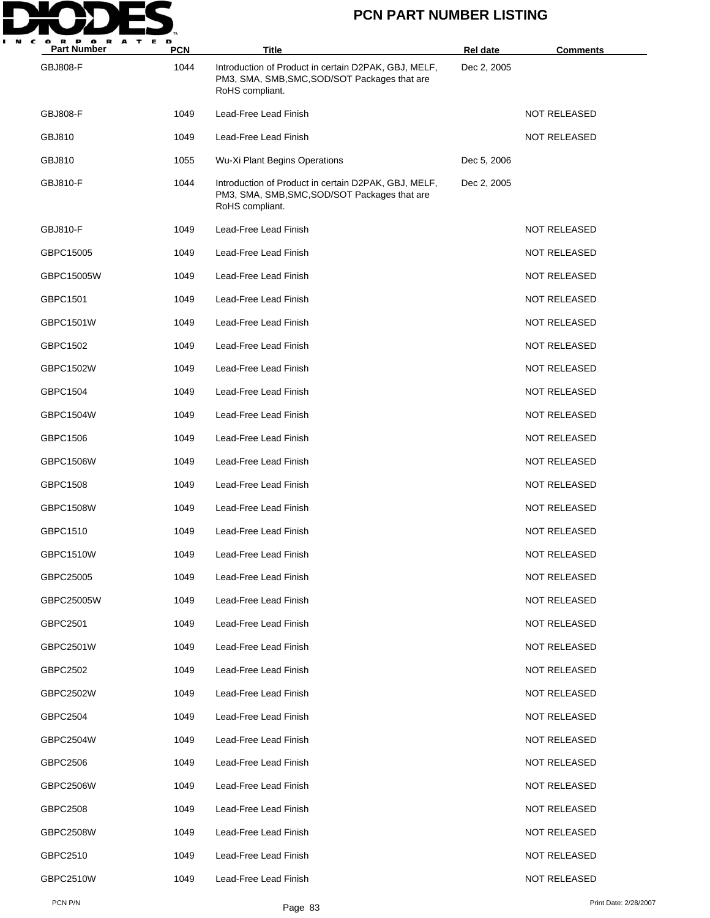| Part Number | PCN | Title | Rel date | Comments |
|---|---|---|---|---|
| GBJ808-F | 1044 | Introduction of Product in certain D2PAK, GBJ, MELF, PM3, SMA, SMB,SMC,SOD/SOT Packages that are RoHS compliant. | Dec 2, 2005 | |
| GBJ808-F | 1049 | Lead-Free Lead Finish | | NOT RELEASED |
| GBJ810 | 1049 | Lead-Free Lead Finish | | NOT RELEASED |
| GBJ810 | 1055 | Wu-Xi Plant Begins Operations | Dec 5, 2006 | |
| GBJ810-F | 1044 | Introduction of Product in certain D2PAK, GBJ, MELF, PM3, SMA, SMB,SMC,SOD/SOT Packages that are RoHS compliant. | Dec 2, 2005 | |
| GBJ810-F | 1049 | Lead-Free Lead Finish | | NOT RELEASED |
| GBPC15005 | 1049 | Lead-Free Lead Finish | | NOT RELEASED |
| GBPC15005W | 1049 | Lead-Free Lead Finish | | NOT RELEASED |
| GBPC1501 | 1049 | Lead-Free Lead Finish | | NOT RELEASED |
| GBPC1501W | 1049 | Lead-Free Lead Finish | | NOT RELEASED |
| GBPC1502 | 1049 | Lead-Free Lead Finish | | NOT RELEASED |
| GBPC1502W | 1049 | Lead-Free Lead Finish | | NOT RELEASED |
| GBPC1504 | 1049 | Lead-Free Lead Finish | | NOT RELEASED |
| GBPC1504W | 1049 | Lead-Free Lead Finish | | NOT RELEASED |
| GBPC1506 | 1049 | Lead-Free Lead Finish | | NOT RELEASED |
| GBPC1506W | 1049 | Lead-Free Lead Finish | | NOT RELEASED |
| GBPC1508 | 1049 | Lead-Free Lead Finish | | NOT RELEASED |
| GBPC1508W | 1049 | Lead-Free Lead Finish | | NOT RELEASED |
| GBPC1510 | 1049 | Lead-Free Lead Finish | | NOT RELEASED |
| GBPC1510W | 1049 | Lead-Free Lead Finish | | NOT RELEASED |
| GBPC25005 | 1049 | Lead-Free Lead Finish | | NOT RELEASED |
| GBPC25005W | 1049 | Lead-Free Lead Finish | | NOT RELEASED |
| GBPC2501 | 1049 | Lead-Free Lead Finish | | NOT RELEASED |
| GBPC2501W | 1049 | Lead-Free Lead Finish | | NOT RELEASED |
| GBPC2502 | 1049 | Lead-Free Lead Finish | | NOT RELEASED |
| GBPC2502W | 1049 | Lead-Free Lead Finish | | NOT RELEASED |
| GBPC2504 | 1049 | Lead-Free Lead Finish | | NOT RELEASED |
| GBPC2504W | 1049 | Lead-Free Lead Finish | | NOT RELEASED |
| GBPC2506 | 1049 | Lead-Free Lead Finish | | NOT RELEASED |
| GBPC2506W | 1049 | Lead-Free Lead Finish | | NOT RELEASED |
| GBPC2508 | 1049 | Lead-Free Lead Finish | | NOT RELEASED |
| GBPC2508W | 1049 | Lead-Free Lead Finish | | NOT RELEASED |
| GBPC2510 | 1049 | Lead-Free Lead Finish | | NOT RELEASED |
| GBPC2510W | 1049 | Lead-Free Lead Finish | | NOT RELEASED |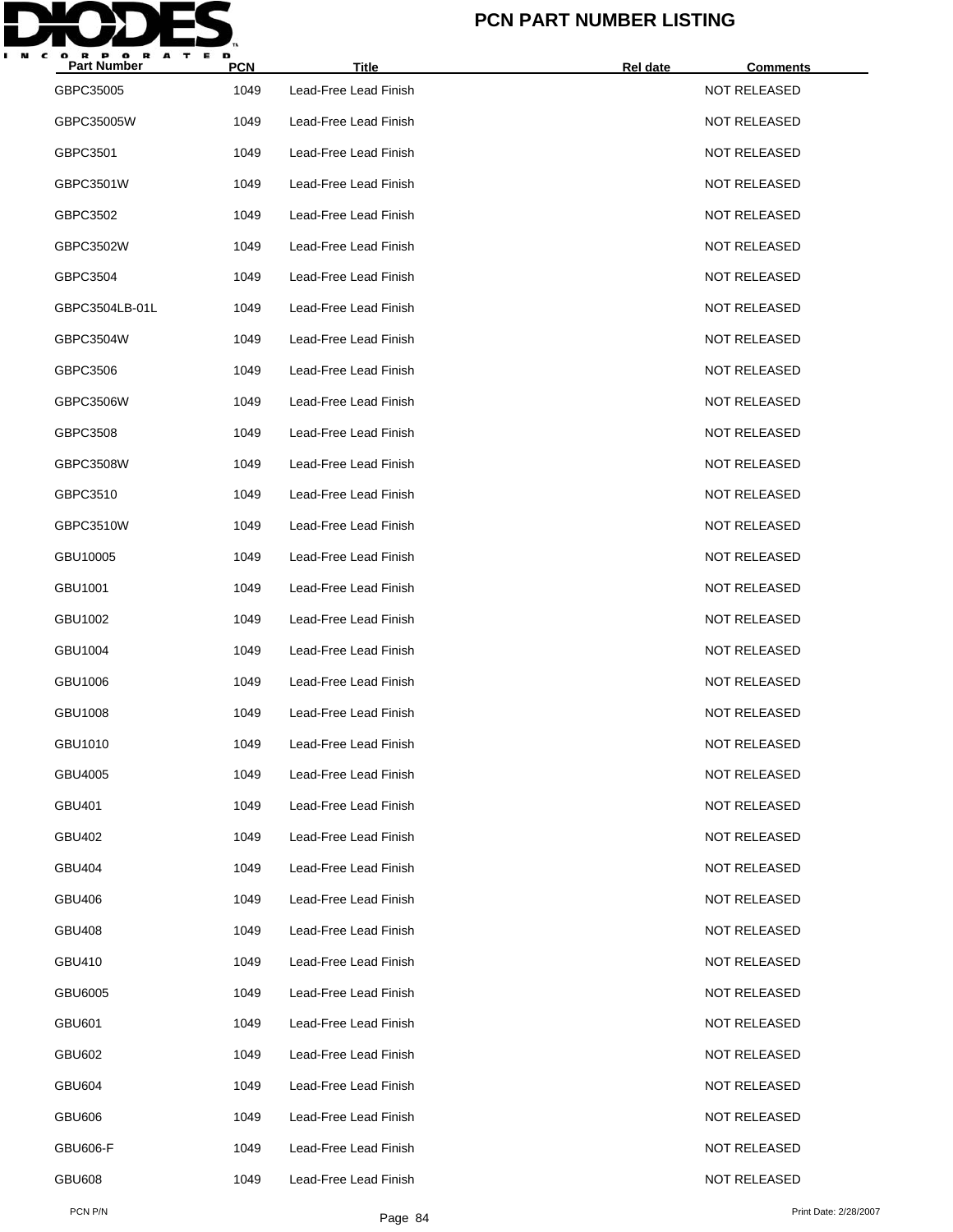# PCN PART NUMBER LISTING

| Part Number | PCN | Title | Rel date | Comments |
|---|---|---|---|---|
| GBPC35005 | 1049 | Lead-Free Lead Finish | | NOT RELEASED |
| GBPC35005W | 1049 | Lead-Free Lead Finish | | NOT RELEASED |
| GBPC3501 | 1049 | Lead-Free Lead Finish | | NOT RELEASED |
| GBPC3501W | 1049 | Lead-Free Lead Finish | | NOT RELEASED |
| GBPC3502 | 1049 | Lead-Free Lead Finish | | NOT RELEASED |
| GBPC3502W | 1049 | Lead-Free Lead Finish | | NOT RELEASED |
| GBPC3504 | 1049 | Lead-Free Lead Finish | | NOT RELEASED |
| GBPC3504LB-01L | 1049 | Lead-Free Lead Finish | | NOT RELEASED |
| GBPC3504W | 1049 | Lead-Free Lead Finish | | NOT RELEASED |
| GBPC3506 | 1049 | Lead-Free Lead Finish | | NOT RELEASED |
| GBPC3506W | 1049 | Lead-Free Lead Finish | | NOT RELEASED |
| GBPC3508 | 1049 | Lead-Free Lead Finish | | NOT RELEASED |
| GBPC3508W | 1049 | Lead-Free Lead Finish | | NOT RELEASED |
| GBPC3510 | 1049 | Lead-Free Lead Finish | | NOT RELEASED |
| GBPC3510W | 1049 | Lead-Free Lead Finish | | NOT RELEASED |
| GBU10005 | 1049 | Lead-Free Lead Finish | | NOT RELEASED |
| GBU1001 | 1049 | Lead-Free Lead Finish | | NOT RELEASED |
| GBU1002 | 1049 | Lead-Free Lead Finish | | NOT RELEASED |
| GBU1004 | 1049 | Lead-Free Lead Finish | | NOT RELEASED |
| GBU1006 | 1049 | Lead-Free Lead Finish | | NOT RELEASED |
| GBU1008 | 1049 | Lead-Free Lead Finish | | NOT RELEASED |
| GBU1010 | 1049 | Lead-Free Lead Finish | | NOT RELEASED |
| GBU4005 | 1049 | Lead-Free Lead Finish | | NOT RELEASED |
| GBU401 | 1049 | Lead-Free Lead Finish | | NOT RELEASED |
| GBU402 | 1049 | Lead-Free Lead Finish | | NOT RELEASED |
| GBU404 | 1049 | Lead-Free Lead Finish | | NOT RELEASED |
| GBU406 | 1049 | Lead-Free Lead Finish | | NOT RELEASED |
| GBU408 | 1049 | Lead-Free Lead Finish | | NOT RELEASED |
| GBU410 | 1049 | Lead-Free Lead Finish | | NOT RELEASED |
| GBU6005 | 1049 | Lead-Free Lead Finish | | NOT RELEASED |
| GBU601 | 1049 | Lead-Free Lead Finish | | NOT RELEASED |
| GBU602 | 1049 | Lead-Free Lead Finish | | NOT RELEASED |
| GBU604 | 1049 | Lead-Free Lead Finish | | NOT RELEASED |
| GBU606 | 1049 | Lead-Free Lead Finish | | NOT RELEASED |
| GBU606-F | 1049 | Lead-Free Lead Finish | | NOT RELEASED |
| GBU608 | 1049 | Lead-Free Lead Finish | | NOT RELEASED |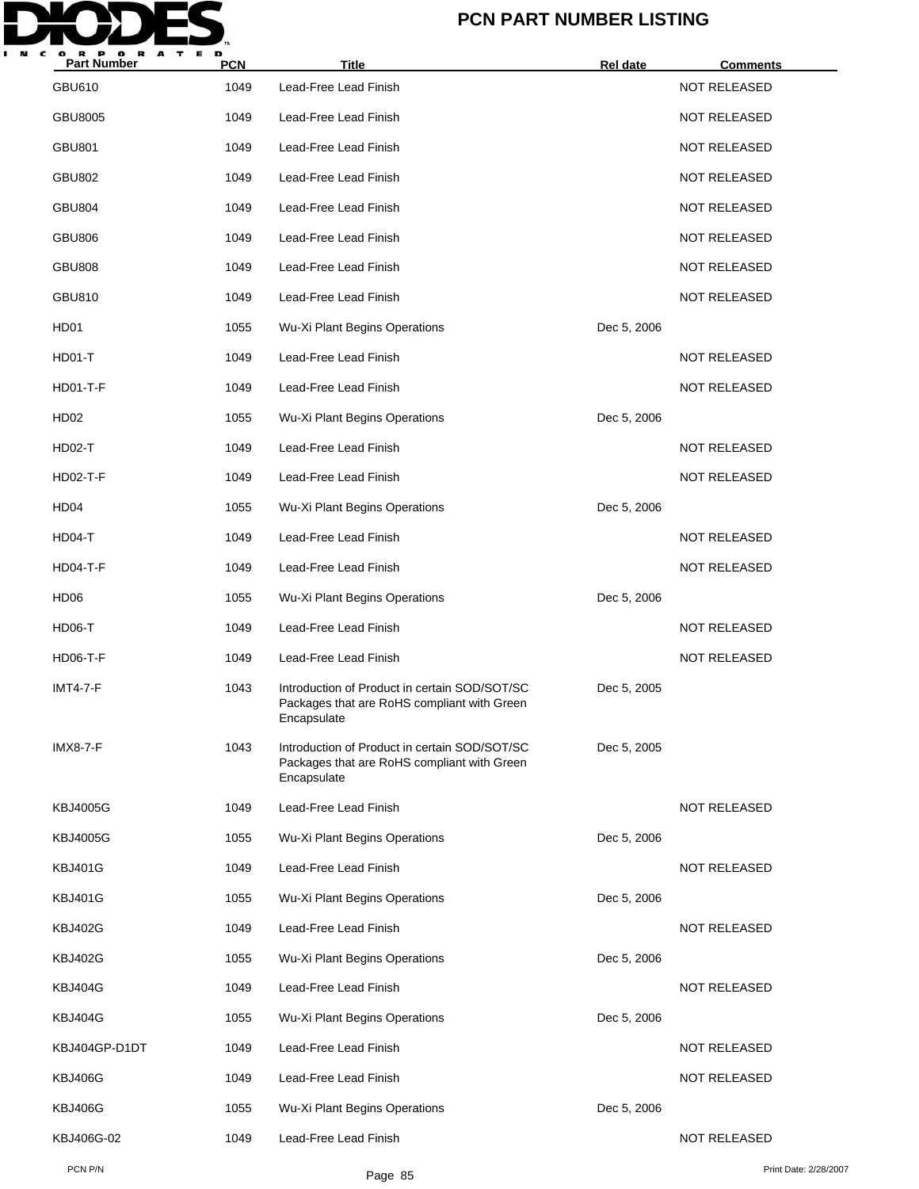# PCN PART NUMBER LISTING

| Part Number | PCN | Title | Rel date | Comments |
|---|---|---|---|---|
| GBU610 | 1049 | Lead-Free Lead Finish | | NOT RELEASED |
| GBU8005 | 1049 | Lead-Free Lead Finish | | NOT RELEASED |
| GBU801 | 1049 | Lead-Free Lead Finish | | NOT RELEASED |
| GBU802 | 1049 | Lead-Free Lead Finish | | NOT RELEASED |
| GBU804 | 1049 | Lead-Free Lead Finish | | NOT RELEASED |
| GBU806 | 1049 | Lead-Free Lead Finish | | NOT RELEASED |
| GBU808 | 1049 | Lead-Free Lead Finish | | NOT RELEASED |
| GBU810 | 1049 | Lead-Free Lead Finish | | NOT RELEASED |
| HD01 | 1055 | Wu-Xi Plant Begins Operations | Dec 5, 2006 | |
| HD01-T | 1049 | Lead-Free Lead Finish | | NOT RELEASED |
| HD01-T-F | 1049 | Lead-Free Lead Finish | | NOT RELEASED |
| HD02 | 1055 | Wu-Xi Plant Begins Operations | Dec 5, 2006 | |
| HD02-T | 1049 | Lead-Free Lead Finish | | NOT RELEASED |
| HD02-T-F | 1049 | Lead-Free Lead Finish | | NOT RELEASED |
| HD04 | 1055 | Wu-Xi Plant Begins Operations | Dec 5, 2006 | |
| HD04-T | 1049 | Lead-Free Lead Finish | | NOT RELEASED |
| HD04-T-F | 1049 | Lead-Free Lead Finish | | NOT RELEASED |
| HD06 | 1055 | Wu-Xi Plant Begins Operations | Dec 5, 2006 | |
| HD06-T | 1049 | Lead-Free Lead Finish | | NOT RELEASED |
| HD06-T-F | 1049 | Lead-Free Lead Finish | | NOT RELEASED |
| IMT4-7-F | 1043 | Introduction of Product in certain SOD/SOT/SC Packages that are RoHS compliant with Green Encapsulate | Dec 5, 2005 | |
| IMX8-7-F | 1043 | Introduction of Product in certain SOD/SOT/SC Packages that are RoHS compliant with Green Encapsulate | Dec 5, 2005 | |
| KBJ4005G | 1049 | Lead-Free Lead Finish | | NOT RELEASED |
| KBJ4005G | 1055 | Wu-Xi Plant Begins Operations | Dec 5, 2006 | |
| KBJ401G | 1049 | Lead-Free Lead Finish | | NOT RELEASED |
| KBJ401G | 1055 | Wu-Xi Plant Begins Operations | Dec 5, 2006 | |
| KBJ402G | 1049 | Lead-Free Lead Finish | | NOT RELEASED |
| KBJ402G | 1055 | Wu-Xi Plant Begins Operations | Dec 5, 2006 | |
| KBJ404G | 1049 | Lead-Free Lead Finish | | NOT RELEASED |
| KBJ404G | 1055 | Wu-Xi Plant Begins Operations | Dec 5, 2006 | |
| KBJ404GP-D1DT | 1049 | Lead-Free Lead Finish | | NOT RELEASED |
| KBJ406G | 1049 | Lead-Free Lead Finish | | NOT RELEASED |
| KBJ406G | 1055 | Wu-Xi Plant Begins Operations | Dec 5, 2006 | |
| KBJ406G-02 | 1049 | Lead-Free Lead Finish | | NOT RELEASED |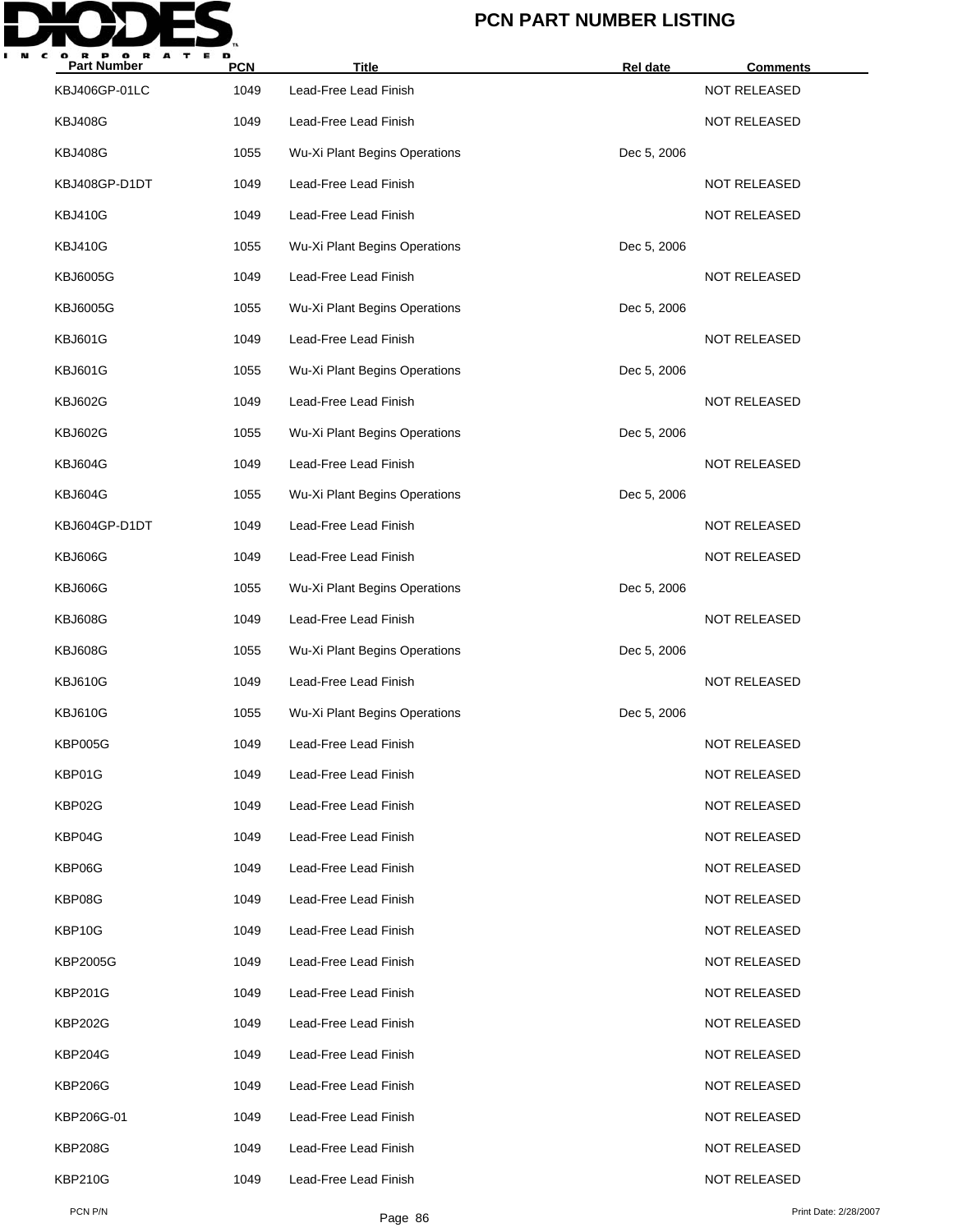# PCN PART NUMBER LISTING

| Part Number | PCN | Title | Rel date | Comments |
|---|---|---|---|---|
| KBJ406GP-01LC | 1049 | Lead-Free Lead Finish | | NOT RELEASED |
| KBJ408G | 1049 | Lead-Free Lead Finish | | NOT RELEASED |
| KBJ408G | 1055 | Wu-Xi Plant Begins Operations | Dec 5, 2006 | |
| KBJ408GP-D1DT | 1049 | Lead-Free Lead Finish | | NOT RELEASED |
| KBJ410G | 1049 | Lead-Free Lead Finish | | NOT RELEASED |
| KBJ410G | 1055 | Wu-Xi Plant Begins Operations | Dec 5, 2006 | |
| KBJ6005G | 1049 | Lead-Free Lead Finish | | NOT RELEASED |
| KBJ6005G | 1055 | Wu-Xi Plant Begins Operations | Dec 5, 2006 | |
| KBJ601G | 1049 | Lead-Free Lead Finish | | NOT RELEASED |
| KBJ601G | 1055 | Wu-Xi Plant Begins Operations | Dec 5, 2006 | |
| KBJ602G | 1049 | Lead-Free Lead Finish | | NOT RELEASED |
| KBJ602G | 1055 | Wu-Xi Plant Begins Operations | Dec 5, 2006 | |
| KBJ604G | 1049 | Lead-Free Lead Finish | | NOT RELEASED |
| KBJ604G | 1055 | Wu-Xi Plant Begins Operations | Dec 5, 2006 | |
| KBJ604GP-D1DT | 1049 | Lead-Free Lead Finish | | NOT RELEASED |
| KBJ606G | 1049 | Lead-Free Lead Finish | | NOT RELEASED |
| KBJ606G | 1055 | Wu-Xi Plant Begins Operations | Dec 5, 2006 | |
| KBJ608G | 1049 | Lead-Free Lead Finish | | NOT RELEASED |
| KBJ608G | 1055 | Wu-Xi Plant Begins Operations | Dec 5, 2006 | |
| KBJ610G | 1049 | Lead-Free Lead Finish | | NOT RELEASED |
| KBJ610G | 1055 | Wu-Xi Plant Begins Operations | Dec 5, 2006 | |
| KBP005G | 1049 | Lead-Free Lead Finish | | NOT RELEASED |
| KBP01G | 1049 | Lead-Free Lead Finish | | NOT RELEASED |
| KBP02G | 1049 | Lead-Free Lead Finish | | NOT RELEASED |
| KBP04G | 1049 | Lead-Free Lead Finish | | NOT RELEASED |
| KBP06G | 1049 | Lead-Free Lead Finish | | NOT RELEASED |
| KBP08G | 1049 | Lead-Free Lead Finish | | NOT RELEASED |
| KBP10G | 1049 | Lead-Free Lead Finish | | NOT RELEASED |
| KBP2005G | 1049 | Lead-Free Lead Finish | | NOT RELEASED |
| KBP201G | 1049 | Lead-Free Lead Finish | | NOT RELEASED |
| KBP202G | 1049 | Lead-Free Lead Finish | | NOT RELEASED |
| KBP204G | 1049 | Lead-Free Lead Finish | | NOT RELEASED |
| KBP206G | 1049 | Lead-Free Lead Finish | | NOT RELEASED |
| KBP206G-01 | 1049 | Lead-Free Lead Finish | | NOT RELEASED |
| KBP208G | 1049 | Lead-Free Lead Finish | | NOT RELEASED |
| KBP210G | 1049 | Lead-Free Lead Finish | | NOT RELEASED |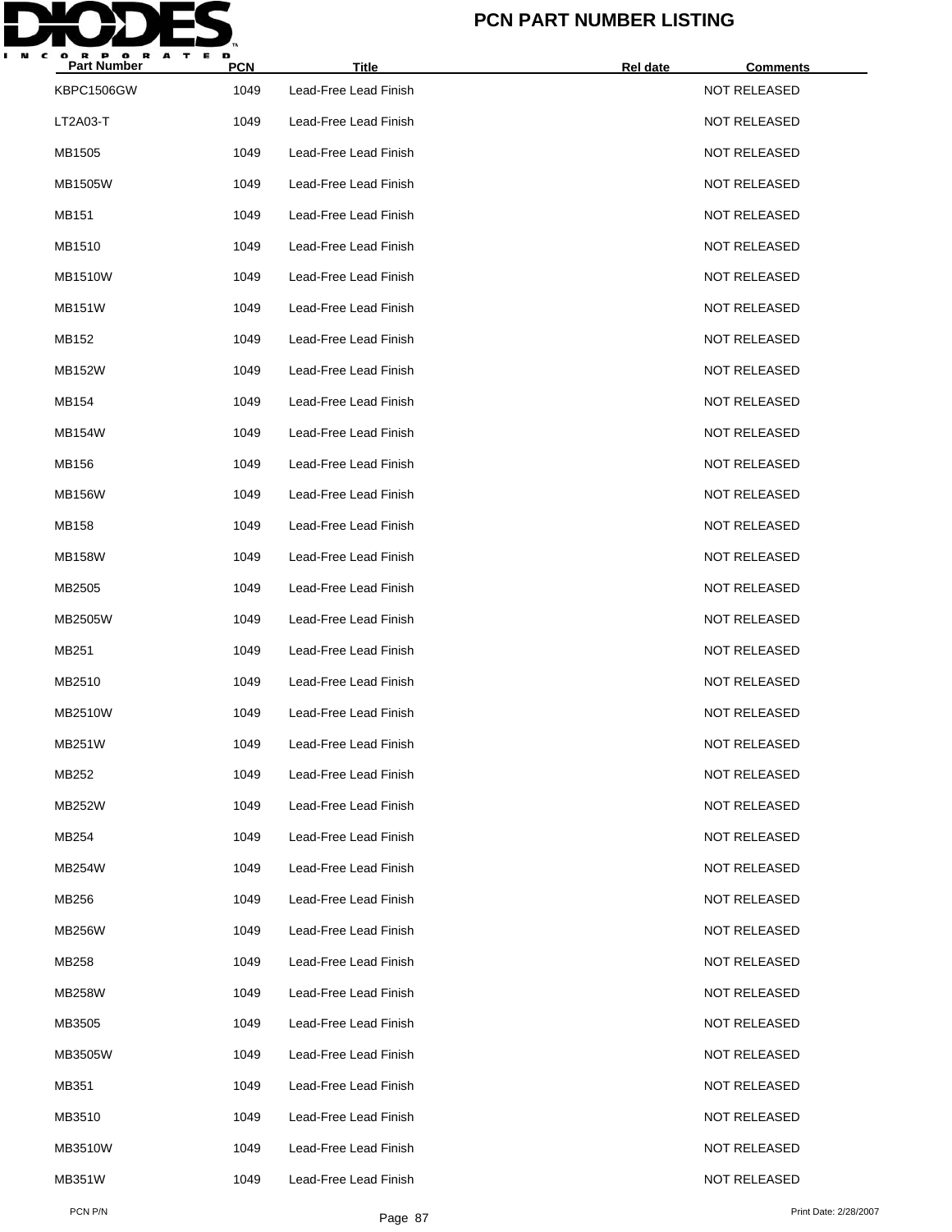# PCN PART NUMBER LISTING

| Part Number | PCN | Title | Rel date | Comments |
|---|---|---|---|---|
| KBPC1506GW | 1049 | Lead-Free Lead Finish | | NOT RELEASED |
| LT2A03-T | 1049 | Lead-Free Lead Finish | | NOT RELEASED |
| MB1505 | 1049 | Lead-Free Lead Finish | | NOT RELEASED |
| MB1505W | 1049 | Lead-Free Lead Finish | | NOT RELEASED |
| MB151 | 1049 | Lead-Free Lead Finish | | NOT RELEASED |
| MB1510 | 1049 | Lead-Free Lead Finish | | NOT RELEASED |
| MB1510W | 1049 | Lead-Free Lead Finish | | NOT RELEASED |
| MB151W | 1049 | Lead-Free Lead Finish | | NOT RELEASED |
| MB152 | 1049 | Lead-Free Lead Finish | | NOT RELEASED |
| MB152W | 1049 | Lead-Free Lead Finish | | NOT RELEASED |
| MB154 | 1049 | Lead-Free Lead Finish | | NOT RELEASED |
| MB154W | 1049 | Lead-Free Lead Finish | | NOT RELEASED |
| MB156 | 1049 | Lead-Free Lead Finish | | NOT RELEASED |
| MB156W | 1049 | Lead-Free Lead Finish | | NOT RELEASED |
| MB158 | 1049 | Lead-Free Lead Finish | | NOT RELEASED |
| MB158W | 1049 | Lead-Free Lead Finish | | NOT RELEASED |
| MB2505 | 1049 | Lead-Free Lead Finish | | NOT RELEASED |
| MB2505W | 1049 | Lead-Free Lead Finish | | NOT RELEASED |
| MB251 | 1049 | Lead-Free Lead Finish | | NOT RELEASED |
| MB2510 | 1049 | Lead-Free Lead Finish | | NOT RELEASED |
| MB2510W | 1049 | Lead-Free Lead Finish | | NOT RELEASED |
| MB251W | 1049 | Lead-Free Lead Finish | | NOT RELEASED |
| MB252 | 1049 | Lead-Free Lead Finish | | NOT RELEASED |
| MB252W | 1049 | Lead-Free Lead Finish | | NOT RELEASED |
| MB254 | 1049 | Lead-Free Lead Finish | | NOT RELEASED |
| MB254W | 1049 | Lead-Free Lead Finish | | NOT RELEASED |
| MB256 | 1049 | Lead-Free Lead Finish | | NOT RELEASED |
| MB256W | 1049 | Lead-Free Lead Finish | | NOT RELEASED |
| MB258 | 1049 | Lead-Free Lead Finish | | NOT RELEASED |
| MB258W | 1049 | Lead-Free Lead Finish | | NOT RELEASED |
| MB3505 | 1049 | Lead-Free Lead Finish | | NOT RELEASED |
| MB3505W | 1049 | Lead-Free Lead Finish | | NOT RELEASED |
| MB351 | 1049 | Lead-Free Lead Finish | | NOT RELEASED |
| MB3510 | 1049 | Lead-Free Lead Finish | | NOT RELEASED |
| MB3510W | 1049 | Lead-Free Lead Finish | | NOT RELEASED |
| MB351W | 1049 | Lead-Free Lead Finish | | NOT RELEASED |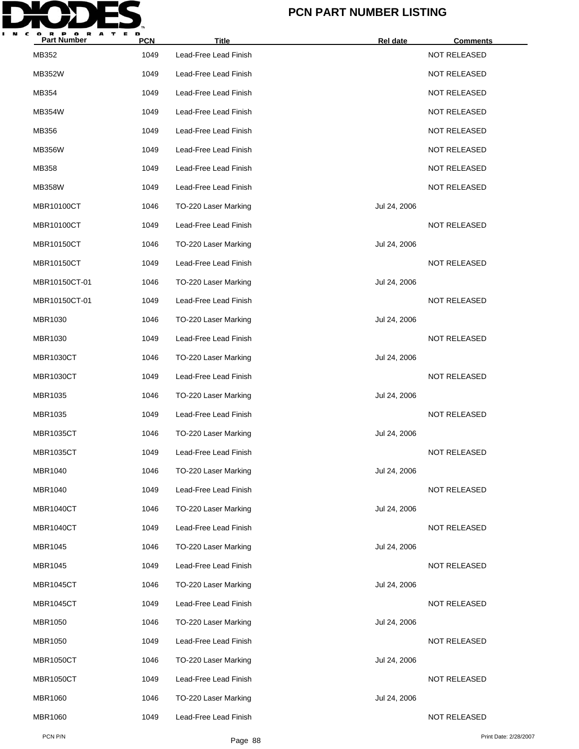# PCN PART NUMBER LISTING

| Part Number | PCN | Title | Rel date | Comments |
|---|---|---|---|---|
| MB352 | 1049 | Lead-Free Lead Finish | | NOT RELEASED |
| MB352W | 1049 | Lead-Free Lead Finish | | NOT RELEASED |
| MB354 | 1049 | Lead-Free Lead Finish | | NOT RELEASED |
| MB354W | 1049 | Lead-Free Lead Finish | | NOT RELEASED |
| MB356 | 1049 | Lead-Free Lead Finish | | NOT RELEASED |
| MB356W | 1049 | Lead-Free Lead Finish | | NOT RELEASED |
| MB358 | 1049 | Lead-Free Lead Finish | | NOT RELEASED |
| MB358W | 1049 | Lead-Free Lead Finish | | NOT RELEASED |
| MBR10100CT | 1046 | TO-220 Laser Marking | Jul 24, 2006 | |
| MBR10100CT | 1049 | Lead-Free Lead Finish | | NOT RELEASED |
| MBR10150CT | 1046 | TO-220 Laser Marking | Jul 24, 2006 | |
| MBR10150CT | 1049 | Lead-Free Lead Finish | | NOT RELEASED |
| MBR10150CT-01 | 1046 | TO-220 Laser Marking | Jul 24, 2006 | |
| MBR10150CT-01 | 1049 | Lead-Free Lead Finish | | NOT RELEASED |
| MBR1030 | 1046 | TO-220 Laser Marking | Jul 24, 2006 | |
| MBR1030 | 1049 | Lead-Free Lead Finish | | NOT RELEASED |
| MBR1030CT | 1046 | TO-220 Laser Marking | Jul 24, 2006 | |
| MBR1030CT | 1049 | Lead-Free Lead Finish | | NOT RELEASED |
| MBR1035 | 1046 | TO-220 Laser Marking | Jul 24, 2006 | |
| MBR1035 | 1049 | Lead-Free Lead Finish | | NOT RELEASED |
| MBR1035CT | 1046 | TO-220 Laser Marking | Jul 24, 2006 | |
| MBR1035CT | 1049 | Lead-Free Lead Finish | | NOT RELEASED |
| MBR1040 | 1046 | TO-220 Laser Marking | Jul 24, 2006 | |
| MBR1040 | 1049 | Lead-Free Lead Finish | | NOT RELEASED |
| MBR1040CT | 1046 | TO-220 Laser Marking | Jul 24, 2006 | |
| MBR1040CT | 1049 | Lead-Free Lead Finish | | NOT RELEASED |
| MBR1045 | 1046 | TO-220 Laser Marking | Jul 24, 2006 | |
| MBR1045 | 1049 | Lead-Free Lead Finish | | NOT RELEASED |
| MBR1045CT | 1046 | TO-220 Laser Marking | Jul 24, 2006 | |
| MBR1045CT | 1049 | Lead-Free Lead Finish | | NOT RELEASED |
| MBR1050 | 1046 | TO-220 Laser Marking | Jul 24, 2006 | |
| MBR1050 | 1049 | Lead-Free Lead Finish | | NOT RELEASED |
| MBR1050CT | 1046 | TO-220 Laser Marking | Jul 24, 2006 | |
| MBR1050CT | 1049 | Lead-Free Lead Finish | | NOT RELEASED |
| MBR1060 | 1046 | TO-220 Laser Marking | Jul 24, 2006 | |
| MBR1060 | 1049 | Lead-Free Lead Finish | | NOT RELEASED |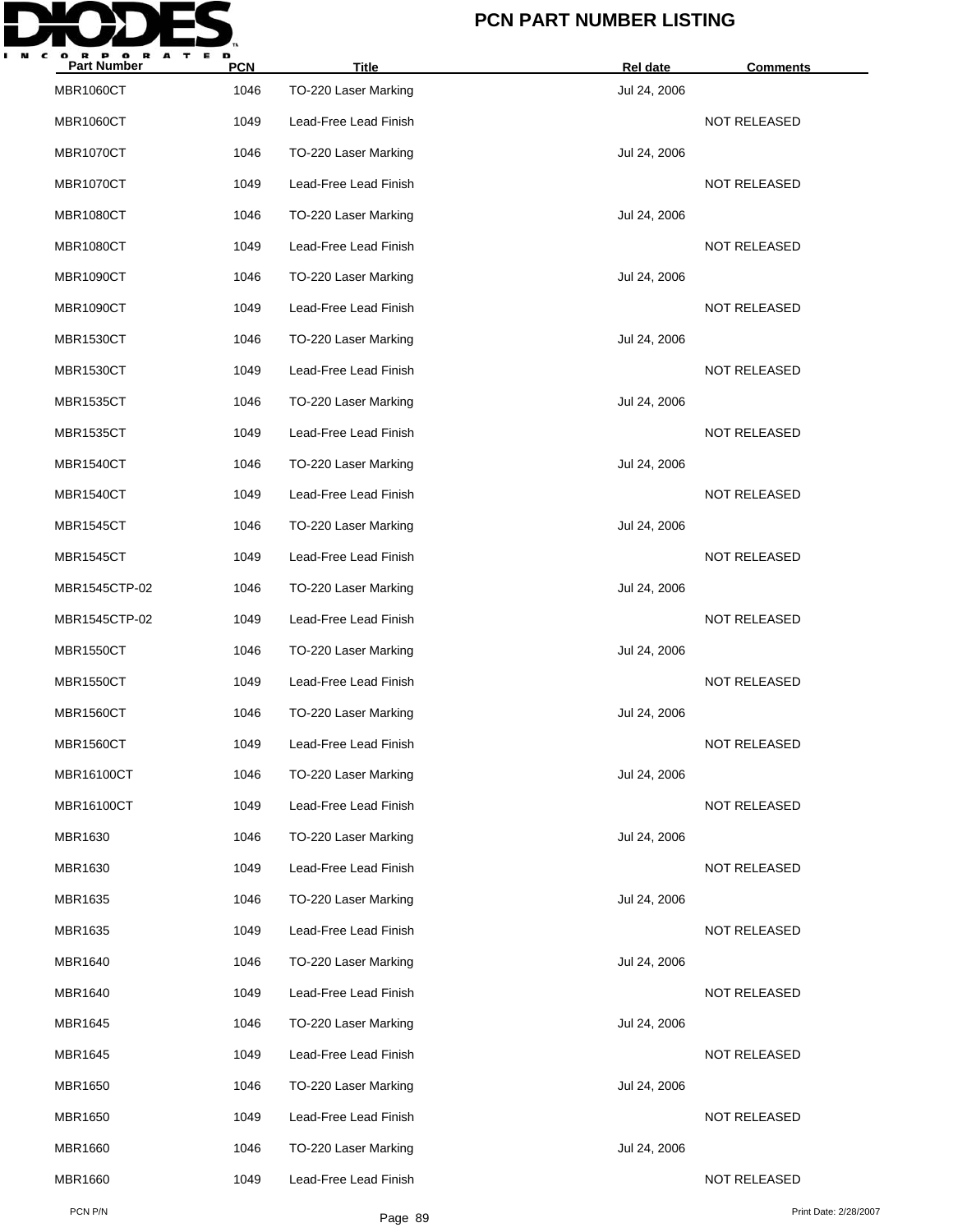# PCN PART NUMBER LISTING

| Part Number | PCN | Title | Rel date | Comments |
|---|---|---|---|---|
| MBR1060CT | 1046 | TO-220 Laser Marking | Jul 24, 2006 | |
| MBR1060CT | 1049 | Lead-Free Lead Finish | | NOT RELEASED |
| MBR1070CT | 1046 | TO-220 Laser Marking | Jul 24, 2006 | |
| MBR1070CT | 1049 | Lead-Free Lead Finish | | NOT RELEASED |
| MBR1080CT | 1046 | TO-220 Laser Marking | Jul 24, 2006 | |
| MBR1080CT | 1049 | Lead-Free Lead Finish | | NOT RELEASED |
| MBR1090CT | 1046 | TO-220 Laser Marking | Jul 24, 2006 | |
| MBR1090CT | 1049 | Lead-Free Lead Finish | | NOT RELEASED |
| MBR1530CT | 1046 | TO-220 Laser Marking | Jul 24, 2006 | |
| MBR1530CT | 1049 | Lead-Free Lead Finish | | NOT RELEASED |
| MBR1535CT | 1046 | TO-220 Laser Marking | Jul 24, 2006 | |
| MBR1535CT | 1049 | Lead-Free Lead Finish | | NOT RELEASED |
| MBR1540CT | 1046 | TO-220 Laser Marking | Jul 24, 2006 | |
| MBR1540CT | 1049 | Lead-Free Lead Finish | | NOT RELEASED |
| MBR1545CT | 1046 | TO-220 Laser Marking | Jul 24, 2006 | |
| MBR1545CT | 1049 | Lead-Free Lead Finish | | NOT RELEASED |
| MBR1545CTP-02 | 1046 | TO-220 Laser Marking | Jul 24, 2006 | |
| MBR1545CTP-02 | 1049 | Lead-Free Lead Finish | | NOT RELEASED |
| MBR1550CT | 1046 | TO-220 Laser Marking | Jul 24, 2006 | |
| MBR1550CT | 1049 | Lead-Free Lead Finish | | NOT RELEASED |
| MBR1560CT | 1046 | TO-220 Laser Marking | Jul 24, 2006 | |
| MBR1560CT | 1049 | Lead-Free Lead Finish | | NOT RELEASED |
| MBR16100CT | 1046 | TO-220 Laser Marking | Jul 24, 2006 | |
| MBR16100CT | 1049 | Lead-Free Lead Finish | | NOT RELEASED |
| MBR1630 | 1046 | TO-220 Laser Marking | Jul 24, 2006 | |
| MBR1630 | 1049 | Lead-Free Lead Finish | | NOT RELEASED |
| MBR1635 | 1046 | TO-220 Laser Marking | Jul 24, 2006 | |
| MBR1635 | 1049 | Lead-Free Lead Finish | | NOT RELEASED |
| MBR1640 | 1046 | TO-220 Laser Marking | Jul 24, 2006 | |
| MBR1640 | 1049 | Lead-Free Lead Finish | | NOT RELEASED |
| MBR1645 | 1046 | TO-220 Laser Marking | Jul 24, 2006 | |
| MBR1645 | 1049 | Lead-Free Lead Finish | | NOT RELEASED |
| MBR1650 | 1046 | TO-220 Laser Marking | Jul 24, 2006 | |
| MBR1650 | 1049 | Lead-Free Lead Finish | | NOT RELEASED |
| MBR1660 | 1046 | TO-220 Laser Marking | Jul 24, 2006 | |
| MBR1660 | 1049 | Lead-Free Lead Finish | | NOT RELEASED |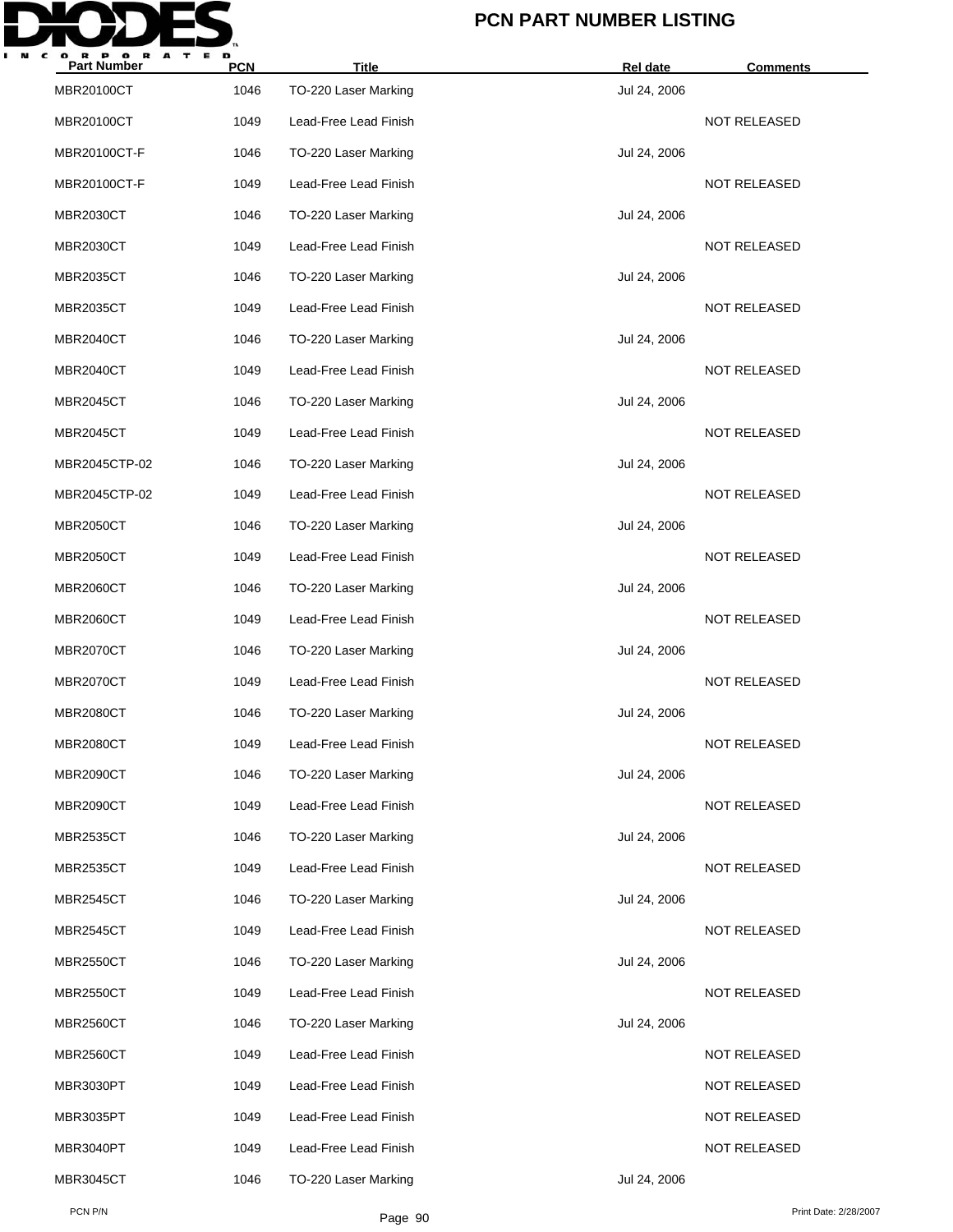# PCN PART NUMBER LISTING

| Part Number | PCN | Title | Rel date | Comments |
| --- | --- | --- | --- | --- |
| MBR20100CT | 1046 | TO-220 Laser Marking | Jul 24, 2006 | |
| MBR20100CT | 1049 | Lead-Free Lead Finish | | NOT RELEASED |
| MBR20100CT-F | 1046 | TO-220 Laser Marking | Jul 24, 2006 | |
| MBR20100CT-F | 1049 | Lead-Free Lead Finish | | NOT RELEASED |
| MBR2030CT | 1046 | TO-220 Laser Marking | Jul 24, 2006 | |
| MBR2030CT | 1049 | Lead-Free Lead Finish | | NOT RELEASED |
| MBR2035CT | 1046 | TO-220 Laser Marking | Jul 24, 2006 | |
| MBR2035CT | 1049 | Lead-Free Lead Finish | | NOT RELEASED |
| MBR2040CT | 1046 | TO-220 Laser Marking | Jul 24, 2006 | |
| MBR2040CT | 1049 | Lead-Free Lead Finish | | NOT RELEASED |
| MBR2045CT | 1046 | TO-220 Laser Marking | Jul 24, 2006 | |
| MBR2045CT | 1049 | Lead-Free Lead Finish | | NOT RELEASED |
| MBR2045CTP-02 | 1046 | TO-220 Laser Marking | Jul 24, 2006 | |
| MBR2045CTP-02 | 1049 | Lead-Free Lead Finish | | NOT RELEASED |
| MBR2050CT | 1046 | TO-220 Laser Marking | Jul 24, 2006 | |
| MBR2050CT | 1049 | Lead-Free Lead Finish | | NOT RELEASED |
| MBR2060CT | 1046 | TO-220 Laser Marking | Jul 24, 2006 | |
| MBR2060CT | 1049 | Lead-Free Lead Finish | | NOT RELEASED |
| MBR2070CT | 1046 | TO-220 Laser Marking | Jul 24, 2006 | |
| MBR2070CT | 1049 | Lead-Free Lead Finish | | NOT RELEASED |
| MBR2080CT | 1046 | TO-220 Laser Marking | Jul 24, 2006 | |
| MBR2080CT | 1049 | Lead-Free Lead Finish | | NOT RELEASED |
| MBR2090CT | 1046 | TO-220 Laser Marking | Jul 24, 2006 | |
| MBR2090CT | 1049 | Lead-Free Lead Finish | | NOT RELEASED |
| MBR2535CT | 1046 | TO-220 Laser Marking | Jul 24, 2006 | |
| MBR2535CT | 1049 | Lead-Free Lead Finish | | NOT RELEASED |
| MBR2545CT | 1046 | TO-220 Laser Marking | Jul 24, 2006 | |
| MBR2545CT | 1049 | Lead-Free Lead Finish | | NOT RELEASED |
| MBR2550CT | 1046 | TO-220 Laser Marking | Jul 24, 2006 | |
| MBR2550CT | 1049 | Lead-Free Lead Finish | | NOT RELEASED |
| MBR2560CT | 1046 | TO-220 Laser Marking | Jul 24, 2006 | |
| MBR2560CT | 1049 | Lead-Free Lead Finish | | NOT RELEASED |
| MBR3030PT | 1049 | Lead-Free Lead Finish | | NOT RELEASED |
| MBR3035PT | 1049 | Lead-Free Lead Finish | | NOT RELEASED |
| MBR3040PT | 1049 | Lead-Free Lead Finish | | NOT RELEASED |
| MBR3045CT | 1046 | TO-220 Laser Marking | Jul 24, 2006 | |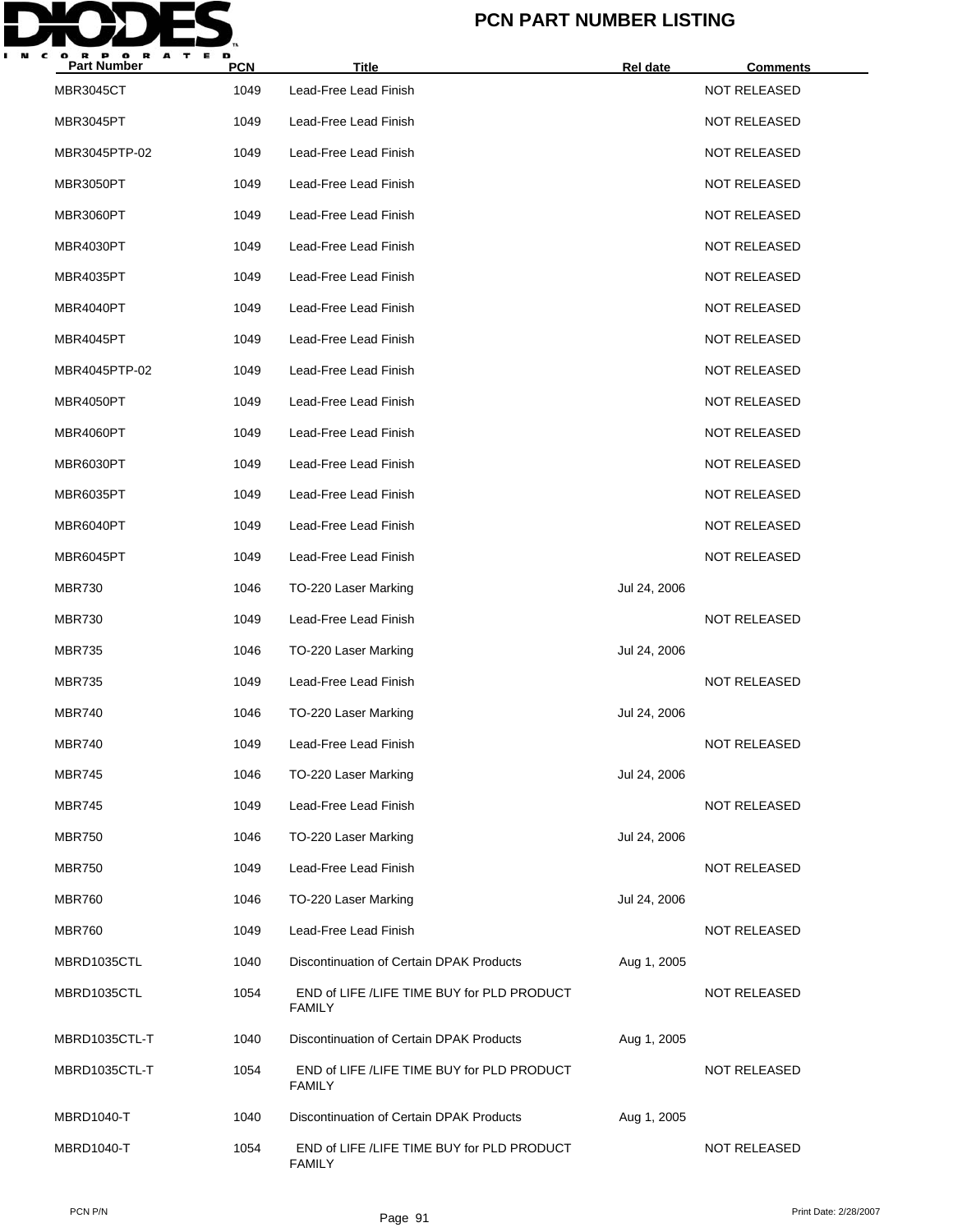# PCN PART NUMBER LISTING

| Part Number | PCN | Title | Rel date | Comments |
|---|---|---|---|---|
| MBR3045CT | 1049 | Lead-Free Lead Finish | | NOT RELEASED |
| MBR3045PT | 1049 | Lead-Free Lead Finish | | NOT RELEASED |
| MBR3045PTP-02 | 1049 | Lead-Free Lead Finish | | NOT RELEASED |
| MBR3050PT | 1049 | Lead-Free Lead Finish | | NOT RELEASED |
| MBR3060PT | 1049 | Lead-Free Lead Finish | | NOT RELEASED |
| MBR4030PT | 1049 | Lead-Free Lead Finish | | NOT RELEASED |
| MBR4035PT | 1049 | Lead-Free Lead Finish | | NOT RELEASED |
| MBR4040PT | 1049 | Lead-Free Lead Finish | | NOT RELEASED |
| MBR4045PT | 1049 | Lead-Free Lead Finish | | NOT RELEASED |
| MBR4045PTP-02 | 1049 | Lead-Free Lead Finish | | NOT RELEASED |
| MBR4050PT | 1049 | Lead-Free Lead Finish | | NOT RELEASED |
| MBR4060PT | 1049 | Lead-Free Lead Finish | | NOT RELEASED |
| MBR6030PT | 1049 | Lead-Free Lead Finish | | NOT RELEASED |
| MBR6035PT | 1049 | Lead-Free Lead Finish | | NOT RELEASED |
| MBR6040PT | 1049 | Lead-Free Lead Finish | | NOT RELEASED |
| MBR6045PT | 1049 | Lead-Free Lead Finish | | NOT RELEASED |
| MBR730 | 1046 | TO-220 Laser Marking | Jul 24, 2006 | |
| MBR730 | 1049 | Lead-Free Lead Finish | | NOT RELEASED |
| MBR735 | 1046 | TO-220 Laser Marking | Jul 24, 2006 | |
| MBR735 | 1049 | Lead-Free Lead Finish | | NOT RELEASED |
| MBR740 | 1046 | TO-220 Laser Marking | Jul 24, 2006 | |
| MBR740 | 1049 | Lead-Free Lead Finish | | NOT RELEASED |
| MBR745 | 1046 | TO-220 Laser Marking | Jul 24, 2006 | |
| MBR745 | 1049 | Lead-Free Lead Finish | | NOT RELEASED |
| MBR750 | 1046 | TO-220 Laser Marking | Jul 24, 2006 | |
| MBR750 | 1049 | Lead-Free Lead Finish | | NOT RELEASED |
| MBR760 | 1046 | TO-220 Laser Marking | Jul 24, 2006 | |
| MBR760 | 1049 | Lead-Free Lead Finish | | NOT RELEASED |
| MBRD1035CTL | 1040 | Discontinuation of Certain DPAK Products | Aug 1, 2005 | |
| MBRD1035CTL | 1054 | END of LIFE /LIFE TIME BUY for PLD PRODUCT FAMILY | | NOT RELEASED |
| MBRD1035CTL-T | 1040 | Discontinuation of Certain DPAK Products | Aug 1, 2005 | |
| MBRD1035CTL-T | 1054 | END of LIFE /LIFE TIME BUY for PLD PRODUCT FAMILY | | NOT RELEASED |
| MBRD1040-T | 1040 | Discontinuation of Certain DPAK Products | Aug 1, 2005 | |
| MBRD1040-T | 1054 | END of LIFE /LIFE TIME BUY for PLD PRODUCT FAMILY | | NOT RELEASED |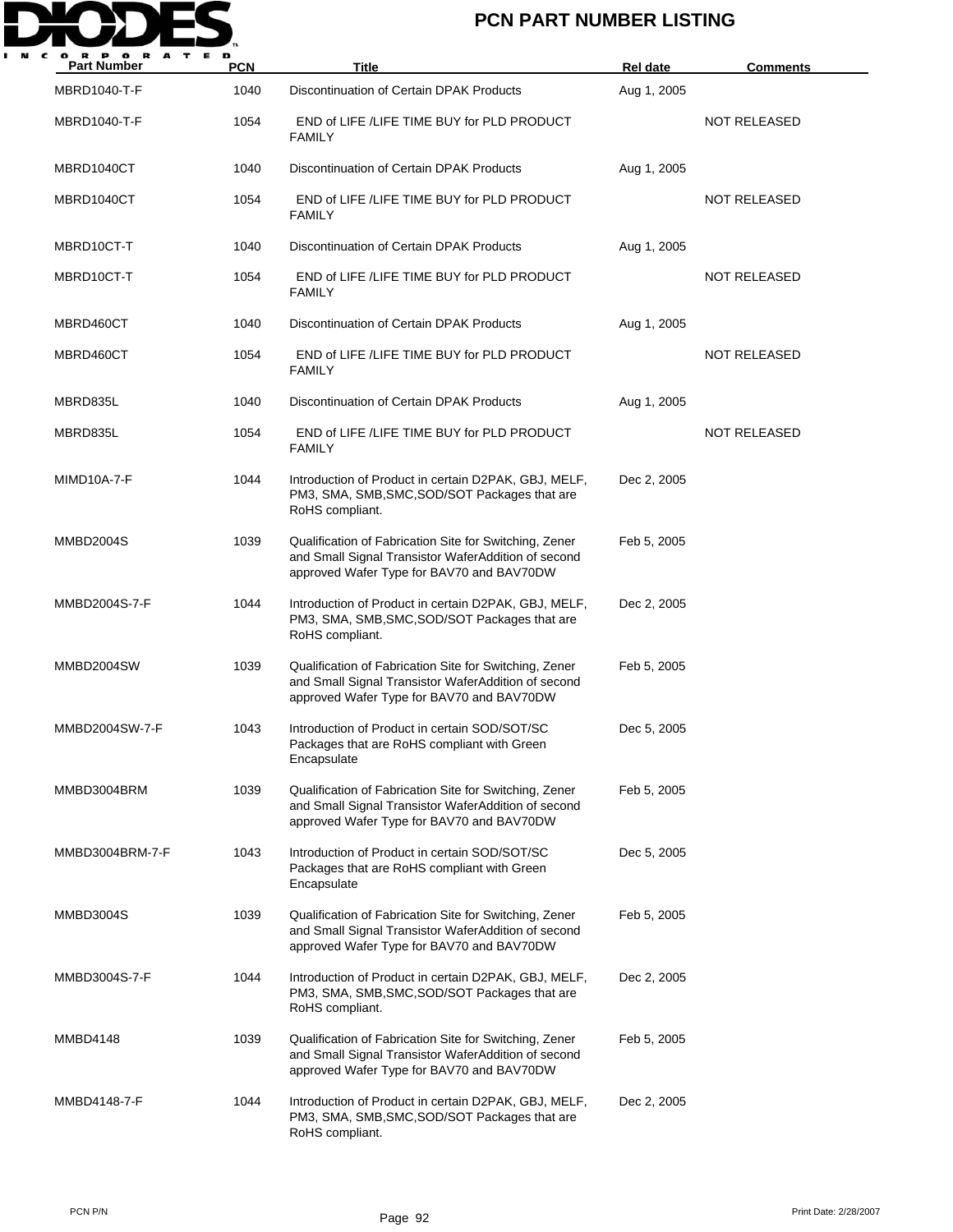# PCN PART NUMBER LISTING

| Part Number | PCN | Title | Rel date | Comments |
|---|---|---|---|---|
| MBRD1040-T-F | 1040 | Discontinuation of Certain DPAK Products | Aug 1, 2005 | |
| MBRD1040-T-F | 1054 | END of LIFE /LIFE TIME BUY for PLD PRODUCT FAMILY | | NOT RELEASED |
| MBRD1040CT | 1040 | Discontinuation of Certain DPAK Products | Aug 1, 2005 | |
| MBRD1040CT | 1054 | END of LIFE /LIFE TIME BUY for PLD PRODUCT FAMILY | | NOT RELEASED |
| MBRD10CT-T | 1040 | Discontinuation of Certain DPAK Products | Aug 1, 2005 | |
| MBRD10CT-T | 1054 | END of LIFE /LIFE TIME BUY for PLD PRODUCT FAMILY | | NOT RELEASED |
| MBRD460CT | 1040 | Discontinuation of Certain DPAK Products | Aug 1, 2005 | |
| MBRD460CT | 1054 | END of LIFE /LIFE TIME BUY for PLD PRODUCT FAMILY | | NOT RELEASED |
| MBRD835L | 1040 | Discontinuation of Certain DPAK Products | Aug 1, 2005 | |
| MBRD835L | 1054 | END of LIFE /LIFE TIME BUY for PLD PRODUCT FAMILY | | NOT RELEASED |
| MIMD10A-7-F | 1044 | Introduction of Product in certain D2PAK, GBJ, MELF, PM3, SMA, SMB,SMC,SOD/SOT Packages that are RoHS compliant. | Dec 2, 2005 | |
| MMBD2004S | 1039 | Qualification of Fabrication Site for Switching, Zener and Small Signal Transistor WaferAddition of second approved Wafer Type for BAV70 and BAV70DW | Feb 5, 2005 | |
| MMBD2004S-7-F | 1044 | Introduction of Product in certain D2PAK, GBJ, MELF, PM3, SMA, SMB,SMC,SOD/SOT Packages that are RoHS compliant. | Dec 2, 2005 | |
| MMBD2004SW | 1039 | Qualification of Fabrication Site for Switching, Zener and Small Signal Transistor WaferAddition of second approved Wafer Type for BAV70 and BAV70DW | Feb 5, 2005 | |
| MMBD2004SW-7-F | 1043 | Introduction of Product in certain SOD/SOT/SC Packages that are RoHS compliant with Green Encapsulate | Dec 5, 2005 | |
| MMBD3004BRM | 1039 | Qualification of Fabrication Site for Switching, Zener and Small Signal Transistor WaferAddition of second approved Wafer Type for BAV70 and BAV70DW | Feb 5, 2005 | |
| MMBD3004BRM-7-F | 1043 | Introduction of Product in certain SOD/SOT/SC Packages that are RoHS compliant with Green Encapsulate | Dec 5, 2005 | |
| MMBD3004S | 1039 | Qualification of Fabrication Site for Switching, Zener and Small Signal Transistor WaferAddition of second approved Wafer Type for BAV70 and BAV70DW | Feb 5, 2005 | |
| MMBD3004S-7-F | 1044 | Introduction of Product in certain D2PAK, GBJ, MELF, PM3, SMA, SMB,SMC,SOD/SOT Packages that are RoHS compliant. | Dec 2, 2005 | |
| MMBD4148 | 1039 | Qualification of Fabrication Site for Switching, Zener and Small Signal Transistor WaferAddition of second approved Wafer Type for BAV70 and BAV70DW | Feb 5, 2005 | |
| MMBD4148-7-F | 1044 | Introduction of Product in certain D2PAK, GBJ, MELF, PM3, SMA, SMB,SMC,SOD/SOT Packages that are RoHS compliant. | Dec 2, 2005 | |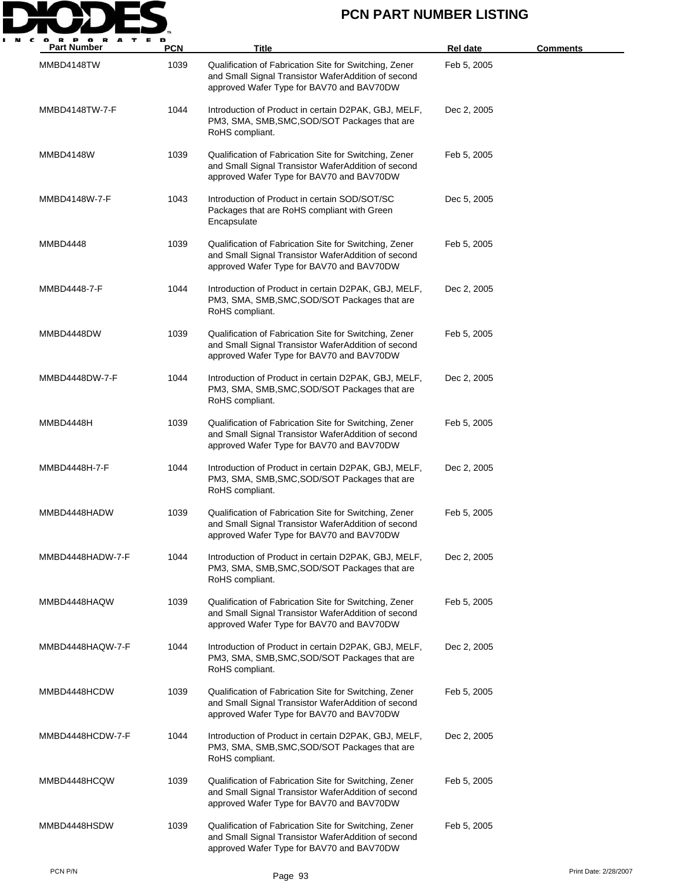# PCN PART NUMBER LISTING

| Part Number | PCN | Title | Rel date | Comments |
|---|---|---|---|---|
| MMBD4148TW | 1039 | Qualification of Fabrication Site for Switching, Zener and Small Signal Transistor WaferAddition of second approved Wafer Type for BAV70 and BAV70DW | Feb 5, 2005 | |
| MMBD4148TW-7-F | 1044 | Introduction of Product in certain D2PAK, GBJ, MELF, PM3, SMA, SMB,SMC,SOD/SOT Packages that are RoHS compliant. | Dec 2, 2005 | |
| MMBD4148W | 1039 | Qualification of Fabrication Site for Switching, Zener and Small Signal Transistor WaferAddition of second approved Wafer Type for BAV70 and BAV70DW | Feb 5, 2005 | |
| MMBD4148W-7-F | 1043 | Introduction of Product in certain SOD/SOT/SC Packages that are RoHS compliant with Green Encapsulate | Dec 5, 2005 | |
| MMBD4448 | 1039 | Qualification of Fabrication Site for Switching, Zener and Small Signal Transistor WaferAddition of second approved Wafer Type for BAV70 and BAV70DW | Feb 5, 2005 | |
| MMBD4448-7-F | 1044 | Introduction of Product in certain D2PAK, GBJ, MELF, PM3, SMA, SMB,SMC,SOD/SOT Packages that are RoHS compliant. | Dec 2, 2005 | |
| MMBD4448DW | 1039 | Qualification of Fabrication Site for Switching, Zener and Small Signal Transistor WaferAddition of second approved Wafer Type for BAV70 and BAV70DW | Feb 5, 2005 | |
| MMBD4448DW-7-F | 1044 | Introduction of Product in certain D2PAK, GBJ, MELF, PM3, SMA, SMB,SMC,SOD/SOT Packages that are RoHS compliant. | Dec 2, 2005 | |
| MMBD4448H | 1039 | Qualification of Fabrication Site for Switching, Zener and Small Signal Transistor WaferAddition of second approved Wafer Type for BAV70 and BAV70DW | Feb 5, 2005 | |
| MMBD4448H-7-F | 1044 | Introduction of Product in certain D2PAK, GBJ, MELF, PM3, SMA, SMB,SMC,SOD/SOT Packages that are RoHS compliant. | Dec 2, 2005 | |
| MMBD4448HADW | 1039 | Qualification of Fabrication Site for Switching, Zener and Small Signal Transistor WaferAddition of second approved Wafer Type for BAV70 and BAV70DW | Feb 5, 2005 | |
| MMBD4448HADW-7-F | 1044 | Introduction of Product in certain D2PAK, GBJ, MELF, PM3, SMA, SMB,SMC,SOD/SOT Packages that are RoHS compliant. | Dec 2, 2005 | |
| MMBD4448HAQW | 1039 | Qualification of Fabrication Site for Switching, Zener and Small Signal Transistor WaferAddition of second approved Wafer Type for BAV70 and BAV70DW | Feb 5, 2005 | |
| MMBD4448HAQW-7-F | 1044 | Introduction of Product in certain D2PAK, GBJ, MELF, PM3, SMA, SMB,SMC,SOD/SOT Packages that are RoHS compliant. | Dec 2, 2005 | |
| MMBD4448HCDW | 1039 | Qualification of Fabrication Site for Switching, Zener and Small Signal Transistor WaferAddition of second approved Wafer Type for BAV70 and BAV70DW | Feb 5, 2005 | |
| MMBD4448HCDW-7-F | 1044 | Introduction of Product in certain D2PAK, GBJ, MELF, PM3, SMA, SMB,SMC,SOD/SOT Packages that are RoHS compliant. | Dec 2, 2005 | |
| MMBD4448HCQW | 1039 | Qualification of Fabrication Site for Switching, Zener and Small Signal Transistor WaferAddition of second approved Wafer Type for BAV70 and BAV70DW | Feb 5, 2005 | |
| MMBD4448HSDW | 1039 | Qualification of Fabrication Site for Switching, Zener and Small Signal Transistor WaferAddition of second approved Wafer Type for BAV70 and BAV70DW | Feb 5, 2005 | |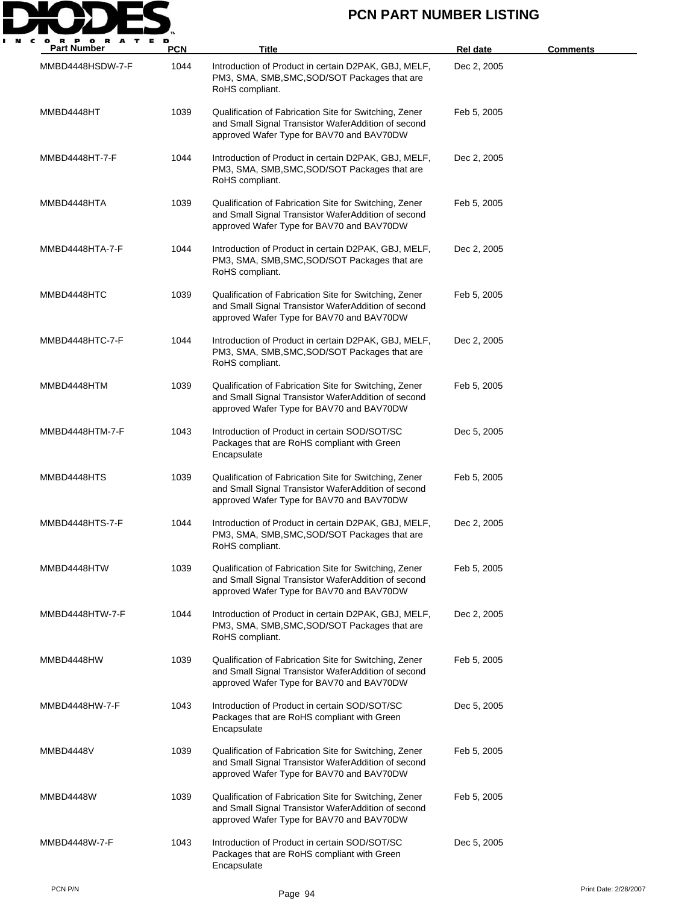# PCN PART NUMBER LISTING

| Part Number | PCN | Title | Rel date | Comments |
|---|---|---|---|---|
| MMBD4448HSDW-7-F | 1044 | Introduction of Product in certain D2PAK, GBJ, MELF, PM3, SMA, SMB,SMC,SOD/SOT Packages that are RoHS compliant. | Dec 2, 2005 | |
| MMBD4448HT | 1039 | Qualification of Fabrication Site for Switching, Zener and Small Signal Transistor WaferAddition of second approved Wafer Type for BAV70 and BAV70DW | Feb 5, 2005 | |
| MMBD4448HT-7-F | 1044 | Introduction of Product in certain D2PAK, GBJ, MELF, PM3, SMA, SMB,SMC,SOD/SOT Packages that are RoHS compliant. | Dec 2, 2005 | |
| MMBD4448HTA | 1039 | Qualification of Fabrication Site for Switching, Zener and Small Signal Transistor WaferAddition of second approved Wafer Type for BAV70 and BAV70DW | Feb 5, 2005 | |
| MMBD4448HTA-7-F | 1044 | Introduction of Product in certain D2PAK, GBJ, MELF, PM3, SMA, SMB,SMC,SOD/SOT Packages that are RoHS compliant. | Dec 2, 2005 | |
| MMBD4448HTC | 1039 | Qualification of Fabrication Site for Switching, Zener and Small Signal Transistor WaferAddition of second approved Wafer Type for BAV70 and BAV70DW | Feb 5, 2005 | |
| MMBD4448HTC-7-F | 1044 | Introduction of Product in certain D2PAK, GBJ, MELF, PM3, SMA, SMB,SMC,SOD/SOT Packages that are RoHS compliant. | Dec 2, 2005 | |
| MMBD4448HTM | 1039 | Qualification of Fabrication Site for Switching, Zener and Small Signal Transistor WaferAddition of second approved Wafer Type for BAV70 and BAV70DW | Feb 5, 2005 | |
| MMBD4448HTM-7-F | 1043 | Introduction of Product in certain SOD/SOT/SC Packages that are RoHS compliant with Green Encapsulate | Dec 5, 2005 | |
| MMBD4448HTS | 1039 | Qualification of Fabrication Site for Switching, Zener and Small Signal Transistor WaferAddition of second approved Wafer Type for BAV70 and BAV70DW | Feb 5, 2005 | |
| MMBD4448HTS-7-F | 1044 | Introduction of Product in certain D2PAK, GBJ, MELF, PM3, SMA, SMB,SMC,SOD/SOT Packages that are RoHS compliant. | Dec 2, 2005 | |
| MMBD4448HTW | 1039 | Qualification of Fabrication Site for Switching, Zener and Small Signal Transistor WaferAddition of second approved Wafer Type for BAV70 and BAV70DW | Feb 5, 2005 | |
| MMBD4448HTW-7-F | 1044 | Introduction of Product in certain D2PAK, GBJ, MELF, PM3, SMA, SMB,SMC,SOD/SOT Packages that are RoHS compliant. | Dec 2, 2005 | |
| MMBD4448HW | 1039 | Qualification of Fabrication Site for Switching, Zener and Small Signal Transistor WaferAddition of second approved Wafer Type for BAV70 and BAV70DW | Feb 5, 2005 | |
| MMBD4448HW-7-F | 1043 | Introduction of Product in certain SOD/SOT/SC Packages that are RoHS compliant with Green Encapsulate | Dec 5, 2005 | |
| MMBD4448V | 1039 | Qualification of Fabrication Site for Switching, Zener and Small Signal Transistor WaferAddition of second approved Wafer Type for BAV70 and BAV70DW | Feb 5, 2005 | |
| MMBD4448W | 1039 | Qualification of Fabrication Site for Switching, Zener and Small Signal Transistor WaferAddition of second approved Wafer Type for BAV70 and BAV70DW | Feb 5, 2005 | |
| MMBD4448W-7-F | 1043 | Introduction of Product in certain SOD/SOT/SC Packages that are RoHS compliant with Green Encapsulate | Dec 5, 2005 | |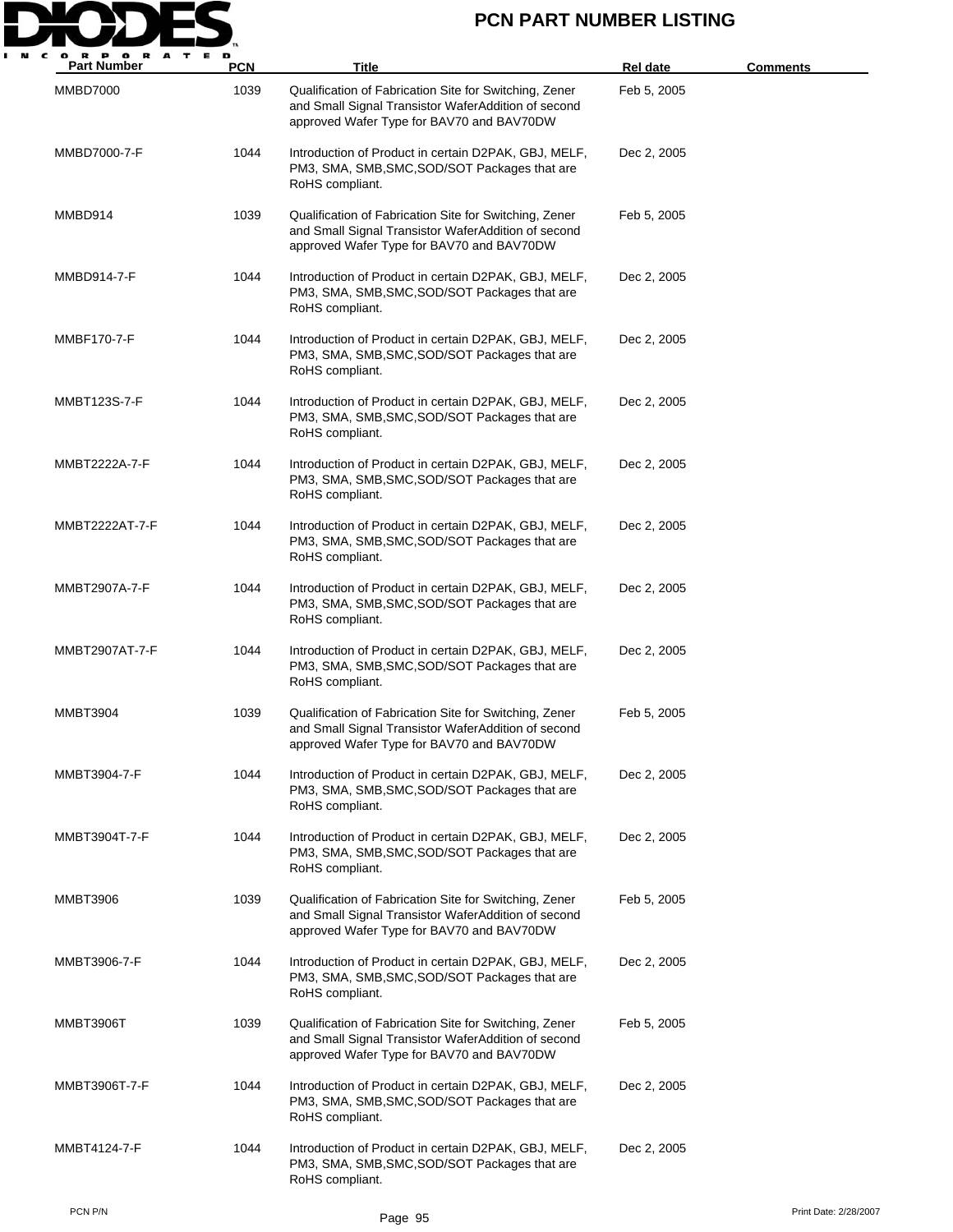# PCN PART NUMBER LISTING

| Part Number | PCN | Title | Rel date | Comments |
|---|---|---|---|---|
| MMBD7000 | 1039 | Qualification of Fabrication Site for Switching, Zener and Small Signal Transistor WaferAddition of second approved Wafer Type for BAV70 and BAV70DW | Feb 5, 2005 | |
| MMBD7000-7-F | 1044 | Introduction of Product in certain D2PAK, GBJ, MELF, PM3, SMA, SMB,SMC,SOD/SOT Packages that are RoHS compliant. | Dec 2, 2005 | |
| MMBD914 | 1039 | Qualification of Fabrication Site for Switching, Zener and Small Signal Transistor WaferAddition of second approved Wafer Type for BAV70 and BAV70DW | Feb 5, 2005 | |
| MMBD914-7-F | 1044 | Introduction of Product in certain D2PAK, GBJ, MELF, PM3, SMA, SMB,SMC,SOD/SOT Packages that are RoHS compliant. | Dec 2, 2005 | |
| MMBF170-7-F | 1044 | Introduction of Product in certain D2PAK, GBJ, MELF, PM3, SMA, SMB,SMC,SOD/SOT Packages that are RoHS compliant. | Dec 2, 2005 | |
| MMBT123S-7-F | 1044 | Introduction of Product in certain D2PAK, GBJ, MELF, PM3, SMA, SMB,SMC,SOD/SOT Packages that are RoHS compliant. | Dec 2, 2005 | |
| MMBT2222A-7-F | 1044 | Introduction of Product in certain D2PAK, GBJ, MELF, PM3, SMA, SMB,SMC,SOD/SOT Packages that are RoHS compliant. | Dec 2, 2005 | |
| MMBT2222AT-7-F | 1044 | Introduction of Product in certain D2PAK, GBJ, MELF, PM3, SMA, SMB,SMC,SOD/SOT Packages that are RoHS compliant. | Dec 2, 2005 | |
| MMBT2907A-7-F | 1044 | Introduction of Product in certain D2PAK, GBJ, MELF, PM3, SMA, SMB,SMC,SOD/SOT Packages that are RoHS compliant. | Dec 2, 2005 | |
| MMBT2907AT-7-F | 1044 | Introduction of Product in certain D2PAK, GBJ, MELF, PM3, SMA, SMB,SMC,SOD/SOT Packages that are RoHS compliant. | Dec 2, 2005 | |
| MMBT3904 | 1039 | Qualification of Fabrication Site for Switching, Zener and Small Signal Transistor WaferAddition of second approved Wafer Type for BAV70 and BAV70DW | Feb 5, 2005 | |
| MMBT3904-7-F | 1044 | Introduction of Product in certain D2PAK, GBJ, MELF, PM3, SMA, SMB,SMC,SOD/SOT Packages that are RoHS compliant. | Dec 2, 2005 | |
| MMBT3904T-7-F | 1044 | Introduction of Product in certain D2PAK, GBJ, MELF, PM3, SMA, SMB,SMC,SOD/SOT Packages that are RoHS compliant. | Dec 2, 2005 | |
| MMBT3906 | 1039 | Qualification of Fabrication Site for Switching, Zener and Small Signal Transistor WaferAddition of second approved Wafer Type for BAV70 and BAV70DW | Feb 5, 2005 | |
| MMBT3906-7-F | 1044 | Introduction of Product in certain D2PAK, GBJ, MELF, PM3, SMA, SMB,SMC,SOD/SOT Packages that are RoHS compliant. | Dec 2, 2005 | |
| MMBT3906T | 1039 | Qualification of Fabrication Site for Switching, Zener and Small Signal Transistor WaferAddition of second approved Wafer Type for BAV70 and BAV70DW | Feb 5, 2005 | |
| MMBT3906T-7-F | 1044 | Introduction of Product in certain D2PAK, GBJ, MELF, PM3, SMA, SMB,SMC,SOD/SOT Packages that are RoHS compliant. | Dec 2, 2005 | |
| MMBT4124-7-F | 1044 | Introduction of Product in certain D2PAK, GBJ, MELF, PM3, SMA, SMB,SMC,SOD/SOT Packages that are RoHS compliant. | Dec 2, 2005 | |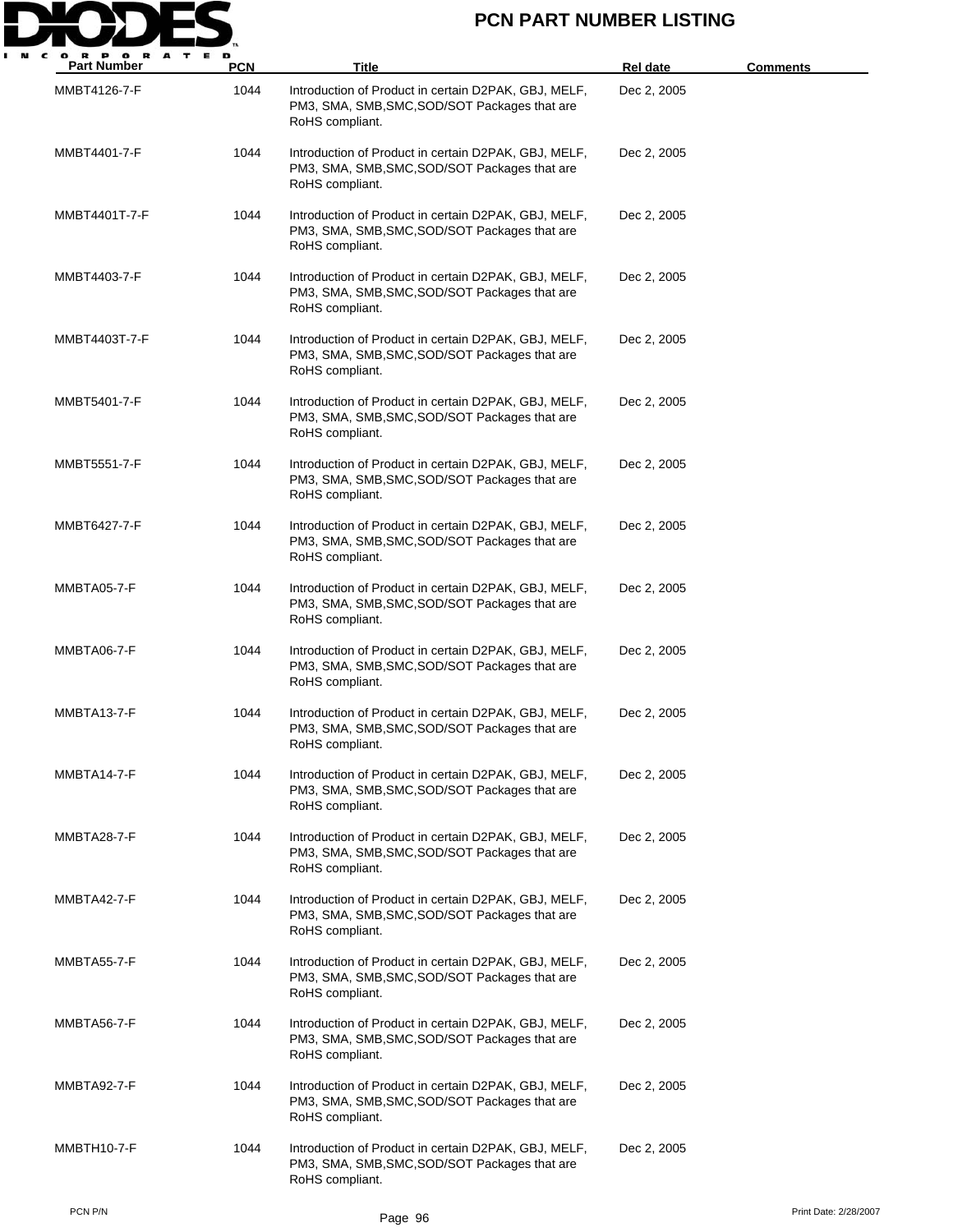# PCN PART NUMBER LISTING

| Part Number | PCN | Title | Rel date | Comments |
|---|---|---|---|---|
| MMBT4126-7-F | 1044 | Introduction of Product in certain D2PAK, GBJ, MELF, PM3, SMA, SMB,SMC,SOD/SOT Packages that are RoHS compliant. | Dec 2, 2005 | |
| MMBT4401-7-F | 1044 | Introduction of Product in certain D2PAK, GBJ, MELF, PM3, SMA, SMB,SMC,SOD/SOT Packages that are RoHS compliant. | Dec 2, 2005 | |
| MMBT4401T-7-F | 1044 | Introduction of Product in certain D2PAK, GBJ, MELF, PM3, SMA, SMB,SMC,SOD/SOT Packages that are RoHS compliant. | Dec 2, 2005 | |
| MMBT4403-7-F | 1044 | Introduction of Product in certain D2PAK, GBJ, MELF, PM3, SMA, SMB,SMC,SOD/SOT Packages that are RoHS compliant. | Dec 2, 2005 | |
| MMBT4403T-7-F | 1044 | Introduction of Product in certain D2PAK, GBJ, MELF, PM3, SMA, SMB,SMC,SOD/SOT Packages that are RoHS compliant. | Dec 2, 2005 | |
| MMBT5401-7-F | 1044 | Introduction of Product in certain D2PAK, GBJ, MELF, PM3, SMA, SMB,SMC,SOD/SOT Packages that are RoHS compliant. | Dec 2, 2005 | |
| MMBT5551-7-F | 1044 | Introduction of Product in certain D2PAK, GBJ, MELF, PM3, SMA, SMB,SMC,SOD/SOT Packages that are RoHS compliant. | Dec 2, 2005 | |
| MMBT6427-7-F | 1044 | Introduction of Product in certain D2PAK, GBJ, MELF, PM3, SMA, SMB,SMC,SOD/SOT Packages that are RoHS compliant. | Dec 2, 2005 | |
| MMBTA05-7-F | 1044 | Introduction of Product in certain D2PAK, GBJ, MELF, PM3, SMA, SMB,SMC,SOD/SOT Packages that are RoHS compliant. | Dec 2, 2005 | |
| MMBTA06-7-F | 1044 | Introduction of Product in certain D2PAK, GBJ, MELF, PM3, SMA, SMB,SMC,SOD/SOT Packages that are RoHS compliant. | Dec 2, 2005 | |
| MMBTA13-7-F | 1044 | Introduction of Product in certain D2PAK, GBJ, MELF, PM3, SMA, SMB,SMC,SOD/SOT Packages that are RoHS compliant. | Dec 2, 2005 | |
| MMBTA14-7-F | 1044 | Introduction of Product in certain D2PAK, GBJ, MELF, PM3, SMA, SMB,SMC,SOD/SOT Packages that are RoHS compliant. | Dec 2, 2005 | |
| MMBTA28-7-F | 1044 | Introduction of Product in certain D2PAK, GBJ, MELF, PM3, SMA, SMB,SMC,SOD/SOT Packages that are RoHS compliant. | Dec 2, 2005 | |
| MMBTA42-7-F | 1044 | Introduction of Product in certain D2PAK, GBJ, MELF, PM3, SMA, SMB,SMC,SOD/SOT Packages that are RoHS compliant. | Dec 2, 2005 | |
| MMBTA55-7-F | 1044 | Introduction of Product in certain D2PAK, GBJ, MELF, PM3, SMA, SMB,SMC,SOD/SOT Packages that are RoHS compliant. | Dec 2, 2005 | |
| MMBTA56-7-F | 1044 | Introduction of Product in certain D2PAK, GBJ, MELF, PM3, SMA, SMB,SMC,SOD/SOT Packages that are RoHS compliant. | Dec 2, 2005 | |
| MMBTA92-7-F | 1044 | Introduction of Product in certain D2PAK, GBJ, MELF, PM3, SMA, SMB,SMC,SOD/SOT Packages that are RoHS compliant. | Dec 2, 2005 | |
| MMBTH10-7-F | 1044 | Introduction of Product in certain D2PAK, GBJ, MELF, PM3, SMA, SMB,SMC,SOD/SOT Packages that are RoHS compliant. | Dec 2, 2005 | |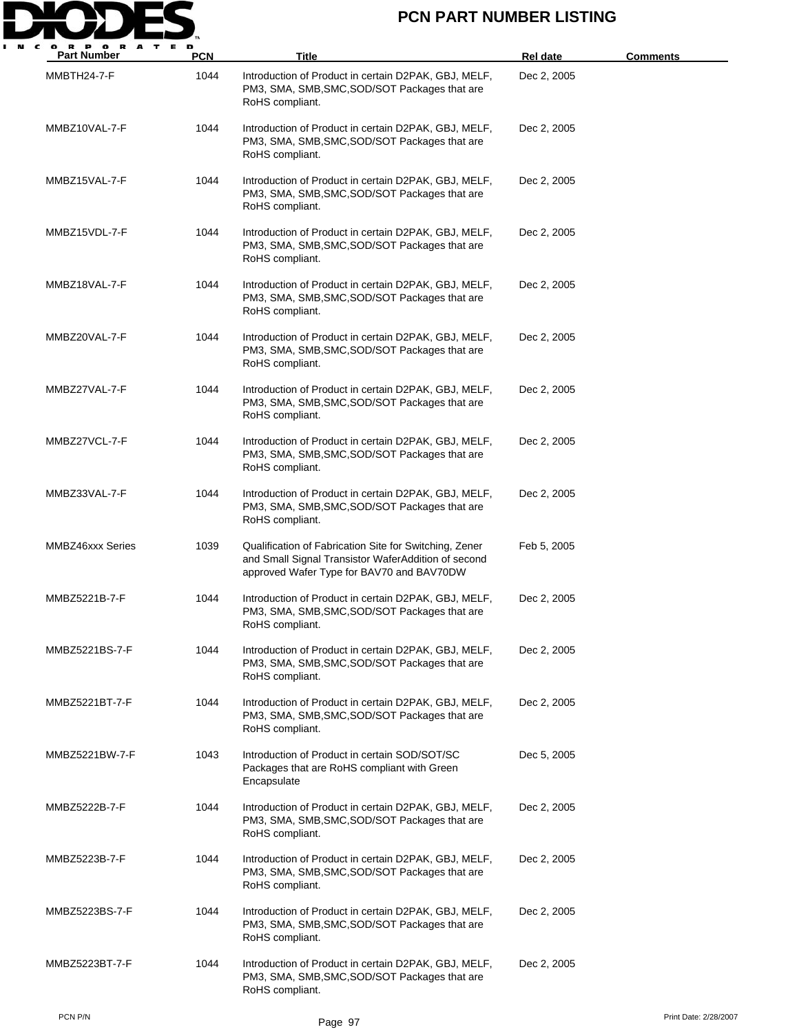# PCN PART NUMBER LISTING

| Part Number | PCN | Title | Rel date | Comments |
|---|---|---|---|---|
| MMBTH24-7-F | 1044 | Introduction of Product in certain D2PAK, GBJ, MELF, PM3, SMA, SMB,SMC,SOD/SOT Packages that are RoHS compliant. | Dec 2, 2005 | |
| MMBZ10VAL-7-F | 1044 | Introduction of Product in certain D2PAK, GBJ, MELF, PM3, SMA, SMB,SMC,SOD/SOT Packages that are RoHS compliant. | Dec 2, 2005 | |
| MMBZ15VAL-7-F | 1044 | Introduction of Product in certain D2PAK, GBJ, MELF, PM3, SMA, SMB,SMC,SOD/SOT Packages that are RoHS compliant. | Dec 2, 2005 | |
| MMBZ15VDL-7-F | 1044 | Introduction of Product in certain D2PAK, GBJ, MELF, PM3, SMA, SMB,SMC,SOD/SOT Packages that are RoHS compliant. | Dec 2, 2005 | |
| MMBZ18VAL-7-F | 1044 | Introduction of Product in certain D2PAK, GBJ, MELF, PM3, SMA, SMB,SMC,SOD/SOT Packages that are RoHS compliant. | Dec 2, 2005 | |
| MMBZ20VAL-7-F | 1044 | Introduction of Product in certain D2PAK, GBJ, MELF, PM3, SMA, SMB,SMC,SOD/SOT Packages that are RoHS compliant. | Dec 2, 2005 | |
| MMBZ27VAL-7-F | 1044 | Introduction of Product in certain D2PAK, GBJ, MELF, PM3, SMA, SMB,SMC,SOD/SOT Packages that are RoHS compliant. | Dec 2, 2005 | |
| MMBZ27VCL-7-F | 1044 | Introduction of Product in certain D2PAK, GBJ, MELF, PM3, SMA, SMB,SMC,SOD/SOT Packages that are RoHS compliant. | Dec 2, 2005 | |
| MMBZ33VAL-7-F | 1044 | Introduction of Product in certain D2PAK, GBJ, MELF, PM3, SMA, SMB,SMC,SOD/SOT Packages that are RoHS compliant. | Dec 2, 2005 | |
| MMBZ46xxx Series | 1039 | Qualification of Fabrication Site for Switching, Zener and Small Signal Transistor WaferAddition of second approved Wafer Type for BAV70 and BAV70DW | Feb 5, 2005 | |
| MMBZ5221B-7-F | 1044 | Introduction of Product in certain D2PAK, GBJ, MELF, PM3, SMA, SMB,SMC,SOD/SOT Packages that are RoHS compliant. | Dec 2, 2005 | |
| MMBZ5221BS-7-F | 1044 | Introduction of Product in certain D2PAK, GBJ, MELF, PM3, SMA, SMB,SMC,SOD/SOT Packages that are RoHS compliant. | Dec 2, 2005 | |
| MMBZ5221BT-7-F | 1044 | Introduction of Product in certain D2PAK, GBJ, MELF, PM3, SMA, SMB,SMC,SOD/SOT Packages that are RoHS compliant. | Dec 2, 2005 | |
| MMBZ5221BW-7-F | 1043 | Introduction of Product in certain SOD/SOT/SC Packages that are RoHS compliant with Green Encapsulate | Dec 5, 2005 | |
| MMBZ5222B-7-F | 1044 | Introduction of Product in certain D2PAK, GBJ, MELF, PM3, SMA, SMB,SMC,SOD/SOT Packages that are RoHS compliant. | Dec 2, 2005 | |
| MMBZ5223B-7-F | 1044 | Introduction of Product in certain D2PAK, GBJ, MELF, PM3, SMA, SMB,SMC,SOD/SOT Packages that are RoHS compliant. | Dec 2, 2005 | |
| MMBZ5223BS-7-F | 1044 | Introduction of Product in certain D2PAK, GBJ, MELF, PM3, SMA, SMB,SMC,SOD/SOT Packages that are RoHS compliant. | Dec 2, 2005 | |
| MMBZ5223BT-7-F | 1044 | Introduction of Product in certain D2PAK, GBJ, MELF, PM3, SMA, SMB,SMC,SOD/SOT Packages that are RoHS compliant. | Dec 2, 2005 | |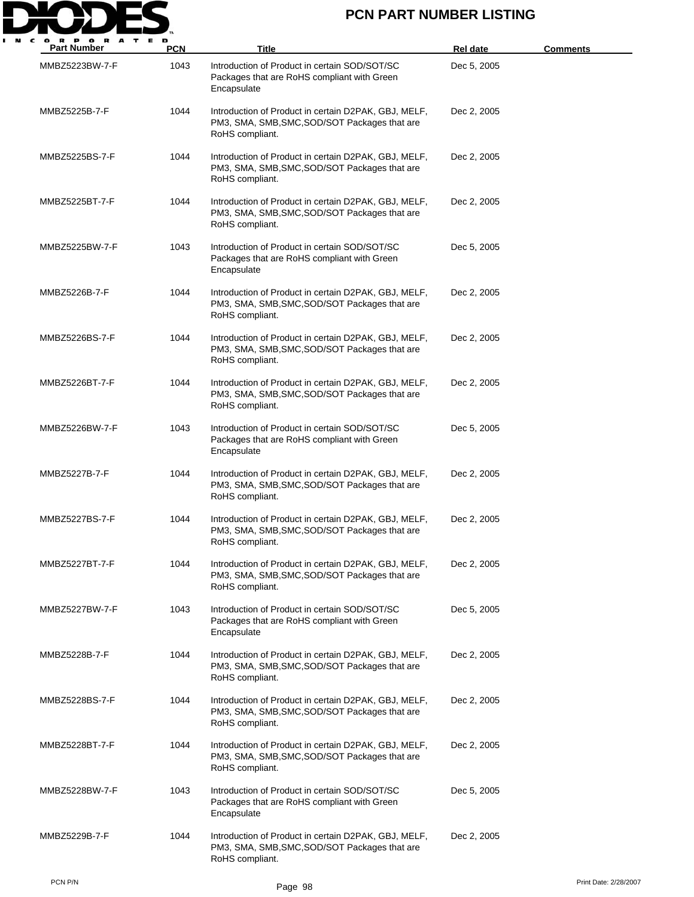# PCN PART NUMBER LISTING

| Part Number | PCN | Title | Rel date | Comments |
|---|---|---|---|---|
| MMBZ5223BW-7-F | 1043 | Introduction of Product in certain SOD/SOT/SC Packages that are RoHS compliant with Green Encapsulate | Dec 5, 2005 | |
| MMBZ5225B-7-F | 1044 | Introduction of Product in certain D2PAK, GBJ, MELF, PM3, SMA, SMB,SMC,SOD/SOT Packages that are RoHS compliant. | Dec 2, 2005 | |
| MMBZ5225BS-7-F | 1044 | Introduction of Product in certain D2PAK, GBJ, MELF, PM3, SMA, SMB,SMC,SOD/SOT Packages that are RoHS compliant. | Dec 2, 2005 | |
| MMBZ5225BT-7-F | 1044 | Introduction of Product in certain D2PAK, GBJ, MELF, PM3, SMA, SMB,SMC,SOD/SOT Packages that are RoHS compliant. | Dec 2, 2005 | |
| MMBZ5225BW-7-F | 1043 | Introduction of Product in certain SOD/SOT/SC Packages that are RoHS compliant with Green Encapsulate | Dec 5, 2005 | |
| MMBZ5226B-7-F | 1044 | Introduction of Product in certain D2PAK, GBJ, MELF, PM3, SMA, SMB,SMC,SOD/SOT Packages that are RoHS compliant. | Dec 2, 2005 | |
| MMBZ5226BS-7-F | 1044 | Introduction of Product in certain D2PAK, GBJ, MELF, PM3, SMA, SMB,SMC,SOD/SOT Packages that are RoHS compliant. | Dec 2, 2005 | |
| MMBZ5226BT-7-F | 1044 | Introduction of Product in certain D2PAK, GBJ, MELF, PM3, SMA, SMB,SMC,SOD/SOT Packages that are RoHS compliant. | Dec 2, 2005 | |
| MMBZ5226BW-7-F | 1043 | Introduction of Product in certain SOD/SOT/SC Packages that are RoHS compliant with Green Encapsulate | Dec 5, 2005 | |
| MMBZ5227B-7-F | 1044 | Introduction of Product in certain D2PAK, GBJ, MELF, PM3, SMA, SMB,SMC,SOD/SOT Packages that are RoHS compliant. | Dec 2, 2005 | |
| MMBZ5227BS-7-F | 1044 | Introduction of Product in certain D2PAK, GBJ, MELF, PM3, SMA, SMB,SMC,SOD/SOT Packages that are RoHS compliant. | Dec 2, 2005 | |
| MMBZ5227BT-7-F | 1044 | Introduction of Product in certain D2PAK, GBJ, MELF, PM3, SMA, SMB,SMC,SOD/SOT Packages that are RoHS compliant. | Dec 2, 2005 | |
| MMBZ5227BW-7-F | 1043 | Introduction of Product in certain SOD/SOT/SC Packages that are RoHS compliant with Green Encapsulate | Dec 5, 2005 | |
| MMBZ5228B-7-F | 1044 | Introduction of Product in certain D2PAK, GBJ, MELF, PM3, SMA, SMB,SMC,SOD/SOT Packages that are RoHS compliant. | Dec 2, 2005 | |
| MMBZ5228BS-7-F | 1044 | Introduction of Product in certain D2PAK, GBJ, MELF, PM3, SMA, SMB,SMC,SOD/SOT Packages that are RoHS compliant. | Dec 2, 2005 | |
| MMBZ5228BT-7-F | 1044 | Introduction of Product in certain D2PAK, GBJ, MELF, PM3, SMA, SMB,SMC,SOD/SOT Packages that are RoHS compliant. | Dec 2, 2005 | |
| MMBZ5228BW-7-F | 1043 | Introduction of Product in certain SOD/SOT/SC Packages that are RoHS compliant with Green Encapsulate | Dec 5, 2005 | |
| MMBZ5229B-7-F | 1044 | Introduction of Product in certain D2PAK, GBJ, MELF, PM3, SMA, SMB,SMC,SOD/SOT Packages that are RoHS compliant. | Dec 2, 2005 | |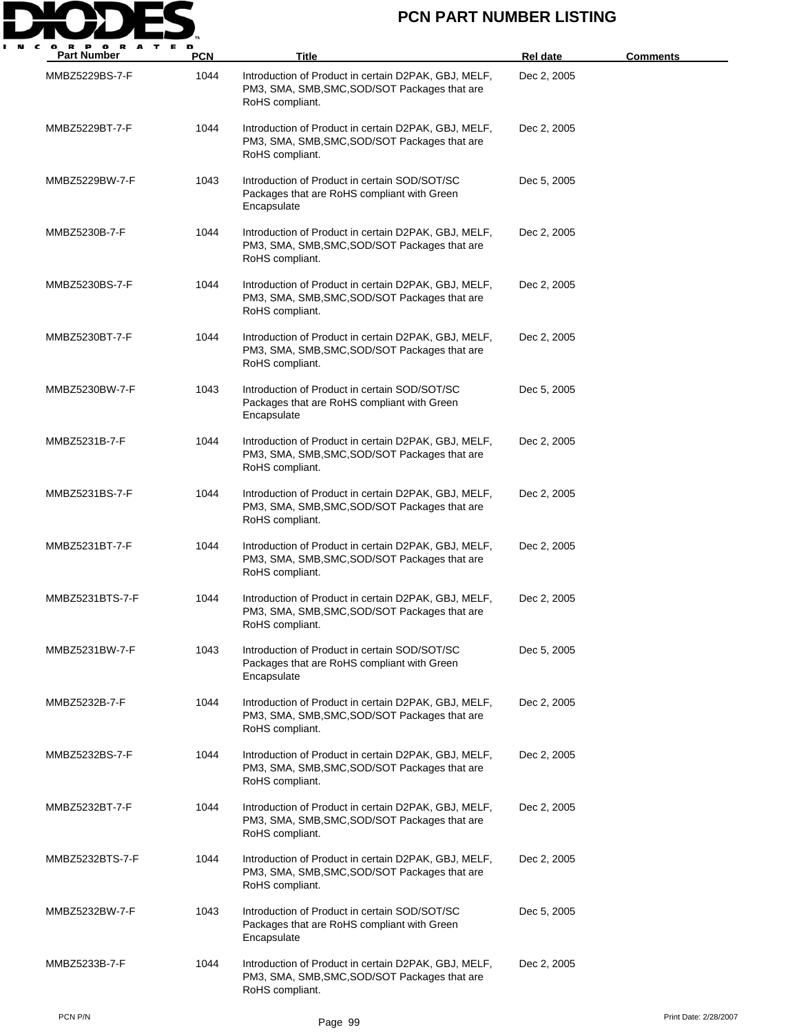# PCN PART NUMBER LISTING

| Part Number | PCN | Title | Rel date | Comments |
|---|---|---|---|---|
| MMBZ5229BS-7-F | 1044 | Introduction of Product in certain D2PAK, GBJ, MELF, PM3, SMA, SMB,SMC,SOD/SOT Packages that are RoHS compliant. | Dec 2, 2005 | |
| MMBZ5229BT-7-F | 1044 | Introduction of Product in certain D2PAK, GBJ, MELF, PM3, SMA, SMB,SMC,SOD/SOT Packages that are RoHS compliant. | Dec 2, 2005 | |
| MMBZ5229BW-7-F | 1043 | Introduction of Product in certain SOD/SOT/SC Packages that are RoHS compliant with Green Encapsulate | Dec 5, 2005 | |
| MMBZ5230B-7-F | 1044 | Introduction of Product in certain D2PAK, GBJ, MELF, PM3, SMA, SMB,SMC,SOD/SOT Packages that are RoHS compliant. | Dec 2, 2005 | |
| MMBZ5230BS-7-F | 1044 | Introduction of Product in certain D2PAK, GBJ, MELF, PM3, SMA, SMB,SMC,SOD/SOT Packages that are RoHS compliant. | Dec 2, 2005 | |
| MMBZ5230BT-7-F | 1044 | Introduction of Product in certain D2PAK, GBJ, MELF, PM3, SMA, SMB,SMC,SOD/SOT Packages that are RoHS compliant. | Dec 2, 2005 | |
| MMBZ5230BW-7-F | 1043 | Introduction of Product in certain SOD/SOT/SC Packages that are RoHS compliant with Green Encapsulate | Dec 5, 2005 | |
| MMBZ5231B-7-F | 1044 | Introduction of Product in certain D2PAK, GBJ, MELF, PM3, SMA, SMB,SMC,SOD/SOT Packages that are RoHS compliant. | Dec 2, 2005 | |
| MMBZ5231BS-7-F | 1044 | Introduction of Product in certain D2PAK, GBJ, MELF, PM3, SMA, SMB,SMC,SOD/SOT Packages that are RoHS compliant. | Dec 2, 2005 | |
| MMBZ5231BT-7-F | 1044 | Introduction of Product in certain D2PAK, GBJ, MELF, PM3, SMA, SMB,SMC,SOD/SOT Packages that are RoHS compliant. | Dec 2, 2005 | |
| MMBZ5231BTS-7-F | 1044 | Introduction of Product in certain D2PAK, GBJ, MELF, PM3, SMA, SMB,SMC,SOD/SOT Packages that are RoHS compliant. | Dec 2, 2005 | |
| MMBZ5231BW-7-F | 1043 | Introduction of Product in certain SOD/SOT/SC Packages that are RoHS compliant with Green Encapsulate | Dec 5, 2005 | |
| MMBZ5232B-7-F | 1044 | Introduction of Product in certain D2PAK, GBJ, MELF, PM3, SMA, SMB,SMC,SOD/SOT Packages that are RoHS compliant. | Dec 2, 2005 | |
| MMBZ5232BS-7-F | 1044 | Introduction of Product in certain D2PAK, GBJ, MELF, PM3, SMA, SMB,SMC,SOD/SOT Packages that are RoHS compliant. | Dec 2, 2005 | |
| MMBZ5232BT-7-F | 1044 | Introduction of Product in certain D2PAK, GBJ, MELF, PM3, SMA, SMB,SMC,SOD/SOT Packages that are RoHS compliant. | Dec 2, 2005 | |
| MMBZ5232BTS-7-F | 1044 | Introduction of Product in certain D2PAK, GBJ, MELF, PM3, SMA, SMB,SMC,SOD/SOT Packages that are RoHS compliant. | Dec 2, 2005 | |
| MMBZ5232BW-7-F | 1043 | Introduction of Product in certain SOD/SOT/SC Packages that are RoHS compliant with Green Encapsulate | Dec 5, 2005 | |
| MMBZ5233B-7-F | 1044 | Introduction of Product in certain D2PAK, GBJ, MELF, PM3, SMA, SMB,SMC,SOD/SOT Packages that are RoHS compliant. | Dec 2, 2005 | |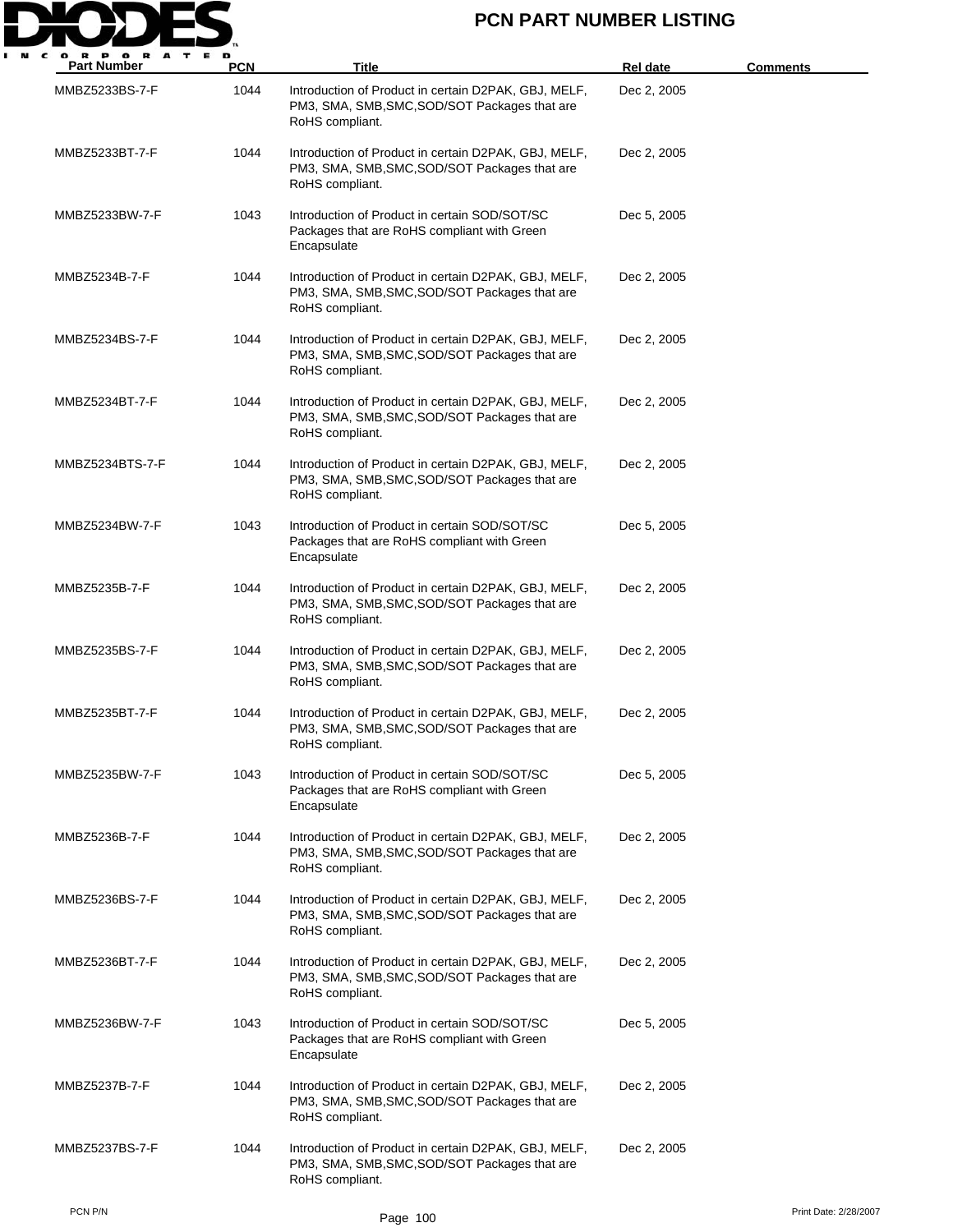| Part Number | PCN | Title | Rel date | Comments |
| --- | --- | --- | --- | --- |
| MMBZ5233BS-7-F | 1044 | Introduction of Product in certain D2PAK, GBJ, MELF, PM3, SMA, SMB,SMC,SOD/SOT Packages that are RoHS compliant. | Dec 2, 2005 | |
| MMBZ5233BT-7-F | 1044 | Introduction of Product in certain D2PAK, GBJ, MELF, PM3, SMA, SMB,SMC,SOD/SOT Packages that are RoHS compliant. | Dec 2, 2005 | |
| MMBZ5233BW-7-F | 1043 | Introduction of Product in certain SOD/SOT/SC Packages that are RoHS compliant with Green Encapsulate | Dec 5, 2005 | |
| MMBZ5234B-7-F | 1044 | Introduction of Product in certain D2PAK, GBJ, MELF, PM3, SMA, SMB,SMC,SOD/SOT Packages that are RoHS compliant. | Dec 2, 2005 | |
| MMBZ5234BS-7-F | 1044 | Introduction of Product in certain D2PAK, GBJ, MELF, PM3, SMA, SMB,SMC,SOD/SOT Packages that are RoHS compliant. | Dec 2, 2005 | |
| MMBZ5234BT-7-F | 1044 | Introduction of Product in certain D2PAK, GBJ, MELF, PM3, SMA, SMB,SMC,SOD/SOT Packages that are RoHS compliant. | Dec 2, 2005 | |
| MMBZ5234BTS-7-F | 1044 | Introduction of Product in certain D2PAK, GBJ, MELF, PM3, SMA, SMB,SMC,SOD/SOT Packages that are RoHS compliant. | Dec 2, 2005 | |
| MMBZ5234BW-7-F | 1043 | Introduction of Product in certain SOD/SOT/SC Packages that are RoHS compliant with Green Encapsulate | Dec 5, 2005 | |
| MMBZ5235B-7-F | 1044 | Introduction of Product in certain D2PAK, GBJ, MELF, PM3, SMA, SMB,SMC,SOD/SOT Packages that are RoHS compliant. | Dec 2, 2005 | |
| MMBZ5235BS-7-F | 1044 | Introduction of Product in certain D2PAK, GBJ, MELF, PM3, SMA, SMB,SMC,SOD/SOT Packages that are RoHS compliant. | Dec 2, 2005 | |
| MMBZ5235BT-7-F | 1044 | Introduction of Product in certain D2PAK, GBJ, MELF, PM3, SMA, SMB,SMC,SOD/SOT Packages that are RoHS compliant. | Dec 2, 2005 | |
| MMBZ5235BW-7-F | 1043 | Introduction of Product in certain SOD/SOT/SC Packages that are RoHS compliant with Green Encapsulate | Dec 5, 2005 | |
| MMBZ5236B-7-F | 1044 | Introduction of Product in certain D2PAK, GBJ, MELF, PM3, SMA, SMB,SMC,SOD/SOT Packages that are RoHS compliant. | Dec 2, 2005 | |
| MMBZ5236BS-7-F | 1044 | Introduction of Product in certain D2PAK, GBJ, MELF, PM3, SMA, SMB,SMC,SOD/SOT Packages that are RoHS compliant. | Dec 2, 2005 | |
| MMBZ5236BT-7-F | 1044 | Introduction of Product in certain D2PAK, GBJ, MELF, PM3, SMA, SMB,SMC,SOD/SOT Packages that are RoHS compliant. | Dec 2, 2005 | |
| MMBZ5236BW-7-F | 1043 | Introduction of Product in certain SOD/SOT/SC Packages that are RoHS compliant with Green Encapsulate | Dec 5, 2005 | |
| MMBZ5237B-7-F | 1044 | Introduction of Product in certain D2PAK, GBJ, MELF, PM3, SMA, SMB,SMC,SOD/SOT Packages that are RoHS compliant. | Dec 2, 2005 | |
| MMBZ5237BS-7-F | 1044 | Introduction of Product in certain D2PAK, GBJ, MELF, PM3, SMA, SMB,SMC,SOD/SOT Packages that are RoHS compliant. | Dec 2, 2005 | |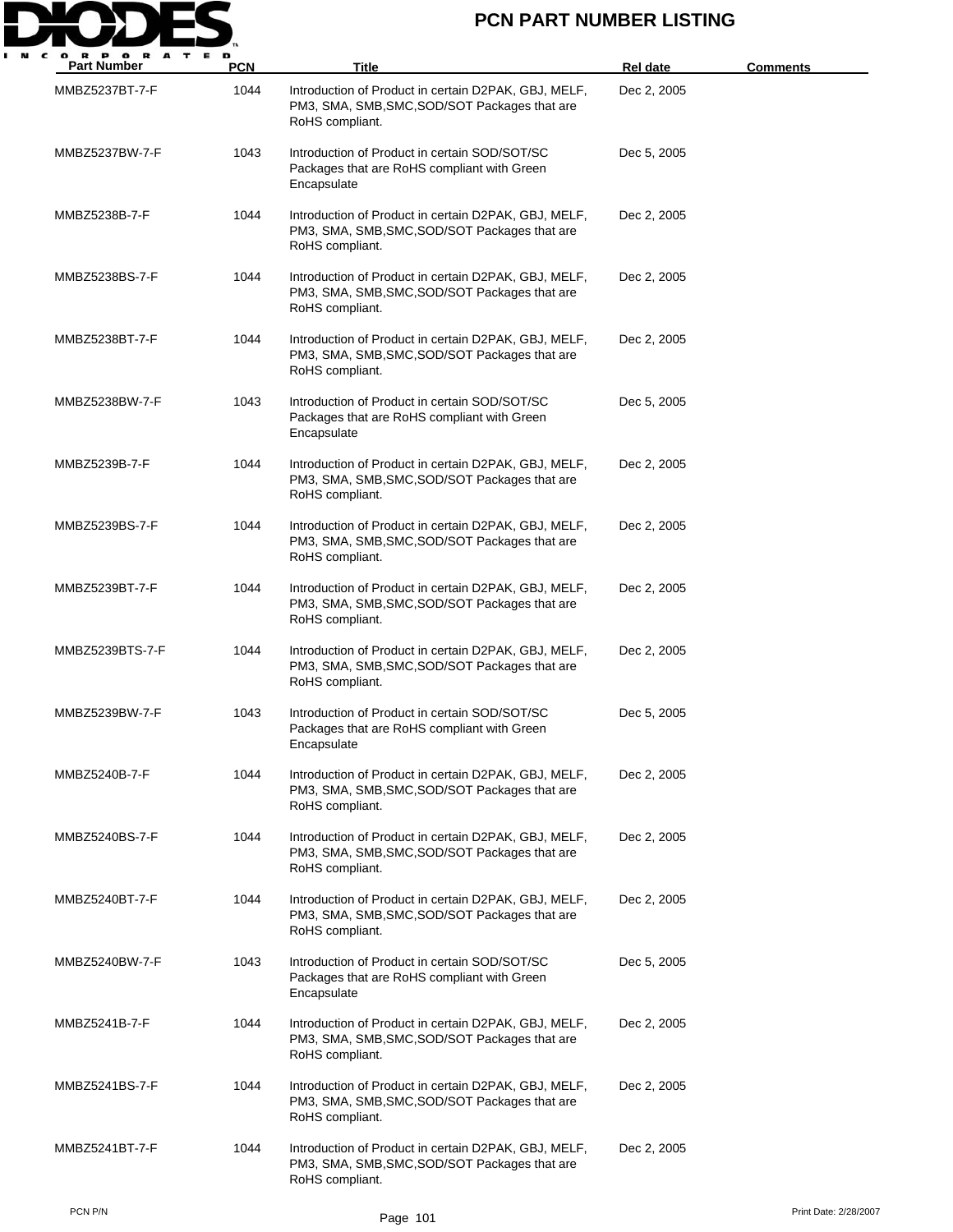# PCN PART NUMBER LISTING

| Part Number | PCN | Title | Rel date | Comments |
|---|---|---|---|---|
| MMBZ5237BT-7-F | 1044 | Introduction of Product in certain D2PAK, GBJ, MELF, PM3, SMA, SMB,SMC,SOD/SOT Packages that are RoHS compliant. | Dec 2, 2005 | |
| MMBZ5237BW-7-F | 1043 | Introduction of Product in certain SOD/SOT/SC Packages that are RoHS compliant with Green Encapsulate | Dec 5, 2005 | |
| MMBZ5238B-7-F | 1044 | Introduction of Product in certain D2PAK, GBJ, MELF, PM3, SMA, SMB,SMC,SOD/SOT Packages that are RoHS compliant. | Dec 2, 2005 | |
| MMBZ5238BS-7-F | 1044 | Introduction of Product in certain D2PAK, GBJ, MELF, PM3, SMA, SMB,SMC,SOD/SOT Packages that are RoHS compliant. | Dec 2, 2005 | |
| MMBZ5238BT-7-F | 1044 | Introduction of Product in certain D2PAK, GBJ, MELF, PM3, SMA, SMB,SMC,SOD/SOT Packages that are RoHS compliant. | Dec 2, 2005 | |
| MMBZ5238BW-7-F | 1043 | Introduction of Product in certain SOD/SOT/SC Packages that are RoHS compliant with Green Encapsulate | Dec 5, 2005 | |
| MMBZ5239B-7-F | 1044 | Introduction of Product in certain D2PAK, GBJ, MELF, PM3, SMA, SMB,SMC,SOD/SOT Packages that are RoHS compliant. | Dec 2, 2005 | |
| MMBZ5239BS-7-F | 1044 | Introduction of Product in certain D2PAK, GBJ, MELF, PM3, SMA, SMB,SMC,SOD/SOT Packages that are RoHS compliant. | Dec 2, 2005 | |
| MMBZ5239BT-7-F | 1044 | Introduction of Product in certain D2PAK, GBJ, MELF, PM3, SMA, SMB,SMC,SOD/SOT Packages that are RoHS compliant. | Dec 2, 2005 | |
| MMBZ5239BTS-7-F | 1044 | Introduction of Product in certain D2PAK, GBJ, MELF, PM3, SMA, SMB,SMC,SOD/SOT Packages that are RoHS compliant. | Dec 2, 2005 | |
| MMBZ5239BW-7-F | 1043 | Introduction of Product in certain SOD/SOT/SC Packages that are RoHS compliant with Green Encapsulate | Dec 5, 2005 | |
| MMBZ5240B-7-F | 1044 | Introduction of Product in certain D2PAK, GBJ, MELF, PM3, SMA, SMB,SMC,SOD/SOT Packages that are RoHS compliant. | Dec 2, 2005 | |
| MMBZ5240BS-7-F | 1044 | Introduction of Product in certain D2PAK, GBJ, MELF, PM3, SMA, SMB,SMC,SOD/SOT Packages that are RoHS compliant. | Dec 2, 2005 | |
| MMBZ5240BT-7-F | 1044 | Introduction of Product in certain D2PAK, GBJ, MELF, PM3, SMA, SMB,SMC,SOD/SOT Packages that are RoHS compliant. | Dec 2, 2005 | |
| MMBZ5240BW-7-F | 1043 | Introduction of Product in certain SOD/SOT/SC Packages that are RoHS compliant with Green Encapsulate | Dec 5, 2005 | |
| MMBZ5241B-7-F | 1044 | Introduction of Product in certain D2PAK, GBJ, MELF, PM3, SMA, SMB,SMC,SOD/SOT Packages that are RoHS compliant. | Dec 2, 2005 | |
| MMBZ5241BS-7-F | 1044 | Introduction of Product in certain D2PAK, GBJ, MELF, PM3, SMA, SMB,SMC,SOD/SOT Packages that are RoHS compliant. | Dec 2, 2005 | |
| MMBZ5241BT-7-F | 1044 | Introduction of Product in certain D2PAK, GBJ, MELF, PM3, SMA, SMB,SMC,SOD/SOT Packages that are RoHS compliant. | Dec 2, 2005 | |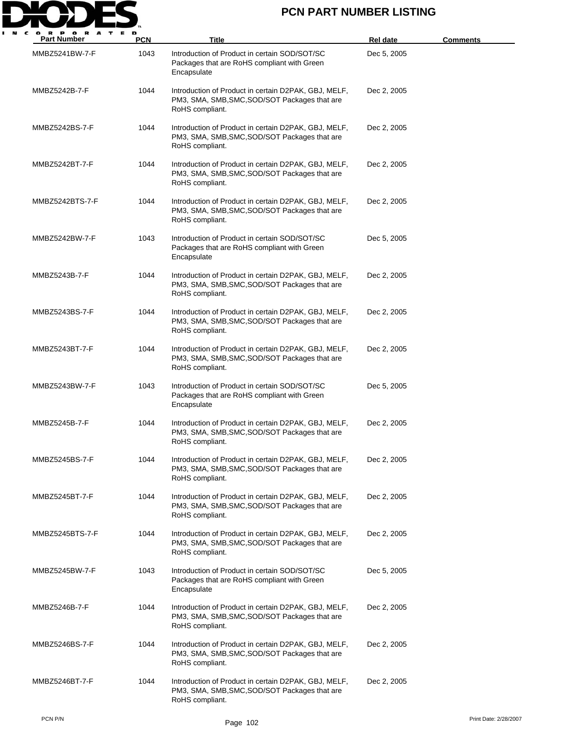| Part Number | PCN | Title | Rel date | Comments |
|---|---|---|---|---|
| MMBZ5241BW-7-F | 1043 | Introduction of Product in certain SOD/SOT/SC Packages that are RoHS compliant with Green Encapsulate | Dec 5, 2005 | |
| MMBZ5242B-7-F | 1044 | Introduction of Product in certain D2PAK, GBJ, MELF, PM3, SMA, SMB,SMC,SOD/SOT Packages that are RoHS compliant. | Dec 2, 2005 | |
| MMBZ5242BS-7-F | 1044 | Introduction of Product in certain D2PAK, GBJ, MELF, PM3, SMA, SMB,SMC,SOD/SOT Packages that are RoHS compliant. | Dec 2, 2005 | |
| MMBZ5242BT-7-F | 1044 | Introduction of Product in certain D2PAK, GBJ, MELF, PM3, SMA, SMB,SMC,SOD/SOT Packages that are RoHS compliant. | Dec 2, 2005 | |
| MMBZ5242BTS-7-F | 1044 | Introduction of Product in certain D2PAK, GBJ, MELF, PM3, SMA, SMB,SMC,SOD/SOT Packages that are RoHS compliant. | Dec 2, 2005 | |
| MMBZ5242BW-7-F | 1043 | Introduction of Product in certain SOD/SOT/SC Packages that are RoHS compliant with Green Encapsulate | Dec 5, 2005 | |
| MMBZ5243B-7-F | 1044 | Introduction of Product in certain D2PAK, GBJ, MELF, PM3, SMA, SMB,SMC,SOD/SOT Packages that are RoHS compliant. | Dec 2, 2005 | |
| MMBZ5243BS-7-F | 1044 | Introduction of Product in certain D2PAK, GBJ, MELF, PM3, SMA, SMB,SMC,SOD/SOT Packages that are RoHS compliant. | Dec 2, 2005 | |
| MMBZ5243BT-7-F | 1044 | Introduction of Product in certain D2PAK, GBJ, MELF, PM3, SMA, SMB,SMC,SOD/SOT Packages that are RoHS compliant. | Dec 2, 2005 | |
| MMBZ5243BW-7-F | 1043 | Introduction of Product in certain SOD/SOT/SC Packages that are RoHS compliant with Green Encapsulate | Dec 5, 2005 | |
| MMBZ5245B-7-F | 1044 | Introduction of Product in certain D2PAK, GBJ, MELF, PM3, SMA, SMB,SMC,SOD/SOT Packages that are RoHS compliant. | Dec 2, 2005 | |
| MMBZ5245BS-7-F | 1044 | Introduction of Product in certain D2PAK, GBJ, MELF, PM3, SMA, SMB,SMC,SOD/SOT Packages that are RoHS compliant. | Dec 2, 2005 | |
| MMBZ5245BT-7-F | 1044 | Introduction of Product in certain D2PAK, GBJ, MELF, PM3, SMA, SMB,SMC,SOD/SOT Packages that are RoHS compliant. | Dec 2, 2005 | |
| MMBZ5245BTS-7-F | 1044 | Introduction of Product in certain D2PAK, GBJ, MELF, PM3, SMA, SMB,SMC,SOD/SOT Packages that are RoHS compliant. | Dec 2, 2005 | |
| MMBZ5245BW-7-F | 1043 | Introduction of Product in certain SOD/SOT/SC Packages that are RoHS compliant with Green Encapsulate | Dec 5, 2005 | |
| MMBZ5246B-7-F | 1044 | Introduction of Product in certain D2PAK, GBJ, MELF, PM3, SMA, SMB,SMC,SOD/SOT Packages that are RoHS compliant. | Dec 2, 2005 | |
| MMBZ5246BS-7-F | 1044 | Introduction of Product in certain D2PAK, GBJ, MELF, PM3, SMA, SMB,SMC,SOD/SOT Packages that are RoHS compliant. | Dec 2, 2005 | |
| MMBZ5246BT-7-F | 1044 | Introduction of Product in certain D2PAK, GBJ, MELF, PM3, SMA, SMB,SMC,SOD/SOT Packages that are RoHS compliant. | Dec 2, 2005 | |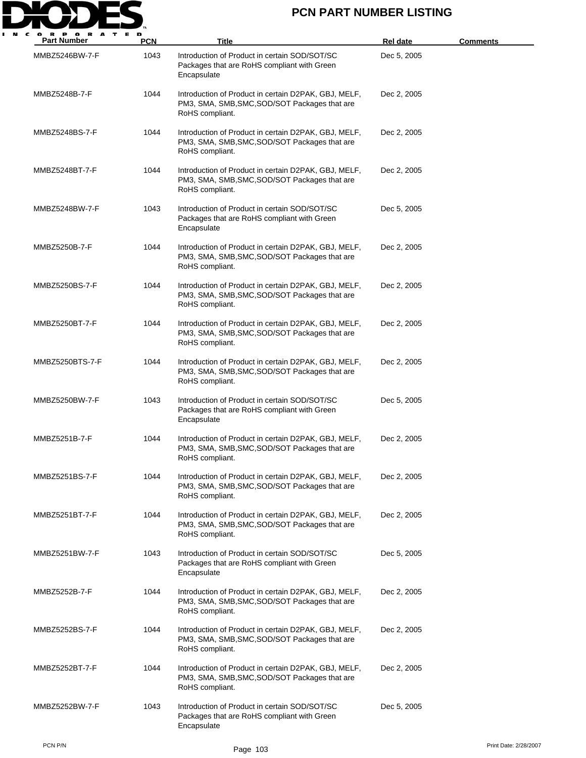| Part Number | PCN | Title | Rel date | Comments |
| --- | --- | --- | --- | --- |
| MMBZ5246BW-7-F | 1043 | Introduction of Product in certain SOD/SOT/SC Packages that are RoHS compliant with Green Encapsulate | Dec 5, 2005 | |
| MMBZ5248B-7-F | 1044 | Introduction of Product in certain D2PAK, GBJ, MELF, PM3, SMA, SMB,SMC,SOD/SOT Packages that are RoHS compliant. | Dec 2, 2005 | |
| MMBZ5248BS-7-F | 1044 | Introduction of Product in certain D2PAK, GBJ, MELF, PM3, SMA, SMB,SMC,SOD/SOT Packages that are RoHS compliant. | Dec 2, 2005 | |
| MMBZ5248BT-7-F | 1044 | Introduction of Product in certain D2PAK, GBJ, MELF, PM3, SMA, SMB,SMC,SOD/SOT Packages that are RoHS compliant. | Dec 2, 2005 | |
| MMBZ5248BW-7-F | 1043 | Introduction of Product in certain SOD/SOT/SC Packages that are RoHS compliant with Green Encapsulate | Dec 5, 2005 | |
| MMBZ5250B-7-F | 1044 | Introduction of Product in certain D2PAK, GBJ, MELF, PM3, SMA, SMB,SMC,SOD/SOT Packages that are RoHS compliant. | Dec 2, 2005 | |
| MMBZ5250BS-7-F | 1044 | Introduction of Product in certain D2PAK, GBJ, MELF, PM3, SMA, SMB,SMC,SOD/SOT Packages that are RoHS compliant. | Dec 2, 2005 | |
| MMBZ5250BT-7-F | 1044 | Introduction of Product in certain D2PAK, GBJ, MELF, PM3, SMA, SMB,SMC,SOD/SOT Packages that are RoHS compliant. | Dec 2, 2005 | |
| MMBZ5250BTS-7-F | 1044 | Introduction of Product in certain D2PAK, GBJ, MELF, PM3, SMA, SMB,SMC,SOD/SOT Packages that are RoHS compliant. | Dec 2, 2005 | |
| MMBZ5250BW-7-F | 1043 | Introduction of Product in certain SOD/SOT/SC Packages that are RoHS compliant with Green Encapsulate | Dec 5, 2005 | |
| MMBZ5251B-7-F | 1044 | Introduction of Product in certain D2PAK, GBJ, MELF, PM3, SMA, SMB,SMC,SOD/SOT Packages that are RoHS compliant. | Dec 2, 2005 | |
| MMBZ5251BS-7-F | 1044 | Introduction of Product in certain D2PAK, GBJ, MELF, PM3, SMA, SMB,SMC,SOD/SOT Packages that are RoHS compliant. | Dec 2, 2005 | |
| MMBZ5251BT-7-F | 1044 | Introduction of Product in certain D2PAK, GBJ, MELF, PM3, SMA, SMB,SMC,SOD/SOT Packages that are RoHS compliant. | Dec 2, 2005 | |
| MMBZ5251BW-7-F | 1043 | Introduction of Product in certain SOD/SOT/SC Packages that are RoHS compliant with Green Encapsulate | Dec 5, 2005 | |
| MMBZ5252B-7-F | 1044 | Introduction of Product in certain D2PAK, GBJ, MELF, PM3, SMA, SMB,SMC,SOD/SOT Packages that are RoHS compliant. | Dec 2, 2005 | |
| MMBZ5252BS-7-F | 1044 | Introduction of Product in certain D2PAK, GBJ, MELF, PM3, SMA, SMB,SMC,SOD/SOT Packages that are RoHS compliant. | Dec 2, 2005 | |
| MMBZ5252BT-7-F | 1044 | Introduction of Product in certain D2PAK, GBJ, MELF, PM3, SMA, SMB,SMC,SOD/SOT Packages that are RoHS compliant. | Dec 2, 2005 | |
| MMBZ5252BW-7-F | 1043 | Introduction of Product in certain SOD/SOT/SC Packages that are RoHS compliant with Green Encapsulate | Dec 5, 2005 | |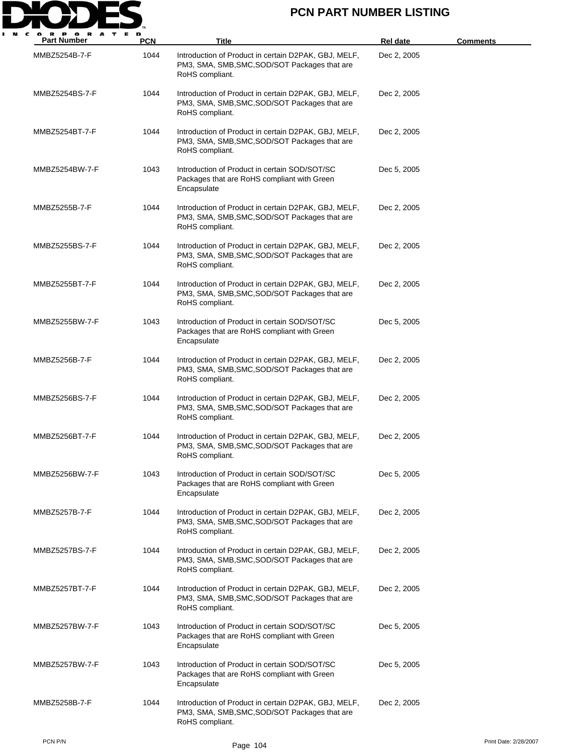# PCN PART NUMBER LISTING

| Part Number | PCN | Title | Rel date | Comments |
|---|---|---|---|---|
| MMBZ5254B-7-F | 1044 | Introduction of Product in certain D2PAK, GBJ, MELF, PM3, SMA, SMB,SMC,SOD/SOT Packages that are RoHS compliant. | Dec 2, 2005 | |
| MMBZ5254BS-7-F | 1044 | Introduction of Product in certain D2PAK, GBJ, MELF, PM3, SMA, SMB,SMC,SOD/SOT Packages that are RoHS compliant. | Dec 2, 2005 | |
| MMBZ5254BT-7-F | 1044 | Introduction of Product in certain D2PAK, GBJ, MELF, PM3, SMA, SMB,SMC,SOD/SOT Packages that are RoHS compliant. | Dec 2, 2005 | |
| MMBZ5254BW-7-F | 1043 | Introduction of Product in certain SOD/SOT/SC Packages that are RoHS compliant with Green Encapsulate | Dec 5, 2005 | |
| MMBZ5255B-7-F | 1044 | Introduction of Product in certain D2PAK, GBJ, MELF, PM3, SMA, SMB,SMC,SOD/SOT Packages that are RoHS compliant. | Dec 2, 2005 | |
| MMBZ5255BS-7-F | 1044 | Introduction of Product in certain D2PAK, GBJ, MELF, PM3, SMA, SMB,SMC,SOD/SOT Packages that are RoHS compliant. | Dec 2, 2005 | |
| MMBZ5255BT-7-F | 1044 | Introduction of Product in certain D2PAK, GBJ, MELF, PM3, SMA, SMB,SMC,SOD/SOT Packages that are RoHS compliant. | Dec 2, 2005 | |
| MMBZ5255BW-7-F | 1043 | Introduction of Product in certain SOD/SOT/SC Packages that are RoHS compliant with Green Encapsulate | Dec 5, 2005 | |
| MMBZ5256B-7-F | 1044 | Introduction of Product in certain D2PAK, GBJ, MELF, PM3, SMA, SMB,SMC,SOD/SOT Packages that are RoHS compliant. | Dec 2, 2005 | |
| MMBZ5256BS-7-F | 1044 | Introduction of Product in certain D2PAK, GBJ, MELF, PM3, SMA, SMB,SMC,SOD/SOT Packages that are RoHS compliant. | Dec 2, 2005 | |
| MMBZ5256BT-7-F | 1044 | Introduction of Product in certain D2PAK, GBJ, MELF, PM3, SMA, SMB,SMC,SOD/SOT Packages that are RoHS compliant. | Dec 2, 2005 | |
| MMBZ5256BW-7-F | 1043 | Introduction of Product in certain SOD/SOT/SC Packages that are RoHS compliant with Green Encapsulate | Dec 5, 2005 | |
| MMBZ5257B-7-F | 1044 | Introduction of Product in certain D2PAK, GBJ, MELF, PM3, SMA, SMB,SMC,SOD/SOT Packages that are RoHS compliant. | Dec 2, 2005 | |
| MMBZ5257BS-7-F | 1044 | Introduction of Product in certain D2PAK, GBJ, MELF, PM3, SMA, SMB,SMC,SOD/SOT Packages that are RoHS compliant. | Dec 2, 2005 | |
| MMBZ5257BT-7-F | 1044 | Introduction of Product in certain D2PAK, GBJ, MELF, PM3, SMA, SMB,SMC,SOD/SOT Packages that are RoHS compliant. | Dec 2, 2005 | |
| MMBZ5257BW-7-F | 1043 | Introduction of Product in certain SOD/SOT/SC Packages that are RoHS compliant with Green Encapsulate | Dec 5, 2005 | |
| MMBZ5257BW-7-F | 1043 | Introduction of Product in certain SOD/SOT/SC Packages that are RoHS compliant with Green Encapsulate | Dec 5, 2005 | |
| MMBZ5258B-7-F | 1044 | Introduction of Product in certain D2PAK, GBJ, MELF, PM3, SMA, SMB,SMC,SOD/SOT Packages that are RoHS compliant. | Dec 2, 2005 | |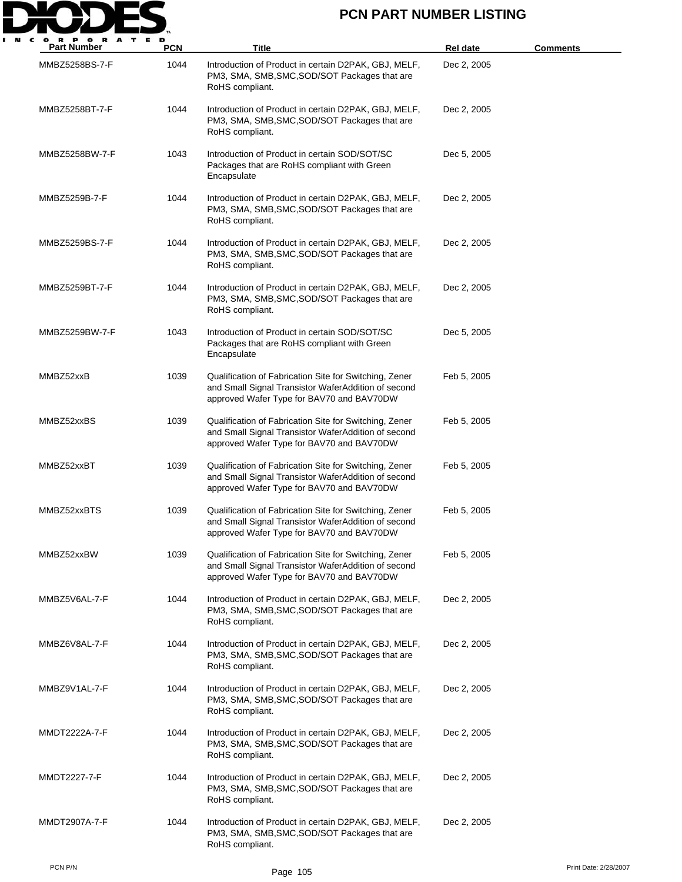# PCN PART NUMBER LISTING

| Part Number | PCN | Title | Rel date | Comments |
|---|---|---|---|---|
| MMBZ5258BS-7-F | 1044 | Introduction of Product in certain D2PAK, GBJ, MELF, PM3, SMA, SMB,SMC,SOD/SOT Packages that are RoHS compliant. | Dec 2, 2005 | |
| MMBZ5258BT-7-F | 1044 | Introduction of Product in certain D2PAK, GBJ, MELF, PM3, SMA, SMB,SMC,SOD/SOT Packages that are RoHS compliant. | Dec 2, 2005 | |
| MMBZ5258BW-7-F | 1043 | Introduction of Product in certain SOD/SOT/SC Packages that are RoHS compliant with Green Encapsulate | Dec 5, 2005 | |
| MMBZ5259B-7-F | 1044 | Introduction of Product in certain D2PAK, GBJ, MELF, PM3, SMA, SMB,SMC,SOD/SOT Packages that are RoHS compliant. | Dec 2, 2005 | |
| MMBZ5259BS-7-F | 1044 | Introduction of Product in certain D2PAK, GBJ, MELF, PM3, SMA, SMB,SMC,SOD/SOT Packages that are RoHS compliant. | Dec 2, 2005 | |
| MMBZ5259BT-7-F | 1044 | Introduction of Product in certain D2PAK, GBJ, MELF, PM3, SMA, SMB,SMC,SOD/SOT Packages that are RoHS compliant. | Dec 2, 2005 | |
| MMBZ5259BW-7-F | 1043 | Introduction of Product in certain SOD/SOT/SC Packages that are RoHS compliant with Green Encapsulate | Dec 5, 2005 | |
| MMBZ52xxB | 1039 | Qualification of Fabrication Site for Switching, Zener and Small Signal Transistor WaferAddition of second approved Wafer Type for BAV70 and BAV70DW | Feb 5, 2005 | |
| MMBZ52xxBS | 1039 | Qualification of Fabrication Site for Switching, Zener and Small Signal Transistor WaferAddition of second approved Wafer Type for BAV70 and BAV70DW | Feb 5, 2005 | |
| MMBZ52xxBT | 1039 | Qualification of Fabrication Site for Switching, Zener and Small Signal Transistor WaferAddition of second approved Wafer Type for BAV70 and BAV70DW | Feb 5, 2005 | |
| MMBZ52xxBTS | 1039 | Qualification of Fabrication Site for Switching, Zener and Small Signal Transistor WaferAddition of second approved Wafer Type for BAV70 and BAV70DW | Feb 5, 2005 | |
| MMBZ52xxBW | 1039 | Qualification of Fabrication Site for Switching, Zener and Small Signal Transistor WaferAddition of second approved Wafer Type for BAV70 and BAV70DW | Feb 5, 2005 | |
| MMBZ5V6AL-7-F | 1044 | Introduction of Product in certain D2PAK, GBJ, MELF, PM3, SMA, SMB,SMC,SOD/SOT Packages that are RoHS compliant. | Dec 2, 2005 | |
| MMBZ6V8AL-7-F | 1044 | Introduction of Product in certain D2PAK, GBJ, MELF, PM3, SMA, SMB,SMC,SOD/SOT Packages that are RoHS compliant. | Dec 2, 2005 | |
| MMBZ9V1AL-7-F | 1044 | Introduction of Product in certain D2PAK, GBJ, MELF, PM3, SMA, SMB,SMC,SOD/SOT Packages that are RoHS compliant. | Dec 2, 2005 | |
| MMDT2222A-7-F | 1044 | Introduction of Product in certain D2PAK, GBJ, MELF, PM3, SMA, SMB,SMC,SOD/SOT Packages that are RoHS compliant. | Dec 2, 2005 | |
| MMDT2227-7-F | 1044 | Introduction of Product in certain D2PAK, GBJ, MELF, PM3, SMA, SMB,SMC,SOD/SOT Packages that are RoHS compliant. | Dec 2, 2005 | |
| MMDT2907A-7-F | 1044 | Introduction of Product in certain D2PAK, GBJ, MELF, PM3, SMA, SMB,SMC,SOD/SOT Packages that are RoHS compliant. | Dec 2, 2005 | |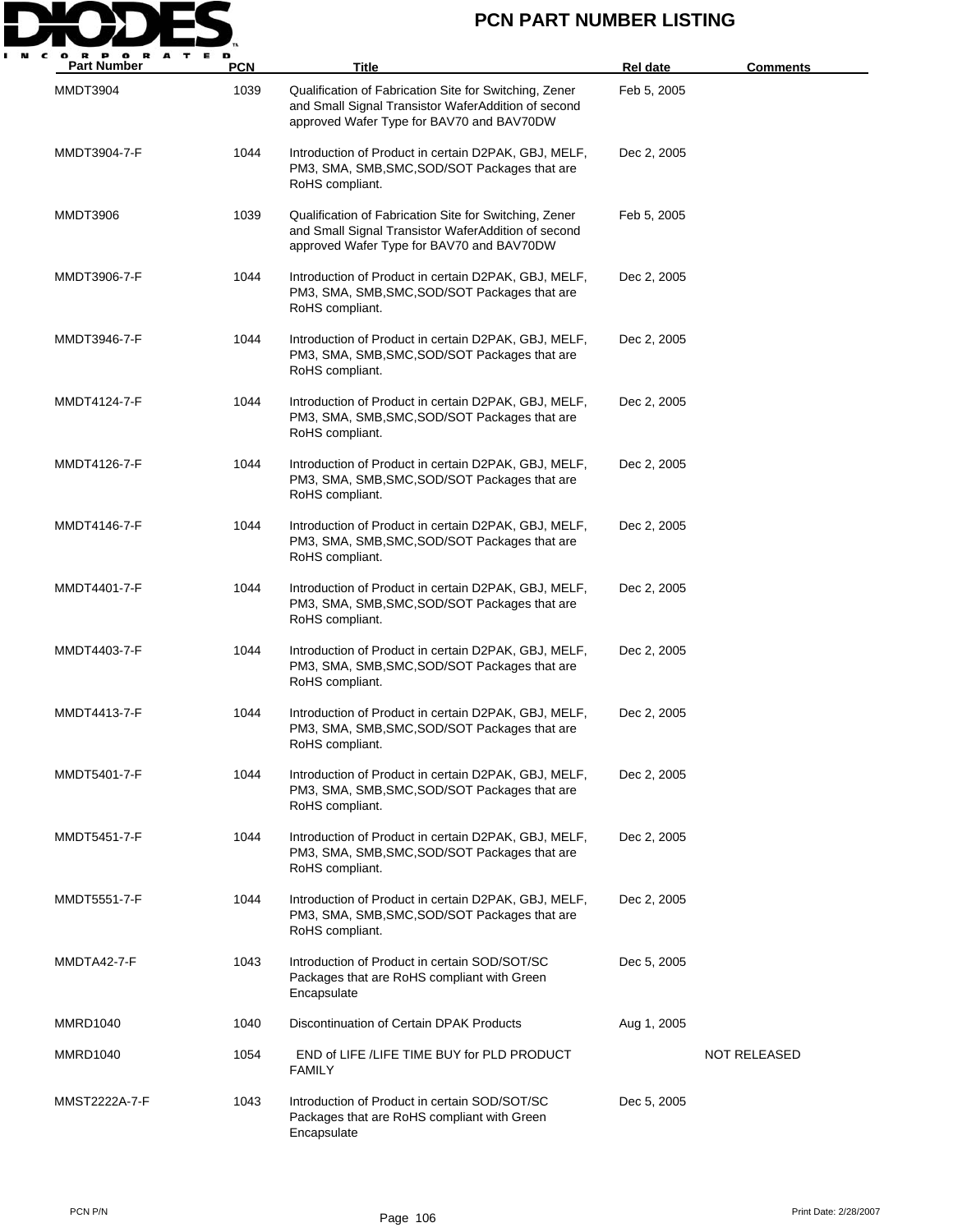| Part Number | PCN | Title | Rel date | Comments |
|---|---|---|---|---|
| MMDT3904 | 1039 | Qualification of Fabrication Site for Switching, Zener and Small Signal Transistor WaferAddition of second approved Wafer Type for BAV70 and BAV70DW | Feb 5, 2005 | |
| MMDT3904-7-F | 1044 | Introduction of Product in certain D2PAK, GBJ, MELF, PM3, SMA, SMB,SMC,SOD/SOT Packages that are RoHS compliant. | Dec 2, 2005 | |
| MMDT3906 | 1039 | Qualification of Fabrication Site for Switching, Zener and Small Signal Transistor WaferAddition of second approved Wafer Type for BAV70 and BAV70DW | Feb 5, 2005 | |
| MMDT3906-7-F | 1044 | Introduction of Product in certain D2PAK, GBJ, MELF, PM3, SMA, SMB,SMC,SOD/SOT Packages that are RoHS compliant. | Dec 2, 2005 | |
| MMDT3946-7-F | 1044 | Introduction of Product in certain D2PAK, GBJ, MELF, PM3, SMA, SMB,SMC,SOD/SOT Packages that are RoHS compliant. | Dec 2, 2005 | |
| MMDT4124-7-F | 1044 | Introduction of Product in certain D2PAK, GBJ, MELF, PM3, SMA, SMB,SMC,SOD/SOT Packages that are RoHS compliant. | Dec 2, 2005 | |
| MMDT4126-7-F | 1044 | Introduction of Product in certain D2PAK, GBJ, MELF, PM3, SMA, SMB,SMC,SOD/SOT Packages that are RoHS compliant. | Dec 2, 2005 | |
| MMDT4146-7-F | 1044 | Introduction of Product in certain D2PAK, GBJ, MELF, PM3, SMA, SMB,SMC,SOD/SOT Packages that are RoHS compliant. | Dec 2, 2005 | |
| MMDT4401-7-F | 1044 | Introduction of Product in certain D2PAK, GBJ, MELF, PM3, SMA, SMB,SMC,SOD/SOT Packages that are RoHS compliant. | Dec 2, 2005 | |
| MMDT4403-7-F | 1044 | Introduction of Product in certain D2PAK, GBJ, MELF, PM3, SMA, SMB,SMC,SOD/SOT Packages that are RoHS compliant. | Dec 2, 2005 | |
| MMDT4413-7-F | 1044 | Introduction of Product in certain D2PAK, GBJ, MELF, PM3, SMA, SMB,SMC,SOD/SOT Packages that are RoHS compliant. | Dec 2, 2005 | |
| MMDT5401-7-F | 1044 | Introduction of Product in certain D2PAK, GBJ, MELF, PM3, SMA, SMB,SMC,SOD/SOT Packages that are RoHS compliant. | Dec 2, 2005 | |
| MMDT5451-7-F | 1044 | Introduction of Product in certain D2PAK, GBJ, MELF, PM3, SMA, SMB,SMC,SOD/SOT Packages that are RoHS compliant. | Dec 2, 2005 | |
| MMDT5551-7-F | 1044 | Introduction of Product in certain D2PAK, GBJ, MELF, PM3, SMA, SMB,SMC,SOD/SOT Packages that are RoHS compliant. | Dec 2, 2005 | |
| MMDTA42-7-F | 1043 | Introduction of Product in certain SOD/SOT/SC Packages that are RoHS compliant with Green Encapsulate | Dec 5, 2005 | |
| MMRD1040 | 1040 | Discontinuation of Certain DPAK Products | Aug 1, 2005 | |
| MMRD1040 | 1054 | END of LIFE /LIFE TIME BUY for PLD PRODUCT FAMILY | | NOT RELEASED |
| MMST2222A-7-F | 1043 | Introduction of Product in certain SOD/SOT/SC Packages that are RoHS compliant with Green Encapsulate | Dec 5, 2005 | |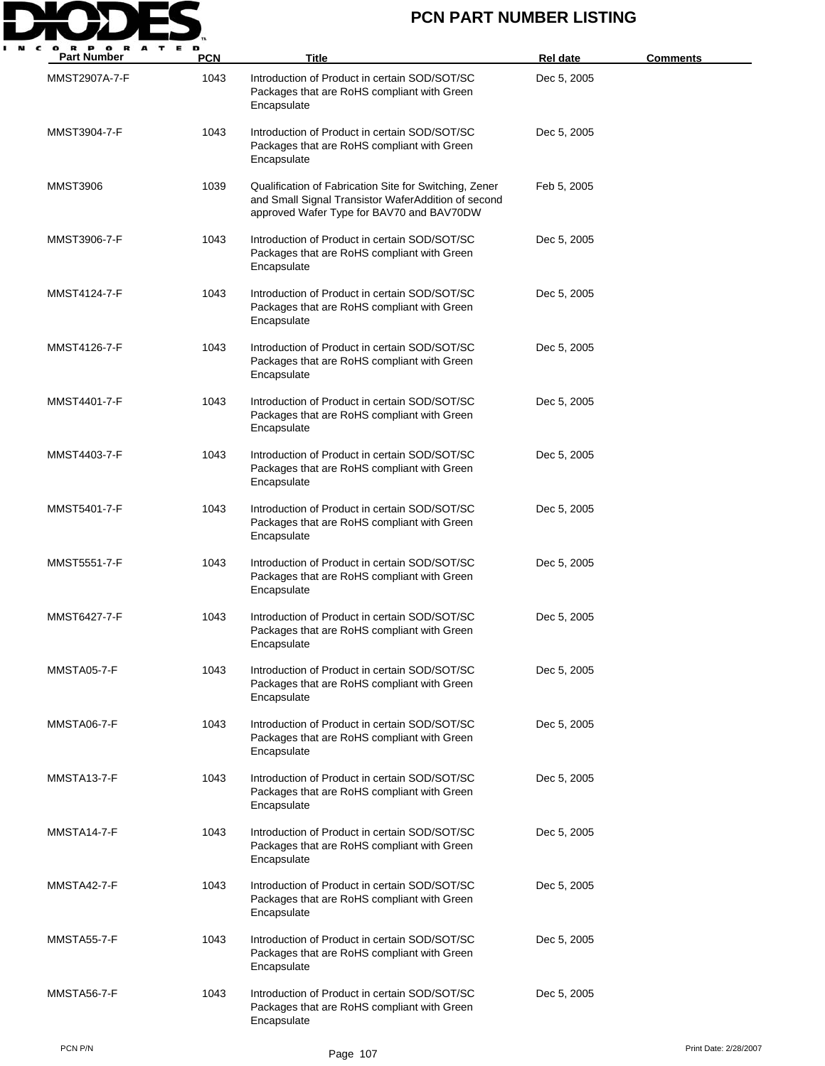# PCN PART NUMBER LISTING

| Part Number | PCN | Title | Rel date | Comments |
|---|---|---|---|---|
| MMST2907A-7-F | 1043 | Introduction of Product in certain SOD/SOT/SC Packages that are RoHS compliant with Green Encapsulate | Dec 5, 2005 | |
| MMST3904-7-F | 1043 | Introduction of Product in certain SOD/SOT/SC Packages that are RoHS compliant with Green Encapsulate | Dec 5, 2005 | |
| MMST3906 | 1039 | Qualification of Fabrication Site for Switching, Zener and Small Signal Transistor WaferAddition of second approved Wafer Type for BAV70 and BAV70DW | Feb 5, 2005 | |
| MMST3906-7-F | 1043 | Introduction of Product in certain SOD/SOT/SC Packages that are RoHS compliant with Green Encapsulate | Dec 5, 2005 | |
| MMST4124-7-F | 1043 | Introduction of Product in certain SOD/SOT/SC Packages that are RoHS compliant with Green Encapsulate | Dec 5, 2005 | |
| MMST4126-7-F | 1043 | Introduction of Product in certain SOD/SOT/SC Packages that are RoHS compliant with Green Encapsulate | Dec 5, 2005 | |
| MMST4401-7-F | 1043 | Introduction of Product in certain SOD/SOT/SC Packages that are RoHS compliant with Green Encapsulate | Dec 5, 2005 | |
| MMST4403-7-F | 1043 | Introduction of Product in certain SOD/SOT/SC Packages that are RoHS compliant with Green Encapsulate | Dec 5, 2005 | |
| MMST5401-7-F | 1043 | Introduction of Product in certain SOD/SOT/SC Packages that are RoHS compliant with Green Encapsulate | Dec 5, 2005 | |
| MMST5551-7-F | 1043 | Introduction of Product in certain SOD/SOT/SC Packages that are RoHS compliant with Green Encapsulate | Dec 5, 2005 | |
| MMST6427-7-F | 1043 | Introduction of Product in certain SOD/SOT/SC Packages that are RoHS compliant with Green Encapsulate | Dec 5, 2005 | |
| MMSTA05-7-F | 1043 | Introduction of Product in certain SOD/SOT/SC Packages that are RoHS compliant with Green Encapsulate | Dec 5, 2005 | |
| MMSTA06-7-F | 1043 | Introduction of Product in certain SOD/SOT/SC Packages that are RoHS compliant with Green Encapsulate | Dec 5, 2005 | |
| MMSTA13-7-F | 1043 | Introduction of Product in certain SOD/SOT/SC Packages that are RoHS compliant with Green Encapsulate | Dec 5, 2005 | |
| MMSTA14-7-F | 1043 | Introduction of Product in certain SOD/SOT/SC Packages that are RoHS compliant with Green Encapsulate | Dec 5, 2005 | |
| MMSTA42-7-F | 1043 | Introduction of Product in certain SOD/SOT/SC Packages that are RoHS compliant with Green Encapsulate | Dec 5, 2005 | |
| MMSTA55-7-F | 1043 | Introduction of Product in certain SOD/SOT/SC Packages that are RoHS compliant with Green Encapsulate | Dec 5, 2005 | |
| MMSTA56-7-F | 1043 | Introduction of Product in certain SOD/SOT/SC Packages that are RoHS compliant with Green Encapsulate | Dec 5, 2005 | |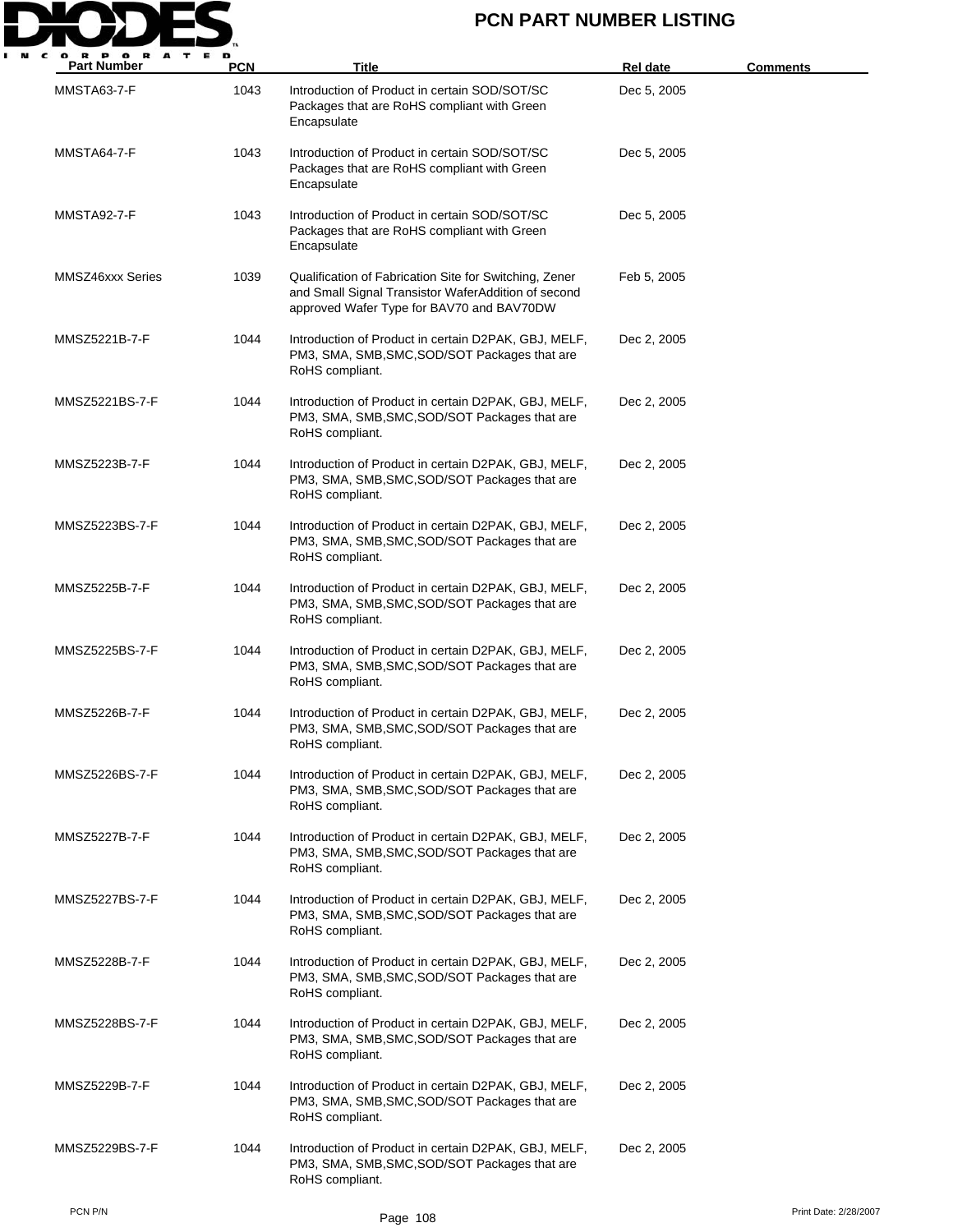# PCN PART NUMBER LISTING

| Part Number | PCN | Title | Rel date | Comments |
|---|---|---|---|---|
| MMSTA63-7-F | 1043 | Introduction of Product in certain SOD/SOT/SC Packages that are RoHS compliant with Green Encapsulate | Dec 5, 2005 | |
| MMSTA64-7-F | 1043 | Introduction of Product in certain SOD/SOT/SC Packages that are RoHS compliant with Green Encapsulate | Dec 5, 2005 | |
| MMSTA92-7-F | 1043 | Introduction of Product in certain SOD/SOT/SC Packages that are RoHS compliant with Green Encapsulate | Dec 5, 2005 | |
| MMSZ46xxx Series | 1039 | Qualification of Fabrication Site for Switching, Zener and Small Signal Transistor WaferAddition of second approved Wafer Type for BAV70 and BAV70DW | Feb 5, 2005 | |
| MMSZ5221B-7-F | 1044 | Introduction of Product in certain D2PAK, GBJ, MELF, PM3, SMA, SMB,SMC,SOD/SOT Packages that are RoHS compliant. | Dec 2, 2005 | |
| MMSZ5221BS-7-F | 1044 | Introduction of Product in certain D2PAK, GBJ, MELF, PM3, SMA, SMB,SMC,SOD/SOT Packages that are RoHS compliant. | Dec 2, 2005 | |
| MMSZ5223B-7-F | 1044 | Introduction of Product in certain D2PAK, GBJ, MELF, PM3, SMA, SMB,SMC,SOD/SOT Packages that are RoHS compliant. | Dec 2, 2005 | |
| MMSZ5223BS-7-F | 1044 | Introduction of Product in certain D2PAK, GBJ, MELF, PM3, SMA, SMB,SMC,SOD/SOT Packages that are RoHS compliant. | Dec 2, 2005 | |
| MMSZ5225B-7-F | 1044 | Introduction of Product in certain D2PAK, GBJ, MELF, PM3, SMA, SMB,SMC,SOD/SOT Packages that are RoHS compliant. | Dec 2, 2005 | |
| MMSZ5225BS-7-F | 1044 | Introduction of Product in certain D2PAK, GBJ, MELF, PM3, SMA, SMB,SMC,SOD/SOT Packages that are RoHS compliant. | Dec 2, 2005 | |
| MMSZ5226B-7-F | 1044 | Introduction of Product in certain D2PAK, GBJ, MELF, PM3, SMA, SMB,SMC,SOD/SOT Packages that are RoHS compliant. | Dec 2, 2005 | |
| MMSZ5226BS-7-F | 1044 | Introduction of Product in certain D2PAK, GBJ, MELF, PM3, SMA, SMB,SMC,SOD/SOT Packages that are RoHS compliant. | Dec 2, 2005 | |
| MMSZ5227B-7-F | 1044 | Introduction of Product in certain D2PAK, GBJ, MELF, PM3, SMA, SMB,SMC,SOD/SOT Packages that are RoHS compliant. | Dec 2, 2005 | |
| MMSZ5227BS-7-F | 1044 | Introduction of Product in certain D2PAK, GBJ, MELF, PM3, SMA, SMB,SMC,SOD/SOT Packages that are RoHS compliant. | Dec 2, 2005 | |
| MMSZ5228B-7-F | 1044 | Introduction of Product in certain D2PAK, GBJ, MELF, PM3, SMA, SMB,SMC,SOD/SOT Packages that are RoHS compliant. | Dec 2, 2005 | |
| MMSZ5228BS-7-F | 1044 | Introduction of Product in certain D2PAK, GBJ, MELF, PM3, SMA, SMB,SMC,SOD/SOT Packages that are RoHS compliant. | Dec 2, 2005 | |
| MMSZ5229B-7-F | 1044 | Introduction of Product in certain D2PAK, GBJ, MELF, PM3, SMA, SMB,SMC,SOD/SOT Packages that are RoHS compliant. | Dec 2, 2005 | |
| MMSZ5229BS-7-F | 1044 | Introduction of Product in certain D2PAK, GBJ, MELF, PM3, SMA, SMB,SMC,SOD/SOT Packages that are RoHS compliant. | Dec 2, 2005 | |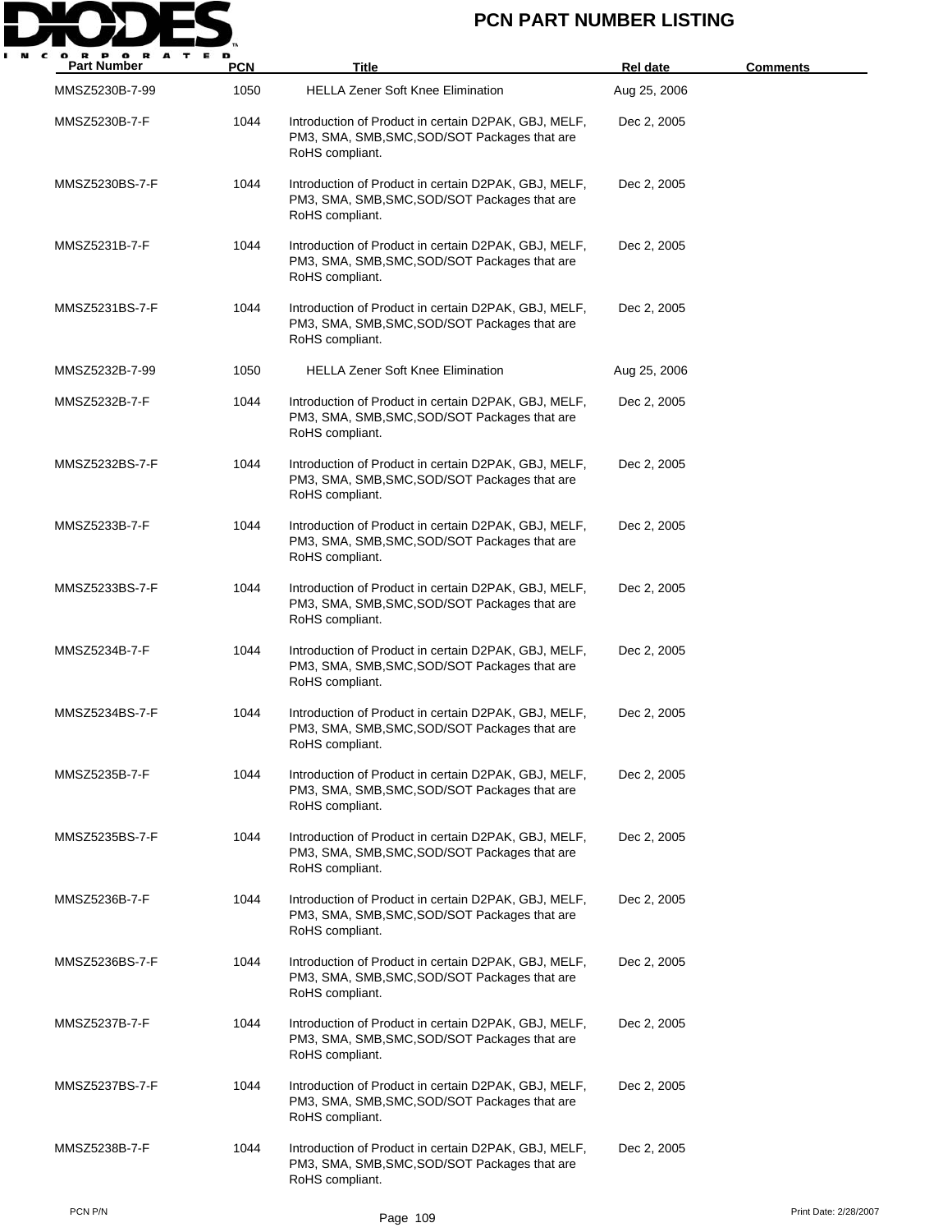# PCN PART NUMBER LISTING

| Part Number | PCN | Title | Rel date | Comments |
|---|---|---|---|---|
| MMSZ5230B-7-99 | 1050 | HELLA Zener Soft Knee Elimination | Aug 25, 2006 | |
| MMSZ5230B-7-F | 1044 | Introduction of Product in certain D2PAK, GBJ, MELF, PM3, SMA, SMB,SMC,SOD/SOT Packages that are RoHS compliant. | Dec 2, 2005 | |
| MMSZ5230BS-7-F | 1044 | Introduction of Product in certain D2PAK, GBJ, MELF, PM3, SMA, SMB,SMC,SOD/SOT Packages that are RoHS compliant. | Dec 2, 2005 | |
| MMSZ5231B-7-F | 1044 | Introduction of Product in certain D2PAK, GBJ, MELF, PM3, SMA, SMB,SMC,SOD/SOT Packages that are RoHS compliant. | Dec 2, 2005 | |
| MMSZ5231BS-7-F | 1044 | Introduction of Product in certain D2PAK, GBJ, MELF, PM3, SMA, SMB,SMC,SOD/SOT Packages that are RoHS compliant. | Dec 2, 2005 | |
| MMSZ5232B-7-99 | 1050 | HELLA Zener Soft Knee Elimination | Aug 25, 2006 | |
| MMSZ5232B-7-F | 1044 | Introduction of Product in certain D2PAK, GBJ, MELF, PM3, SMA, SMB,SMC,SOD/SOT Packages that are RoHS compliant. | Dec 2, 2005 | |
| MMSZ5232BS-7-F | 1044 | Introduction of Product in certain D2PAK, GBJ, MELF, PM3, SMA, SMB,SMC,SOD/SOT Packages that are RoHS compliant. | Dec 2, 2005 | |
| MMSZ5233B-7-F | 1044 | Introduction of Product in certain D2PAK, GBJ, MELF, PM3, SMA, SMB,SMC,SOD/SOT Packages that are RoHS compliant. | Dec 2, 2005 | |
| MMSZ5233BS-7-F | 1044 | Introduction of Product in certain D2PAK, GBJ, MELF, PM3, SMA, SMB,SMC,SOD/SOT Packages that are RoHS compliant. | Dec 2, 2005 | |
| MMSZ5234B-7-F | 1044 | Introduction of Product in certain D2PAK, GBJ, MELF, PM3, SMA, SMB,SMC,SOD/SOT Packages that are RoHS compliant. | Dec 2, 2005 | |
| MMSZ5234BS-7-F | 1044 | Introduction of Product in certain D2PAK, GBJ, MELF, PM3, SMA, SMB,SMC,SOD/SOT Packages that are RoHS compliant. | Dec 2, 2005 | |
| MMSZ5235B-7-F | 1044 | Introduction of Product in certain D2PAK, GBJ, MELF, PM3, SMA, SMB,SMC,SOD/SOT Packages that are RoHS compliant. | Dec 2, 2005 | |
| MMSZ5235BS-7-F | 1044 | Introduction of Product in certain D2PAK, GBJ, MELF, PM3, SMA, SMB,SMC,SOD/SOT Packages that are RoHS compliant. | Dec 2, 2005 | |
| MMSZ5236B-7-F | 1044 | Introduction of Product in certain D2PAK, GBJ, MELF, PM3, SMA, SMB,SMC,SOD/SOT Packages that are RoHS compliant. | Dec 2, 2005 | |
| MMSZ5236BS-7-F | 1044 | Introduction of Product in certain D2PAK, GBJ, MELF, PM3, SMA, SMB,SMC,SOD/SOT Packages that are RoHS compliant. | Dec 2, 2005 | |
| MMSZ5237B-7-F | 1044 | Introduction of Product in certain D2PAK, GBJ, MELF, PM3, SMA, SMB,SMC,SOD/SOT Packages that are RoHS compliant. | Dec 2, 2005 | |
| MMSZ5237BS-7-F | 1044 | Introduction of Product in certain D2PAK, GBJ, MELF, PM3, SMA, SMB,SMC,SOD/SOT Packages that are RoHS compliant. | Dec 2, 2005 | |
| MMSZ5238B-7-F | 1044 | Introduction of Product in certain D2PAK, GBJ, MELF, PM3, SMA, SMB,SMC,SOD/SOT Packages that are RoHS compliant. | Dec 2, 2005 | |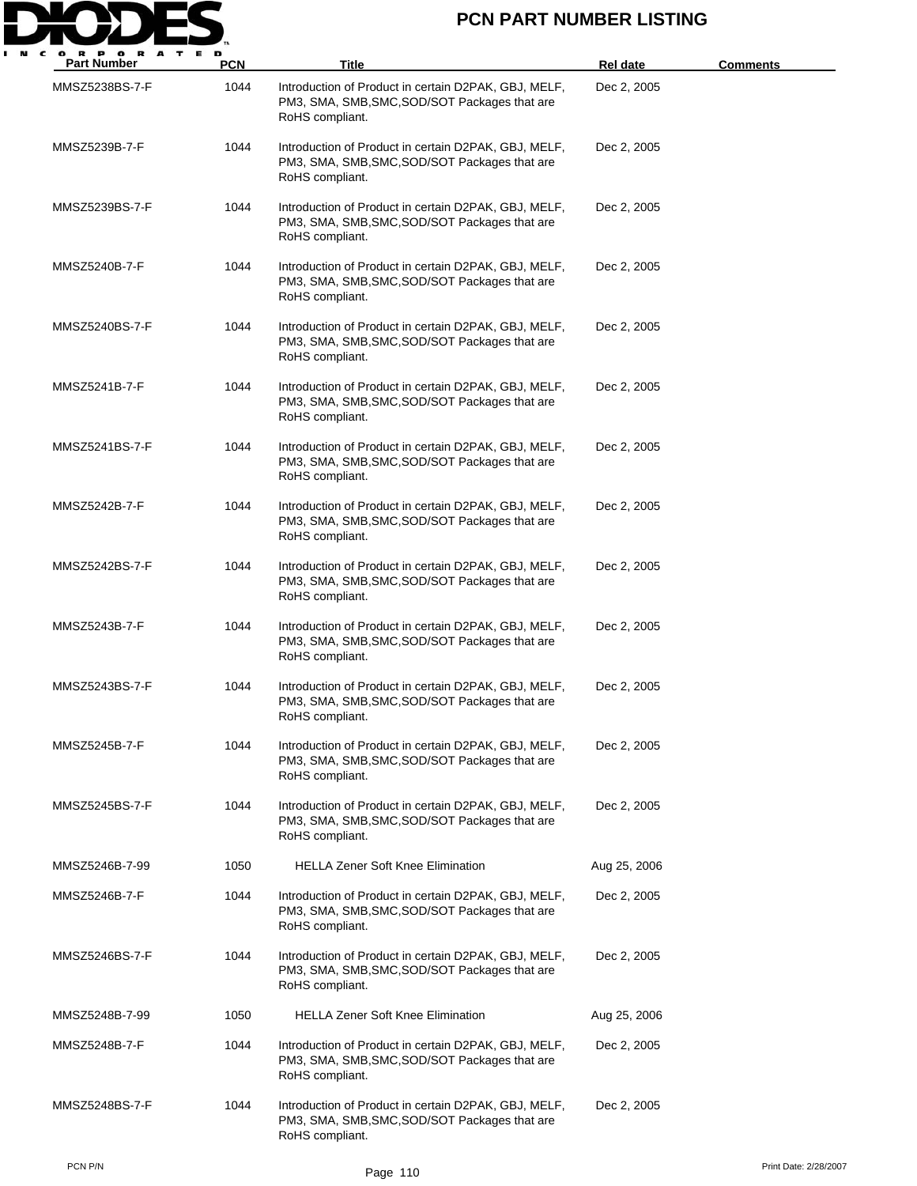# PCN PART NUMBER LISTING

| Part Number | PCN | Title | Rel date | Comments |
|---|---|---|---|---|
| MMSZ5238BS-7-F | 1044 | Introduction of Product in certain D2PAK, GBJ, MELF, PM3, SMA, SMB,SMC,SOD/SOT Packages that are RoHS compliant. | Dec 2, 2005 | |
| MMSZ5239B-7-F | 1044 | Introduction of Product in certain D2PAK, GBJ, MELF, PM3, SMA, SMB,SMC,SOD/SOT Packages that are RoHS compliant. | Dec 2, 2005 | |
| MMSZ5239BS-7-F | 1044 | Introduction of Product in certain D2PAK, GBJ, MELF, PM3, SMA, SMB,SMC,SOD/SOT Packages that are RoHS compliant. | Dec 2, 2005 | |
| MMSZ5240B-7-F | 1044 | Introduction of Product in certain D2PAK, GBJ, MELF, PM3, SMA, SMB,SMC,SOD/SOT Packages that are RoHS compliant. | Dec 2, 2005 | |
| MMSZ5240BS-7-F | 1044 | Introduction of Product in certain D2PAK, GBJ, MELF, PM3, SMA, SMB,SMC,SOD/SOT Packages that are RoHS compliant. | Dec 2, 2005 | |
| MMSZ5241B-7-F | 1044 | Introduction of Product in certain D2PAK, GBJ, MELF, PM3, SMA, SMB,SMC,SOD/SOT Packages that are RoHS compliant. | Dec 2, 2005 | |
| MMSZ5241BS-7-F | 1044 | Introduction of Product in certain D2PAK, GBJ, MELF, PM3, SMA, SMB,SMC,SOD/SOT Packages that are RoHS compliant. | Dec 2, 2005 | |
| MMSZ5242B-7-F | 1044 | Introduction of Product in certain D2PAK, GBJ, MELF, PM3, SMA, SMB,SMC,SOD/SOT Packages that are RoHS compliant. | Dec 2, 2005 | |
| MMSZ5242BS-7-F | 1044 | Introduction of Product in certain D2PAK, GBJ, MELF, PM3, SMA, SMB,SMC,SOD/SOT Packages that are RoHS compliant. | Dec 2, 2005 | |
| MMSZ5243B-7-F | 1044 | Introduction of Product in certain D2PAK, GBJ, MELF, PM3, SMA, SMB,SMC,SOD/SOT Packages that are RoHS compliant. | Dec 2, 2005 | |
| MMSZ5243BS-7-F | 1044 | Introduction of Product in certain D2PAK, GBJ, MELF, PM3, SMA, SMB,SMC,SOD/SOT Packages that are RoHS compliant. | Dec 2, 2005 | |
| MMSZ5245B-7-F | 1044 | Introduction of Product in certain D2PAK, GBJ, MELF, PM3, SMA, SMB,SMC,SOD/SOT Packages that are RoHS compliant. | Dec 2, 2005 | |
| MMSZ5245BS-7-F | 1044 | Introduction of Product in certain D2PAK, GBJ, MELF, PM3, SMA, SMB,SMC,SOD/SOT Packages that are RoHS compliant. | Dec 2, 2005 | |
| MMSZ5246B-7-99 | 1050 | HELLA Zener Soft Knee Elimination | Aug 25, 2006 | |
| MMSZ5246B-7-F | 1044 | Introduction of Product in certain D2PAK, GBJ, MELF, PM3, SMA, SMB,SMC,SOD/SOT Packages that are RoHS compliant. | Dec 2, 2005 | |
| MMSZ5246BS-7-F | 1044 | Introduction of Product in certain D2PAK, GBJ, MELF, PM3, SMA, SMB,SMC,SOD/SOT Packages that are RoHS compliant. | Dec 2, 2005 | |
| MMSZ5248B-7-99 | 1050 | HELLA Zener Soft Knee Elimination | Aug 25, 2006 | |
| MMSZ5248B-7-F | 1044 | Introduction of Product in certain D2PAK, GBJ, MELF, PM3, SMA, SMB,SMC,SOD/SOT Packages that are RoHS compliant. | Dec 2, 2005 | |
| MMSZ5248BS-7-F | 1044 | Introduction of Product in certain D2PAK, GBJ, MELF, PM3, SMA, SMB,SMC,SOD/SOT Packages that are RoHS compliant. | Dec 2, 2005 | |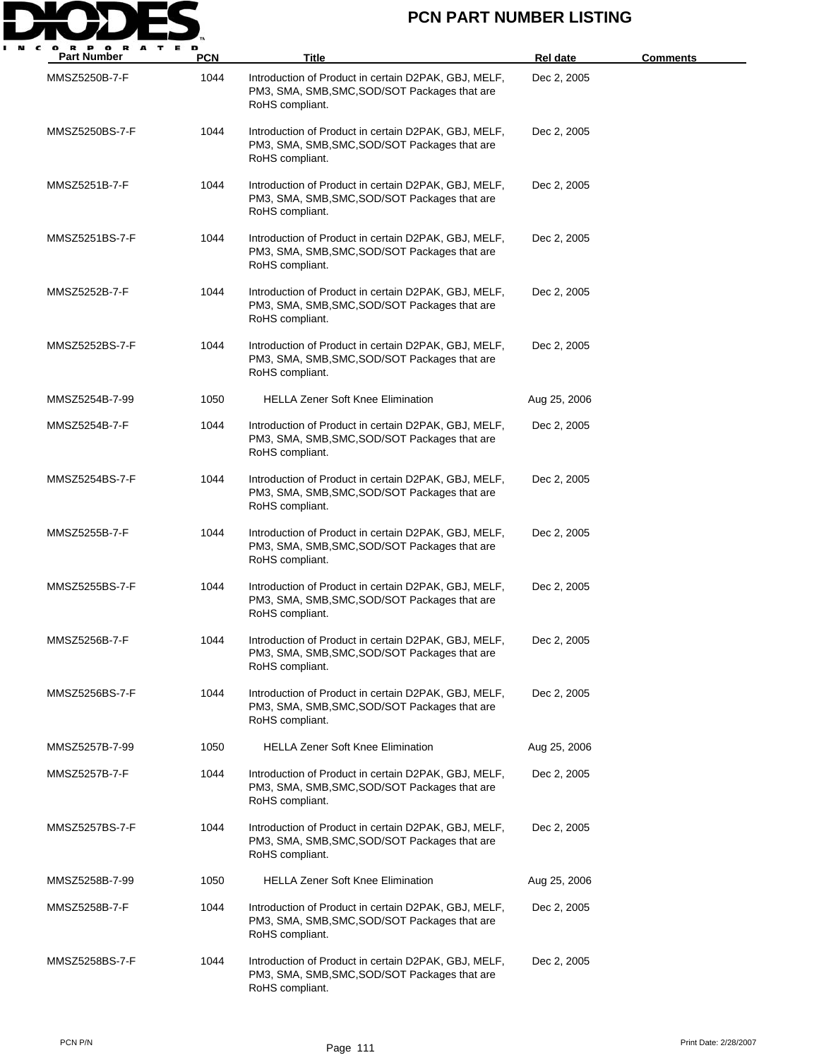| Part Number | PCN | Title | Rel date | Comments |
|---|---|---|---|---|
| MMSZ5250B-7-F | 1044 | Introduction of Product in certain D2PAK, GBJ, MELF, PM3, SMA, SMB,SMC,SOD/SOT Packages that are RoHS compliant. | Dec 2, 2005 | |
| MMSZ5250BS-7-F | 1044 | Introduction of Product in certain D2PAK, GBJ, MELF, PM3, SMA, SMB,SMC,SOD/SOT Packages that are RoHS compliant. | Dec 2, 2005 | |
| MMSZ5251B-7-F | 1044 | Introduction of Product in certain D2PAK, GBJ, MELF, PM3, SMA, SMB,SMC,SOD/SOT Packages that are RoHS compliant. | Dec 2, 2005 | |
| MMSZ5251BS-7-F | 1044 | Introduction of Product in certain D2PAK, GBJ, MELF, PM3, SMA, SMB,SMC,SOD/SOT Packages that are RoHS compliant. | Dec 2, 2005 | |
| MMSZ5252B-7-F | 1044 | Introduction of Product in certain D2PAK, GBJ, MELF, PM3, SMA, SMB,SMC,SOD/SOT Packages that are RoHS compliant. | Dec 2, 2005 | |
| MMSZ5252BS-7-F | 1044 | Introduction of Product in certain D2PAK, GBJ, MELF, PM3, SMA, SMB,SMC,SOD/SOT Packages that are RoHS compliant. | Dec 2, 2005 | |
| MMSZ5254B-7-99 | 1050 | HELLA Zener Soft Knee Elimination | Aug 25, 2006 | |
| MMSZ5254B-7-F | 1044 | Introduction of Product in certain D2PAK, GBJ, MELF, PM3, SMA, SMB,SMC,SOD/SOT Packages that are RoHS compliant. | Dec 2, 2005 | |
| MMSZ5254BS-7-F | 1044 | Introduction of Product in certain D2PAK, GBJ, MELF, PM3, SMA, SMB,SMC,SOD/SOT Packages that are RoHS compliant. | Dec 2, 2005 | |
| MMSZ5255B-7-F | 1044 | Introduction of Product in certain D2PAK, GBJ, MELF, PM3, SMA, SMB,SMC,SOD/SOT Packages that are RoHS compliant. | Dec 2, 2005 | |
| MMSZ5255BS-7-F | 1044 | Introduction of Product in certain D2PAK, GBJ, MELF, PM3, SMA, SMB,SMC,SOD/SOT Packages that are RoHS compliant. | Dec 2, 2005 | |
| MMSZ5256B-7-F | 1044 | Introduction of Product in certain D2PAK, GBJ, MELF, PM3, SMA, SMB,SMC,SOD/SOT Packages that are RoHS compliant. | Dec 2, 2005 | |
| MMSZ5256BS-7-F | 1044 | Introduction of Product in certain D2PAK, GBJ, MELF, PM3, SMA, SMB,SMC,SOD/SOT Packages that are RoHS compliant. | Dec 2, 2005 | |
| MMSZ5257B-7-99 | 1050 | HELLA Zener Soft Knee Elimination | Aug 25, 2006 | |
| MMSZ5257B-7-F | 1044 | Introduction of Product in certain D2PAK, GBJ, MELF, PM3, SMA, SMB,SMC,SOD/SOT Packages that are RoHS compliant. | Dec 2, 2005 | |
| MMSZ5257BS-7-F | 1044 | Introduction of Product in certain D2PAK, GBJ, MELF, PM3, SMA, SMB,SMC,SOD/SOT Packages that are RoHS compliant. | Dec 2, 2005 | |
| MMSZ5258B-7-99 | 1050 | HELLA Zener Soft Knee Elimination | Aug 25, 2006 | |
| MMSZ5258B-7-F | 1044 | Introduction of Product in certain D2PAK, GBJ, MELF, PM3, SMA, SMB,SMC,SOD/SOT Packages that are RoHS compliant. | Dec 2, 2005 | |
| MMSZ5258BS-7-F | 1044 | Introduction of Product in certain D2PAK, GBJ, MELF, PM3, SMA, SMB,SMC,SOD/SOT Packages that are RoHS compliant. | Dec 2, 2005 | |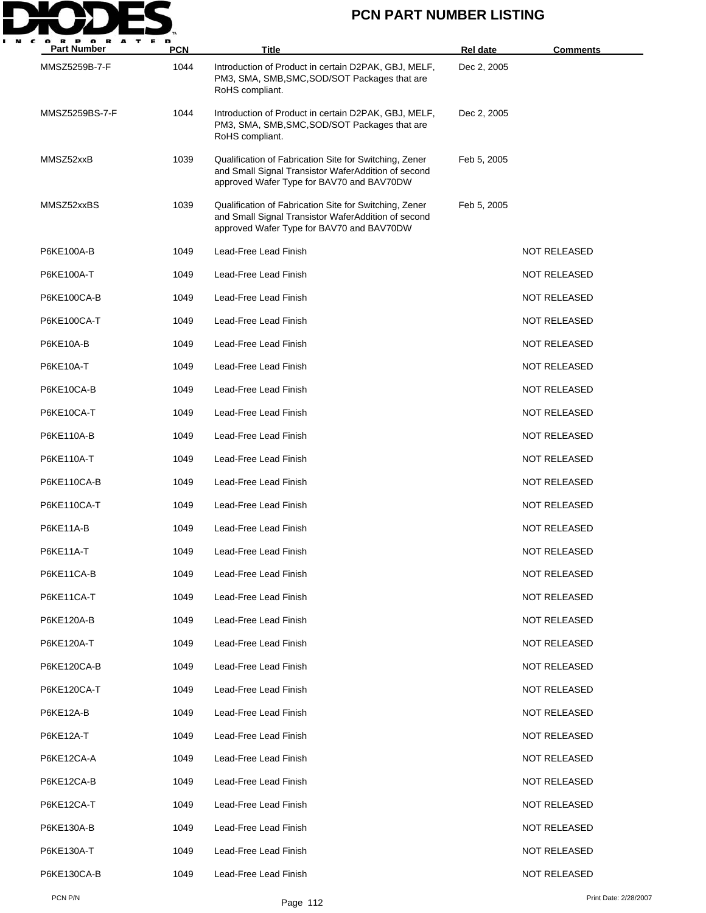# PCN PART NUMBER LISTING

| Part Number | PCN | Title | Rel date | Comments |
|---|---|---|---|---|
| MMSZ5259B-7-F | 1044 | Introduction of Product in certain D2PAK, GBJ, MELF, PM3, SMA, SMB,SMC,SOD/SOT Packages that are RoHS compliant. | Dec 2, 2005 | |
| MMSZ5259BS-7-F | 1044 | Introduction of Product in certain D2PAK, GBJ, MELF, PM3, SMA, SMB,SMC,SOD/SOT Packages that are RoHS compliant. | Dec 2, 2005 | |
| MMSZ52xxB | 1039 | Qualification of Fabrication Site for Switching, Zener and Small Signal Transistor WaferAddition of second approved Wafer Type for BAV70 and BAV70DW | Feb 5, 2005 | |
| MMSZ52xxBS | 1039 | Qualification of Fabrication Site for Switching, Zener and Small Signal Transistor WaferAddition of second approved Wafer Type for BAV70 and BAV70DW | Feb 5, 2005 | |
| P6KE100A-B | 1049 | Lead-Free Lead Finish | | NOT RELEASED |
| P6KE100A-T | 1049 | Lead-Free Lead Finish | | NOT RELEASED |
| P6KE100CA-B | 1049 | Lead-Free Lead Finish | | NOT RELEASED |
| P6KE100CA-T | 1049 | Lead-Free Lead Finish | | NOT RELEASED |
| P6KE10A-B | 1049 | Lead-Free Lead Finish | | NOT RELEASED |
| P6KE10A-T | 1049 | Lead-Free Lead Finish | | NOT RELEASED |
| P6KE10CA-B | 1049 | Lead-Free Lead Finish | | NOT RELEASED |
| P6KE10CA-T | 1049 | Lead-Free Lead Finish | | NOT RELEASED |
| P6KE110A-B | 1049 | Lead-Free Lead Finish | | NOT RELEASED |
| P6KE110A-T | 1049 | Lead-Free Lead Finish | | NOT RELEASED |
| P6KE110CA-B | 1049 | Lead-Free Lead Finish | | NOT RELEASED |
| P6KE110CA-T | 1049 | Lead-Free Lead Finish | | NOT RELEASED |
| P6KE11A-B | 1049 | Lead-Free Lead Finish | | NOT RELEASED |
| P6KE11A-T | 1049 | Lead-Free Lead Finish | | NOT RELEASED |
| P6KE11CA-B | 1049 | Lead-Free Lead Finish | | NOT RELEASED |
| P6KE11CA-T | 1049 | Lead-Free Lead Finish | | NOT RELEASED |
| P6KE120A-B | 1049 | Lead-Free Lead Finish | | NOT RELEASED |
| P6KE120A-T | 1049 | Lead-Free Lead Finish | | NOT RELEASED |
| P6KE120CA-B | 1049 | Lead-Free Lead Finish | | NOT RELEASED |
| P6KE120CA-T | 1049 | Lead-Free Lead Finish | | NOT RELEASED |
| P6KE12A-B | 1049 | Lead-Free Lead Finish | | NOT RELEASED |
| P6KE12A-T | 1049 | Lead-Free Lead Finish | | NOT RELEASED |
| P6KE12CA-A | 1049 | Lead-Free Lead Finish | | NOT RELEASED |
| P6KE12CA-B | 1049 | Lead-Free Lead Finish | | NOT RELEASED |
| P6KE12CA-T | 1049 | Lead-Free Lead Finish | | NOT RELEASED |
| P6KE130A-B | 1049 | Lead-Free Lead Finish | | NOT RELEASED |
| P6KE130A-T | 1049 | Lead-Free Lead Finish | | NOT RELEASED |
| P6KE130CA-B | 1049 | Lead-Free Lead Finish | | NOT RELEASED |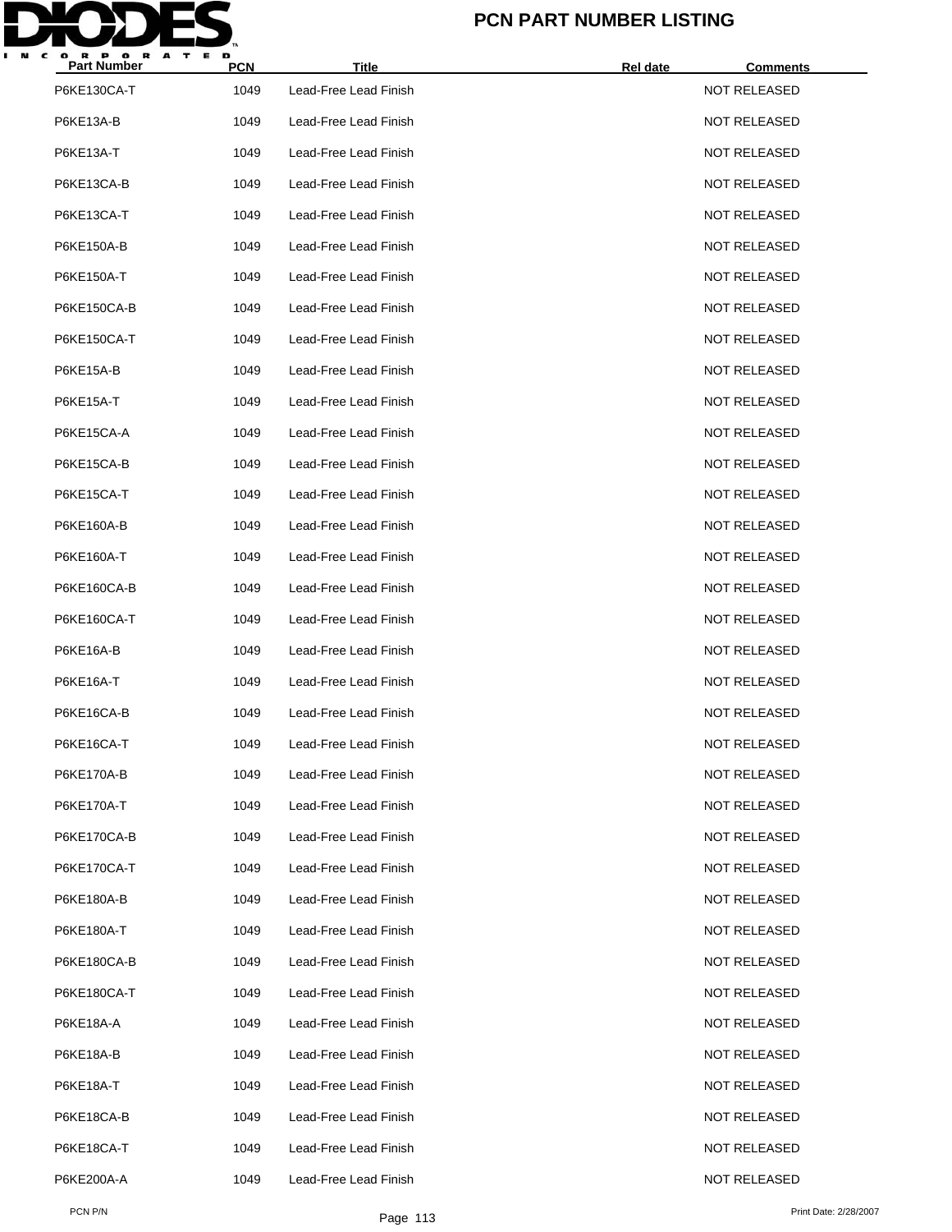# PCN PART NUMBER LISTING

| Part Number | PCN | Title | Rel date | Comments |
|---|---|---|---|---|
| P6KE130CA-T | 1049 | Lead-Free Lead Finish | | NOT RELEASED |
| P6KE13A-B | 1049 | Lead-Free Lead Finish | | NOT RELEASED |
| P6KE13A-T | 1049 | Lead-Free Lead Finish | | NOT RELEASED |
| P6KE13CA-B | 1049 | Lead-Free Lead Finish | | NOT RELEASED |
| P6KE13CA-T | 1049 | Lead-Free Lead Finish | | NOT RELEASED |
| P6KE150A-B | 1049 | Lead-Free Lead Finish | | NOT RELEASED |
| P6KE150A-T | 1049 | Lead-Free Lead Finish | | NOT RELEASED |
| P6KE150CA-B | 1049 | Lead-Free Lead Finish | | NOT RELEASED |
| P6KE150CA-T | 1049 | Lead-Free Lead Finish | | NOT RELEASED |
| P6KE15A-B | 1049 | Lead-Free Lead Finish | | NOT RELEASED |
| P6KE15A-T | 1049 | Lead-Free Lead Finish | | NOT RELEASED |
| P6KE15CA-A | 1049 | Lead-Free Lead Finish | | NOT RELEASED |
| P6KE15CA-B | 1049 | Lead-Free Lead Finish | | NOT RELEASED |
| P6KE15CA-T | 1049 | Lead-Free Lead Finish | | NOT RELEASED |
| P6KE160A-B | 1049 | Lead-Free Lead Finish | | NOT RELEASED |
| P6KE160A-T | 1049 | Lead-Free Lead Finish | | NOT RELEASED |
| P6KE160CA-B | 1049 | Lead-Free Lead Finish | | NOT RELEASED |
| P6KE160CA-T | 1049 | Lead-Free Lead Finish | | NOT RELEASED |
| P6KE16A-B | 1049 | Lead-Free Lead Finish | | NOT RELEASED |
| P6KE16A-T | 1049 | Lead-Free Lead Finish | | NOT RELEASED |
| P6KE16CA-B | 1049 | Lead-Free Lead Finish | | NOT RELEASED |
| P6KE16CA-T | 1049 | Lead-Free Lead Finish | | NOT RELEASED |
| P6KE170A-B | 1049 | Lead-Free Lead Finish | | NOT RELEASED |
| P6KE170A-T | 1049 | Lead-Free Lead Finish | | NOT RELEASED |
| P6KE170CA-B | 1049 | Lead-Free Lead Finish | | NOT RELEASED |
| P6KE170CA-T | 1049 | Lead-Free Lead Finish | | NOT RELEASED |
| P6KE180A-B | 1049 | Lead-Free Lead Finish | | NOT RELEASED |
| P6KE180A-T | 1049 | Lead-Free Lead Finish | | NOT RELEASED |
| P6KE180CA-B | 1049 | Lead-Free Lead Finish | | NOT RELEASED |
| P6KE180CA-T | 1049 | Lead-Free Lead Finish | | NOT RELEASED |
| P6KE18A-A | 1049 | Lead-Free Lead Finish | | NOT RELEASED |
| P6KE18A-B | 1049 | Lead-Free Lead Finish | | NOT RELEASED |
| P6KE18A-T | 1049 | Lead-Free Lead Finish | | NOT RELEASED |
| P6KE18CA-B | 1049 | Lead-Free Lead Finish | | NOT RELEASED |
| P6KE18CA-T | 1049 | Lead-Free Lead Finish | | NOT RELEASED |
| P6KE200A-A | 1049 | Lead-Free Lead Finish | | NOT RELEASED |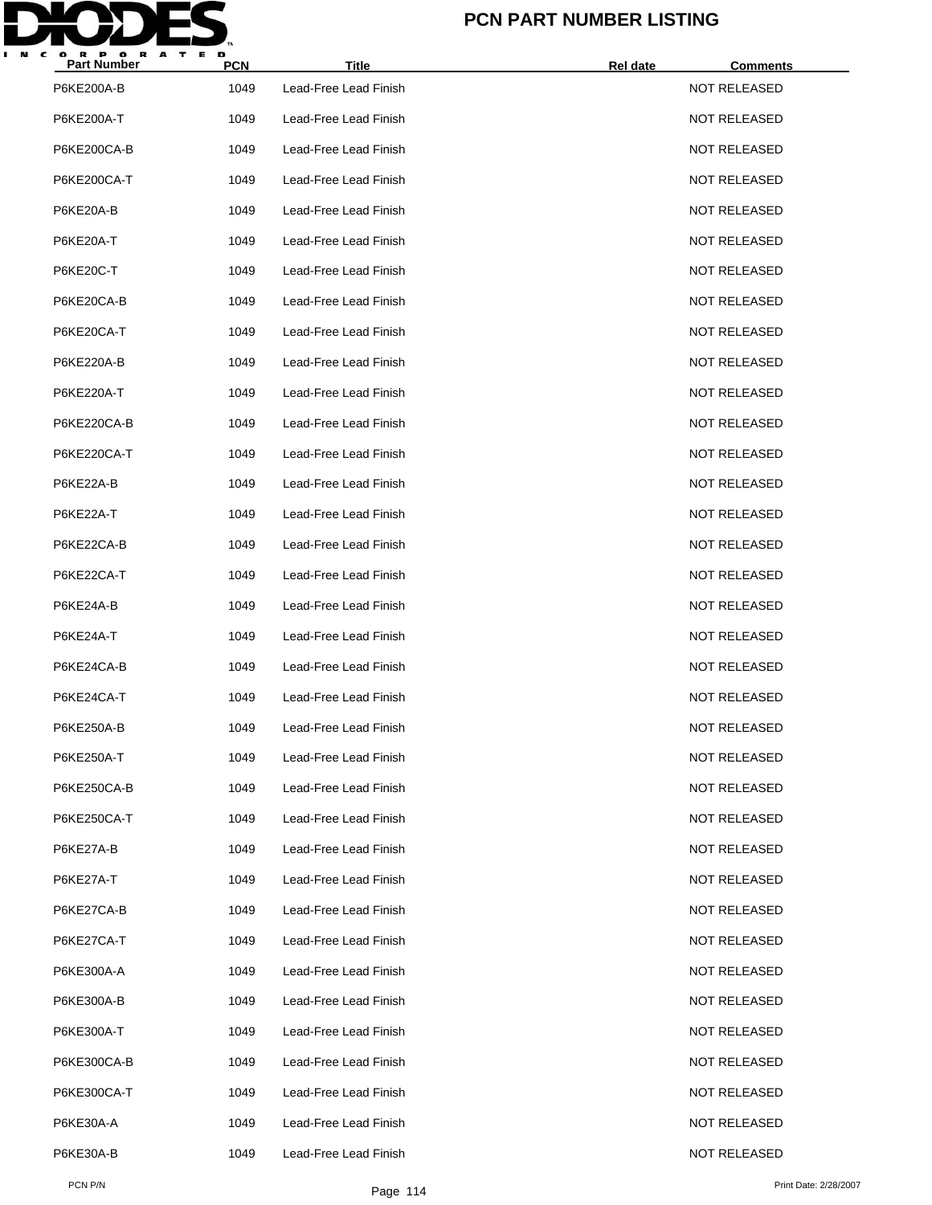# PCN PART NUMBER LISTING

| Part Number | PCN | Title | Rel date | Comments |
|---|---|---|---|---|
| P6KE200A-B | 1049 | Lead-Free Lead Finish | | NOT RELEASED |
| P6KE200A-T | 1049 | Lead-Free Lead Finish | | NOT RELEASED |
| P6KE200CA-B | 1049 | Lead-Free Lead Finish | | NOT RELEASED |
| P6KE200CA-T | 1049 | Lead-Free Lead Finish | | NOT RELEASED |
| P6KE20A-B | 1049 | Lead-Free Lead Finish | | NOT RELEASED |
| P6KE20A-T | 1049 | Lead-Free Lead Finish | | NOT RELEASED |
| P6KE20C-T | 1049 | Lead-Free Lead Finish | | NOT RELEASED |
| P6KE20CA-B | 1049 | Lead-Free Lead Finish | | NOT RELEASED |
| P6KE20CA-T | 1049 | Lead-Free Lead Finish | | NOT RELEASED |
| P6KE220A-B | 1049 | Lead-Free Lead Finish | | NOT RELEASED |
| P6KE220A-T | 1049 | Lead-Free Lead Finish | | NOT RELEASED |
| P6KE220CA-B | 1049 | Lead-Free Lead Finish | | NOT RELEASED |
| P6KE220CA-T | 1049 | Lead-Free Lead Finish | | NOT RELEASED |
| P6KE22A-B | 1049 | Lead-Free Lead Finish | | NOT RELEASED |
| P6KE22A-T | 1049 | Lead-Free Lead Finish | | NOT RELEASED |
| P6KE22CA-B | 1049 | Lead-Free Lead Finish | | NOT RELEASED |
| P6KE22CA-T | 1049 | Lead-Free Lead Finish | | NOT RELEASED |
| P6KE24A-B | 1049 | Lead-Free Lead Finish | | NOT RELEASED |
| P6KE24A-T | 1049 | Lead-Free Lead Finish | | NOT RELEASED |
| P6KE24CA-B | 1049 | Lead-Free Lead Finish | | NOT RELEASED |
| P6KE24CA-T | 1049 | Lead-Free Lead Finish | | NOT RELEASED |
| P6KE250A-B | 1049 | Lead-Free Lead Finish | | NOT RELEASED |
| P6KE250A-T | 1049 | Lead-Free Lead Finish | | NOT RELEASED |
| P6KE250CA-B | 1049 | Lead-Free Lead Finish | | NOT RELEASED |
| P6KE250CA-T | 1049 | Lead-Free Lead Finish | | NOT RELEASED |
| P6KE27A-B | 1049 | Lead-Free Lead Finish | | NOT RELEASED |
| P6KE27A-T | 1049 | Lead-Free Lead Finish | | NOT RELEASED |
| P6KE27CA-B | 1049 | Lead-Free Lead Finish | | NOT RELEASED |
| P6KE27CA-T | 1049 | Lead-Free Lead Finish | | NOT RELEASED |
| P6KE300A-A | 1049 | Lead-Free Lead Finish | | NOT RELEASED |
| P6KE300A-B | 1049 | Lead-Free Lead Finish | | NOT RELEASED |
| P6KE300A-T | 1049 | Lead-Free Lead Finish | | NOT RELEASED |
| P6KE300CA-B | 1049 | Lead-Free Lead Finish | | NOT RELEASED |
| P6KE300CA-T | 1049 | Lead-Free Lead Finish | | NOT RELEASED |
| P6KE30A-A | 1049 | Lead-Free Lead Finish | | NOT RELEASED |
| P6KE30A-B | 1049 | Lead-Free Lead Finish | | NOT RELEASED |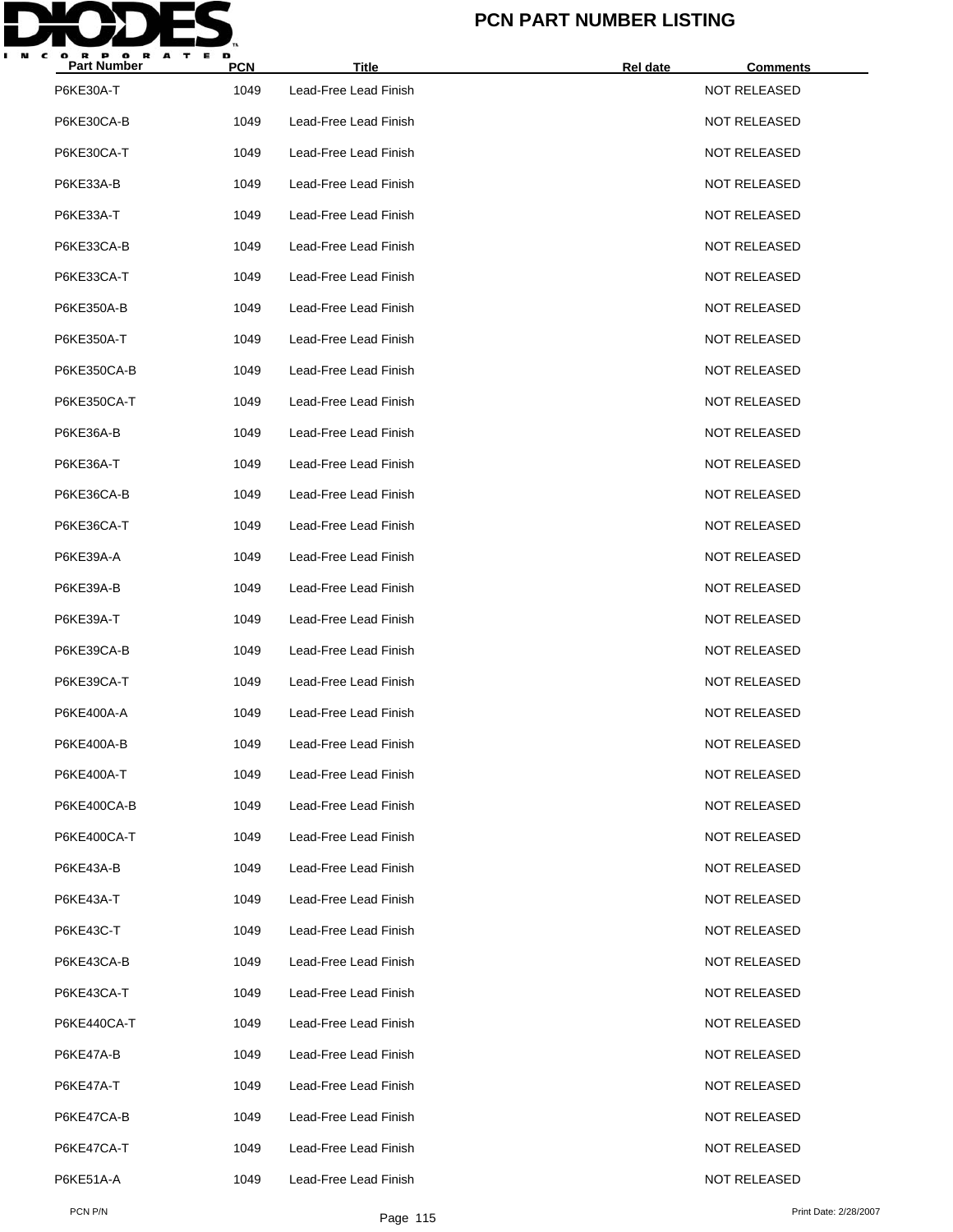# PCN PART NUMBER LISTING

| Part Number | PCN | Title | Rel date | Comments |
|---|---|---|---|---|
| P6KE30A-T | 1049 | Lead-Free Lead Finish | | NOT RELEASED |
| P6KE30CA-B | 1049 | Lead-Free Lead Finish | | NOT RELEASED |
| P6KE30CA-T | 1049 | Lead-Free Lead Finish | | NOT RELEASED |
| P6KE33A-B | 1049 | Lead-Free Lead Finish | | NOT RELEASED |
| P6KE33A-T | 1049 | Lead-Free Lead Finish | | NOT RELEASED |
| P6KE33CA-B | 1049 | Lead-Free Lead Finish | | NOT RELEASED |
| P6KE33CA-T | 1049 | Lead-Free Lead Finish | | NOT RELEASED |
| P6KE350A-B | 1049 | Lead-Free Lead Finish | | NOT RELEASED |
| P6KE350A-T | 1049 | Lead-Free Lead Finish | | NOT RELEASED |
| P6KE350CA-B | 1049 | Lead-Free Lead Finish | | NOT RELEASED |
| P6KE350CA-T | 1049 | Lead-Free Lead Finish | | NOT RELEASED |
| P6KE36A-B | 1049 | Lead-Free Lead Finish | | NOT RELEASED |
| P6KE36A-T | 1049 | Lead-Free Lead Finish | | NOT RELEASED |
| P6KE36CA-B | 1049 | Lead-Free Lead Finish | | NOT RELEASED |
| P6KE36CA-T | 1049 | Lead-Free Lead Finish | | NOT RELEASED |
| P6KE39A-A | 1049 | Lead-Free Lead Finish | | NOT RELEASED |
| P6KE39A-B | 1049 | Lead-Free Lead Finish | | NOT RELEASED |
| P6KE39A-T | 1049 | Lead-Free Lead Finish | | NOT RELEASED |
| P6KE39CA-B | 1049 | Lead-Free Lead Finish | | NOT RELEASED |
| P6KE39CA-T | 1049 | Lead-Free Lead Finish | | NOT RELEASED |
| P6KE400A-A | 1049 | Lead-Free Lead Finish | | NOT RELEASED |
| P6KE400A-B | 1049 | Lead-Free Lead Finish | | NOT RELEASED |
| P6KE400A-T | 1049 | Lead-Free Lead Finish | | NOT RELEASED |
| P6KE400CA-B | 1049 | Lead-Free Lead Finish | | NOT RELEASED |
| P6KE400CA-T | 1049 | Lead-Free Lead Finish | | NOT RELEASED |
| P6KE43A-B | 1049 | Lead-Free Lead Finish | | NOT RELEASED |
| P6KE43A-T | 1049 | Lead-Free Lead Finish | | NOT RELEASED |
| P6KE43C-T | 1049 | Lead-Free Lead Finish | | NOT RELEASED |
| P6KE43CA-B | 1049 | Lead-Free Lead Finish | | NOT RELEASED |
| P6KE43CA-T | 1049 | Lead-Free Lead Finish | | NOT RELEASED |
| P6KE440CA-T | 1049 | Lead-Free Lead Finish | | NOT RELEASED |
| P6KE47A-B | 1049 | Lead-Free Lead Finish | | NOT RELEASED |
| P6KE47A-T | 1049 | Lead-Free Lead Finish | | NOT RELEASED |
| P6KE47CA-B | 1049 | Lead-Free Lead Finish | | NOT RELEASED |
| P6KE47CA-T | 1049 | Lead-Free Lead Finish | | NOT RELEASED |
| P6KE51A-A | 1049 | Lead-Free Lead Finish | | NOT RELEASED |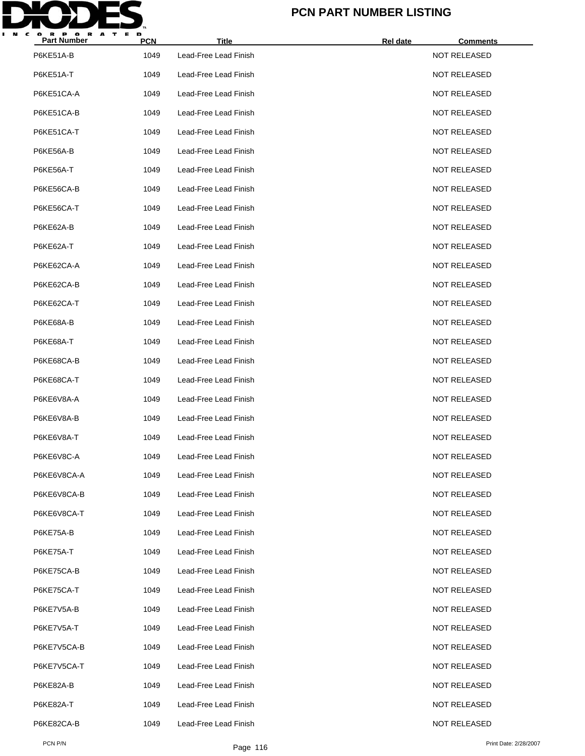| Part Number | PCN | Title | Rel date | Comments |
|---|---|---|---|---|
| P6KE51A-B | 1049 | Lead-Free Lead Finish | | NOT RELEASED |
| P6KE51A-T | 1049 | Lead-Free Lead Finish | | NOT RELEASED |
| P6KE51CA-A | 1049 | Lead-Free Lead Finish | | NOT RELEASED |
| P6KE51CA-B | 1049 | Lead-Free Lead Finish | | NOT RELEASED |
| P6KE51CA-T | 1049 | Lead-Free Lead Finish | | NOT RELEASED |
| P6KE56A-B | 1049 | Lead-Free Lead Finish | | NOT RELEASED |
| P6KE56A-T | 1049 | Lead-Free Lead Finish | | NOT RELEASED |
| P6KE56CA-B | 1049 | Lead-Free Lead Finish | | NOT RELEASED |
| P6KE56CA-T | 1049 | Lead-Free Lead Finish | | NOT RELEASED |
| P6KE62A-B | 1049 | Lead-Free Lead Finish | | NOT RELEASED |
| P6KE62A-T | 1049 | Lead-Free Lead Finish | | NOT RELEASED |
| P6KE62CA-A | 1049 | Lead-Free Lead Finish | | NOT RELEASED |
| P6KE62CA-B | 1049 | Lead-Free Lead Finish | | NOT RELEASED |
| P6KE62CA-T | 1049 | Lead-Free Lead Finish | | NOT RELEASED |
| P6KE68A-B | 1049 | Lead-Free Lead Finish | | NOT RELEASED |
| P6KE68A-T | 1049 | Lead-Free Lead Finish | | NOT RELEASED |
| P6KE68CA-B | 1049 | Lead-Free Lead Finish | | NOT RELEASED |
| P6KE68CA-T | 1049 | Lead-Free Lead Finish | | NOT RELEASED |
| P6KE6V8A-A | 1049 | Lead-Free Lead Finish | | NOT RELEASED |
| P6KE6V8A-B | 1049 | Lead-Free Lead Finish | | NOT RELEASED |
| P6KE6V8A-T | 1049 | Lead-Free Lead Finish | | NOT RELEASED |
| P6KE6V8C-A | 1049 | Lead-Free Lead Finish | | NOT RELEASED |
| P6KE6V8CA-A | 1049 | Lead-Free Lead Finish | | NOT RELEASED |
| P6KE6V8CA-B | 1049 | Lead-Free Lead Finish | | NOT RELEASED |
| P6KE6V8CA-T | 1049 | Lead-Free Lead Finish | | NOT RELEASED |
| P6KE75A-B | 1049 | Lead-Free Lead Finish | | NOT RELEASED |
| P6KE75A-T | 1049 | Lead-Free Lead Finish | | NOT RELEASED |
| P6KE75CA-B | 1049 | Lead-Free Lead Finish | | NOT RELEASED |
| P6KE75CA-T | 1049 | Lead-Free Lead Finish | | NOT RELEASED |
| P6KE7V5A-B | 1049 | Lead-Free Lead Finish | | NOT RELEASED |
| P6KE7V5A-T | 1049 | Lead-Free Lead Finish | | NOT RELEASED |
| P6KE7V5CA-B | 1049 | Lead-Free Lead Finish | | NOT RELEASED |
| P6KE7V5CA-T | 1049 | Lead-Free Lead Finish | | NOT RELEASED |
| P6KE82A-B | 1049 | Lead-Free Lead Finish | | NOT RELEASED |
| P6KE82A-T | 1049 | Lead-Free Lead Finish | | NOT RELEASED |
| P6KE82CA-B | 1049 | Lead-Free Lead Finish | | NOT RELEASED |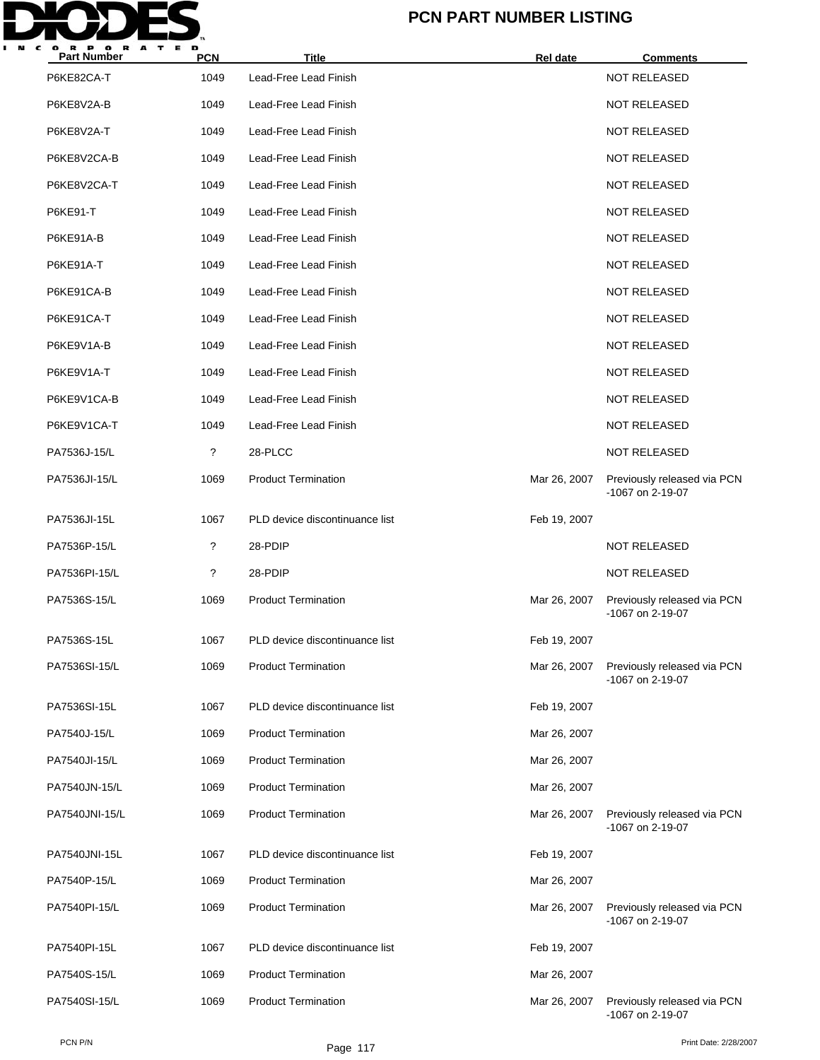# PCN PART NUMBER LISTING

| Part Number | PCN | Title | Rel date | Comments |
|---|---|---|---|---|
| P6KE82CA-T | 1049 | Lead-Free Lead Finish | | NOT RELEASED |
| P6KE8V2A-B | 1049 | Lead-Free Lead Finish | | NOT RELEASED |
| P6KE8V2A-T | 1049 | Lead-Free Lead Finish | | NOT RELEASED |
| P6KE8V2CA-B | 1049 | Lead-Free Lead Finish | | NOT RELEASED |
| P6KE8V2CA-T | 1049 | Lead-Free Lead Finish | | NOT RELEASED |
| P6KE91-T | 1049 | Lead-Free Lead Finish | | NOT RELEASED |
| P6KE91A-B | 1049 | Lead-Free Lead Finish | | NOT RELEASED |
| P6KE91A-T | 1049 | Lead-Free Lead Finish | | NOT RELEASED |
| P6KE91CA-B | 1049 | Lead-Free Lead Finish | | NOT RELEASED |
| P6KE91CA-T | 1049 | Lead-Free Lead Finish | | NOT RELEASED |
| P6KE9V1A-B | 1049 | Lead-Free Lead Finish | | NOT RELEASED |
| P6KE9V1A-T | 1049 | Lead-Free Lead Finish | | NOT RELEASED |
| P6KE9V1CA-B | 1049 | Lead-Free Lead Finish | | NOT RELEASED |
| P6KE9V1CA-T | 1049 | Lead-Free Lead Finish | | NOT RELEASED |
| PA7536J-15/L | ? | 28-PLCC | | NOT RELEASED |
| PA7536JI-15/L | 1069 | Product Termination | Mar 26, 2007 | Previously released via PCN -1067 on 2-19-07 |
| PA7536JI-15L | 1067 | PLD device discontinuance list | Feb 19, 2007 | |
| PA7536P-15/L | ? | 28-PDIP | | NOT RELEASED |
| PA7536PI-15/L | ? | 28-PDIP | | NOT RELEASED |
| PA7536S-15/L | 1069 | Product Termination | Mar 26, 2007 | Previously released via PCN -1067 on 2-19-07 |
| PA7536S-15L | 1067 | PLD device discontinuance list | Feb 19, 2007 | |
| PA7536SI-15/L | 1069 | Product Termination | Mar 26, 2007 | Previously released via PCN -1067 on 2-19-07 |
| PA7536SI-15L | 1067 | PLD device discontinuance list | Feb 19, 2007 | |
| PA7540J-15/L | 1069 | Product Termination | Mar 26, 2007 | |
| PA7540JI-15/L | 1069 | Product Termination | Mar 26, 2007 | |
| PA7540JN-15/L | 1069 | Product Termination | Mar 26, 2007 | |
| PA7540JNI-15/L | 1069 | Product Termination | Mar 26, 2007 | Previously released via PCN -1067 on 2-19-07 |
| PA7540JNI-15L | 1067 | PLD device discontinuance list | Feb 19, 2007 | |
| PA7540P-15/L | 1069 | Product Termination | Mar 26, 2007 | |
| PA7540PI-15/L | 1069 | Product Termination | Mar 26, 2007 | Previously released via PCN -1067 on 2-19-07 |
| PA7540PI-15L | 1067 | PLD device discontinuance list | Feb 19, 2007 | |
| PA7540S-15/L | 1069 | Product Termination | Mar 26, 2007 | |
| PA7540SI-15/L | 1069 | Product Termination | Mar 26, 2007 | Previously released via PCN -1067 on 2-19-07 |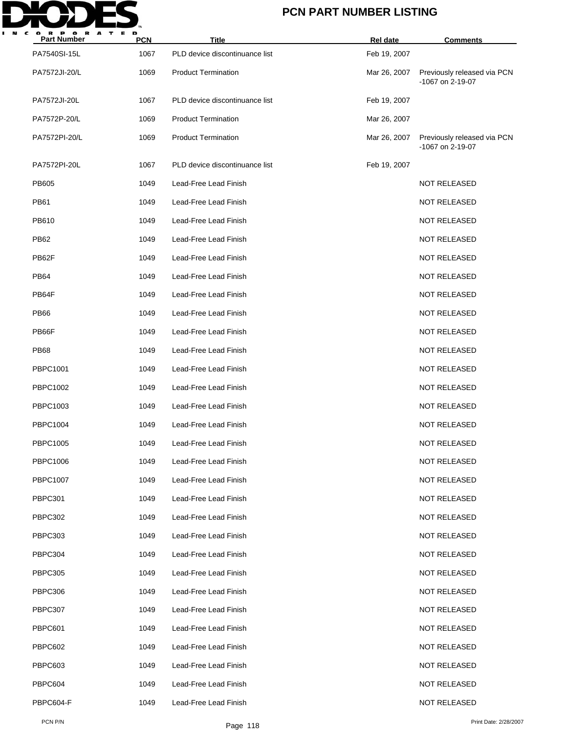# PCN PART NUMBER LISTING

| Part Number | PCN | Title | Rel date | Comments |
|---|---|---|---|---|
| PA7540SI-15L | 1067 | PLD device discontinuance list | Feb 19, 2007 | |
| PA7572JI-20/L | 1069 | Product Termination | Mar 26, 2007 | Previously released via PCN -1067 on 2-19-07 |
| PA7572JI-20L | 1067 | PLD device discontinuance list | Feb 19, 2007 | |
| PA7572P-20/L | 1069 | Product Termination | Mar 26, 2007 | |
| PA7572PI-20/L | 1069 | Product Termination | Mar 26, 2007 | Previously released via PCN -1067 on 2-19-07 |
| PA7572PI-20L | 1067 | PLD device discontinuance list | Feb 19, 2007 | |
| PB605 | 1049 | Lead-Free Lead Finish | | NOT RELEASED |
| PB61 | 1049 | Lead-Free Lead Finish | | NOT RELEASED |
| PB610 | 1049 | Lead-Free Lead Finish | | NOT RELEASED |
| PB62 | 1049 | Lead-Free Lead Finish | | NOT RELEASED |
| PB62F | 1049 | Lead-Free Lead Finish | | NOT RELEASED |
| PB64 | 1049 | Lead-Free Lead Finish | | NOT RELEASED |
| PB64F | 1049 | Lead-Free Lead Finish | | NOT RELEASED |
| PB66 | 1049 | Lead-Free Lead Finish | | NOT RELEASED |
| PB66F | 1049 | Lead-Free Lead Finish | | NOT RELEASED |
| PB68 | 1049 | Lead-Free Lead Finish | | NOT RELEASED |
| PBPC1001 | 1049 | Lead-Free Lead Finish | | NOT RELEASED |
| PBPC1002 | 1049 | Lead-Free Lead Finish | | NOT RELEASED |
| PBPC1003 | 1049 | Lead-Free Lead Finish | | NOT RELEASED |
| PBPC1004 | 1049 | Lead-Free Lead Finish | | NOT RELEASED |
| PBPC1005 | 1049 | Lead-Free Lead Finish | | NOT RELEASED |
| PBPC1006 | 1049 | Lead-Free Lead Finish | | NOT RELEASED |
| PBPC1007 | 1049 | Lead-Free Lead Finish | | NOT RELEASED |
| PBPC301 | 1049 | Lead-Free Lead Finish | | NOT RELEASED |
| PBPC302 | 1049 | Lead-Free Lead Finish | | NOT RELEASED |
| PBPC303 | 1049 | Lead-Free Lead Finish | | NOT RELEASED |
| PBPC304 | 1049 | Lead-Free Lead Finish | | NOT RELEASED |
| PBPC305 | 1049 | Lead-Free Lead Finish | | NOT RELEASED |
| PBPC306 | 1049 | Lead-Free Lead Finish | | NOT RELEASED |
| PBPC307 | 1049 | Lead-Free Lead Finish | | NOT RELEASED |
| PBPC601 | 1049 | Lead-Free Lead Finish | | NOT RELEASED |
| PBPC602 | 1049 | Lead-Free Lead Finish | | NOT RELEASED |
| PBPC603 | 1049 | Lead-Free Lead Finish | | NOT RELEASED |
| PBPC604 | 1049 | Lead-Free Lead Finish | | NOT RELEASED |
| PBPC604-F | 1049 | Lead-Free Lead Finish | | NOT RELEASED |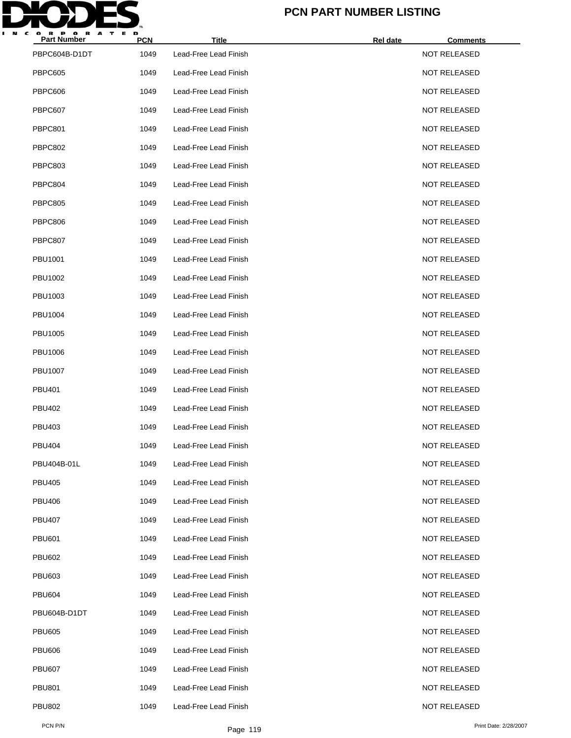# PCN PART NUMBER LISTING

| Part Number | PCN | Title | Rel date | Comments |
|---|---|---|---|---|
| PBPC604B-D1DT | 1049 | Lead-Free Lead Finish | | NOT RELEASED |
| PBPC605 | 1049 | Lead-Free Lead Finish | | NOT RELEASED |
| PBPC606 | 1049 | Lead-Free Lead Finish | | NOT RELEASED |
| PBPC607 | 1049 | Lead-Free Lead Finish | | NOT RELEASED |
| PBPC801 | 1049 | Lead-Free Lead Finish | | NOT RELEASED |
| PBPC802 | 1049 | Lead-Free Lead Finish | | NOT RELEASED |
| PBPC803 | 1049 | Lead-Free Lead Finish | | NOT RELEASED |
| PBPC804 | 1049 | Lead-Free Lead Finish | | NOT RELEASED |
| PBPC805 | 1049 | Lead-Free Lead Finish | | NOT RELEASED |
| PBPC806 | 1049 | Lead-Free Lead Finish | | NOT RELEASED |
| PBPC807 | 1049 | Lead-Free Lead Finish | | NOT RELEASED |
| PBU1001 | 1049 | Lead-Free Lead Finish | | NOT RELEASED |
| PBU1002 | 1049 | Lead-Free Lead Finish | | NOT RELEASED |
| PBU1003 | 1049 | Lead-Free Lead Finish | | NOT RELEASED |
| PBU1004 | 1049 | Lead-Free Lead Finish | | NOT RELEASED |
| PBU1005 | 1049 | Lead-Free Lead Finish | | NOT RELEASED |
| PBU1006 | 1049 | Lead-Free Lead Finish | | NOT RELEASED |
| PBU1007 | 1049 | Lead-Free Lead Finish | | NOT RELEASED |
| PBU401 | 1049 | Lead-Free Lead Finish | | NOT RELEASED |
| PBU402 | 1049 | Lead-Free Lead Finish | | NOT RELEASED |
| PBU403 | 1049 | Lead-Free Lead Finish | | NOT RELEASED |
| PBU404 | 1049 | Lead-Free Lead Finish | | NOT RELEASED |
| PBU404B-01L | 1049 | Lead-Free Lead Finish | | NOT RELEASED |
| PBU405 | 1049 | Lead-Free Lead Finish | | NOT RELEASED |
| PBU406 | 1049 | Lead-Free Lead Finish | | NOT RELEASED |
| PBU407 | 1049 | Lead-Free Lead Finish | | NOT RELEASED |
| PBU601 | 1049 | Lead-Free Lead Finish | | NOT RELEASED |
| PBU602 | 1049 | Lead-Free Lead Finish | | NOT RELEASED |
| PBU603 | 1049 | Lead-Free Lead Finish | | NOT RELEASED |
| PBU604 | 1049 | Lead-Free Lead Finish | | NOT RELEASED |
| PBU604B-D1DT | 1049 | Lead-Free Lead Finish | | NOT RELEASED |
| PBU605 | 1049 | Lead-Free Lead Finish | | NOT RELEASED |
| PBU606 | 1049 | Lead-Free Lead Finish | | NOT RELEASED |
| PBU607 | 1049 | Lead-Free Lead Finish | | NOT RELEASED |
| PBU801 | 1049 | Lead-Free Lead Finish | | NOT RELEASED |
| PBU802 | 1049 | Lead-Free Lead Finish | | NOT RELEASED |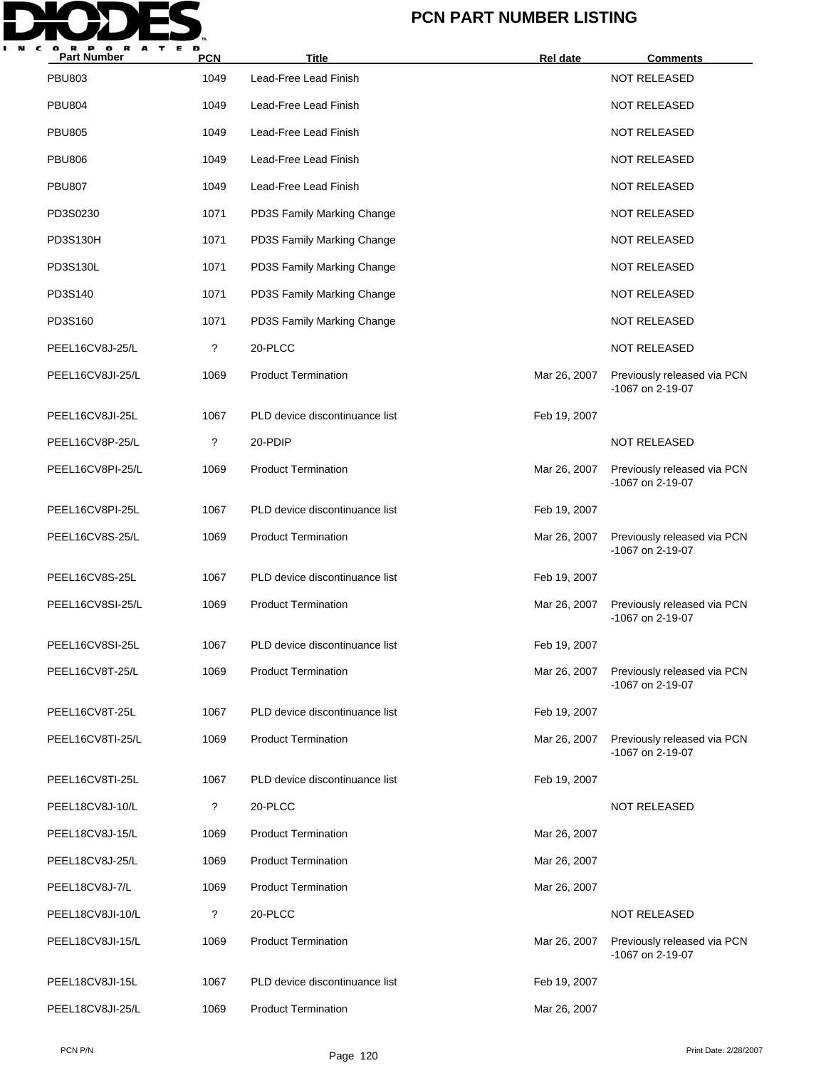# PCN PART NUMBER LISTING

| Part Number | PCN | Title | Rel date | Comments |
|---|---|---|---|---|
| PBU803 | 1049 | Lead-Free Lead Finish | | NOT RELEASED |
| PBU804 | 1049 | Lead-Free Lead Finish | | NOT RELEASED |
| PBU805 | 1049 | Lead-Free Lead Finish | | NOT RELEASED |
| PBU806 | 1049 | Lead-Free Lead Finish | | NOT RELEASED |
| PBU807 | 1049 | Lead-Free Lead Finish | | NOT RELEASED |
| PD3S0230 | 1071 | PD3S Family Marking Change | | NOT RELEASED |
| PD3S130H | 1071 | PD3S Family Marking Change | | NOT RELEASED |
| PD3S130L | 1071 | PD3S Family Marking Change | | NOT RELEASED |
| PD3S140 | 1071 | PD3S Family Marking Change | | NOT RELEASED |
| PD3S160 | 1071 | PD3S Family Marking Change | | NOT RELEASED |
| PEEL16CV8J-25/L | ? | 20-PLCC | | NOT RELEASED |
| PEEL16CV8JI-25/L | 1069 | Product Termination | Mar 26, 2007 | Previously released via PCN -1067 on 2-19-07 |
| PEEL16CV8JI-25L | 1067 | PLD device discontinuance list | Feb 19, 2007 | |
| PEEL16CV8P-25/L | ? | 20-PDIP | | NOT RELEASED |
| PEEL16CV8PI-25/L | 1069 | Product Termination | Mar 26, 2007 | Previously released via PCN -1067 on 2-19-07 |
| PEEL16CV8PI-25L | 1067 | PLD device discontinuance list | Feb 19, 2007 | |
| PEEL16CV8S-25/L | 1069 | Product Termination | Mar 26, 2007 | Previously released via PCN -1067 on 2-19-07 |
| PEEL16CV8S-25L | 1067 | PLD device discontinuance list | Feb 19, 2007 | |
| PEEL16CV8SI-25/L | 1069 | Product Termination | Mar 26, 2007 | Previously released via PCN -1067 on 2-19-07 |
| PEEL16CV8SI-25L | 1067 | PLD device discontinuance list | Feb 19, 2007 | |
| PEEL16CV8T-25/L | 1069 | Product Termination | Mar 26, 2007 | Previously released via PCN -1067 on 2-19-07 |
| PEEL16CV8T-25L | 1067 | PLD device discontinuance list | Feb 19, 2007 | |
| PEEL16CV8TI-25/L | 1069 | Product Termination | Mar 26, 2007 | Previously released via PCN -1067 on 2-19-07 |
| PEEL16CV8TI-25L | 1067 | PLD device discontinuance list | Feb 19, 2007 | |
| PEEL18CV8J-10/L | ? | 20-PLCC | | NOT RELEASED |
| PEEL18CV8J-15/L | 1069 | Product Termination | Mar 26, 2007 | |
| PEEL18CV8J-25/L | 1069 | Product Termination | Mar 26, 2007 | |
| PEEL18CV8J-7/L | 1069 | Product Termination | Mar 26, 2007 | |
| PEEL18CV8JI-10/L | ? | 20-PLCC | | NOT RELEASED |
| PEEL18CV8JI-15/L | 1069 | Product Termination | Mar 26, 2007 | Previously released via PCN -1067 on 2-19-07 |
| PEEL18CV8JI-15L | 1067 | PLD device discontinuance list | Feb 19, 2007 | |
| PEEL18CV8JI-25/L | 1069 | Product Termination | Mar 26, 2007 | |

PCN P/N

Print Date: 2/28/2007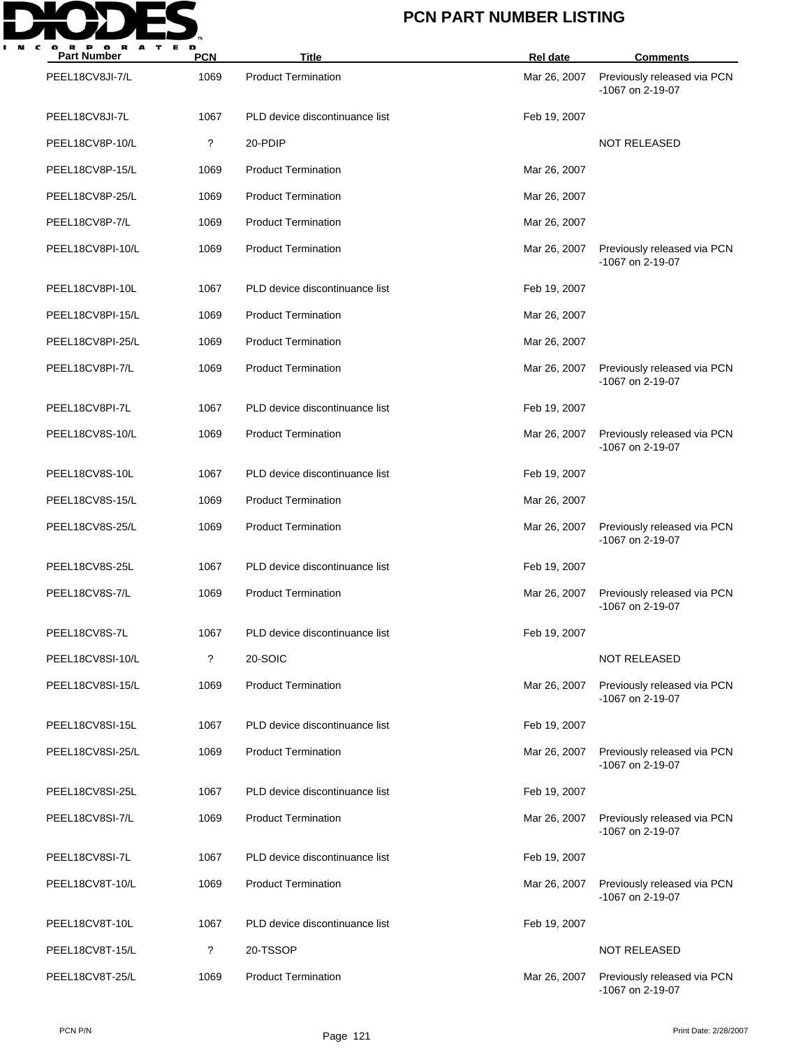# PCN PART NUMBER LISTING

| Part Number | PCN | Title | Rel date | Comments |
|---|---|---|---|---|
| PEEL18CV8JI-7/L | 1069 | Product Termination | Mar 26, 2007 | Previously released via PCN -1067 on 2-19-07 |
| PEEL18CV8JI-7L | 1067 | PLD device discontinuance list | Feb 19, 2007 | |
| PEEL18CV8P-10/L | ? | 20-PDIP | | NOT RELEASED |
| PEEL18CV8P-15/L | 1069 | Product Termination | Mar 26, 2007 | |
| PEEL18CV8P-25/L | 1069 | Product Termination | Mar 26, 2007 | |
| PEEL18CV8P-7/L | 1069 | Product Termination | Mar 26, 2007 | |
| PEEL18CV8PI-10/L | 1069 | Product Termination | Mar 26, 2007 | Previously released via PCN -1067 on 2-19-07 |
| PEEL18CV8PI-10L | 1067 | PLD device discontinuance list | Feb 19, 2007 | |
| PEEL18CV8PI-15/L | 1069 | Product Termination | Mar 26, 2007 | |
| PEEL18CV8PI-25/L | 1069 | Product Termination | Mar 26, 2007 | |
| PEEL18CV8PI-7/L | 1069 | Product Termination | Mar 26, 2007 | Previously released via PCN -1067 on 2-19-07 |
| PEEL18CV8PI-7L | 1067 | PLD device discontinuance list | Feb 19, 2007 | |
| PEEL18CV8S-10/L | 1069 | Product Termination | Mar 26, 2007 | Previously released via PCN -1067 on 2-19-07 |
| PEEL18CV8S-10L | 1067 | PLD device discontinuance list | Feb 19, 2007 | |
| PEEL18CV8S-15/L | 1069 | Product Termination | Mar 26, 2007 | |
| PEEL18CV8S-25/L | 1069 | Product Termination | Mar 26, 2007 | Previously released via PCN -1067 on 2-19-07 |
| PEEL18CV8S-25L | 1067 | PLD device discontinuance list | Feb 19, 2007 | |
| PEEL18CV8S-7/L | 1069 | Product Termination | Mar 26, 2007 | Previously released via PCN -1067 on 2-19-07 |
| PEEL18CV8S-7L | 1067 | PLD device discontinuance list | Feb 19, 2007 | |
| PEEL18CV8SI-10/L | ? | 20-SOIC | | NOT RELEASED |
| PEEL18CV8SI-15/L | 1069 | Product Termination | Mar 26, 2007 | Previously released via PCN -1067 on 2-19-07 |
| PEEL18CV8SI-15L | 1067 | PLD device discontinuance list | Feb 19, 2007 | |
| PEEL18CV8SI-25/L | 1069 | Product Termination | Mar 26, 2007 | Previously released via PCN -1067 on 2-19-07 |
| PEEL18CV8SI-25L | 1067 | PLD device discontinuance list | Feb 19, 2007 | |
| PEEL18CV8SI-7/L | 1069 | Product Termination | Mar 26, 2007 | Previously released via PCN -1067 on 2-19-07 |
| PEEL18CV8SI-7L | 1067 | PLD device discontinuance list | Feb 19, 2007 | |
| PEEL18CV8T-10/L | 1069 | Product Termination | Mar 26, 2007 | Previously released via PCN -1067 on 2-19-07 |
| PEEL18CV8T-10L | 1067 | PLD device discontinuance list | Feb 19, 2007 | |
| PEEL18CV8T-15/L | ? | 20-TSSOP | | NOT RELEASED |
| PEEL18CV8T-25/L | 1069 | Product Termination | Mar 26, 2007 | Previously released via PCN -1067 on 2-19-07 |

PCN P/N　　　　Print Date: 2/28/2007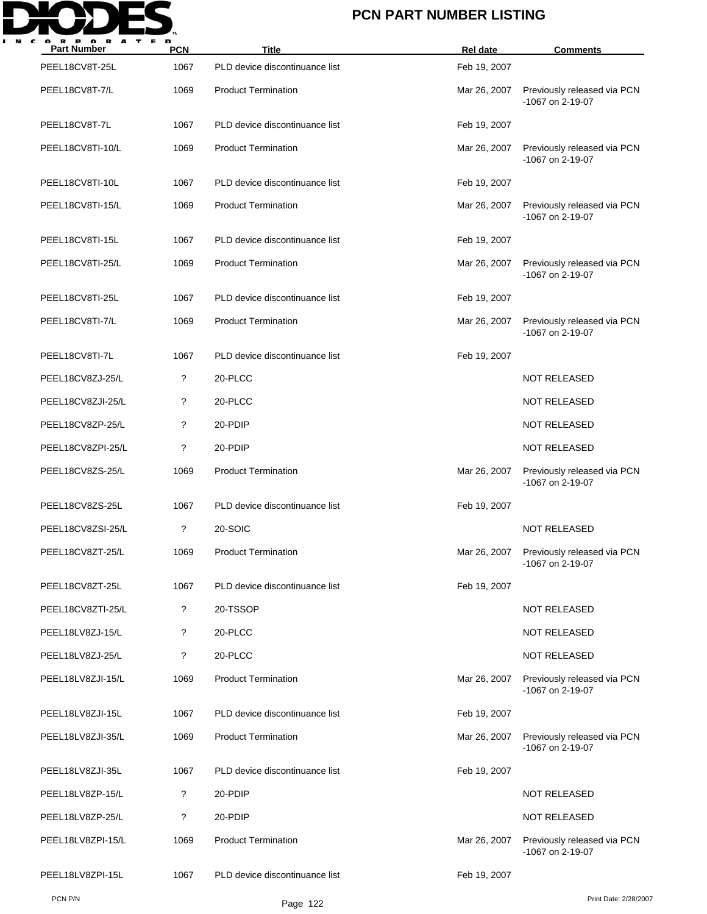| Part Number | PCN | Title | Rel date | Comments |
|---|---|---|---|---|
| PEEL18CV8T-25L | 1067 | PLD device discontinuance list | Feb 19, 2007 | |
| PEEL18CV8T-7/L | 1069 | Product Termination | Mar 26, 2007 | Previously released via PCN -1067 on 2-19-07 |
| PEEL18CV8T-7L | 1067 | PLD device discontinuance list | Feb 19, 2007 | |
| PEEL18CV8TI-10/L | 1069 | Product Termination | Mar 26, 2007 | Previously released via PCN -1067 on 2-19-07 |
| PEEL18CV8TI-10L | 1067 | PLD device discontinuance list | Feb 19, 2007 | |
| PEEL18CV8TI-15/L | 1069 | Product Termination | Mar 26, 2007 | Previously released via PCN -1067 on 2-19-07 |
| PEEL18CV8TI-15L | 1067 | PLD device discontinuance list | Feb 19, 2007 | |
| PEEL18CV8TI-25/L | 1069 | Product Termination | Mar 26, 2007 | Previously released via PCN -1067 on 2-19-07 |
| PEEL18CV8TI-25L | 1067 | PLD device discontinuance list | Feb 19, 2007 | |
| PEEL18CV8TI-7/L | 1069 | Product Termination | Mar 26, 2007 | Previously released via PCN -1067 on 2-19-07 |
| PEEL18CV8TI-7L | 1067 | PLD device discontinuance list | Feb 19, 2007 | |
| PEEL18CV8ZJ-25/L | ? | 20-PLCC | | NOT RELEASED |
| PEEL18CV8ZJI-25/L | ? | 20-PLCC | | NOT RELEASED |
| PEEL18CV8ZP-25/L | ? | 20-PDIP | | NOT RELEASED |
| PEEL18CV8ZPI-25/L | ? | 20-PDIP | | NOT RELEASED |
| PEEL18CV8ZS-25/L | 1069 | Product Termination | Mar 26, 2007 | Previously released via PCN -1067 on 2-19-07 |
| PEEL18CV8ZS-25L | 1067 | PLD device discontinuance list | Feb 19, 2007 | |
| PEEL18CV8ZSI-25/L | ? | 20-SOIC | | NOT RELEASED |
| PEEL18CV8ZT-25/L | 1069 | Product Termination | Mar 26, 2007 | Previously released via PCN -1067 on 2-19-07 |
| PEEL18CV8ZT-25L | 1067 | PLD device discontinuance list | Feb 19, 2007 | |
| PEEL18CV8ZTI-25/L | ? | 20-TSSOP | | NOT RELEASED |
| PEEL18LV8ZJ-15/L | ? | 20-PLCC | | NOT RELEASED |
| PEEL18LV8ZJ-25/L | ? | 20-PLCC | | NOT RELEASED |
| PEEL18LV8ZJI-15/L | 1069 | Product Termination | Mar 26, 2007 | Previously released via PCN -1067 on 2-19-07 |
| PEEL18LV8ZJI-15L | 1067 | PLD device discontinuance list | Feb 19, 2007 | |
| PEEL18LV8ZJI-35/L | 1069 | Product Termination | Mar 26, 2007 | Previously released via PCN -1067 on 2-19-07 |
| PEEL18LV8ZJI-35L | 1067 | PLD device discontinuance list | Feb 19, 2007 | |
| PEEL18LV8ZP-15/L | ? | 20-PDIP | | NOT RELEASED |
| PEEL18LV8ZP-25/L | ? | 20-PDIP | | NOT RELEASED |
| PEEL18LV8ZPI-15/L | 1069 | Product Termination | Mar 26, 2007 | Previously released via PCN -1067 on 2-19-07 |
| PEEL18LV8ZPI-15L | 1067 | PLD device discontinuance list | Feb 19, 2007 | |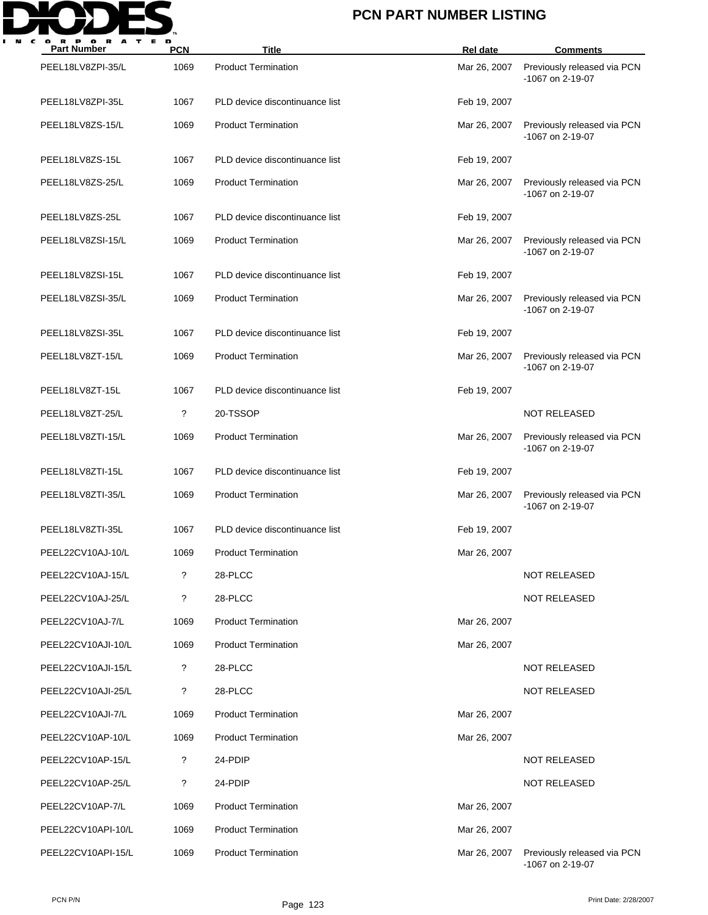# PCN PART NUMBER LISTING

| Part Number | PCN | Title | Rel date | Comments |
| --- | --- | --- | --- | --- |
| PEEL18LV8ZPI-35/L | 1069 | Product Termination | Mar 26, 2007 | Previously released via PCN -1067 on 2-19-07 |
| PEEL18LV8ZPI-35L | 1067 | PLD device discontinuance list | Feb 19, 2007 | |
| PEEL18LV8ZS-15/L | 1069 | Product Termination | Mar 26, 2007 | Previously released via PCN -1067 on 2-19-07 |
| PEEL18LV8ZS-15L | 1067 | PLD device discontinuance list | Feb 19, 2007 | |
| PEEL18LV8ZS-25/L | 1069 | Product Termination | Mar 26, 2007 | Previously released via PCN -1067 on 2-19-07 |
| PEEL18LV8ZS-25L | 1067 | PLD device discontinuance list | Feb 19, 2007 | |
| PEEL18LV8ZSI-15/L | 1069 | Product Termination | Mar 26, 2007 | Previously released via PCN -1067 on 2-19-07 |
| PEEL18LV8ZSI-15L | 1067 | PLD device discontinuance list | Feb 19, 2007 | |
| PEEL18LV8ZSI-35/L | 1069 | Product Termination | Mar 26, 2007 | Previously released via PCN -1067 on 2-19-07 |
| PEEL18LV8ZSI-35L | 1067 | PLD device discontinuance list | Feb 19, 2007 | |
| PEEL18LV8ZT-15/L | 1069 | Product Termination | Mar 26, 2007 | Previously released via PCN -1067 on 2-19-07 |
| PEEL18LV8ZT-15L | 1067 | PLD device discontinuance list | Feb 19, 2007 | |
| PEEL18LV8ZT-25/L | ? | 20-TSSOP | | NOT RELEASED |
| PEEL18LV8ZTI-15/L | 1069 | Product Termination | Mar 26, 2007 | Previously released via PCN -1067 on 2-19-07 |
| PEEL18LV8ZTI-15L | 1067 | PLD device discontinuance list | Feb 19, 2007 | |
| PEEL18LV8ZTI-35/L | 1069 | Product Termination | Mar 26, 2007 | Previously released via PCN -1067 on 2-19-07 |
| PEEL18LV8ZTI-35L | 1067 | PLD device discontinuance list | Feb 19, 2007 | |
| PEEL22CV10AJ-10/L | 1069 | Product Termination | Mar 26, 2007 | |
| PEEL22CV10AJ-15/L | ? | 28-PLCC | | NOT RELEASED |
| PEEL22CV10AJ-25/L | ? | 28-PLCC | | NOT RELEASED |
| PEEL22CV10AJ-7/L | 1069 | Product Termination | Mar 26, 2007 | |
| PEEL22CV10AJI-10/L | 1069 | Product Termination | Mar 26, 2007 | |
| PEEL22CV10AJI-15/L | ? | 28-PLCC | | NOT RELEASED |
| PEEL22CV10AJI-25/L | ? | 28-PLCC | | NOT RELEASED |
| PEEL22CV10AJI-7/L | 1069 | Product Termination | Mar 26, 2007 | |
| PEEL22CV10AP-10/L | 1069 | Product Termination | Mar 26, 2007 | |
| PEEL22CV10AP-15/L | ? | 24-PDIP | | NOT RELEASED |
| PEEL22CV10AP-25/L | ? | 24-PDIP | | NOT RELEASED |
| PEEL22CV10AP-7/L | 1069 | Product Termination | Mar 26, 2007 | |
| PEEL22CV10API-10/L | 1069 | Product Termination | Mar 26, 2007 | |
| PEEL22CV10API-15/L | 1069 | Product Termination | Mar 26, 2007 | Previously released via PCN -1067 on 2-19-07 |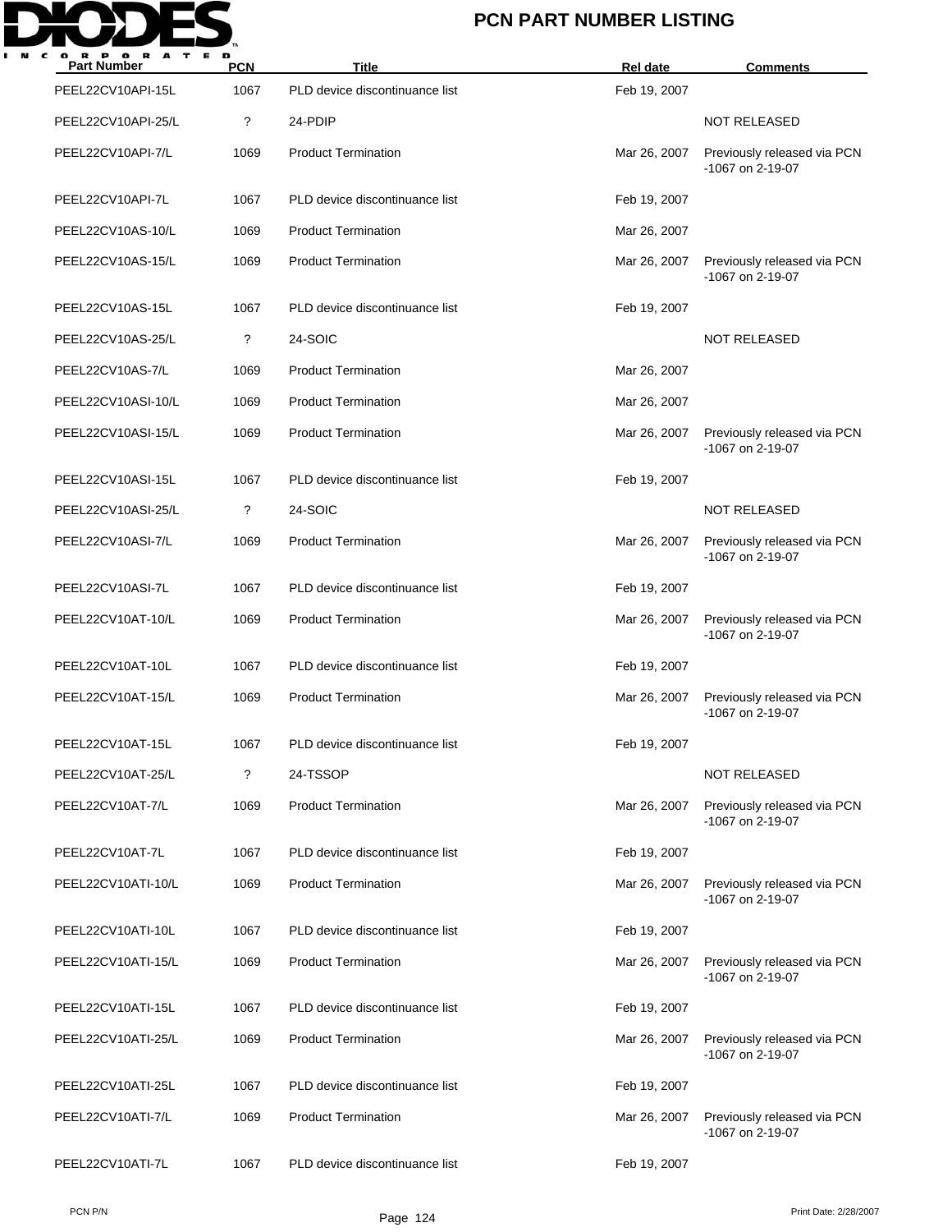# PCN PART NUMBER LISTING

| Part Number | PCN | Title | Rel date | Comments |
|---|---|---|---|---|
| PEEL22CV10API-15L | 1067 | PLD device discontinuance list | Feb 19, 2007 | |
| PEEL22CV10API-25/L | ? | 24-PDIP | | NOT RELEASED |
| PEEL22CV10API-7/L | 1069 | Product Termination | Mar 26, 2007 | Previously released via PCN -1067 on 2-19-07 |
| PEEL22CV10API-7L | 1067 | PLD device discontinuance list | Feb 19, 2007 | |
| PEEL22CV10AS-10/L | 1069 | Product Termination | Mar 26, 2007 | |
| PEEL22CV10AS-15/L | 1069 | Product Termination | Mar 26, 2007 | Previously released via PCN -1067 on 2-19-07 |
| PEEL22CV10AS-15L | 1067 | PLD device discontinuance list | Feb 19, 2007 | |
| PEEL22CV10AS-25/L | ? | 24-SOIC | | NOT RELEASED |
| PEEL22CV10AS-7/L | 1069 | Product Termination | Mar 26, 2007 | |
| PEEL22CV10ASI-10/L | 1069 | Product Termination | Mar 26, 2007 | |
| PEEL22CV10ASI-15/L | 1069 | Product Termination | Mar 26, 2007 | Previously released via PCN -1067 on 2-19-07 |
| PEEL22CV10ASI-15L | 1067 | PLD device discontinuance list | Feb 19, 2007 | |
| PEEL22CV10ASI-25/L | ? | 24-SOIC | | NOT RELEASED |
| PEEL22CV10ASI-7/L | 1069 | Product Termination | Mar 26, 2007 | Previously released via PCN -1067 on 2-19-07 |
| PEEL22CV10ASI-7L | 1067 | PLD device discontinuance list | Feb 19, 2007 | |
| PEEL22CV10AT-10/L | 1069 | Product Termination | Mar 26, 2007 | Previously released via PCN -1067 on 2-19-07 |
| PEEL22CV10AT-10L | 1067 | PLD device discontinuance list | Feb 19, 2007 | |
| PEEL22CV10AT-15/L | 1069 | Product Termination | Mar 26, 2007 | Previously released via PCN -1067 on 2-19-07 |
| PEEL22CV10AT-15L | 1067 | PLD device discontinuance list | Feb 19, 2007 | |
| PEEL22CV10AT-25/L | ? | 24-TSSOP | | NOT RELEASED |
| PEEL22CV10AT-7/L | 1069 | Product Termination | Mar 26, 2007 | Previously released via PCN -1067 on 2-19-07 |
| PEEL22CV10AT-7L | 1067 | PLD device discontinuance list | Feb 19, 2007 | |
| PEEL22CV10ATI-10/L | 1069 | Product Termination | Mar 26, 2007 | Previously released via PCN -1067 on 2-19-07 |
| PEEL22CV10ATI-10L | 1067 | PLD device discontinuance list | Feb 19, 2007 | |
| PEEL22CV10ATI-15/L | 1069 | Product Termination | Mar 26, 2007 | Previously released via PCN -1067 on 2-19-07 |
| PEEL22CV10ATI-15L | 1067 | PLD device discontinuance list | Feb 19, 2007 | |
| PEEL22CV10ATI-25/L | 1069 | Product Termination | Mar 26, 2007 | Previously released via PCN -1067 on 2-19-07 |
| PEEL22CV10ATI-25L | 1067 | PLD device discontinuance list | Feb 19, 2007 | |
| PEEL22CV10ATI-7/L | 1069 | Product Termination | Mar 26, 2007 | Previously released via PCN -1067 on 2-19-07 |
| PEEL22CV10ATI-7L | 1067 | PLD device discontinuance list | Feb 19, 2007 | |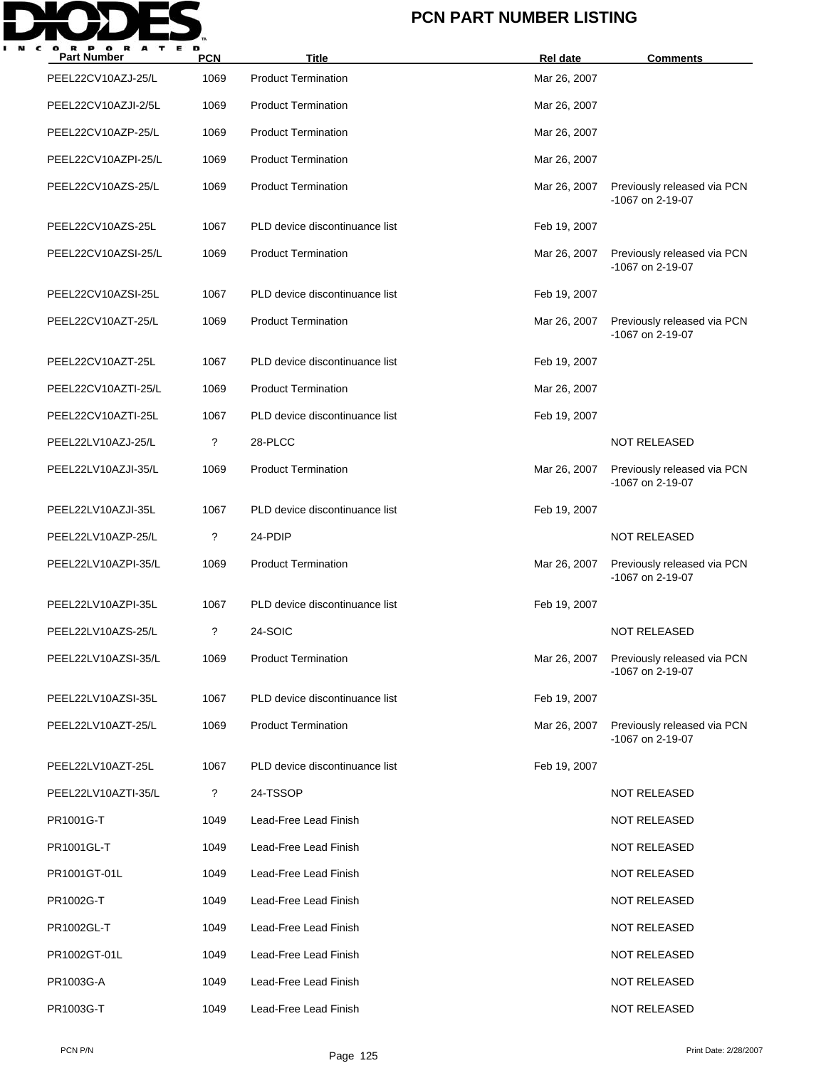# PCN PART NUMBER LISTING

| Part Number | PCN | Title | Rel date | Comments |
|---|---|---|---|---|
| PEEL22CV10AZJ-25/L | 1069 | Product Termination | Mar 26, 2007 | |
| PEEL22CV10AZJI-2/5L | 1069 | Product Termination | Mar 26, 2007 | |
| PEEL22CV10AZP-25/L | 1069 | Product Termination | Mar 26, 2007 | |
| PEEL22CV10AZPI-25/L | 1069 | Product Termination | Mar 26, 2007 | |
| PEEL22CV10AZS-25/L | 1069 | Product Termination | Mar 26, 2007 | Previously released via PCN -1067 on 2-19-07 |
| PEEL22CV10AZS-25L | 1067 | PLD device discontinuance list | Feb 19, 2007 | |
| PEEL22CV10AZSI-25/L | 1069 | Product Termination | Mar 26, 2007 | Previously released via PCN -1067 on 2-19-07 |
| PEEL22CV10AZSI-25L | 1067 | PLD device discontinuance list | Feb 19, 2007 | |
| PEEL22CV10AZT-25/L | 1069 | Product Termination | Mar 26, 2007 | Previously released via PCN -1067 on 2-19-07 |
| PEEL22CV10AZT-25L | 1067 | PLD device discontinuance list | Feb 19, 2007 | |
| PEEL22CV10AZTI-25/L | 1069 | Product Termination | Mar 26, 2007 | |
| PEEL22CV10AZTI-25L | 1067 | PLD device discontinuance list | Feb 19, 2007 | |
| PEEL22LV10AZJ-25/L | ? | 28-PLCC | | NOT RELEASED |
| PEEL22LV10AZJI-35/L | 1069 | Product Termination | Mar 26, 2007 | Previously released via PCN -1067 on 2-19-07 |
| PEEL22LV10AZJI-35L | 1067 | PLD device discontinuance list | Feb 19, 2007 | |
| PEEL22LV10AZP-25/L | ? | 24-PDIP | | NOT RELEASED |
| PEEL22LV10AZPI-35/L | 1069 | Product Termination | Mar 26, 2007 | Previously released via PCN -1067 on 2-19-07 |
| PEEL22LV10AZPI-35L | 1067 | PLD device discontinuance list | Feb 19, 2007 | |
| PEEL22LV10AZS-25/L | ? | 24-SOIC | | NOT RELEASED |
| PEEL22LV10AZSI-35/L | 1069 | Product Termination | Mar 26, 2007 | Previously released via PCN -1067 on 2-19-07 |
| PEEL22LV10AZSI-35L | 1067 | PLD device discontinuance list | Feb 19, 2007 | |
| PEEL22LV10AZT-25/L | 1069 | Product Termination | Mar 26, 2007 | Previously released via PCN -1067 on 2-19-07 |
| PEEL22LV10AZT-25L | 1067 | PLD device discontinuance list | Feb 19, 2007 | |
| PEEL22LV10AZTI-35/L | ? | 24-TSSOP | | NOT RELEASED |
| PR1001G-T | 1049 | Lead-Free Lead Finish | | NOT RELEASED |
| PR1001GL-T | 1049 | Lead-Free Lead Finish | | NOT RELEASED |
| PR1001GT-01L | 1049 | Lead-Free Lead Finish | | NOT RELEASED |
| PR1002G-T | 1049 | Lead-Free Lead Finish | | NOT RELEASED |
| PR1002GL-T | 1049 | Lead-Free Lead Finish | | NOT RELEASED |
| PR1002GT-01L | 1049 | Lead-Free Lead Finish | | NOT RELEASED |
| PR1003G-A | 1049 | Lead-Free Lead Finish | | NOT RELEASED |
| PR1003G-T | 1049 | Lead-Free Lead Finish | | NOT RELEASED |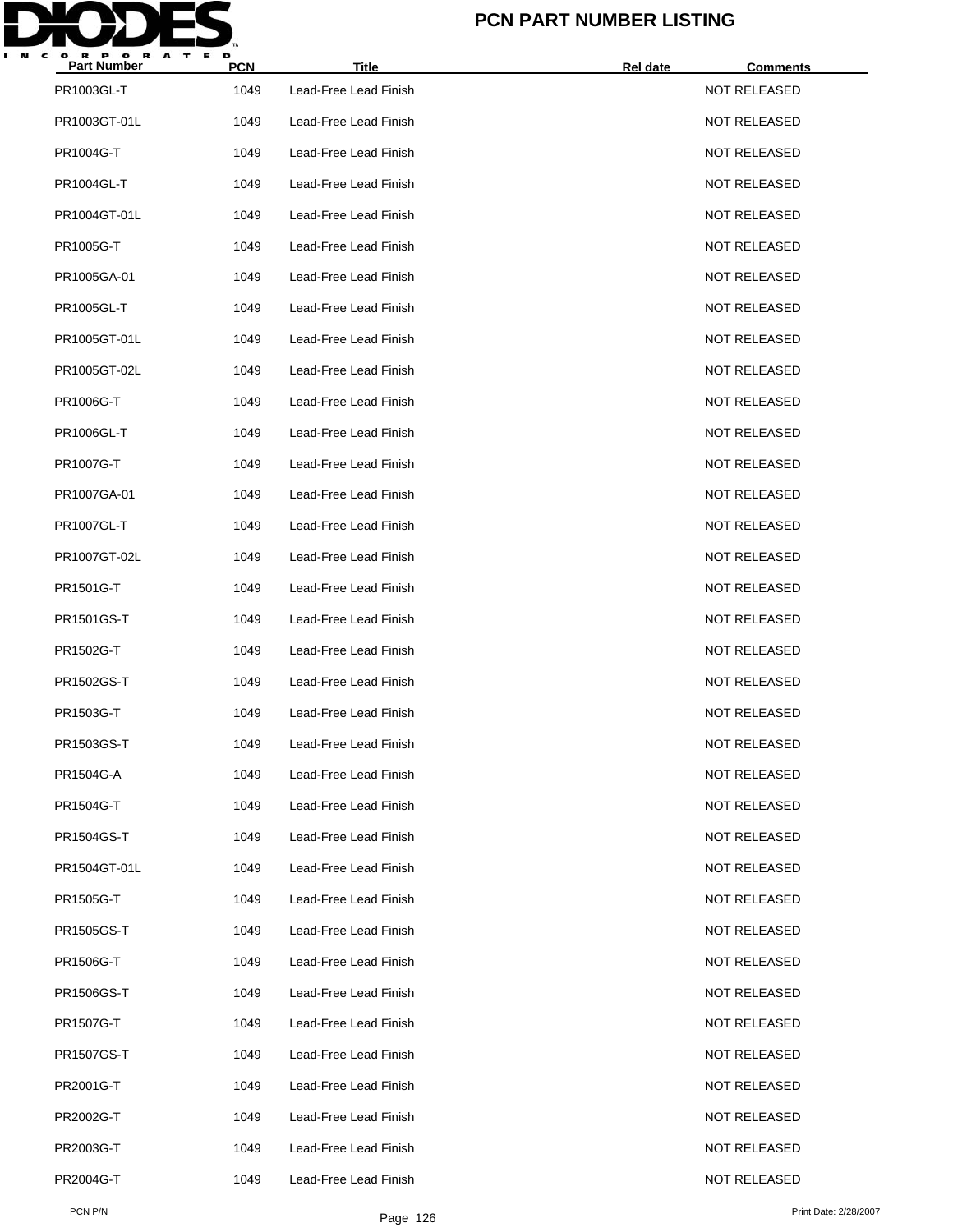# PCN PART NUMBER LISTING

| Part Number | PCN | Title | Rel date | Comments |
|---|---|---|---|---|
| PR1003GL-T | 1049 | Lead-Free Lead Finish | | NOT RELEASED |
| PR1003GT-01L | 1049 | Lead-Free Lead Finish | | NOT RELEASED |
| PR1004G-T | 1049 | Lead-Free Lead Finish | | NOT RELEASED |
| PR1004GL-T | 1049 | Lead-Free Lead Finish | | NOT RELEASED |
| PR1004GT-01L | 1049 | Lead-Free Lead Finish | | NOT RELEASED |
| PR1005G-T | 1049 | Lead-Free Lead Finish | | NOT RELEASED |
| PR1005GA-01 | 1049 | Lead-Free Lead Finish | | NOT RELEASED |
| PR1005GL-T | 1049 | Lead-Free Lead Finish | | NOT RELEASED |
| PR1005GT-01L | 1049 | Lead-Free Lead Finish | | NOT RELEASED |
| PR1005GT-02L | 1049 | Lead-Free Lead Finish | | NOT RELEASED |
| PR1006G-T | 1049 | Lead-Free Lead Finish | | NOT RELEASED |
| PR1006GL-T | 1049 | Lead-Free Lead Finish | | NOT RELEASED |
| PR1007G-T | 1049 | Lead-Free Lead Finish | | NOT RELEASED |
| PR1007GA-01 | 1049 | Lead-Free Lead Finish | | NOT RELEASED |
| PR1007GL-T | 1049 | Lead-Free Lead Finish | | NOT RELEASED |
| PR1007GT-02L | 1049 | Lead-Free Lead Finish | | NOT RELEASED |
| PR1501G-T | 1049 | Lead-Free Lead Finish | | NOT RELEASED |
| PR1501GS-T | 1049 | Lead-Free Lead Finish | | NOT RELEASED |
| PR1502G-T | 1049 | Lead-Free Lead Finish | | NOT RELEASED |
| PR1502GS-T | 1049 | Lead-Free Lead Finish | | NOT RELEASED |
| PR1503G-T | 1049 | Lead-Free Lead Finish | | NOT RELEASED |
| PR1503GS-T | 1049 | Lead-Free Lead Finish | | NOT RELEASED |
| PR1504G-A | 1049 | Lead-Free Lead Finish | | NOT RELEASED |
| PR1504G-T | 1049 | Lead-Free Lead Finish | | NOT RELEASED |
| PR1504GS-T | 1049 | Lead-Free Lead Finish | | NOT RELEASED |
| PR1504GT-01L | 1049 | Lead-Free Lead Finish | | NOT RELEASED |
| PR1505G-T | 1049 | Lead-Free Lead Finish | | NOT RELEASED |
| PR1505GS-T | 1049 | Lead-Free Lead Finish | | NOT RELEASED |
| PR1506G-T | 1049 | Lead-Free Lead Finish | | NOT RELEASED |
| PR1506GS-T | 1049 | Lead-Free Lead Finish | | NOT RELEASED |
| PR1507G-T | 1049 | Lead-Free Lead Finish | | NOT RELEASED |
| PR1507GS-T | 1049 | Lead-Free Lead Finish | | NOT RELEASED |
| PR2001G-T | 1049 | Lead-Free Lead Finish | | NOT RELEASED |
| PR2002G-T | 1049 | Lead-Free Lead Finish | | NOT RELEASED |
| PR2003G-T | 1049 | Lead-Free Lead Finish | | NOT RELEASED |
| PR2004G-T | 1049 | Lead-Free Lead Finish | | NOT RELEASED |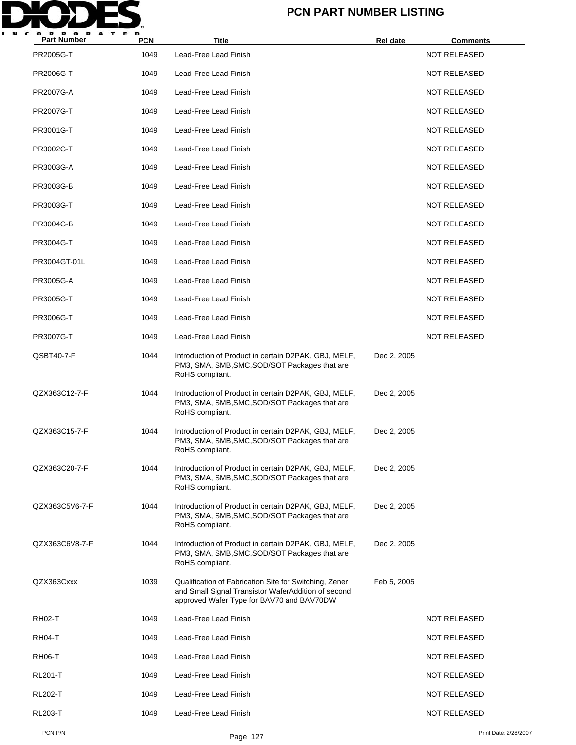# PCN PART NUMBER LISTING

| Part Number | PCN | Title | Rel date | Comments |
|---|---|---|---|---|
| PR2005G-T | 1049 | Lead-Free Lead Finish | | NOT RELEASED |
| PR2006G-T | 1049 | Lead-Free Lead Finish | | NOT RELEASED |
| PR2007G-A | 1049 | Lead-Free Lead Finish | | NOT RELEASED |
| PR2007G-T | 1049 | Lead-Free Lead Finish | | NOT RELEASED |
| PR3001G-T | 1049 | Lead-Free Lead Finish | | NOT RELEASED |
| PR3002G-T | 1049 | Lead-Free Lead Finish | | NOT RELEASED |
| PR3003G-A | 1049 | Lead-Free Lead Finish | | NOT RELEASED |
| PR3003G-B | 1049 | Lead-Free Lead Finish | | NOT RELEASED |
| PR3003G-T | 1049 | Lead-Free Lead Finish | | NOT RELEASED |
| PR3004G-B | 1049 | Lead-Free Lead Finish | | NOT RELEASED |
| PR3004G-T | 1049 | Lead-Free Lead Finish | | NOT RELEASED |
| PR3004GT-01L | 1049 | Lead-Free Lead Finish | | NOT RELEASED |
| PR3005G-A | 1049 | Lead-Free Lead Finish | | NOT RELEASED |
| PR3005G-T | 1049 | Lead-Free Lead Finish | | NOT RELEASED |
| PR3006G-T | 1049 | Lead-Free Lead Finish | | NOT RELEASED |
| PR3007G-T | 1049 | Lead-Free Lead Finish | | NOT RELEASED |
| QSBT40-7-F | 1044 | Introduction of Product in certain D2PAK, GBJ, MELF, PM3, SMA, SMB,SMC,SOD/SOT Packages that are RoHS compliant. | Dec 2, 2005 | |
| QZX363C12-7-F | 1044 | Introduction of Product in certain D2PAK, GBJ, MELF, PM3, SMA, SMB,SMC,SOD/SOT Packages that are RoHS compliant. | Dec 2, 2005 | |
| QZX363C15-7-F | 1044 | Introduction of Product in certain D2PAK, GBJ, MELF, PM3, SMA, SMB,SMC,SOD/SOT Packages that are RoHS compliant. | Dec 2, 2005 | |
| QZX363C20-7-F | 1044 | Introduction of Product in certain D2PAK, GBJ, MELF, PM3, SMA, SMB,SMC,SOD/SOT Packages that are RoHS compliant. | Dec 2, 2005 | |
| QZX363C5V6-7-F | 1044 | Introduction of Product in certain D2PAK, GBJ, MELF, PM3, SMA, SMB,SMC,SOD/SOT Packages that are RoHS compliant. | Dec 2, 2005 | |
| QZX363C6V8-7-F | 1044 | Introduction of Product in certain D2PAK, GBJ, MELF, PM3, SMA, SMB,SMC,SOD/SOT Packages that are RoHS compliant. | Dec 2, 2005 | |
| QZX363Cxxx | 1039 | Qualification of Fabrication Site for Switching, Zener and Small Signal Transistor WaferAddition of second approved Wafer Type for BAV70 and BAV70DW | Feb 5, 2005 | |
| RH02-T | 1049 | Lead-Free Lead Finish | | NOT RELEASED |
| RH04-T | 1049 | Lead-Free Lead Finish | | NOT RELEASED |
| RH06-T | 1049 | Lead-Free Lead Finish | | NOT RELEASED |
| RL201-T | 1049 | Lead-Free Lead Finish | | NOT RELEASED |
| RL202-T | 1049 | Lead-Free Lead Finish | | NOT RELEASED |
| RL203-T | 1049 | Lead-Free Lead Finish | | NOT RELEASED |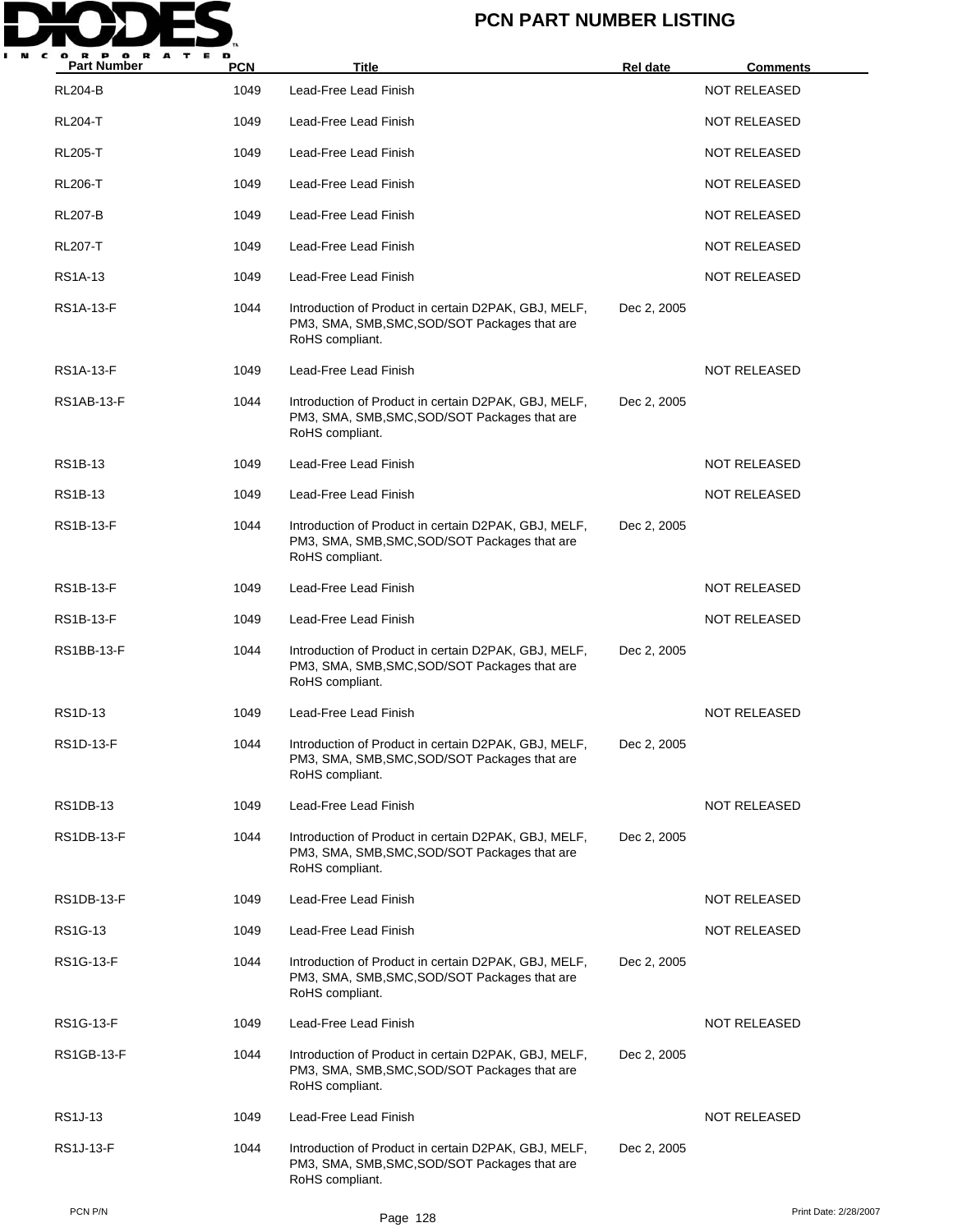| Part Number | PCN | Title | Rel date | Comments |
|---|---|---|---|---|
| RL204-B | 1049 | Lead-Free Lead Finish | | NOT RELEASED |
| RL204-T | 1049 | Lead-Free Lead Finish | | NOT RELEASED |
| RL205-T | 1049 | Lead-Free Lead Finish | | NOT RELEASED |
| RL206-T | 1049 | Lead-Free Lead Finish | | NOT RELEASED |
| RL207-B | 1049 | Lead-Free Lead Finish | | NOT RELEASED |
| RL207-T | 1049 | Lead-Free Lead Finish | | NOT RELEASED |
| RS1A-13 | 1049 | Lead-Free Lead Finish | | NOT RELEASED |
| RS1A-13-F | 1044 | Introduction of Product in certain D2PAK, GBJ, MELF, PM3, SMA, SMB,SMC,SOD/SOT Packages that are RoHS compliant. | Dec 2, 2005 | |
| RS1A-13-F | 1049 | Lead-Free Lead Finish | | NOT RELEASED |
| RS1AB-13-F | 1044 | Introduction of Product in certain D2PAK, GBJ, MELF, PM3, SMA, SMB,SMC,SOD/SOT Packages that are RoHS compliant. | Dec 2, 2005 | |
| RS1B-13 | 1049 | Lead-Free Lead Finish | | NOT RELEASED |
| RS1B-13 | 1049 | Lead-Free Lead Finish | | NOT RELEASED |
| RS1B-13-F | 1044 | Introduction of Product in certain D2PAK, GBJ, MELF, PM3, SMA, SMB,SMC,SOD/SOT Packages that are RoHS compliant. | Dec 2, 2005 | |
| RS1B-13-F | 1049 | Lead-Free Lead Finish | | NOT RELEASED |
| RS1B-13-F | 1049 | Lead-Free Lead Finish | | NOT RELEASED |
| RS1BB-13-F | 1044 | Introduction of Product in certain D2PAK, GBJ, MELF, PM3, SMA, SMB,SMC,SOD/SOT Packages that are RoHS compliant. | Dec 2, 2005 | |
| RS1D-13 | 1049 | Lead-Free Lead Finish | | NOT RELEASED |
| RS1D-13-F | 1044 | Introduction of Product in certain D2PAK, GBJ, MELF, PM3, SMA, SMB,SMC,SOD/SOT Packages that are RoHS compliant. | Dec 2, 2005 | |
| RS1DB-13 | 1049 | Lead-Free Lead Finish | | NOT RELEASED |
| RS1DB-13-F | 1044 | Introduction of Product in certain D2PAK, GBJ, MELF, PM3, SMA, SMB,SMC,SOD/SOT Packages that are RoHS compliant. | Dec 2, 2005 | |
| RS1DB-13-F | 1049 | Lead-Free Lead Finish | | NOT RELEASED |
| RS1G-13 | 1049 | Lead-Free Lead Finish | | NOT RELEASED |
| RS1G-13-F | 1044 | Introduction of Product in certain D2PAK, GBJ, MELF, PM3, SMA, SMB,SMC,SOD/SOT Packages that are RoHS compliant. | Dec 2, 2005 | |
| RS1G-13-F | 1049 | Lead-Free Lead Finish | | NOT RELEASED |
| RS1GB-13-F | 1044 | Introduction of Product in certain D2PAK, GBJ, MELF, PM3, SMA, SMB,SMC,SOD/SOT Packages that are RoHS compliant. | Dec 2, 2005 | |
| RS1J-13 | 1049 | Lead-Free Lead Finish | | NOT RELEASED |
| RS1J-13-F | 1044 | Introduction of Product in certain D2PAK, GBJ, MELF, PM3, SMA, SMB,SMC,SOD/SOT Packages that are RoHS compliant. | Dec 2, 2005 | |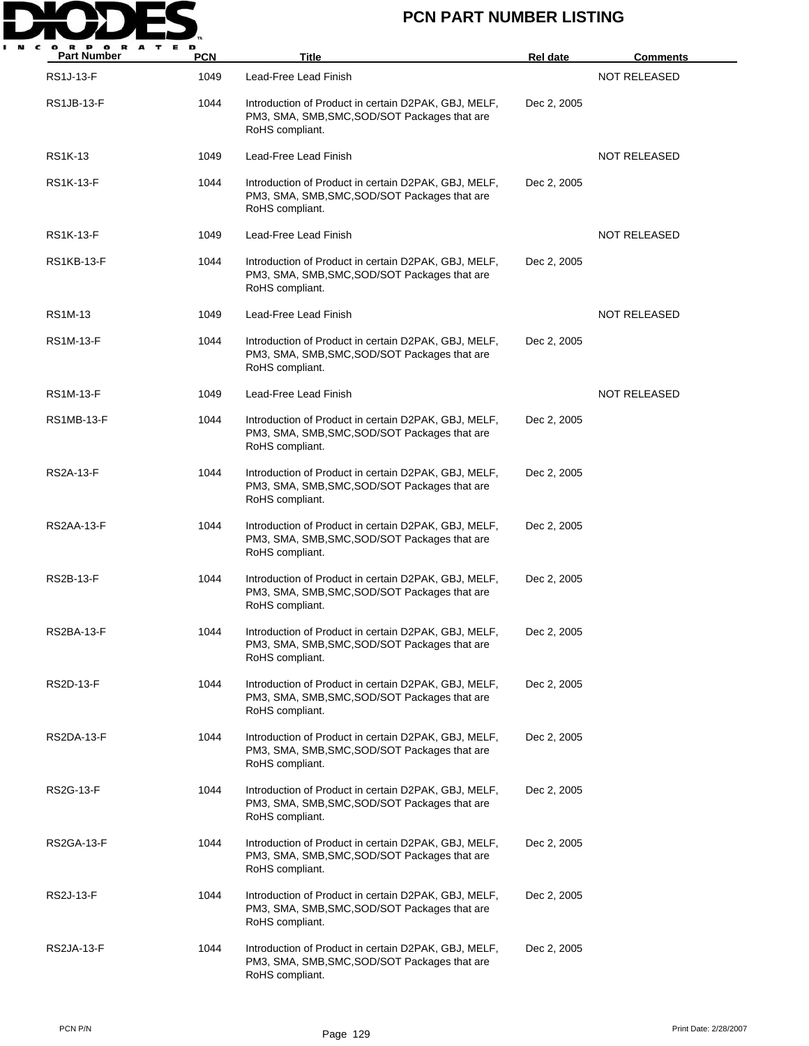# PCN PART NUMBER LISTING

| Part Number | PCN | Title | Rel date | Comments |
|---|---|---|---|---|
| RS1J-13-F | 1049 | Lead-Free Lead Finish | | NOT RELEASED |
| RS1JB-13-F | 1044 | Introduction of Product in certain D2PAK, GBJ, MELF, PM3, SMA, SMB,SMC,SOD/SOT Packages that are RoHS compliant. | Dec 2, 2005 | |
| RS1K-13 | 1049 | Lead-Free Lead Finish | | NOT RELEASED |
| RS1K-13-F | 1044 | Introduction of Product in certain D2PAK, GBJ, MELF, PM3, SMA, SMB,SMC,SOD/SOT Packages that are RoHS compliant. | Dec 2, 2005 | |
| RS1K-13-F | 1049 | Lead-Free Lead Finish | | NOT RELEASED |
| RS1KB-13-F | 1044 | Introduction of Product in certain D2PAK, GBJ, MELF, PM3, SMA, SMB,SMC,SOD/SOT Packages that are RoHS compliant. | Dec 2, 2005 | |
| RS1M-13 | 1049 | Lead-Free Lead Finish | | NOT RELEASED |
| RS1M-13-F | 1044 | Introduction of Product in certain D2PAK, GBJ, MELF, PM3, SMA, SMB,SMC,SOD/SOT Packages that are RoHS compliant. | Dec 2, 2005 | |
| RS1M-13-F | 1049 | Lead-Free Lead Finish | | NOT RELEASED |
| RS1MB-13-F | 1044 | Introduction of Product in certain D2PAK, GBJ, MELF, PM3, SMA, SMB,SMC,SOD/SOT Packages that are RoHS compliant. | Dec 2, 2005 | |
| RS2A-13-F | 1044 | Introduction of Product in certain D2PAK, GBJ, MELF, PM3, SMA, SMB,SMC,SOD/SOT Packages that are RoHS compliant. | Dec 2, 2005 | |
| RS2AA-13-F | 1044 | Introduction of Product in certain D2PAK, GBJ, MELF, PM3, SMA, SMB,SMC,SOD/SOT Packages that are RoHS compliant. | Dec 2, 2005 | |
| RS2B-13-F | 1044 | Introduction of Product in certain D2PAK, GBJ, MELF, PM3, SMA, SMB,SMC,SOD/SOT Packages that are RoHS compliant. | Dec 2, 2005 | |
| RS2BA-13-F | 1044 | Introduction of Product in certain D2PAK, GBJ, MELF, PM3, SMA, SMB,SMC,SOD/SOT Packages that are RoHS compliant. | Dec 2, 2005 | |
| RS2D-13-F | 1044 | Introduction of Product in certain D2PAK, GBJ, MELF, PM3, SMA, SMB,SMC,SOD/SOT Packages that are RoHS compliant. | Dec 2, 2005 | |
| RS2DA-13-F | 1044 | Introduction of Product in certain D2PAK, GBJ, MELF, PM3, SMA, SMB,SMC,SOD/SOT Packages that are RoHS compliant. | Dec 2, 2005 | |
| RS2G-13-F | 1044 | Introduction of Product in certain D2PAK, GBJ, MELF, PM3, SMA, SMB,SMC,SOD/SOT Packages that are RoHS compliant. | Dec 2, 2005 | |
| RS2GA-13-F | 1044 | Introduction of Product in certain D2PAK, GBJ, MELF, PM3, SMA, SMB,SMC,SOD/SOT Packages that are RoHS compliant. | Dec 2, 2005 | |
| RS2J-13-F | 1044 | Introduction of Product in certain D2PAK, GBJ, MELF, PM3, SMA, SMB,SMC,SOD/SOT Packages that are RoHS compliant. | Dec 2, 2005 | |
| RS2JA-13-F | 1044 | Introduction of Product in certain D2PAK, GBJ, MELF, PM3, SMA, SMB,SMC,SOD/SOT Packages that are RoHS compliant. | Dec 2, 2005 | |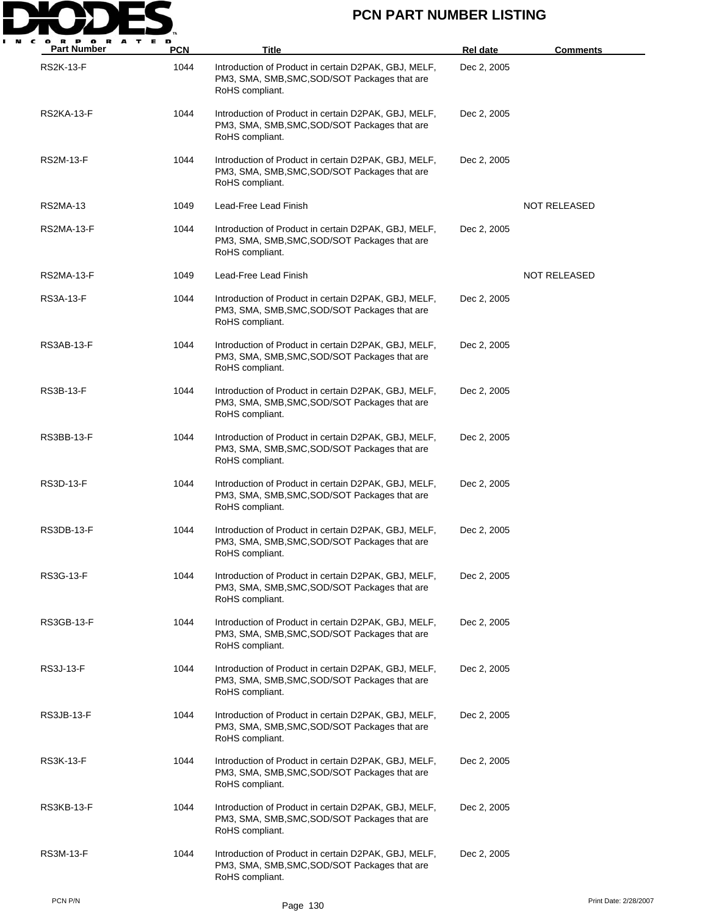# PCN PART NUMBER LISTING

| Part Number | PCN | Title | Rel date | Comments |
|---|---|---|---|---|
| RS2K-13-F | 1044 | Introduction of Product in certain D2PAK, GBJ, MELF, PM3, SMA, SMB,SMC,SOD/SOT Packages that are RoHS compliant. | Dec 2, 2005 | |
| RS2KA-13-F | 1044 | Introduction of Product in certain D2PAK, GBJ, MELF, PM3, SMA, SMB,SMC,SOD/SOT Packages that are RoHS compliant. | Dec 2, 2005 | |
| RS2M-13-F | 1044 | Introduction of Product in certain D2PAK, GBJ, MELF, PM3, SMA, SMB,SMC,SOD/SOT Packages that are RoHS compliant. | Dec 2, 2005 | |
| RS2MA-13 | 1049 | Lead-Free Lead Finish | | NOT RELEASED |
| RS2MA-13-F | 1044 | Introduction of Product in certain D2PAK, GBJ, MELF, PM3, SMA, SMB,SMC,SOD/SOT Packages that are RoHS compliant. | Dec 2, 2005 | |
| RS2MA-13-F | 1049 | Lead-Free Lead Finish | | NOT RELEASED |
| RS3A-13-F | 1044 | Introduction of Product in certain D2PAK, GBJ, MELF, PM3, SMA, SMB,SMC,SOD/SOT Packages that are RoHS compliant. | Dec 2, 2005 | |
| RS3AB-13-F | 1044 | Introduction of Product in certain D2PAK, GBJ, MELF, PM3, SMA, SMB,SMC,SOD/SOT Packages that are RoHS compliant. | Dec 2, 2005 | |
| RS3B-13-F | 1044 | Introduction of Product in certain D2PAK, GBJ, MELF, PM3, SMA, SMB,SMC,SOD/SOT Packages that are RoHS compliant. | Dec 2, 2005 | |
| RS3BB-13-F | 1044 | Introduction of Product in certain D2PAK, GBJ, MELF, PM3, SMA, SMB,SMC,SOD/SOT Packages that are RoHS compliant. | Dec 2, 2005 | |
| RS3D-13-F | 1044 | Introduction of Product in certain D2PAK, GBJ, MELF, PM3, SMA, SMB,SMC,SOD/SOT Packages that are RoHS compliant. | Dec 2, 2005 | |
| RS3DB-13-F | 1044 | Introduction of Product in certain D2PAK, GBJ, MELF, PM3, SMA, SMB,SMC,SOD/SOT Packages that are RoHS compliant. | Dec 2, 2005 | |
| RS3G-13-F | 1044 | Introduction of Product in certain D2PAK, GBJ, MELF, PM3, SMA, SMB,SMC,SOD/SOT Packages that are RoHS compliant. | Dec 2, 2005 | |
| RS3GB-13-F | 1044 | Introduction of Product in certain D2PAK, GBJ, MELF, PM3, SMA, SMB,SMC,SOD/SOT Packages that are RoHS compliant. | Dec 2, 2005 | |
| RS3J-13-F | 1044 | Introduction of Product in certain D2PAK, GBJ, MELF, PM3, SMA, SMB,SMC,SOD/SOT Packages that are RoHS compliant. | Dec 2, 2005 | |
| RS3JB-13-F | 1044 | Introduction of Product in certain D2PAK, GBJ, MELF, PM3, SMA, SMB,SMC,SOD/SOT Packages that are RoHS compliant. | Dec 2, 2005 | |
| RS3K-13-F | 1044 | Introduction of Product in certain D2PAK, GBJ, MELF, PM3, SMA, SMB,SMC,SOD/SOT Packages that are RoHS compliant. | Dec 2, 2005 | |
| RS3KB-13-F | 1044 | Introduction of Product in certain D2PAK, GBJ, MELF, PM3, SMA, SMB,SMC,SOD/SOT Packages that are RoHS compliant. | Dec 2, 2005 | |
| RS3M-13-F | 1044 | Introduction of Product in certain D2PAK, GBJ, MELF, PM3, SMA, SMB,SMC,SOD/SOT Packages that are RoHS compliant. | Dec 2, 2005 | |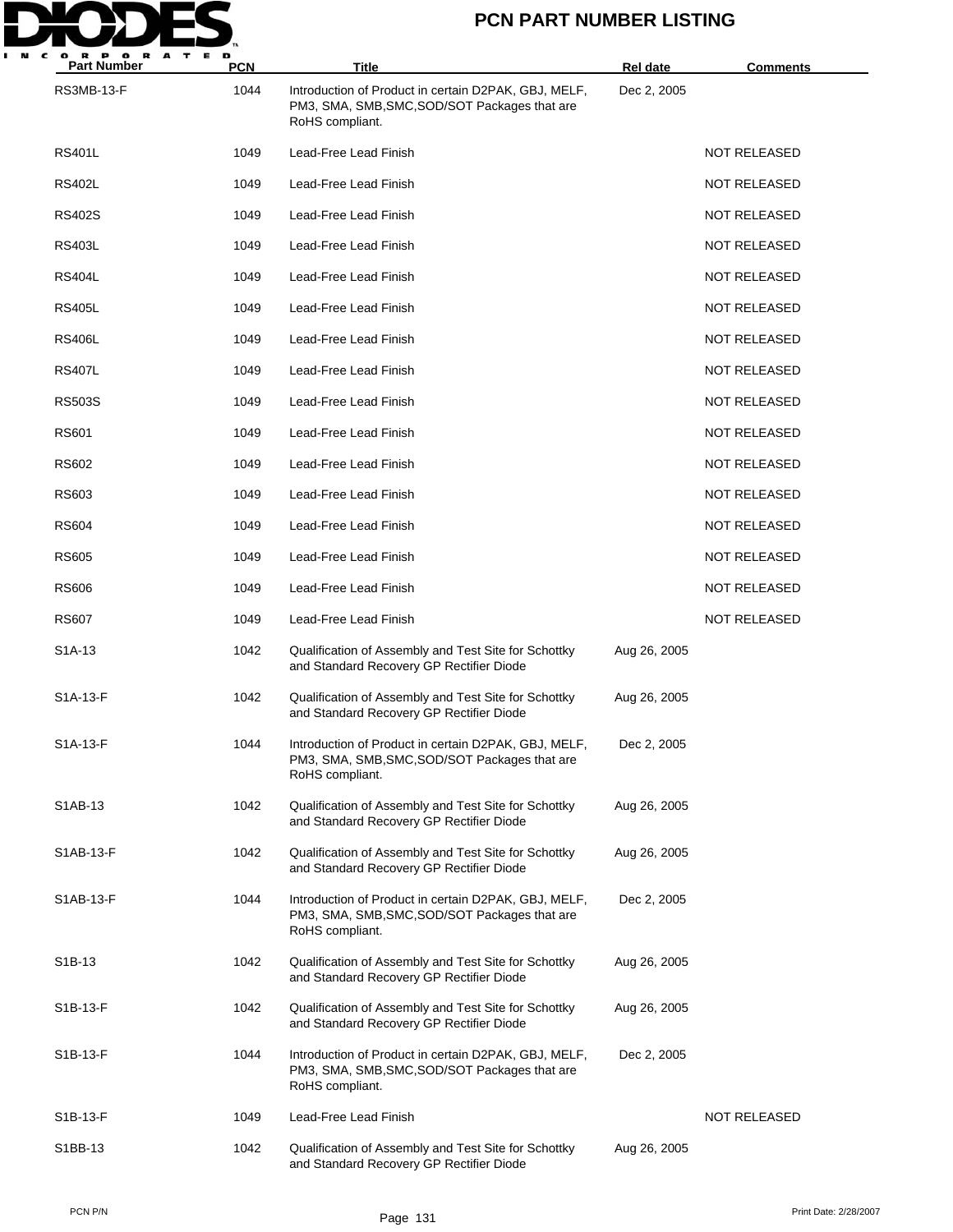# PCN PART NUMBER LISTING

| Part Number | PCN | Title | Rel date | Comments |
|---|---|---|---|---|
| RS3MB-13-F | 1044 | Introduction of Product in certain D2PAK, GBJ, MELF, PM3, SMA, SMB,SMC,SOD/SOT Packages that are RoHS compliant. | Dec 2, 2005 | |
| RS401L | 1049 | Lead-Free Lead Finish | | NOT RELEASED |
| RS402L | 1049 | Lead-Free Lead Finish | | NOT RELEASED |
| RS402S | 1049 | Lead-Free Lead Finish | | NOT RELEASED |
| RS403L | 1049 | Lead-Free Lead Finish | | NOT RELEASED |
| RS404L | 1049 | Lead-Free Lead Finish | | NOT RELEASED |
| RS405L | 1049 | Lead-Free Lead Finish | | NOT RELEASED |
| RS406L | 1049 | Lead-Free Lead Finish | | NOT RELEASED |
| RS407L | 1049 | Lead-Free Lead Finish | | NOT RELEASED |
| RS503S | 1049 | Lead-Free Lead Finish | | NOT RELEASED |
| RS601 | 1049 | Lead-Free Lead Finish | | NOT RELEASED |
| RS602 | 1049 | Lead-Free Lead Finish | | NOT RELEASED |
| RS603 | 1049 | Lead-Free Lead Finish | | NOT RELEASED |
| RS604 | 1049 | Lead-Free Lead Finish | | NOT RELEASED |
| RS605 | 1049 | Lead-Free Lead Finish | | NOT RELEASED |
| RS606 | 1049 | Lead-Free Lead Finish | | NOT RELEASED |
| RS607 | 1049 | Lead-Free Lead Finish | | NOT RELEASED |
| S1A-13 | 1042 | Qualification of Assembly and Test Site for Schottky and Standard Recovery GP Rectifier Diode | Aug 26, 2005 | |
| S1A-13-F | 1042 | Qualification of Assembly and Test Site for Schottky and Standard Recovery GP Rectifier Diode | Aug 26, 2005 | |
| S1A-13-F | 1044 | Introduction of Product in certain D2PAK, GBJ, MELF, PM3, SMA, SMB,SMC,SOD/SOT Packages that are RoHS compliant. | Dec 2, 2005 | |
| S1AB-13 | 1042 | Qualification of Assembly and Test Site for Schottky and Standard Recovery GP Rectifier Diode | Aug 26, 2005 | |
| S1AB-13-F | 1042 | Qualification of Assembly and Test Site for Schottky and Standard Recovery GP Rectifier Diode | Aug 26, 2005 | |
| S1AB-13-F | 1044 | Introduction of Product in certain D2PAK, GBJ, MELF, PM3, SMA, SMB,SMC,SOD/SOT Packages that are RoHS compliant. | Dec 2, 2005 | |
| S1B-13 | 1042 | Qualification of Assembly and Test Site for Schottky and Standard Recovery GP Rectifier Diode | Aug 26, 2005 | |
| S1B-13-F | 1042 | Qualification of Assembly and Test Site for Schottky and Standard Recovery GP Rectifier Diode | Aug 26, 2005 | |
| S1B-13-F | 1044 | Introduction of Product in certain D2PAK, GBJ, MELF, PM3, SMA, SMB,SMC,SOD/SOT Packages that are RoHS compliant. | Dec 2, 2005 | |
| S1B-13-F | 1049 | Lead-Free Lead Finish | | NOT RELEASED |
| S1BB-13 | 1042 | Qualification of Assembly and Test Site for Schottky and Standard Recovery GP Rectifier Diode | Aug 26, 2005 | |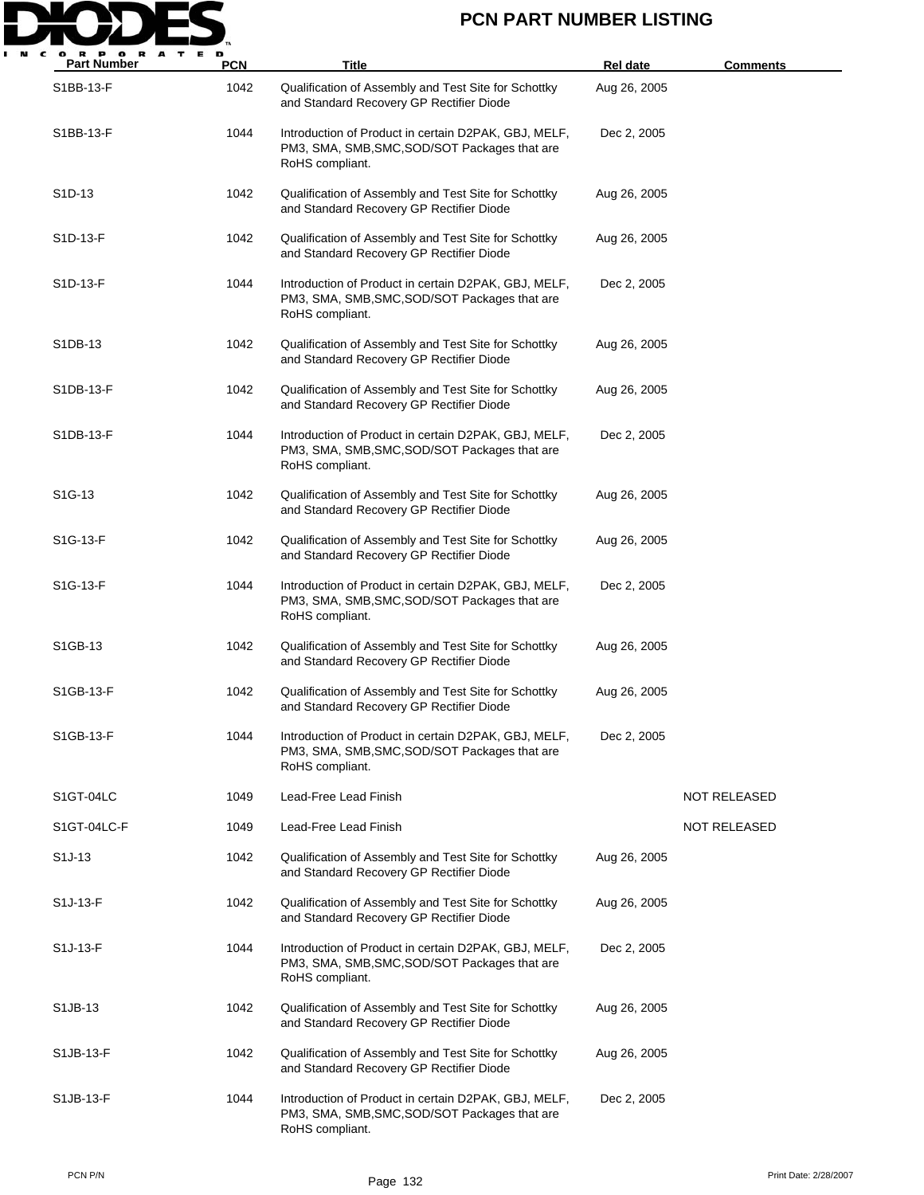| Part Number | PCN | Title | Rel date | Comments |
| --- | --- | --- | --- | --- |
| S1BB-13-F | 1042 | Qualification of Assembly and Test Site for Schottky and Standard Recovery GP Rectifier Diode | Aug 26, 2005 | |
| S1BB-13-F | 1044 | Introduction of Product in certain D2PAK, GBJ, MELF, PM3, SMA, SMB,SMC,SOD/SOT Packages that are RoHS compliant. | Dec 2, 2005 | |
| S1D-13 | 1042 | Qualification of Assembly and Test Site for Schottky and Standard Recovery GP Rectifier Diode | Aug 26, 2005 | |
| S1D-13-F | 1042 | Qualification of Assembly and Test Site for Schottky and Standard Recovery GP Rectifier Diode | Aug 26, 2005 | |
| S1D-13-F | 1044 | Introduction of Product in certain D2PAK, GBJ, MELF, PM3, SMA, SMB,SMC,SOD/SOT Packages that are RoHS compliant. | Dec 2, 2005 | |
| S1DB-13 | 1042 | Qualification of Assembly and Test Site for Schottky and Standard Recovery GP Rectifier Diode | Aug 26, 2005 | |
| S1DB-13-F | 1042 | Qualification of Assembly and Test Site for Schottky and Standard Recovery GP Rectifier Diode | Aug 26, 2005 | |
| S1DB-13-F | 1044 | Introduction of Product in certain D2PAK, GBJ, MELF, PM3, SMA, SMB,SMC,SOD/SOT Packages that are RoHS compliant. | Dec 2, 2005 | |
| S1G-13 | 1042 | Qualification of Assembly and Test Site for Schottky and Standard Recovery GP Rectifier Diode | Aug 26, 2005 | |
| S1G-13-F | 1042 | Qualification of Assembly and Test Site for Schottky and Standard Recovery GP Rectifier Diode | Aug 26, 2005 | |
| S1G-13-F | 1044 | Introduction of Product in certain D2PAK, GBJ, MELF, PM3, SMA, SMB,SMC,SOD/SOT Packages that are RoHS compliant. | Dec 2, 2005 | |
| S1GB-13 | 1042 | Qualification of Assembly and Test Site for Schottky and Standard Recovery GP Rectifier Diode | Aug 26, 2005 | |
| S1GB-13-F | 1042 | Qualification of Assembly and Test Site for Schottky and Standard Recovery GP Rectifier Diode | Aug 26, 2005 | |
| S1GB-13-F | 1044 | Introduction of Product in certain D2PAK, GBJ, MELF, PM3, SMA, SMB,SMC,SOD/SOT Packages that are RoHS compliant. | Dec 2, 2005 | |
| S1GT-04LC | 1049 | Lead-Free Lead Finish | | NOT RELEASED |
| S1GT-04LC-F | 1049 | Lead-Free Lead Finish | | NOT RELEASED |
| S1J-13 | 1042 | Qualification of Assembly and Test Site for Schottky and Standard Recovery GP Rectifier Diode | Aug 26, 2005 | |
| S1J-13-F | 1042 | Qualification of Assembly and Test Site for Schottky and Standard Recovery GP Rectifier Diode | Aug 26, 2005 | |
| S1J-13-F | 1044 | Introduction of Product in certain D2PAK, GBJ, MELF, PM3, SMA, SMB,SMC,SOD/SOT Packages that are RoHS compliant. | Dec 2, 2005 | |
| S1JB-13 | 1042 | Qualification of Assembly and Test Site for Schottky and Standard Recovery GP Rectifier Diode | Aug 26, 2005 | |
| S1JB-13-F | 1042 | Qualification of Assembly and Test Site for Schottky and Standard Recovery GP Rectifier Diode | Aug 26, 2005 | |
| S1JB-13-F | 1044 | Introduction of Product in certain D2PAK, GBJ, MELF, PM3, SMA, SMB,SMC,SOD/SOT Packages that are RoHS compliant. | Dec 2, 2005 | |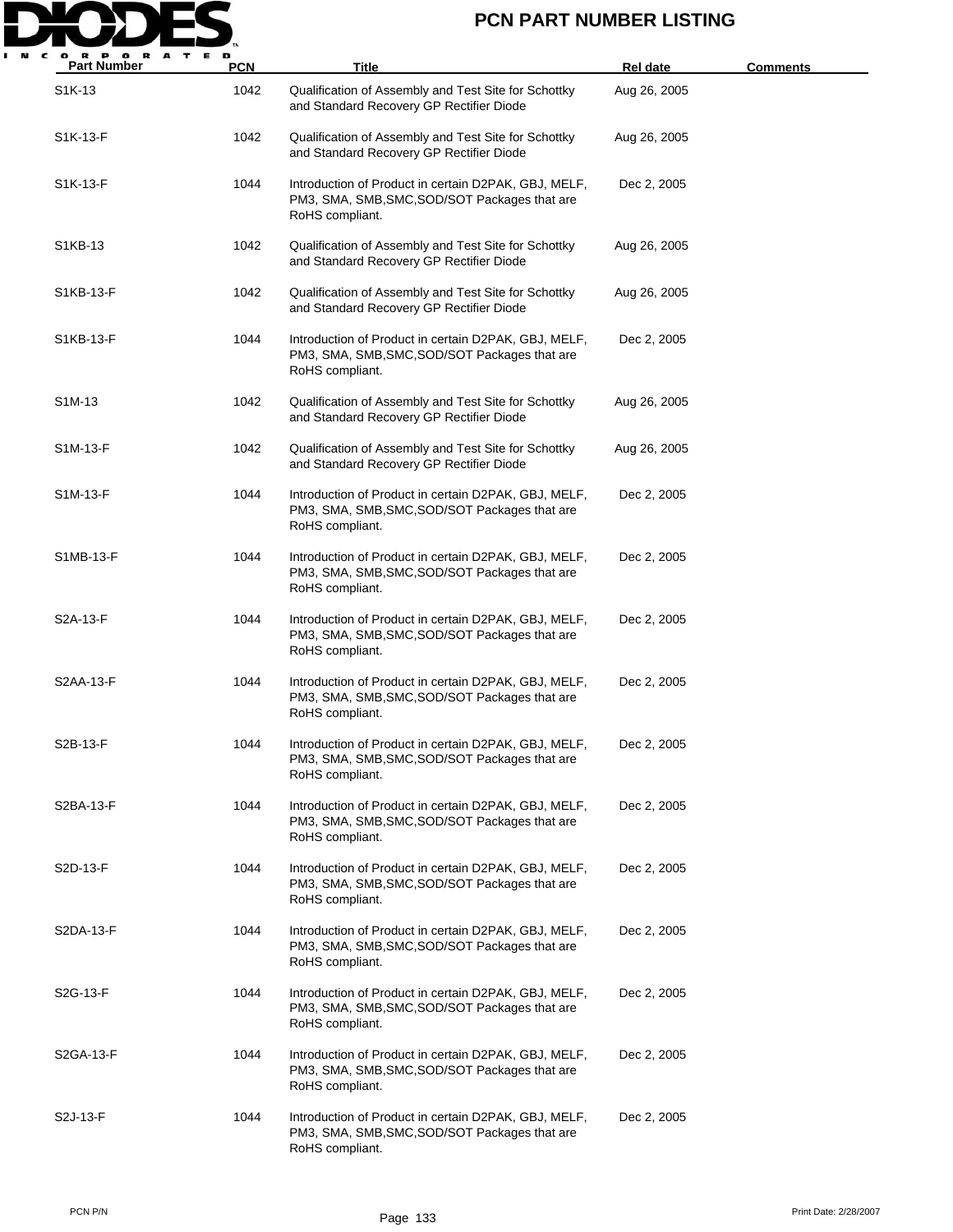# PCN PART NUMBER LISTING

| Part Number | PCN | Title | Rel date | Comments |
|---|---|---|---|---|
| S1K-13 | 1042 | Qualification of Assembly and Test Site for Schottky and Standard Recovery GP Rectifier Diode | Aug 26, 2005 | |
| S1K-13-F | 1042 | Qualification of Assembly and Test Site for Schottky and Standard Recovery GP Rectifier Diode | Aug 26, 2005 | |
| S1K-13-F | 1044 | Introduction of Product in certain D2PAK, GBJ, MELF, PM3, SMA, SMB,SMC,SOD/SOT Packages that are RoHS compliant. | Dec 2, 2005 | |
| S1KB-13 | 1042 | Qualification of Assembly and Test Site for Schottky and Standard Recovery GP Rectifier Diode | Aug 26, 2005 | |
| S1KB-13-F | 1042 | Qualification of Assembly and Test Site for Schottky and Standard Recovery GP Rectifier Diode | Aug 26, 2005 | |
| S1KB-13-F | 1044 | Introduction of Product in certain D2PAK, GBJ, MELF, PM3, SMA, SMB,SMC,SOD/SOT Packages that are RoHS compliant. | Dec 2, 2005 | |
| S1M-13 | 1042 | Qualification of Assembly and Test Site for Schottky and Standard Recovery GP Rectifier Diode | Aug 26, 2005 | |
| S1M-13-F | 1042 | Qualification of Assembly and Test Site for Schottky and Standard Recovery GP Rectifier Diode | Aug 26, 2005 | |
| S1M-13-F | 1044 | Introduction of Product in certain D2PAK, GBJ, MELF, PM3, SMA, SMB,SMC,SOD/SOT Packages that are RoHS compliant. | Dec 2, 2005 | |
| S1MB-13-F | 1044 | Introduction of Product in certain D2PAK, GBJ, MELF, PM3, SMA, SMB,SMC,SOD/SOT Packages that are RoHS compliant. | Dec 2, 2005 | |
| S2A-13-F | 1044 | Introduction of Product in certain D2PAK, GBJ, MELF, PM3, SMA, SMB,SMC,SOD/SOT Packages that are RoHS compliant. | Dec 2, 2005 | |
| S2AA-13-F | 1044 | Introduction of Product in certain D2PAK, GBJ, MELF, PM3, SMA, SMB,SMC,SOD/SOT Packages that are RoHS compliant. | Dec 2, 2005 | |
| S2B-13-F | 1044 | Introduction of Product in certain D2PAK, GBJ, MELF, PM3, SMA, SMB,SMC,SOD/SOT Packages that are RoHS compliant. | Dec 2, 2005 | |
| S2BA-13-F | 1044 | Introduction of Product in certain D2PAK, GBJ, MELF, PM3, SMA, SMB,SMC,SOD/SOT Packages that are RoHS compliant. | Dec 2, 2005 | |
| S2D-13-F | 1044 | Introduction of Product in certain D2PAK, GBJ, MELF, PM3, SMA, SMB,SMC,SOD/SOT Packages that are RoHS compliant. | Dec 2, 2005 | |
| S2DA-13-F | 1044 | Introduction of Product in certain D2PAK, GBJ, MELF, PM3, SMA, SMB,SMC,SOD/SOT Packages that are RoHS compliant. | Dec 2, 2005 | |
| S2G-13-F | 1044 | Introduction of Product in certain D2PAK, GBJ, MELF, PM3, SMA, SMB,SMC,SOD/SOT Packages that are RoHS compliant. | Dec 2, 2005 | |
| S2GA-13-F | 1044 | Introduction of Product in certain D2PAK, GBJ, MELF, PM3, SMA, SMB,SMC,SOD/SOT Packages that are RoHS compliant. | Dec 2, 2005 | |
| S2J-13-F | 1044 | Introduction of Product in certain D2PAK, GBJ, MELF, PM3, SMA, SMB,SMC,SOD/SOT Packages that are RoHS compliant. | Dec 2, 2005 | |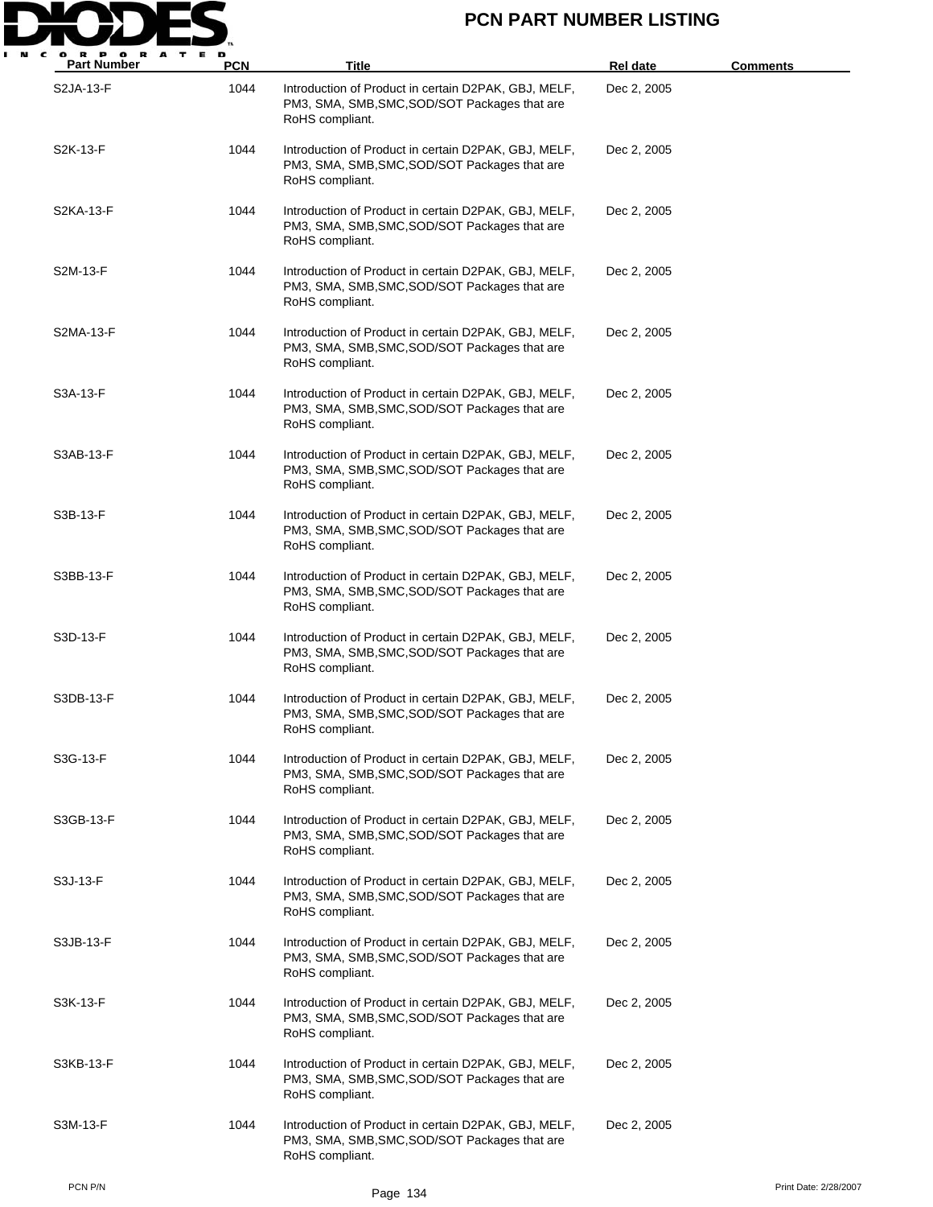# PCN PART NUMBER LISTING

| Part Number | PCN | Title | Rel date | Comments |
|---|---|---|---|---|
| S2JA-13-F | 1044 | Introduction of Product in certain D2PAK, GBJ, MELF, PM3, SMA, SMB,SMC,SOD/SOT Packages that are RoHS compliant. | Dec 2, 2005 | |
| S2K-13-F | 1044 | Introduction of Product in certain D2PAK, GBJ, MELF, PM3, SMA, SMB,SMC,SOD/SOT Packages that are RoHS compliant. | Dec 2, 2005 | |
| S2KA-13-F | 1044 | Introduction of Product in certain D2PAK, GBJ, MELF, PM3, SMA, SMB,SMC,SOD/SOT Packages that are RoHS compliant. | Dec 2, 2005 | |
| S2M-13-F | 1044 | Introduction of Product in certain D2PAK, GBJ, MELF, PM3, SMA, SMB,SMC,SOD/SOT Packages that are RoHS compliant. | Dec 2, 2005 | |
| S2MA-13-F | 1044 | Introduction of Product in certain D2PAK, GBJ, MELF, PM3, SMA, SMB,SMC,SOD/SOT Packages that are RoHS compliant. | Dec 2, 2005 | |
| S3A-13-F | 1044 | Introduction of Product in certain D2PAK, GBJ, MELF, PM3, SMA, SMB,SMC,SOD/SOT Packages that are RoHS compliant. | Dec 2, 2005 | |
| S3AB-13-F | 1044 | Introduction of Product in certain D2PAK, GBJ, MELF, PM3, SMA, SMB,SMC,SOD/SOT Packages that are RoHS compliant. | Dec 2, 2005 | |
| S3B-13-F | 1044 | Introduction of Product in certain D2PAK, GBJ, MELF, PM3, SMA, SMB,SMC,SOD/SOT Packages that are RoHS compliant. | Dec 2, 2005 | |
| S3BB-13-F | 1044 | Introduction of Product in certain D2PAK, GBJ, MELF, PM3, SMA, SMB,SMC,SOD/SOT Packages that are RoHS compliant. | Dec 2, 2005 | |
| S3D-13-F | 1044 | Introduction of Product in certain D2PAK, GBJ, MELF, PM3, SMA, SMB,SMC,SOD/SOT Packages that are RoHS compliant. | Dec 2, 2005 | |
| S3DB-13-F | 1044 | Introduction of Product in certain D2PAK, GBJ, MELF, PM3, SMA, SMB,SMC,SOD/SOT Packages that are RoHS compliant. | Dec 2, 2005 | |
| S3G-13-F | 1044 | Introduction of Product in certain D2PAK, GBJ, MELF, PM3, SMA, SMB,SMC,SOD/SOT Packages that are RoHS compliant. | Dec 2, 2005 | |
| S3GB-13-F | 1044 | Introduction of Product in certain D2PAK, GBJ, MELF, PM3, SMA, SMB,SMC,SOD/SOT Packages that are RoHS compliant. | Dec 2, 2005 | |
| S3J-13-F | 1044 | Introduction of Product in certain D2PAK, GBJ, MELF, PM3, SMA, SMB,SMC,SOD/SOT Packages that are RoHS compliant. | Dec 2, 2005 | |
| S3JB-13-F | 1044 | Introduction of Product in certain D2PAK, GBJ, MELF, PM3, SMA, SMB,SMC,SOD/SOT Packages that are RoHS compliant. | Dec 2, 2005 | |
| S3K-13-F | 1044 | Introduction of Product in certain D2PAK, GBJ, MELF, PM3, SMA, SMB,SMC,SOD/SOT Packages that are RoHS compliant. | Dec 2, 2005 | |
| S3KB-13-F | 1044 | Introduction of Product in certain D2PAK, GBJ, MELF, PM3, SMA, SMB,SMC,SOD/SOT Packages that are RoHS compliant. | Dec 2, 2005 | |
| S3M-13-F | 1044 | Introduction of Product in certain D2PAK, GBJ, MELF, PM3, SMA, SMB,SMC,SOD/SOT Packages that are RoHS compliant. | Dec 2, 2005 | |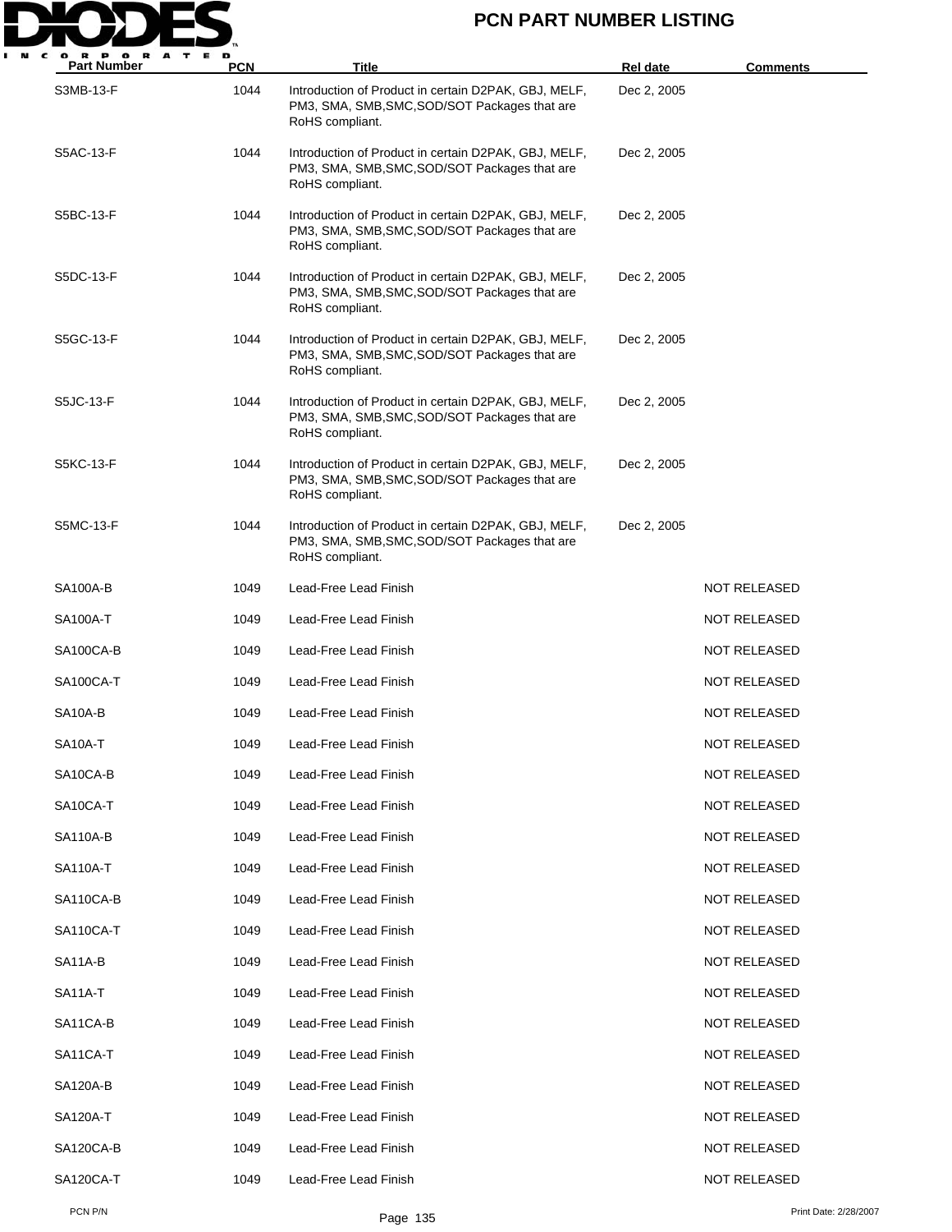# PCN PART NUMBER LISTING

| Part Number | PCN | Title | Rel date | Comments |
|---|---|---|---|---|
| S3MB-13-F | 1044 | Introduction of Product in certain D2PAK, GBJ, MELF, PM3, SMA, SMB,SMC,SOD/SOT Packages that are RoHS compliant. | Dec 2, 2005 | |
| S5AC-13-F | 1044 | Introduction of Product in certain D2PAK, GBJ, MELF, PM3, SMA, SMB,SMC,SOD/SOT Packages that are RoHS compliant. | Dec 2, 2005 | |
| S5BC-13-F | 1044 | Introduction of Product in certain D2PAK, GBJ, MELF, PM3, SMA, SMB,SMC,SOD/SOT Packages that are RoHS compliant. | Dec 2, 2005 | |
| S5DC-13-F | 1044 | Introduction of Product in certain D2PAK, GBJ, MELF, PM3, SMA, SMB,SMC,SOD/SOT Packages that are RoHS compliant. | Dec 2, 2005 | |
| S5GC-13-F | 1044 | Introduction of Product in certain D2PAK, GBJ, MELF, PM3, SMA, SMB,SMC,SOD/SOT Packages that are RoHS compliant. | Dec 2, 2005 | |
| S5JC-13-F | 1044 | Introduction of Product in certain D2PAK, GBJ, MELF, PM3, SMA, SMB,SMC,SOD/SOT Packages that are RoHS compliant. | Dec 2, 2005 | |
| S5KC-13-F | 1044 | Introduction of Product in certain D2PAK, GBJ, MELF, PM3, SMA, SMB,SMC,SOD/SOT Packages that are RoHS compliant. | Dec 2, 2005 | |
| S5MC-13-F | 1044 | Introduction of Product in certain D2PAK, GBJ, MELF, PM3, SMA, SMB,SMC,SOD/SOT Packages that are RoHS compliant. | Dec 2, 2005 | |
| SA100A-B | 1049 | Lead-Free Lead Finish | | NOT RELEASED |
| SA100A-T | 1049 | Lead-Free Lead Finish | | NOT RELEASED |
| SA100CA-B | 1049 | Lead-Free Lead Finish | | NOT RELEASED |
| SA100CA-T | 1049 | Lead-Free Lead Finish | | NOT RELEASED |
| SA10A-B | 1049 | Lead-Free Lead Finish | | NOT RELEASED |
| SA10A-T | 1049 | Lead-Free Lead Finish | | NOT RELEASED |
| SA10CA-B | 1049 | Lead-Free Lead Finish | | NOT RELEASED |
| SA10CA-T | 1049 | Lead-Free Lead Finish | | NOT RELEASED |
| SA110A-B | 1049 | Lead-Free Lead Finish | | NOT RELEASED |
| SA110A-T | 1049 | Lead-Free Lead Finish | | NOT RELEASED |
| SA110CA-B | 1049 | Lead-Free Lead Finish | | NOT RELEASED |
| SA110CA-T | 1049 | Lead-Free Lead Finish | | NOT RELEASED |
| SA11A-B | 1049 | Lead-Free Lead Finish | | NOT RELEASED |
| SA11A-T | 1049 | Lead-Free Lead Finish | | NOT RELEASED |
| SA11CA-B | 1049 | Lead-Free Lead Finish | | NOT RELEASED |
| SA11CA-T | 1049 | Lead-Free Lead Finish | | NOT RELEASED |
| SA120A-B | 1049 | Lead-Free Lead Finish | | NOT RELEASED |
| SA120A-T | 1049 | Lead-Free Lead Finish | | NOT RELEASED |
| SA120CA-B | 1049 | Lead-Free Lead Finish | | NOT RELEASED |
| SA120CA-T | 1049 | Lead-Free Lead Finish | | NOT RELEASED |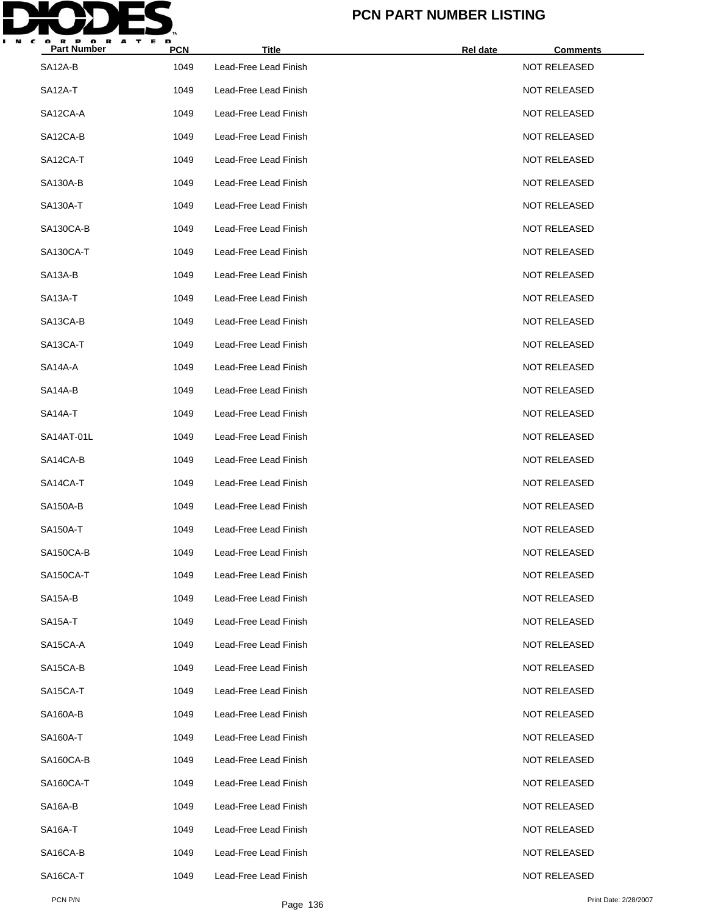# PCN PART NUMBER LISTING

| Part Number | PCN | Title | Rel date | Comments |
|---|---|---|---|---|
| SA12A-B | 1049 | Lead-Free Lead Finish | | NOT RELEASED |
| SA12A-T | 1049 | Lead-Free Lead Finish | | NOT RELEASED |
| SA12CA-A | 1049 | Lead-Free Lead Finish | | NOT RELEASED |
| SA12CA-B | 1049 | Lead-Free Lead Finish | | NOT RELEASED |
| SA12CA-T | 1049 | Lead-Free Lead Finish | | NOT RELEASED |
| SA130A-B | 1049 | Lead-Free Lead Finish | | NOT RELEASED |
| SA130A-T | 1049 | Lead-Free Lead Finish | | NOT RELEASED |
| SA130CA-B | 1049 | Lead-Free Lead Finish | | NOT RELEASED |
| SA130CA-T | 1049 | Lead-Free Lead Finish | | NOT RELEASED |
| SA13A-B | 1049 | Lead-Free Lead Finish | | NOT RELEASED |
| SA13A-T | 1049 | Lead-Free Lead Finish | | NOT RELEASED |
| SA13CA-B | 1049 | Lead-Free Lead Finish | | NOT RELEASED |
| SA13CA-T | 1049 | Lead-Free Lead Finish | | NOT RELEASED |
| SA14A-A | 1049 | Lead-Free Lead Finish | | NOT RELEASED |
| SA14A-B | 1049 | Lead-Free Lead Finish | | NOT RELEASED |
| SA14A-T | 1049 | Lead-Free Lead Finish | | NOT RELEASED |
| SA14AT-01L | 1049 | Lead-Free Lead Finish | | NOT RELEASED |
| SA14CA-B | 1049 | Lead-Free Lead Finish | | NOT RELEASED |
| SA14CA-T | 1049 | Lead-Free Lead Finish | | NOT RELEASED |
| SA150A-B | 1049 | Lead-Free Lead Finish | | NOT RELEASED |
| SA150A-T | 1049 | Lead-Free Lead Finish | | NOT RELEASED |
| SA150CA-B | 1049 | Lead-Free Lead Finish | | NOT RELEASED |
| SA150CA-T | 1049 | Lead-Free Lead Finish | | NOT RELEASED |
| SA15A-B | 1049 | Lead-Free Lead Finish | | NOT RELEASED |
| SA15A-T | 1049 | Lead-Free Lead Finish | | NOT RELEASED |
| SA15CA-A | 1049 | Lead-Free Lead Finish | | NOT RELEASED |
| SA15CA-B | 1049 | Lead-Free Lead Finish | | NOT RELEASED |
| SA15CA-T | 1049 | Lead-Free Lead Finish | | NOT RELEASED |
| SA160A-B | 1049 | Lead-Free Lead Finish | | NOT RELEASED |
| SA160A-T | 1049 | Lead-Free Lead Finish | | NOT RELEASED |
| SA160CA-B | 1049 | Lead-Free Lead Finish | | NOT RELEASED |
| SA160CA-T | 1049 | Lead-Free Lead Finish | | NOT RELEASED |
| SA16A-B | 1049 | Lead-Free Lead Finish | | NOT RELEASED |
| SA16A-T | 1049 | Lead-Free Lead Finish | | NOT RELEASED |
| SA16CA-B | 1049 | Lead-Free Lead Finish | | NOT RELEASED |
| SA16CA-T | 1049 | Lead-Free Lead Finish | | NOT RELEASED |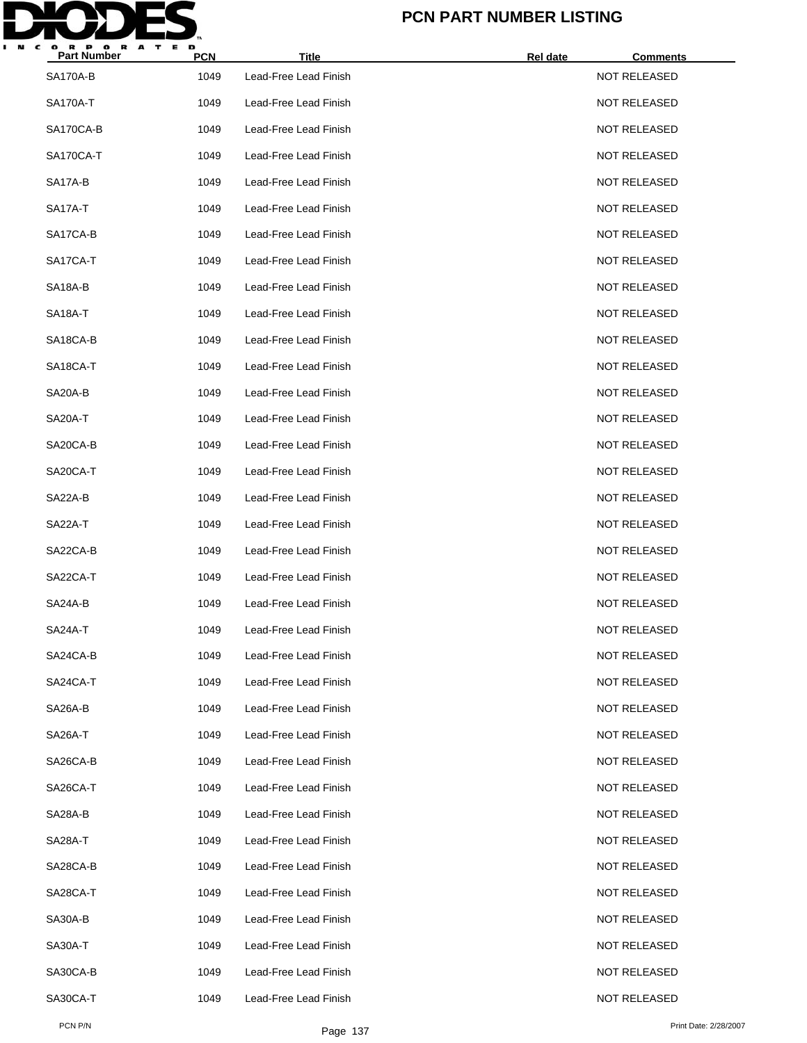# PCN PART NUMBER LISTING

| Part Number | PCN | Title | Rel date | Comments |
| --- | --- | --- | --- | --- |
| SA170A-B | 1049 | Lead-Free Lead Finish | | NOT RELEASED |
| SA170A-T | 1049 | Lead-Free Lead Finish | | NOT RELEASED |
| SA170CA-B | 1049 | Lead-Free Lead Finish | | NOT RELEASED |
| SA170CA-T | 1049 | Lead-Free Lead Finish | | NOT RELEASED |
| SA17A-B | 1049 | Lead-Free Lead Finish | | NOT RELEASED |
| SA17A-T | 1049 | Lead-Free Lead Finish | | NOT RELEASED |
| SA17CA-B | 1049 | Lead-Free Lead Finish | | NOT RELEASED |
| SA17CA-T | 1049 | Lead-Free Lead Finish | | NOT RELEASED |
| SA18A-B | 1049 | Lead-Free Lead Finish | | NOT RELEASED |
| SA18A-T | 1049 | Lead-Free Lead Finish | | NOT RELEASED |
| SA18CA-B | 1049 | Lead-Free Lead Finish | | NOT RELEASED |
| SA18CA-T | 1049 | Lead-Free Lead Finish | | NOT RELEASED |
| SA20A-B | 1049 | Lead-Free Lead Finish | | NOT RELEASED |
| SA20A-T | 1049 | Lead-Free Lead Finish | | NOT RELEASED |
| SA20CA-B | 1049 | Lead-Free Lead Finish | | NOT RELEASED |
| SA20CA-T | 1049 | Lead-Free Lead Finish | | NOT RELEASED |
| SA22A-B | 1049 | Lead-Free Lead Finish | | NOT RELEASED |
| SA22A-T | 1049 | Lead-Free Lead Finish | | NOT RELEASED |
| SA22CA-B | 1049 | Lead-Free Lead Finish | | NOT RELEASED |
| SA22CA-T | 1049 | Lead-Free Lead Finish | | NOT RELEASED |
| SA24A-B | 1049 | Lead-Free Lead Finish | | NOT RELEASED |
| SA24A-T | 1049 | Lead-Free Lead Finish | | NOT RELEASED |
| SA24CA-B | 1049 | Lead-Free Lead Finish | | NOT RELEASED |
| SA24CA-T | 1049 | Lead-Free Lead Finish | | NOT RELEASED |
| SA26A-B | 1049 | Lead-Free Lead Finish | | NOT RELEASED |
| SA26A-T | 1049 | Lead-Free Lead Finish | | NOT RELEASED |
| SA26CA-B | 1049 | Lead-Free Lead Finish | | NOT RELEASED |
| SA26CA-T | 1049 | Lead-Free Lead Finish | | NOT RELEASED |
| SA28A-B | 1049 | Lead-Free Lead Finish | | NOT RELEASED |
| SA28A-T | 1049 | Lead-Free Lead Finish | | NOT RELEASED |
| SA28CA-B | 1049 | Lead-Free Lead Finish | | NOT RELEASED |
| SA28CA-T | 1049 | Lead-Free Lead Finish | | NOT RELEASED |
| SA30A-B | 1049 | Lead-Free Lead Finish | | NOT RELEASED |
| SA30A-T | 1049 | Lead-Free Lead Finish | | NOT RELEASED |
| SA30CA-B | 1049 | Lead-Free Lead Finish | | NOT RELEASED |
| SA30CA-T | 1049 | Lead-Free Lead Finish | | NOT RELEASED |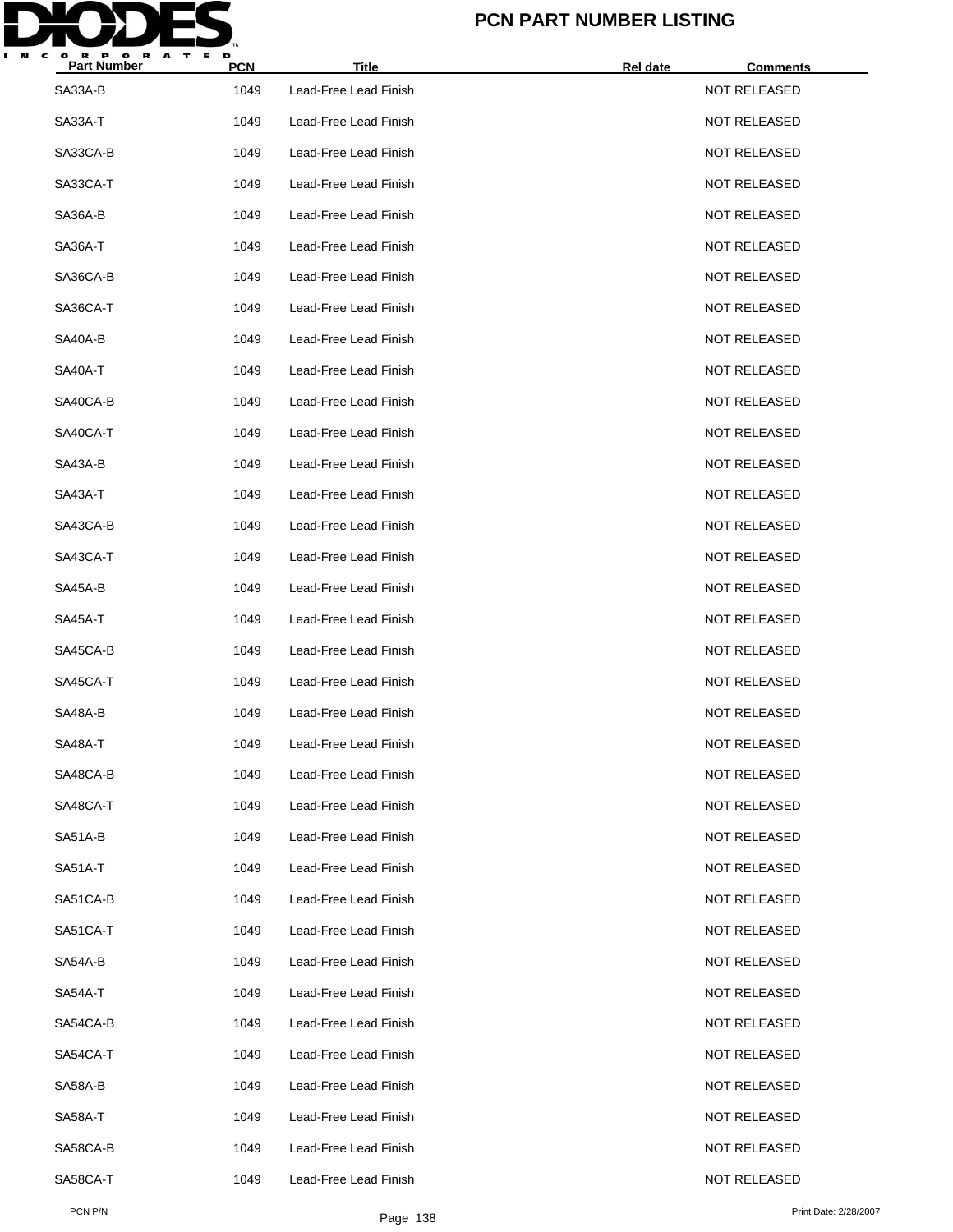# PCN PART NUMBER LISTING

| Part Number | PCN | Title | Rel date | Comments |
|---|---|---|---|---|
| SA33A-B | 1049 | Lead-Free Lead Finish | | NOT RELEASED |
| SA33A-T | 1049 | Lead-Free Lead Finish | | NOT RELEASED |
| SA33CA-B | 1049 | Lead-Free Lead Finish | | NOT RELEASED |
| SA33CA-T | 1049 | Lead-Free Lead Finish | | NOT RELEASED |
| SA36A-B | 1049 | Lead-Free Lead Finish | | NOT RELEASED |
| SA36A-T | 1049 | Lead-Free Lead Finish | | NOT RELEASED |
| SA36CA-B | 1049 | Lead-Free Lead Finish | | NOT RELEASED |
| SA36CA-T | 1049 | Lead-Free Lead Finish | | NOT RELEASED |
| SA40A-B | 1049 | Lead-Free Lead Finish | | NOT RELEASED |
| SA40A-T | 1049 | Lead-Free Lead Finish | | NOT RELEASED |
| SA40CA-B | 1049 | Lead-Free Lead Finish | | NOT RELEASED |
| SA40CA-T | 1049 | Lead-Free Lead Finish | | NOT RELEASED |
| SA43A-B | 1049 | Lead-Free Lead Finish | | NOT RELEASED |
| SA43A-T | 1049 | Lead-Free Lead Finish | | NOT RELEASED |
| SA43CA-B | 1049 | Lead-Free Lead Finish | | NOT RELEASED |
| SA43CA-T | 1049 | Lead-Free Lead Finish | | NOT RELEASED |
| SA45A-B | 1049 | Lead-Free Lead Finish | | NOT RELEASED |
| SA45A-T | 1049 | Lead-Free Lead Finish | | NOT RELEASED |
| SA45CA-B | 1049 | Lead-Free Lead Finish | | NOT RELEASED |
| SA45CA-T | 1049 | Lead-Free Lead Finish | | NOT RELEASED |
| SA48A-B | 1049 | Lead-Free Lead Finish | | NOT RELEASED |
| SA48A-T | 1049 | Lead-Free Lead Finish | | NOT RELEASED |
| SA48CA-B | 1049 | Lead-Free Lead Finish | | NOT RELEASED |
| SA48CA-T | 1049 | Lead-Free Lead Finish | | NOT RELEASED |
| SA51A-B | 1049 | Lead-Free Lead Finish | | NOT RELEASED |
| SA51A-T | 1049 | Lead-Free Lead Finish | | NOT RELEASED |
| SA51CA-B | 1049 | Lead-Free Lead Finish | | NOT RELEASED |
| SA51CA-T | 1049 | Lead-Free Lead Finish | | NOT RELEASED |
| SA54A-B | 1049 | Lead-Free Lead Finish | | NOT RELEASED |
| SA54A-T | 1049 | Lead-Free Lead Finish | | NOT RELEASED |
| SA54CA-B | 1049 | Lead-Free Lead Finish | | NOT RELEASED |
| SA54CA-T | 1049 | Lead-Free Lead Finish | | NOT RELEASED |
| SA58A-B | 1049 | Lead-Free Lead Finish | | NOT RELEASED |
| SA58A-T | 1049 | Lead-Free Lead Finish | | NOT RELEASED |
| SA58CA-B | 1049 | Lead-Free Lead Finish | | NOT RELEASED |
| SA58CA-T | 1049 | Lead-Free Lead Finish | | NOT RELEASED |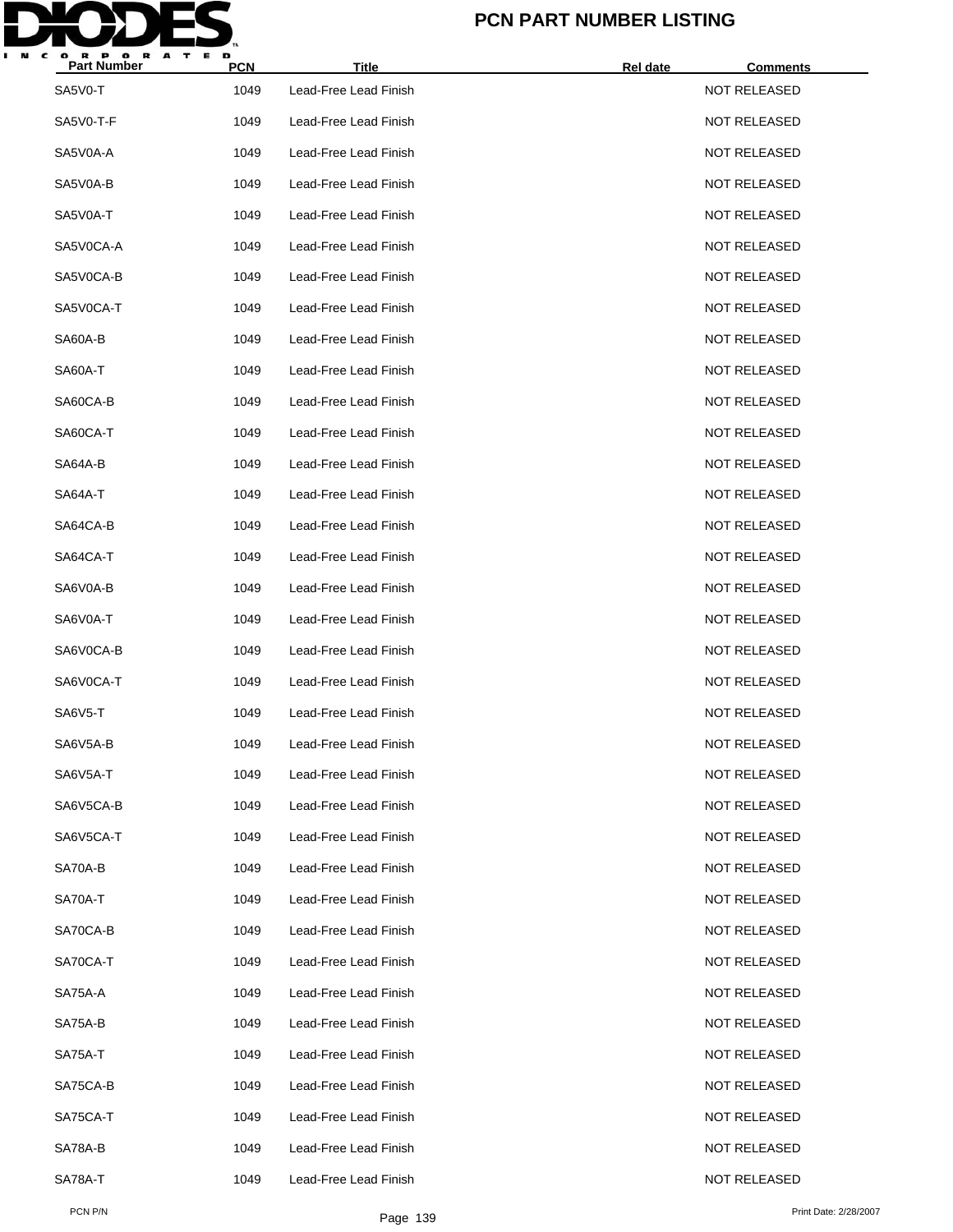| Part Number | PCN | Title | Rel date | Comments |
|---|---|---|---|---|
| SA5V0-T | 1049 | Lead-Free Lead Finish | | NOT RELEASED |
| SA5V0-T-F | 1049 | Lead-Free Lead Finish | | NOT RELEASED |
| SA5V0A-A | 1049 | Lead-Free Lead Finish | | NOT RELEASED |
| SA5V0A-B | 1049 | Lead-Free Lead Finish | | NOT RELEASED |
| SA5V0A-T | 1049 | Lead-Free Lead Finish | | NOT RELEASED |
| SA5V0CA-A | 1049 | Lead-Free Lead Finish | | NOT RELEASED |
| SA5V0CA-B | 1049 | Lead-Free Lead Finish | | NOT RELEASED |
| SA5V0CA-T | 1049 | Lead-Free Lead Finish | | NOT RELEASED |
| SA60A-B | 1049 | Lead-Free Lead Finish | | NOT RELEASED |
| SA60A-T | 1049 | Lead-Free Lead Finish | | NOT RELEASED |
| SA60CA-B | 1049 | Lead-Free Lead Finish | | NOT RELEASED |
| SA60CA-T | 1049 | Lead-Free Lead Finish | | NOT RELEASED |
| SA64A-B | 1049 | Lead-Free Lead Finish | | NOT RELEASED |
| SA64A-T | 1049 | Lead-Free Lead Finish | | NOT RELEASED |
| SA64CA-B | 1049 | Lead-Free Lead Finish | | NOT RELEASED |
| SA64CA-T | 1049 | Lead-Free Lead Finish | | NOT RELEASED |
| SA6V0A-B | 1049 | Lead-Free Lead Finish | | NOT RELEASED |
| SA6V0A-T | 1049 | Lead-Free Lead Finish | | NOT RELEASED |
| SA6V0CA-B | 1049 | Lead-Free Lead Finish | | NOT RELEASED |
| SA6V0CA-T | 1049 | Lead-Free Lead Finish | | NOT RELEASED |
| SA6V5-T | 1049 | Lead-Free Lead Finish | | NOT RELEASED |
| SA6V5A-B | 1049 | Lead-Free Lead Finish | | NOT RELEASED |
| SA6V5A-T | 1049 | Lead-Free Lead Finish | | NOT RELEASED |
| SA6V5CA-B | 1049 | Lead-Free Lead Finish | | NOT RELEASED |
| SA6V5CA-T | 1049 | Lead-Free Lead Finish | | NOT RELEASED |
| SA70A-B | 1049 | Lead-Free Lead Finish | | NOT RELEASED |
| SA70A-T | 1049 | Lead-Free Lead Finish | | NOT RELEASED |
| SA70CA-B | 1049 | Lead-Free Lead Finish | | NOT RELEASED |
| SA70CA-T | 1049 | Lead-Free Lead Finish | | NOT RELEASED |
| SA75A-A | 1049 | Lead-Free Lead Finish | | NOT RELEASED |
| SA75A-B | 1049 | Lead-Free Lead Finish | | NOT RELEASED |
| SA75A-T | 1049 | Lead-Free Lead Finish | | NOT RELEASED |
| SA75CA-B | 1049 | Lead-Free Lead Finish | | NOT RELEASED |
| SA75CA-T | 1049 | Lead-Free Lead Finish | | NOT RELEASED |
| SA78A-B | 1049 | Lead-Free Lead Finish | | NOT RELEASED |
| SA78A-T | 1049 | Lead-Free Lead Finish | | NOT RELEASED |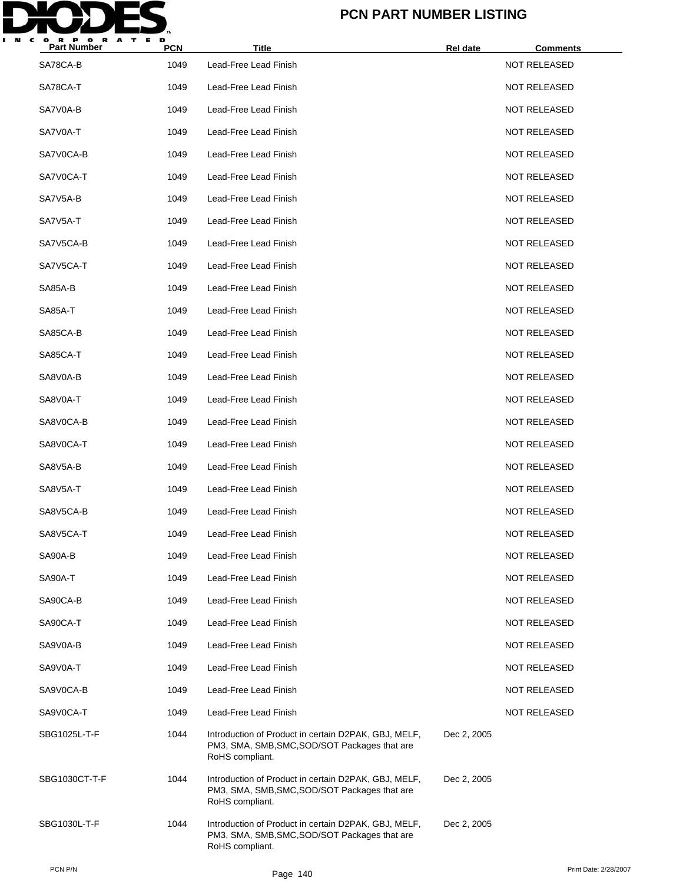| Part Number | PCN | Title | Rel date | Comments |
|---|---|---|---|---|
| SA78CA-B | 1049 | Lead-Free Lead Finish | | NOT RELEASED |
| SA78CA-T | 1049 | Lead-Free Lead Finish | | NOT RELEASED |
| SA7V0A-B | 1049 | Lead-Free Lead Finish | | NOT RELEASED |
| SA7V0A-T | 1049 | Lead-Free Lead Finish | | NOT RELEASED |
| SA7V0CA-B | 1049 | Lead-Free Lead Finish | | NOT RELEASED |
| SA7V0CA-T | 1049 | Lead-Free Lead Finish | | NOT RELEASED |
| SA7V5A-B | 1049 | Lead-Free Lead Finish | | NOT RELEASED |
| SA7V5A-T | 1049 | Lead-Free Lead Finish | | NOT RELEASED |
| SA7V5CA-B | 1049 | Lead-Free Lead Finish | | NOT RELEASED |
| SA7V5CA-T | 1049 | Lead-Free Lead Finish | | NOT RELEASED |
| SA85A-B | 1049 | Lead-Free Lead Finish | | NOT RELEASED |
| SA85A-T | 1049 | Lead-Free Lead Finish | | NOT RELEASED |
| SA85CA-B | 1049 | Lead-Free Lead Finish | | NOT RELEASED |
| SA85CA-T | 1049 | Lead-Free Lead Finish | | NOT RELEASED |
| SA8V0A-B | 1049 | Lead-Free Lead Finish | | NOT RELEASED |
| SA8V0A-T | 1049 | Lead-Free Lead Finish | | NOT RELEASED |
| SA8V0CA-B | 1049 | Lead-Free Lead Finish | | NOT RELEASED |
| SA8V0CA-T | 1049 | Lead-Free Lead Finish | | NOT RELEASED |
| SA8V5A-B | 1049 | Lead-Free Lead Finish | | NOT RELEASED |
| SA8V5A-T | 1049 | Lead-Free Lead Finish | | NOT RELEASED |
| SA8V5CA-B | 1049 | Lead-Free Lead Finish | | NOT RELEASED |
| SA8V5CA-T | 1049 | Lead-Free Lead Finish | | NOT RELEASED |
| SA90A-B | 1049 | Lead-Free Lead Finish | | NOT RELEASED |
| SA90A-T | 1049 | Lead-Free Lead Finish | | NOT RELEASED |
| SA90CA-B | 1049 | Lead-Free Lead Finish | | NOT RELEASED |
| SA90CA-T | 1049 | Lead-Free Lead Finish | | NOT RELEASED |
| SA9V0A-B | 1049 | Lead-Free Lead Finish | | NOT RELEASED |
| SA9V0A-T | 1049 | Lead-Free Lead Finish | | NOT RELEASED |
| SA9V0CA-B | 1049 | Lead-Free Lead Finish | | NOT RELEASED |
| SA9V0CA-T | 1049 | Lead-Free Lead Finish | | NOT RELEASED |
| SBG1025L-T-F | 1044 | Introduction of Product in certain D2PAK, GBJ, MELF, PM3, SMA, SMB,SMC,SOD/SOT Packages that are RoHS compliant. | Dec 2, 2005 | |
| SBG1030CT-T-F | 1044 | Introduction of Product in certain D2PAK, GBJ, MELF, PM3, SMA, SMB,SMC,SOD/SOT Packages that are RoHS compliant. | Dec 2, 2005 | |
| SBG1030L-T-F | 1044 | Introduction of Product in certain D2PAK, GBJ, MELF, PM3, SMA, SMB,SMC,SOD/SOT Packages that are RoHS compliant. | Dec 2, 2005 | |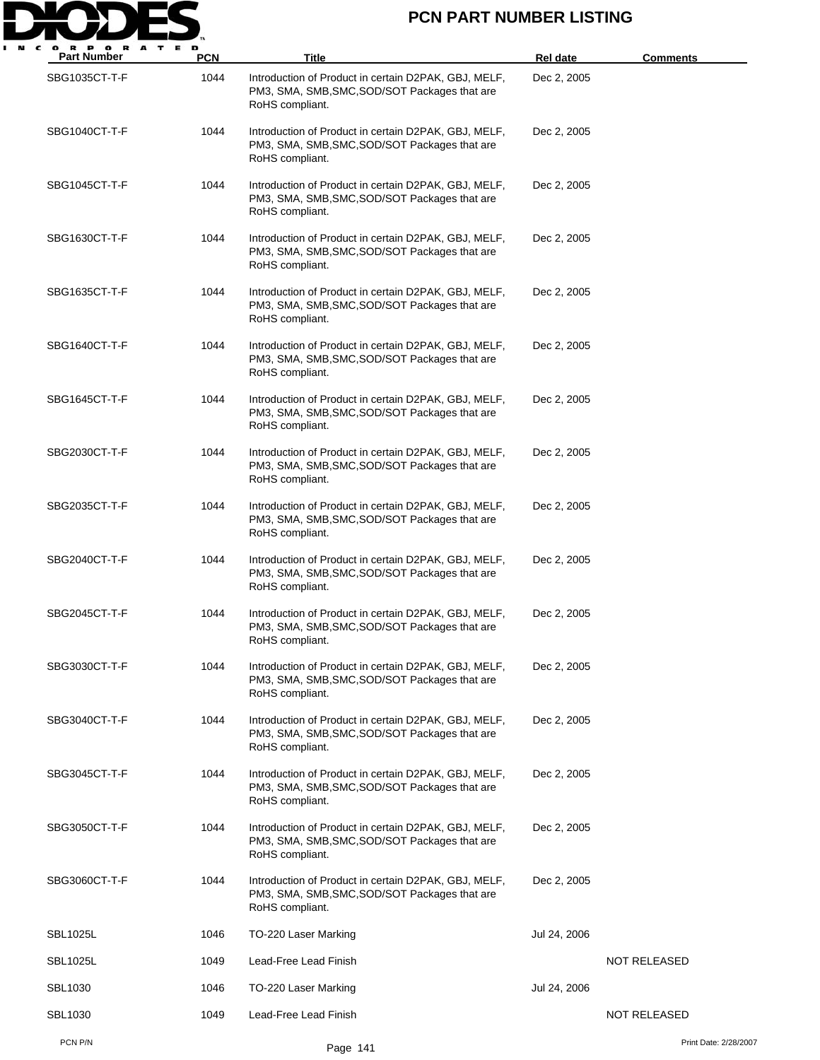# PCN PART NUMBER LISTING

| Part Number | PCN | Title | Rel date | Comments |
|---|---|---|---|---|
| SBG1035CT-T-F | 1044 | Introduction of Product in certain D2PAK, GBJ, MELF, PM3, SMA, SMB,SMC,SOD/SOT Packages that are RoHS compliant. | Dec 2, 2005 | |
| SBG1040CT-T-F | 1044 | Introduction of Product in certain D2PAK, GBJ, MELF, PM3, SMA, SMB,SMC,SOD/SOT Packages that are RoHS compliant. | Dec 2, 2005 | |
| SBG1045CT-T-F | 1044 | Introduction of Product in certain D2PAK, GBJ, MELF, PM3, SMA, SMB,SMC,SOD/SOT Packages that are RoHS compliant. | Dec 2, 2005 | |
| SBG1630CT-T-F | 1044 | Introduction of Product in certain D2PAK, GBJ, MELF, PM3, SMA, SMB,SMC,SOD/SOT Packages that are RoHS compliant. | Dec 2, 2005 | |
| SBG1635CT-T-F | 1044 | Introduction of Product in certain D2PAK, GBJ, MELF, PM3, SMA, SMB,SMC,SOD/SOT Packages that are RoHS compliant. | Dec 2, 2005 | |
| SBG1640CT-T-F | 1044 | Introduction of Product in certain D2PAK, GBJ, MELF, PM3, SMA, SMB,SMC,SOD/SOT Packages that are RoHS compliant. | Dec 2, 2005 | |
| SBG1645CT-T-F | 1044 | Introduction of Product in certain D2PAK, GBJ, MELF, PM3, SMA, SMB,SMC,SOD/SOT Packages that are RoHS compliant. | Dec 2, 2005 | |
| SBG2030CT-T-F | 1044 | Introduction of Product in certain D2PAK, GBJ, MELF, PM3, SMA, SMB,SMC,SOD/SOT Packages that are RoHS compliant. | Dec 2, 2005 | |
| SBG2035CT-T-F | 1044 | Introduction of Product in certain D2PAK, GBJ, MELF, PM3, SMA, SMB,SMC,SOD/SOT Packages that are RoHS compliant. | Dec 2, 2005 | |
| SBG2040CT-T-F | 1044 | Introduction of Product in certain D2PAK, GBJ, MELF, PM3, SMA, SMB,SMC,SOD/SOT Packages that are RoHS compliant. | Dec 2, 2005 | |
| SBG2045CT-T-F | 1044 | Introduction of Product in certain D2PAK, GBJ, MELF, PM3, SMA, SMB,SMC,SOD/SOT Packages that are RoHS compliant. | Dec 2, 2005 | |
| SBG3030CT-T-F | 1044 | Introduction of Product in certain D2PAK, GBJ, MELF, PM3, SMA, SMB,SMC,SOD/SOT Packages that are RoHS compliant. | Dec 2, 2005 | |
| SBG3040CT-T-F | 1044 | Introduction of Product in certain D2PAK, GBJ, MELF, PM3, SMA, SMB,SMC,SOD/SOT Packages that are RoHS compliant. | Dec 2, 2005 | |
| SBG3045CT-T-F | 1044 | Introduction of Product in certain D2PAK, GBJ, MELF, PM3, SMA, SMB,SMC,SOD/SOT Packages that are RoHS compliant. | Dec 2, 2005 | |
| SBG3050CT-T-F | 1044 | Introduction of Product in certain D2PAK, GBJ, MELF, PM3, SMA, SMB,SMC,SOD/SOT Packages that are RoHS compliant. | Dec 2, 2005 | |
| SBG3060CT-T-F | 1044 | Introduction of Product in certain D2PAK, GBJ, MELF, PM3, SMA, SMB,SMC,SOD/SOT Packages that are RoHS compliant. | Dec 2, 2005 | |
| SBL1025L | 1046 | TO-220 Laser Marking | Jul 24, 2006 | |
| SBL1025L | 1049 | Lead-Free Lead Finish | | NOT RELEASED |
| SBL1030 | 1046 | TO-220 Laser Marking | Jul 24, 2006 | |
| SBL1030 | 1049 | Lead-Free Lead Finish | | NOT RELEASED |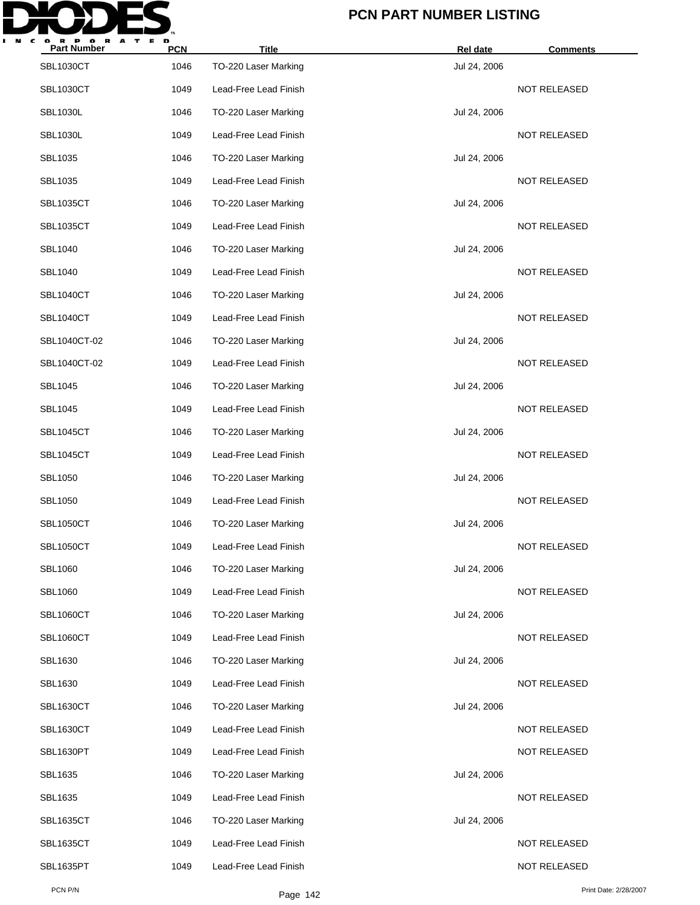| Part Number | PCN | Title | Rel date | Comments |
|---|---|---|---|---|
| SBL1030CT | 1046 | TO-220 Laser Marking | Jul 24, 2006 | |
| SBL1030CT | 1049 | Lead-Free Lead Finish | | NOT RELEASED |
| SBL1030L | 1046 | TO-220 Laser Marking | Jul 24, 2006 | |
| SBL1030L | 1049 | Lead-Free Lead Finish | | NOT RELEASED |
| SBL1035 | 1046 | TO-220 Laser Marking | Jul 24, 2006 | |
| SBL1035 | 1049 | Lead-Free Lead Finish | | NOT RELEASED |
| SBL1035CT | 1046 | TO-220 Laser Marking | Jul 24, 2006 | |
| SBL1035CT | 1049 | Lead-Free Lead Finish | | NOT RELEASED |
| SBL1040 | 1046 | TO-220 Laser Marking | Jul 24, 2006 | |
| SBL1040 | 1049 | Lead-Free Lead Finish | | NOT RELEASED |
| SBL1040CT | 1046 | TO-220 Laser Marking | Jul 24, 2006 | |
| SBL1040CT | 1049 | Lead-Free Lead Finish | | NOT RELEASED |
| SBL1040CT-02 | 1046 | TO-220 Laser Marking | Jul 24, 2006 | |
| SBL1040CT-02 | 1049 | Lead-Free Lead Finish | | NOT RELEASED |
| SBL1045 | 1046 | TO-220 Laser Marking | Jul 24, 2006 | |
| SBL1045 | 1049 | Lead-Free Lead Finish | | NOT RELEASED |
| SBL1045CT | 1046 | TO-220 Laser Marking | Jul 24, 2006 | |
| SBL1045CT | 1049 | Lead-Free Lead Finish | | NOT RELEASED |
| SBL1050 | 1046 | TO-220 Laser Marking | Jul 24, 2006 | |
| SBL1050 | 1049 | Lead-Free Lead Finish | | NOT RELEASED |
| SBL1050CT | 1046 | TO-220 Laser Marking | Jul 24, 2006 | |
| SBL1050CT | 1049 | Lead-Free Lead Finish | | NOT RELEASED |
| SBL1060 | 1046 | TO-220 Laser Marking | Jul 24, 2006 | |
| SBL1060 | 1049 | Lead-Free Lead Finish | | NOT RELEASED |
| SBL1060CT | 1046 | TO-220 Laser Marking | Jul 24, 2006 | |
| SBL1060CT | 1049 | Lead-Free Lead Finish | | NOT RELEASED |
| SBL1630 | 1046 | TO-220 Laser Marking | Jul 24, 2006 | |
| SBL1630 | 1049 | Lead-Free Lead Finish | | NOT RELEASED |
| SBL1630CT | 1046 | TO-220 Laser Marking | Jul 24, 2006 | |
| SBL1630CT | 1049 | Lead-Free Lead Finish | | NOT RELEASED |
| SBL1630PT | 1049 | Lead-Free Lead Finish | | NOT RELEASED |
| SBL1635 | 1046 | TO-220 Laser Marking | Jul 24, 2006 | |
| SBL1635 | 1049 | Lead-Free Lead Finish | | NOT RELEASED |
| SBL1635CT | 1046 | TO-220 Laser Marking | Jul 24, 2006 | |
| SBL1635CT | 1049 | Lead-Free Lead Finish | | NOT RELEASED |
| SBL1635PT | 1049 | Lead-Free Lead Finish | | NOT RELEASED |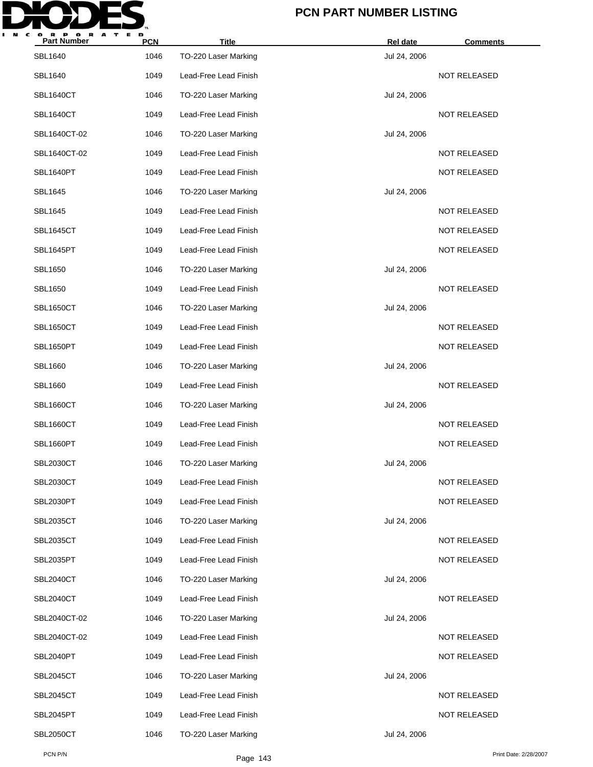# PCN PART NUMBER LISTING

| Part Number | PCN | Title | Rel date | Comments |
|---|---|---|---|---|
| SBL1640 | 1046 | TO-220 Laser Marking | Jul 24, 2006 | |
| SBL1640 | 1049 | Lead-Free Lead Finish | | NOT RELEASED |
| SBL1640CT | 1046 | TO-220 Laser Marking | Jul 24, 2006 | |
| SBL1640CT | 1049 | Lead-Free Lead Finish | | NOT RELEASED |
| SBL1640CT-02 | 1046 | TO-220 Laser Marking | Jul 24, 2006 | |
| SBL1640CT-02 | 1049 | Lead-Free Lead Finish | | NOT RELEASED |
| SBL1640PT | 1049 | Lead-Free Lead Finish | | NOT RELEASED |
| SBL1645 | 1046 | TO-220 Laser Marking | Jul 24, 2006 | |
| SBL1645 | 1049 | Lead-Free Lead Finish | | NOT RELEASED |
| SBL1645CT | 1049 | Lead-Free Lead Finish | | NOT RELEASED |
| SBL1645PT | 1049 | Lead-Free Lead Finish | | NOT RELEASED |
| SBL1650 | 1046 | TO-220 Laser Marking | Jul 24, 2006 | |
| SBL1650 | 1049 | Lead-Free Lead Finish | | NOT RELEASED |
| SBL1650CT | 1046 | TO-220 Laser Marking | Jul 24, 2006 | |
| SBL1650CT | 1049 | Lead-Free Lead Finish | | NOT RELEASED |
| SBL1650PT | 1049 | Lead-Free Lead Finish | | NOT RELEASED |
| SBL1660 | 1046 | TO-220 Laser Marking | Jul 24, 2006 | |
| SBL1660 | 1049 | Lead-Free Lead Finish | | NOT RELEASED |
| SBL1660CT | 1046 | TO-220 Laser Marking | Jul 24, 2006 | |
| SBL1660CT | 1049 | Lead-Free Lead Finish | | NOT RELEASED |
| SBL1660PT | 1049 | Lead-Free Lead Finish | | NOT RELEASED |
| SBL2030CT | 1046 | TO-220 Laser Marking | Jul 24, 2006 | |
| SBL2030CT | 1049 | Lead-Free Lead Finish | | NOT RELEASED |
| SBL2030PT | 1049 | Lead-Free Lead Finish | | NOT RELEASED |
| SBL2035CT | 1046 | TO-220 Laser Marking | Jul 24, 2006 | |
| SBL2035CT | 1049 | Lead-Free Lead Finish | | NOT RELEASED |
| SBL2035PT | 1049 | Lead-Free Lead Finish | | NOT RELEASED |
| SBL2040CT | 1046 | TO-220 Laser Marking | Jul 24, 2006 | |
| SBL2040CT | 1049 | Lead-Free Lead Finish | | NOT RELEASED |
| SBL2040CT-02 | 1046 | TO-220 Laser Marking | Jul 24, 2006 | |
| SBL2040CT-02 | 1049 | Lead-Free Lead Finish | | NOT RELEASED |
| SBL2040PT | 1049 | Lead-Free Lead Finish | | NOT RELEASED |
| SBL2045CT | 1046 | TO-220 Laser Marking | Jul 24, 2006 | |
| SBL2045CT | 1049 | Lead-Free Lead Finish | | NOT RELEASED |
| SBL2045PT | 1049 | Lead-Free Lead Finish | | NOT RELEASED |
| SBL2050CT | 1046 | TO-220 Laser Marking | Jul 24, 2006 | |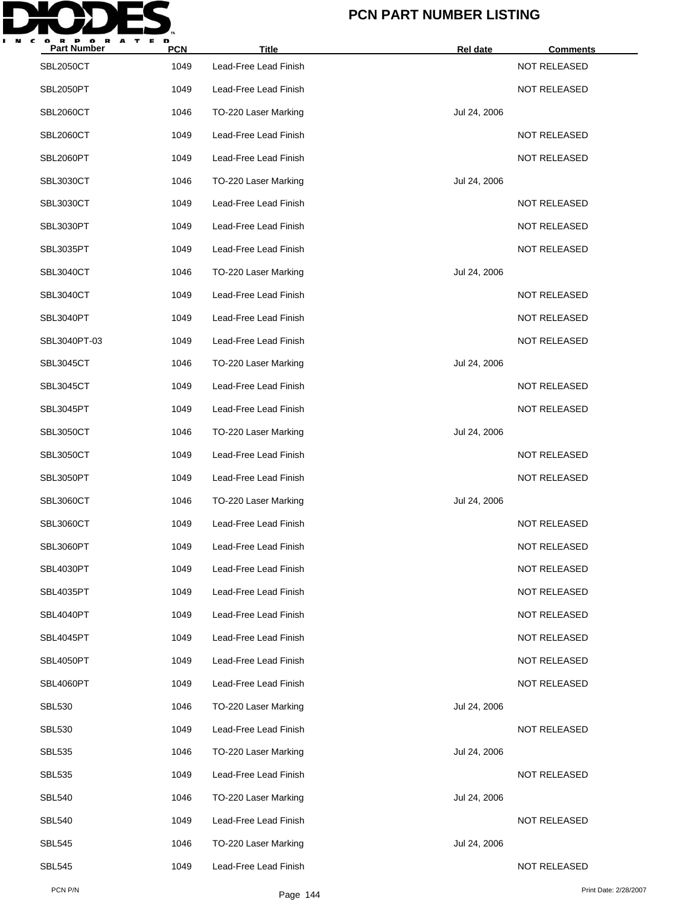| Part Number | PCN | Title | Rel date | Comments |
|---|---|---|---|---|
| SBL2050CT | 1049 | Lead-Free Lead Finish | | NOT RELEASED |
| SBL2050PT | 1049 | Lead-Free Lead Finish | | NOT RELEASED |
| SBL2060CT | 1046 | TO-220 Laser Marking | Jul 24, 2006 | |
| SBL2060CT | 1049 | Lead-Free Lead Finish | | NOT RELEASED |
| SBL2060PT | 1049 | Lead-Free Lead Finish | | NOT RELEASED |
| SBL3030CT | 1046 | TO-220 Laser Marking | Jul 24, 2006 | |
| SBL3030CT | 1049 | Lead-Free Lead Finish | | NOT RELEASED |
| SBL3030PT | 1049 | Lead-Free Lead Finish | | NOT RELEASED |
| SBL3035PT | 1049 | Lead-Free Lead Finish | | NOT RELEASED |
| SBL3040CT | 1046 | TO-220 Laser Marking | Jul 24, 2006 | |
| SBL3040CT | 1049 | Lead-Free Lead Finish | | NOT RELEASED |
| SBL3040PT | 1049 | Lead-Free Lead Finish | | NOT RELEASED |
| SBL3040PT-03 | 1049 | Lead-Free Lead Finish | | NOT RELEASED |
| SBL3045CT | 1046 | TO-220 Laser Marking | Jul 24, 2006 | |
| SBL3045CT | 1049 | Lead-Free Lead Finish | | NOT RELEASED |
| SBL3045PT | 1049 | Lead-Free Lead Finish | | NOT RELEASED |
| SBL3050CT | 1046 | TO-220 Laser Marking | Jul 24, 2006 | |
| SBL3050CT | 1049 | Lead-Free Lead Finish | | NOT RELEASED |
| SBL3050PT | 1049 | Lead-Free Lead Finish | | NOT RELEASED |
| SBL3060CT | 1046 | TO-220 Laser Marking | Jul 24, 2006 | |
| SBL3060CT | 1049 | Lead-Free Lead Finish | | NOT RELEASED |
| SBL3060PT | 1049 | Lead-Free Lead Finish | | NOT RELEASED |
| SBL4030PT | 1049 | Lead-Free Lead Finish | | NOT RELEASED |
| SBL4035PT | 1049 | Lead-Free Lead Finish | | NOT RELEASED |
| SBL4040PT | 1049 | Lead-Free Lead Finish | | NOT RELEASED |
| SBL4045PT | 1049 | Lead-Free Lead Finish | | NOT RELEASED |
| SBL4050PT | 1049 | Lead-Free Lead Finish | | NOT RELEASED |
| SBL4060PT | 1049 | Lead-Free Lead Finish | | NOT RELEASED |
| SBL530 | 1046 | TO-220 Laser Marking | Jul 24, 2006 | |
| SBL530 | 1049 | Lead-Free Lead Finish | | NOT RELEASED |
| SBL535 | 1046 | TO-220 Laser Marking | Jul 24, 2006 | |
| SBL535 | 1049 | Lead-Free Lead Finish | | NOT RELEASED |
| SBL540 | 1046 | TO-220 Laser Marking | Jul 24, 2006 | |
| SBL540 | 1049 | Lead-Free Lead Finish | | NOT RELEASED |
| SBL545 | 1046 | TO-220 Laser Marking | Jul 24, 2006 | |
| SBL545 | 1049 | Lead-Free Lead Finish | | NOT RELEASED |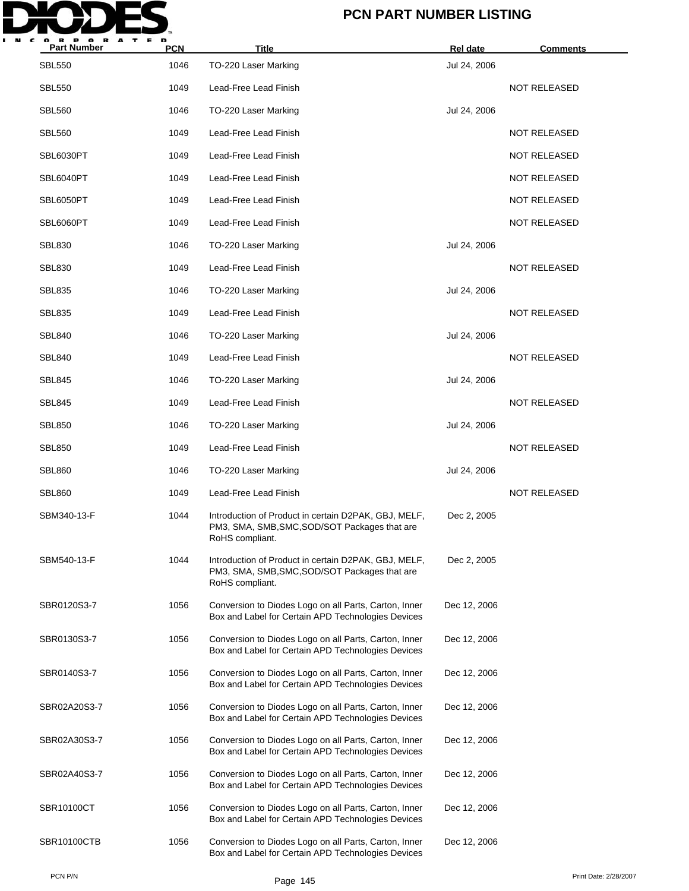# PCN PART NUMBER LISTING

| Part Number | PCN | Title | Rel date | Comments |
|---|---|---|---|---|
| SBL550 | 1046 | TO-220 Laser Marking | Jul 24, 2006 | |
| SBL550 | 1049 | Lead-Free Lead Finish | | NOT RELEASED |
| SBL560 | 1046 | TO-220 Laser Marking | Jul 24, 2006 | |
| SBL560 | 1049 | Lead-Free Lead Finish | | NOT RELEASED |
| SBL6030PT | 1049 | Lead-Free Lead Finish | | NOT RELEASED |
| SBL6040PT | 1049 | Lead-Free Lead Finish | | NOT RELEASED |
| SBL6050PT | 1049 | Lead-Free Lead Finish | | NOT RELEASED |
| SBL6060PT | 1049 | Lead-Free Lead Finish | | NOT RELEASED |
| SBL830 | 1046 | TO-220 Laser Marking | Jul 24, 2006 | |
| SBL830 | 1049 | Lead-Free Lead Finish | | NOT RELEASED |
| SBL835 | 1046 | TO-220 Laser Marking | Jul 24, 2006 | |
| SBL835 | 1049 | Lead-Free Lead Finish | | NOT RELEASED |
| SBL840 | 1046 | TO-220 Laser Marking | Jul 24, 2006 | |
| SBL840 | 1049 | Lead-Free Lead Finish | | NOT RELEASED |
| SBL845 | 1046 | TO-220 Laser Marking | Jul 24, 2006 | |
| SBL845 | 1049 | Lead-Free Lead Finish | | NOT RELEASED |
| SBL850 | 1046 | TO-220 Laser Marking | Jul 24, 2006 | |
| SBL850 | 1049 | Lead-Free Lead Finish | | NOT RELEASED |
| SBL860 | 1046 | TO-220 Laser Marking | Jul 24, 2006 | |
| SBL860 | 1049 | Lead-Free Lead Finish | | NOT RELEASED |
| SBM340-13-F | 1044 | Introduction of Product in certain D2PAK, GBJ, MELF, PM3, SMA, SMB,SMC,SOD/SOT Packages that are RoHS compliant. | Dec 2, 2005 | |
| SBM540-13-F | 1044 | Introduction of Product in certain D2PAK, GBJ, MELF, PM3, SMA, SMB,SMC,SOD/SOT Packages that are RoHS compliant. | Dec 2, 2005 | |
| SBR0120S3-7 | 1056 | Conversion to Diodes Logo on all Parts, Carton, Inner Box and Label for Certain APD Technologies Devices | Dec 12, 2006 | |
| SBR0130S3-7 | 1056 | Conversion to Diodes Logo on all Parts, Carton, Inner Box and Label for Certain APD Technologies Devices | Dec 12, 2006 | |
| SBR0140S3-7 | 1056 | Conversion to Diodes Logo on all Parts, Carton, Inner Box and Label for Certain APD Technologies Devices | Dec 12, 2006 | |
| SBR02A20S3-7 | 1056 | Conversion to Diodes Logo on all Parts, Carton, Inner Box and Label for Certain APD Technologies Devices | Dec 12, 2006 | |
| SBR02A30S3-7 | 1056 | Conversion to Diodes Logo on all Parts, Carton, Inner Box and Label for Certain APD Technologies Devices | Dec 12, 2006 | |
| SBR02A40S3-7 | 1056 | Conversion to Diodes Logo on all Parts, Carton, Inner Box and Label for Certain APD Technologies Devices | Dec 12, 2006 | |
| SBR10100CT | 1056 | Conversion to Diodes Logo on all Parts, Carton, Inner Box and Label for Certain APD Technologies Devices | Dec 12, 2006 | |
| SBR10100CTB | 1056 | Conversion to Diodes Logo on all Parts, Carton, Inner Box and Label for Certain APD Technologies Devices | Dec 12, 2006 | |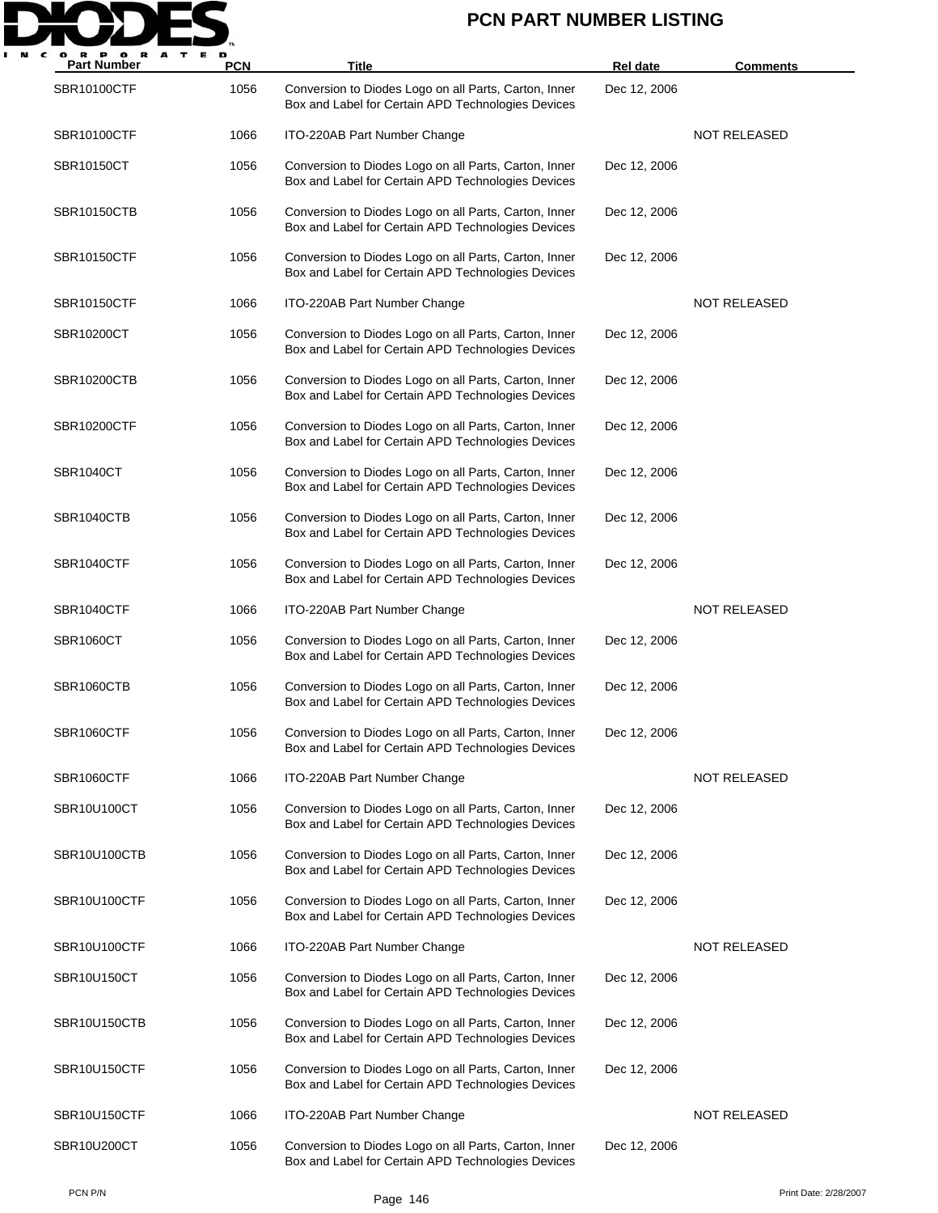# PCN PART NUMBER LISTING

| Part Number | PCN | Title | Rel date | Comments |
|---|---|---|---|---|
| SBR10100CTF | 1056 | Conversion to Diodes Logo on all Parts, Carton, Inner Box and Label for Certain APD Technologies Devices | Dec 12, 2006 | |
| SBR10100CTF | 1066 | ITO-220AB Part Number Change | | NOT RELEASED |
| SBR10150CT | 1056 | Conversion to Diodes Logo on all Parts, Carton, Inner Box and Label for Certain APD Technologies Devices | Dec 12, 2006 | |
| SBR10150CTB | 1056 | Conversion to Diodes Logo on all Parts, Carton, Inner Box and Label for Certain APD Technologies Devices | Dec 12, 2006 | |
| SBR10150CTF | 1056 | Conversion to Diodes Logo on all Parts, Carton, Inner Box and Label for Certain APD Technologies Devices | Dec 12, 2006 | |
| SBR10150CTF | 1066 | ITO-220AB Part Number Change | | NOT RELEASED |
| SBR10200CT | 1056 | Conversion to Diodes Logo on all Parts, Carton, Inner Box and Label for Certain APD Technologies Devices | Dec 12, 2006 | |
| SBR10200CTB | 1056 | Conversion to Diodes Logo on all Parts, Carton, Inner Box and Label for Certain APD Technologies Devices | Dec 12, 2006 | |
| SBR10200CTF | 1056 | Conversion to Diodes Logo on all Parts, Carton, Inner Box and Label for Certain APD Technologies Devices | Dec 12, 2006 | |
| SBR1040CT | 1056 | Conversion to Diodes Logo on all Parts, Carton, Inner Box and Label for Certain APD Technologies Devices | Dec 12, 2006 | |
| SBR1040CTB | 1056 | Conversion to Diodes Logo on all Parts, Carton, Inner Box and Label for Certain APD Technologies Devices | Dec 12, 2006 | |
| SBR1040CTF | 1056 | Conversion to Diodes Logo on all Parts, Carton, Inner Box and Label for Certain APD Technologies Devices | Dec 12, 2006 | |
| SBR1040CTF | 1066 | ITO-220AB Part Number Change | | NOT RELEASED |
| SBR1060CT | 1056 | Conversion to Diodes Logo on all Parts, Carton, Inner Box and Label for Certain APD Technologies Devices | Dec 12, 2006 | |
| SBR1060CTB | 1056 | Conversion to Diodes Logo on all Parts, Carton, Inner Box and Label for Certain APD Technologies Devices | Dec 12, 2006 | |
| SBR1060CTF | 1056 | Conversion to Diodes Logo on all Parts, Carton, Inner Box and Label for Certain APD Technologies Devices | Dec 12, 2006 | |
| SBR1060CTF | 1066 | ITO-220AB Part Number Change | | NOT RELEASED |
| SBR10U100CT | 1056 | Conversion to Diodes Logo on all Parts, Carton, Inner Box and Label for Certain APD Technologies Devices | Dec 12, 2006 | |
| SBR10U100CTB | 1056 | Conversion to Diodes Logo on all Parts, Carton, Inner Box and Label for Certain APD Technologies Devices | Dec 12, 2006 | |
| SBR10U100CTF | 1056 | Conversion to Diodes Logo on all Parts, Carton, Inner Box and Label for Certain APD Technologies Devices | Dec 12, 2006 | |
| SBR10U100CTF | 1066 | ITO-220AB Part Number Change | | NOT RELEASED |
| SBR10U150CT | 1056 | Conversion to Diodes Logo on all Parts, Carton, Inner Box and Label for Certain APD Technologies Devices | Dec 12, 2006 | |
| SBR10U150CTB | 1056 | Conversion to Diodes Logo on all Parts, Carton, Inner Box and Label for Certain APD Technologies Devices | Dec 12, 2006 | |
| SBR10U150CTF | 1056 | Conversion to Diodes Logo on all Parts, Carton, Inner Box and Label for Certain APD Technologies Devices | Dec 12, 2006 | |
| SBR10U150CTF | 1066 | ITO-220AB Part Number Change | | NOT RELEASED |
| SBR10U200CT | 1056 | Conversion to Diodes Logo on all Parts, Carton, Inner Box and Label for Certain APD Technologies Devices | Dec 12, 2006 | |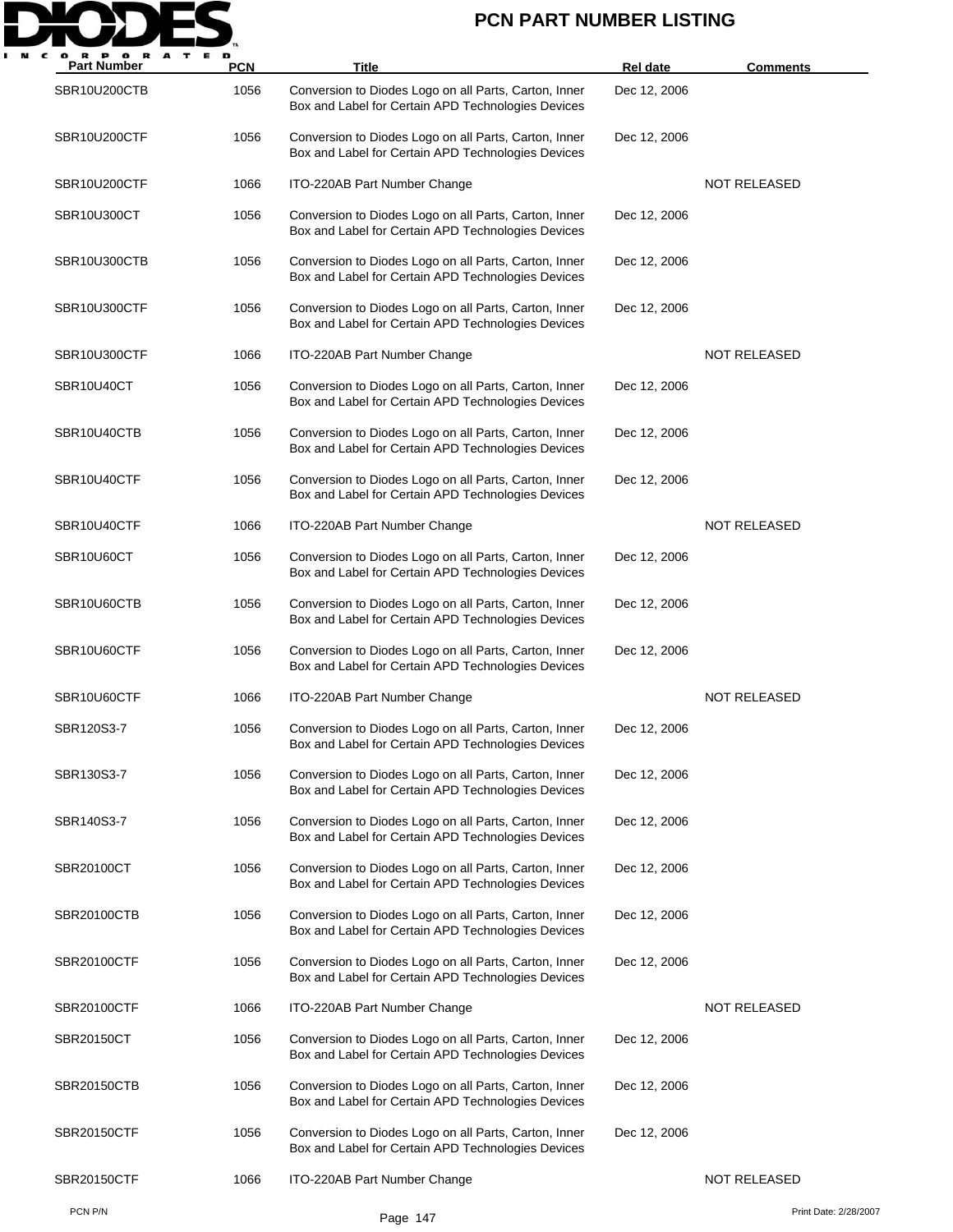# PCN PART NUMBER LISTING

| Part Number | PCN | Title | Rel date | Comments |
|---|---|---|---|---|
| SBR10U200CTB | 1056 | Conversion to Diodes Logo on all Parts, Carton, Inner Box and Label for Certain APD Technologies Devices | Dec 12, 2006 | |
| SBR10U200CTF | 1056 | Conversion to Diodes Logo on all Parts, Carton, Inner Box and Label for Certain APD Technologies Devices | Dec 12, 2006 | |
| SBR10U200CTF | 1066 | ITO-220AB Part Number Change | | NOT RELEASED |
| SBR10U300CT | 1056 | Conversion to Diodes Logo on all Parts, Carton, Inner Box and Label for Certain APD Technologies Devices | Dec 12, 2006 | |
| SBR10U300CTB | 1056 | Conversion to Diodes Logo on all Parts, Carton, Inner Box and Label for Certain APD Technologies Devices | Dec 12, 2006 | |
| SBR10U300CTF | 1056 | Conversion to Diodes Logo on all Parts, Carton, Inner Box and Label for Certain APD Technologies Devices | Dec 12, 2006 | |
| SBR10U300CTF | 1066 | ITO-220AB Part Number Change | | NOT RELEASED |
| SBR10U40CT | 1056 | Conversion to Diodes Logo on all Parts, Carton, Inner Box and Label for Certain APD Technologies Devices | Dec 12, 2006 | |
| SBR10U40CTB | 1056 | Conversion to Diodes Logo on all Parts, Carton, Inner Box and Label for Certain APD Technologies Devices | Dec 12, 2006 | |
| SBR10U40CTF | 1056 | Conversion to Diodes Logo on all Parts, Carton, Inner Box and Label for Certain APD Technologies Devices | Dec 12, 2006 | |
| SBR10U40CTF | 1066 | ITO-220AB Part Number Change | | NOT RELEASED |
| SBR10U60CT | 1056 | Conversion to Diodes Logo on all Parts, Carton, Inner Box and Label for Certain APD Technologies Devices | Dec 12, 2006 | |
| SBR10U60CTB | 1056 | Conversion to Diodes Logo on all Parts, Carton, Inner Box and Label for Certain APD Technologies Devices | Dec 12, 2006 | |
| SBR10U60CTF | 1056 | Conversion to Diodes Logo on all Parts, Carton, Inner Box and Label for Certain APD Technologies Devices | Dec 12, 2006 | |
| SBR10U60CTF | 1066 | ITO-220AB Part Number Change | | NOT RELEASED |
| SBR120S3-7 | 1056 | Conversion to Diodes Logo on all Parts, Carton, Inner Box and Label for Certain APD Technologies Devices | Dec 12, 2006 | |
| SBR130S3-7 | 1056 | Conversion to Diodes Logo on all Parts, Carton, Inner Box and Label for Certain APD Technologies Devices | Dec 12, 2006 | |
| SBR140S3-7 | 1056 | Conversion to Diodes Logo on all Parts, Carton, Inner Box and Label for Certain APD Technologies Devices | Dec 12, 2006 | |
| SBR20100CT | 1056 | Conversion to Diodes Logo on all Parts, Carton, Inner Box and Label for Certain APD Technologies Devices | Dec 12, 2006 | |
| SBR20100CTB | 1056 | Conversion to Diodes Logo on all Parts, Carton, Inner Box and Label for Certain APD Technologies Devices | Dec 12, 2006 | |
| SBR20100CTF | 1056 | Conversion to Diodes Logo on all Parts, Carton, Inner Box and Label for Certain APD Technologies Devices | Dec 12, 2006 | |
| SBR20100CTF | 1066 | ITO-220AB Part Number Change | | NOT RELEASED |
| SBR20150CT | 1056 | Conversion to Diodes Logo on all Parts, Carton, Inner Box and Label for Certain APD Technologies Devices | Dec 12, 2006 | |
| SBR20150CTB | 1056 | Conversion to Diodes Logo on all Parts, Carton, Inner Box and Label for Certain APD Technologies Devices | Dec 12, 2006 | |
| SBR20150CTF | 1056 | Conversion to Diodes Logo on all Parts, Carton, Inner Box and Label for Certain APD Technologies Devices | Dec 12, 2006 | |
| SBR20150CTF | 1066 | ITO-220AB Part Number Change | | NOT RELEASED |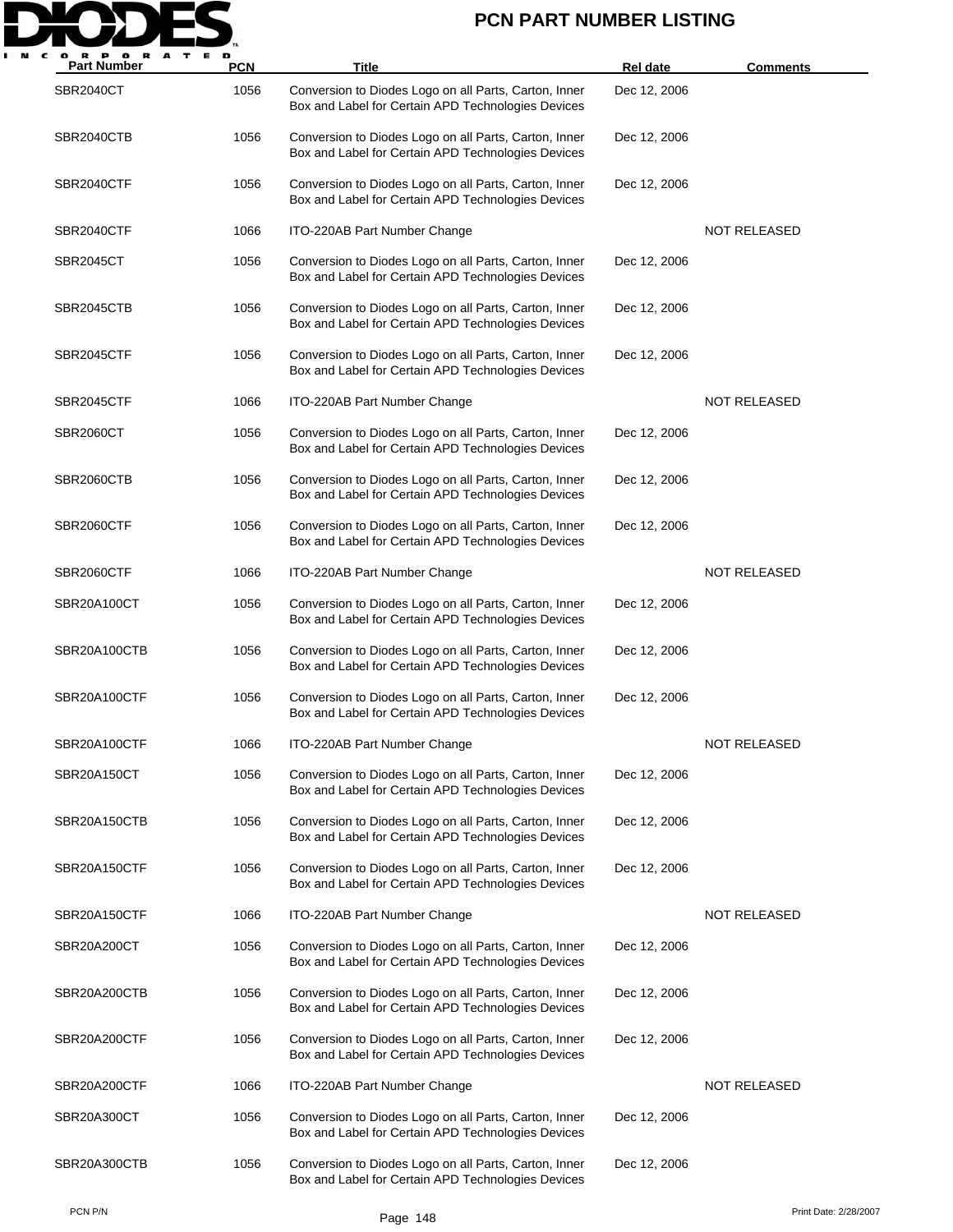# PCN PART NUMBER LISTING

| Part Number | PCN | Title | Rel date | Comments |
|---|---|---|---|---|
| SBR2040CT | 1056 | Conversion to Diodes Logo on all Parts, Carton, Inner Box and Label for Certain APD Technologies Devices | Dec 12, 2006 | |
| SBR2040CTB | 1056 | Conversion to Diodes Logo on all Parts, Carton, Inner Box and Label for Certain APD Technologies Devices | Dec 12, 2006 | |
| SBR2040CTF | 1056 | Conversion to Diodes Logo on all Parts, Carton, Inner Box and Label for Certain APD Technologies Devices | Dec 12, 2006 | |
| SBR2040CTF | 1066 | ITO-220AB Part Number Change | | NOT RELEASED |
| SBR2045CT | 1056 | Conversion to Diodes Logo on all Parts, Carton, Inner Box and Label for Certain APD Technologies Devices | Dec 12, 2006 | |
| SBR2045CTB | 1056 | Conversion to Diodes Logo on all Parts, Carton, Inner Box and Label for Certain APD Technologies Devices | Dec 12, 2006 | |
| SBR2045CTF | 1056 | Conversion to Diodes Logo on all Parts, Carton, Inner Box and Label for Certain APD Technologies Devices | Dec 12, 2006 | |
| SBR2045CTF | 1066 | ITO-220AB Part Number Change | | NOT RELEASED |
| SBR2060CT | 1056 | Conversion to Diodes Logo on all Parts, Carton, Inner Box and Label for Certain APD Technologies Devices | Dec 12, 2006 | |
| SBR2060CTB | 1056 | Conversion to Diodes Logo on all Parts, Carton, Inner Box and Label for Certain APD Technologies Devices | Dec 12, 2006 | |
| SBR2060CTF | 1056 | Conversion to Diodes Logo on all Parts, Carton, Inner Box and Label for Certain APD Technologies Devices | Dec 12, 2006 | |
| SBR2060CTF | 1066 | ITO-220AB Part Number Change | | NOT RELEASED |
| SBR20A100CT | 1056 | Conversion to Diodes Logo on all Parts, Carton, Inner Box and Label for Certain APD Technologies Devices | Dec 12, 2006 | |
| SBR20A100CTB | 1056 | Conversion to Diodes Logo on all Parts, Carton, Inner Box and Label for Certain APD Technologies Devices | Dec 12, 2006 | |
| SBR20A100CTF | 1056 | Conversion to Diodes Logo on all Parts, Carton, Inner Box and Label for Certain APD Technologies Devices | Dec 12, 2006 | |
| SBR20A100CTF | 1066 | ITO-220AB Part Number Change | | NOT RELEASED |
| SBR20A150CT | 1056 | Conversion to Diodes Logo on all Parts, Carton, Inner Box and Label for Certain APD Technologies Devices | Dec 12, 2006 | |
| SBR20A150CTB | 1056 | Conversion to Diodes Logo on all Parts, Carton, Inner Box and Label for Certain APD Technologies Devices | Dec 12, 2006 | |
| SBR20A150CTF | 1056 | Conversion to Diodes Logo on all Parts, Carton, Inner Box and Label for Certain APD Technologies Devices | Dec 12, 2006 | |
| SBR20A150CTF | 1066 | ITO-220AB Part Number Change | | NOT RELEASED |
| SBR20A200CT | 1056 | Conversion to Diodes Logo on all Parts, Carton, Inner Box and Label for Certain APD Technologies Devices | Dec 12, 2006 | |
| SBR20A200CTB | 1056 | Conversion to Diodes Logo on all Parts, Carton, Inner Box and Label for Certain APD Technologies Devices | Dec 12, 2006 | |
| SBR20A200CTF | 1056 | Conversion to Diodes Logo on all Parts, Carton, Inner Box and Label for Certain APD Technologies Devices | Dec 12, 2006 | |
| SBR20A200CTF | 1066 | ITO-220AB Part Number Change | | NOT RELEASED |
| SBR20A300CT | 1056 | Conversion to Diodes Logo on all Parts, Carton, Inner Box and Label for Certain APD Technologies Devices | Dec 12, 2006 | |
| SBR20A300CTB | 1056 | Conversion to Diodes Logo on all Parts, Carton, Inner Box and Label for Certain APD Technologies Devices | Dec 12, 2006 | |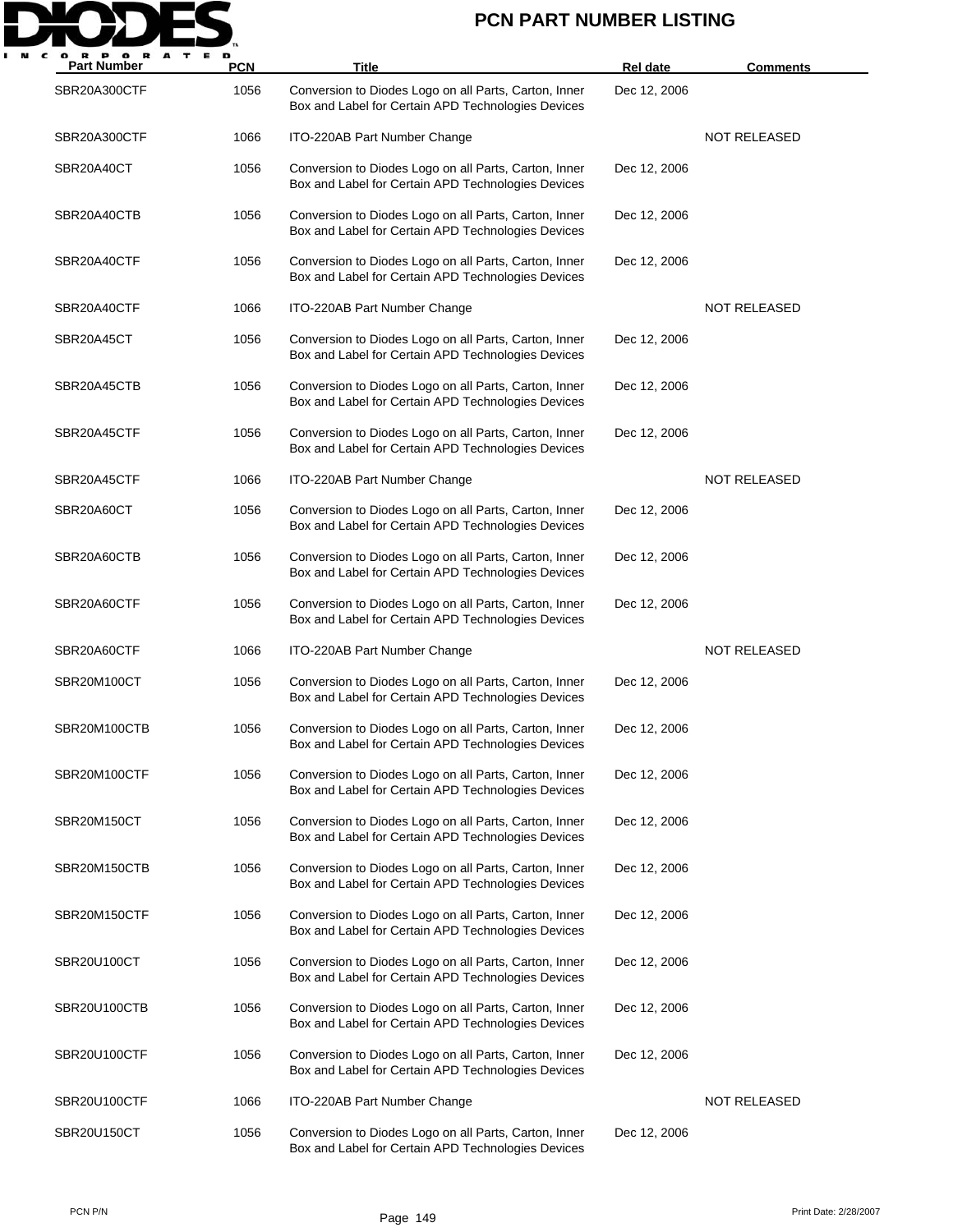# PCN PART NUMBER LISTING

| Part Number | PCN | Title | Rel date | Comments |
|---|---|---|---|---|
| SBR20A300CTF | 1056 | Conversion to Diodes Logo on all Parts, Carton, Inner Box and Label for Certain APD Technologies Devices | Dec 12, 2006 | |
| SBR20A300CTF | 1066 | ITO-220AB Part Number Change | | NOT RELEASED |
| SBR20A40CT | 1056 | Conversion to Diodes Logo on all Parts, Carton, Inner Box and Label for Certain APD Technologies Devices | Dec 12, 2006 | |
| SBR20A40CTB | 1056 | Conversion to Diodes Logo on all Parts, Carton, Inner Box and Label for Certain APD Technologies Devices | Dec 12, 2006 | |
| SBR20A40CTF | 1056 | Conversion to Diodes Logo on all Parts, Carton, Inner Box and Label for Certain APD Technologies Devices | Dec 12, 2006 | |
| SBR20A40CTF | 1066 | ITO-220AB Part Number Change | | NOT RELEASED |
| SBR20A45CT | 1056 | Conversion to Diodes Logo on all Parts, Carton, Inner Box and Label for Certain APD Technologies Devices | Dec 12, 2006 | |
| SBR20A45CTB | 1056 | Conversion to Diodes Logo on all Parts, Carton, Inner Box and Label for Certain APD Technologies Devices | Dec 12, 2006 | |
| SBR20A45CTF | 1056 | Conversion to Diodes Logo on all Parts, Carton, Inner Box and Label for Certain APD Technologies Devices | Dec 12, 2006 | |
| SBR20A45CTF | 1066 | ITO-220AB Part Number Change | | NOT RELEASED |
| SBR20A60CT | 1056 | Conversion to Diodes Logo on all Parts, Carton, Inner Box and Label for Certain APD Technologies Devices | Dec 12, 2006 | |
| SBR20A60CTB | 1056 | Conversion to Diodes Logo on all Parts, Carton, Inner Box and Label for Certain APD Technologies Devices | Dec 12, 2006 | |
| SBR20A60CTF | 1056 | Conversion to Diodes Logo on all Parts, Carton, Inner Box and Label for Certain APD Technologies Devices | Dec 12, 2006 | |
| SBR20A60CTF | 1066 | ITO-220AB Part Number Change | | NOT RELEASED |
| SBR20M100CT | 1056 | Conversion to Diodes Logo on all Parts, Carton, Inner Box and Label for Certain APD Technologies Devices | Dec 12, 2006 | |
| SBR20M100CTB | 1056 | Conversion to Diodes Logo on all Parts, Carton, Inner Box and Label for Certain APD Technologies Devices | Dec 12, 2006 | |
| SBR20M100CTF | 1056 | Conversion to Diodes Logo on all Parts, Carton, Inner Box and Label for Certain APD Technologies Devices | Dec 12, 2006 | |
| SBR20M150CT | 1056 | Conversion to Diodes Logo on all Parts, Carton, Inner Box and Label for Certain APD Technologies Devices | Dec 12, 2006 | |
| SBR20M150CTB | 1056 | Conversion to Diodes Logo on all Parts, Carton, Inner Box and Label for Certain APD Technologies Devices | Dec 12, 2006 | |
| SBR20M150CTF | 1056 | Conversion to Diodes Logo on all Parts, Carton, Inner Box and Label for Certain APD Technologies Devices | Dec 12, 2006 | |
| SBR20U100CT | 1056 | Conversion to Diodes Logo on all Parts, Carton, Inner Box and Label for Certain APD Technologies Devices | Dec 12, 2006 | |
| SBR20U100CTB | 1056 | Conversion to Diodes Logo on all Parts, Carton, Inner Box and Label for Certain APD Technologies Devices | Dec 12, 2006 | |
| SBR20U100CTF | 1056 | Conversion to Diodes Logo on all Parts, Carton, Inner Box and Label for Certain APD Technologies Devices | Dec 12, 2006 | |
| SBR20U100CTF | 1066 | ITO-220AB Part Number Change | | NOT RELEASED |
| SBR20U150CT | 1056 | Conversion to Diodes Logo on all Parts, Carton, Inner Box and Label for Certain APD Technologies Devices | Dec 12, 2006 | |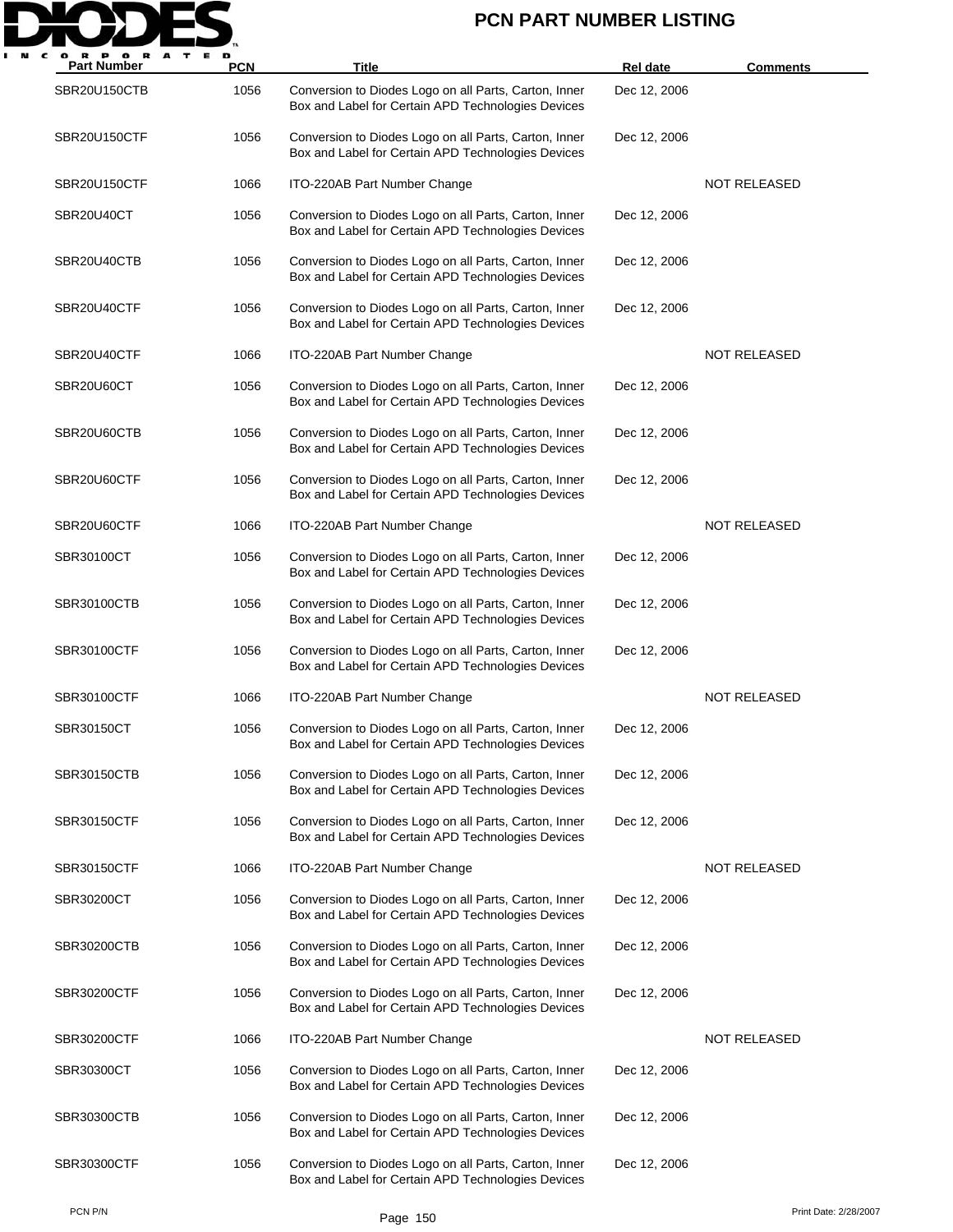# PCN PART NUMBER LISTING

| Part Number | PCN | Title | Rel date | Comments |
|---|---|---|---|---|
| SBR20U150CTB | 1056 | Conversion to Diodes Logo on all Parts, Carton, Inner Box and Label for Certain APD Technologies Devices | Dec 12, 2006 | |
| SBR20U150CTF | 1056 | Conversion to Diodes Logo on all Parts, Carton, Inner Box and Label for Certain APD Technologies Devices | Dec 12, 2006 | |
| SBR20U150CTF | 1066 | ITO-220AB Part Number Change | | NOT RELEASED |
| SBR20U40CT | 1056 | Conversion to Diodes Logo on all Parts, Carton, Inner Box and Label for Certain APD Technologies Devices | Dec 12, 2006 | |
| SBR20U40CTB | 1056 | Conversion to Diodes Logo on all Parts, Carton, Inner Box and Label for Certain APD Technologies Devices | Dec 12, 2006 | |
| SBR20U40CTF | 1056 | Conversion to Diodes Logo on all Parts, Carton, Inner Box and Label for Certain APD Technologies Devices | Dec 12, 2006 | |
| SBR20U40CTF | 1066 | ITO-220AB Part Number Change | | NOT RELEASED |
| SBR20U60CT | 1056 | Conversion to Diodes Logo on all Parts, Carton, Inner Box and Label for Certain APD Technologies Devices | Dec 12, 2006 | |
| SBR20U60CTB | 1056 | Conversion to Diodes Logo on all Parts, Carton, Inner Box and Label for Certain APD Technologies Devices | Dec 12, 2006 | |
| SBR20U60CTF | 1056 | Conversion to Diodes Logo on all Parts, Carton, Inner Box and Label for Certain APD Technologies Devices | Dec 12, 2006 | |
| SBR20U60CTF | 1066 | ITO-220AB Part Number Change | | NOT RELEASED |
| SBR30100CT | 1056 | Conversion to Diodes Logo on all Parts, Carton, Inner Box and Label for Certain APD Technologies Devices | Dec 12, 2006 | |
| SBR30100CTB | 1056 | Conversion to Diodes Logo on all Parts, Carton, Inner Box and Label for Certain APD Technologies Devices | Dec 12, 2006 | |
| SBR30100CTF | 1056 | Conversion to Diodes Logo on all Parts, Carton, Inner Box and Label for Certain APD Technologies Devices | Dec 12, 2006 | |
| SBR30100CTF | 1066 | ITO-220AB Part Number Change | | NOT RELEASED |
| SBR30150CT | 1056 | Conversion to Diodes Logo on all Parts, Carton, Inner Box and Label for Certain APD Technologies Devices | Dec 12, 2006 | |
| SBR30150CTB | 1056 | Conversion to Diodes Logo on all Parts, Carton, Inner Box and Label for Certain APD Technologies Devices | Dec 12, 2006 | |
| SBR30150CTF | 1056 | Conversion to Diodes Logo on all Parts, Carton, Inner Box and Label for Certain APD Technologies Devices | Dec 12, 2006 | |
| SBR30150CTF | 1066 | ITO-220AB Part Number Change | | NOT RELEASED |
| SBR30200CT | 1056 | Conversion to Diodes Logo on all Parts, Carton, Inner Box and Label for Certain APD Technologies Devices | Dec 12, 2006 | |
| SBR30200CTB | 1056 | Conversion to Diodes Logo on all Parts, Carton, Inner Box and Label for Certain APD Technologies Devices | Dec 12, 2006 | |
| SBR30200CTF | 1056 | Conversion to Diodes Logo on all Parts, Carton, Inner Box and Label for Certain APD Technologies Devices | Dec 12, 2006 | |
| SBR30200CTF | 1066 | ITO-220AB Part Number Change | | NOT RELEASED |
| SBR30300CT | 1056 | Conversion to Diodes Logo on all Parts, Carton, Inner Box and Label for Certain APD Technologies Devices | Dec 12, 2006 | |
| SBR30300CTB | 1056 | Conversion to Diodes Logo on all Parts, Carton, Inner Box and Label for Certain APD Technologies Devices | Dec 12, 2006 | |
| SBR30300CTF | 1056 | Conversion to Diodes Logo on all Parts, Carton, Inner Box and Label for Certain APD Technologies Devices | Dec 12, 2006 | |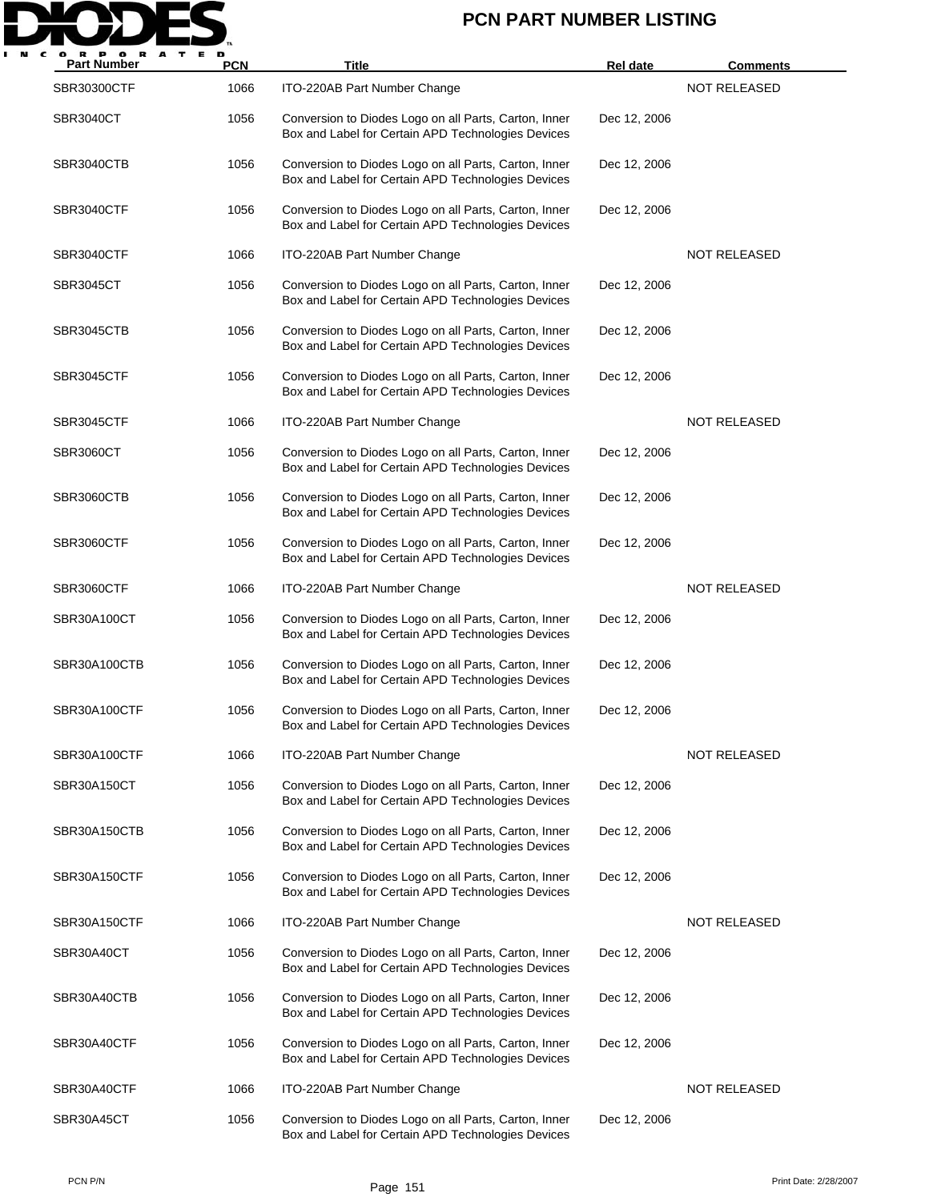# PCN PART NUMBER LISTING

| Part Number | PCN | Title | Rel date | Comments |
|---|---|---|---|---|
| SBR30300CTF | 1066 | ITO-220AB Part Number Change | | NOT RELEASED |
| SBR3040CT | 1056 | Conversion to Diodes Logo on all Parts, Carton, Inner Box and Label for Certain APD Technologies Devices | Dec 12, 2006 | |
| SBR3040CTB | 1056 | Conversion to Diodes Logo on all Parts, Carton, Inner Box and Label for Certain APD Technologies Devices | Dec 12, 2006 | |
| SBR3040CTF | 1056 | Conversion to Diodes Logo on all Parts, Carton, Inner Box and Label for Certain APD Technologies Devices | Dec 12, 2006 | |
| SBR3040CTF | 1066 | ITO-220AB Part Number Change | | NOT RELEASED |
| SBR3045CT | 1056 | Conversion to Diodes Logo on all Parts, Carton, Inner Box and Label for Certain APD Technologies Devices | Dec 12, 2006 | |
| SBR3045CTB | 1056 | Conversion to Diodes Logo on all Parts, Carton, Inner Box and Label for Certain APD Technologies Devices | Dec 12, 2006 | |
| SBR3045CTF | 1056 | Conversion to Diodes Logo on all Parts, Carton, Inner Box and Label for Certain APD Technologies Devices | Dec 12, 2006 | |
| SBR3045CTF | 1066 | ITO-220AB Part Number Change | | NOT RELEASED |
| SBR3060CT | 1056 | Conversion to Diodes Logo on all Parts, Carton, Inner Box and Label for Certain APD Technologies Devices | Dec 12, 2006 | |
| SBR3060CTB | 1056 | Conversion to Diodes Logo on all Parts, Carton, Inner Box and Label for Certain APD Technologies Devices | Dec 12, 2006 | |
| SBR3060CTF | 1056 | Conversion to Diodes Logo on all Parts, Carton, Inner Box and Label for Certain APD Technologies Devices | Dec 12, 2006 | |
| SBR3060CTF | 1066 | ITO-220AB Part Number Change | | NOT RELEASED |
| SBR30A100CT | 1056 | Conversion to Diodes Logo on all Parts, Carton, Inner Box and Label for Certain APD Technologies Devices | Dec 12, 2006 | |
| SBR30A100CTB | 1056 | Conversion to Diodes Logo on all Parts, Carton, Inner Box and Label for Certain APD Technologies Devices | Dec 12, 2006 | |
| SBR30A100CTF | 1056 | Conversion to Diodes Logo on all Parts, Carton, Inner Box and Label for Certain APD Technologies Devices | Dec 12, 2006 | |
| SBR30A100CTF | 1066 | ITO-220AB Part Number Change | | NOT RELEASED |
| SBR30A150CT | 1056 | Conversion to Diodes Logo on all Parts, Carton, Inner Box and Label for Certain APD Technologies Devices | Dec 12, 2006 | |
| SBR30A150CTB | 1056 | Conversion to Diodes Logo on all Parts, Carton, Inner Box and Label for Certain APD Technologies Devices | Dec 12, 2006 | |
| SBR30A150CTF | 1056 | Conversion to Diodes Logo on all Parts, Carton, Inner Box and Label for Certain APD Technologies Devices | Dec 12, 2006 | |
| SBR30A150CTF | 1066 | ITO-220AB Part Number Change | | NOT RELEASED |
| SBR30A40CT | 1056 | Conversion to Diodes Logo on all Parts, Carton, Inner Box and Label for Certain APD Technologies Devices | Dec 12, 2006 | |
| SBR30A40CTB | 1056 | Conversion to Diodes Logo on all Parts, Carton, Inner Box and Label for Certain APD Technologies Devices | Dec 12, 2006 | |
| SBR30A40CTF | 1056 | Conversion to Diodes Logo on all Parts, Carton, Inner Box and Label for Certain APD Technologies Devices | Dec 12, 2006 | |
| SBR30A40CTF | 1066 | ITO-220AB Part Number Change | | NOT RELEASED |
| SBR30A45CT | 1056 | Conversion to Diodes Logo on all Parts, Carton, Inner Box and Label for Certain APD Technologies Devices | Dec 12, 2006 | |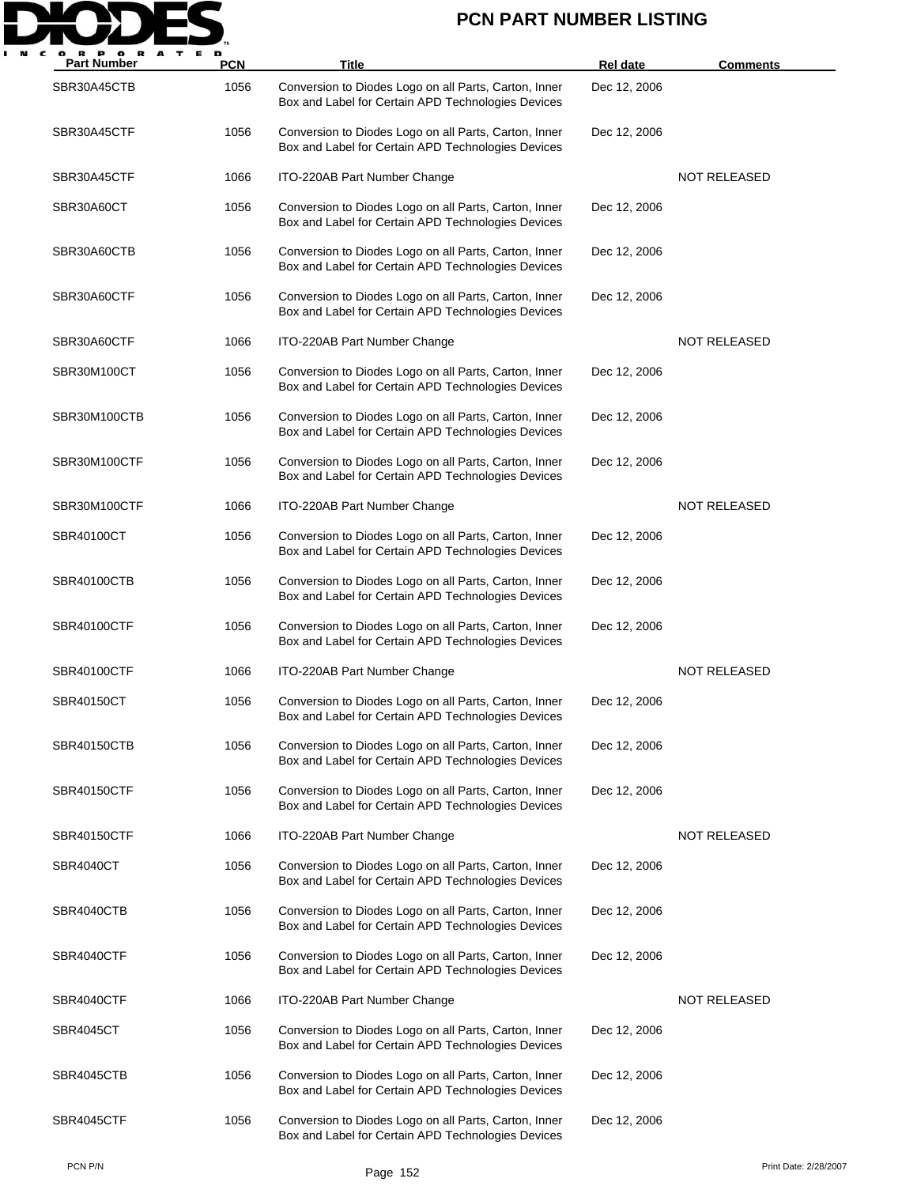# PCN PART NUMBER LISTING

| Part Number | PCN | Title | Rel date | Comments |
|---|---|---|---|---|
| SBR30A45CTB | 1056 | Conversion to Diodes Logo on all Parts, Carton, Inner Box and Label for Certain APD Technologies Devices | Dec 12, 2006 | |
| SBR30A45CTF | 1056 | Conversion to Diodes Logo on all Parts, Carton, Inner Box and Label for Certain APD Technologies Devices | Dec 12, 2006 | |
| SBR30A45CTF | 1066 | ITO-220AB Part Number Change | | NOT RELEASED |
| SBR30A60CT | 1056 | Conversion to Diodes Logo on all Parts, Carton, Inner Box and Label for Certain APD Technologies Devices | Dec 12, 2006 | |
| SBR30A60CTB | 1056 | Conversion to Diodes Logo on all Parts, Carton, Inner Box and Label for Certain APD Technologies Devices | Dec 12, 2006 | |
| SBR30A60CTF | 1056 | Conversion to Diodes Logo on all Parts, Carton, Inner Box and Label for Certain APD Technologies Devices | Dec 12, 2006 | |
| SBR30A60CTF | 1066 | ITO-220AB Part Number Change | | NOT RELEASED |
| SBR30M100CT | 1056 | Conversion to Diodes Logo on all Parts, Carton, Inner Box and Label for Certain APD Technologies Devices | Dec 12, 2006 | |
| SBR30M100CTB | 1056 | Conversion to Diodes Logo on all Parts, Carton, Inner Box and Label for Certain APD Technologies Devices | Dec 12, 2006 | |
| SBR30M100CTF | 1056 | Conversion to Diodes Logo on all Parts, Carton, Inner Box and Label for Certain APD Technologies Devices | Dec 12, 2006 | |
| SBR30M100CTF | 1066 | ITO-220AB Part Number Change | | NOT RELEASED |
| SBR40100CT | 1056 | Conversion to Diodes Logo on all Parts, Carton, Inner Box and Label for Certain APD Technologies Devices | Dec 12, 2006 | |
| SBR40100CTB | 1056 | Conversion to Diodes Logo on all Parts, Carton, Inner Box and Label for Certain APD Technologies Devices | Dec 12, 2006 | |
| SBR40100CTF | 1056 | Conversion to Diodes Logo on all Parts, Carton, Inner Box and Label for Certain APD Technologies Devices | Dec 12, 2006 | |
| SBR40100CTF | 1066 | ITO-220AB Part Number Change | | NOT RELEASED |
| SBR40150CT | 1056 | Conversion to Diodes Logo on all Parts, Carton, Inner Box and Label for Certain APD Technologies Devices | Dec 12, 2006 | |
| SBR40150CTB | 1056 | Conversion to Diodes Logo on all Parts, Carton, Inner Box and Label for Certain APD Technologies Devices | Dec 12, 2006 | |
| SBR40150CTF | 1056 | Conversion to Diodes Logo on all Parts, Carton, Inner Box and Label for Certain APD Technologies Devices | Dec 12, 2006 | |
| SBR40150CTF | 1066 | ITO-220AB Part Number Change | | NOT RELEASED |
| SBR4040CT | 1056 | Conversion to Diodes Logo on all Parts, Carton, Inner Box and Label for Certain APD Technologies Devices | Dec 12, 2006 | |
| SBR4040CTB | 1056 | Conversion to Diodes Logo on all Parts, Carton, Inner Box and Label for Certain APD Technologies Devices | Dec 12, 2006 | |
| SBR4040CTF | 1056 | Conversion to Diodes Logo on all Parts, Carton, Inner Box and Label for Certain APD Technologies Devices | Dec 12, 2006 | |
| SBR4040CTF | 1066 | ITO-220AB Part Number Change | | NOT RELEASED |
| SBR4045CT | 1056 | Conversion to Diodes Logo on all Parts, Carton, Inner Box and Label for Certain APD Technologies Devices | Dec 12, 2006 | |
| SBR4045CTB | 1056 | Conversion to Diodes Logo on all Parts, Carton, Inner Box and Label for Certain APD Technologies Devices | Dec 12, 2006 | |
| SBR4045CTF | 1056 | Conversion to Diodes Logo on all Parts, Carton, Inner Box and Label for Certain APD Technologies Devices | Dec 12, 2006 | |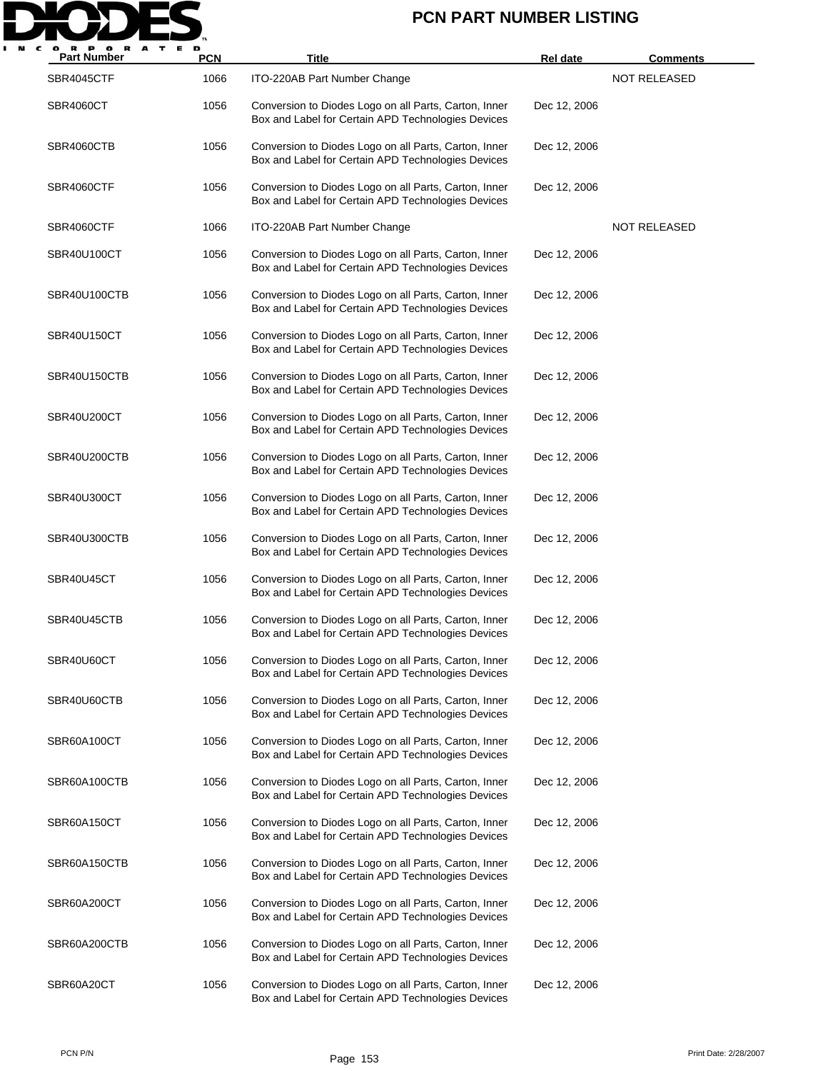# PCN PART NUMBER LISTING

| Part Number | PCN | Title | Rel date | Comments |
|---|---|---|---|---|
| SBR4045CTF | 1066 | ITO-220AB Part Number Change | | NOT RELEASED |
| SBR4060CT | 1056 | Conversion to Diodes Logo on all Parts, Carton, Inner Box and Label for Certain APD Technologies Devices | Dec 12, 2006 | |
| SBR4060CTB | 1056 | Conversion to Diodes Logo on all Parts, Carton, Inner Box and Label for Certain APD Technologies Devices | Dec 12, 2006 | |
| SBR4060CTF | 1056 | Conversion to Diodes Logo on all Parts, Carton, Inner Box and Label for Certain APD Technologies Devices | Dec 12, 2006 | |
| SBR4060CTF | 1066 | ITO-220AB Part Number Change | | NOT RELEASED |
| SBR40U100CT | 1056 | Conversion to Diodes Logo on all Parts, Carton, Inner Box and Label for Certain APD Technologies Devices | Dec 12, 2006 | |
| SBR40U100CTB | 1056 | Conversion to Diodes Logo on all Parts, Carton, Inner Box and Label for Certain APD Technologies Devices | Dec 12, 2006 | |
| SBR40U150CT | 1056 | Conversion to Diodes Logo on all Parts, Carton, Inner Box and Label for Certain APD Technologies Devices | Dec 12, 2006 | |
| SBR40U150CTB | 1056 | Conversion to Diodes Logo on all Parts, Carton, Inner Box and Label for Certain APD Technologies Devices | Dec 12, 2006 | |
| SBR40U200CT | 1056 | Conversion to Diodes Logo on all Parts, Carton, Inner Box and Label for Certain APD Technologies Devices | Dec 12, 2006 | |
| SBR40U200CTB | 1056 | Conversion to Diodes Logo on all Parts, Carton, Inner Box and Label for Certain APD Technologies Devices | Dec 12, 2006 | |
| SBR40U300CT | 1056 | Conversion to Diodes Logo on all Parts, Carton, Inner Box and Label for Certain APD Technologies Devices | Dec 12, 2006 | |
| SBR40U300CTB | 1056 | Conversion to Diodes Logo on all Parts, Carton, Inner Box and Label for Certain APD Technologies Devices | Dec 12, 2006 | |
| SBR40U45CT | 1056 | Conversion to Diodes Logo on all Parts, Carton, Inner Box and Label for Certain APD Technologies Devices | Dec 12, 2006 | |
| SBR40U45CTB | 1056 | Conversion to Diodes Logo on all Parts, Carton, Inner Box and Label for Certain APD Technologies Devices | Dec 12, 2006 | |
| SBR40U60CT | 1056 | Conversion to Diodes Logo on all Parts, Carton, Inner Box and Label for Certain APD Technologies Devices | Dec 12, 2006 | |
| SBR40U60CTB | 1056 | Conversion to Diodes Logo on all Parts, Carton, Inner Box and Label for Certain APD Technologies Devices | Dec 12, 2006 | |
| SBR60A100CT | 1056 | Conversion to Diodes Logo on all Parts, Carton, Inner Box and Label for Certain APD Technologies Devices | Dec 12, 2006 | |
| SBR60A100CTB | 1056 | Conversion to Diodes Logo on all Parts, Carton, Inner Box and Label for Certain APD Technologies Devices | Dec 12, 2006 | |
| SBR60A150CT | 1056 | Conversion to Diodes Logo on all Parts, Carton, Inner Box and Label for Certain APD Technologies Devices | Dec 12, 2006 | |
| SBR60A150CTB | 1056 | Conversion to Diodes Logo on all Parts, Carton, Inner Box and Label for Certain APD Technologies Devices | Dec 12, 2006 | |
| SBR60A200CT | 1056 | Conversion to Diodes Logo on all Parts, Carton, Inner Box and Label for Certain APD Technologies Devices | Dec 12, 2006 | |
| SBR60A200CTB | 1056 | Conversion to Diodes Logo on all Parts, Carton, Inner Box and Label for Certain APD Technologies Devices | Dec 12, 2006 | |
| SBR60A20CT | 1056 | Conversion to Diodes Logo on all Parts, Carton, Inner Box and Label for Certain APD Technologies Devices | Dec 12, 2006 | |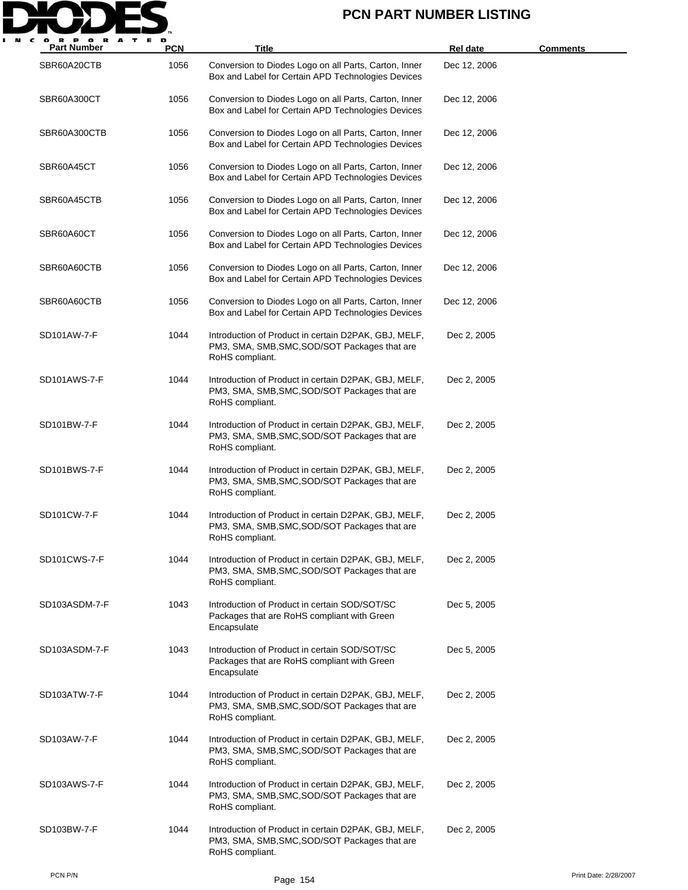# PCN PART NUMBER LISTING

| Part Number | PCN | Title | Rel date | Comments |
|---|---|---|---|---|
| SBR60A20CTB | 1056 | Conversion to Diodes Logo on all Parts, Carton, Inner Box and Label for Certain APD Technologies Devices | Dec 12, 2006 | |
| SBR60A300CT | 1056 | Conversion to Diodes Logo on all Parts, Carton, Inner Box and Label for Certain APD Technologies Devices | Dec 12, 2006 | |
| SBR60A300CTB | 1056 | Conversion to Diodes Logo on all Parts, Carton, Inner Box and Label for Certain APD Technologies Devices | Dec 12, 2006 | |
| SBR60A45CT | 1056 | Conversion to Diodes Logo on all Parts, Carton, Inner Box and Label for Certain APD Technologies Devices | Dec 12, 2006 | |
| SBR60A45CTB | 1056 | Conversion to Diodes Logo on all Parts, Carton, Inner Box and Label for Certain APD Technologies Devices | Dec 12, 2006 | |
| SBR60A60CT | 1056 | Conversion to Diodes Logo on all Parts, Carton, Inner Box and Label for Certain APD Technologies Devices | Dec 12, 2006 | |
| SBR60A60CTB | 1056 | Conversion to Diodes Logo on all Parts, Carton, Inner Box and Label for Certain APD Technologies Devices | Dec 12, 2006 | |
| SBR60A60CTB | 1056 | Conversion to Diodes Logo on all Parts, Carton, Inner Box and Label for Certain APD Technologies Devices | Dec 12, 2006 | |
| SD101AW-7-F | 1044 | Introduction of Product in certain D2PAK, GBJ, MELF, PM3, SMA, SMB,SMC,SOD/SOT Packages that are RoHS compliant. | Dec 2, 2005 | |
| SD101AWS-7-F | 1044 | Introduction of Product in certain D2PAK, GBJ, MELF, PM3, SMA, SMB,SMC,SOD/SOT Packages that are RoHS compliant. | Dec 2, 2005 | |
| SD101BW-7-F | 1044 | Introduction of Product in certain D2PAK, GBJ, MELF, PM3, SMA, SMB,SMC,SOD/SOT Packages that are RoHS compliant. | Dec 2, 2005 | |
| SD101BWS-7-F | 1044 | Introduction of Product in certain D2PAK, GBJ, MELF, PM3, SMA, SMB,SMC,SOD/SOT Packages that are RoHS compliant. | Dec 2, 2005 | |
| SD101CW-7-F | 1044 | Introduction of Product in certain D2PAK, GBJ, MELF, PM3, SMA, SMB,SMC,SOD/SOT Packages that are RoHS compliant. | Dec 2, 2005 | |
| SD101CWS-7-F | 1044 | Introduction of Product in certain D2PAK, GBJ, MELF, PM3, SMA, SMB,SMC,SOD/SOT Packages that are RoHS compliant. | Dec 2, 2005 | |
| SD103ASDM-7-F | 1043 | Introduction of Product in certain SOD/SOT/SC Packages that are RoHS compliant with Green Encapsulate | Dec 5, 2005 | |
| SD103ASDM-7-F | 1043 | Introduction of Product in certain SOD/SOT/SC Packages that are RoHS compliant with Green Encapsulate | Dec 5, 2005 | |
| SD103ATW-7-F | 1044 | Introduction of Product in certain D2PAK, GBJ, MELF, PM3, SMA, SMB,SMC,SOD/SOT Packages that are RoHS compliant. | Dec 2, 2005 | |
| SD103AW-7-F | 1044 | Introduction of Product in certain D2PAK, GBJ, MELF, PM3, SMA, SMB,SMC,SOD/SOT Packages that are RoHS compliant. | Dec 2, 2005 | |
| SD103AWS-7-F | 1044 | Introduction of Product in certain D2PAK, GBJ, MELF, PM3, SMA, SMB,SMC,SOD/SOT Packages that are RoHS compliant. | Dec 2, 2005 | |
| SD103BW-7-F | 1044 | Introduction of Product in certain D2PAK, GBJ, MELF, PM3, SMA, SMB,SMC,SOD/SOT Packages that are RoHS compliant. | Dec 2, 2005 | |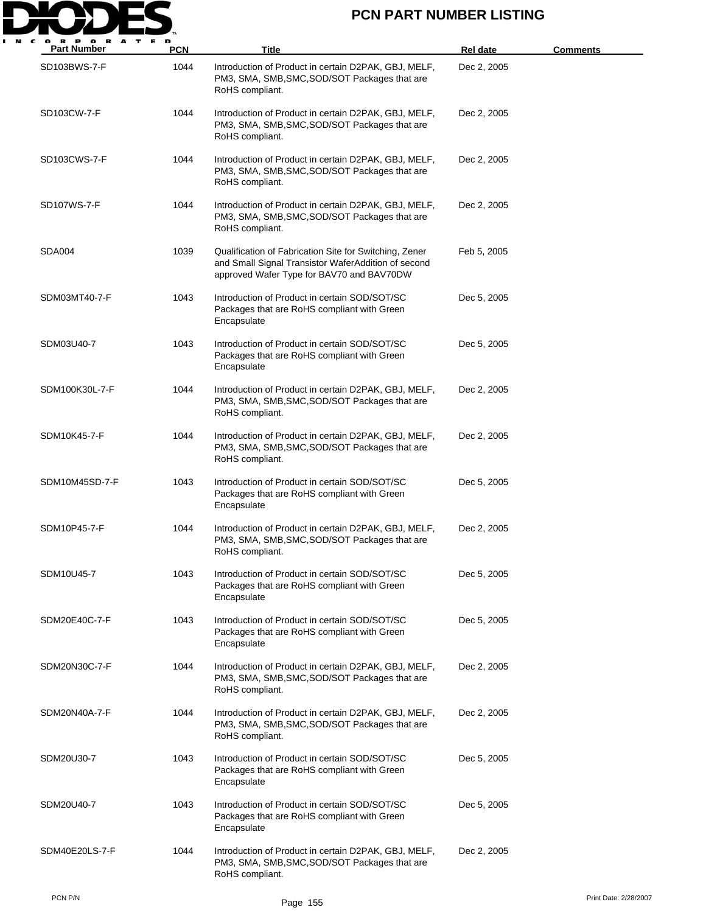# PCN PART NUMBER LISTING

| Part Number | PCN | Title | Rel date | Comments |
|---|---|---|---|---|
| SD103BWS-7-F | 1044 | Introduction of Product in certain D2PAK, GBJ, MELF, PM3, SMA, SMB,SMC,SOD/SOT Packages that are RoHS compliant. | Dec 2, 2005 | |
| SD103CW-7-F | 1044 | Introduction of Product in certain D2PAK, GBJ, MELF, PM3, SMA, SMB,SMC,SOD/SOT Packages that are RoHS compliant. | Dec 2, 2005 | |
| SD103CWS-7-F | 1044 | Introduction of Product in certain D2PAK, GBJ, MELF, PM3, SMA, SMB,SMC,SOD/SOT Packages that are RoHS compliant. | Dec 2, 2005 | |
| SD107WS-7-F | 1044 | Introduction of Product in certain D2PAK, GBJ, MELF, PM3, SMA, SMB,SMC,SOD/SOT Packages that are RoHS compliant. | Dec 2, 2005 | |
| SDA004 | 1039 | Qualification of Fabrication Site for Switching, Zener and Small Signal Transistor WaferAddition of second approved Wafer Type for BAV70 and BAV70DW | Feb 5, 2005 | |
| SDM03MT40-7-F | 1043 | Introduction of Product in certain SOD/SOT/SC Packages that are RoHS compliant with Green Encapsulate | Dec 5, 2005 | |
| SDM03U40-7 | 1043 | Introduction of Product in certain SOD/SOT/SC Packages that are RoHS compliant with Green Encapsulate | Dec 5, 2005 | |
| SDM100K30L-7-F | 1044 | Introduction of Product in certain D2PAK, GBJ, MELF, PM3, SMA, SMB,SMC,SOD/SOT Packages that are RoHS compliant. | Dec 2, 2005 | |
| SDM10K45-7-F | 1044 | Introduction of Product in certain D2PAK, GBJ, MELF, PM3, SMA, SMB,SMC,SOD/SOT Packages that are RoHS compliant. | Dec 2, 2005 | |
| SDM10M45SD-7-F | 1043 | Introduction of Product in certain SOD/SOT/SC Packages that are RoHS compliant with Green Encapsulate | Dec 5, 2005 | |
| SDM10P45-7-F | 1044 | Introduction of Product in certain D2PAK, GBJ, MELF, PM3, SMA, SMB,SMC,SOD/SOT Packages that are RoHS compliant. | Dec 2, 2005 | |
| SDM10U45-7 | 1043 | Introduction of Product in certain SOD/SOT/SC Packages that are RoHS compliant with Green Encapsulate | Dec 5, 2005 | |
| SDM20E40C-7-F | 1043 | Introduction of Product in certain SOD/SOT/SC Packages that are RoHS compliant with Green Encapsulate | Dec 5, 2005 | |
| SDM20N30C-7-F | 1044 | Introduction of Product in certain D2PAK, GBJ, MELF, PM3, SMA, SMB,SMC,SOD/SOT Packages that are RoHS compliant. | Dec 2, 2005 | |
| SDM20N40A-7-F | 1044 | Introduction of Product in certain D2PAK, GBJ, MELF, PM3, SMA, SMB,SMC,SOD/SOT Packages that are RoHS compliant. | Dec 2, 2005 | |
| SDM20U30-7 | 1043 | Introduction of Product in certain SOD/SOT/SC Packages that are RoHS compliant with Green Encapsulate | Dec 5, 2005 | |
| SDM20U40-7 | 1043 | Introduction of Product in certain SOD/SOT/SC Packages that are RoHS compliant with Green Encapsulate | Dec 5, 2005 | |
| SDM40E20LS-7-F | 1044 | Introduction of Product in certain D2PAK, GBJ, MELF, PM3, SMA, SMB,SMC,SOD/SOT Packages that are RoHS compliant. | Dec 2, 2005 | |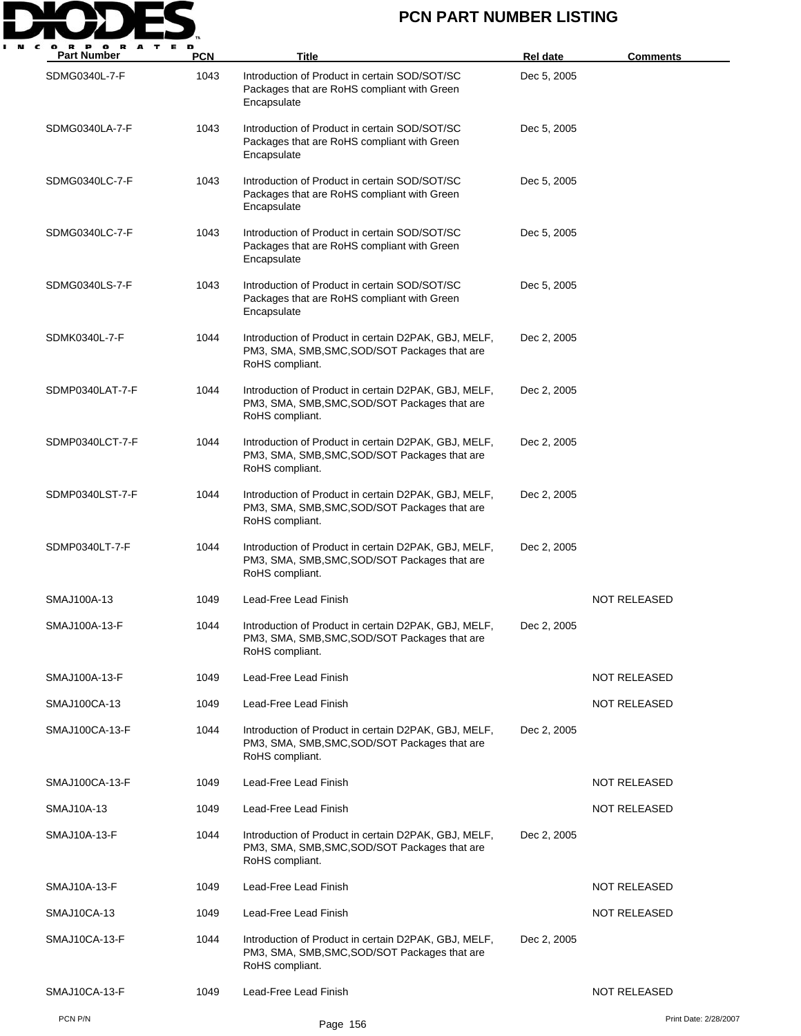# PCN PART NUMBER LISTING

| Part Number | PCN | Title | Rel date | Comments |
|---|---|---|---|---|
| SDMG0340L-7-F | 1043 | Introduction of Product in certain SOD/SOT/SC Packages that are RoHS compliant with Green Encapsulate | Dec 5, 2005 | |
| SDMG0340LA-7-F | 1043 | Introduction of Product in certain SOD/SOT/SC Packages that are RoHS compliant with Green Encapsulate | Dec 5, 2005 | |
| SDMG0340LC-7-F | 1043 | Introduction of Product in certain SOD/SOT/SC Packages that are RoHS compliant with Green Encapsulate | Dec 5, 2005 | |
| SDMG0340LC-7-F | 1043 | Introduction of Product in certain SOD/SOT/SC Packages that are RoHS compliant with Green Encapsulate | Dec 5, 2005 | |
| SDMG0340LS-7-F | 1043 | Introduction of Product in certain SOD/SOT/SC Packages that are RoHS compliant with Green Encapsulate | Dec 5, 2005 | |
| SDMK0340L-7-F | 1044 | Introduction of Product in certain D2PAK, GBJ, MELF, PM3, SMA, SMB,SMC,SOD/SOT Packages that are RoHS compliant. | Dec 2, 2005 | |
| SDMP0340LAT-7-F | 1044 | Introduction of Product in certain D2PAK, GBJ, MELF, PM3, SMA, SMB,SMC,SOD/SOT Packages that are RoHS compliant. | Dec 2, 2005 | |
| SDMP0340LCT-7-F | 1044 | Introduction of Product in certain D2PAK, GBJ, MELF, PM3, SMA, SMB,SMC,SOD/SOT Packages that are RoHS compliant. | Dec 2, 2005 | |
| SDMP0340LST-7-F | 1044 | Introduction of Product in certain D2PAK, GBJ, MELF, PM3, SMA, SMB,SMC,SOD/SOT Packages that are RoHS compliant. | Dec 2, 2005 | |
| SDMP0340LT-7-F | 1044 | Introduction of Product in certain D2PAK, GBJ, MELF, PM3, SMA, SMB,SMC,SOD/SOT Packages that are RoHS compliant. | Dec 2, 2005 | |
| SMAJ100A-13 | 1049 | Lead-Free Lead Finish | | NOT RELEASED |
| SMAJ100A-13-F | 1044 | Introduction of Product in certain D2PAK, GBJ, MELF, PM3, SMA, SMB,SMC,SOD/SOT Packages that are RoHS compliant. | Dec 2, 2005 | |
| SMAJ100A-13-F | 1049 | Lead-Free Lead Finish | | NOT RELEASED |
| SMAJ100CA-13 | 1049 | Lead-Free Lead Finish | | NOT RELEASED |
| SMAJ100CA-13-F | 1044 | Introduction of Product in certain D2PAK, GBJ, MELF, PM3, SMA, SMB,SMC,SOD/SOT Packages that are RoHS compliant. | Dec 2, 2005 | |
| SMAJ100CA-13-F | 1049 | Lead-Free Lead Finish | | NOT RELEASED |
| SMAJ10A-13 | 1049 | Lead-Free Lead Finish | | NOT RELEASED |
| SMAJ10A-13-F | 1044 | Introduction of Product in certain D2PAK, GBJ, MELF, PM3, SMA, SMB,SMC,SOD/SOT Packages that are RoHS compliant. | Dec 2, 2005 | |
| SMAJ10A-13-F | 1049 | Lead-Free Lead Finish | | NOT RELEASED |
| SMAJ10CA-13 | 1049 | Lead-Free Lead Finish | | NOT RELEASED |
| SMAJ10CA-13-F | 1044 | Introduction of Product in certain D2PAK, GBJ, MELF, PM3, SMA, SMB,SMC,SOD/SOT Packages that are RoHS compliant. | Dec 2, 2005 | |
| SMAJ10CA-13-F | 1049 | Lead-Free Lead Finish | | NOT RELEASED |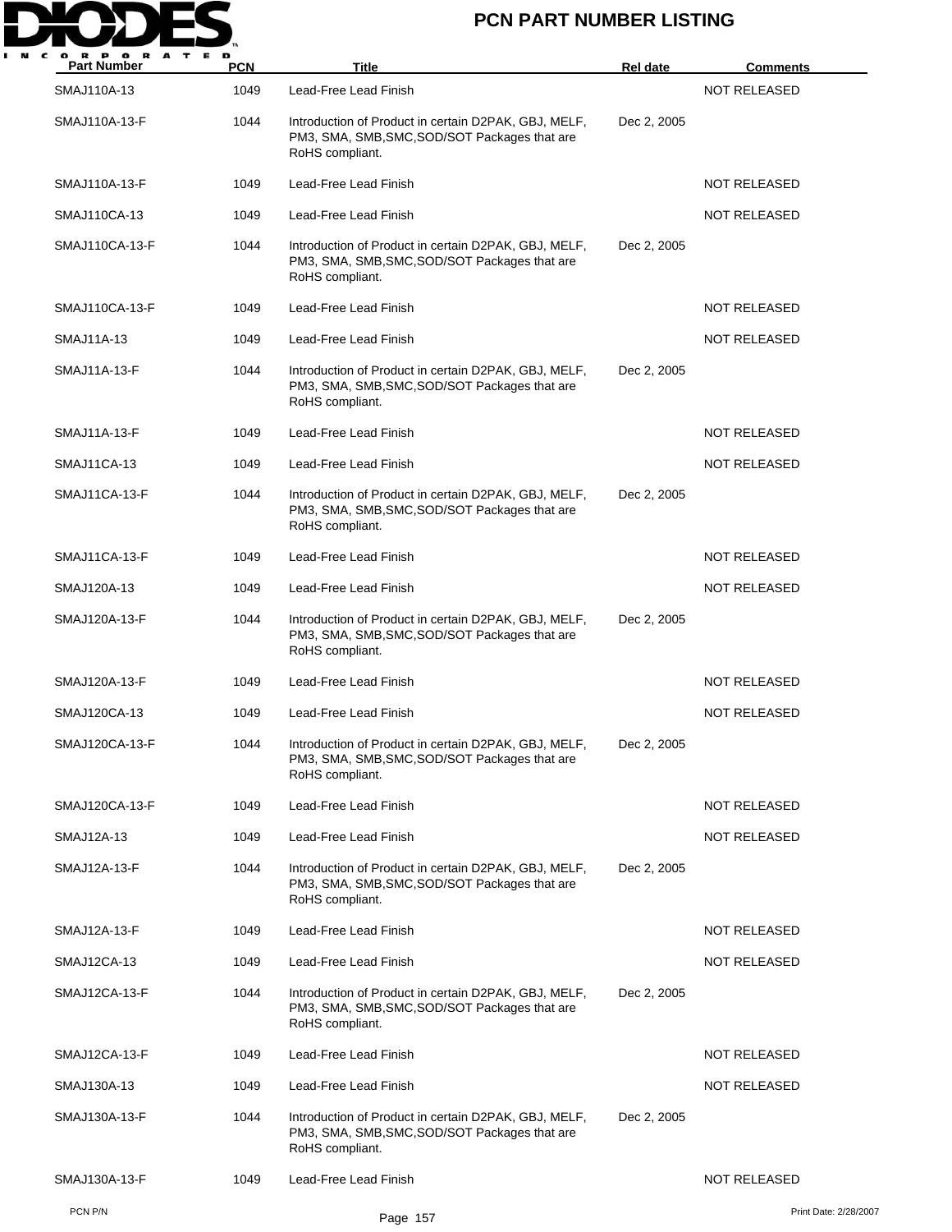| Part Number | PCN | Title | Rel date | Comments |
| --- | --- | --- | --- | --- |
| SMAJ110A-13 | 1049 | Lead-Free Lead Finish | | NOT RELEASED |
| SMAJ110A-13-F | 1044 | Introduction of Product in certain D2PAK, GBJ, MELF, PM3, SMA, SMB,SMC,SOD/SOT Packages that are RoHS compliant. | Dec 2, 2005 | |
| SMAJ110A-13-F | 1049 | Lead-Free Lead Finish | | NOT RELEASED |
| SMAJ110CA-13 | 1049 | Lead-Free Lead Finish | | NOT RELEASED |
| SMAJ110CA-13-F | 1044 | Introduction of Product in certain D2PAK, GBJ, MELF, PM3, SMA, SMB,SMC,SOD/SOT Packages that are RoHS compliant. | Dec 2, 2005 | |
| SMAJ110CA-13-F | 1049 | Lead-Free Lead Finish | | NOT RELEASED |
| SMAJ11A-13 | 1049 | Lead-Free Lead Finish | | NOT RELEASED |
| SMAJ11A-13-F | 1044 | Introduction of Product in certain D2PAK, GBJ, MELF, PM3, SMA, SMB,SMC,SOD/SOT Packages that are RoHS compliant. | Dec 2, 2005 | |
| SMAJ11A-13-F | 1049 | Lead-Free Lead Finish | | NOT RELEASED |
| SMAJ11CA-13 | 1049 | Lead-Free Lead Finish | | NOT RELEASED |
| SMAJ11CA-13-F | 1044 | Introduction of Product in certain D2PAK, GBJ, MELF, PM3, SMA, SMB,SMC,SOD/SOT Packages that are RoHS compliant. | Dec 2, 2005 | |
| SMAJ11CA-13-F | 1049 | Lead-Free Lead Finish | | NOT RELEASED |
| SMAJ120A-13 | 1049 | Lead-Free Lead Finish | | NOT RELEASED |
| SMAJ120A-13-F | 1044 | Introduction of Product in certain D2PAK, GBJ, MELF, PM3, SMA, SMB,SMC,SOD/SOT Packages that are RoHS compliant. | Dec 2, 2005 | |
| SMAJ120A-13-F | 1049 | Lead-Free Lead Finish | | NOT RELEASED |
| SMAJ120CA-13 | 1049 | Lead-Free Lead Finish | | NOT RELEASED |
| SMAJ120CA-13-F | 1044 | Introduction of Product in certain D2PAK, GBJ, MELF, PM3, SMA, SMB,SMC,SOD/SOT Packages that are RoHS compliant. | Dec 2, 2005 | |
| SMAJ120CA-13-F | 1049 | Lead-Free Lead Finish | | NOT RELEASED |
| SMAJ12A-13 | 1049 | Lead-Free Lead Finish | | NOT RELEASED |
| SMAJ12A-13-F | 1044 | Introduction of Product in certain D2PAK, GBJ, MELF, PM3, SMA, SMB,SMC,SOD/SOT Packages that are RoHS compliant. | Dec 2, 2005 | |
| SMAJ12A-13-F | 1049 | Lead-Free Lead Finish | | NOT RELEASED |
| SMAJ12CA-13 | 1049 | Lead-Free Lead Finish | | NOT RELEASED |
| SMAJ12CA-13-F | 1044 | Introduction of Product in certain D2PAK, GBJ, MELF, PM3, SMA, SMB,SMC,SOD/SOT Packages that are RoHS compliant. | Dec 2, 2005 | |
| SMAJ12CA-13-F | 1049 | Lead-Free Lead Finish | | NOT RELEASED |
| SMAJ130A-13 | 1049 | Lead-Free Lead Finish | | NOT RELEASED |
| SMAJ130A-13-F | 1044 | Introduction of Product in certain D2PAK, GBJ, MELF, PM3, SMA, SMB,SMC,SOD/SOT Packages that are RoHS compliant. | Dec 2, 2005 | |
| SMAJ130A-13-F | 1049 | Lead-Free Lead Finish | | NOT RELEASED |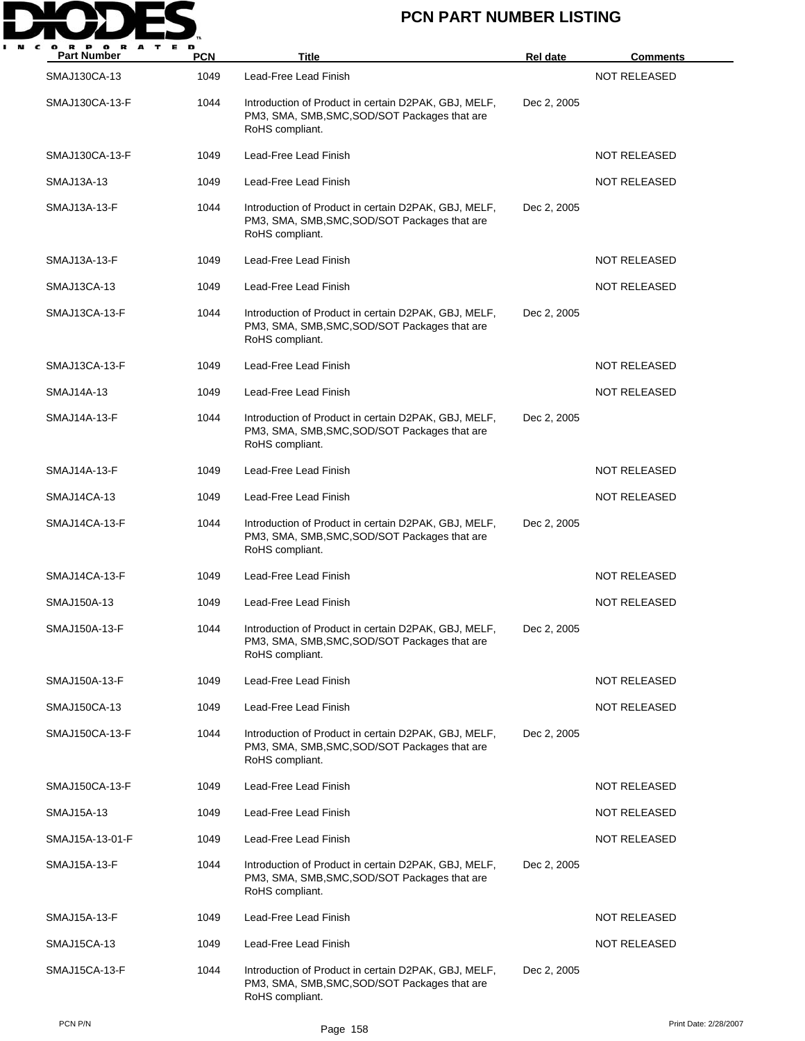| Part Number | PCN | Title | Rel date | Comments |
|---|---|---|---|---|
| SMAJ130CA-13 | 1049 | Lead-Free Lead Finish | | NOT RELEASED |
| SMAJ130CA-13-F | 1044 | Introduction of Product in certain D2PAK, GBJ, MELF, PM3, SMA, SMB,SMC,SOD/SOT Packages that are RoHS compliant. | Dec 2, 2005 | |
| SMAJ130CA-13-F | 1049 | Lead-Free Lead Finish | | NOT RELEASED |
| SMAJ13A-13 | 1049 | Lead-Free Lead Finish | | NOT RELEASED |
| SMAJ13A-13-F | 1044 | Introduction of Product in certain D2PAK, GBJ, MELF, PM3, SMA, SMB,SMC,SOD/SOT Packages that are RoHS compliant. | Dec 2, 2005 | |
| SMAJ13A-13-F | 1049 | Lead-Free Lead Finish | | NOT RELEASED |
| SMAJ13CA-13 | 1049 | Lead-Free Lead Finish | | NOT RELEASED |
| SMAJ13CA-13-F | 1044 | Introduction of Product in certain D2PAK, GBJ, MELF, PM3, SMA, SMB,SMC,SOD/SOT Packages that are RoHS compliant. | Dec 2, 2005 | |
| SMAJ13CA-13-F | 1049 | Lead-Free Lead Finish | | NOT RELEASED |
| SMAJ14A-13 | 1049 | Lead-Free Lead Finish | | NOT RELEASED |
| SMAJ14A-13-F | 1044 | Introduction of Product in certain D2PAK, GBJ, MELF, PM3, SMA, SMB,SMC,SOD/SOT Packages that are RoHS compliant. | Dec 2, 2005 | |
| SMAJ14A-13-F | 1049 | Lead-Free Lead Finish | | NOT RELEASED |
| SMAJ14CA-13 | 1049 | Lead-Free Lead Finish | | NOT RELEASED |
| SMAJ14CA-13-F | 1044 | Introduction of Product in certain D2PAK, GBJ, MELF, PM3, SMA, SMB,SMC,SOD/SOT Packages that are RoHS compliant. | Dec 2, 2005 | |
| SMAJ14CA-13-F | 1049 | Lead-Free Lead Finish | | NOT RELEASED |
| SMAJ150A-13 | 1049 | Lead-Free Lead Finish | | NOT RELEASED |
| SMAJ150A-13-F | 1044 | Introduction of Product in certain D2PAK, GBJ, MELF, PM3, SMA, SMB,SMC,SOD/SOT Packages that are RoHS compliant. | Dec 2, 2005 | |
| SMAJ150A-13-F | 1049 | Lead-Free Lead Finish | | NOT RELEASED |
| SMAJ150CA-13 | 1049 | Lead-Free Lead Finish | | NOT RELEASED |
| SMAJ150CA-13-F | 1044 | Introduction of Product in certain D2PAK, GBJ, MELF, PM3, SMA, SMB,SMC,SOD/SOT Packages that are RoHS compliant. | Dec 2, 2005 | |
| SMAJ150CA-13-F | 1049 | Lead-Free Lead Finish | | NOT RELEASED |
| SMAJ15A-13 | 1049 | Lead-Free Lead Finish | | NOT RELEASED |
| SMAJ15A-13-01-F | 1049 | Lead-Free Lead Finish | | NOT RELEASED |
| SMAJ15A-13-F | 1044 | Introduction of Product in certain D2PAK, GBJ, MELF, PM3, SMA, SMB,SMC,SOD/SOT Packages that are RoHS compliant. | Dec 2, 2005 | |
| SMAJ15A-13-F | 1049 | Lead-Free Lead Finish | | NOT RELEASED |
| SMAJ15CA-13 | 1049 | Lead-Free Lead Finish | | NOT RELEASED |
| SMAJ15CA-13-F | 1044 | Introduction of Product in certain D2PAK, GBJ, MELF, PM3, SMA, SMB,SMC,SOD/SOT Packages that are RoHS compliant. | Dec 2, 2005 | |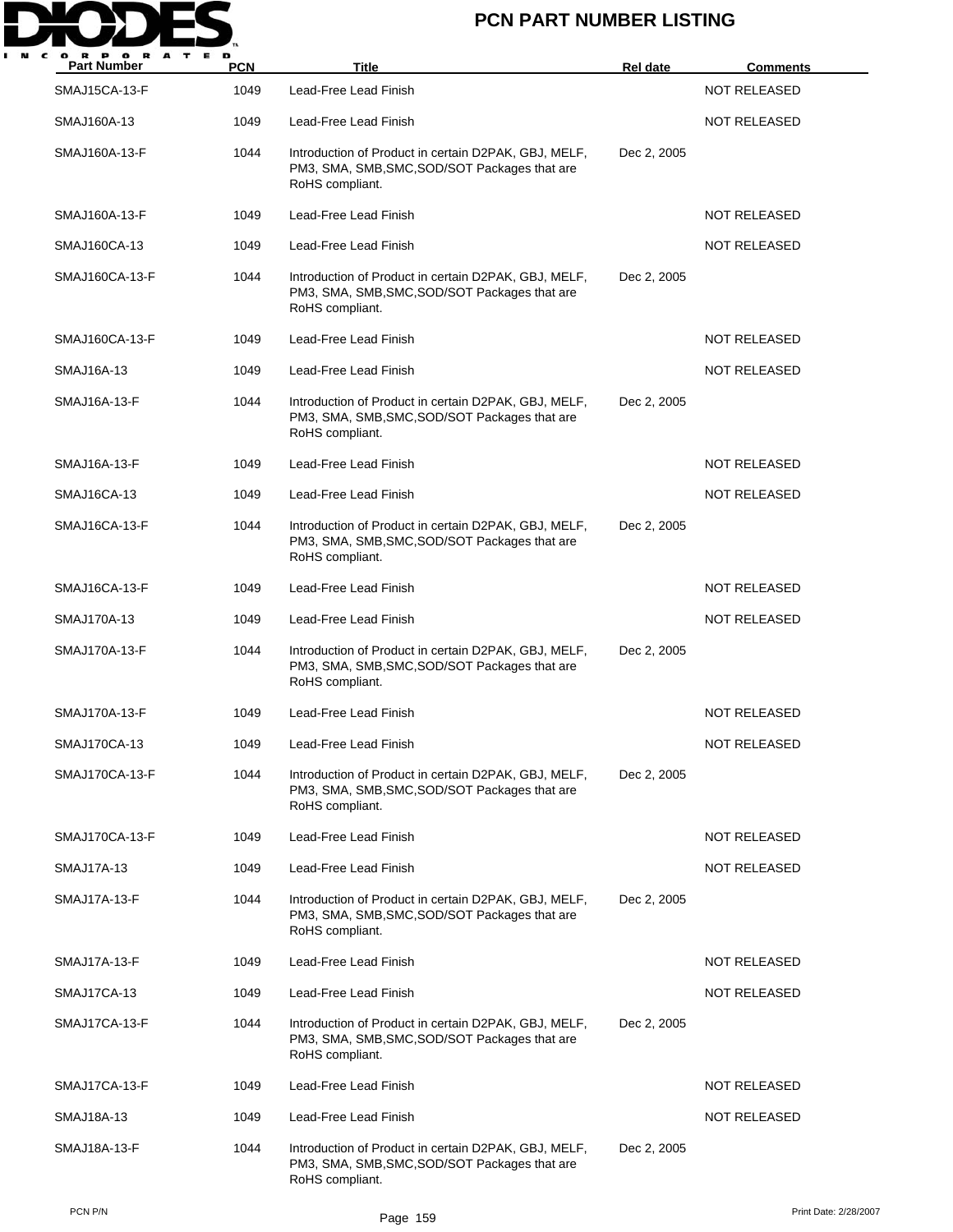# PCN PART NUMBER LISTING

| Part Number | PCN | Title | Rel date | Comments |
|---|---|---|---|---|
| SMAJ15CA-13-F | 1049 | Lead-Free Lead Finish | | NOT RELEASED |
| SMAJ160A-13 | 1049 | Lead-Free Lead Finish | | NOT RELEASED |
| SMAJ160A-13-F | 1044 | Introduction of Product in certain D2PAK, GBJ, MELF, PM3, SMA, SMB,SMC,SOD/SOT Packages that are RoHS compliant. | Dec 2, 2005 | |
| SMAJ160A-13-F | 1049 | Lead-Free Lead Finish | | NOT RELEASED |
| SMAJ160CA-13 | 1049 | Lead-Free Lead Finish | | NOT RELEASED |
| SMAJ160CA-13-F | 1044 | Introduction of Product in certain D2PAK, GBJ, MELF, PM3, SMA, SMB,SMC,SOD/SOT Packages that are RoHS compliant. | Dec 2, 2005 | |
| SMAJ160CA-13-F | 1049 | Lead-Free Lead Finish | | NOT RELEASED |
| SMAJ16A-13 | 1049 | Lead-Free Lead Finish | | NOT RELEASED |
| SMAJ16A-13-F | 1044 | Introduction of Product in certain D2PAK, GBJ, MELF, PM3, SMA, SMB,SMC,SOD/SOT Packages that are RoHS compliant. | Dec 2, 2005 | |
| SMAJ16A-13-F | 1049 | Lead-Free Lead Finish | | NOT RELEASED |
| SMAJ16CA-13 | 1049 | Lead-Free Lead Finish | | NOT RELEASED |
| SMAJ16CA-13-F | 1044 | Introduction of Product in certain D2PAK, GBJ, MELF, PM3, SMA, SMB,SMC,SOD/SOT Packages that are RoHS compliant. | Dec 2, 2005 | |
| SMAJ16CA-13-F | 1049 | Lead-Free Lead Finish | | NOT RELEASED |
| SMAJ170A-13 | 1049 | Lead-Free Lead Finish | | NOT RELEASED |
| SMAJ170A-13-F | 1044 | Introduction of Product in certain D2PAK, GBJ, MELF, PM3, SMA, SMB,SMC,SOD/SOT Packages that are RoHS compliant. | Dec 2, 2005 | |
| SMAJ170A-13-F | 1049 | Lead-Free Lead Finish | | NOT RELEASED |
| SMAJ170CA-13 | 1049 | Lead-Free Lead Finish | | NOT RELEASED |
| SMAJ170CA-13-F | 1044 | Introduction of Product in certain D2PAK, GBJ, MELF, PM3, SMA, SMB,SMC,SOD/SOT Packages that are RoHS compliant. | Dec 2, 2005 | |
| SMAJ170CA-13-F | 1049 | Lead-Free Lead Finish | | NOT RELEASED |
| SMAJ17A-13 | 1049 | Lead-Free Lead Finish | | NOT RELEASED |
| SMAJ17A-13-F | 1044 | Introduction of Product in certain D2PAK, GBJ, MELF, PM3, SMA, SMB,SMC,SOD/SOT Packages that are RoHS compliant. | Dec 2, 2005 | |
| SMAJ17A-13-F | 1049 | Lead-Free Lead Finish | | NOT RELEASED |
| SMAJ17CA-13 | 1049 | Lead-Free Lead Finish | | NOT RELEASED |
| SMAJ17CA-13-F | 1044 | Introduction of Product in certain D2PAK, GBJ, MELF, PM3, SMA, SMB,SMC,SOD/SOT Packages that are RoHS compliant. | Dec 2, 2005 | |
| SMAJ17CA-13-F | 1049 | Lead-Free Lead Finish | | NOT RELEASED |
| SMAJ18A-13 | 1049 | Lead-Free Lead Finish | | NOT RELEASED |
| SMAJ18A-13-F | 1044 | Introduction of Product in certain D2PAK, GBJ, MELF, PM3, SMA, SMB,SMC,SOD/SOT Packages that are RoHS compliant. | Dec 2, 2005 | |

PCN P/N

Print Date: 2/28/2007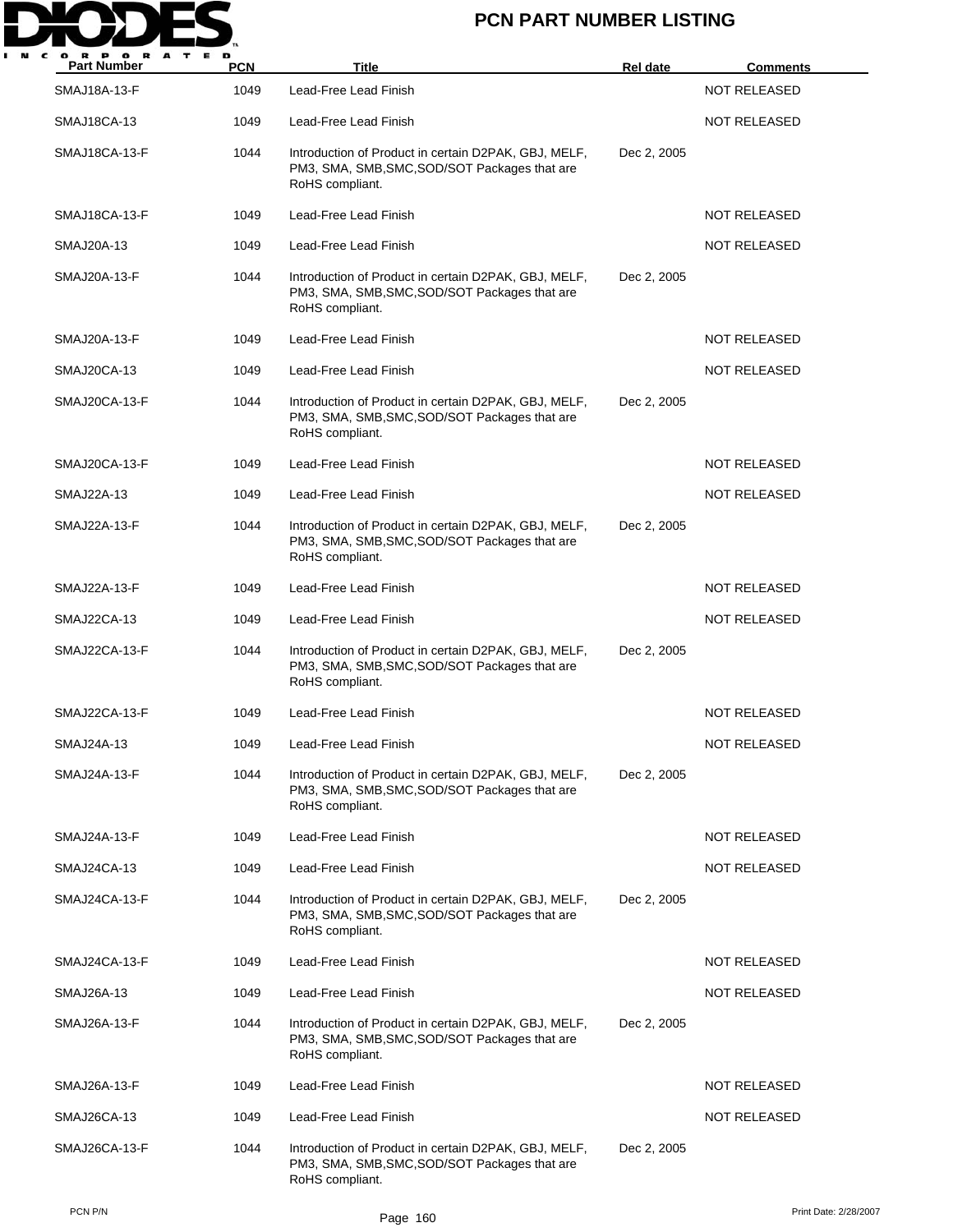# PCN PART NUMBER LISTING

| Part Number | PCN | Title | Rel date | Comments |
|---|---|---|---|---|
| SMAJ18A-13-F | 1049 | Lead-Free Lead Finish | | NOT RELEASED |
| SMAJ18CA-13 | 1049 | Lead-Free Lead Finish | | NOT RELEASED |
| SMAJ18CA-13-F | 1044 | Introduction of Product in certain D2PAK, GBJ, MELF, PM3, SMA, SMB,SMC,SOD/SOT Packages that are RoHS compliant. | Dec 2, 2005 | |
| SMAJ18CA-13-F | 1049 | Lead-Free Lead Finish | | NOT RELEASED |
| SMAJ20A-13 | 1049 | Lead-Free Lead Finish | | NOT RELEASED |
| SMAJ20A-13-F | 1044 | Introduction of Product in certain D2PAK, GBJ, MELF, PM3, SMA, SMB,SMC,SOD/SOT Packages that are RoHS compliant. | Dec 2, 2005 | |
| SMAJ20A-13-F | 1049 | Lead-Free Lead Finish | | NOT RELEASED |
| SMAJ20CA-13 | 1049 | Lead-Free Lead Finish | | NOT RELEASED |
| SMAJ20CA-13-F | 1044 | Introduction of Product in certain D2PAK, GBJ, MELF, PM3, SMA, SMB,SMC,SOD/SOT Packages that are RoHS compliant. | Dec 2, 2005 | |
| SMAJ20CA-13-F | 1049 | Lead-Free Lead Finish | | NOT RELEASED |
| SMAJ22A-13 | 1049 | Lead-Free Lead Finish | | NOT RELEASED |
| SMAJ22A-13-F | 1044 | Introduction of Product in certain D2PAK, GBJ, MELF, PM3, SMA, SMB,SMC,SOD/SOT Packages that are RoHS compliant. | Dec 2, 2005 | |
| SMAJ22A-13-F | 1049 | Lead-Free Lead Finish | | NOT RELEASED |
| SMAJ22CA-13 | 1049 | Lead-Free Lead Finish | | NOT RELEASED |
| SMAJ22CA-13-F | 1044 | Introduction of Product in certain D2PAK, GBJ, MELF, PM3, SMA, SMB,SMC,SOD/SOT Packages that are RoHS compliant. | Dec 2, 2005 | |
| SMAJ22CA-13-F | 1049 | Lead-Free Lead Finish | | NOT RELEASED |
| SMAJ24A-13 | 1049 | Lead-Free Lead Finish | | NOT RELEASED |
| SMAJ24A-13-F | 1044 | Introduction of Product in certain D2PAK, GBJ, MELF, PM3, SMA, SMB,SMC,SOD/SOT Packages that are RoHS compliant. | Dec 2, 2005 | |
| SMAJ24A-13-F | 1049 | Lead-Free Lead Finish | | NOT RELEASED |
| SMAJ24CA-13 | 1049 | Lead-Free Lead Finish | | NOT RELEASED |
| SMAJ24CA-13-F | 1044 | Introduction of Product in certain D2PAK, GBJ, MELF, PM3, SMA, SMB,SMC,SOD/SOT Packages that are RoHS compliant. | Dec 2, 2005 | |
| SMAJ24CA-13-F | 1049 | Lead-Free Lead Finish | | NOT RELEASED |
| SMAJ26A-13 | 1049 | Lead-Free Lead Finish | | NOT RELEASED |
| SMAJ26A-13-F | 1044 | Introduction of Product in certain D2PAK, GBJ, MELF, PM3, SMA, SMB,SMC,SOD/SOT Packages that are RoHS compliant. | Dec 2, 2005 | |
| SMAJ26A-13-F | 1049 | Lead-Free Lead Finish | | NOT RELEASED |
| SMAJ26CA-13 | 1049 | Lead-Free Lead Finish | | NOT RELEASED |
| SMAJ26CA-13-F | 1044 | Introduction of Product in certain D2PAK, GBJ, MELF, PM3, SMA, SMB,SMC,SOD/SOT Packages that are RoHS compliant. | Dec 2, 2005 | |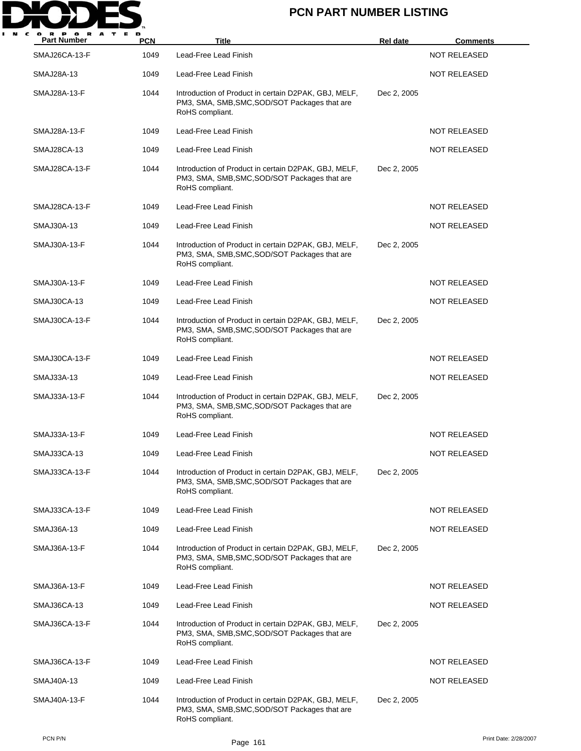| Part Number | PCN | Title | Rel date | Comments |
|---|---|---|---|---|
| SMAJ26CA-13-F | 1049 | Lead-Free Lead Finish | | NOT RELEASED |
| SMAJ28A-13 | 1049 | Lead-Free Lead Finish | | NOT RELEASED |
| SMAJ28A-13-F | 1044 | Introduction of Product in certain D2PAK, GBJ, MELF, PM3, SMA, SMB,SMC,SOD/SOT Packages that are RoHS compliant. | Dec 2, 2005 | |
| SMAJ28A-13-F | 1049 | Lead-Free Lead Finish | | NOT RELEASED |
| SMAJ28CA-13 | 1049 | Lead-Free Lead Finish | | NOT RELEASED |
| SMAJ28CA-13-F | 1044 | Introduction of Product in certain D2PAK, GBJ, MELF, PM3, SMA, SMB,SMC,SOD/SOT Packages that are RoHS compliant. | Dec 2, 2005 | |
| SMAJ28CA-13-F | 1049 | Lead-Free Lead Finish | | NOT RELEASED |
| SMAJ30A-13 | 1049 | Lead-Free Lead Finish | | NOT RELEASED |
| SMAJ30A-13-F | 1044 | Introduction of Product in certain D2PAK, GBJ, MELF, PM3, SMA, SMB,SMC,SOD/SOT Packages that are RoHS compliant. | Dec 2, 2005 | |
| SMAJ30A-13-F | 1049 | Lead-Free Lead Finish | | NOT RELEASED |
| SMAJ30CA-13 | 1049 | Lead-Free Lead Finish | | NOT RELEASED |
| SMAJ30CA-13-F | 1044 | Introduction of Product in certain D2PAK, GBJ, MELF, PM3, SMA, SMB,SMC,SOD/SOT Packages that are RoHS compliant. | Dec 2, 2005 | |
| SMAJ30CA-13-F | 1049 | Lead-Free Lead Finish | | NOT RELEASED |
| SMAJ33A-13 | 1049 | Lead-Free Lead Finish | | NOT RELEASED |
| SMAJ33A-13-F | 1044 | Introduction of Product in certain D2PAK, GBJ, MELF, PM3, SMA, SMB,SMC,SOD/SOT Packages that are RoHS compliant. | Dec 2, 2005 | |
| SMAJ33A-13-F | 1049 | Lead-Free Lead Finish | | NOT RELEASED |
| SMAJ33CA-13 | 1049 | Lead-Free Lead Finish | | NOT RELEASED |
| SMAJ33CA-13-F | 1044 | Introduction of Product in certain D2PAK, GBJ, MELF, PM3, SMA, SMB,SMC,SOD/SOT Packages that are RoHS compliant. | Dec 2, 2005 | |
| SMAJ33CA-13-F | 1049 | Lead-Free Lead Finish | | NOT RELEASED |
| SMAJ36A-13 | 1049 | Lead-Free Lead Finish | | NOT RELEASED |
| SMAJ36A-13-F | 1044 | Introduction of Product in certain D2PAK, GBJ, MELF, PM3, SMA, SMB,SMC,SOD/SOT Packages that are RoHS compliant. | Dec 2, 2005 | |
| SMAJ36A-13-F | 1049 | Lead-Free Lead Finish | | NOT RELEASED |
| SMAJ36CA-13 | 1049 | Lead-Free Lead Finish | | NOT RELEASED |
| SMAJ36CA-13-F | 1044 | Introduction of Product in certain D2PAK, GBJ, MELF, PM3, SMA, SMB,SMC,SOD/SOT Packages that are RoHS compliant. | Dec 2, 2005 | |
| SMAJ36CA-13-F | 1049 | Lead-Free Lead Finish | | NOT RELEASED |
| SMAJ40A-13 | 1049 | Lead-Free Lead Finish | | NOT RELEASED |
| SMAJ40A-13-F | 1044 | Introduction of Product in certain D2PAK, GBJ, MELF, PM3, SMA, SMB,SMC,SOD/SOT Packages that are RoHS compliant. | Dec 2, 2005 | |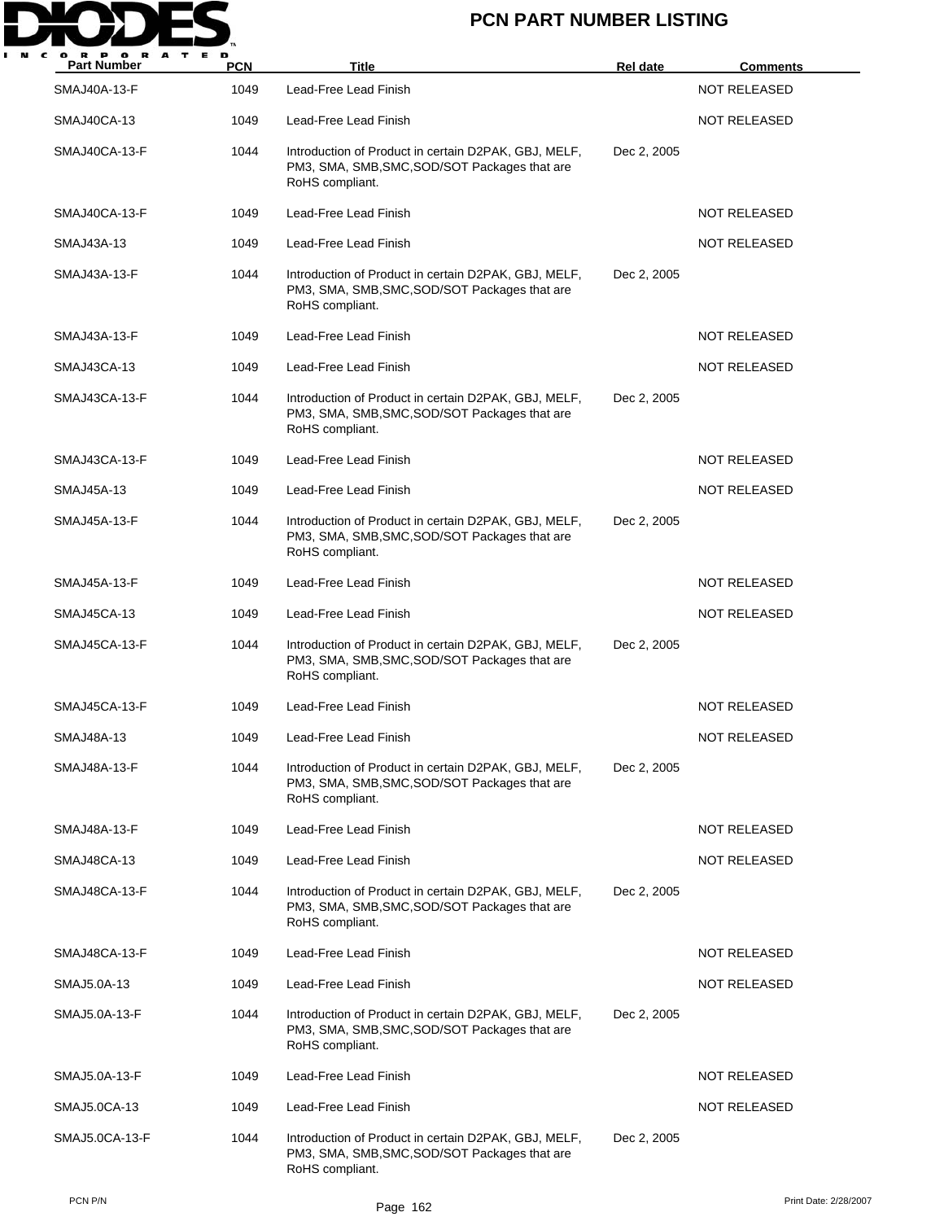# PCN PART NUMBER LISTING

| Part Number | PCN | Title | Rel date | Comments |
|---|---|---|---|---|
| SMAJ40A-13-F | 1049 | Lead-Free Lead Finish | | NOT RELEASED |
| SMAJ40CA-13 | 1049 | Lead-Free Lead Finish | | NOT RELEASED |
| SMAJ40CA-13-F | 1044 | Introduction of Product in certain D2PAK, GBJ, MELF, PM3, SMA, SMB,SMC,SOD/SOT Packages that are RoHS compliant. | Dec 2, 2005 | |
| SMAJ40CA-13-F | 1049 | Lead-Free Lead Finish | | NOT RELEASED |
| SMAJ43A-13 | 1049 | Lead-Free Lead Finish | | NOT RELEASED |
| SMAJ43A-13-F | 1044 | Introduction of Product in certain D2PAK, GBJ, MELF, PM3, SMA, SMB,SMC,SOD/SOT Packages that are RoHS compliant. | Dec 2, 2005 | |
| SMAJ43A-13-F | 1049 | Lead-Free Lead Finish | | NOT RELEASED |
| SMAJ43CA-13 | 1049 | Lead-Free Lead Finish | | NOT RELEASED |
| SMAJ43CA-13-F | 1044 | Introduction of Product in certain D2PAK, GBJ, MELF, PM3, SMA, SMB,SMC,SOD/SOT Packages that are RoHS compliant. | Dec 2, 2005 | |
| SMAJ43CA-13-F | 1049 | Lead-Free Lead Finish | | NOT RELEASED |
| SMAJ45A-13 | 1049 | Lead-Free Lead Finish | | NOT RELEASED |
| SMAJ45A-13-F | 1044 | Introduction of Product in certain D2PAK, GBJ, MELF, PM3, SMA, SMB,SMC,SOD/SOT Packages that are RoHS compliant. | Dec 2, 2005 | |
| SMAJ45A-13-F | 1049 | Lead-Free Lead Finish | | NOT RELEASED |
| SMAJ45CA-13 | 1049 | Lead-Free Lead Finish | | NOT RELEASED |
| SMAJ45CA-13-F | 1044 | Introduction of Product in certain D2PAK, GBJ, MELF, PM3, SMA, SMB,SMC,SOD/SOT Packages that are RoHS compliant. | Dec 2, 2005 | |
| SMAJ45CA-13-F | 1049 | Lead-Free Lead Finish | | NOT RELEASED |
| SMAJ48A-13 | 1049 | Lead-Free Lead Finish | | NOT RELEASED |
| SMAJ48A-13-F | 1044 | Introduction of Product in certain D2PAK, GBJ, MELF, PM3, SMA, SMB,SMC,SOD/SOT Packages that are RoHS compliant. | Dec 2, 2005 | |
| SMAJ48A-13-F | 1049 | Lead-Free Lead Finish | | NOT RELEASED |
| SMAJ48CA-13 | 1049 | Lead-Free Lead Finish | | NOT RELEASED |
| SMAJ48CA-13-F | 1044 | Introduction of Product in certain D2PAK, GBJ, MELF, PM3, SMA, SMB,SMC,SOD/SOT Packages that are RoHS compliant. | Dec 2, 2005 | |
| SMAJ48CA-13-F | 1049 | Lead-Free Lead Finish | | NOT RELEASED |
| SMAJ5.0A-13 | 1049 | Lead-Free Lead Finish | | NOT RELEASED |
| SMAJ5.0A-13-F | 1044 | Introduction of Product in certain D2PAK, GBJ, MELF, PM3, SMA, SMB,SMC,SOD/SOT Packages that are RoHS compliant. | Dec 2, 2005 | |
| SMAJ5.0A-13-F | 1049 | Lead-Free Lead Finish | | NOT RELEASED |
| SMAJ5.0CA-13 | 1049 | Lead-Free Lead Finish | | NOT RELEASED |
| SMAJ5.0CA-13-F | 1044 | Introduction of Product in certain D2PAK, GBJ, MELF, PM3, SMA, SMB,SMC,SOD/SOT Packages that are RoHS compliant. | Dec 2, 2005 | |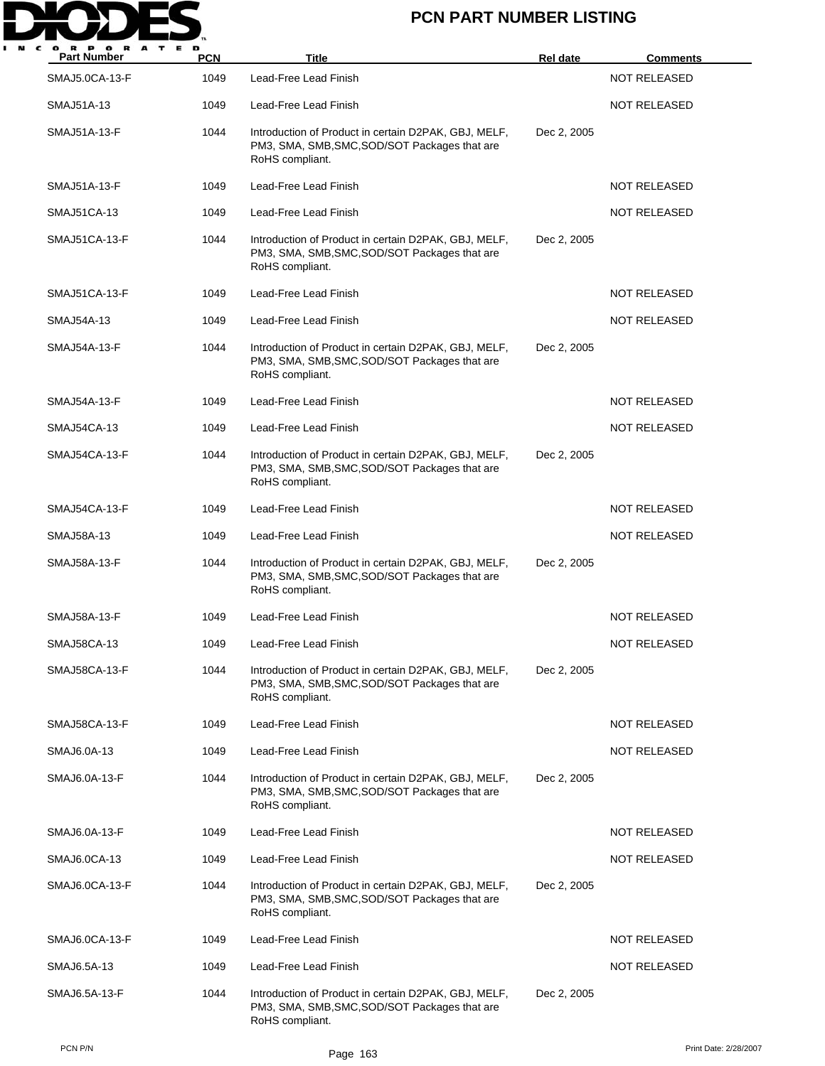| Part Number | PCN | Title | Rel date | Comments |
| --- | --- | --- | --- | --- |
| SMAJ5.0CA-13-F | 1049 | Lead-Free Lead Finish | | NOT RELEASED |
| SMAJ51A-13 | 1049 | Lead-Free Lead Finish | | NOT RELEASED |
| SMAJ51A-13-F | 1044 | Introduction of Product in certain D2PAK, GBJ, MELF, PM3, SMA, SMB,SMC,SOD/SOT Packages that are RoHS compliant. | Dec 2, 2005 | |
| SMAJ51A-13-F | 1049 | Lead-Free Lead Finish | | NOT RELEASED |
| SMAJ51CA-13 | 1049 | Lead-Free Lead Finish | | NOT RELEASED |
| SMAJ51CA-13-F | 1044 | Introduction of Product in certain D2PAK, GBJ, MELF, PM3, SMA, SMB,SMC,SOD/SOT Packages that are RoHS compliant. | Dec 2, 2005 | |
| SMAJ51CA-13-F | 1049 | Lead-Free Lead Finish | | NOT RELEASED |
| SMAJ54A-13 | 1049 | Lead-Free Lead Finish | | NOT RELEASED |
| SMAJ54A-13-F | 1044 | Introduction of Product in certain D2PAK, GBJ, MELF, PM3, SMA, SMB,SMC,SOD/SOT Packages that are RoHS compliant. | Dec 2, 2005 | |
| SMAJ54A-13-F | 1049 | Lead-Free Lead Finish | | NOT RELEASED |
| SMAJ54CA-13 | 1049 | Lead-Free Lead Finish | | NOT RELEASED |
| SMAJ54CA-13-F | 1044 | Introduction of Product in certain D2PAK, GBJ, MELF, PM3, SMA, SMB,SMC,SOD/SOT Packages that are RoHS compliant. | Dec 2, 2005 | |
| SMAJ54CA-13-F | 1049 | Lead-Free Lead Finish | | NOT RELEASED |
| SMAJ58A-13 | 1049 | Lead-Free Lead Finish | | NOT RELEASED |
| SMAJ58A-13-F | 1044 | Introduction of Product in certain D2PAK, GBJ, MELF, PM3, SMA, SMB,SMC,SOD/SOT Packages that are RoHS compliant. | Dec 2, 2005 | |
| SMAJ58A-13-F | 1049 | Lead-Free Lead Finish | | NOT RELEASED |
| SMAJ58CA-13 | 1049 | Lead-Free Lead Finish | | NOT RELEASED |
| SMAJ58CA-13-F | 1044 | Introduction of Product in certain D2PAK, GBJ, MELF, PM3, SMA, SMB,SMC,SOD/SOT Packages that are RoHS compliant. | Dec 2, 2005 | |
| SMAJ58CA-13-F | 1049 | Lead-Free Lead Finish | | NOT RELEASED |
| SMAJ6.0A-13 | 1049 | Lead-Free Lead Finish | | NOT RELEASED |
| SMAJ6.0A-13-F | 1044 | Introduction of Product in certain D2PAK, GBJ, MELF, PM3, SMA, SMB,SMC,SOD/SOT Packages that are RoHS compliant. | Dec 2, 2005 | |
| SMAJ6.0A-13-F | 1049 | Lead-Free Lead Finish | | NOT RELEASED |
| SMAJ6.0CA-13 | 1049 | Lead-Free Lead Finish | | NOT RELEASED |
| SMAJ6.0CA-13-F | 1044 | Introduction of Product in certain D2PAK, GBJ, MELF, PM3, SMA, SMB,SMC,SOD/SOT Packages that are RoHS compliant. | Dec 2, 2005 | |
| SMAJ6.0CA-13-F | 1049 | Lead-Free Lead Finish | | NOT RELEASED |
| SMAJ6.5A-13 | 1049 | Lead-Free Lead Finish | | NOT RELEASED |
| SMAJ6.5A-13-F | 1044 | Introduction of Product in certain D2PAK, GBJ, MELF, PM3, SMA, SMB,SMC,SOD/SOT Packages that are RoHS compliant. | Dec 2, 2005 | |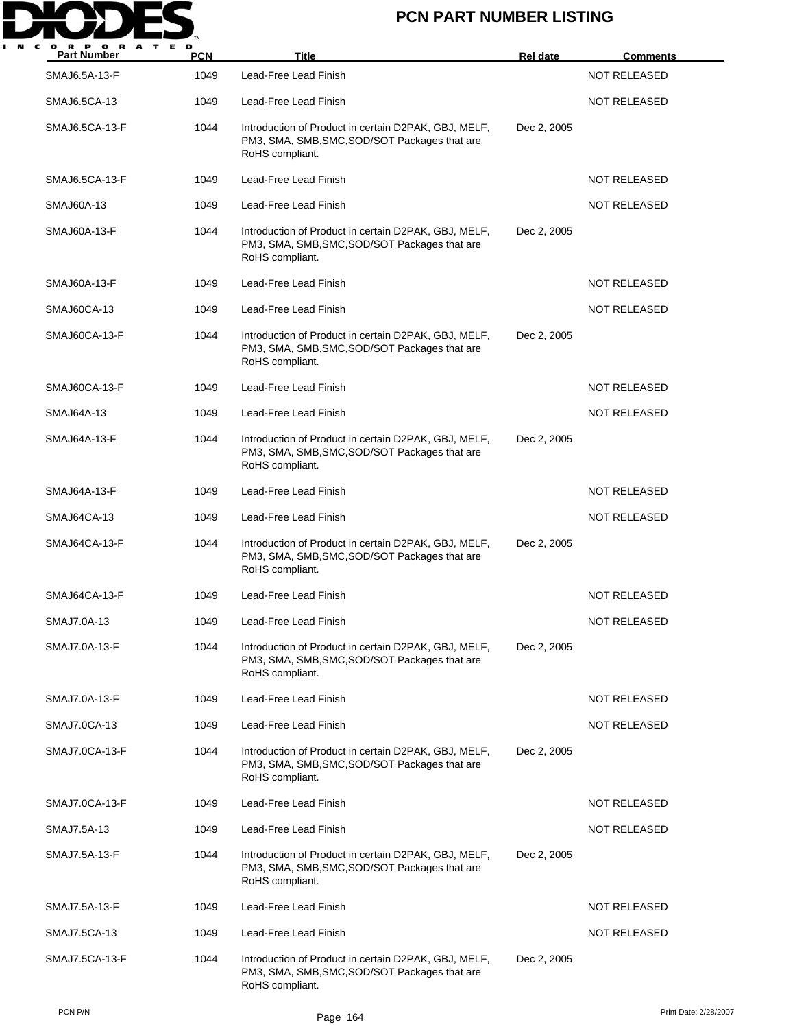# PCN PART NUMBER LISTING

| Part Number | PCN | Title | Rel date | Comments |
|---|---|---|---|---|
| SMAJ6.5A-13-F | 1049 | Lead-Free Lead Finish | | NOT RELEASED |
| SMAJ6.5CA-13 | 1049 | Lead-Free Lead Finish | | NOT RELEASED |
| SMAJ6.5CA-13-F | 1044 | Introduction of Product in certain D2PAK, GBJ, MELF, PM3, SMA, SMB,SMC,SOD/SOT Packages that are RoHS compliant. | Dec 2, 2005 | |
| SMAJ6.5CA-13-F | 1049 | Lead-Free Lead Finish | | NOT RELEASED |
| SMAJ60A-13 | 1049 | Lead-Free Lead Finish | | NOT RELEASED |
| SMAJ60A-13-F | 1044 | Introduction of Product in certain D2PAK, GBJ, MELF, PM3, SMA, SMB,SMC,SOD/SOT Packages that are RoHS compliant. | Dec 2, 2005 | |
| SMAJ60A-13-F | 1049 | Lead-Free Lead Finish | | NOT RELEASED |
| SMAJ60CA-13 | 1049 | Lead-Free Lead Finish | | NOT RELEASED |
| SMAJ60CA-13-F | 1044 | Introduction of Product in certain D2PAK, GBJ, MELF, PM3, SMA, SMB,SMC,SOD/SOT Packages that are RoHS compliant. | Dec 2, 2005 | |
| SMAJ60CA-13-F | 1049 | Lead-Free Lead Finish | | NOT RELEASED |
| SMAJ64A-13 | 1049 | Lead-Free Lead Finish | | NOT RELEASED |
| SMAJ64A-13-F | 1044 | Introduction of Product in certain D2PAK, GBJ, MELF, PM3, SMA, SMB,SMC,SOD/SOT Packages that are RoHS compliant. | Dec 2, 2005 | |
| SMAJ64A-13-F | 1049 | Lead-Free Lead Finish | | NOT RELEASED |
| SMAJ64CA-13 | 1049 | Lead-Free Lead Finish | | NOT RELEASED |
| SMAJ64CA-13-F | 1044 | Introduction of Product in certain D2PAK, GBJ, MELF, PM3, SMA, SMB,SMC,SOD/SOT Packages that are RoHS compliant. | Dec 2, 2005 | |
| SMAJ64CA-13-F | 1049 | Lead-Free Lead Finish | | NOT RELEASED |
| SMAJ7.0A-13 | 1049 | Lead-Free Lead Finish | | NOT RELEASED |
| SMAJ7.0A-13-F | 1044 | Introduction of Product in certain D2PAK, GBJ, MELF, PM3, SMA, SMB,SMC,SOD/SOT Packages that are RoHS compliant. | Dec 2, 2005 | |
| SMAJ7.0A-13-F | 1049 | Lead-Free Lead Finish | | NOT RELEASED |
| SMAJ7.0CA-13 | 1049 | Lead-Free Lead Finish | | NOT RELEASED |
| SMAJ7.0CA-13-F | 1044 | Introduction of Product in certain D2PAK, GBJ, MELF, PM3, SMA, SMB,SMC,SOD/SOT Packages that are RoHS compliant. | Dec 2, 2005 | |
| SMAJ7.0CA-13-F | 1049 | Lead-Free Lead Finish | | NOT RELEASED |
| SMAJ7.5A-13 | 1049 | Lead-Free Lead Finish | | NOT RELEASED |
| SMAJ7.5A-13-F | 1044 | Introduction of Product in certain D2PAK, GBJ, MELF, PM3, SMA, SMB,SMC,SOD/SOT Packages that are RoHS compliant. | Dec 2, 2005 | |
| SMAJ7.5A-13-F | 1049 | Lead-Free Lead Finish | | NOT RELEASED |
| SMAJ7.5CA-13 | 1049 | Lead-Free Lead Finish | | NOT RELEASED |
| SMAJ7.5CA-13-F | 1044 | Introduction of Product in certain D2PAK, GBJ, MELF, PM3, SMA, SMB,SMC,SOD/SOT Packages that are RoHS compliant. | Dec 2, 2005 | |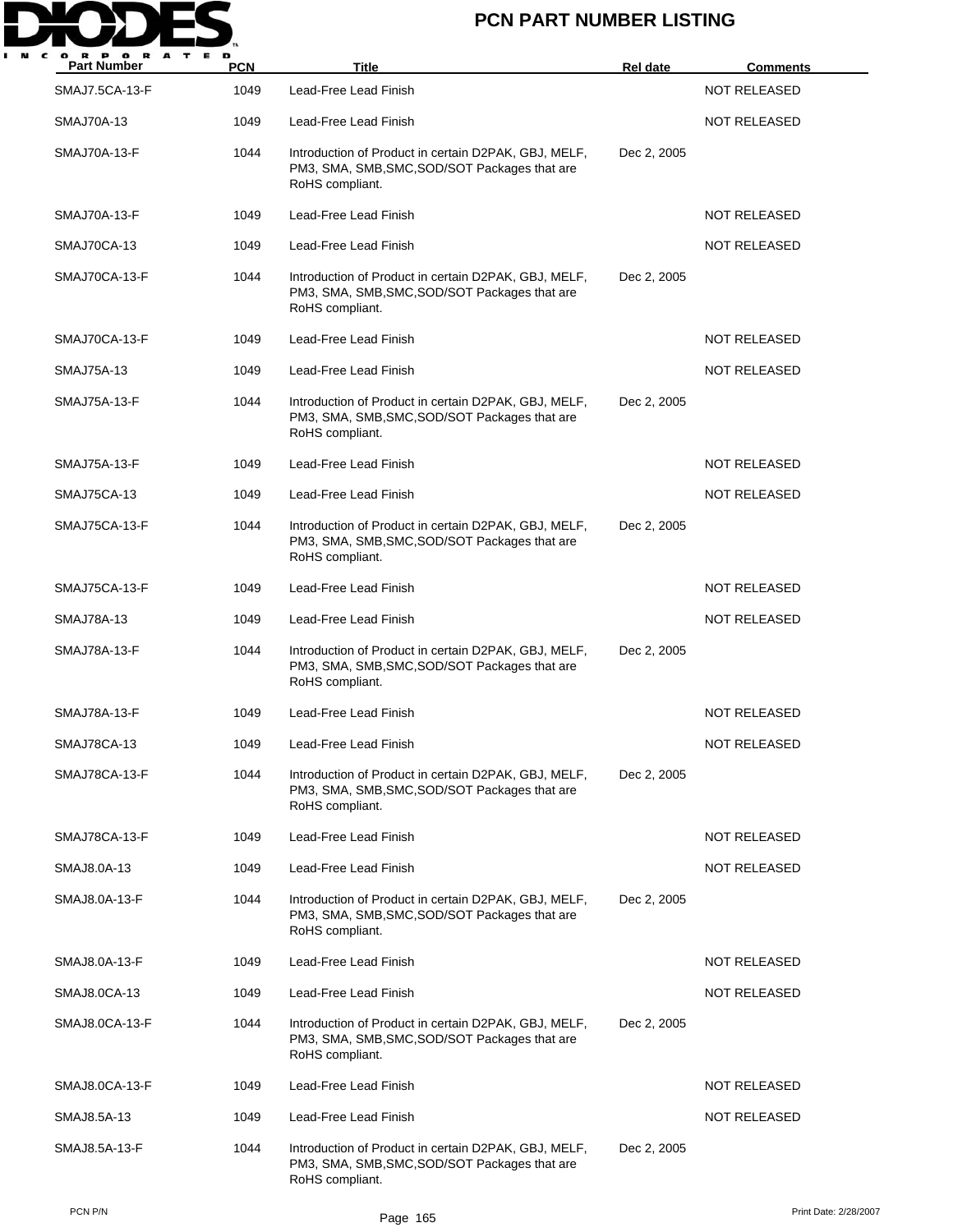# PCN PART NUMBER LISTING

| Part Number | PCN | Title | Rel date | Comments |
|---|---|---|---|---|
| SMAJ7.5CA-13-F | 1049 | Lead-Free Lead Finish | | NOT RELEASED |
| SMAJ70A-13 | 1049 | Lead-Free Lead Finish | | NOT RELEASED |
| SMAJ70A-13-F | 1044 | Introduction of Product in certain D2PAK, GBJ, MELF, PM3, SMA, SMB,SMC,SOD/SOT Packages that are RoHS compliant. | Dec 2, 2005 | |
| SMAJ70A-13-F | 1049 | Lead-Free Lead Finish | | NOT RELEASED |
| SMAJ70CA-13 | 1049 | Lead-Free Lead Finish | | NOT RELEASED |
| SMAJ70CA-13-F | 1044 | Introduction of Product in certain D2PAK, GBJ, MELF, PM3, SMA, SMB,SMC,SOD/SOT Packages that are RoHS compliant. | Dec 2, 2005 | |
| SMAJ70CA-13-F | 1049 | Lead-Free Lead Finish | | NOT RELEASED |
| SMAJ75A-13 | 1049 | Lead-Free Lead Finish | | NOT RELEASED |
| SMAJ75A-13-F | 1044 | Introduction of Product in certain D2PAK, GBJ, MELF, PM3, SMA, SMB,SMC,SOD/SOT Packages that are RoHS compliant. | Dec 2, 2005 | |
| SMAJ75A-13-F | 1049 | Lead-Free Lead Finish | | NOT RELEASED |
| SMAJ75CA-13 | 1049 | Lead-Free Lead Finish | | NOT RELEASED |
| SMAJ75CA-13-F | 1044 | Introduction of Product in certain D2PAK, GBJ, MELF, PM3, SMA, SMB,SMC,SOD/SOT Packages that are RoHS compliant. | Dec 2, 2005 | |
| SMAJ75CA-13-F | 1049 | Lead-Free Lead Finish | | NOT RELEASED |
| SMAJ78A-13 | 1049 | Lead-Free Lead Finish | | NOT RELEASED |
| SMAJ78A-13-F | 1044 | Introduction of Product in certain D2PAK, GBJ, MELF, PM3, SMA, SMB,SMC,SOD/SOT Packages that are RoHS compliant. | Dec 2, 2005 | |
| SMAJ78A-13-F | 1049 | Lead-Free Lead Finish | | NOT RELEASED |
| SMAJ78CA-13 | 1049 | Lead-Free Lead Finish | | NOT RELEASED |
| SMAJ78CA-13-F | 1044 | Introduction of Product in certain D2PAK, GBJ, MELF, PM3, SMA, SMB,SMC,SOD/SOT Packages that are RoHS compliant. | Dec 2, 2005 | |
| SMAJ78CA-13-F | 1049 | Lead-Free Lead Finish | | NOT RELEASED |
| SMAJ8.0A-13 | 1049 | Lead-Free Lead Finish | | NOT RELEASED |
| SMAJ8.0A-13-F | 1044 | Introduction of Product in certain D2PAK, GBJ, MELF, PM3, SMA, SMB,SMC,SOD/SOT Packages that are RoHS compliant. | Dec 2, 2005 | |
| SMAJ8.0A-13-F | 1049 | Lead-Free Lead Finish | | NOT RELEASED |
| SMAJ8.0CA-13 | 1049 | Lead-Free Lead Finish | | NOT RELEASED |
| SMAJ8.0CA-13-F | 1044 | Introduction of Product in certain D2PAK, GBJ, MELF, PM3, SMA, SMB,SMC,SOD/SOT Packages that are RoHS compliant. | Dec 2, 2005 | |
| SMAJ8.0CA-13-F | 1049 | Lead-Free Lead Finish | | NOT RELEASED |
| SMAJ8.5A-13 | 1049 | Lead-Free Lead Finish | | NOT RELEASED |
| SMAJ8.5A-13-F | 1044 | Introduction of Product in certain D2PAK, GBJ, MELF, PM3, SMA, SMB,SMC,SOD/SOT Packages that are RoHS compliant. | Dec 2, 2005 | |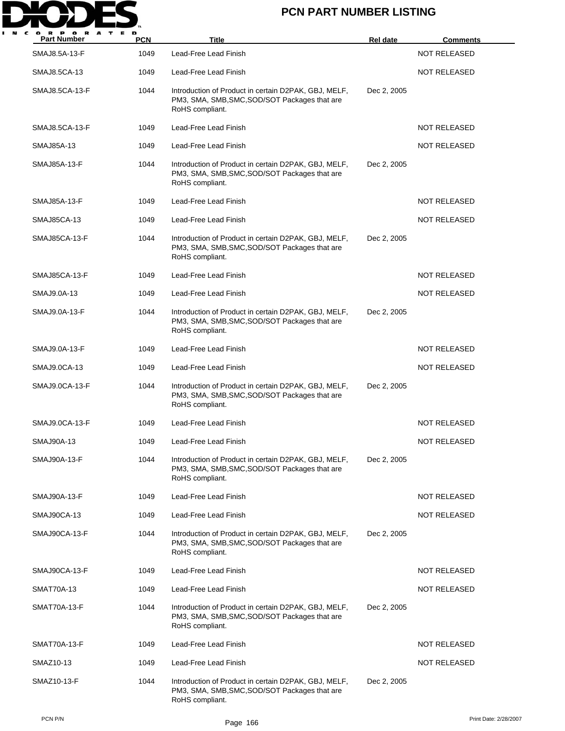# PCN PART NUMBER LISTING

| Part Number | PCN | Title | Rel date | Comments |
|---|---|---|---|---|
| SMAJ8.5A-13-F | 1049 | Lead-Free Lead Finish | | NOT RELEASED |
| SMAJ8.5CA-13 | 1049 | Lead-Free Lead Finish | | NOT RELEASED |
| SMAJ8.5CA-13-F | 1044 | Introduction of Product in certain D2PAK, GBJ, MELF, PM3, SMA, SMB,SMC,SOD/SOT Packages that are RoHS compliant. | Dec 2, 2005 | |
| SMAJ8.5CA-13-F | 1049 | Lead-Free Lead Finish | | NOT RELEASED |
| SMAJ85A-13 | 1049 | Lead-Free Lead Finish | | NOT RELEASED |
| SMAJ85A-13-F | 1044 | Introduction of Product in certain D2PAK, GBJ, MELF, PM3, SMA, SMB,SMC,SOD/SOT Packages that are RoHS compliant. | Dec 2, 2005 | |
| SMAJ85A-13-F | 1049 | Lead-Free Lead Finish | | NOT RELEASED |
| SMAJ85CA-13 | 1049 | Lead-Free Lead Finish | | NOT RELEASED |
| SMAJ85CA-13-F | 1044 | Introduction of Product in certain D2PAK, GBJ, MELF, PM3, SMA, SMB,SMC,SOD/SOT Packages that are RoHS compliant. | Dec 2, 2005 | |
| SMAJ85CA-13-F | 1049 | Lead-Free Lead Finish | | NOT RELEASED |
| SMAJ9.0A-13 | 1049 | Lead-Free Lead Finish | | NOT RELEASED |
| SMAJ9.0A-13-F | 1044 | Introduction of Product in certain D2PAK, GBJ, MELF, PM3, SMA, SMB,SMC,SOD/SOT Packages that are RoHS compliant. | Dec 2, 2005 | |
| SMAJ9.0A-13-F | 1049 | Lead-Free Lead Finish | | NOT RELEASED |
| SMAJ9.0CA-13 | 1049 | Lead-Free Lead Finish | | NOT RELEASED |
| SMAJ9.0CA-13-F | 1044 | Introduction of Product in certain D2PAK, GBJ, MELF, PM3, SMA, SMB,SMC,SOD/SOT Packages that are RoHS compliant. | Dec 2, 2005 | |
| SMAJ9.0CA-13-F | 1049 | Lead-Free Lead Finish | | NOT RELEASED |
| SMAJ90A-13 | 1049 | Lead-Free Lead Finish | | NOT RELEASED |
| SMAJ90A-13-F | 1044 | Introduction of Product in certain D2PAK, GBJ, MELF, PM3, SMA, SMB,SMC,SOD/SOT Packages that are RoHS compliant. | Dec 2, 2005 | |
| SMAJ90A-13-F | 1049 | Lead-Free Lead Finish | | NOT RELEASED |
| SMAJ90CA-13 | 1049 | Lead-Free Lead Finish | | NOT RELEASED |
| SMAJ90CA-13-F | 1044 | Introduction of Product in certain D2PAK, GBJ, MELF, PM3, SMA, SMB,SMC,SOD/SOT Packages that are RoHS compliant. | Dec 2, 2005 | |
| SMAJ90CA-13-F | 1049 | Lead-Free Lead Finish | | NOT RELEASED |
| SMAT70A-13 | 1049 | Lead-Free Lead Finish | | NOT RELEASED |
| SMAT70A-13-F | 1044 | Introduction of Product in certain D2PAK, GBJ, MELF, PM3, SMA, SMB,SMC,SOD/SOT Packages that are RoHS compliant. | Dec 2, 2005 | |
| SMAT70A-13-F | 1049 | Lead-Free Lead Finish | | NOT RELEASED |
| SMAZ10-13 | 1049 | Lead-Free Lead Finish | | NOT RELEASED |
| SMAZ10-13-F | 1044 | Introduction of Product in certain D2PAK, GBJ, MELF, PM3, SMA, SMB,SMC,SOD/SOT Packages that are RoHS compliant. | Dec 2, 2005 | |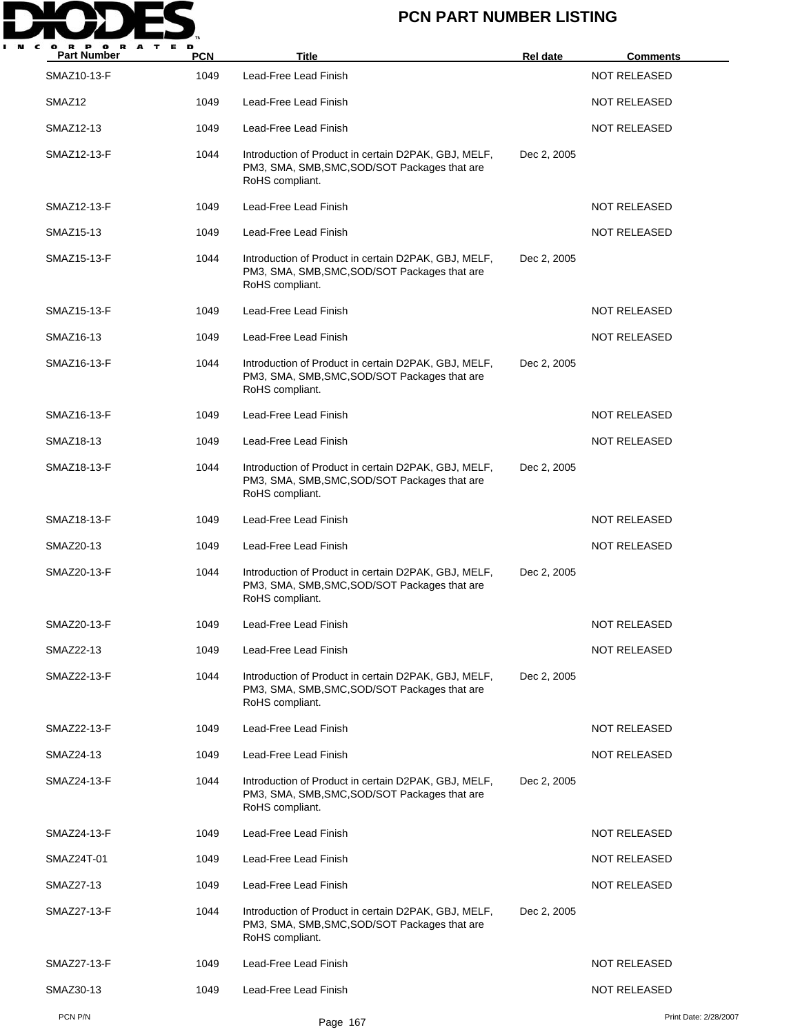# PCN PART NUMBER LISTING

| Part Number | PCN | Title | Rel date | Comments |
|---|---|---|---|---|
| SMAZ10-13-F | 1049 | Lead-Free Lead Finish | | NOT RELEASED |
| SMAZ12 | 1049 | Lead-Free Lead Finish | | NOT RELEASED |
| SMAZ12-13 | 1049 | Lead-Free Lead Finish | | NOT RELEASED |
| SMAZ12-13-F | 1044 | Introduction of Product in certain D2PAK, GBJ, MELF, PM3, SMA, SMB,SMC,SOD/SOT Packages that are RoHS compliant. | Dec 2, 2005 | |
| SMAZ12-13-F | 1049 | Lead-Free Lead Finish | | NOT RELEASED |
| SMAZ15-13 | 1049 | Lead-Free Lead Finish | | NOT RELEASED |
| SMAZ15-13-F | 1044 | Introduction of Product in certain D2PAK, GBJ, MELF, PM3, SMA, SMB,SMC,SOD/SOT Packages that are RoHS compliant. | Dec 2, 2005 | |
| SMAZ15-13-F | 1049 | Lead-Free Lead Finish | | NOT RELEASED |
| SMAZ16-13 | 1049 | Lead-Free Lead Finish | | NOT RELEASED |
| SMAZ16-13-F | 1044 | Introduction of Product in certain D2PAK, GBJ, MELF, PM3, SMA, SMB,SMC,SOD/SOT Packages that are RoHS compliant. | Dec 2, 2005 | |
| SMAZ16-13-F | 1049 | Lead-Free Lead Finish | | NOT RELEASED |
| SMAZ18-13 | 1049 | Lead-Free Lead Finish | | NOT RELEASED |
| SMAZ18-13-F | 1044 | Introduction of Product in certain D2PAK, GBJ, MELF, PM3, SMA, SMB,SMC,SOD/SOT Packages that are RoHS compliant. | Dec 2, 2005 | |
| SMAZ18-13-F | 1049 | Lead-Free Lead Finish | | NOT RELEASED |
| SMAZ20-13 | 1049 | Lead-Free Lead Finish | | NOT RELEASED |
| SMAZ20-13-F | 1044 | Introduction of Product in certain D2PAK, GBJ, MELF, PM3, SMA, SMB,SMC,SOD/SOT Packages that are RoHS compliant. | Dec 2, 2005 | |
| SMAZ20-13-F | 1049 | Lead-Free Lead Finish | | NOT RELEASED |
| SMAZ22-13 | 1049 | Lead-Free Lead Finish | | NOT RELEASED |
| SMAZ22-13-F | 1044 | Introduction of Product in certain D2PAK, GBJ, MELF, PM3, SMA, SMB,SMC,SOD/SOT Packages that are RoHS compliant. | Dec 2, 2005 | |
| SMAZ22-13-F | 1049 | Lead-Free Lead Finish | | NOT RELEASED |
| SMAZ24-13 | 1049 | Lead-Free Lead Finish | | NOT RELEASED |
| SMAZ24-13-F | 1044 | Introduction of Product in certain D2PAK, GBJ, MELF, PM3, SMA, SMB,SMC,SOD/SOT Packages that are RoHS compliant. | Dec 2, 2005 | |
| SMAZ24-13-F | 1049 | Lead-Free Lead Finish | | NOT RELEASED |
| SMAZ24T-01 | 1049 | Lead-Free Lead Finish | | NOT RELEASED |
| SMAZ27-13 | 1049 | Lead-Free Lead Finish | | NOT RELEASED |
| SMAZ27-13-F | 1044 | Introduction of Product in certain D2PAK, GBJ, MELF, PM3, SMA, SMB,SMC,SOD/SOT Packages that are RoHS compliant. | Dec 2, 2005 | |
| SMAZ27-13-F | 1049 | Lead-Free Lead Finish | | NOT RELEASED |
| SMAZ30-13 | 1049 | Lead-Free Lead Finish | | NOT RELEASED |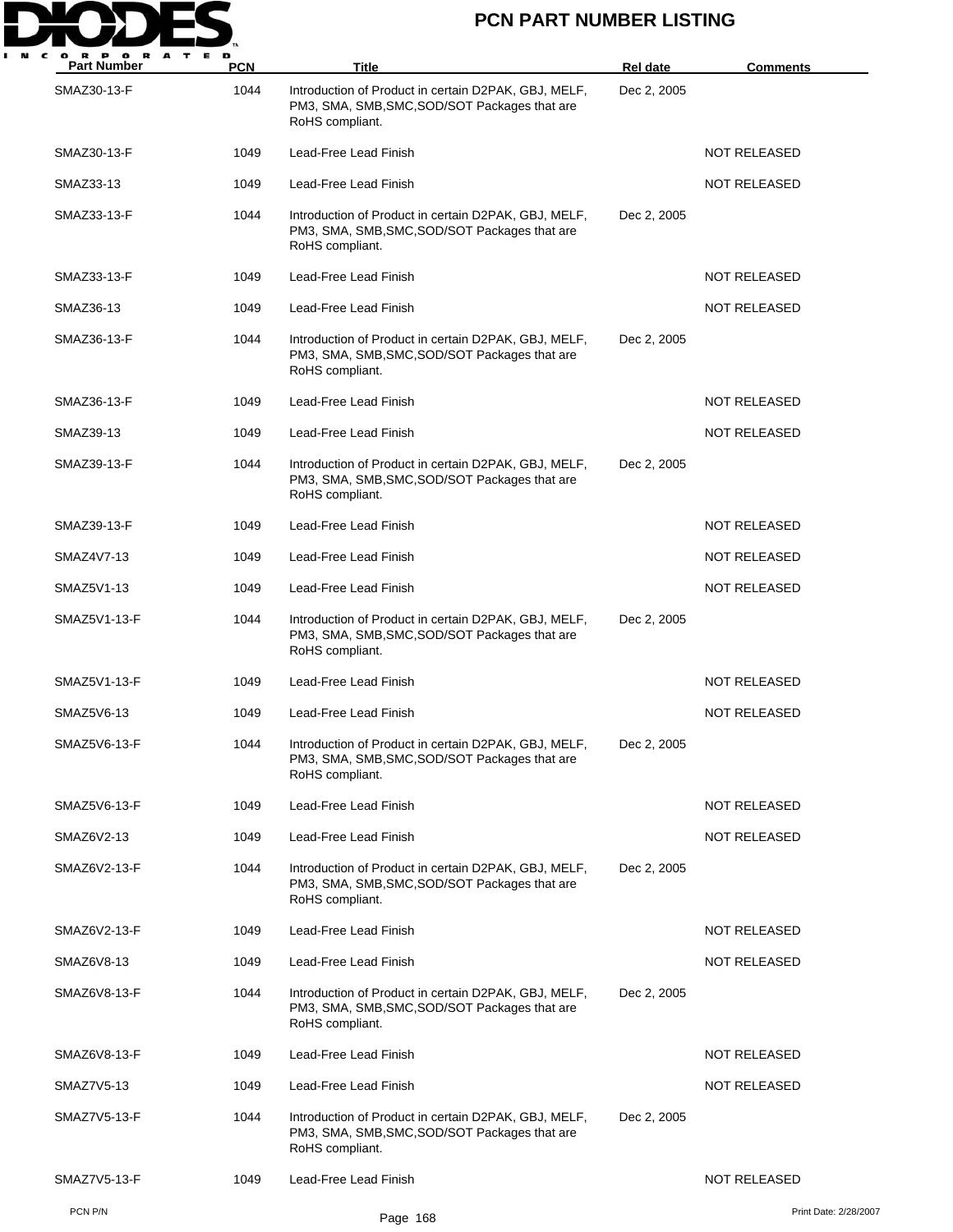# PCN PART NUMBER LISTING

| Part Number | PCN | Title | Rel date | Comments |
|---|---|---|---|---|
| SMAZ30-13-F | 1044 | Introduction of Product in certain D2PAK, GBJ, MELF, PM3, SMA, SMB,SMC,SOD/SOT Packages that are RoHS compliant. | Dec 2, 2005 | |
| SMAZ30-13-F | 1049 | Lead-Free Lead Finish | | NOT RELEASED |
| SMAZ33-13 | 1049 | Lead-Free Lead Finish | | NOT RELEASED |
| SMAZ33-13-F | 1044 | Introduction of Product in certain D2PAK, GBJ, MELF, PM3, SMA, SMB,SMC,SOD/SOT Packages that are RoHS compliant. | Dec 2, 2005 | |
| SMAZ33-13-F | 1049 | Lead-Free Lead Finish | | NOT RELEASED |
| SMAZ36-13 | 1049 | Lead-Free Lead Finish | | NOT RELEASED |
| SMAZ36-13-F | 1044 | Introduction of Product in certain D2PAK, GBJ, MELF, PM3, SMA, SMB,SMC,SOD/SOT Packages that are RoHS compliant. | Dec 2, 2005 | |
| SMAZ36-13-F | 1049 | Lead-Free Lead Finish | | NOT RELEASED |
| SMAZ39-13 | 1049 | Lead-Free Lead Finish | | NOT RELEASED |
| SMAZ39-13-F | 1044 | Introduction of Product in certain D2PAK, GBJ, MELF, PM3, SMA, SMB,SMC,SOD/SOT Packages that are RoHS compliant. | Dec 2, 2005 | |
| SMAZ39-13-F | 1049 | Lead-Free Lead Finish | | NOT RELEASED |
| SMAZ4V7-13 | 1049 | Lead-Free Lead Finish | | NOT RELEASED |
| SMAZ5V1-13 | 1049 | Lead-Free Lead Finish | | NOT RELEASED |
| SMAZ5V1-13-F | 1044 | Introduction of Product in certain D2PAK, GBJ, MELF, PM3, SMA, SMB,SMC,SOD/SOT Packages that are RoHS compliant. | Dec 2, 2005 | |
| SMAZ5V1-13-F | 1049 | Lead-Free Lead Finish | | NOT RELEASED |
| SMAZ5V6-13 | 1049 | Lead-Free Lead Finish | | NOT RELEASED |
| SMAZ5V6-13-F | 1044 | Introduction of Product in certain D2PAK, GBJ, MELF, PM3, SMA, SMB,SMC,SOD/SOT Packages that are RoHS compliant. | Dec 2, 2005 | |
| SMAZ5V6-13-F | 1049 | Lead-Free Lead Finish | | NOT RELEASED |
| SMAZ6V2-13 | 1049 | Lead-Free Lead Finish | | NOT RELEASED |
| SMAZ6V2-13-F | 1044 | Introduction of Product in certain D2PAK, GBJ, MELF, PM3, SMA, SMB,SMC,SOD/SOT Packages that are RoHS compliant. | Dec 2, 2005 | |
| SMAZ6V2-13-F | 1049 | Lead-Free Lead Finish | | NOT RELEASED |
| SMAZ6V8-13 | 1049 | Lead-Free Lead Finish | | NOT RELEASED |
| SMAZ6V8-13-F | 1044 | Introduction of Product in certain D2PAK, GBJ, MELF, PM3, SMA, SMB,SMC,SOD/SOT Packages that are RoHS compliant. | Dec 2, 2005 | |
| SMAZ6V8-13-F | 1049 | Lead-Free Lead Finish | | NOT RELEASED |
| SMAZ7V5-13 | 1049 | Lead-Free Lead Finish | | NOT RELEASED |
| SMAZ7V5-13-F | 1044 | Introduction of Product in certain D2PAK, GBJ, MELF, PM3, SMA, SMB,SMC,SOD/SOT Packages that are RoHS compliant. | Dec 2, 2005 | |
| SMAZ7V5-13-F | 1049 | Lead-Free Lead Finish | | NOT RELEASED |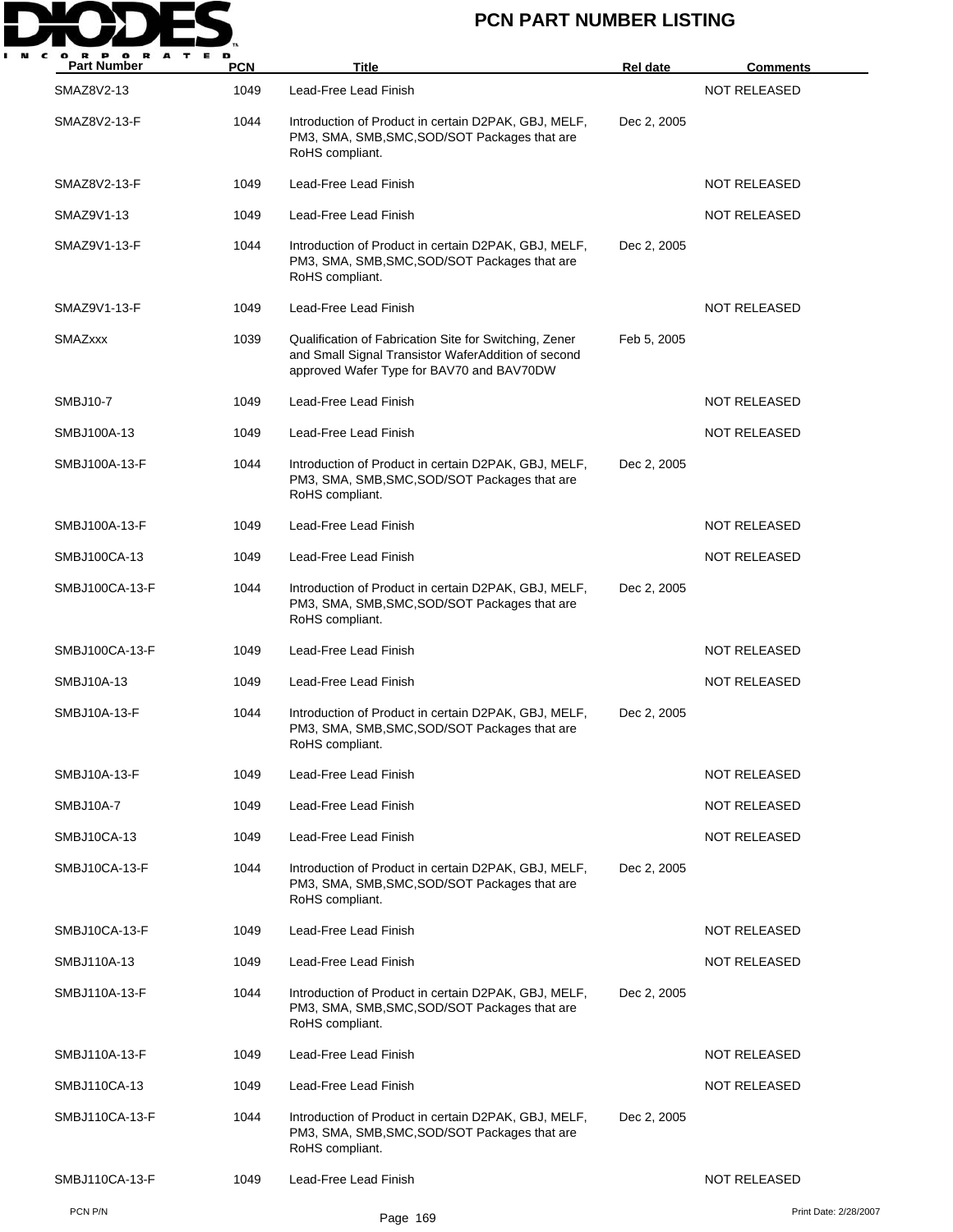| Part Number | PCN | Title | Rel date | Comments |
|---|---|---|---|---|
| SMAZ8V2-13 | 1049 | Lead-Free Lead Finish | | NOT RELEASED |
| SMAZ8V2-13-F | 1044 | Introduction of Product in certain D2PAK, GBJ, MELF, PM3, SMA, SMB,SMC,SOD/SOT Packages that are RoHS compliant. | Dec 2, 2005 | |
| SMAZ8V2-13-F | 1049 | Lead-Free Lead Finish | | NOT RELEASED |
| SMAZ9V1-13 | 1049 | Lead-Free Lead Finish | | NOT RELEASED |
| SMAZ9V1-13-F | 1044 | Introduction of Product in certain D2PAK, GBJ, MELF, PM3, SMA, SMB,SMC,SOD/SOT Packages that are RoHS compliant. | Dec 2, 2005 | |
| SMAZ9V1-13-F | 1049 | Lead-Free Lead Finish | | NOT RELEASED |
| SMAZxxx | 1039 | Qualification of Fabrication Site for Switching, Zener and Small Signal Transistor WaferAddition of second approved Wafer Type for BAV70 and BAV70DW | Feb 5, 2005 | |
| SMBJ10-7 | 1049 | Lead-Free Lead Finish | | NOT RELEASED |
| SMBJ100A-13 | 1049 | Lead-Free Lead Finish | | NOT RELEASED |
| SMBJ100A-13-F | 1044 | Introduction of Product in certain D2PAK, GBJ, MELF, PM3, SMA, SMB,SMC,SOD/SOT Packages that are RoHS compliant. | Dec 2, 2005 | |
| SMBJ100A-13-F | 1049 | Lead-Free Lead Finish | | NOT RELEASED |
| SMBJ100CA-13 | 1049 | Lead-Free Lead Finish | | NOT RELEASED |
| SMBJ100CA-13-F | 1044 | Introduction of Product in certain D2PAK, GBJ, MELF, PM3, SMA, SMB,SMC,SOD/SOT Packages that are RoHS compliant. | Dec 2, 2005 | |
| SMBJ100CA-13-F | 1049 | Lead-Free Lead Finish | | NOT RELEASED |
| SMBJ10A-13 | 1049 | Lead-Free Lead Finish | | NOT RELEASED |
| SMBJ10A-13-F | 1044 | Introduction of Product in certain D2PAK, GBJ, MELF, PM3, SMA, SMB,SMC,SOD/SOT Packages that are RoHS compliant. | Dec 2, 2005 | |
| SMBJ10A-13-F | 1049 | Lead-Free Lead Finish | | NOT RELEASED |
| SMBJ10A-7 | 1049 | Lead-Free Lead Finish | | NOT RELEASED |
| SMBJ10CA-13 | 1049 | Lead-Free Lead Finish | | NOT RELEASED |
| SMBJ10CA-13-F | 1044 | Introduction of Product in certain D2PAK, GBJ, MELF, PM3, SMA, SMB,SMC,SOD/SOT Packages that are RoHS compliant. | Dec 2, 2005 | |
| SMBJ10CA-13-F | 1049 | Lead-Free Lead Finish | | NOT RELEASED |
| SMBJ110A-13 | 1049 | Lead-Free Lead Finish | | NOT RELEASED |
| SMBJ110A-13-F | 1044 | Introduction of Product in certain D2PAK, GBJ, MELF, PM3, SMA, SMB,SMC,SOD/SOT Packages that are RoHS compliant. | Dec 2, 2005 | |
| SMBJ110A-13-F | 1049 | Lead-Free Lead Finish | | NOT RELEASED |
| SMBJ110CA-13 | 1049 | Lead-Free Lead Finish | | NOT RELEASED |
| SMBJ110CA-13-F | 1044 | Introduction of Product in certain D2PAK, GBJ, MELF, PM3, SMA, SMB,SMC,SOD/SOT Packages that are RoHS compliant. | Dec 2, 2005 | |
| SMBJ110CA-13-F | 1049 | Lead-Free Lead Finish | | NOT RELEASED |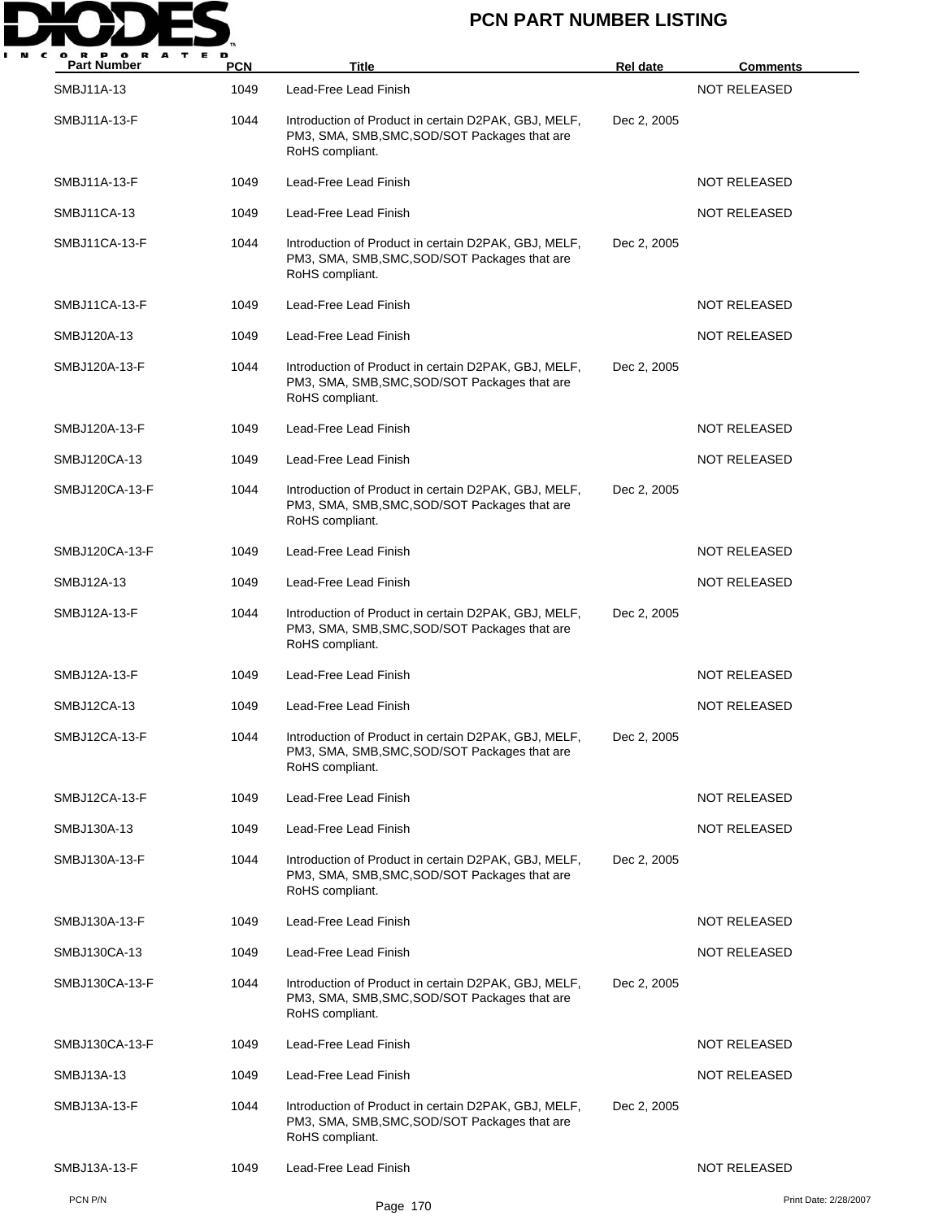| Part Number | PCN | Title | Rel date | Comments |
|---|---|---|---|---|
| SMBJ11A-13 | 1049 | Lead-Free Lead Finish | | NOT RELEASED |
| SMBJ11A-13-F | 1044 | Introduction of Product in certain D2PAK, GBJ, MELF, PM3, SMA, SMB,SMC,SOD/SOT Packages that are RoHS compliant. | Dec 2, 2005 | |
| SMBJ11A-13-F | 1049 | Lead-Free Lead Finish | | NOT RELEASED |
| SMBJ11CA-13 | 1049 | Lead-Free Lead Finish | | NOT RELEASED |
| SMBJ11CA-13-F | 1044 | Introduction of Product in certain D2PAK, GBJ, MELF, PM3, SMA, SMB,SMC,SOD/SOT Packages that are RoHS compliant. | Dec 2, 2005 | |
| SMBJ11CA-13-F | 1049 | Lead-Free Lead Finish | | NOT RELEASED |
| SMBJ120A-13 | 1049 | Lead-Free Lead Finish | | NOT RELEASED |
| SMBJ120A-13-F | 1044 | Introduction of Product in certain D2PAK, GBJ, MELF, PM3, SMA, SMB,SMC,SOD/SOT Packages that are RoHS compliant. | Dec 2, 2005 | |
| SMBJ120A-13-F | 1049 | Lead-Free Lead Finish | | NOT RELEASED |
| SMBJ120CA-13 | 1049 | Lead-Free Lead Finish | | NOT RELEASED |
| SMBJ120CA-13-F | 1044 | Introduction of Product in certain D2PAK, GBJ, MELF, PM3, SMA, SMB,SMC,SOD/SOT Packages that are RoHS compliant. | Dec 2, 2005 | |
| SMBJ120CA-13-F | 1049 | Lead-Free Lead Finish | | NOT RELEASED |
| SMBJ12A-13 | 1049 | Lead-Free Lead Finish | | NOT RELEASED |
| SMBJ12A-13-F | 1044 | Introduction of Product in certain D2PAK, GBJ, MELF, PM3, SMA, SMB,SMC,SOD/SOT Packages that are RoHS compliant. | Dec 2, 2005 | |
| SMBJ12A-13-F | 1049 | Lead-Free Lead Finish | | NOT RELEASED |
| SMBJ12CA-13 | 1049 | Lead-Free Lead Finish | | NOT RELEASED |
| SMBJ12CA-13-F | 1044 | Introduction of Product in certain D2PAK, GBJ, MELF, PM3, SMA, SMB,SMC,SOD/SOT Packages that are RoHS compliant. | Dec 2, 2005 | |
| SMBJ12CA-13-F | 1049 | Lead-Free Lead Finish | | NOT RELEASED |
| SMBJ130A-13 | 1049 | Lead-Free Lead Finish | | NOT RELEASED |
| SMBJ130A-13-F | 1044 | Introduction of Product in certain D2PAK, GBJ, MELF, PM3, SMA, SMB,SMC,SOD/SOT Packages that are RoHS compliant. | Dec 2, 2005 | |
| SMBJ130A-13-F | 1049 | Lead-Free Lead Finish | | NOT RELEASED |
| SMBJ130CA-13 | 1049 | Lead-Free Lead Finish | | NOT RELEASED |
| SMBJ130CA-13-F | 1044 | Introduction of Product in certain D2PAK, GBJ, MELF, PM3, SMA, SMB,SMC,SOD/SOT Packages that are RoHS compliant. | Dec 2, 2005 | |
| SMBJ130CA-13-F | 1049 | Lead-Free Lead Finish | | NOT RELEASED |
| SMBJ13A-13 | 1049 | Lead-Free Lead Finish | | NOT RELEASED |
| SMBJ13A-13-F | 1044 | Introduction of Product in certain D2PAK, GBJ, MELF, PM3, SMA, SMB,SMC,SOD/SOT Packages that are RoHS compliant. | Dec 2, 2005 | |
| SMBJ13A-13-F | 1049 | Lead-Free Lead Finish | | NOT RELEASED |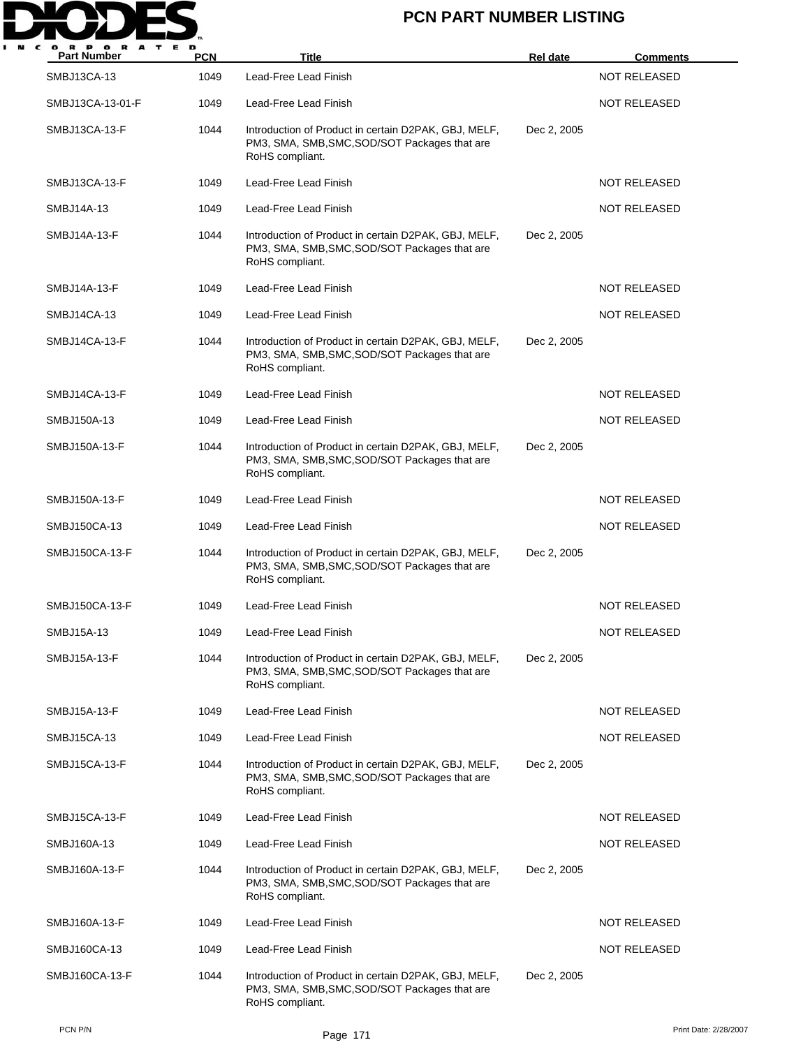| Part Number | PCN | Title | Rel date | Comments |
|---|---|---|---|---|
| SMBJ13CA-13 | 1049 | Lead-Free Lead Finish | | NOT RELEASED |
| SMBJ13CA-13-01-F | 1049 | Lead-Free Lead Finish | | NOT RELEASED |
| SMBJ13CA-13-F | 1044 | Introduction of Product in certain D2PAK, GBJ, MELF, PM3, SMA, SMB,SMC,SOD/SOT Packages that are RoHS compliant. | Dec 2, 2005 | |
| SMBJ13CA-13-F | 1049 | Lead-Free Lead Finish | | NOT RELEASED |
| SMBJ14A-13 | 1049 | Lead-Free Lead Finish | | NOT RELEASED |
| SMBJ14A-13-F | 1044 | Introduction of Product in certain D2PAK, GBJ, MELF, PM3, SMA, SMB,SMC,SOD/SOT Packages that are RoHS compliant. | Dec 2, 2005 | |
| SMBJ14A-13-F | 1049 | Lead-Free Lead Finish | | NOT RELEASED |
| SMBJ14CA-13 | 1049 | Lead-Free Lead Finish | | NOT RELEASED |
| SMBJ14CA-13-F | 1044 | Introduction of Product in certain D2PAK, GBJ, MELF, PM3, SMA, SMB,SMC,SOD/SOT Packages that are RoHS compliant. | Dec 2, 2005 | |
| SMBJ14CA-13-F | 1049 | Lead-Free Lead Finish | | NOT RELEASED |
| SMBJ150A-13 | 1049 | Lead-Free Lead Finish | | NOT RELEASED |
| SMBJ150A-13-F | 1044 | Introduction of Product in certain D2PAK, GBJ, MELF, PM3, SMA, SMB,SMC,SOD/SOT Packages that are RoHS compliant. | Dec 2, 2005 | |
| SMBJ150A-13-F | 1049 | Lead-Free Lead Finish | | NOT RELEASED |
| SMBJ150CA-13 | 1049 | Lead-Free Lead Finish | | NOT RELEASED |
| SMBJ150CA-13-F | 1044 | Introduction of Product in certain D2PAK, GBJ, MELF, PM3, SMA, SMB,SMC,SOD/SOT Packages that are RoHS compliant. | Dec 2, 2005 | |
| SMBJ150CA-13-F | 1049 | Lead-Free Lead Finish | | NOT RELEASED |
| SMBJ15A-13 | 1049 | Lead-Free Lead Finish | | NOT RELEASED |
| SMBJ15A-13-F | 1044 | Introduction of Product in certain D2PAK, GBJ, MELF, PM3, SMA, SMB,SMC,SOD/SOT Packages that are RoHS compliant. | Dec 2, 2005 | |
| SMBJ15A-13-F | 1049 | Lead-Free Lead Finish | | NOT RELEASED |
| SMBJ15CA-13 | 1049 | Lead-Free Lead Finish | | NOT RELEASED |
| SMBJ15CA-13-F | 1044 | Introduction of Product in certain D2PAK, GBJ, MELF, PM3, SMA, SMB,SMC,SOD/SOT Packages that are RoHS compliant. | Dec 2, 2005 | |
| SMBJ15CA-13-F | 1049 | Lead-Free Lead Finish | | NOT RELEASED |
| SMBJ160A-13 | 1049 | Lead-Free Lead Finish | | NOT RELEASED |
| SMBJ160A-13-F | 1044 | Introduction of Product in certain D2PAK, GBJ, MELF, PM3, SMA, SMB,SMC,SOD/SOT Packages that are RoHS compliant. | Dec 2, 2005 | |
| SMBJ160A-13-F | 1049 | Lead-Free Lead Finish | | NOT RELEASED |
| SMBJ160CA-13 | 1049 | Lead-Free Lead Finish | | NOT RELEASED |
| SMBJ160CA-13-F | 1044 | Introduction of Product in certain D2PAK, GBJ, MELF, PM3, SMA, SMB,SMC,SOD/SOT Packages that are RoHS compliant. | Dec 2, 2005 | |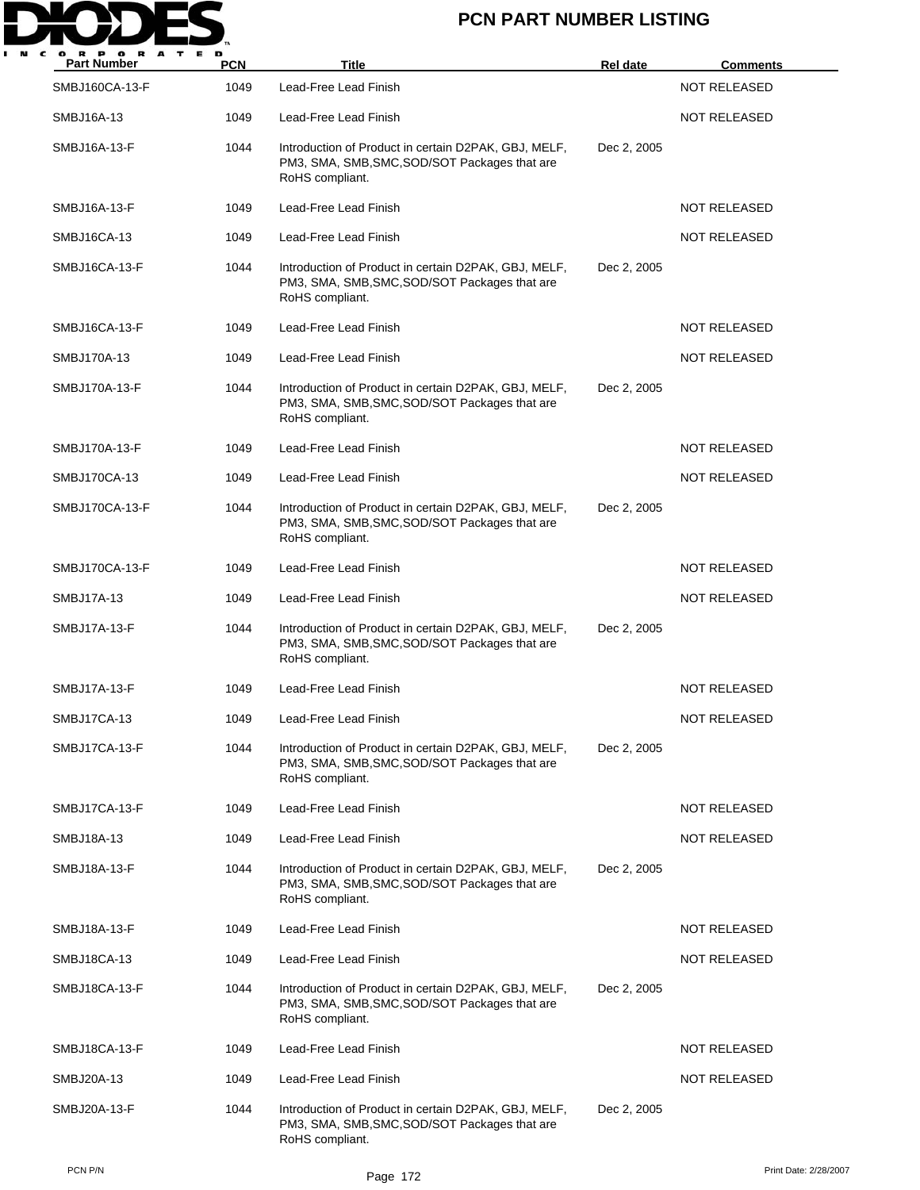# PCN PART NUMBER LISTING

| Part Number | PCN | Title | Rel date | Comments |
|---|---|---|---|---|
| SMBJ160CA-13-F | 1049 | Lead-Free Lead Finish | | NOT RELEASED |
| SMBJ16A-13 | 1049 | Lead-Free Lead Finish | | NOT RELEASED |
| SMBJ16A-13-F | 1044 | Introduction of Product in certain D2PAK, GBJ, MELF, PM3, SMA, SMB,SMC,SOD/SOT Packages that are RoHS compliant. | Dec 2, 2005 | |
| SMBJ16A-13-F | 1049 | Lead-Free Lead Finish | | NOT RELEASED |
| SMBJ16CA-13 | 1049 | Lead-Free Lead Finish | | NOT RELEASED |
| SMBJ16CA-13-F | 1044 | Introduction of Product in certain D2PAK, GBJ, MELF, PM3, SMA, SMB,SMC,SOD/SOT Packages that are RoHS compliant. | Dec 2, 2005 | |
| SMBJ16CA-13-F | 1049 | Lead-Free Lead Finish | | NOT RELEASED |
| SMBJ170A-13 | 1049 | Lead-Free Lead Finish | | NOT RELEASED |
| SMBJ170A-13-F | 1044 | Introduction of Product in certain D2PAK, GBJ, MELF, PM3, SMA, SMB,SMC,SOD/SOT Packages that are RoHS compliant. | Dec 2, 2005 | |
| SMBJ170A-13-F | 1049 | Lead-Free Lead Finish | | NOT RELEASED |
| SMBJ170CA-13 | 1049 | Lead-Free Lead Finish | | NOT RELEASED |
| SMBJ170CA-13-F | 1044 | Introduction of Product in certain D2PAK, GBJ, MELF, PM3, SMA, SMB,SMC,SOD/SOT Packages that are RoHS compliant. | Dec 2, 2005 | |
| SMBJ170CA-13-F | 1049 | Lead-Free Lead Finish | | NOT RELEASED |
| SMBJ17A-13 | 1049 | Lead-Free Lead Finish | | NOT RELEASED |
| SMBJ17A-13-F | 1044 | Introduction of Product in certain D2PAK, GBJ, MELF, PM3, SMA, SMB,SMC,SOD/SOT Packages that are RoHS compliant. | Dec 2, 2005 | |
| SMBJ17A-13-F | 1049 | Lead-Free Lead Finish | | NOT RELEASED |
| SMBJ17CA-13 | 1049 | Lead-Free Lead Finish | | NOT RELEASED |
| SMBJ17CA-13-F | 1044 | Introduction of Product in certain D2PAK, GBJ, MELF, PM3, SMA, SMB,SMC,SOD/SOT Packages that are RoHS compliant. | Dec 2, 2005 | |
| SMBJ17CA-13-F | 1049 | Lead-Free Lead Finish | | NOT RELEASED |
| SMBJ18A-13 | 1049 | Lead-Free Lead Finish | | NOT RELEASED |
| SMBJ18A-13-F | 1044 | Introduction of Product in certain D2PAK, GBJ, MELF, PM3, SMA, SMB,SMC,SOD/SOT Packages that are RoHS compliant. | Dec 2, 2005 | |
| SMBJ18A-13-F | 1049 | Lead-Free Lead Finish | | NOT RELEASED |
| SMBJ18CA-13 | 1049 | Lead-Free Lead Finish | | NOT RELEASED |
| SMBJ18CA-13-F | 1044 | Introduction of Product in certain D2PAK, GBJ, MELF, PM3, SMA, SMB,SMC,SOD/SOT Packages that are RoHS compliant. | Dec 2, 2005 | |
| SMBJ18CA-13-F | 1049 | Lead-Free Lead Finish | | NOT RELEASED |
| SMBJ20A-13 | 1049 | Lead-Free Lead Finish | | NOT RELEASED |
| SMBJ20A-13-F | 1044 | Introduction of Product in certain D2PAK, GBJ, MELF, PM3, SMA, SMB,SMC,SOD/SOT Packages that are RoHS compliant. | Dec 2, 2005 | |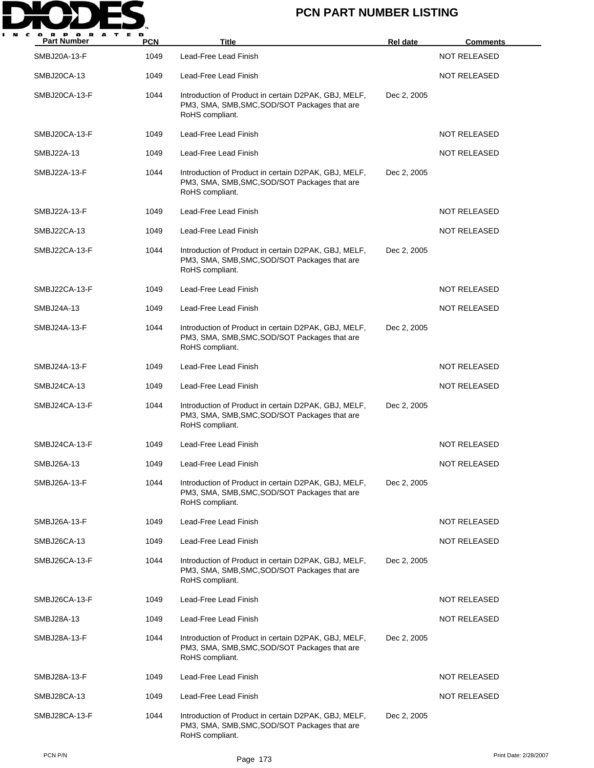# PCN PART NUMBER LISTING

| Part Number | PCN | Title | Rel date | Comments |
|---|---|---|---|---|
| SMBJ20A-13-F | 1049 | Lead-Free Lead Finish | | NOT RELEASED |
| SMBJ20CA-13 | 1049 | Lead-Free Lead Finish | | NOT RELEASED |
| SMBJ20CA-13-F | 1044 | Introduction of Product in certain D2PAK, GBJ, MELF, PM3, SMA, SMB,SMC,SOD/SOT Packages that are RoHS compliant. | Dec 2, 2005 | |
| SMBJ20CA-13-F | 1049 | Lead-Free Lead Finish | | NOT RELEASED |
| SMBJ22A-13 | 1049 | Lead-Free Lead Finish | | NOT RELEASED |
| SMBJ22A-13-F | 1044 | Introduction of Product in certain D2PAK, GBJ, MELF, PM3, SMA, SMB,SMC,SOD/SOT Packages that are RoHS compliant. | Dec 2, 2005 | |
| SMBJ22A-13-F | 1049 | Lead-Free Lead Finish | | NOT RELEASED |
| SMBJ22CA-13 | 1049 | Lead-Free Lead Finish | | NOT RELEASED |
| SMBJ22CA-13-F | 1044 | Introduction of Product in certain D2PAK, GBJ, MELF, PM3, SMA, SMB,SMC,SOD/SOT Packages that are RoHS compliant. | Dec 2, 2005 | |
| SMBJ22CA-13-F | 1049 | Lead-Free Lead Finish | | NOT RELEASED |
| SMBJ24A-13 | 1049 | Lead-Free Lead Finish | | NOT RELEASED |
| SMBJ24A-13-F | 1044 | Introduction of Product in certain D2PAK, GBJ, MELF, PM3, SMA, SMB,SMC,SOD/SOT Packages that are RoHS compliant. | Dec 2, 2005 | |
| SMBJ24A-13-F | 1049 | Lead-Free Lead Finish | | NOT RELEASED |
| SMBJ24CA-13 | 1049 | Lead-Free Lead Finish | | NOT RELEASED |
| SMBJ24CA-13-F | 1044 | Introduction of Product in certain D2PAK, GBJ, MELF, PM3, SMA, SMB,SMC,SOD/SOT Packages that are RoHS compliant. | Dec 2, 2005 | |
| SMBJ24CA-13-F | 1049 | Lead-Free Lead Finish | | NOT RELEASED |
| SMBJ26A-13 | 1049 | Lead-Free Lead Finish | | NOT RELEASED |
| SMBJ26A-13-F | 1044 | Introduction of Product in certain D2PAK, GBJ, MELF, PM3, SMA, SMB,SMC,SOD/SOT Packages that are RoHS compliant. | Dec 2, 2005 | |
| SMBJ26A-13-F | 1049 | Lead-Free Lead Finish | | NOT RELEASED |
| SMBJ26CA-13 | 1049 | Lead-Free Lead Finish | | NOT RELEASED |
| SMBJ26CA-13-F | 1044 | Introduction of Product in certain D2PAK, GBJ, MELF, PM3, SMA, SMB,SMC,SOD/SOT Packages that are RoHS compliant. | Dec 2, 2005 | |
| SMBJ26CA-13-F | 1049 | Lead-Free Lead Finish | | NOT RELEASED |
| SMBJ28A-13 | 1049 | Lead-Free Lead Finish | | NOT RELEASED |
| SMBJ28A-13-F | 1044 | Introduction of Product in certain D2PAK, GBJ, MELF, PM3, SMA, SMB,SMC,SOD/SOT Packages that are RoHS compliant. | Dec 2, 2005 | |
| SMBJ28A-13-F | 1049 | Lead-Free Lead Finish | | NOT RELEASED |
| SMBJ28CA-13 | 1049 | Lead-Free Lead Finish | | NOT RELEASED |
| SMBJ28CA-13-F | 1044 | Introduction of Product in certain D2PAK, GBJ, MELF, PM3, SMA, SMB,SMC,SOD/SOT Packages that are RoHS compliant. | Dec 2, 2005 | |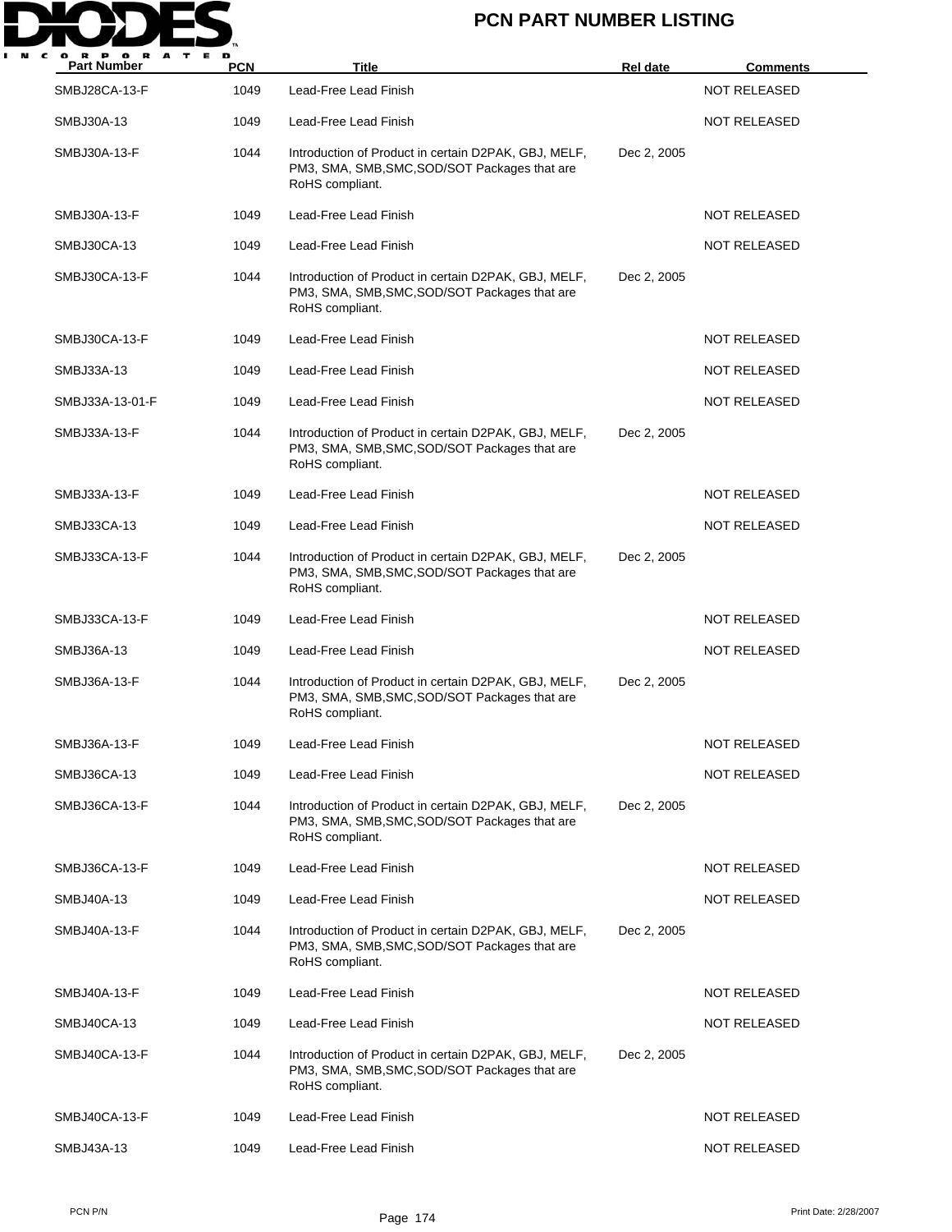# PCN PART NUMBER LISTING

| Part Number | PCN | Title | Rel date | Comments |
|---|---|---|---|---|
| SMBJ28CA-13-F | 1049 | Lead-Free Lead Finish | | NOT RELEASED |
| SMBJ30A-13 | 1049 | Lead-Free Lead Finish | | NOT RELEASED |
| SMBJ30A-13-F | 1044 | Introduction of Product in certain D2PAK, GBJ, MELF, PM3, SMA, SMB,SMC,SOD/SOT Packages that are RoHS compliant. | Dec 2, 2005 | |
| SMBJ30A-13-F | 1049 | Lead-Free Lead Finish | | NOT RELEASED |
| SMBJ30CA-13 | 1049 | Lead-Free Lead Finish | | NOT RELEASED |
| SMBJ30CA-13-F | 1044 | Introduction of Product in certain D2PAK, GBJ, MELF, PM3, SMA, SMB,SMC,SOD/SOT Packages that are RoHS compliant. | Dec 2, 2005 | |
| SMBJ30CA-13-F | 1049 | Lead-Free Lead Finish | | NOT RELEASED |
| SMBJ33A-13 | 1049 | Lead-Free Lead Finish | | NOT RELEASED |
| SMBJ33A-13-01-F | 1049 | Lead-Free Lead Finish | | NOT RELEASED |
| SMBJ33A-13-F | 1044 | Introduction of Product in certain D2PAK, GBJ, MELF, PM3, SMA, SMB,SMC,SOD/SOT Packages that are RoHS compliant. | Dec 2, 2005 | |
| SMBJ33A-13-F | 1049 | Lead-Free Lead Finish | | NOT RELEASED |
| SMBJ33CA-13 | 1049 | Lead-Free Lead Finish | | NOT RELEASED |
| SMBJ33CA-13-F | 1044 | Introduction of Product in certain D2PAK, GBJ, MELF, PM3, SMA, SMB,SMC,SOD/SOT Packages that are RoHS compliant. | Dec 2, 2005 | |
| SMBJ33CA-13-F | 1049 | Lead-Free Lead Finish | | NOT RELEASED |
| SMBJ36A-13 | 1049 | Lead-Free Lead Finish | | NOT RELEASED |
| SMBJ36A-13-F | 1044 | Introduction of Product in certain D2PAK, GBJ, MELF, PM3, SMA, SMB,SMC,SOD/SOT Packages that are RoHS compliant. | Dec 2, 2005 | |
| SMBJ36A-13-F | 1049 | Lead-Free Lead Finish | | NOT RELEASED |
| SMBJ36CA-13 | 1049 | Lead-Free Lead Finish | | NOT RELEASED |
| SMBJ36CA-13-F | 1044 | Introduction of Product in certain D2PAK, GBJ, MELF, PM3, SMA, SMB,SMC,SOD/SOT Packages that are RoHS compliant. | Dec 2, 2005 | |
| SMBJ36CA-13-F | 1049 | Lead-Free Lead Finish | | NOT RELEASED |
| SMBJ40A-13 | 1049 | Lead-Free Lead Finish | | NOT RELEASED |
| SMBJ40A-13-F | 1044 | Introduction of Product in certain D2PAK, GBJ, MELF, PM3, SMA, SMB,SMC,SOD/SOT Packages that are RoHS compliant. | Dec 2, 2005 | |
| SMBJ40A-13-F | 1049 | Lead-Free Lead Finish | | NOT RELEASED |
| SMBJ40CA-13 | 1049 | Lead-Free Lead Finish | | NOT RELEASED |
| SMBJ40CA-13-F | 1044 | Introduction of Product in certain D2PAK, GBJ, MELF, PM3, SMA, SMB,SMC,SOD/SOT Packages that are RoHS compliant. | Dec 2, 2005 | |
| SMBJ40CA-13-F | 1049 | Lead-Free Lead Finish | | NOT RELEASED |
| SMBJ43A-13 | 1049 | Lead-Free Lead Finish | | NOT RELEASED |

PCN P/N

Print Date: 2/28/2007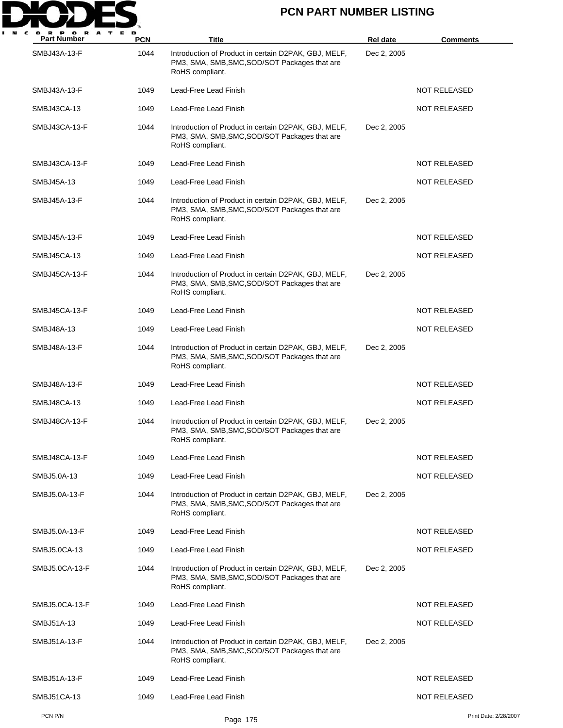| Part Number | PCN | Title | Rel date | Comments |
|---|---|---|---|---|
| SMBJ43A-13-F | 1044 | Introduction of Product in certain D2PAK, GBJ, MELF, PM3, SMA, SMB,SMC,SOD/SOT Packages that are RoHS compliant. | Dec 2, 2005 | |
| SMBJ43A-13-F | 1049 | Lead-Free Lead Finish | | NOT RELEASED |
| SMBJ43CA-13 | 1049 | Lead-Free Lead Finish | | NOT RELEASED |
| SMBJ43CA-13-F | 1044 | Introduction of Product in certain D2PAK, GBJ, MELF, PM3, SMA, SMB,SMC,SOD/SOT Packages that are RoHS compliant. | Dec 2, 2005 | |
| SMBJ43CA-13-F | 1049 | Lead-Free Lead Finish | | NOT RELEASED |
| SMBJ45A-13 | 1049 | Lead-Free Lead Finish | | NOT RELEASED |
| SMBJ45A-13-F | 1044 | Introduction of Product in certain D2PAK, GBJ, MELF, PM3, SMA, SMB,SMC,SOD/SOT Packages that are RoHS compliant. | Dec 2, 2005 | |
| SMBJ45A-13-F | 1049 | Lead-Free Lead Finish | | NOT RELEASED |
| SMBJ45CA-13 | 1049 | Lead-Free Lead Finish | | NOT RELEASED |
| SMBJ45CA-13-F | 1044 | Introduction of Product in certain D2PAK, GBJ, MELF, PM3, SMA, SMB,SMC,SOD/SOT Packages that are RoHS compliant. | Dec 2, 2005 | |
| SMBJ45CA-13-F | 1049 | Lead-Free Lead Finish | | NOT RELEASED |
| SMBJ48A-13 | 1049 | Lead-Free Lead Finish | | NOT RELEASED |
| SMBJ48A-13-F | 1044 | Introduction of Product in certain D2PAK, GBJ, MELF, PM3, SMA, SMB,SMC,SOD/SOT Packages that are RoHS compliant. | Dec 2, 2005 | |
| SMBJ48A-13-F | 1049 | Lead-Free Lead Finish | | NOT RELEASED |
| SMBJ48CA-13 | 1049 | Lead-Free Lead Finish | | NOT RELEASED |
| SMBJ48CA-13-F | 1044 | Introduction of Product in certain D2PAK, GBJ, MELF, PM3, SMA, SMB,SMC,SOD/SOT Packages that are RoHS compliant. | Dec 2, 2005 | |
| SMBJ48CA-13-F | 1049 | Lead-Free Lead Finish | | NOT RELEASED |
| SMBJ5.0A-13 | 1049 | Lead-Free Lead Finish | | NOT RELEASED |
| SMBJ5.0A-13-F | 1044 | Introduction of Product in certain D2PAK, GBJ, MELF, PM3, SMA, SMB,SMC,SOD/SOT Packages that are RoHS compliant. | Dec 2, 2005 | |
| SMBJ5.0A-13-F | 1049 | Lead-Free Lead Finish | | NOT RELEASED |
| SMBJ5.0CA-13 | 1049 | Lead-Free Lead Finish | | NOT RELEASED |
| SMBJ5.0CA-13-F | 1044 | Introduction of Product in certain D2PAK, GBJ, MELF, PM3, SMA, SMB,SMC,SOD/SOT Packages that are RoHS compliant. | Dec 2, 2005 | |
| SMBJ5.0CA-13-F | 1049 | Lead-Free Lead Finish | | NOT RELEASED |
| SMBJ51A-13 | 1049 | Lead-Free Lead Finish | | NOT RELEASED |
| SMBJ51A-13-F | 1044 | Introduction of Product in certain D2PAK, GBJ, MELF, PM3, SMA, SMB,SMC,SOD/SOT Packages that are RoHS compliant. | Dec 2, 2005 | |
| SMBJ51A-13-F | 1049 | Lead-Free Lead Finish | | NOT RELEASED |
| SMBJ51CA-13 | 1049 | Lead-Free Lead Finish | | NOT RELEASED |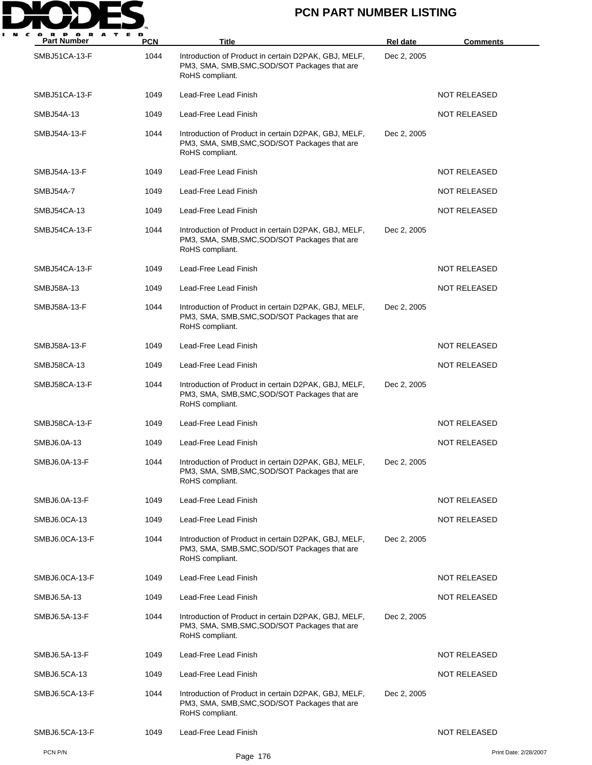| Part Number | PCN | Title | Rel date | Comments |
|---|---|---|---|---|
| SMBJ51CA-13-F | 1044 | Introduction of Product in certain D2PAK, GBJ, MELF, PM3, SMA, SMB,SMC,SOD/SOT Packages that are RoHS compliant. | Dec 2, 2005 | |
| SMBJ51CA-13-F | 1049 | Lead-Free Lead Finish | | NOT RELEASED |
| SMBJ54A-13 | 1049 | Lead-Free Lead Finish | | NOT RELEASED |
| SMBJ54A-13-F | 1044 | Introduction of Product in certain D2PAK, GBJ, MELF, PM3, SMA, SMB,SMC,SOD/SOT Packages that are RoHS compliant. | Dec 2, 2005 | |
| SMBJ54A-13-F | 1049 | Lead-Free Lead Finish | | NOT RELEASED |
| SMBJ54A-7 | 1049 | Lead-Free Lead Finish | | NOT RELEASED |
| SMBJ54CA-13 | 1049 | Lead-Free Lead Finish | | NOT RELEASED |
| SMBJ54CA-13-F | 1044 | Introduction of Product in certain D2PAK, GBJ, MELF, PM3, SMA, SMB,SMC,SOD/SOT Packages that are RoHS compliant. | Dec 2, 2005 | |
| SMBJ54CA-13-F | 1049 | Lead-Free Lead Finish | | NOT RELEASED |
| SMBJ58A-13 | 1049 | Lead-Free Lead Finish | | NOT RELEASED |
| SMBJ58A-13-F | 1044 | Introduction of Product in certain D2PAK, GBJ, MELF, PM3, SMA, SMB,SMC,SOD/SOT Packages that are RoHS compliant. | Dec 2, 2005 | |
| SMBJ58A-13-F | 1049 | Lead-Free Lead Finish | | NOT RELEASED |
| SMBJ58CA-13 | 1049 | Lead-Free Lead Finish | | NOT RELEASED |
| SMBJ58CA-13-F | 1044 | Introduction of Product in certain D2PAK, GBJ, MELF, PM3, SMA, SMB,SMC,SOD/SOT Packages that are RoHS compliant. | Dec 2, 2005 | |
| SMBJ58CA-13-F | 1049 | Lead-Free Lead Finish | | NOT RELEASED |
| SMBJ6.0A-13 | 1049 | Lead-Free Lead Finish | | NOT RELEASED |
| SMBJ6.0A-13-F | 1044 | Introduction of Product in certain D2PAK, GBJ, MELF, PM3, SMA, SMB,SMC,SOD/SOT Packages that are RoHS compliant. | Dec 2, 2005 | |
| SMBJ6.0A-13-F | 1049 | Lead-Free Lead Finish | | NOT RELEASED |
| SMBJ6.0CA-13 | 1049 | Lead-Free Lead Finish | | NOT RELEASED |
| SMBJ6.0CA-13-F | 1044 | Introduction of Product in certain D2PAK, GBJ, MELF, PM3, SMA, SMB,SMC,SOD/SOT Packages that are RoHS compliant. | Dec 2, 2005 | |
| SMBJ6.0CA-13-F | 1049 | Lead-Free Lead Finish | | NOT RELEASED |
| SMBJ6.5A-13 | 1049 | Lead-Free Lead Finish | | NOT RELEASED |
| SMBJ6.5A-13-F | 1044 | Introduction of Product in certain D2PAK, GBJ, MELF, PM3, SMA, SMB,SMC,SOD/SOT Packages that are RoHS compliant. | Dec 2, 2005 | |
| SMBJ6.5A-13-F | 1049 | Lead-Free Lead Finish | | NOT RELEASED |
| SMBJ6.5CA-13 | 1049 | Lead-Free Lead Finish | | NOT RELEASED |
| SMBJ6.5CA-13-F | 1044 | Introduction of Product in certain D2PAK, GBJ, MELF, PM3, SMA, SMB,SMC,SOD/SOT Packages that are RoHS compliant. | Dec 2, 2005 | |
| SMBJ6.5CA-13-F | 1049 | Lead-Free Lead Finish | | NOT RELEASED |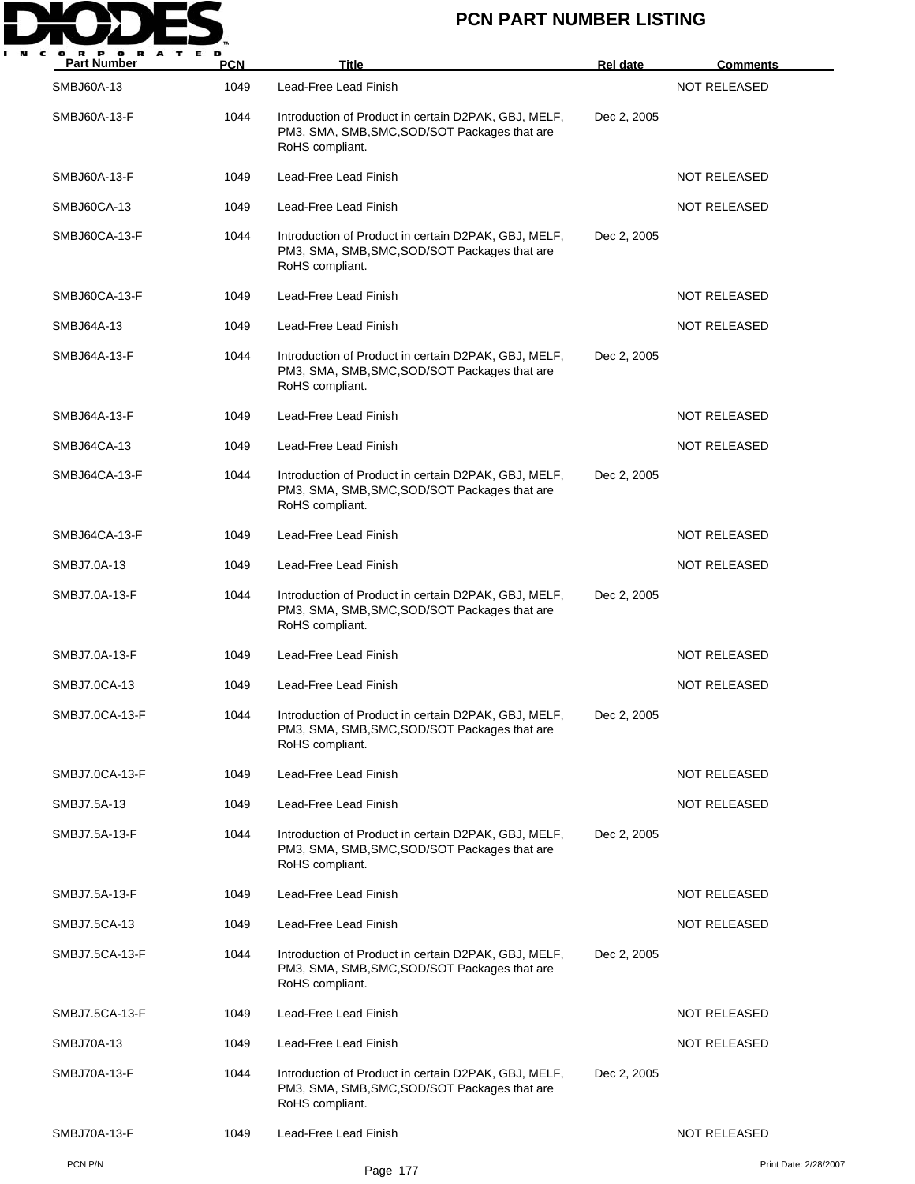| Part Number | PCN | Title | Rel date | Comments |
|---|---|---|---|---|
| SMBJ60A-13 | 1049 | Lead-Free Lead Finish | | NOT RELEASED |
| SMBJ60A-13-F | 1044 | Introduction of Product in certain D2PAK, GBJ, MELF, PM3, SMA, SMB,SMC,SOD/SOT Packages that are RoHS compliant. | Dec 2, 2005 | |
| SMBJ60A-13-F | 1049 | Lead-Free Lead Finish | | NOT RELEASED |
| SMBJ60CA-13 | 1049 | Lead-Free Lead Finish | | NOT RELEASED |
| SMBJ60CA-13-F | 1044 | Introduction of Product in certain D2PAK, GBJ, MELF, PM3, SMA, SMB,SMC,SOD/SOT Packages that are RoHS compliant. | Dec 2, 2005 | |
| SMBJ60CA-13-F | 1049 | Lead-Free Lead Finish | | NOT RELEASED |
| SMBJ64A-13 | 1049 | Lead-Free Lead Finish | | NOT RELEASED |
| SMBJ64A-13-F | 1044 | Introduction of Product in certain D2PAK, GBJ, MELF, PM3, SMA, SMB,SMC,SOD/SOT Packages that are RoHS compliant. | Dec 2, 2005 | |
| SMBJ64A-13-F | 1049 | Lead-Free Lead Finish | | NOT RELEASED |
| SMBJ64CA-13 | 1049 | Lead-Free Lead Finish | | NOT RELEASED |
| SMBJ64CA-13-F | 1044 | Introduction of Product in certain D2PAK, GBJ, MELF, PM3, SMA, SMB,SMC,SOD/SOT Packages that are RoHS compliant. | Dec 2, 2005 | |
| SMBJ64CA-13-F | 1049 | Lead-Free Lead Finish | | NOT RELEASED |
| SMBJ7.0A-13 | 1049 | Lead-Free Lead Finish | | NOT RELEASED |
| SMBJ7.0A-13-F | 1044 | Introduction of Product in certain D2PAK, GBJ, MELF, PM3, SMA, SMB,SMC,SOD/SOT Packages that are RoHS compliant. | Dec 2, 2005 | |
| SMBJ7.0A-13-F | 1049 | Lead-Free Lead Finish | | NOT RELEASED |
| SMBJ7.0CA-13 | 1049 | Lead-Free Lead Finish | | NOT RELEASED |
| SMBJ7.0CA-13-F | 1044 | Introduction of Product in certain D2PAK, GBJ, MELF, PM3, SMA, SMB,SMC,SOD/SOT Packages that are RoHS compliant. | Dec 2, 2005 | |
| SMBJ7.0CA-13-F | 1049 | Lead-Free Lead Finish | | NOT RELEASED |
| SMBJ7.5A-13 | 1049 | Lead-Free Lead Finish | | NOT RELEASED |
| SMBJ7.5A-13-F | 1044 | Introduction of Product in certain D2PAK, GBJ, MELF, PM3, SMA, SMB,SMC,SOD/SOT Packages that are RoHS compliant. | Dec 2, 2005 | |
| SMBJ7.5A-13-F | 1049 | Lead-Free Lead Finish | | NOT RELEASED |
| SMBJ7.5CA-13 | 1049 | Lead-Free Lead Finish | | NOT RELEASED |
| SMBJ7.5CA-13-F | 1044 | Introduction of Product in certain D2PAK, GBJ, MELF, PM3, SMA, SMB,SMC,SOD/SOT Packages that are RoHS compliant. | Dec 2, 2005 | |
| SMBJ7.5CA-13-F | 1049 | Lead-Free Lead Finish | | NOT RELEASED |
| SMBJ70A-13 | 1049 | Lead-Free Lead Finish | | NOT RELEASED |
| SMBJ70A-13-F | 1044 | Introduction of Product in certain D2PAK, GBJ, MELF, PM3, SMA, SMB,SMC,SOD/SOT Packages that are RoHS compliant. | Dec 2, 2005 | |
| SMBJ70A-13-F | 1049 | Lead-Free Lead Finish | | NOT RELEASED |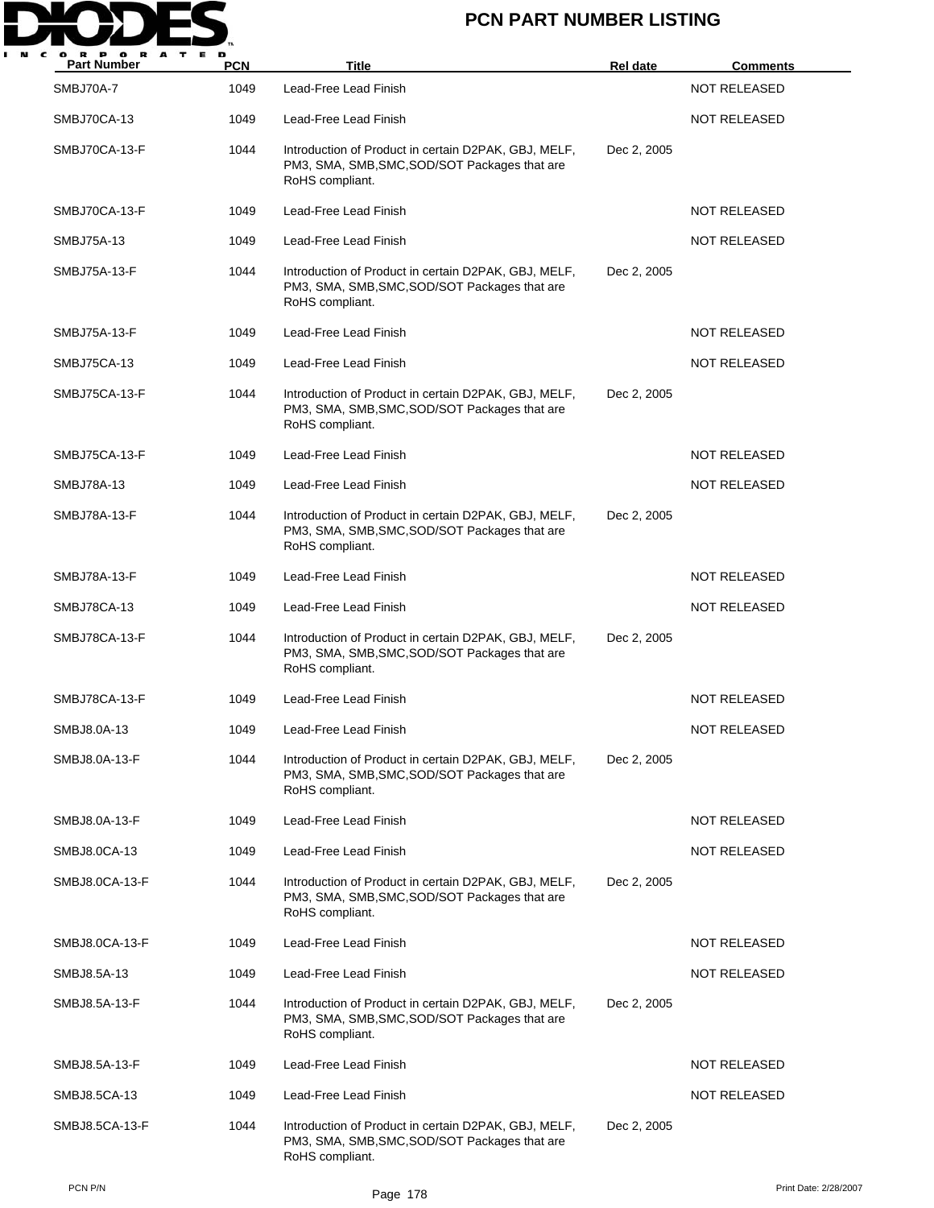# PCN PART NUMBER LISTING

| Part Number | PCN | Title | Rel date | Comments |
|---|---|---|---|---|
| SMBJ70A-7 | 1049 | Lead-Free Lead Finish | | NOT RELEASED |
| SMBJ70CA-13 | 1049 | Lead-Free Lead Finish | | NOT RELEASED |
| SMBJ70CA-13-F | 1044 | Introduction of Product in certain D2PAK, GBJ, MELF, PM3, SMA, SMB,SMC,SOD/SOT Packages that are RoHS compliant. | Dec 2, 2005 | |
| SMBJ70CA-13-F | 1049 | Lead-Free Lead Finish | | NOT RELEASED |
| SMBJ75A-13 | 1049 | Lead-Free Lead Finish | | NOT RELEASED |
| SMBJ75A-13-F | 1044 | Introduction of Product in certain D2PAK, GBJ, MELF, PM3, SMA, SMB,SMC,SOD/SOT Packages that are RoHS compliant. | Dec 2, 2005 | |
| SMBJ75A-13-F | 1049 | Lead-Free Lead Finish | | NOT RELEASED |
| SMBJ75CA-13 | 1049 | Lead-Free Lead Finish | | NOT RELEASED |
| SMBJ75CA-13-F | 1044 | Introduction of Product in certain D2PAK, GBJ, MELF, PM3, SMA, SMB,SMC,SOD/SOT Packages that are RoHS compliant. | Dec 2, 2005 | |
| SMBJ75CA-13-F | 1049 | Lead-Free Lead Finish | | NOT RELEASED |
| SMBJ78A-13 | 1049 | Lead-Free Lead Finish | | NOT RELEASED |
| SMBJ78A-13-F | 1044 | Introduction of Product in certain D2PAK, GBJ, MELF, PM3, SMA, SMB,SMC,SOD/SOT Packages that are RoHS compliant. | Dec 2, 2005 | |
| SMBJ78A-13-F | 1049 | Lead-Free Lead Finish | | NOT RELEASED |
| SMBJ78CA-13 | 1049 | Lead-Free Lead Finish | | NOT RELEASED |
| SMBJ78CA-13-F | 1044 | Introduction of Product in certain D2PAK, GBJ, MELF, PM3, SMA, SMB,SMC,SOD/SOT Packages that are RoHS compliant. | Dec 2, 2005 | |
| SMBJ78CA-13-F | 1049 | Lead-Free Lead Finish | | NOT RELEASED |
| SMBJ8.0A-13 | 1049 | Lead-Free Lead Finish | | NOT RELEASED |
| SMBJ8.0A-13-F | 1044 | Introduction of Product in certain D2PAK, GBJ, MELF, PM3, SMA, SMB,SMC,SOD/SOT Packages that are RoHS compliant. | Dec 2, 2005 | |
| SMBJ8.0A-13-F | 1049 | Lead-Free Lead Finish | | NOT RELEASED |
| SMBJ8.0CA-13 | 1049 | Lead-Free Lead Finish | | NOT RELEASED |
| SMBJ8.0CA-13-F | 1044 | Introduction of Product in certain D2PAK, GBJ, MELF, PM3, SMA, SMB,SMC,SOD/SOT Packages that are RoHS compliant. | Dec 2, 2005 | |
| SMBJ8.0CA-13-F | 1049 | Lead-Free Lead Finish | | NOT RELEASED |
| SMBJ8.5A-13 | 1049 | Lead-Free Lead Finish | | NOT RELEASED |
| SMBJ8.5A-13-F | 1044 | Introduction of Product in certain D2PAK, GBJ, MELF, PM3, SMA, SMB,SMC,SOD/SOT Packages that are RoHS compliant. | Dec 2, 2005 | |
| SMBJ8.5A-13-F | 1049 | Lead-Free Lead Finish | | NOT RELEASED |
| SMBJ8.5CA-13 | 1049 | Lead-Free Lead Finish | | NOT RELEASED |
| SMBJ8.5CA-13-F | 1044 | Introduction of Product in certain D2PAK, GBJ, MELF, PM3, SMA, SMB,SMC,SOD/SOT Packages that are RoHS compliant. | Dec 2, 2005 | |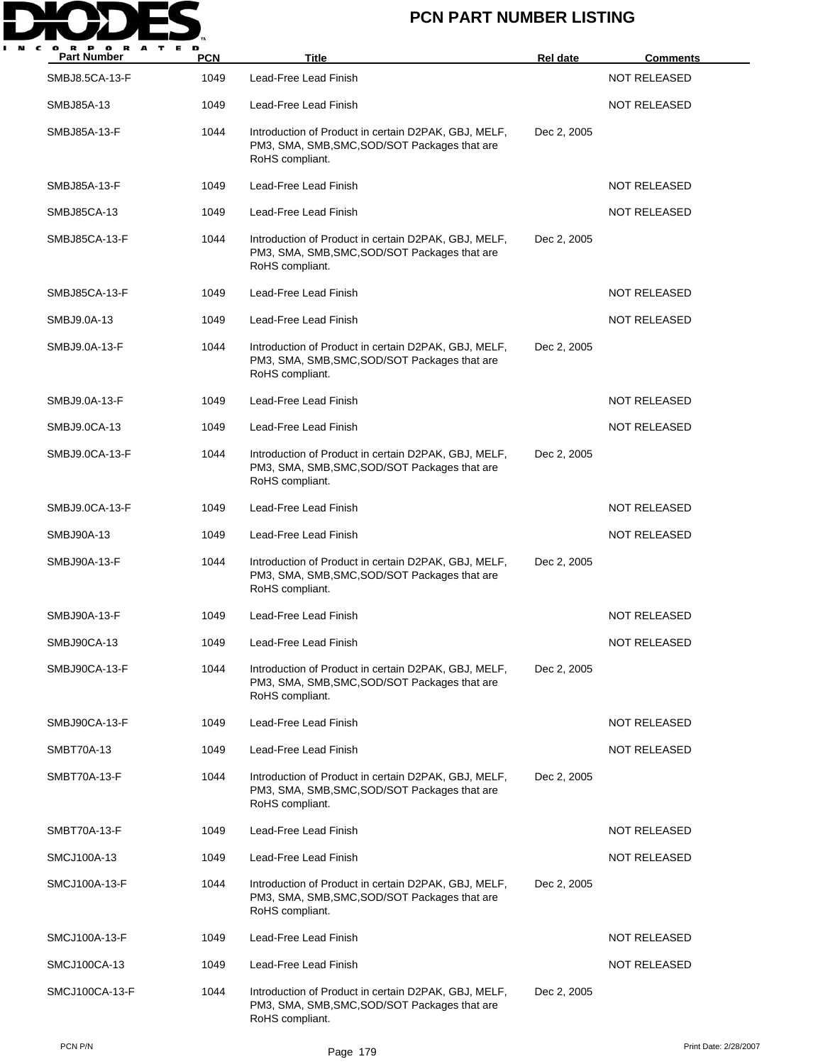| Part Number | PCN | Title | Rel date | Comments |
| --- | --- | --- | --- | --- |
| SMBJ8.5CA-13-F | 1049 | Lead-Free Lead Finish | | NOT RELEASED |
| SMBJ85A-13 | 1049 | Lead-Free Lead Finish | | NOT RELEASED |
| SMBJ85A-13-F | 1044 | Introduction of Product in certain D2PAK, GBJ, MELF, PM3, SMA, SMB,SMC,SOD/SOT Packages that are RoHS compliant. | Dec 2, 2005 | |
| SMBJ85A-13-F | 1049 | Lead-Free Lead Finish | | NOT RELEASED |
| SMBJ85CA-13 | 1049 | Lead-Free Lead Finish | | NOT RELEASED |
| SMBJ85CA-13-F | 1044 | Introduction of Product in certain D2PAK, GBJ, MELF, PM3, SMA, SMB,SMC,SOD/SOT Packages that are RoHS compliant. | Dec 2, 2005 | |
| SMBJ85CA-13-F | 1049 | Lead-Free Lead Finish | | NOT RELEASED |
| SMBJ9.0A-13 | 1049 | Lead-Free Lead Finish | | NOT RELEASED |
| SMBJ9.0A-13-F | 1044 | Introduction of Product in certain D2PAK, GBJ, MELF, PM3, SMA, SMB,SMC,SOD/SOT Packages that are RoHS compliant. | Dec 2, 2005 | |
| SMBJ9.0A-13-F | 1049 | Lead-Free Lead Finish | | NOT RELEASED |
| SMBJ9.0CA-13 | 1049 | Lead-Free Lead Finish | | NOT RELEASED |
| SMBJ9.0CA-13-F | 1044 | Introduction of Product in certain D2PAK, GBJ, MELF, PM3, SMA, SMB,SMC,SOD/SOT Packages that are RoHS compliant. | Dec 2, 2005 | |
| SMBJ9.0CA-13-F | 1049 | Lead-Free Lead Finish | | NOT RELEASED |
| SMBJ90A-13 | 1049 | Lead-Free Lead Finish | | NOT RELEASED |
| SMBJ90A-13-F | 1044 | Introduction of Product in certain D2PAK, GBJ, MELF, PM3, SMA, SMB,SMC,SOD/SOT Packages that are RoHS compliant. | Dec 2, 2005 | |
| SMBJ90A-13-F | 1049 | Lead-Free Lead Finish | | NOT RELEASED |
| SMBJ90CA-13 | 1049 | Lead-Free Lead Finish | | NOT RELEASED |
| SMBJ90CA-13-F | 1044 | Introduction of Product in certain D2PAK, GBJ, MELF, PM3, SMA, SMB,SMC,SOD/SOT Packages that are RoHS compliant. | Dec 2, 2005 | |
| SMBJ90CA-13-F | 1049 | Lead-Free Lead Finish | | NOT RELEASED |
| SMBT70A-13 | 1049 | Lead-Free Lead Finish | | NOT RELEASED |
| SMBT70A-13-F | 1044 | Introduction of Product in certain D2PAK, GBJ, MELF, PM3, SMA, SMB,SMC,SOD/SOT Packages that are RoHS compliant. | Dec 2, 2005 | |
| SMBT70A-13-F | 1049 | Lead-Free Lead Finish | | NOT RELEASED |
| SMCJ100A-13 | 1049 | Lead-Free Lead Finish | | NOT RELEASED |
| SMCJ100A-13-F | 1044 | Introduction of Product in certain D2PAK, GBJ, MELF, PM3, SMA, SMB,SMC,SOD/SOT Packages that are RoHS compliant. | Dec 2, 2005 | |
| SMCJ100A-13-F | 1049 | Lead-Free Lead Finish | | NOT RELEASED |
| SMCJ100CA-13 | 1049 | Lead-Free Lead Finish | | NOT RELEASED |
| SMCJ100CA-13-F | 1044 | Introduction of Product in certain D2PAK, GBJ, MELF, PM3, SMA, SMB,SMC,SOD/SOT Packages that are RoHS compliant. | Dec 2, 2005 | |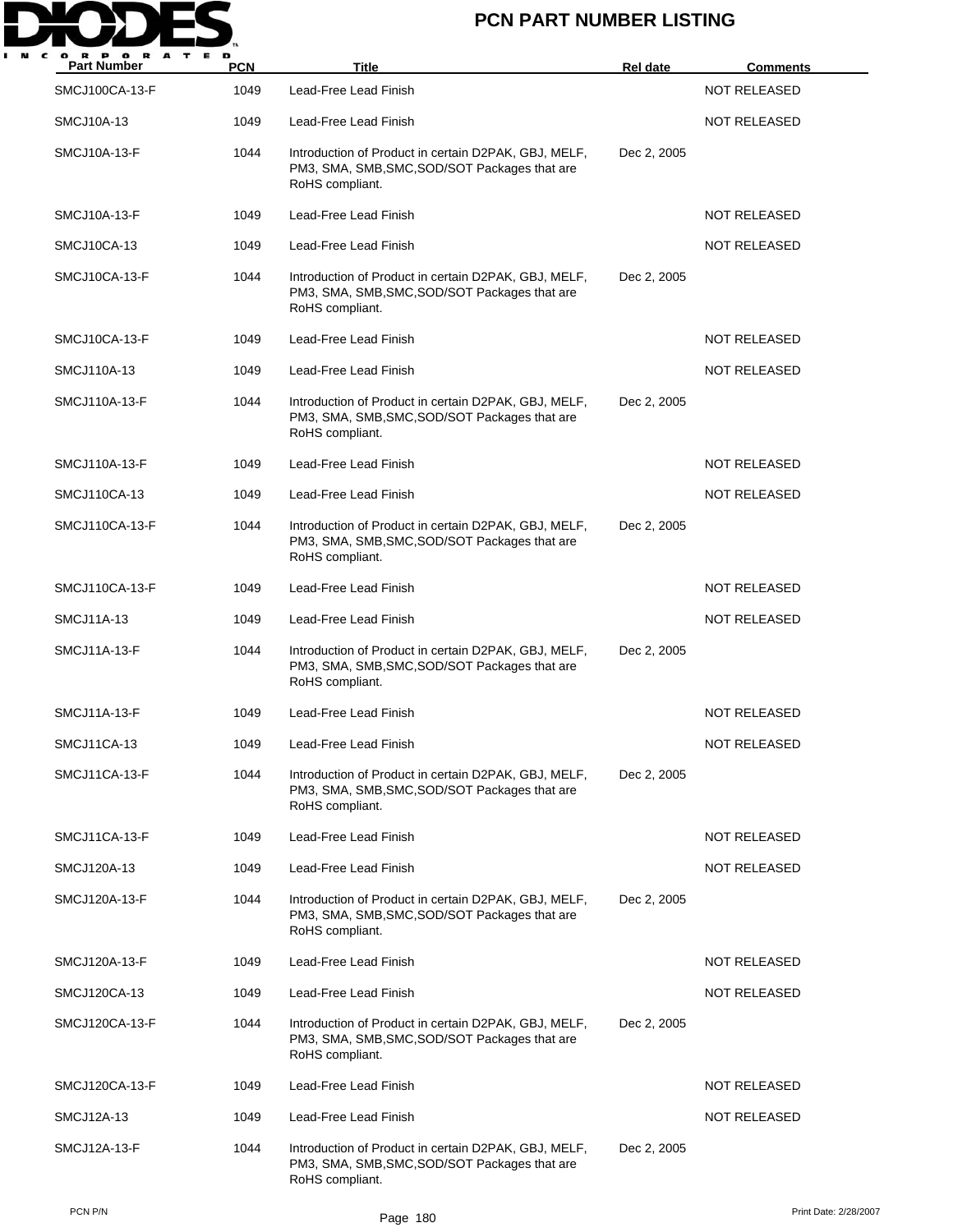# PCN PART NUMBER LISTING

| Part Number | PCN | Title | Rel date | Comments |
| --- | --- | --- | --- | --- |
| SMCJ100CA-13-F | 1049 | Lead-Free Lead Finish | | NOT RELEASED |
| SMCJ10A-13 | 1049 | Lead-Free Lead Finish | | NOT RELEASED |
| SMCJ10A-13-F | 1044 | Introduction of Product in certain D2PAK, GBJ, MELF, PM3, SMA, SMB,SMC,SOD/SOT Packages that are RoHS compliant. | Dec 2, 2005 | |
| SMCJ10A-13-F | 1049 | Lead-Free Lead Finish | | NOT RELEASED |
| SMCJ10CA-13 | 1049 | Lead-Free Lead Finish | | NOT RELEASED |
| SMCJ10CA-13-F | 1044 | Introduction of Product in certain D2PAK, GBJ, MELF, PM3, SMA, SMB,SMC,SOD/SOT Packages that are RoHS compliant. | Dec 2, 2005 | |
| SMCJ10CA-13-F | 1049 | Lead-Free Lead Finish | | NOT RELEASED |
| SMCJ110A-13 | 1049 | Lead-Free Lead Finish | | NOT RELEASED |
| SMCJ110A-13-F | 1044 | Introduction of Product in certain D2PAK, GBJ, MELF, PM3, SMA, SMB,SMC,SOD/SOT Packages that are RoHS compliant. | Dec 2, 2005 | |
| SMCJ110A-13-F | 1049 | Lead-Free Lead Finish | | NOT RELEASED |
| SMCJ110CA-13 | 1049 | Lead-Free Lead Finish | | NOT RELEASED |
| SMCJ110CA-13-F | 1044 | Introduction of Product in certain D2PAK, GBJ, MELF, PM3, SMA, SMB,SMC,SOD/SOT Packages that are RoHS compliant. | Dec 2, 2005 | |
| SMCJ110CA-13-F | 1049 | Lead-Free Lead Finish | | NOT RELEASED |
| SMCJ11A-13 | 1049 | Lead-Free Lead Finish | | NOT RELEASED |
| SMCJ11A-13-F | 1044 | Introduction of Product in certain D2PAK, GBJ, MELF, PM3, SMA, SMB,SMC,SOD/SOT Packages that are RoHS compliant. | Dec 2, 2005 | |
| SMCJ11A-13-F | 1049 | Lead-Free Lead Finish | | NOT RELEASED |
| SMCJ11CA-13 | 1049 | Lead-Free Lead Finish | | NOT RELEASED |
| SMCJ11CA-13-F | 1044 | Introduction of Product in certain D2PAK, GBJ, MELF, PM3, SMA, SMB,SMC,SOD/SOT Packages that are RoHS compliant. | Dec 2, 2005 | |
| SMCJ11CA-13-F | 1049 | Lead-Free Lead Finish | | NOT RELEASED |
| SMCJ120A-13 | 1049 | Lead-Free Lead Finish | | NOT RELEASED |
| SMCJ120A-13-F | 1044 | Introduction of Product in certain D2PAK, GBJ, MELF, PM3, SMA, SMB,SMC,SOD/SOT Packages that are RoHS compliant. | Dec 2, 2005 | |
| SMCJ120A-13-F | 1049 | Lead-Free Lead Finish | | NOT RELEASED |
| SMCJ120CA-13 | 1049 | Lead-Free Lead Finish | | NOT RELEASED |
| SMCJ120CA-13-F | 1044 | Introduction of Product in certain D2PAK, GBJ, MELF, PM3, SMA, SMB,SMC,SOD/SOT Packages that are RoHS compliant. | Dec 2, 2005 | |
| SMCJ120CA-13-F | 1049 | Lead-Free Lead Finish | | NOT RELEASED |
| SMCJ12A-13 | 1049 | Lead-Free Lead Finish | | NOT RELEASED |
| SMCJ12A-13-F | 1044 | Introduction of Product in certain D2PAK, GBJ, MELF, PM3, SMA, SMB,SMC,SOD/SOT Packages that are RoHS compliant. | Dec 2, 2005 | |

PCN P/N

Print Date: 2/28/2007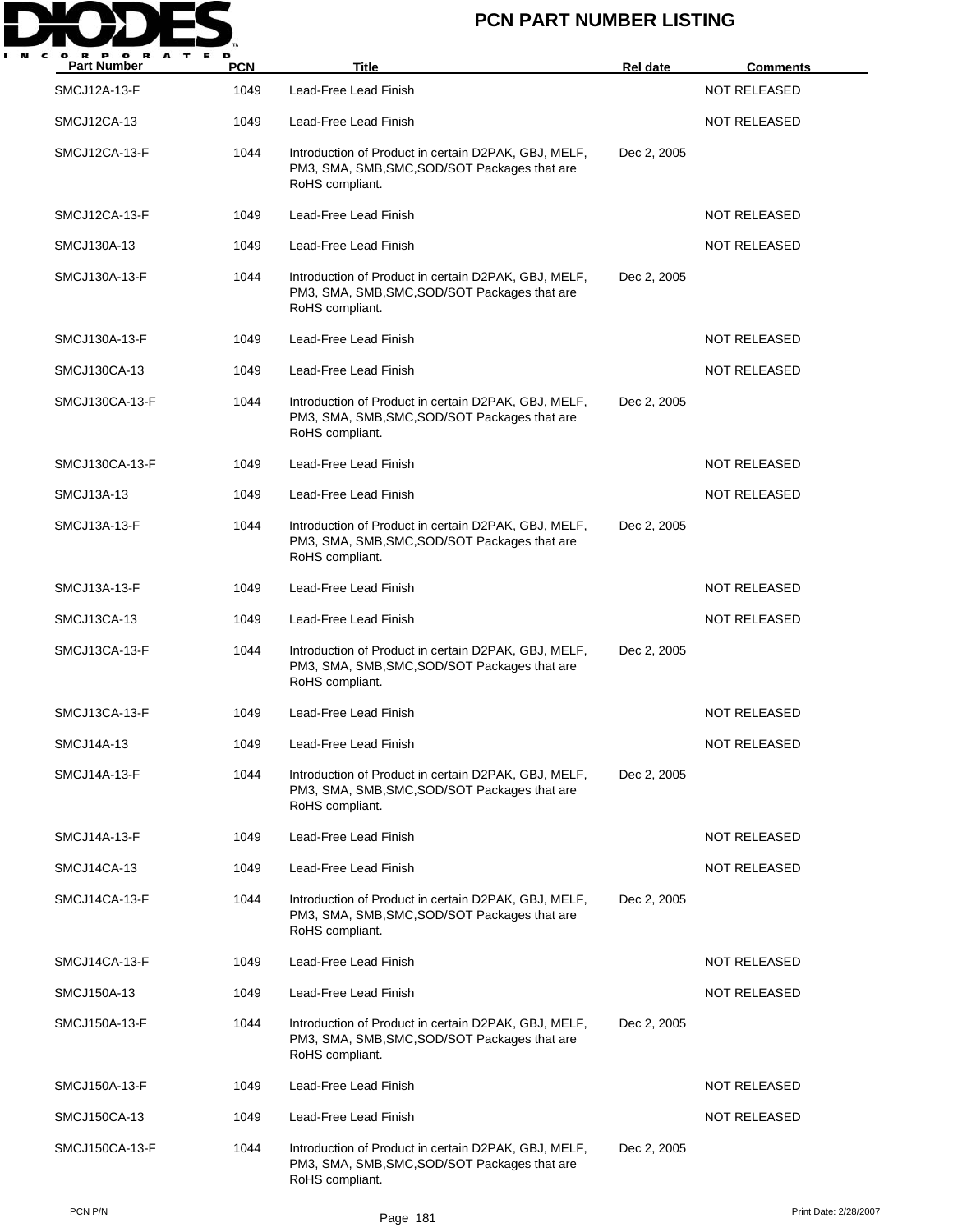| Part Number | PCN | Title | Rel date | Comments |
|---|---|---|---|---|
| SMCJ12A-13-F | 1049 | Lead-Free Lead Finish | | NOT RELEASED |
| SMCJ12CA-13 | 1049 | Lead-Free Lead Finish | | NOT RELEASED |
| SMCJ12CA-13-F | 1044 | Introduction of Product in certain D2PAK, GBJ, MELF, PM3, SMA, SMB,SMC,SOD/SOT Packages that are RoHS compliant. | Dec 2, 2005 | |
| SMCJ12CA-13-F | 1049 | Lead-Free Lead Finish | | NOT RELEASED |
| SMCJ130A-13 | 1049 | Lead-Free Lead Finish | | NOT RELEASED |
| SMCJ130A-13-F | 1044 | Introduction of Product in certain D2PAK, GBJ, MELF, PM3, SMA, SMB,SMC,SOD/SOT Packages that are RoHS compliant. | Dec 2, 2005 | |
| SMCJ130A-13-F | 1049 | Lead-Free Lead Finish | | NOT RELEASED |
| SMCJ130CA-13 | 1049 | Lead-Free Lead Finish | | NOT RELEASED |
| SMCJ130CA-13-F | 1044 | Introduction of Product in certain D2PAK, GBJ, MELF, PM3, SMA, SMB,SMC,SOD/SOT Packages that are RoHS compliant. | Dec 2, 2005 | |
| SMCJ130CA-13-F | 1049 | Lead-Free Lead Finish | | NOT RELEASED |
| SMCJ13A-13 | 1049 | Lead-Free Lead Finish | | NOT RELEASED |
| SMCJ13A-13-F | 1044 | Introduction of Product in certain D2PAK, GBJ, MELF, PM3, SMA, SMB,SMC,SOD/SOT Packages that are RoHS compliant. | Dec 2, 2005 | |
| SMCJ13A-13-F | 1049 | Lead-Free Lead Finish | | NOT RELEASED |
| SMCJ13CA-13 | 1049 | Lead-Free Lead Finish | | NOT RELEASED |
| SMCJ13CA-13-F | 1044 | Introduction of Product in certain D2PAK, GBJ, MELF, PM3, SMA, SMB,SMC,SOD/SOT Packages that are RoHS compliant. | Dec 2, 2005 | |
| SMCJ13CA-13-F | 1049 | Lead-Free Lead Finish | | NOT RELEASED |
| SMCJ14A-13 | 1049 | Lead-Free Lead Finish | | NOT RELEASED |
| SMCJ14A-13-F | 1044 | Introduction of Product in certain D2PAK, GBJ, MELF, PM3, SMA, SMB,SMC,SOD/SOT Packages that are RoHS compliant. | Dec 2, 2005 | |
| SMCJ14A-13-F | 1049 | Lead-Free Lead Finish | | NOT RELEASED |
| SMCJ14CA-13 | 1049 | Lead-Free Lead Finish | | NOT RELEASED |
| SMCJ14CA-13-F | 1044 | Introduction of Product in certain D2PAK, GBJ, MELF, PM3, SMA, SMB,SMC,SOD/SOT Packages that are RoHS compliant. | Dec 2, 2005 | |
| SMCJ14CA-13-F | 1049 | Lead-Free Lead Finish | | NOT RELEASED |
| SMCJ150A-13 | 1049 | Lead-Free Lead Finish | | NOT RELEASED |
| SMCJ150A-13-F | 1044 | Introduction of Product in certain D2PAK, GBJ, MELF, PM3, SMA, SMB,SMC,SOD/SOT Packages that are RoHS compliant. | Dec 2, 2005 | |
| SMCJ150A-13-F | 1049 | Lead-Free Lead Finish | | NOT RELEASED |
| SMCJ150CA-13 | 1049 | Lead-Free Lead Finish | | NOT RELEASED |
| SMCJ150CA-13-F | 1044 | Introduction of Product in certain D2PAK, GBJ, MELF, PM3, SMA, SMB,SMC,SOD/SOT Packages that are RoHS compliant. | Dec 2, 2005 | |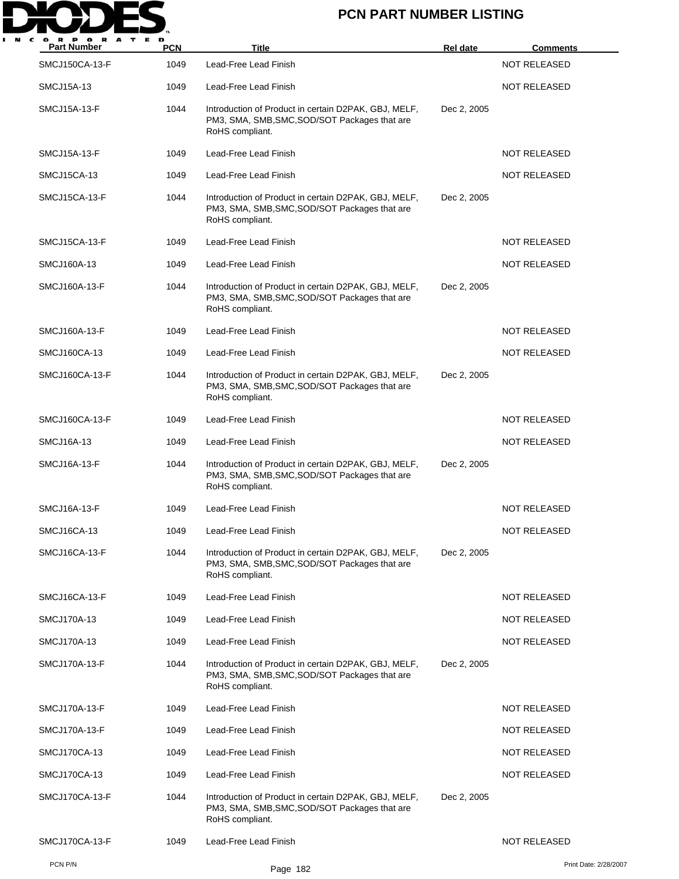| Part Number | PCN | Title | Rel date | Comments |
|---|---|---|---|---|
| SMCJ150CA-13-F | 1049 | Lead-Free Lead Finish | | NOT RELEASED |
| SMCJ15A-13 | 1049 | Lead-Free Lead Finish | | NOT RELEASED |
| SMCJ15A-13-F | 1044 | Introduction of Product in certain D2PAK, GBJ, MELF, PM3, SMA, SMB,SMC,SOD/SOT Packages that are RoHS compliant. | Dec 2, 2005 | |
| SMCJ15A-13-F | 1049 | Lead-Free Lead Finish | | NOT RELEASED |
| SMCJ15CA-13 | 1049 | Lead-Free Lead Finish | | NOT RELEASED |
| SMCJ15CA-13-F | 1044 | Introduction of Product in certain D2PAK, GBJ, MELF, PM3, SMA, SMB,SMC,SOD/SOT Packages that are RoHS compliant. | Dec 2, 2005 | |
| SMCJ15CA-13-F | 1049 | Lead-Free Lead Finish | | NOT RELEASED |
| SMCJ160A-13 | 1049 | Lead-Free Lead Finish | | NOT RELEASED |
| SMCJ160A-13-F | 1044 | Introduction of Product in certain D2PAK, GBJ, MELF, PM3, SMA, SMB,SMC,SOD/SOT Packages that are RoHS compliant. | Dec 2, 2005 | |
| SMCJ160A-13-F | 1049 | Lead-Free Lead Finish | | NOT RELEASED |
| SMCJ160CA-13 | 1049 | Lead-Free Lead Finish | | NOT RELEASED |
| SMCJ160CA-13-F | 1044 | Introduction of Product in certain D2PAK, GBJ, MELF, PM3, SMA, SMB,SMC,SOD/SOT Packages that are RoHS compliant. | Dec 2, 2005 | |
| SMCJ160CA-13-F | 1049 | Lead-Free Lead Finish | | NOT RELEASED |
| SMCJ16A-13 | 1049 | Lead-Free Lead Finish | | NOT RELEASED |
| SMCJ16A-13-F | 1044 | Introduction of Product in certain D2PAK, GBJ, MELF, PM3, SMA, SMB,SMC,SOD/SOT Packages that are RoHS compliant. | Dec 2, 2005 | |
| SMCJ16A-13-F | 1049 | Lead-Free Lead Finish | | NOT RELEASED |
| SMCJ16CA-13 | 1049 | Lead-Free Lead Finish | | NOT RELEASED |
| SMCJ16CA-13-F | 1044 | Introduction of Product in certain D2PAK, GBJ, MELF, PM3, SMA, SMB,SMC,SOD/SOT Packages that are RoHS compliant. | Dec 2, 2005 | |
| SMCJ16CA-13-F | 1049 | Lead-Free Lead Finish | | NOT RELEASED |
| SMCJ170A-13 | 1049 | Lead-Free Lead Finish | | NOT RELEASED |
| SMCJ170A-13 | 1049 | Lead-Free Lead Finish | | NOT RELEASED |
| SMCJ170A-13-F | 1044 | Introduction of Product in certain D2PAK, GBJ, MELF, PM3, SMA, SMB,SMC,SOD/SOT Packages that are RoHS compliant. | Dec 2, 2005 | |
| SMCJ170A-13-F | 1049 | Lead-Free Lead Finish | | NOT RELEASED |
| SMCJ170A-13-F | 1049 | Lead-Free Lead Finish | | NOT RELEASED |
| SMCJ170CA-13 | 1049 | Lead-Free Lead Finish | | NOT RELEASED |
| SMCJ170CA-13 | 1049 | Lead-Free Lead Finish | | NOT RELEASED |
| SMCJ170CA-13-F | 1044 | Introduction of Product in certain D2PAK, GBJ, MELF, PM3, SMA, SMB,SMC,SOD/SOT Packages that are RoHS compliant. | Dec 2, 2005 | |
| SMCJ170CA-13-F | 1049 | Lead-Free Lead Finish | | NOT RELEASED |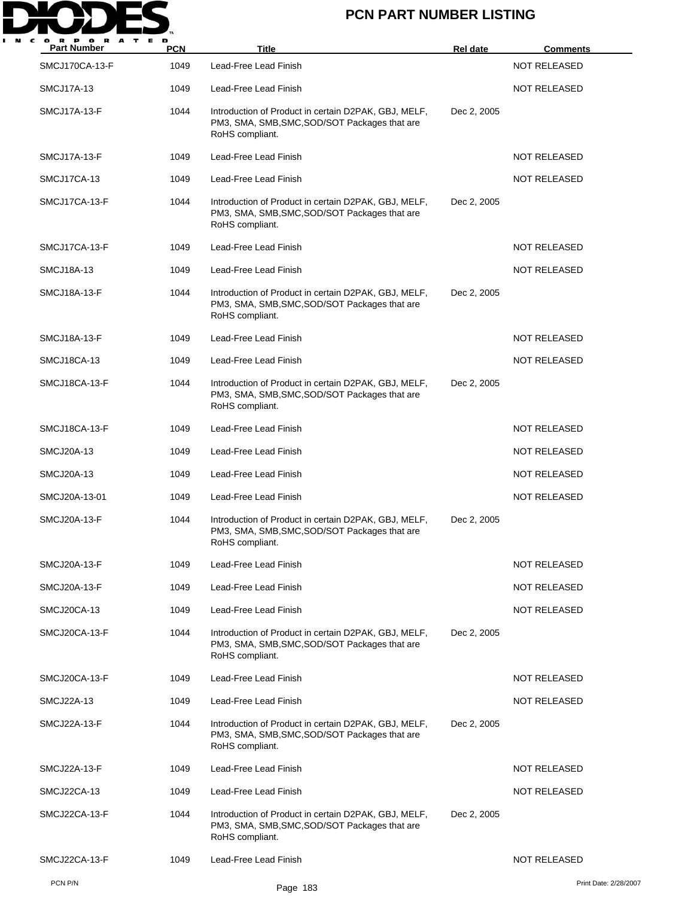# PCN PART NUMBER LISTING

| Part Number | PCN | Title | Rel date | Comments |
|---|---|---|---|---|
| SMCJ170CA-13-F | 1049 | Lead-Free Lead Finish | | NOT RELEASED |
| SMCJ17A-13 | 1049 | Lead-Free Lead Finish | | NOT RELEASED |
| SMCJ17A-13-F | 1044 | Introduction of Product in certain D2PAK, GBJ, MELF, PM3, SMA, SMB,SMC,SOD/SOT Packages that are RoHS compliant. | Dec 2, 2005 | |
| SMCJ17A-13-F | 1049 | Lead-Free Lead Finish | | NOT RELEASED |
| SMCJ17CA-13 | 1049 | Lead-Free Lead Finish | | NOT RELEASED |
| SMCJ17CA-13-F | 1044 | Introduction of Product in certain D2PAK, GBJ, MELF, PM3, SMA, SMB,SMC,SOD/SOT Packages that are RoHS compliant. | Dec 2, 2005 | |
| SMCJ17CA-13-F | 1049 | Lead-Free Lead Finish | | NOT RELEASED |
| SMCJ18A-13 | 1049 | Lead-Free Lead Finish | | NOT RELEASED |
| SMCJ18A-13-F | 1044 | Introduction of Product in certain D2PAK, GBJ, MELF, PM3, SMA, SMB,SMC,SOD/SOT Packages that are RoHS compliant. | Dec 2, 2005 | |
| SMCJ18A-13-F | 1049 | Lead-Free Lead Finish | | NOT RELEASED |
| SMCJ18CA-13 | 1049 | Lead-Free Lead Finish | | NOT RELEASED |
| SMCJ18CA-13-F | 1044 | Introduction of Product in certain D2PAK, GBJ, MELF, PM3, SMA, SMB,SMC,SOD/SOT Packages that are RoHS compliant. | Dec 2, 2005 | |
| SMCJ18CA-13-F | 1049 | Lead-Free Lead Finish | | NOT RELEASED |
| SMCJ20A-13 | 1049 | Lead-Free Lead Finish | | NOT RELEASED |
| SMCJ20A-13 | 1049 | Lead-Free Lead Finish | | NOT RELEASED |
| SMCJ20A-13-01 | 1049 | Lead-Free Lead Finish | | NOT RELEASED |
| SMCJ20A-13-F | 1044 | Introduction of Product in certain D2PAK, GBJ, MELF, PM3, SMA, SMB,SMC,SOD/SOT Packages that are RoHS compliant. | Dec 2, 2005 | |
| SMCJ20A-13-F | 1049 | Lead-Free Lead Finish | | NOT RELEASED |
| SMCJ20A-13-F | 1049 | Lead-Free Lead Finish | | NOT RELEASED |
| SMCJ20CA-13 | 1049 | Lead-Free Lead Finish | | NOT RELEASED |
| SMCJ20CA-13-F | 1044 | Introduction of Product in certain D2PAK, GBJ, MELF, PM3, SMA, SMB,SMC,SOD/SOT Packages that are RoHS compliant. | Dec 2, 2005 | |
| SMCJ20CA-13-F | 1049 | Lead-Free Lead Finish | | NOT RELEASED |
| SMCJ22A-13 | 1049 | Lead-Free Lead Finish | | NOT RELEASED |
| SMCJ22A-13-F | 1044 | Introduction of Product in certain D2PAK, GBJ, MELF, PM3, SMA, SMB,SMC,SOD/SOT Packages that are RoHS compliant. | Dec 2, 2005 | |
| SMCJ22A-13-F | 1049 | Lead-Free Lead Finish | | NOT RELEASED |
| SMCJ22CA-13 | 1049 | Lead-Free Lead Finish | | NOT RELEASED |
| SMCJ22CA-13-F | 1044 | Introduction of Product in certain D2PAK, GBJ, MELF, PM3, SMA, SMB,SMC,SOD/SOT Packages that are RoHS compliant. | Dec 2, 2005 | |
| SMCJ22CA-13-F | 1049 | Lead-Free Lead Finish | | NOT RELEASED |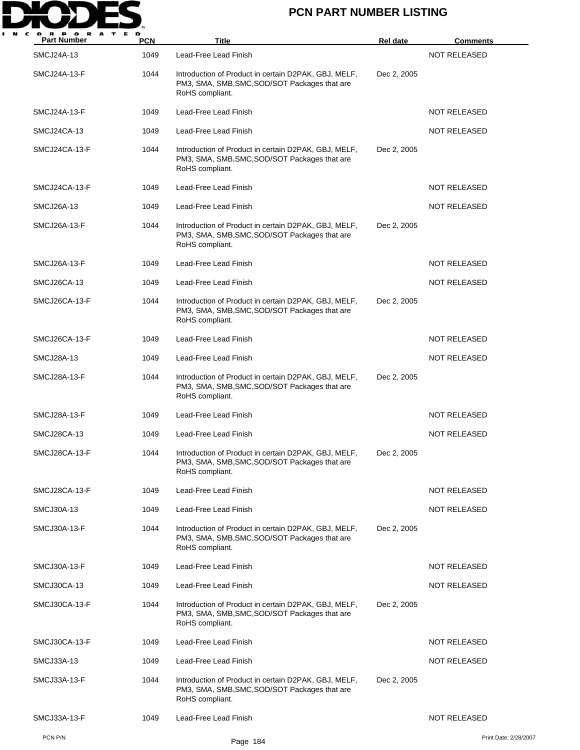| Part Number | PCN | Title | Rel date | Comments |
|---|---|---|---|---|
| SMCJ24A-13 | 1049 | Lead-Free Lead Finish | | NOT RELEASED |
| SMCJ24A-13-F | 1044 | Introduction of Product in certain D2PAK, GBJ, MELF, PM3, SMA, SMB,SMC,SOD/SOT Packages that are RoHS compliant. | Dec 2, 2005 | |
| SMCJ24A-13-F | 1049 | Lead-Free Lead Finish | | NOT RELEASED |
| SMCJ24CA-13 | 1049 | Lead-Free Lead Finish | | NOT RELEASED |
| SMCJ24CA-13-F | 1044 | Introduction of Product in certain D2PAK, GBJ, MELF, PM3, SMA, SMB,SMC,SOD/SOT Packages that are RoHS compliant. | Dec 2, 2005 | |
| SMCJ24CA-13-F | 1049 | Lead-Free Lead Finish | | NOT RELEASED |
| SMCJ26A-13 | 1049 | Lead-Free Lead Finish | | NOT RELEASED |
| SMCJ26A-13-F | 1044 | Introduction of Product in certain D2PAK, GBJ, MELF, PM3, SMA, SMB,SMC,SOD/SOT Packages that are RoHS compliant. | Dec 2, 2005 | |
| SMCJ26A-13-F | 1049 | Lead-Free Lead Finish | | NOT RELEASED |
| SMCJ26CA-13 | 1049 | Lead-Free Lead Finish | | NOT RELEASED |
| SMCJ26CA-13-F | 1044 | Introduction of Product in certain D2PAK, GBJ, MELF, PM3, SMA, SMB,SMC,SOD/SOT Packages that are RoHS compliant. | Dec 2, 2005 | |
| SMCJ26CA-13-F | 1049 | Lead-Free Lead Finish | | NOT RELEASED |
| SMCJ28A-13 | 1049 | Lead-Free Lead Finish | | NOT RELEASED |
| SMCJ28A-13-F | 1044 | Introduction of Product in certain D2PAK, GBJ, MELF, PM3, SMA, SMB,SMC,SOD/SOT Packages that are RoHS compliant. | Dec 2, 2005 | |
| SMCJ28A-13-F | 1049 | Lead-Free Lead Finish | | NOT RELEASED |
| SMCJ28CA-13 | 1049 | Lead-Free Lead Finish | | NOT RELEASED |
| SMCJ28CA-13-F | 1044 | Introduction of Product in certain D2PAK, GBJ, MELF, PM3, SMA, SMB,SMC,SOD/SOT Packages that are RoHS compliant. | Dec 2, 2005 | |
| SMCJ28CA-13-F | 1049 | Lead-Free Lead Finish | | NOT RELEASED |
| SMCJ30A-13 | 1049 | Lead-Free Lead Finish | | NOT RELEASED |
| SMCJ30A-13-F | 1044 | Introduction of Product in certain D2PAK, GBJ, MELF, PM3, SMA, SMB,SMC,SOD/SOT Packages that are RoHS compliant. | Dec 2, 2005 | |
| SMCJ30A-13-F | 1049 | Lead-Free Lead Finish | | NOT RELEASED |
| SMCJ30CA-13 | 1049 | Lead-Free Lead Finish | | NOT RELEASED |
| SMCJ30CA-13-F | 1044 | Introduction of Product in certain D2PAK, GBJ, MELF, PM3, SMA, SMB,SMC,SOD/SOT Packages that are RoHS compliant. | Dec 2, 2005 | |
| SMCJ30CA-13-F | 1049 | Lead-Free Lead Finish | | NOT RELEASED |
| SMCJ33A-13 | 1049 | Lead-Free Lead Finish | | NOT RELEASED |
| SMCJ33A-13-F | 1044 | Introduction of Product in certain D2PAK, GBJ, MELF, PM3, SMA, SMB,SMC,SOD/SOT Packages that are RoHS compliant. | Dec 2, 2005 | |
| SMCJ33A-13-F | 1049 | Lead-Free Lead Finish | | NOT RELEASED |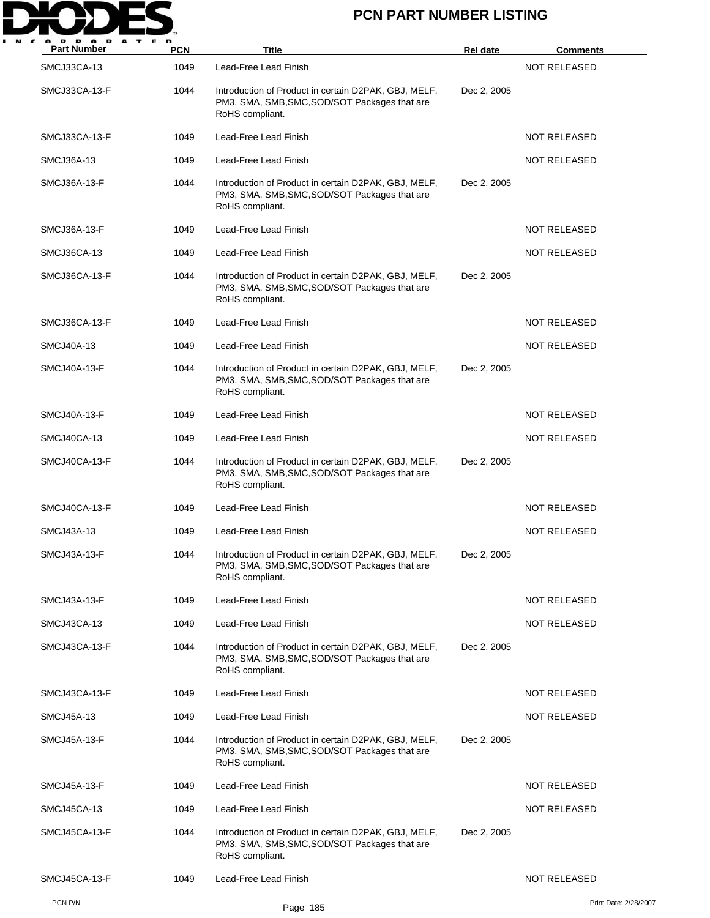# PCN PART NUMBER LISTING

| Part Number | PCN | Title | Rel date | Comments |
| --- | --- | --- | --- | --- |
| SMCJ33CA-13 | 1049 | Lead-Free Lead Finish | | NOT RELEASED |
| SMCJ33CA-13-F | 1044 | Introduction of Product in certain D2PAK, GBJ, MELF, PM3, SMA, SMB,SMC,SOD/SOT Packages that are RoHS compliant. | Dec 2, 2005 | |
| SMCJ33CA-13-F | 1049 | Lead-Free Lead Finish | | NOT RELEASED |
| SMCJ36A-13 | 1049 | Lead-Free Lead Finish | | NOT RELEASED |
| SMCJ36A-13-F | 1044 | Introduction of Product in certain D2PAK, GBJ, MELF, PM3, SMA, SMB,SMC,SOD/SOT Packages that are RoHS compliant. | Dec 2, 2005 | |
| SMCJ36A-13-F | 1049 | Lead-Free Lead Finish | | NOT RELEASED |
| SMCJ36CA-13 | 1049 | Lead-Free Lead Finish | | NOT RELEASED |
| SMCJ36CA-13-F | 1044 | Introduction of Product in certain D2PAK, GBJ, MELF, PM3, SMA, SMB,SMC,SOD/SOT Packages that are RoHS compliant. | Dec 2, 2005 | |
| SMCJ36CA-13-F | 1049 | Lead-Free Lead Finish | | NOT RELEASED |
| SMCJ40A-13 | 1049 | Lead-Free Lead Finish | | NOT RELEASED |
| SMCJ40A-13-F | 1044 | Introduction of Product in certain D2PAK, GBJ, MELF, PM3, SMA, SMB,SMC,SOD/SOT Packages that are RoHS compliant. | Dec 2, 2005 | |
| SMCJ40A-13-F | 1049 | Lead-Free Lead Finish | | NOT RELEASED |
| SMCJ40CA-13 | 1049 | Lead-Free Lead Finish | | NOT RELEASED |
| SMCJ40CA-13-F | 1044 | Introduction of Product in certain D2PAK, GBJ, MELF, PM3, SMA, SMB,SMC,SOD/SOT Packages that are RoHS compliant. | Dec 2, 2005 | |
| SMCJ40CA-13-F | 1049 | Lead-Free Lead Finish | | NOT RELEASED |
| SMCJ43A-13 | 1049 | Lead-Free Lead Finish | | NOT RELEASED |
| SMCJ43A-13-F | 1044 | Introduction of Product in certain D2PAK, GBJ, MELF, PM3, SMA, SMB,SMC,SOD/SOT Packages that are RoHS compliant. | Dec 2, 2005 | |
| SMCJ43A-13-F | 1049 | Lead-Free Lead Finish | | NOT RELEASED |
| SMCJ43CA-13 | 1049 | Lead-Free Lead Finish | | NOT RELEASED |
| SMCJ43CA-13-F | 1044 | Introduction of Product in certain D2PAK, GBJ, MELF, PM3, SMA, SMB,SMC,SOD/SOT Packages that are RoHS compliant. | Dec 2, 2005 | |
| SMCJ43CA-13-F | 1049 | Lead-Free Lead Finish | | NOT RELEASED |
| SMCJ45A-13 | 1049 | Lead-Free Lead Finish | | NOT RELEASED |
| SMCJ45A-13-F | 1044 | Introduction of Product in certain D2PAK, GBJ, MELF, PM3, SMA, SMB,SMC,SOD/SOT Packages that are RoHS compliant. | Dec 2, 2005 | |
| SMCJ45A-13-F | 1049 | Lead-Free Lead Finish | | NOT RELEASED |
| SMCJ45CA-13 | 1049 | Lead-Free Lead Finish | | NOT RELEASED |
| SMCJ45CA-13-F | 1044 | Introduction of Product in certain D2PAK, GBJ, MELF, PM3, SMA, SMB,SMC,SOD/SOT Packages that are RoHS compliant. | Dec 2, 2005 | |
| SMCJ45CA-13-F | 1049 | Lead-Free Lead Finish | | NOT RELEASED |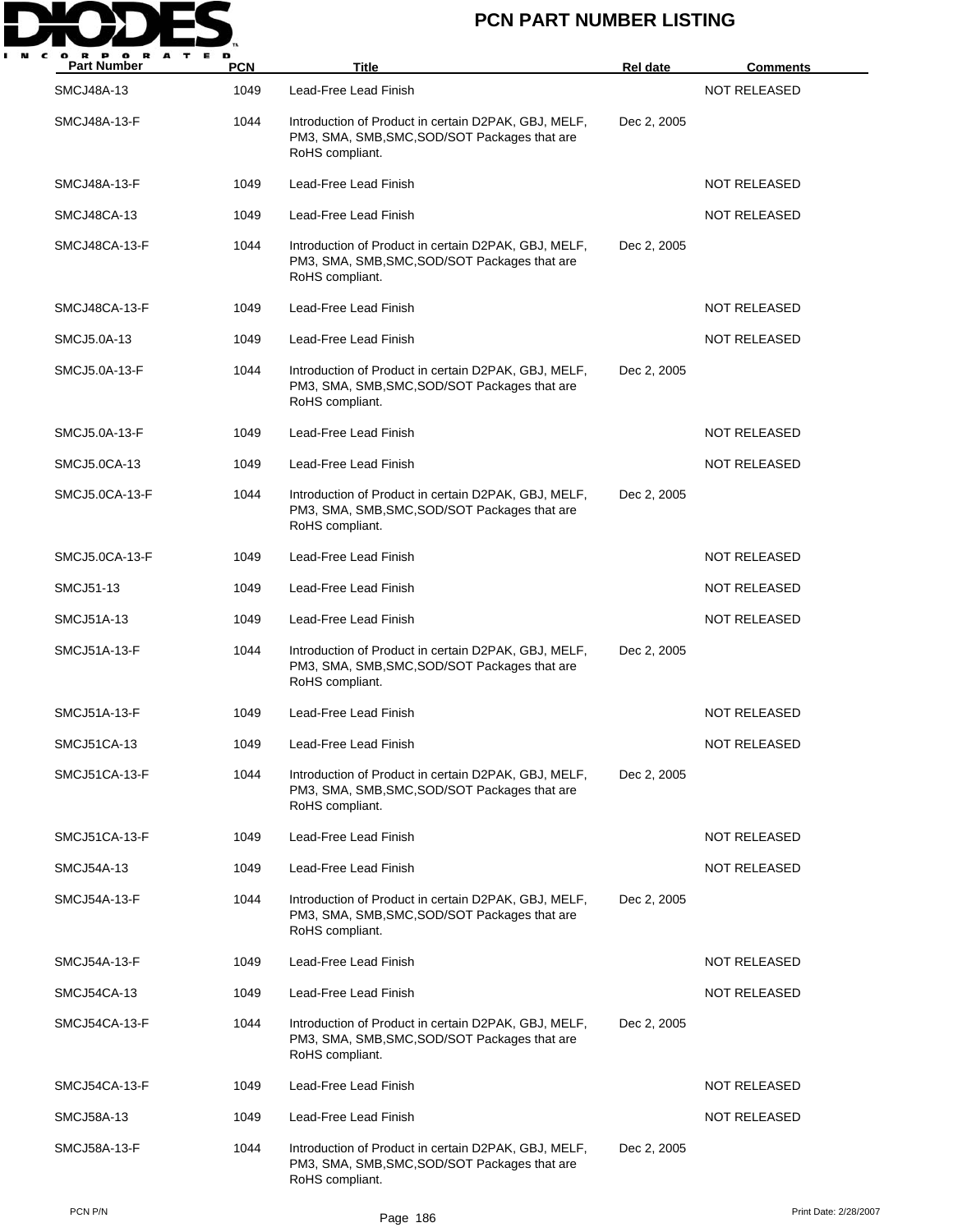| Part Number | PCN | Title | Rel date | Comments |
|---|---|---|---|---|
| SMCJ48A-13 | 1049 | Lead-Free Lead Finish | | NOT RELEASED |
| SMCJ48A-13-F | 1044 | Introduction of Product in certain D2PAK, GBJ, MELF, PM3, SMA, SMB,SMC,SOD/SOT Packages that are RoHS compliant. | Dec 2, 2005 | |
| SMCJ48A-13-F | 1049 | Lead-Free Lead Finish | | NOT RELEASED |
| SMCJ48CA-13 | 1049 | Lead-Free Lead Finish | | NOT RELEASED |
| SMCJ48CA-13-F | 1044 | Introduction of Product in certain D2PAK, GBJ, MELF, PM3, SMA, SMB,SMC,SOD/SOT Packages that are RoHS compliant. | Dec 2, 2005 | |
| SMCJ48CA-13-F | 1049 | Lead-Free Lead Finish | | NOT RELEASED |
| SMCJ5.0A-13 | 1049 | Lead-Free Lead Finish | | NOT RELEASED |
| SMCJ5.0A-13-F | 1044 | Introduction of Product in certain D2PAK, GBJ, MELF, PM3, SMA, SMB,SMC,SOD/SOT Packages that are RoHS compliant. | Dec 2, 2005 | |
| SMCJ5.0A-13-F | 1049 | Lead-Free Lead Finish | | NOT RELEASED |
| SMCJ5.0CA-13 | 1049 | Lead-Free Lead Finish | | NOT RELEASED |
| SMCJ5.0CA-13-F | 1044 | Introduction of Product in certain D2PAK, GBJ, MELF, PM3, SMA, SMB,SMC,SOD/SOT Packages that are RoHS compliant. | Dec 2, 2005 | |
| SMCJ5.0CA-13-F | 1049 | Lead-Free Lead Finish | | NOT RELEASED |
| SMCJ51-13 | 1049 | Lead-Free Lead Finish | | NOT RELEASED |
| SMCJ51A-13 | 1049 | Lead-Free Lead Finish | | NOT RELEASED |
| SMCJ51A-13-F | 1044 | Introduction of Product in certain D2PAK, GBJ, MELF, PM3, SMA, SMB,SMC,SOD/SOT Packages that are RoHS compliant. | Dec 2, 2005 | |
| SMCJ51A-13-F | 1049 | Lead-Free Lead Finish | | NOT RELEASED |
| SMCJ51CA-13 | 1049 | Lead-Free Lead Finish | | NOT RELEASED |
| SMCJ51CA-13-F | 1044 | Introduction of Product in certain D2PAK, GBJ, MELF, PM3, SMA, SMB,SMC,SOD/SOT Packages that are RoHS compliant. | Dec 2, 2005 | |
| SMCJ51CA-13-F | 1049 | Lead-Free Lead Finish | | NOT RELEASED |
| SMCJ54A-13 | 1049 | Lead-Free Lead Finish | | NOT RELEASED |
| SMCJ54A-13-F | 1044 | Introduction of Product in certain D2PAK, GBJ, MELF, PM3, SMA, SMB,SMC,SOD/SOT Packages that are RoHS compliant. | Dec 2, 2005 | |
| SMCJ54A-13-F | 1049 | Lead-Free Lead Finish | | NOT RELEASED |
| SMCJ54CA-13 | 1049 | Lead-Free Lead Finish | | NOT RELEASED |
| SMCJ54CA-13-F | 1044 | Introduction of Product in certain D2PAK, GBJ, MELF, PM3, SMA, SMB,SMC,SOD/SOT Packages that are RoHS compliant. | Dec 2, 2005 | |
| SMCJ54CA-13-F | 1049 | Lead-Free Lead Finish | | NOT RELEASED |
| SMCJ58A-13 | 1049 | Lead-Free Lead Finish | | NOT RELEASED |
| SMCJ58A-13-F | 1044 | Introduction of Product in certain D2PAK, GBJ, MELF, PM3, SMA, SMB,SMC,SOD/SOT Packages that are RoHS compliant. | Dec 2, 2005 | |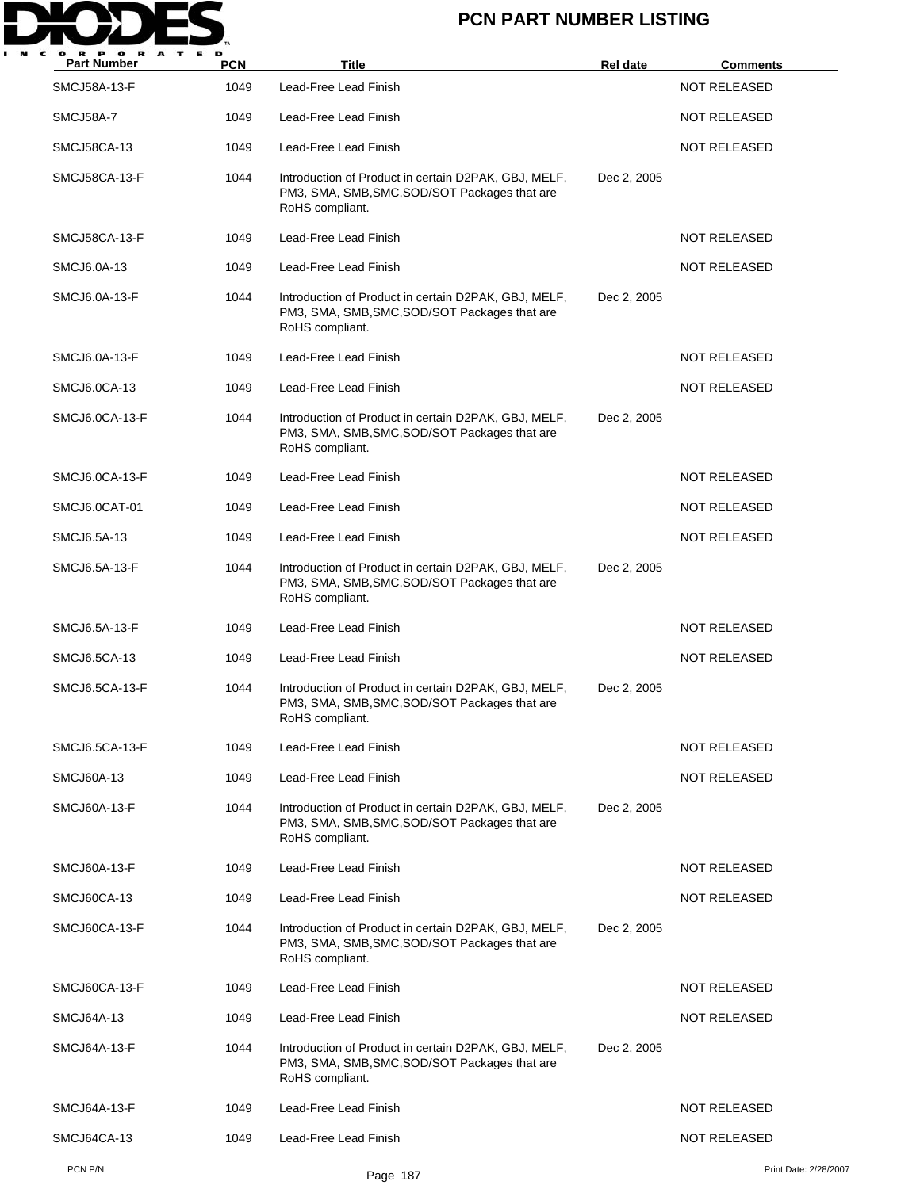# PCN PART NUMBER LISTING

| Part Number | PCN | Title | Rel date | Comments |
|---|---|---|---|---|
| SMCJ58A-13-F | 1049 | Lead-Free Lead Finish | | NOT RELEASED |
| SMCJ58A-7 | 1049 | Lead-Free Lead Finish | | NOT RELEASED |
| SMCJ58CA-13 | 1049 | Lead-Free Lead Finish | | NOT RELEASED |
| SMCJ58CA-13-F | 1044 | Introduction of Product in certain D2PAK, GBJ, MELF, PM3, SMA, SMB,SMC,SOD/SOT Packages that are RoHS compliant. | Dec 2, 2005 | |
| SMCJ58CA-13-F | 1049 | Lead-Free Lead Finish | | NOT RELEASED |
| SMCJ6.0A-13 | 1049 | Lead-Free Lead Finish | | NOT RELEASED |
| SMCJ6.0A-13-F | 1044 | Introduction of Product in certain D2PAK, GBJ, MELF, PM3, SMA, SMB,SMC,SOD/SOT Packages that are RoHS compliant. | Dec 2, 2005 | |
| SMCJ6.0A-13-F | 1049 | Lead-Free Lead Finish | | NOT RELEASED |
| SMCJ6.0CA-13 | 1049 | Lead-Free Lead Finish | | NOT RELEASED |
| SMCJ6.0CA-13-F | 1044 | Introduction of Product in certain D2PAK, GBJ, MELF, PM3, SMA, SMB,SMC,SOD/SOT Packages that are RoHS compliant. | Dec 2, 2005 | |
| SMCJ6.0CA-13-F | 1049 | Lead-Free Lead Finish | | NOT RELEASED |
| SMCJ6.0CAT-01 | 1049 | Lead-Free Lead Finish | | NOT RELEASED |
| SMCJ6.5A-13 | 1049 | Lead-Free Lead Finish | | NOT RELEASED |
| SMCJ6.5A-13-F | 1044 | Introduction of Product in certain D2PAK, GBJ, MELF, PM3, SMA, SMB,SMC,SOD/SOT Packages that are RoHS compliant. | Dec 2, 2005 | |
| SMCJ6.5A-13-F | 1049 | Lead-Free Lead Finish | | NOT RELEASED |
| SMCJ6.5CA-13 | 1049 | Lead-Free Lead Finish | | NOT RELEASED |
| SMCJ6.5CA-13-F | 1044 | Introduction of Product in certain D2PAK, GBJ, MELF, PM3, SMA, SMB,SMC,SOD/SOT Packages that are RoHS compliant. | Dec 2, 2005 | |
| SMCJ6.5CA-13-F | 1049 | Lead-Free Lead Finish | | NOT RELEASED |
| SMCJ60A-13 | 1049 | Lead-Free Lead Finish | | NOT RELEASED |
| SMCJ60A-13-F | 1044 | Introduction of Product in certain D2PAK, GBJ, MELF, PM3, SMA, SMB,SMC,SOD/SOT Packages that are RoHS compliant. | Dec 2, 2005 | |
| SMCJ60A-13-F | 1049 | Lead-Free Lead Finish | | NOT RELEASED |
| SMCJ60CA-13 | 1049 | Lead-Free Lead Finish | | NOT RELEASED |
| SMCJ60CA-13-F | 1044 | Introduction of Product in certain D2PAK, GBJ, MELF, PM3, SMA, SMB,SMC,SOD/SOT Packages that are RoHS compliant. | Dec 2, 2005 | |
| SMCJ60CA-13-F | 1049 | Lead-Free Lead Finish | | NOT RELEASED |
| SMCJ64A-13 | 1049 | Lead-Free Lead Finish | | NOT RELEASED |
| SMCJ64A-13-F | 1044 | Introduction of Product in certain D2PAK, GBJ, MELF, PM3, SMA, SMB,SMC,SOD/SOT Packages that are RoHS compliant. | Dec 2, 2005 | |
| SMCJ64A-13-F | 1049 | Lead-Free Lead Finish | | NOT RELEASED |
| SMCJ64CA-13 | 1049 | Lead-Free Lead Finish | | NOT RELEASED |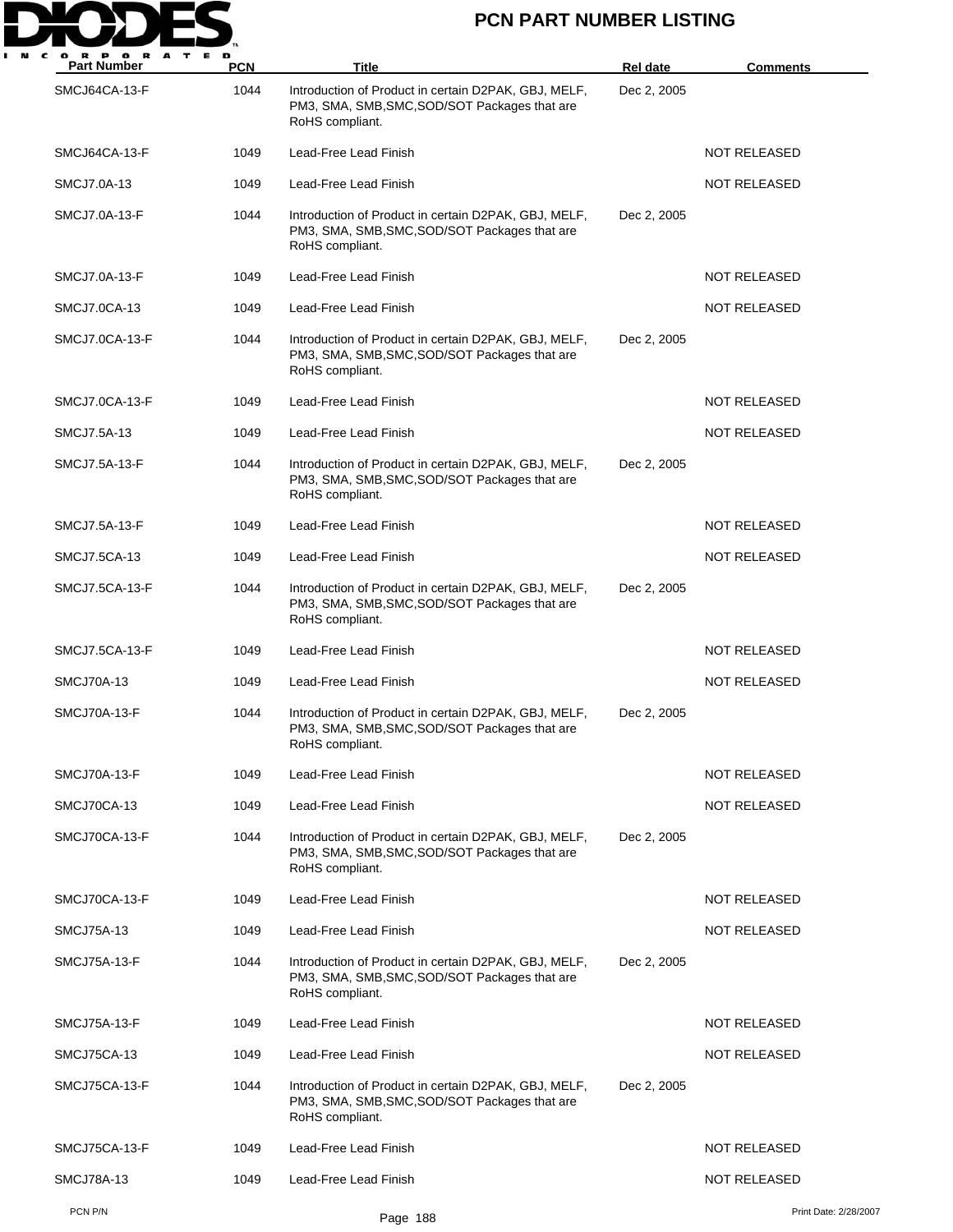| Part Number | PCN | Title | Rel date | Comments |
|---|---|---|---|---|
| SMCJ64CA-13-F | 1044 | Introduction of Product in certain D2PAK, GBJ, MELF, PM3, SMA, SMB,SMC,SOD/SOT Packages that are RoHS compliant. | Dec 2, 2005 | |
| SMCJ64CA-13-F | 1049 | Lead-Free Lead Finish | | NOT RELEASED |
| SMCJ7.0A-13 | 1049 | Lead-Free Lead Finish | | NOT RELEASED |
| SMCJ7.0A-13-F | 1044 | Introduction of Product in certain D2PAK, GBJ, MELF, PM3, SMA, SMB,SMC,SOD/SOT Packages that are RoHS compliant. | Dec 2, 2005 | |
| SMCJ7.0A-13-F | 1049 | Lead-Free Lead Finish | | NOT RELEASED |
| SMCJ7.0CA-13 | 1049 | Lead-Free Lead Finish | | NOT RELEASED |
| SMCJ7.0CA-13-F | 1044 | Introduction of Product in certain D2PAK, GBJ, MELF, PM3, SMA, SMB,SMC,SOD/SOT Packages that are RoHS compliant. | Dec 2, 2005 | |
| SMCJ7.0CA-13-F | 1049 | Lead-Free Lead Finish | | NOT RELEASED |
| SMCJ7.5A-13 | 1049 | Lead-Free Lead Finish | | NOT RELEASED |
| SMCJ7.5A-13-F | 1044 | Introduction of Product in certain D2PAK, GBJ, MELF, PM3, SMA, SMB,SMC,SOD/SOT Packages that are RoHS compliant. | Dec 2, 2005 | |
| SMCJ7.5A-13-F | 1049 | Lead-Free Lead Finish | | NOT RELEASED |
| SMCJ7.5CA-13 | 1049 | Lead-Free Lead Finish | | NOT RELEASED |
| SMCJ7.5CA-13-F | 1044 | Introduction of Product in certain D2PAK, GBJ, MELF, PM3, SMA, SMB,SMC,SOD/SOT Packages that are RoHS compliant. | Dec 2, 2005 | |
| SMCJ7.5CA-13-F | 1049 | Lead-Free Lead Finish | | NOT RELEASED |
| SMCJ70A-13 | 1049 | Lead-Free Lead Finish | | NOT RELEASED |
| SMCJ70A-13-F | 1044 | Introduction of Product in certain D2PAK, GBJ, MELF, PM3, SMA, SMB,SMC,SOD/SOT Packages that are RoHS compliant. | Dec 2, 2005 | |
| SMCJ70A-13-F | 1049 | Lead-Free Lead Finish | | NOT RELEASED |
| SMCJ70CA-13 | 1049 | Lead-Free Lead Finish | | NOT RELEASED |
| SMCJ70CA-13-F | 1044 | Introduction of Product in certain D2PAK, GBJ, MELF, PM3, SMA, SMB,SMC,SOD/SOT Packages that are RoHS compliant. | Dec 2, 2005 | |
| SMCJ70CA-13-F | 1049 | Lead-Free Lead Finish | | NOT RELEASED |
| SMCJ75A-13 | 1049 | Lead-Free Lead Finish | | NOT RELEASED |
| SMCJ75A-13-F | 1044 | Introduction of Product in certain D2PAK, GBJ, MELF, PM3, SMA, SMB,SMC,SOD/SOT Packages that are RoHS compliant. | Dec 2, 2005 | |
| SMCJ75A-13-F | 1049 | Lead-Free Lead Finish | | NOT RELEASED |
| SMCJ75CA-13 | 1049 | Lead-Free Lead Finish | | NOT RELEASED |
| SMCJ75CA-13-F | 1044 | Introduction of Product in certain D2PAK, GBJ, MELF, PM3, SMA, SMB,SMC,SOD/SOT Packages that are RoHS compliant. | Dec 2, 2005 | |
| SMCJ75CA-13-F | 1049 | Lead-Free Lead Finish | | NOT RELEASED |
| SMCJ78A-13 | 1049 | Lead-Free Lead Finish | | NOT RELEASED |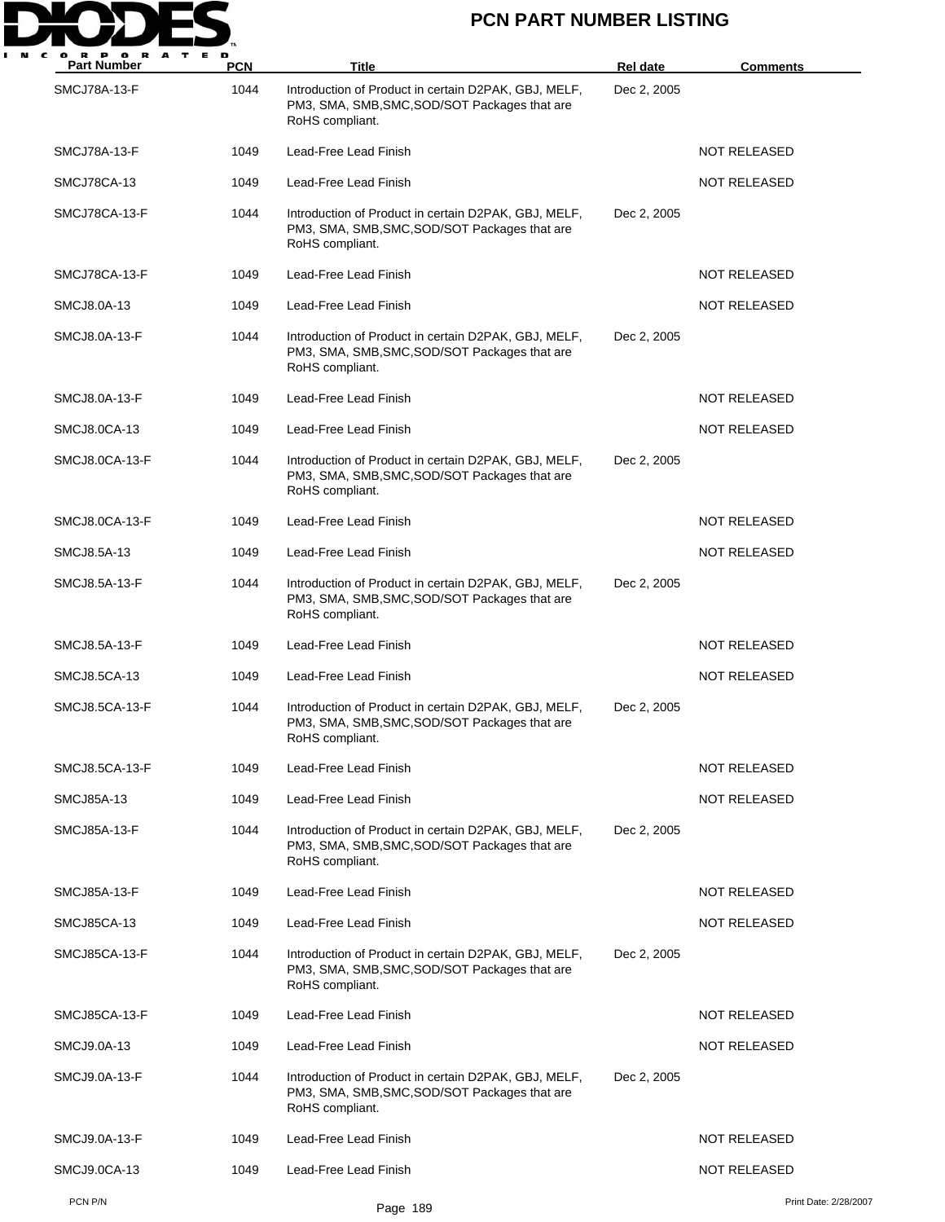# PCN PART NUMBER LISTING

| Part Number | PCN | Title | Rel date | Comments |
|---|---|---|---|---|
| SMCJ78A-13-F | 1044 | Introduction of Product in certain D2PAK, GBJ, MELF, PM3, SMA, SMB,SMC,SOD/SOT Packages that are RoHS compliant. | Dec 2, 2005 | |
| SMCJ78A-13-F | 1049 | Lead-Free Lead Finish | | NOT RELEASED |
| SMCJ78CA-13 | 1049 | Lead-Free Lead Finish | | NOT RELEASED |
| SMCJ78CA-13-F | 1044 | Introduction of Product in certain D2PAK, GBJ, MELF, PM3, SMA, SMB,SMC,SOD/SOT Packages that are RoHS compliant. | Dec 2, 2005 | |
| SMCJ78CA-13-F | 1049 | Lead-Free Lead Finish | | NOT RELEASED |
| SMCJ8.0A-13 | 1049 | Lead-Free Lead Finish | | NOT RELEASED |
| SMCJ8.0A-13-F | 1044 | Introduction of Product in certain D2PAK, GBJ, MELF, PM3, SMA, SMB,SMC,SOD/SOT Packages that are RoHS compliant. | Dec 2, 2005 | |
| SMCJ8.0A-13-F | 1049 | Lead-Free Lead Finish | | NOT RELEASED |
| SMCJ8.0CA-13 | 1049 | Lead-Free Lead Finish | | NOT RELEASED |
| SMCJ8.0CA-13-F | 1044 | Introduction of Product in certain D2PAK, GBJ, MELF, PM3, SMA, SMB,SMC,SOD/SOT Packages that are RoHS compliant. | Dec 2, 2005 | |
| SMCJ8.0CA-13-F | 1049 | Lead-Free Lead Finish | | NOT RELEASED |
| SMCJ8.5A-13 | 1049 | Lead-Free Lead Finish | | NOT RELEASED |
| SMCJ8.5A-13-F | 1044 | Introduction of Product in certain D2PAK, GBJ, MELF, PM3, SMA, SMB,SMC,SOD/SOT Packages that are RoHS compliant. | Dec 2, 2005 | |
| SMCJ8.5A-13-F | 1049 | Lead-Free Lead Finish | | NOT RELEASED |
| SMCJ8.5CA-13 | 1049 | Lead-Free Lead Finish | | NOT RELEASED |
| SMCJ8.5CA-13-F | 1044 | Introduction of Product in certain D2PAK, GBJ, MELF, PM3, SMA, SMB,SMC,SOD/SOT Packages that are RoHS compliant. | Dec 2, 2005 | |
| SMCJ8.5CA-13-F | 1049 | Lead-Free Lead Finish | | NOT RELEASED |
| SMCJ85A-13 | 1049 | Lead-Free Lead Finish | | NOT RELEASED |
| SMCJ85A-13-F | 1044 | Introduction of Product in certain D2PAK, GBJ, MELF, PM3, SMA, SMB,SMC,SOD/SOT Packages that are RoHS compliant. | Dec 2, 2005 | |
| SMCJ85A-13-F | 1049 | Lead-Free Lead Finish | | NOT RELEASED |
| SMCJ85CA-13 | 1049 | Lead-Free Lead Finish | | NOT RELEASED |
| SMCJ85CA-13-F | 1044 | Introduction of Product in certain D2PAK, GBJ, MELF, PM3, SMA, SMB,SMC,SOD/SOT Packages that are RoHS compliant. | Dec 2, 2005 | |
| SMCJ85CA-13-F | 1049 | Lead-Free Lead Finish | | NOT RELEASED |
| SMCJ9.0A-13 | 1049 | Lead-Free Lead Finish | | NOT RELEASED |
| SMCJ9.0A-13-F | 1044 | Introduction of Product in certain D2PAK, GBJ, MELF, PM3, SMA, SMB,SMC,SOD/SOT Packages that are RoHS compliant. | Dec 2, 2005 | |
| SMCJ9.0A-13-F | 1049 | Lead-Free Lead Finish | | NOT RELEASED |
| SMCJ9.0CA-13 | 1049 | Lead-Free Lead Finish | | NOT RELEASED |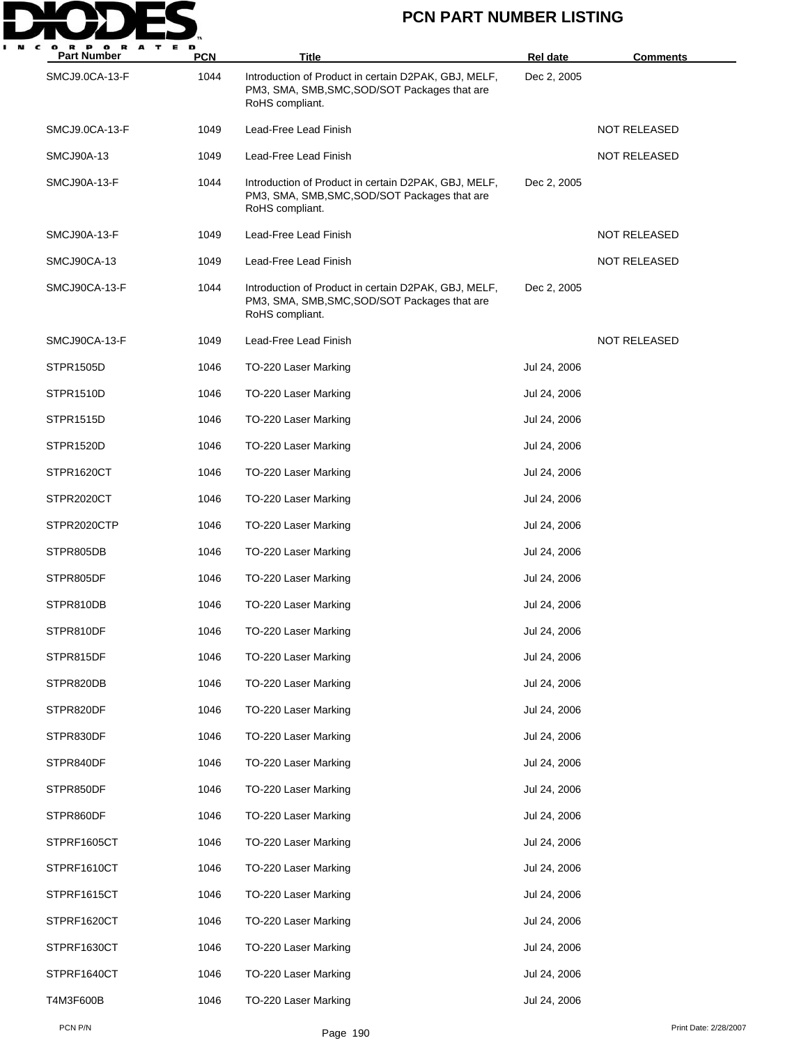| Part Number | PCN | Title | Rel date | Comments |
|---|---|---|---|---|
| SMCJ9.0CA-13-F | 1044 | Introduction of Product in certain D2PAK, GBJ, MELF, PM3, SMA, SMB,SMC,SOD/SOT Packages that are RoHS compliant. | Dec 2, 2005 | |
| SMCJ9.0CA-13-F | 1049 | Lead-Free Lead Finish | | NOT RELEASED |
| SMCJ90A-13 | 1049 | Lead-Free Lead Finish | | NOT RELEASED |
| SMCJ90A-13-F | 1044 | Introduction of Product in certain D2PAK, GBJ, MELF, PM3, SMA, SMB,SMC,SOD/SOT Packages that are RoHS compliant. | Dec 2, 2005 | |
| SMCJ90A-13-F | 1049 | Lead-Free Lead Finish | | NOT RELEASED |
| SMCJ90CA-13 | 1049 | Lead-Free Lead Finish | | NOT RELEASED |
| SMCJ90CA-13-F | 1044 | Introduction of Product in certain D2PAK, GBJ, MELF, PM3, SMA, SMB,SMC,SOD/SOT Packages that are RoHS compliant. | Dec 2, 2005 | |
| SMCJ90CA-13-F | 1049 | Lead-Free Lead Finish | | NOT RELEASED |
| STPR1505D | 1046 | TO-220 Laser Marking | Jul 24, 2006 | |
| STPR1510D | 1046 | TO-220 Laser Marking | Jul 24, 2006 | |
| STPR1515D | 1046 | TO-220 Laser Marking | Jul 24, 2006 | |
| STPR1520D | 1046 | TO-220 Laser Marking | Jul 24, 2006 | |
| STPR1620CT | 1046 | TO-220 Laser Marking | Jul 24, 2006 | |
| STPR2020CT | 1046 | TO-220 Laser Marking | Jul 24, 2006 | |
| STPR2020CTP | 1046 | TO-220 Laser Marking | Jul 24, 2006 | |
| STPR805DB | 1046 | TO-220 Laser Marking | Jul 24, 2006 | |
| STPR805DF | 1046 | TO-220 Laser Marking | Jul 24, 2006 | |
| STPR810DB | 1046 | TO-220 Laser Marking | Jul 24, 2006 | |
| STPR810DF | 1046 | TO-220 Laser Marking | Jul 24, 2006 | |
| STPR815DF | 1046 | TO-220 Laser Marking | Jul 24, 2006 | |
| STPR820DB | 1046 | TO-220 Laser Marking | Jul 24, 2006 | |
| STPR820DF | 1046 | TO-220 Laser Marking | Jul 24, 2006 | |
| STPR830DF | 1046 | TO-220 Laser Marking | Jul 24, 2006 | |
| STPR840DF | 1046 | TO-220 Laser Marking | Jul 24, 2006 | |
| STPR850DF | 1046 | TO-220 Laser Marking | Jul 24, 2006 | |
| STPR860DF | 1046 | TO-220 Laser Marking | Jul 24, 2006 | |
| STPRF1605CT | 1046 | TO-220 Laser Marking | Jul 24, 2006 | |
| STPRF1610CT | 1046 | TO-220 Laser Marking | Jul 24, 2006 | |
| STPRF1615CT | 1046 | TO-220 Laser Marking | Jul 24, 2006 | |
| STPRF1620CT | 1046 | TO-220 Laser Marking | Jul 24, 2006 | |
| STPRF1630CT | 1046 | TO-220 Laser Marking | Jul 24, 2006 | |
| STPRF1640CT | 1046 | TO-220 Laser Marking | Jul 24, 2006 | |
| T4M3F600B | 1046 | TO-220 Laser Marking | Jul 24, 2006 | |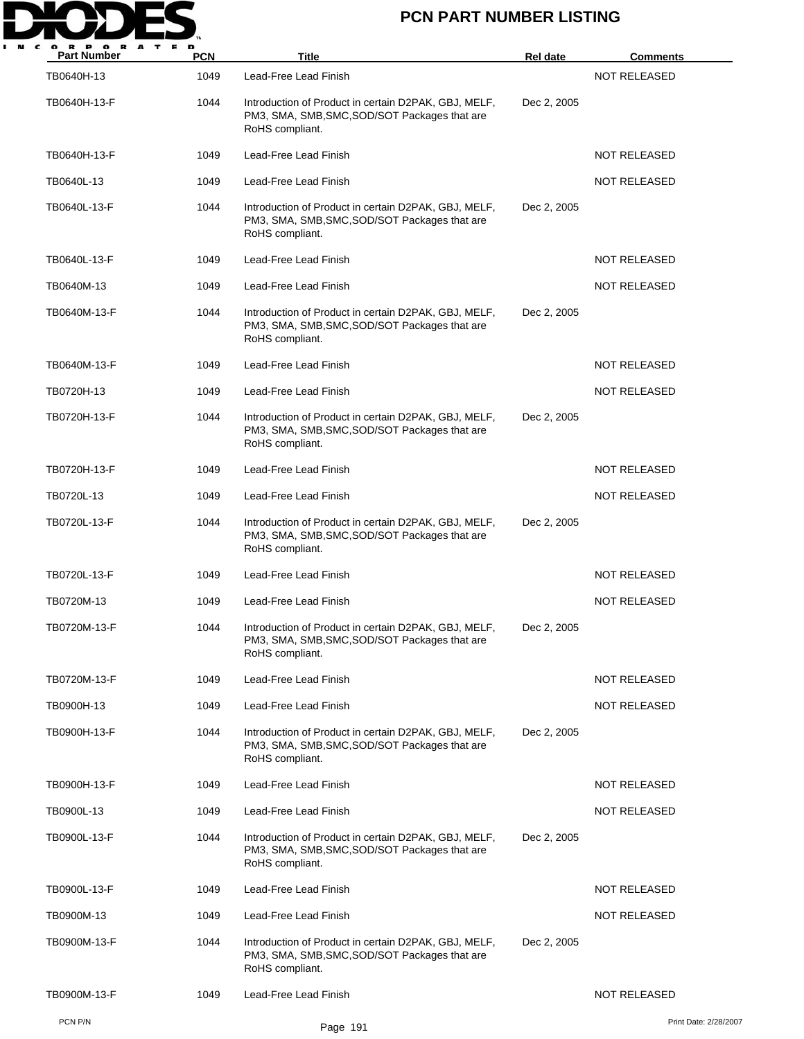| Part Number | PCN | Title | Rel date | Comments |
|---|---|---|---|---|
| TB0640H-13 | 1049 | Lead-Free Lead Finish | | NOT RELEASED |
| TB0640H-13-F | 1044 | Introduction of Product in certain D2PAK, GBJ, MELF, PM3, SMA, SMB,SMC,SOD/SOT Packages that are RoHS compliant. | Dec 2, 2005 | |
| TB0640H-13-F | 1049 | Lead-Free Lead Finish | | NOT RELEASED |
| TB0640L-13 | 1049 | Lead-Free Lead Finish | | NOT RELEASED |
| TB0640L-13-F | 1044 | Introduction of Product in certain D2PAK, GBJ, MELF, PM3, SMA, SMB,SMC,SOD/SOT Packages that are RoHS compliant. | Dec 2, 2005 | |
| TB0640L-13-F | 1049 | Lead-Free Lead Finish | | NOT RELEASED |
| TB0640M-13 | 1049 | Lead-Free Lead Finish | | NOT RELEASED |
| TB0640M-13-F | 1044 | Introduction of Product in certain D2PAK, GBJ, MELF, PM3, SMA, SMB,SMC,SOD/SOT Packages that are RoHS compliant. | Dec 2, 2005 | |
| TB0640M-13-F | 1049 | Lead-Free Lead Finish | | NOT RELEASED |
| TB0720H-13 | 1049 | Lead-Free Lead Finish | | NOT RELEASED |
| TB0720H-13-F | 1044 | Introduction of Product in certain D2PAK, GBJ, MELF, PM3, SMA, SMB,SMC,SOD/SOT Packages that are RoHS compliant. | Dec 2, 2005 | |
| TB0720H-13-F | 1049 | Lead-Free Lead Finish | | NOT RELEASED |
| TB0720L-13 | 1049 | Lead-Free Lead Finish | | NOT RELEASED |
| TB0720L-13-F | 1044 | Introduction of Product in certain D2PAK, GBJ, MELF, PM3, SMA, SMB,SMC,SOD/SOT Packages that are RoHS compliant. | Dec 2, 2005 | |
| TB0720L-13-F | 1049 | Lead-Free Lead Finish | | NOT RELEASED |
| TB0720M-13 | 1049 | Lead-Free Lead Finish | | NOT RELEASED |
| TB0720M-13-F | 1044 | Introduction of Product in certain D2PAK, GBJ, MELF, PM3, SMA, SMB,SMC,SOD/SOT Packages that are RoHS compliant. | Dec 2, 2005 | |
| TB0720M-13-F | 1049 | Lead-Free Lead Finish | | NOT RELEASED |
| TB0900H-13 | 1049 | Lead-Free Lead Finish | | NOT RELEASED |
| TB0900H-13-F | 1044 | Introduction of Product in certain D2PAK, GBJ, MELF, PM3, SMA, SMB,SMC,SOD/SOT Packages that are RoHS compliant. | Dec 2, 2005 | |
| TB0900H-13-F | 1049 | Lead-Free Lead Finish | | NOT RELEASED |
| TB0900L-13 | 1049 | Lead-Free Lead Finish | | NOT RELEASED |
| TB0900L-13-F | 1044 | Introduction of Product in certain D2PAK, GBJ, MELF, PM3, SMA, SMB,SMC,SOD/SOT Packages that are RoHS compliant. | Dec 2, 2005 | |
| TB0900L-13-F | 1049 | Lead-Free Lead Finish | | NOT RELEASED |
| TB0900M-13 | 1049 | Lead-Free Lead Finish | | NOT RELEASED |
| TB0900M-13-F | 1044 | Introduction of Product in certain D2PAK, GBJ, MELF, PM3, SMA, SMB,SMC,SOD/SOT Packages that are RoHS compliant. | Dec 2, 2005 | |
| TB0900M-13-F | 1049 | Lead-Free Lead Finish | | NOT RELEASED |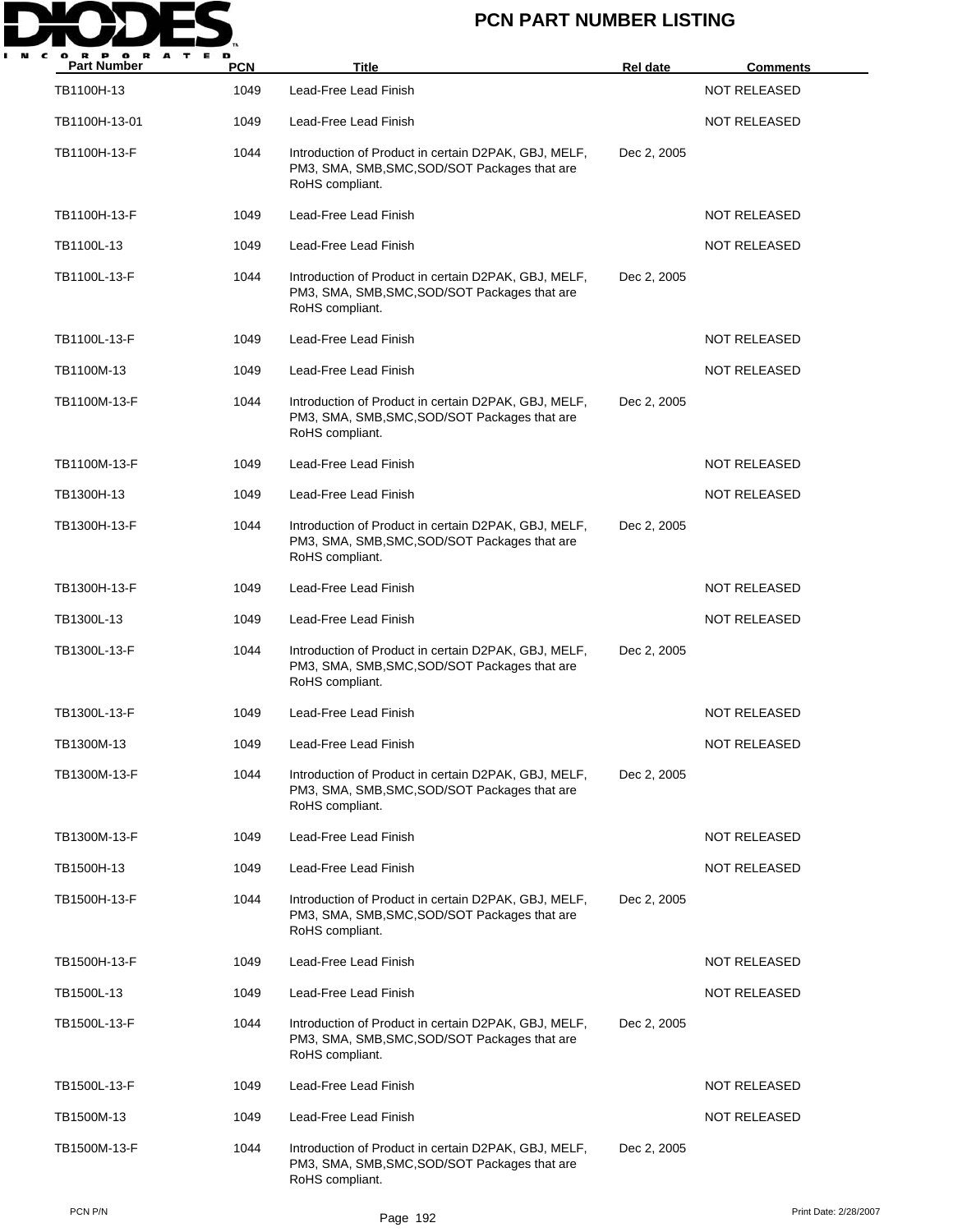| Part Number | PCN | Title | Rel date | Comments |
|---|---|---|---|---|
| TB1100H-13 | 1049 | Lead-Free Lead Finish | | NOT RELEASED |
| TB1100H-13-01 | 1049 | Lead-Free Lead Finish | | NOT RELEASED |
| TB1100H-13-F | 1044 | Introduction of Product in certain D2PAK, GBJ, MELF, PM3, SMA, SMB,SMC,SOD/SOT Packages that are RoHS compliant. | Dec 2, 2005 | |
| TB1100H-13-F | 1049 | Lead-Free Lead Finish | | NOT RELEASED |
| TB1100L-13 | 1049 | Lead-Free Lead Finish | | NOT RELEASED |
| TB1100L-13-F | 1044 | Introduction of Product in certain D2PAK, GBJ, MELF, PM3, SMA, SMB,SMC,SOD/SOT Packages that are RoHS compliant. | Dec 2, 2005 | |
| TB1100L-13-F | 1049 | Lead-Free Lead Finish | | NOT RELEASED |
| TB1100M-13 | 1049 | Lead-Free Lead Finish | | NOT RELEASED |
| TB1100M-13-F | 1044 | Introduction of Product in certain D2PAK, GBJ, MELF, PM3, SMA, SMB,SMC,SOD/SOT Packages that are RoHS compliant. | Dec 2, 2005 | |
| TB1100M-13-F | 1049 | Lead-Free Lead Finish | | NOT RELEASED |
| TB1300H-13 | 1049 | Lead-Free Lead Finish | | NOT RELEASED |
| TB1300H-13-F | 1044 | Introduction of Product in certain D2PAK, GBJ, MELF, PM3, SMA, SMB,SMC,SOD/SOT Packages that are RoHS compliant. | Dec 2, 2005 | |
| TB1300H-13-F | 1049 | Lead-Free Lead Finish | | NOT RELEASED |
| TB1300L-13 | 1049 | Lead-Free Lead Finish | | NOT RELEASED |
| TB1300L-13-F | 1044 | Introduction of Product in certain D2PAK, GBJ, MELF, PM3, SMA, SMB,SMC,SOD/SOT Packages that are RoHS compliant. | Dec 2, 2005 | |
| TB1300L-13-F | 1049 | Lead-Free Lead Finish | | NOT RELEASED |
| TB1300M-13 | 1049 | Lead-Free Lead Finish | | NOT RELEASED |
| TB1300M-13-F | 1044 | Introduction of Product in certain D2PAK, GBJ, MELF, PM3, SMA, SMB,SMC,SOD/SOT Packages that are RoHS compliant. | Dec 2, 2005 | |
| TB1300M-13-F | 1049 | Lead-Free Lead Finish | | NOT RELEASED |
| TB1500H-13 | 1049 | Lead-Free Lead Finish | | NOT RELEASED |
| TB1500H-13-F | 1044 | Introduction of Product in certain D2PAK, GBJ, MELF, PM3, SMA, SMB,SMC,SOD/SOT Packages that are RoHS compliant. | Dec 2, 2005 | |
| TB1500H-13-F | 1049 | Lead-Free Lead Finish | | NOT RELEASED |
| TB1500L-13 | 1049 | Lead-Free Lead Finish | | NOT RELEASED |
| TB1500L-13-F | 1044 | Introduction of Product in certain D2PAK, GBJ, MELF, PM3, SMA, SMB,SMC,SOD/SOT Packages that are RoHS compliant. | Dec 2, 2005 | |
| TB1500L-13-F | 1049 | Lead-Free Lead Finish | | NOT RELEASED |
| TB1500M-13 | 1049 | Lead-Free Lead Finish | | NOT RELEASED |
| TB1500M-13-F | 1044 | Introduction of Product in certain D2PAK, GBJ, MELF, PM3, SMA, SMB,SMC,SOD/SOT Packages that are RoHS compliant. | Dec 2, 2005 | |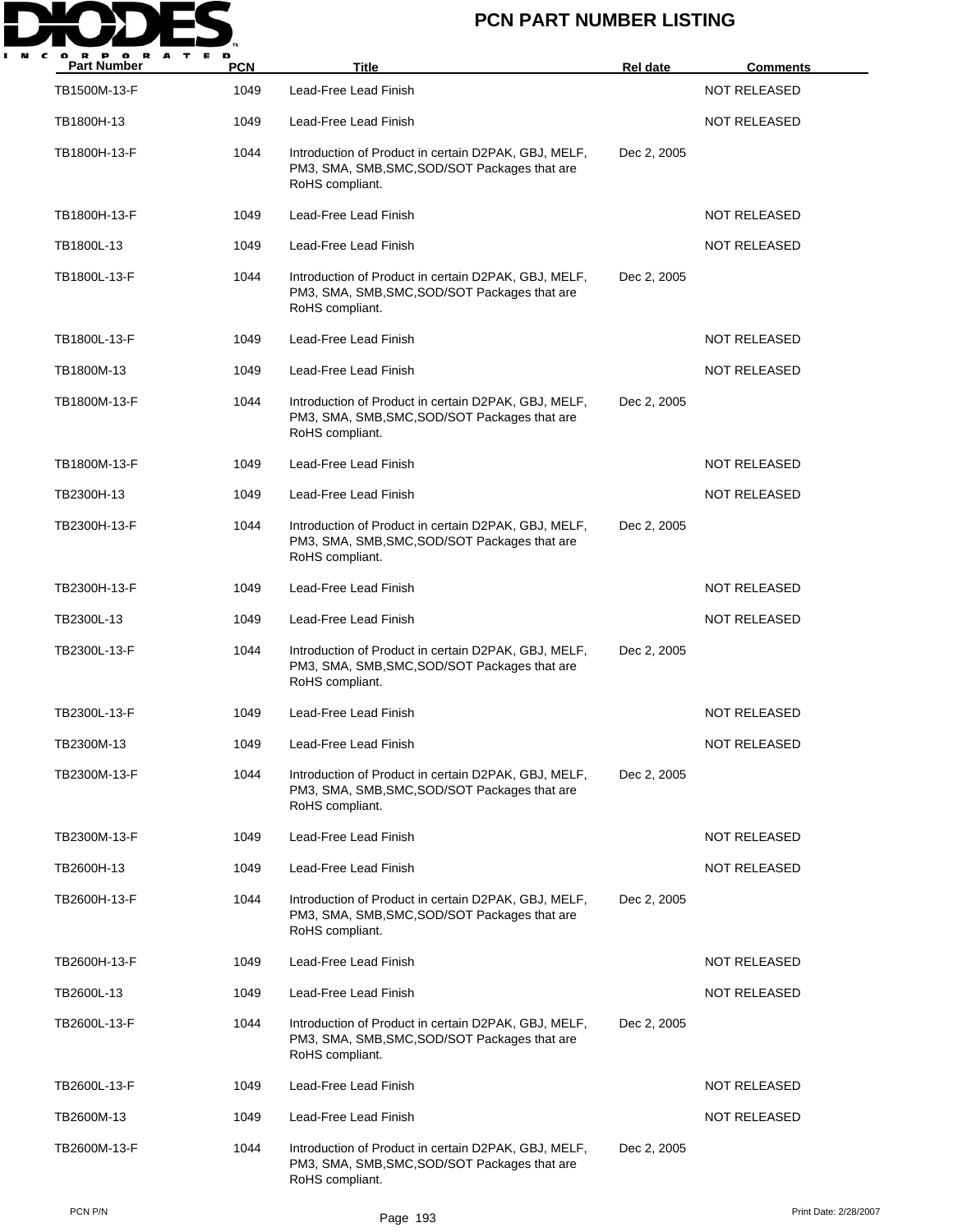# PCN PART NUMBER LISTING

| Part Number | PCN | Title | Rel date | Comments |
| --- | --- | --- | --- | --- |
| TB1500M-13-F | 1049 | Lead-Free Lead Finish | | NOT RELEASED |
| TB1800H-13 | 1049 | Lead-Free Lead Finish | | NOT RELEASED |
| TB1800H-13-F | 1044 | Introduction of Product in certain D2PAK, GBJ, MELF, PM3, SMA, SMB,SMC,SOD/SOT Packages that are RoHS compliant. | Dec 2, 2005 | |
| TB1800H-13-F | 1049 | Lead-Free Lead Finish | | NOT RELEASED |
| TB1800L-13 | 1049 | Lead-Free Lead Finish | | NOT RELEASED |
| TB1800L-13-F | 1044 | Introduction of Product in certain D2PAK, GBJ, MELF, PM3, SMA, SMB,SMC,SOD/SOT Packages that are RoHS compliant. | Dec 2, 2005 | |
| TB1800L-13-F | 1049 | Lead-Free Lead Finish | | NOT RELEASED |
| TB1800M-13 | 1049 | Lead-Free Lead Finish | | NOT RELEASED |
| TB1800M-13-F | 1044 | Introduction of Product in certain D2PAK, GBJ, MELF, PM3, SMA, SMB,SMC,SOD/SOT Packages that are RoHS compliant. | Dec 2, 2005 | |
| TB1800M-13-F | 1049 | Lead-Free Lead Finish | | NOT RELEASED |
| TB2300H-13 | 1049 | Lead-Free Lead Finish | | NOT RELEASED |
| TB2300H-13-F | 1044 | Introduction of Product in certain D2PAK, GBJ, MELF, PM3, SMA, SMB,SMC,SOD/SOT Packages that are RoHS compliant. | Dec 2, 2005 | |
| TB2300H-13-F | 1049 | Lead-Free Lead Finish | | NOT RELEASED |
| TB2300L-13 | 1049 | Lead-Free Lead Finish | | NOT RELEASED |
| TB2300L-13-F | 1044 | Introduction of Product in certain D2PAK, GBJ, MELF, PM3, SMA, SMB,SMC,SOD/SOT Packages that are RoHS compliant. | Dec 2, 2005 | |
| TB2300L-13-F | 1049 | Lead-Free Lead Finish | | NOT RELEASED |
| TB2300M-13 | 1049 | Lead-Free Lead Finish | | NOT RELEASED |
| TB2300M-13-F | 1044 | Introduction of Product in certain D2PAK, GBJ, MELF, PM3, SMA, SMB,SMC,SOD/SOT Packages that are RoHS compliant. | Dec 2, 2005 | |
| TB2300M-13-F | 1049 | Lead-Free Lead Finish | | NOT RELEASED |
| TB2600H-13 | 1049 | Lead-Free Lead Finish | | NOT RELEASED |
| TB2600H-13-F | 1044 | Introduction of Product in certain D2PAK, GBJ, MELF, PM3, SMA, SMB,SMC,SOD/SOT Packages that are RoHS compliant. | Dec 2, 2005 | |
| TB2600H-13-F | 1049 | Lead-Free Lead Finish | | NOT RELEASED |
| TB2600L-13 | 1049 | Lead-Free Lead Finish | | NOT RELEASED |
| TB2600L-13-F | 1044 | Introduction of Product in certain D2PAK, GBJ, MELF, PM3, SMA, SMB,SMC,SOD/SOT Packages that are RoHS compliant. | Dec 2, 2005 | |
| TB2600L-13-F | 1049 | Lead-Free Lead Finish | | NOT RELEASED |
| TB2600M-13 | 1049 | Lead-Free Lead Finish | | NOT RELEASED |
| TB2600M-13-F | 1044 | Introduction of Product in certain D2PAK, GBJ, MELF, PM3, SMA, SMB,SMC,SOD/SOT Packages that are RoHS compliant. | Dec 2, 2005 | |

PCN P/N

Print Date: 2/28/2007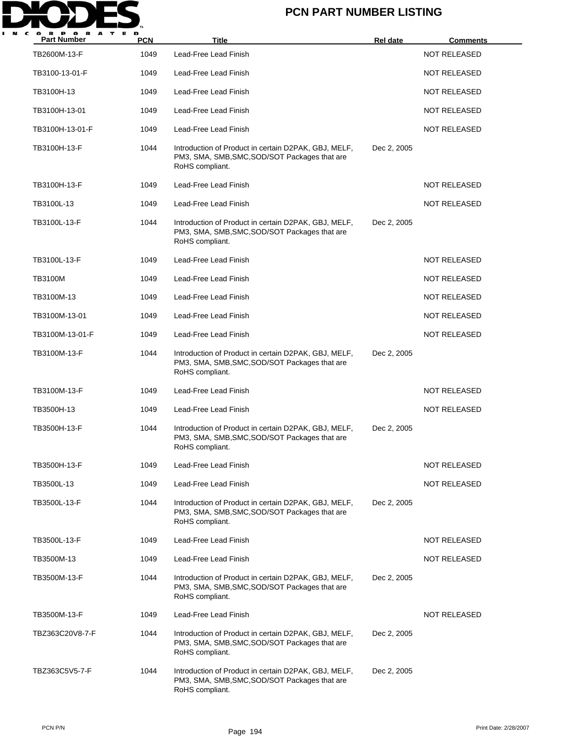# PCN PART NUMBER LISTING

| Part Number | PCN | Title | Rel date | Comments |
|---|---|---|---|---|
| TB2600M-13-F | 1049 | Lead-Free Lead Finish | | NOT RELEASED |
| TB3100-13-01-F | 1049 | Lead-Free Lead Finish | | NOT RELEASED |
| TB3100H-13 | 1049 | Lead-Free Lead Finish | | NOT RELEASED |
| TB3100H-13-01 | 1049 | Lead-Free Lead Finish | | NOT RELEASED |
| TB3100H-13-01-F | 1049 | Lead-Free Lead Finish | | NOT RELEASED |
| TB3100H-13-F | 1044 | Introduction of Product in certain D2PAK, GBJ, MELF, PM3, SMA, SMB,SMC,SOD/SOT Packages that are RoHS compliant. | Dec 2, 2005 | |
| TB3100H-13-F | 1049 | Lead-Free Lead Finish | | NOT RELEASED |
| TB3100L-13 | 1049 | Lead-Free Lead Finish | | NOT RELEASED |
| TB3100L-13-F | 1044 | Introduction of Product in certain D2PAK, GBJ, MELF, PM3, SMA, SMB,SMC,SOD/SOT Packages that are RoHS compliant. | Dec 2, 2005 | |
| TB3100L-13-F | 1049 | Lead-Free Lead Finish | | NOT RELEASED |
| TB3100M | 1049 | Lead-Free Lead Finish | | NOT RELEASED |
| TB3100M-13 | 1049 | Lead-Free Lead Finish | | NOT RELEASED |
| TB3100M-13-01 | 1049 | Lead-Free Lead Finish | | NOT RELEASED |
| TB3100M-13-01-F | 1049 | Lead-Free Lead Finish | | NOT RELEASED |
| TB3100M-13-F | 1044 | Introduction of Product in certain D2PAK, GBJ, MELF, PM3, SMA, SMB,SMC,SOD/SOT Packages that are RoHS compliant. | Dec 2, 2005 | |
| TB3100M-13-F | 1049 | Lead-Free Lead Finish | | NOT RELEASED |
| TB3500H-13 | 1049 | Lead-Free Lead Finish | | NOT RELEASED |
| TB3500H-13-F | 1044 | Introduction of Product in certain D2PAK, GBJ, MELF, PM3, SMA, SMB,SMC,SOD/SOT Packages that are RoHS compliant. | Dec 2, 2005 | |
| TB3500H-13-F | 1049 | Lead-Free Lead Finish | | NOT RELEASED |
| TB3500L-13 | 1049 | Lead-Free Lead Finish | | NOT RELEASED |
| TB3500L-13-F | 1044 | Introduction of Product in certain D2PAK, GBJ, MELF, PM3, SMA, SMB,SMC,SOD/SOT Packages that are RoHS compliant. | Dec 2, 2005 | |
| TB3500L-13-F | 1049 | Lead-Free Lead Finish | | NOT RELEASED |
| TB3500M-13 | 1049 | Lead-Free Lead Finish | | NOT RELEASED |
| TB3500M-13-F | 1044 | Introduction of Product in certain D2PAK, GBJ, MELF, PM3, SMA, SMB,SMC,SOD/SOT Packages that are RoHS compliant. | Dec 2, 2005 | |
| TB3500M-13-F | 1049 | Lead-Free Lead Finish | | NOT RELEASED |
| TBZ363C20V8-7-F | 1044 | Introduction of Product in certain D2PAK, GBJ, MELF, PM3, SMA, SMB,SMC,SOD/SOT Packages that are RoHS compliant. | Dec 2, 2005 | |
| TBZ363C5V5-7-F | 1044 | Introduction of Product in certain D2PAK, GBJ, MELF, PM3, SMA, SMB,SMC,SOD/SOT Packages that are RoHS compliant. | Dec 2, 2005 | |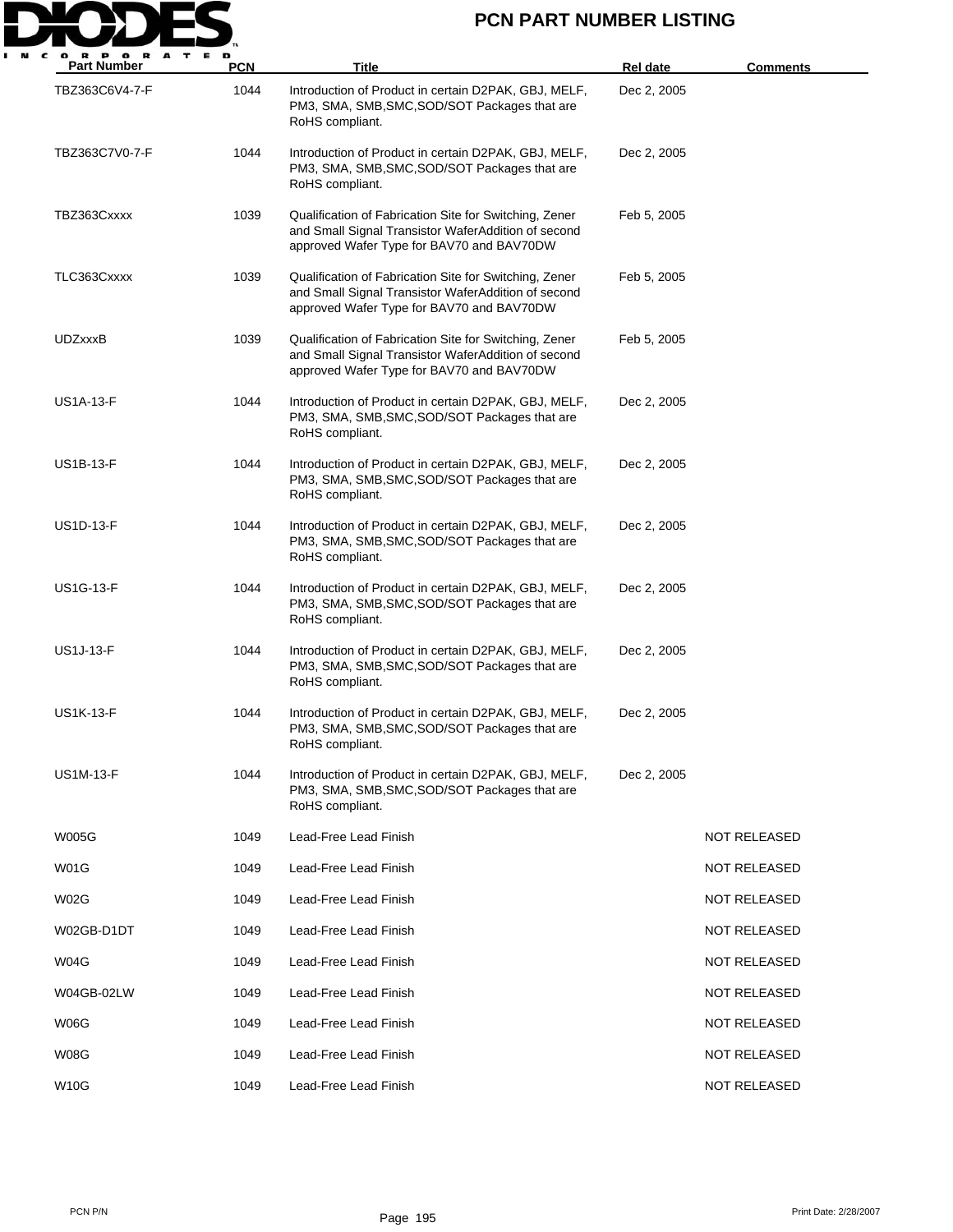# PCN PART NUMBER LISTING

| Part Number | PCN | Title | Rel date | Comments |
|---|---|---|---|---|
| TBZ363C6V4-7-F | 1044 | Introduction of Product in certain D2PAK, GBJ, MELF, PM3, SMA, SMB,SMC,SOD/SOT Packages that are RoHS compliant. | Dec 2, 2005 | |
| TBZ363C7V0-7-F | 1044 | Introduction of Product in certain D2PAK, GBJ, MELF, PM3, SMA, SMB,SMC,SOD/SOT Packages that are RoHS compliant. | Dec 2, 2005 | |
| TBZ363Cxxxx | 1039 | Qualification of Fabrication Site for Switching, Zener and Small Signal Transistor WaferAddition of second approved Wafer Type for BAV70 and BAV70DW | Feb 5, 2005 | |
| TLC363Cxxxx | 1039 | Qualification of Fabrication Site for Switching, Zener and Small Signal Transistor WaferAddition of second approved Wafer Type for BAV70 and BAV70DW | Feb 5, 2005 | |
| UDZxxxB | 1039 | Qualification of Fabrication Site for Switching, Zener and Small Signal Transistor WaferAddition of second approved Wafer Type for BAV70 and BAV70DW | Feb 5, 2005 | |
| US1A-13-F | 1044 | Introduction of Product in certain D2PAK, GBJ, MELF, PM3, SMA, SMB,SMC,SOD/SOT Packages that are RoHS compliant. | Dec 2, 2005 | |
| US1B-13-F | 1044 | Introduction of Product in certain D2PAK, GBJ, MELF, PM3, SMA, SMB,SMC,SOD/SOT Packages that are RoHS compliant. | Dec 2, 2005 | |
| US1D-13-F | 1044 | Introduction of Product in certain D2PAK, GBJ, MELF, PM3, SMA, SMB,SMC,SOD/SOT Packages that are RoHS compliant. | Dec 2, 2005 | |
| US1G-13-F | 1044 | Introduction of Product in certain D2PAK, GBJ, MELF, PM3, SMA, SMB,SMC,SOD/SOT Packages that are RoHS compliant. | Dec 2, 2005 | |
| US1J-13-F | 1044 | Introduction of Product in certain D2PAK, GBJ, MELF, PM3, SMA, SMB,SMC,SOD/SOT Packages that are RoHS compliant. | Dec 2, 2005 | |
| US1K-13-F | 1044 | Introduction of Product in certain D2PAK, GBJ, MELF, PM3, SMA, SMB,SMC,SOD/SOT Packages that are RoHS compliant. | Dec 2, 2005 | |
| US1M-13-F | 1044 | Introduction of Product in certain D2PAK, GBJ, MELF, PM3, SMA, SMB,SMC,SOD/SOT Packages that are RoHS compliant. | Dec 2, 2005 | |
| W005G | 1049 | Lead-Free Lead Finish | | NOT RELEASED |
| W01G | 1049 | Lead-Free Lead Finish | | NOT RELEASED |
| W02G | 1049 | Lead-Free Lead Finish | | NOT RELEASED |
| W02GB-D1DT | 1049 | Lead-Free Lead Finish | | NOT RELEASED |
| W04G | 1049 | Lead-Free Lead Finish | | NOT RELEASED |
| W04GB-02LW | 1049 | Lead-Free Lead Finish | | NOT RELEASED |
| W06G | 1049 | Lead-Free Lead Finish | | NOT RELEASED |
| W08G | 1049 | Lead-Free Lead Finish | | NOT RELEASED |
| W10G | 1049 | Lead-Free Lead Finish | | NOT RELEASED |